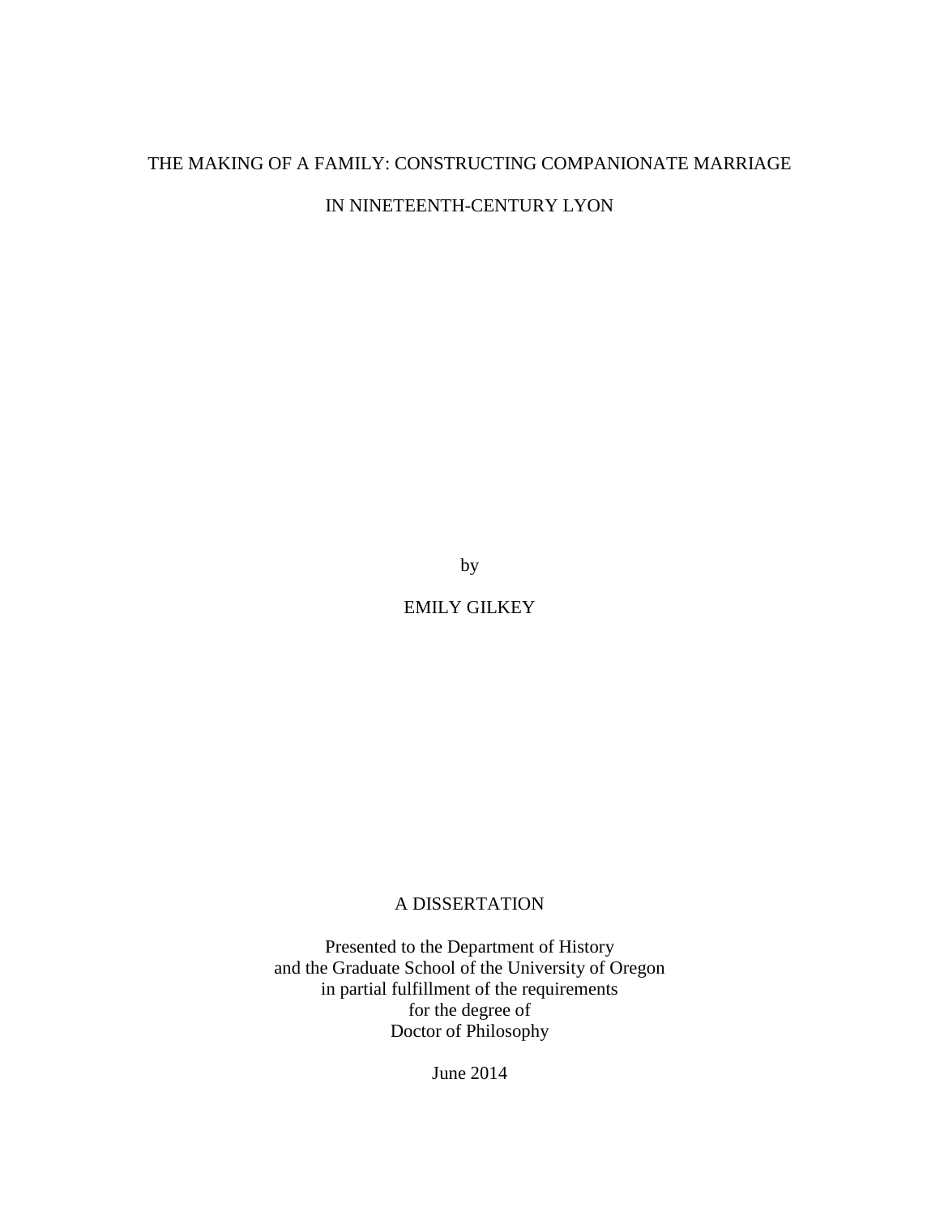# THE MAKING OF A FAMILY: CONSTRUCTING COMPANIONATE MARRIAGE IN NINETEENTH-CENTURY LYON

by

EMILY GILKEY

A DISSERTATION

Presented to the Department of History
and the Graduate School of the University of Oregon
in partial fulfillment of the requirements
for the degree of
Doctor of Philosophy

June 2014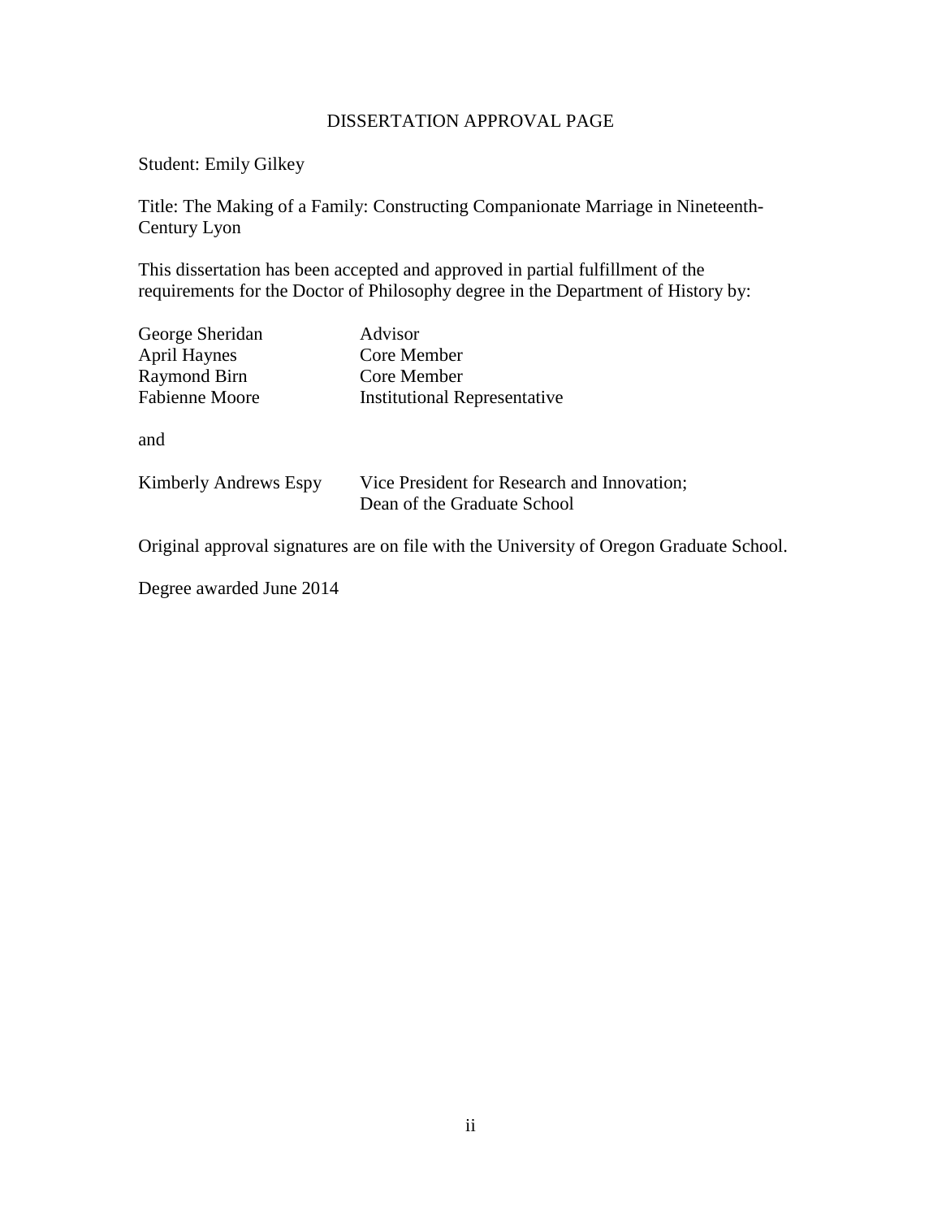# DISSERTATION APPROVAL PAGE

Student: Emily Gilkey

Title: The Making of a Family: Constructing Companionate Marriage in Nineteenth-Century Lyon

This dissertation has been accepted and approved in partial fulfillment of the requirements for the Doctor of Philosophy degree in the Department of History by:

| | |
|---|---|
| George Sheridan | Advisor |
| April Haynes | Core Member |
| Raymond Birn | Core Member |
| Fabienne Moore | Institutional Representative |

and

| | |
|---|---|
| Kimberly Andrews Espy | Vice President for Research and Innovation; Dean of the Graduate School |

Original approval signatures are on file with the University of Oregon Graduate School.

Degree awarded June 2014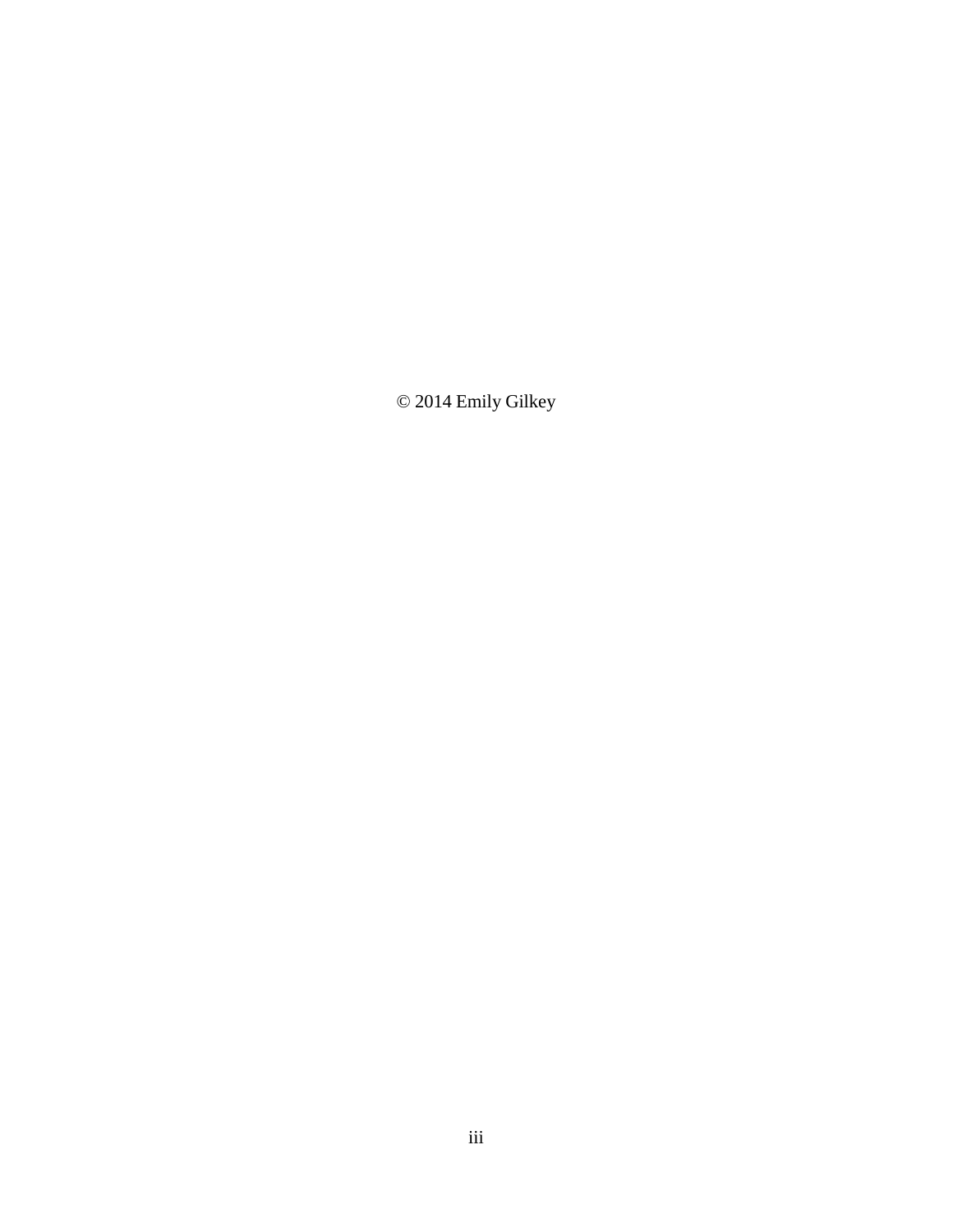© 2014 Emily Gilkey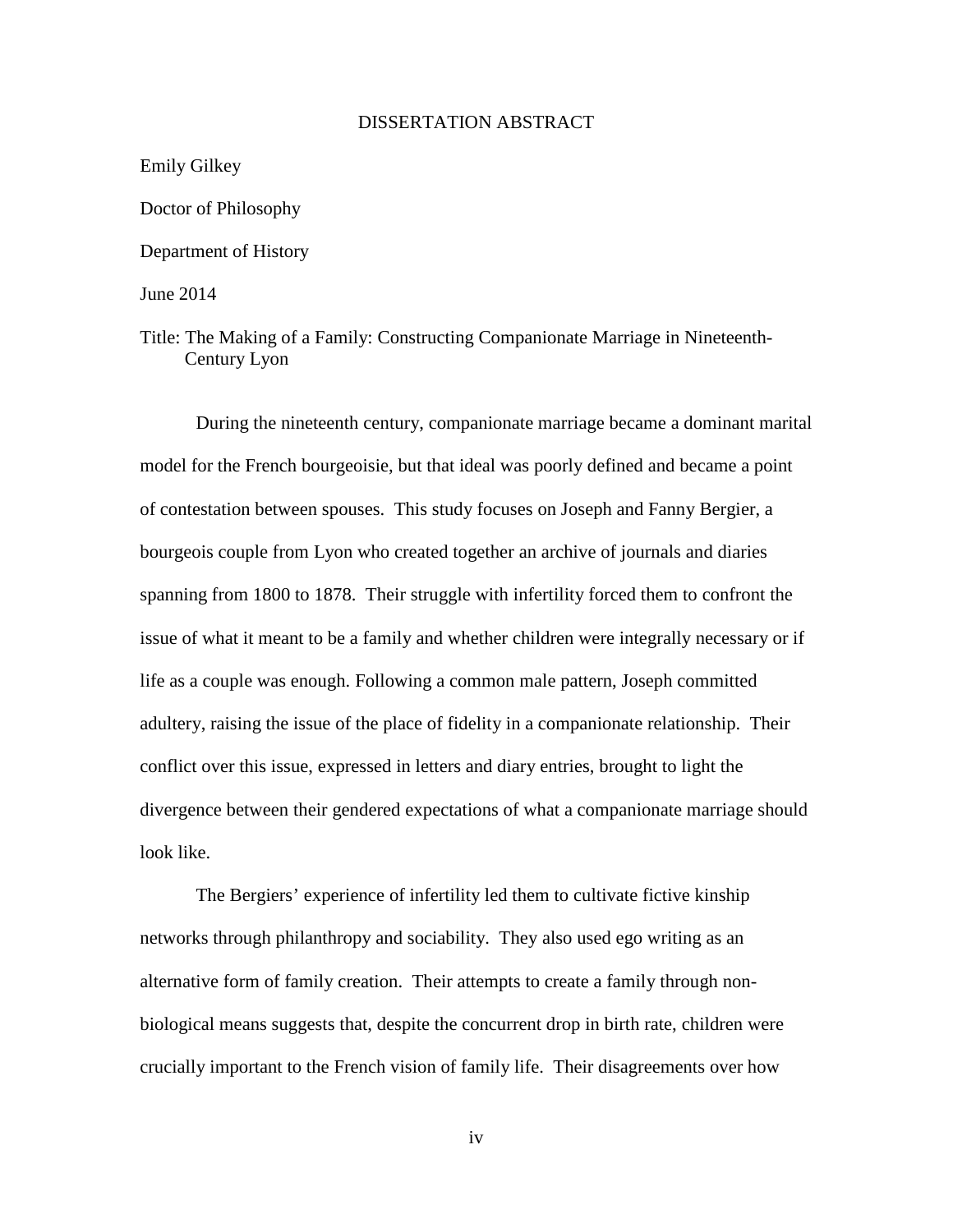# DISSERTATION ABSTRACT

Emily Gilkey

Doctor of Philosophy

Department of History

June 2014

Title: The Making of a Family: Constructing Companionate Marriage in Nineteenth-Century Lyon

During the nineteenth century, companionate marriage became a dominant marital model for the French bourgeoisie, but that ideal was poorly defined and became a point of contestation between spouses. This study focuses on Joseph and Fanny Bergier, a bourgeois couple from Lyon who created together an archive of journals and diaries spanning from 1800 to 1878. Their struggle with infertility forced them to confront the issue of what it meant to be a family and whether children were integrally necessary or if life as a couple was enough. Following a common male pattern, Joseph committed adultery, raising the issue of the place of fidelity in a companionate relationship. Their conflict over this issue, expressed in letters and diary entries, brought to light the divergence between their gendered expectations of what a companionate marriage should look like.

The Bergiers' experience of infertility led them to cultivate fictive kinship networks through philanthropy and sociability. They also used ego writing as an alternative form of family creation. Their attempts to create a family through non-biological means suggests that, despite the concurrent drop in birth rate, children were crucially important to the French vision of family life. Their disagreements over how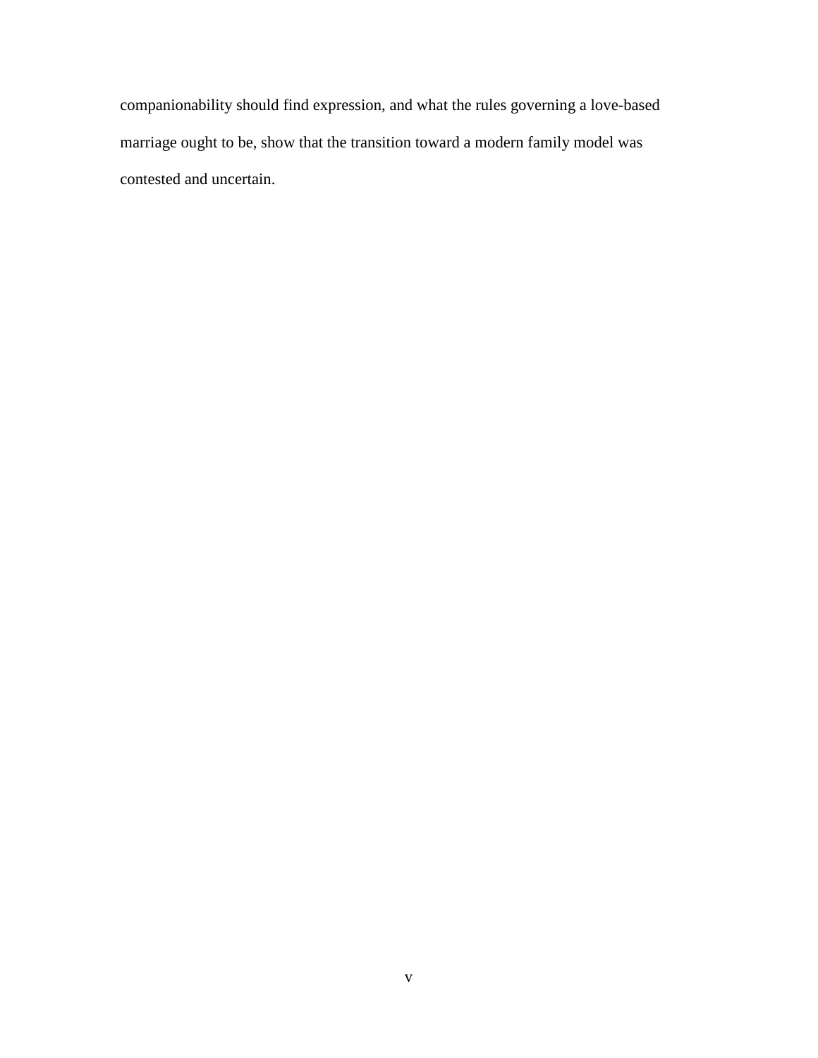companionability should find expression, and what the rules governing a love-based marriage ought to be, show that the transition toward a modern family model was contested and uncertain.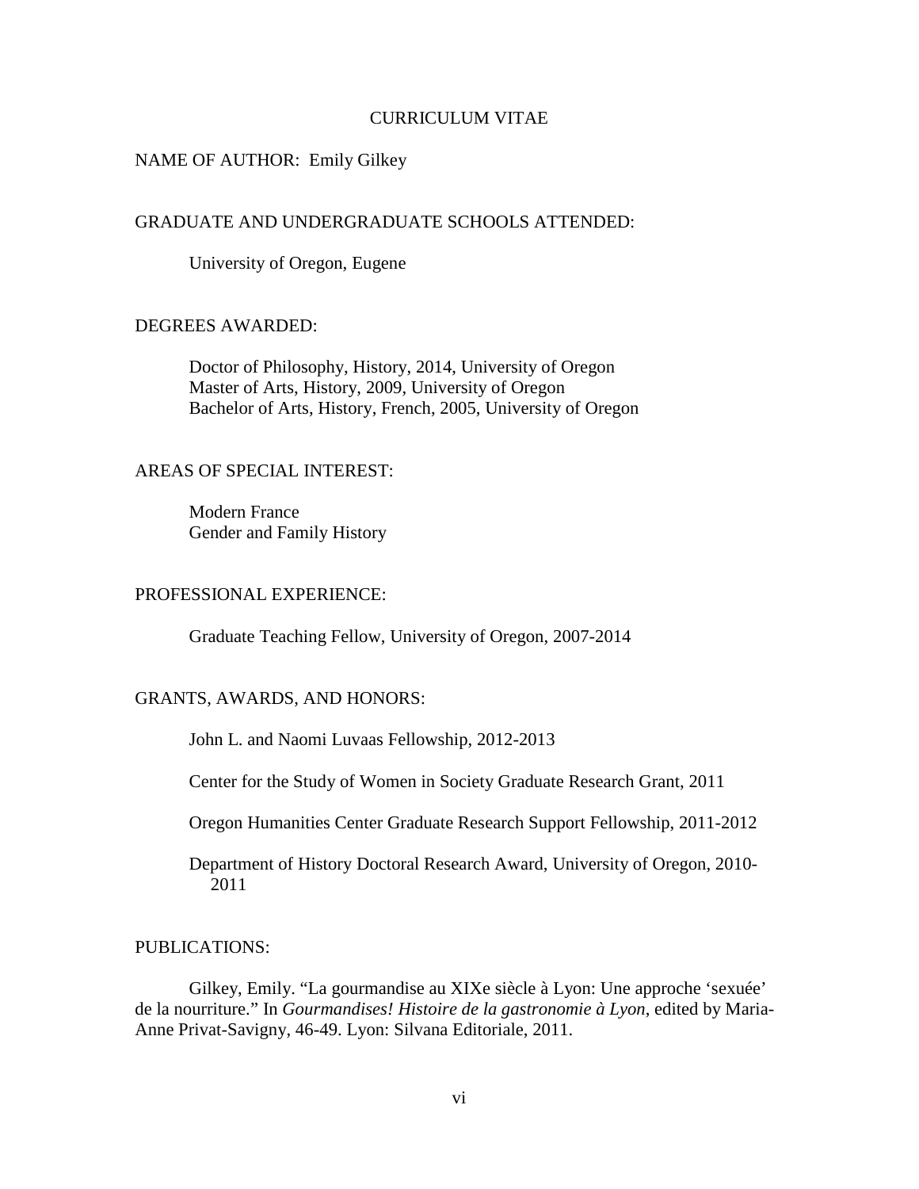# CURRICULUM VITAE

NAME OF AUTHOR: Emily Gilkey

## GRADUATE AND UNDERGRADUATE SCHOOLS ATTENDED:

University of Oregon, Eugene

## DEGREES AWARDED:

Doctor of Philosophy, History, 2014, University of Oregon
Master of Arts, History, 2009, University of Oregon
Bachelor of Arts, History, French, 2005, University of Oregon

## AREAS OF SPECIAL INTEREST:

Modern France
Gender and Family History

## PROFESSIONAL EXPERIENCE:

Graduate Teaching Fellow, University of Oregon, 2007-2014

## GRANTS, AWARDS, AND HONORS:

John L. and Naomi Luvaas Fellowship, 2012-2013

Center for the Study of Women in Society Graduate Research Grant, 2011

Oregon Humanities Center Graduate Research Support Fellowship, 2011-2012

Department of History Doctoral Research Award, University of Oregon, 2010-2011

## PUBLICATIONS:

Gilkey, Emily. "La gourmandise au XIXe siècle à Lyon: Une approche 'sexuée' de la nourriture." In *Gourmandises! Histoire de la gastronomie à Lyon*, edited by Maria-Anne Privat-Savigny, 46-49. Lyon: Silvana Editoriale, 2011.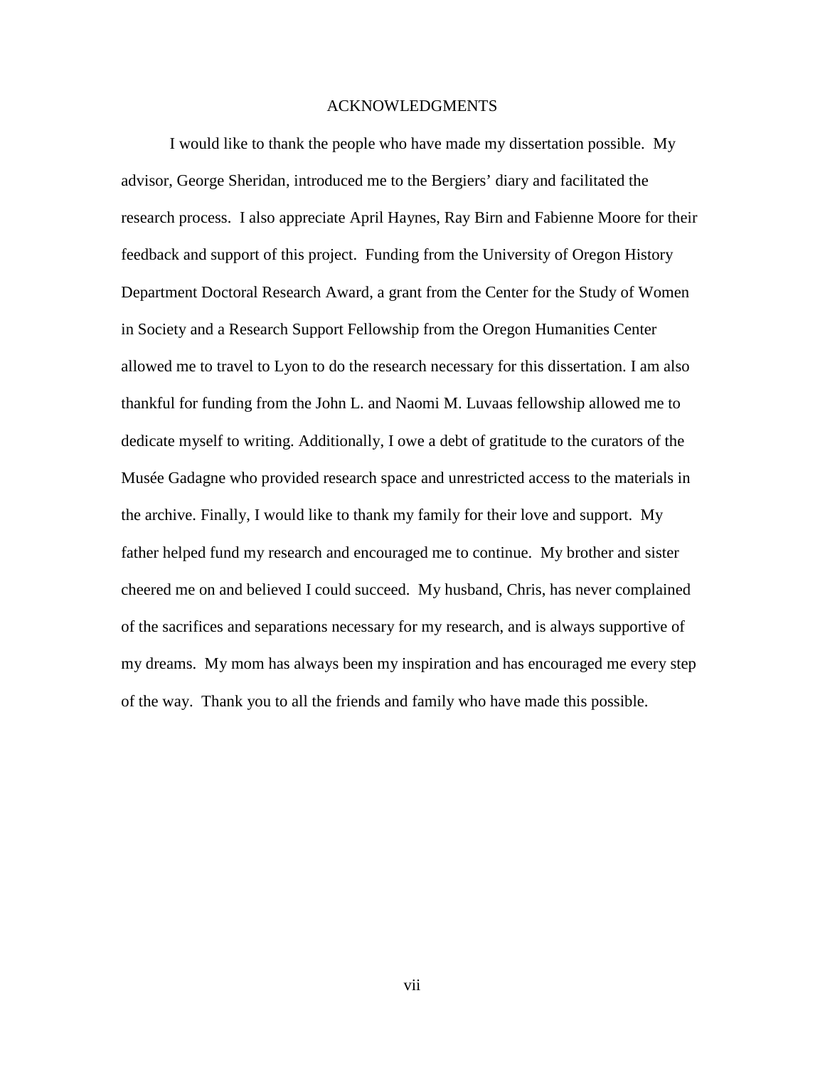# ACKNOWLEDGMENTS

I would like to thank the people who have made my dissertation possible. My advisor, George Sheridan, introduced me to the Bergiers' diary and facilitated the research process. I also appreciate April Haynes, Ray Birn and Fabienne Moore for their feedback and support of this project. Funding from the University of Oregon History Department Doctoral Research Award, a grant from the Center for the Study of Women in Society and a Research Support Fellowship from the Oregon Humanities Center allowed me to travel to Lyon to do the research necessary for this dissertation. I am also thankful for funding from the John L. and Naomi M. Luvaas fellowship allowed me to dedicate myself to writing. Additionally, I owe a debt of gratitude to the curators of the Musée Gadagne who provided research space and unrestricted access to the materials in the archive. Finally, I would like to thank my family for their love and support. My father helped fund my research and encouraged me to continue. My brother and sister cheered me on and believed I could succeed. My husband, Chris, has never complained of the sacrifices and separations necessary for my research, and is always supportive of my dreams. My mom has always been my inspiration and has encouraged me every step of the way. Thank you to all the friends and family who have made this possible.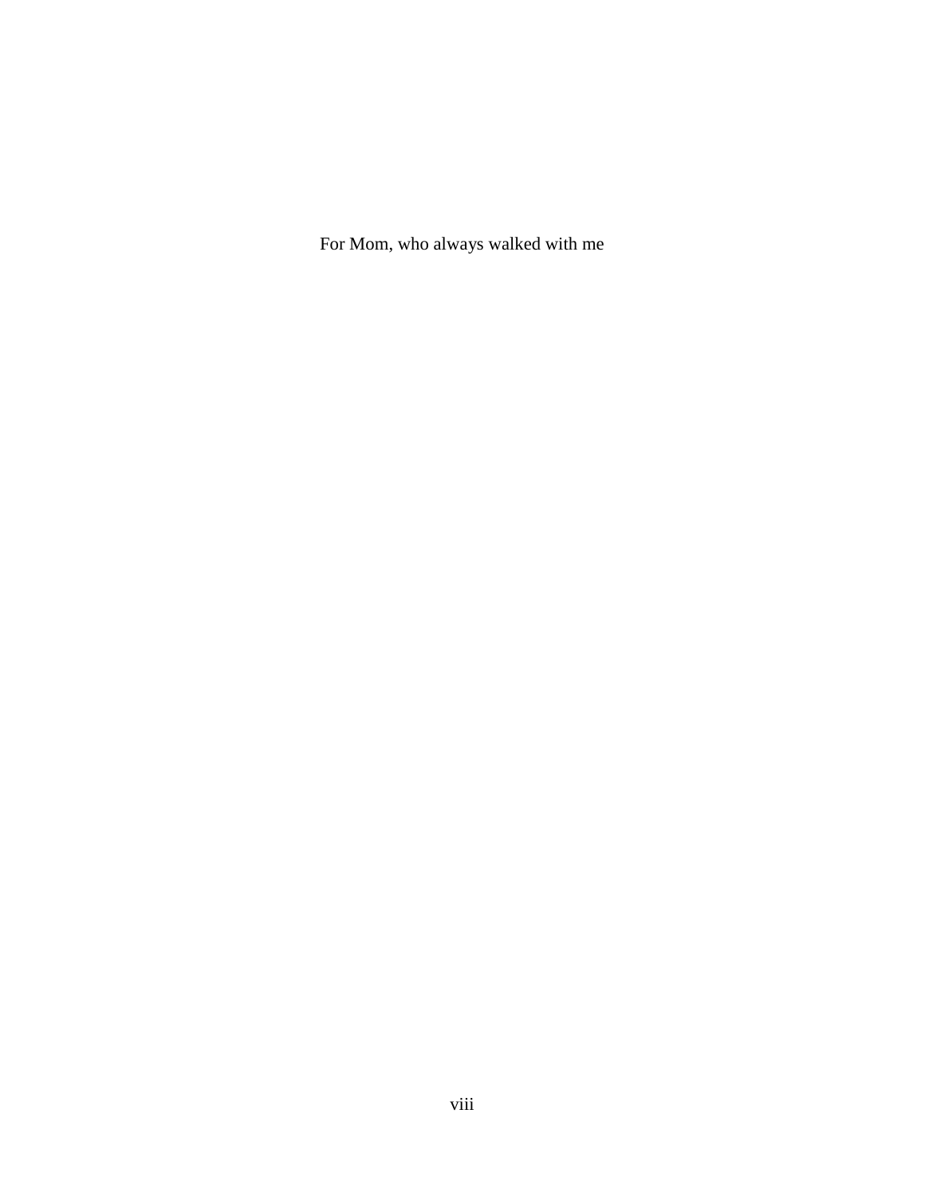For Mom, who always walked with me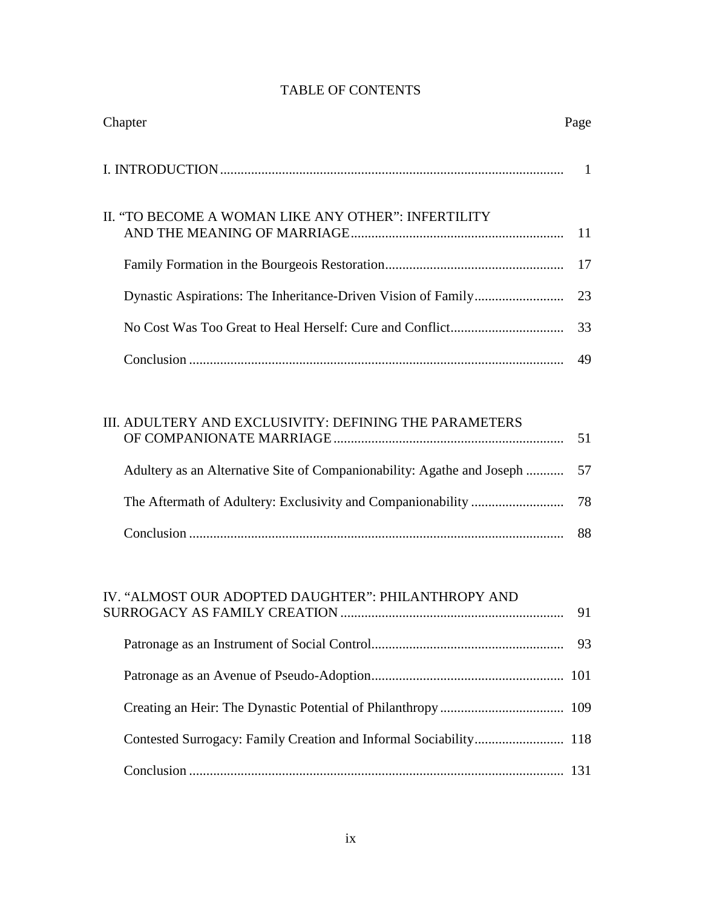# TABLE OF CONTENTS

| Chapter | Page |
|---|---|
| I. INTRODUCTION | 1 |
| II. "TO BECOME A WOMAN LIKE ANY OTHER": INFERTILITY AND THE MEANING OF MARRIAGE | 11 |
| Family Formation in the Bourgeois Restoration | 17 |
| Dynastic Aspirations: The Inheritance-Driven Vision of Family | 23 |
| No Cost Was Too Great to Heal Herself: Cure and Conflict | 33 |
| Conclusion | 49 |
| III. ADULTERY AND EXCLUSIVITY: DEFINING THE PARAMETERS OF COMPANIONATE MARRIAGE | 51 |
| Adultery as an Alternative Site of Companionability: Agathe and Joseph | 57 |
| The Aftermath of Adultery: Exclusivity and Companionability | 78 |
| Conclusion | 88 |
| IV. "ALMOST OUR ADOPTED DAUGHTER": PHILANTHROPY AND SURROGACY AS FAMILY CREATION | 91 |
| Patronage as an Instrument of Social Control | 93 |
| Patronage as an Avenue of Pseudo-Adoption | 101 |
| Creating an Heir: The Dynastic Potential of Philanthropy | 109 |
| Contested Surrogacy: Family Creation and Informal Sociability | 118 |
| Conclusion | 131 |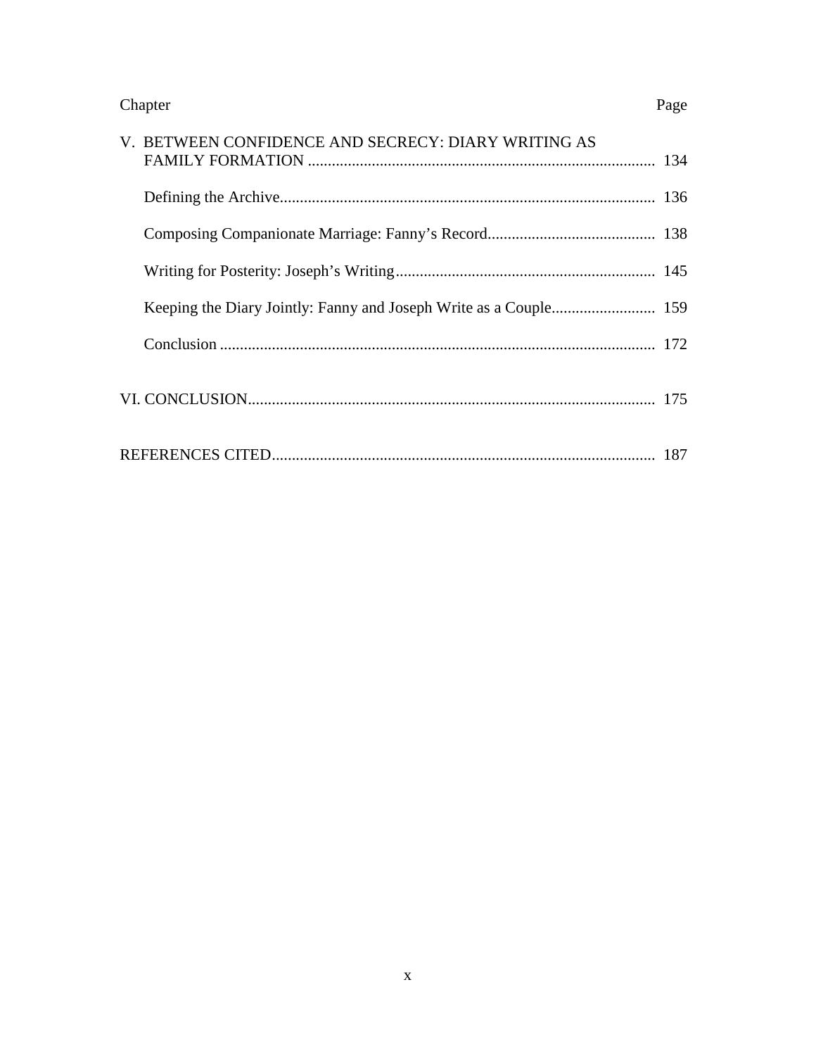| Chapter | Page |
| --- | --- |
| V. BETWEEN CONFIDENCE AND SECRECY: DIARY WRITING AS FAMILY FORMATION | 134 |
| Defining the Archive | 136 |
| Composing Companionate Marriage: Fanny’s Record | 138 |
| Writing for Posterity: Joseph’s Writing | 145 |
| Keeping the Diary Jointly: Fanny and Joseph Write as a Couple | 159 |
| Conclusion | 172 |
| VI. CONCLUSION | 175 |
| REFERENCES CITED | 187 |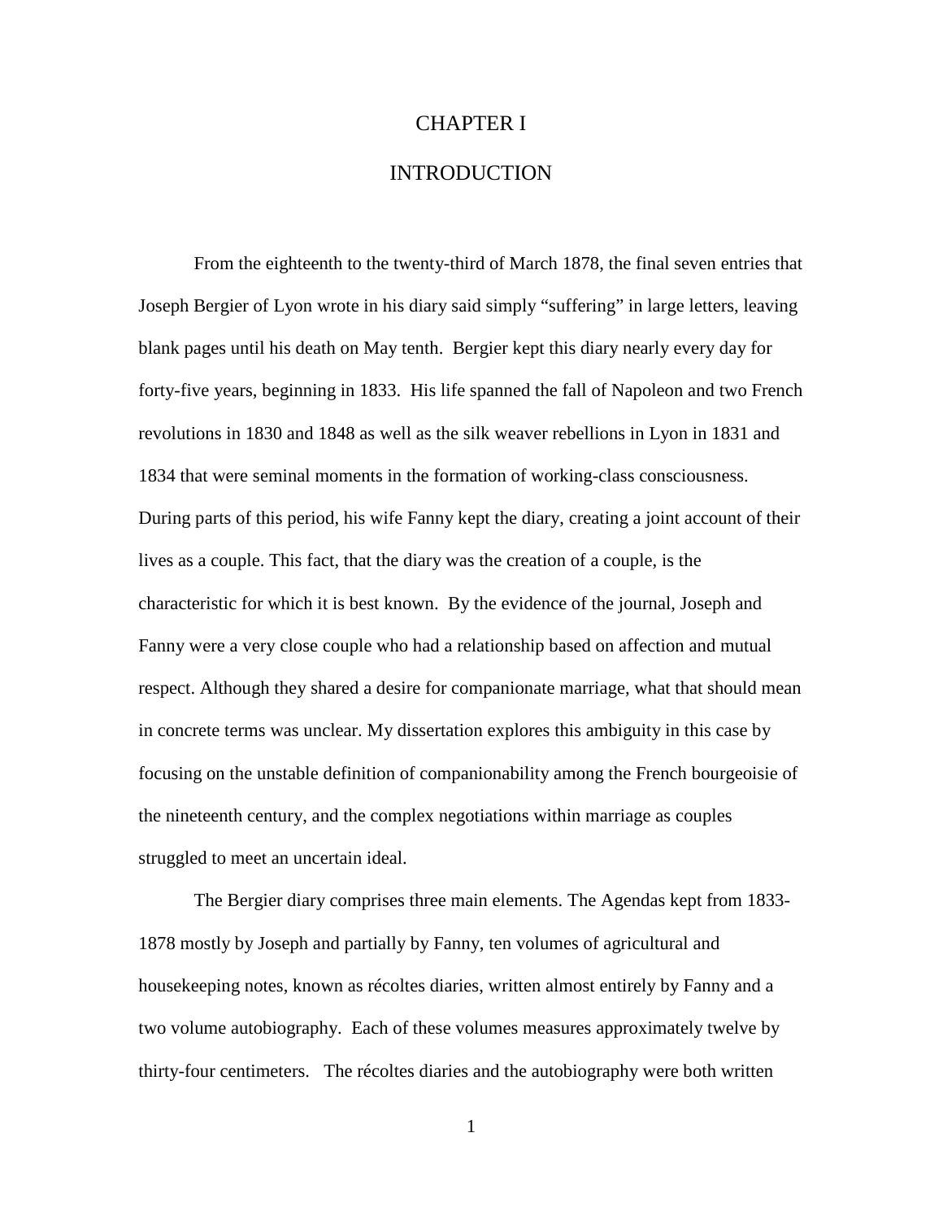# CHAPTER I

# INTRODUCTION

From the eighteenth to the twenty-third of March 1878, the final seven entries that Joseph Bergier of Lyon wrote in his diary said simply "suffering" in large letters, leaving blank pages until his death on May tenth. Bergier kept this diary nearly every day for forty-five years, beginning in 1833. His life spanned the fall of Napoleon and two French revolutions in 1830 and 1848 as well as the silk weaver rebellions in Lyon in 1831 and 1834 that were seminal moments in the formation of working-class consciousness. During parts of this period, his wife Fanny kept the diary, creating a joint account of their lives as a couple. This fact, that the diary was the creation of a couple, is the characteristic for which it is best known. By the evidence of the journal, Joseph and Fanny were a very close couple who had a relationship based on affection and mutual respect. Although they shared a desire for companionate marriage, what that should mean in concrete terms was unclear. My dissertation explores this ambiguity in this case by focusing on the unstable definition of companionability among the French bourgeoisie of the nineteenth century, and the complex negotiations within marriage as couples struggled to meet an uncertain ideal.

The Bergier diary comprises three main elements. The Agendas kept from 1833-1878 mostly by Joseph and partially by Fanny, ten volumes of agricultural and housekeeping notes, known as récoltes diaries, written almost entirely by Fanny and a two volume autobiography. Each of these volumes measures approximately twelve by thirty-four centimeters. The récoltes diaries and the autobiography were both written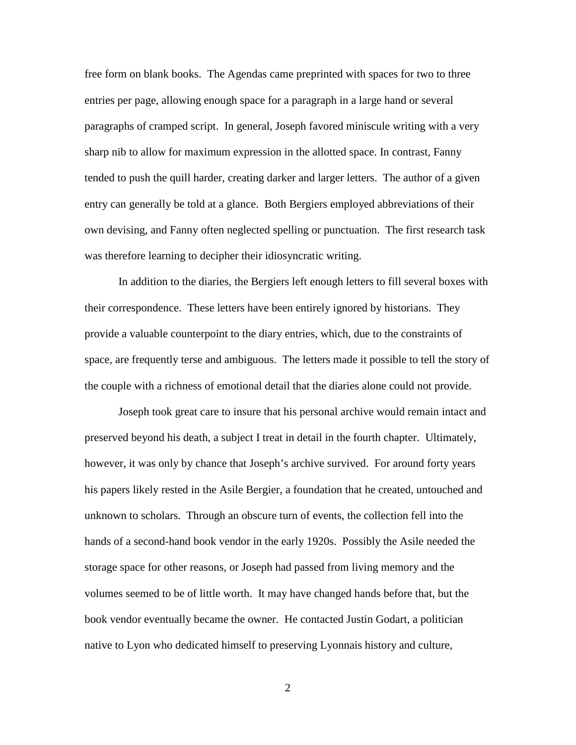free form on blank books. The Agendas came preprinted with spaces for two to three entries per page, allowing enough space for a paragraph in a large hand or several paragraphs of cramped script. In general, Joseph favored miniscule writing with a very sharp nib to allow for maximum expression in the allotted space. In contrast, Fanny tended to push the quill harder, creating darker and larger letters. The author of a given entry can generally be told at a glance. Both Bergiers employed abbreviations of their own devising, and Fanny often neglected spelling or punctuation. The first research task was therefore learning to decipher their idiosyncratic writing.

In addition to the diaries, the Bergiers left enough letters to fill several boxes with their correspondence. These letters have been entirely ignored by historians. They provide a valuable counterpoint to the diary entries, which, due to the constraints of space, are frequently terse and ambiguous. The letters made it possible to tell the story of the couple with a richness of emotional detail that the diaries alone could not provide.

Joseph took great care to insure that his personal archive would remain intact and preserved beyond his death, a subject I treat in detail in the fourth chapter. Ultimately, however, it was only by chance that Joseph's archive survived. For around forty years his papers likely rested in the Asile Bergier, a foundation that he created, untouched and unknown to scholars. Through an obscure turn of events, the collection fell into the hands of a second-hand book vendor in the early 1920s. Possibly the Asile needed the storage space for other reasons, or Joseph had passed from living memory and the volumes seemed to be of little worth. It may have changed hands before that, but the book vendor eventually became the owner. He contacted Justin Godart, a politician native to Lyon who dedicated himself to preserving Lyonnais history and culture,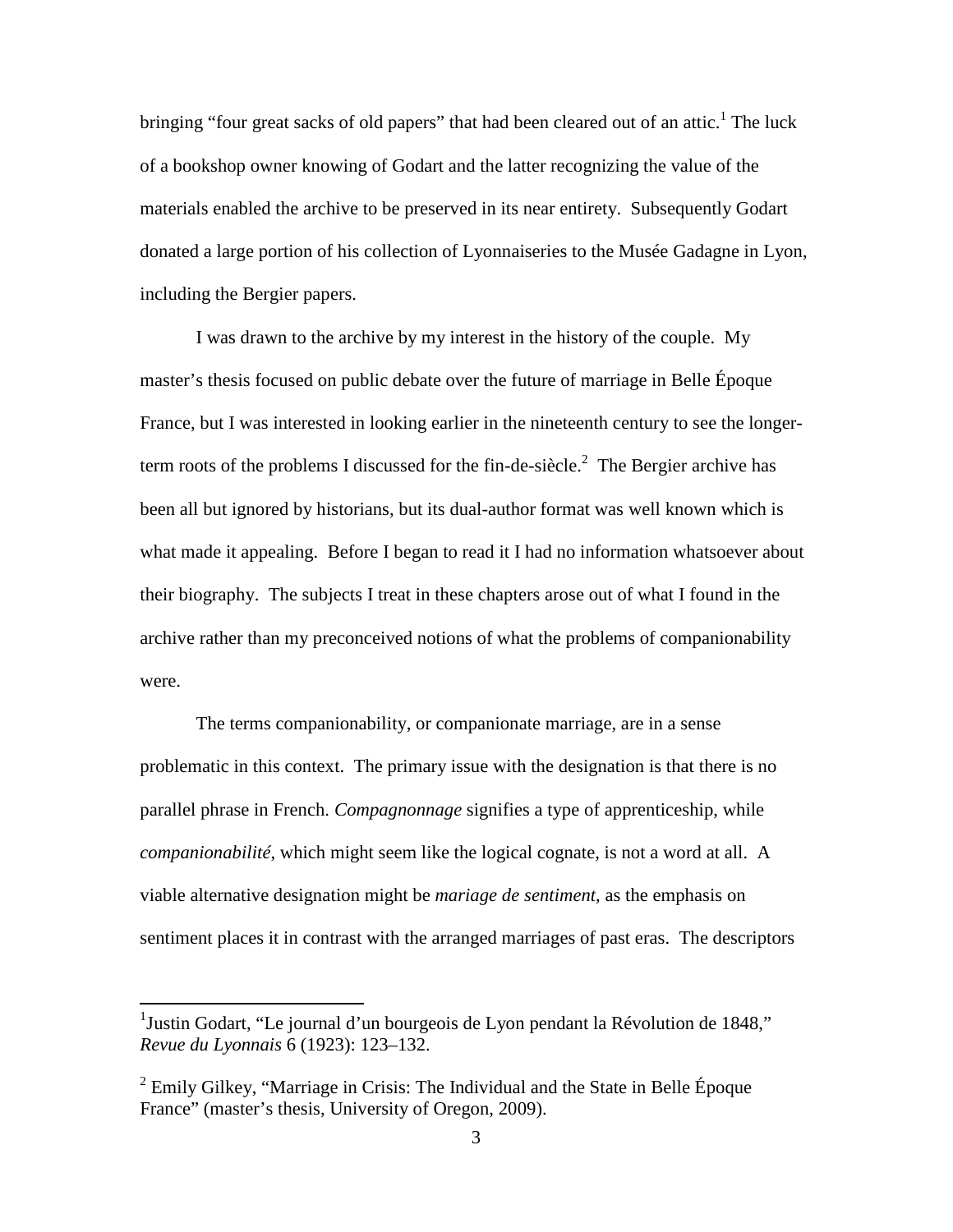bringing "four great sacks of old papers" that had been cleared out of an attic.[1] The luck of a bookshop owner knowing of Godart and the latter recognizing the value of the materials enabled the archive to be preserved in its near entirety. Subsequently Godart donated a large portion of his collection of Lyonnaiseries to the Musée Gadagne in Lyon, including the Bergier papers.

I was drawn to the archive by my interest in the history of the couple. My master's thesis focused on public debate over the future of marriage in Belle Époque France, but I was interested in looking earlier in the nineteenth century to see the longer-term roots of the problems I discussed for the fin-de-siècle.[2] The Bergier archive has been all but ignored by historians, but its dual-author format was well known which is what made it appealing. Before I began to read it I had no information whatsoever about their biography. The subjects I treat in these chapters arose out of what I found in the archive rather than my preconceived notions of what the problems of companionability were.

The terms companionability, or companionate marriage, are in a sense problematic in this context. The primary issue with the designation is that there is no parallel phrase in French. *Compagnonnage* signifies a type of apprenticeship, while *companionabilité*, which might seem like the logical cognate, is not a word at all. A viable alternative designation might be *mariage de sentiment*, as the emphasis on sentiment places it in contrast with the arranged marriages of past eras. The descriptors

---

[1] Justin Godart, "Le journal d'un bourgeois de Lyon pendant la Révolution de 1848," *Revue du Lyonnais* 6 (1923): 123–132.

[2] Emily Gilkey, "Marriage in Crisis: The Individual and the State in Belle Époque France" (master's thesis, University of Oregon, 2009).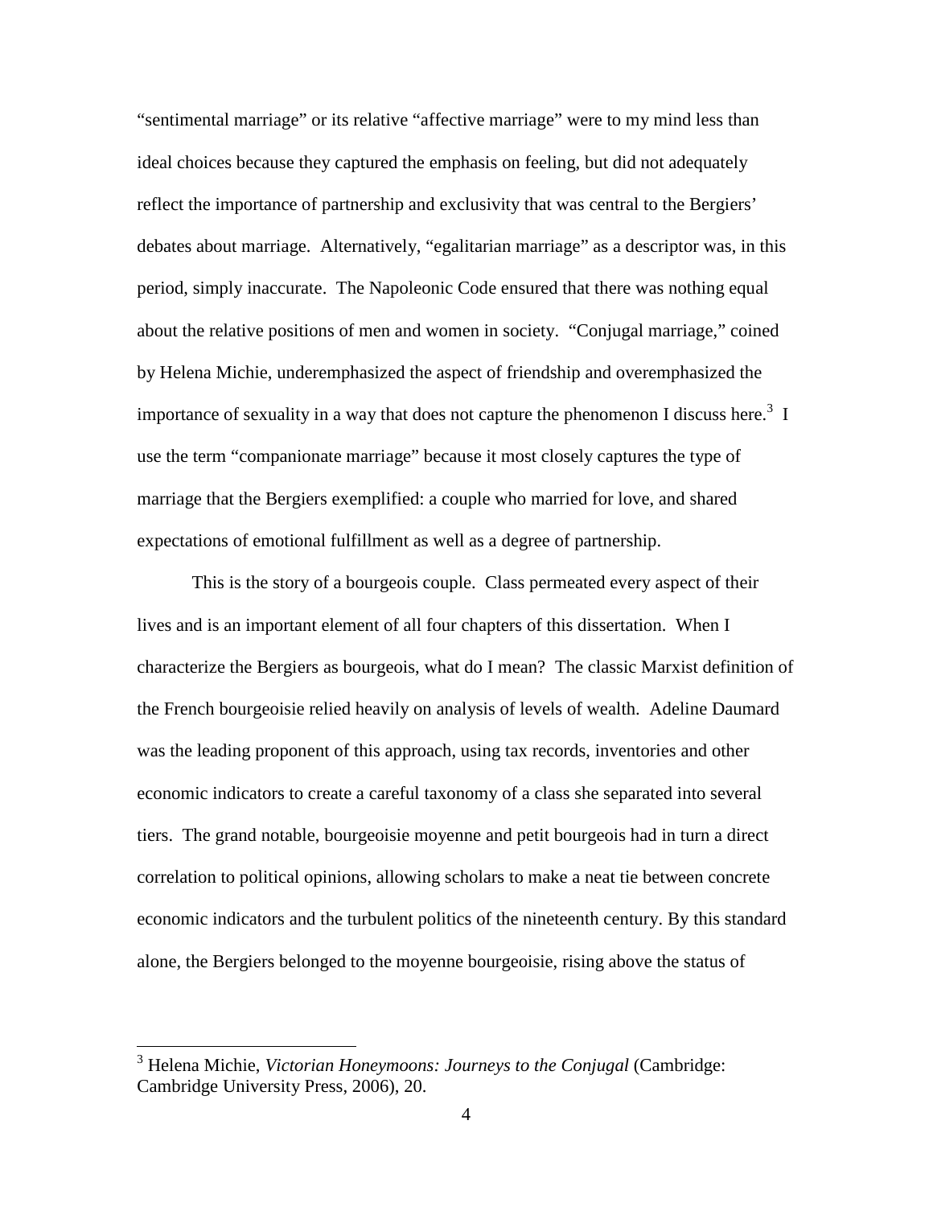"sentimental marriage" or its relative "affective marriage" were to my mind less than ideal choices because they captured the emphasis on feeling, but did not adequately reflect the importance of partnership and exclusivity that was central to the Bergiers' debates about marriage. Alternatively, "egalitarian marriage" as a descriptor was, in this period, simply inaccurate. The Napoleonic Code ensured that there was nothing equal about the relative positions of men and women in society. "Conjugal marriage," coined by Helena Michie, underemphasized the aspect of friendship and overemphasized the importance of sexuality in a way that does not capture the phenomenon I discuss here.[3] I use the term "companionate marriage" because it most closely captures the type of marriage that the Bergiers exemplified: a couple who married for love, and shared expectations of emotional fulfillment as well as a degree of partnership.

This is the story of a bourgeois couple. Class permeated every aspect of their lives and is an important element of all four chapters of this dissertation. When I characterize the Bergiers as bourgeois, what do I mean? The classic Marxist definition of the French bourgeoisie relied heavily on analysis of levels of wealth. Adeline Daumard was the leading proponent of this approach, using tax records, inventories and other economic indicators to create a careful taxonomy of a class she separated into several tiers. The grand notable, bourgeoisie moyenne and petit bourgeois had in turn a direct correlation to political opinions, allowing scholars to make a neat tie between concrete economic indicators and the turbulent politics of the nineteenth century. By this standard alone, the Bergiers belonged to the moyenne bourgeoisie, rising above the status of

---

[3] Helena Michie, *Victorian Honeymoons: Journeys to the Conjugal* (Cambridge: Cambridge University Press, 2006), 20.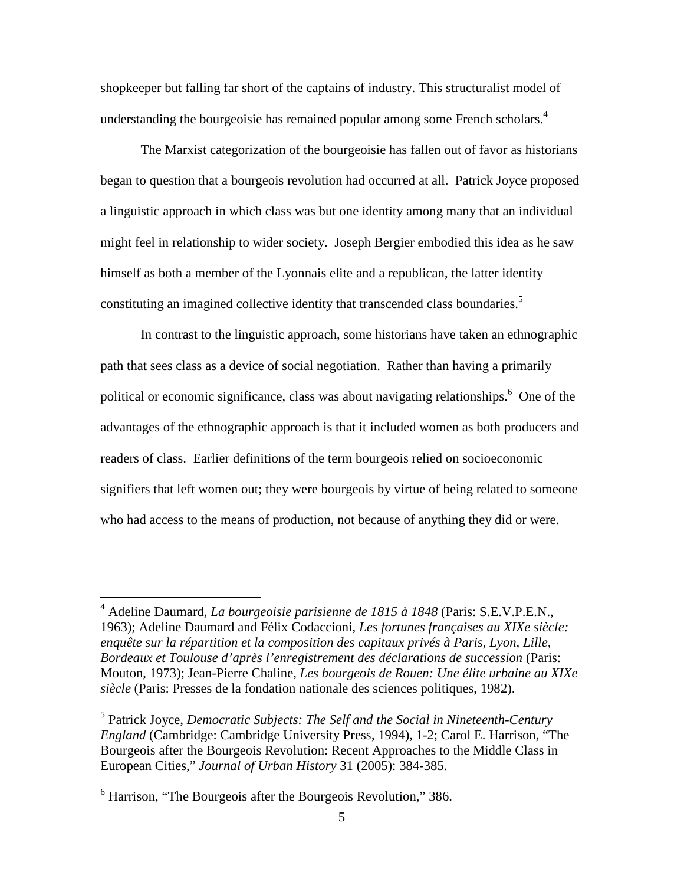shopkeeper but falling far short of the captains of industry. This structuralist model of understanding the bourgeoisie has remained popular among some French scholars.[4]

The Marxist categorization of the bourgeoisie has fallen out of favor as historians began to question that a bourgeois revolution had occurred at all. Patrick Joyce proposed a linguistic approach in which class was but one identity among many that an individual might feel in relationship to wider society. Joseph Bergier embodied this idea as he saw himself as both a member of the Lyonnais elite and a republican, the latter identity constituting an imagined collective identity that transcended class boundaries.[5]

In contrast to the linguistic approach, some historians have taken an ethnographic path that sees class as a device of social negotiation. Rather than having a primarily political or economic significance, class was about navigating relationships.[6] One of the advantages of the ethnographic approach is that it included women as both producers and readers of class. Earlier definitions of the term bourgeois relied on socioeconomic signifiers that left women out; they were bourgeois by virtue of being related to someone who had access to the means of production, not because of anything they did or were.

---

[4] Adeline Daumard, *La bourgeoisie parisienne de 1815 à 1848* (Paris: S.E.V.P.E.N., 1963); Adeline Daumard and Félix Codaccioni, *Les fortunes françaises au XIXe siècle: enquête sur la répartition et la composition des capitaux privés à Paris, Lyon, Lille, Bordeaux et Toulouse d'après l'enregistrement des déclarations de succession* (Paris: Mouton, 1973); Jean-Pierre Chaline, *Les bourgeois de Rouen: Une élite urbaine au XIXe siècle* (Paris: Presses de la fondation nationale des sciences politiques, 1982).

[5] Patrick Joyce, *Democratic Subjects: The Self and the Social in Nineteenth-Century England* (Cambridge: Cambridge University Press, 1994), 1-2; Carol E. Harrison, "The Bourgeois after the Bourgeois Revolution: Recent Approaches to the Middle Class in European Cities," *Journal of Urban History* 31 (2005): 384-385.

[6] Harrison, "The Bourgeois after the Bourgeois Revolution," 386.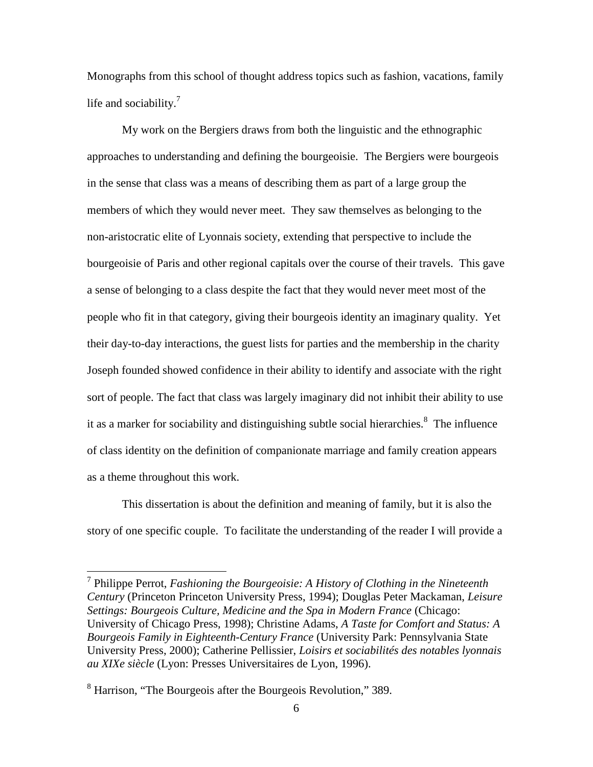Monographs from this school of thought address topics such as fashion, vacations, family life and sociability.[7]

My work on the Bergiers draws from both the linguistic and the ethnographic approaches to understanding and defining the bourgeoisie. The Bergiers were bourgeois in the sense that class was a means of describing them as part of a large group the members of which they would never meet. They saw themselves as belonging to the non-aristocratic elite of Lyonnais society, extending that perspective to include the bourgeoisie of Paris and other regional capitals over the course of their travels. This gave a sense of belonging to a class despite the fact that they would never meet most of the people who fit in that category, giving their bourgeois identity an imaginary quality. Yet their day-to-day interactions, the guest lists for parties and the membership in the charity Joseph founded showed confidence in their ability to identify and associate with the right sort of people. The fact that class was largely imaginary did not inhibit their ability to use it as a marker for sociability and distinguishing subtle social hierarchies.[8] The influence of class identity on the definition of companionate marriage and family creation appears as a theme throughout this work.

This dissertation is about the definition and meaning of family, but it is also the story of one specific couple. To facilitate the understanding of the reader I will provide a

---

[7] Philippe Perrot, *Fashioning the Bourgeoisie: A History of Clothing in the Nineteenth Century* (Princeton Princeton University Press, 1994); Douglas Peter Mackaman, *Leisure Settings: Bourgeois Culture, Medicine and the Spa in Modern France* (Chicago: University of Chicago Press, 1998); Christine Adams, *A Taste for Comfort and Status: A Bourgeois Family in Eighteenth-Century France* (University Park: Pennsylvania State University Press, 2000); Catherine Pellissier, *Loisirs et sociabilités des notables lyonnais au XIXe siècle* (Lyon: Presses Universitaires de Lyon, 1996).

[8] Harrison, "The Bourgeois after the Bourgeois Revolution," 389.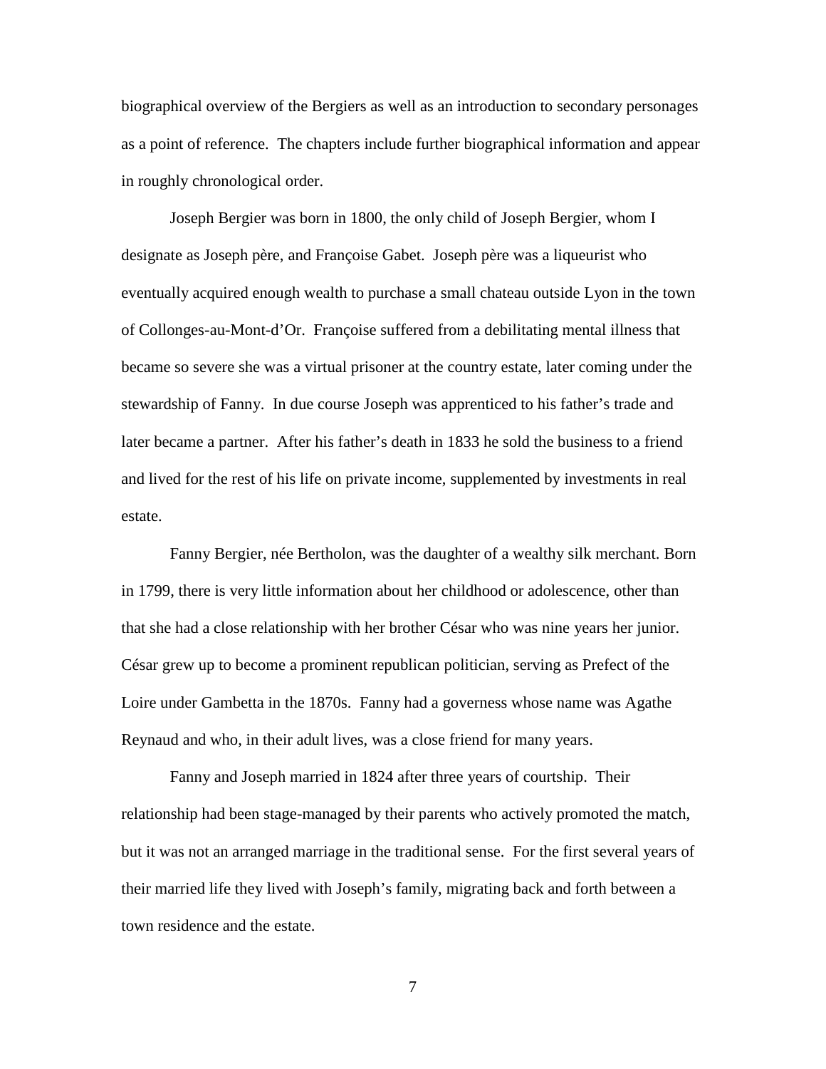biographical overview of the Bergiers as well as an introduction to secondary personages as a point of reference. The chapters include further biographical information and appear in roughly chronological order.

Joseph Bergier was born in 1800, the only child of Joseph Bergier, whom I designate as Joseph père, and Françoise Gabet. Joseph père was a liqueurist who eventually acquired enough wealth to purchase a small chateau outside Lyon in the town of Collonges-au-Mont-d'Or. Françoise suffered from a debilitating mental illness that became so severe she was a virtual prisoner at the country estate, later coming under the stewardship of Fanny. In due course Joseph was apprenticed to his father's trade and later became a partner. After his father's death in 1833 he sold the business to a friend and lived for the rest of his life on private income, supplemented by investments in real estate.

Fanny Bergier, née Bertholon, was the daughter of a wealthy silk merchant. Born in 1799, there is very little information about her childhood or adolescence, other than that she had a close relationship with her brother César who was nine years her junior. César grew up to become a prominent republican politician, serving as Prefect of the Loire under Gambetta in the 1870s. Fanny had a governess whose name was Agathe Reynaud and who, in their adult lives, was a close friend for many years.

Fanny and Joseph married in 1824 after three years of courtship. Their relationship had been stage-managed by their parents who actively promoted the match, but it was not an arranged marriage in the traditional sense. For the first several years of their married life they lived with Joseph's family, migrating back and forth between a town residence and the estate.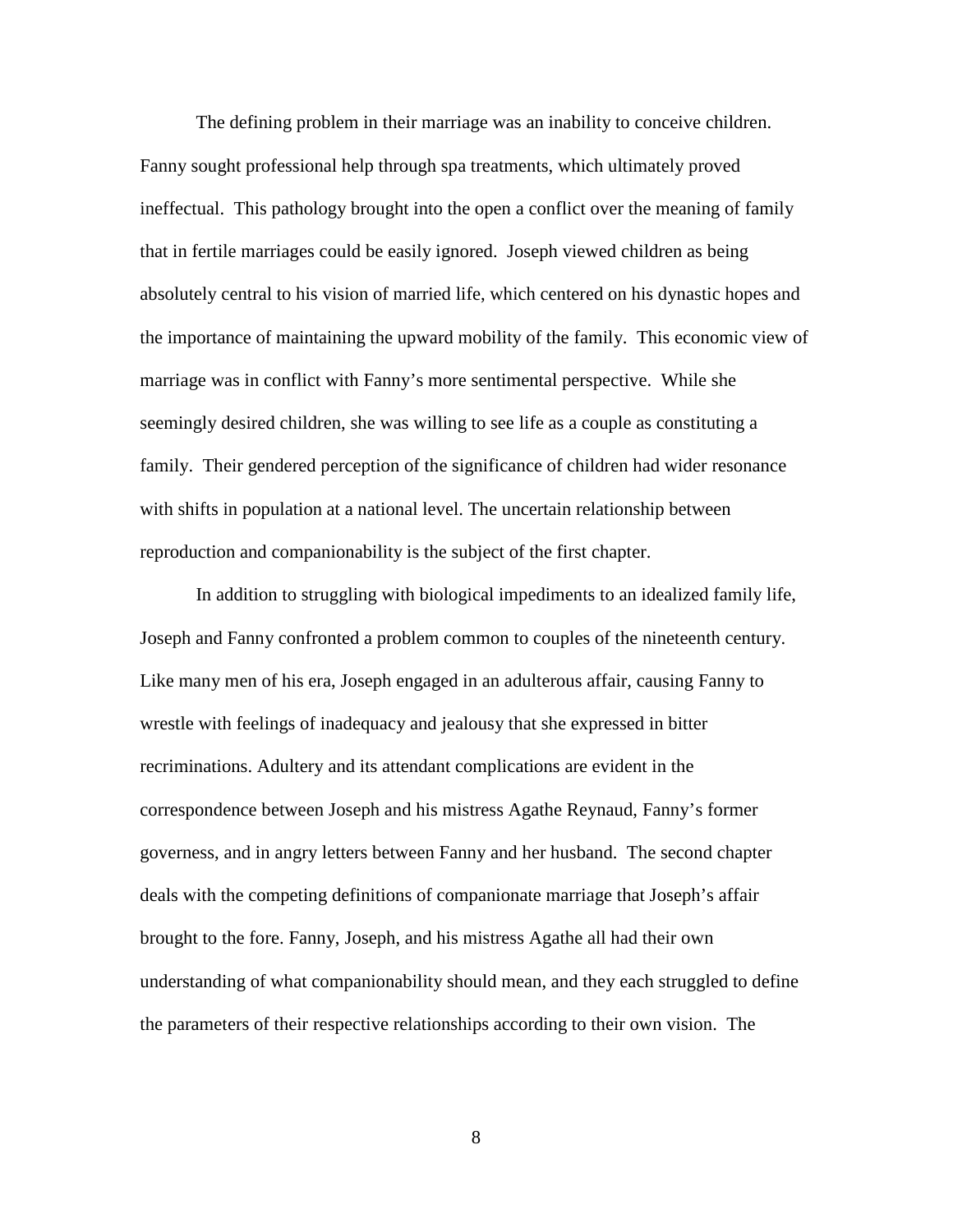The defining problem in their marriage was an inability to conceive children. Fanny sought professional help through spa treatments, which ultimately proved ineffectual. This pathology brought into the open a conflict over the meaning of family that in fertile marriages could be easily ignored. Joseph viewed children as being absolutely central to his vision of married life, which centered on his dynastic hopes and the importance of maintaining the upward mobility of the family. This economic view of marriage was in conflict with Fanny's more sentimental perspective. While she seemingly desired children, she was willing to see life as a couple as constituting a family. Their gendered perception of the significance of children had wider resonance with shifts in population at a national level. The uncertain relationship between reproduction and companionability is the subject of the first chapter.

In addition to struggling with biological impediments to an idealized family life, Joseph and Fanny confronted a problem common to couples of the nineteenth century. Like many men of his era, Joseph engaged in an adulterous affair, causing Fanny to wrestle with feelings of inadequacy and jealousy that she expressed in bitter recriminations. Adultery and its attendant complications are evident in the correspondence between Joseph and his mistress Agathe Reynaud, Fanny's former governess, and in angry letters between Fanny and her husband. The second chapter deals with the competing definitions of companionate marriage that Joseph's affair brought to the fore. Fanny, Joseph, and his mistress Agathe all had their own understanding of what companionability should mean, and they each struggled to define the parameters of their respective relationships according to their own vision. The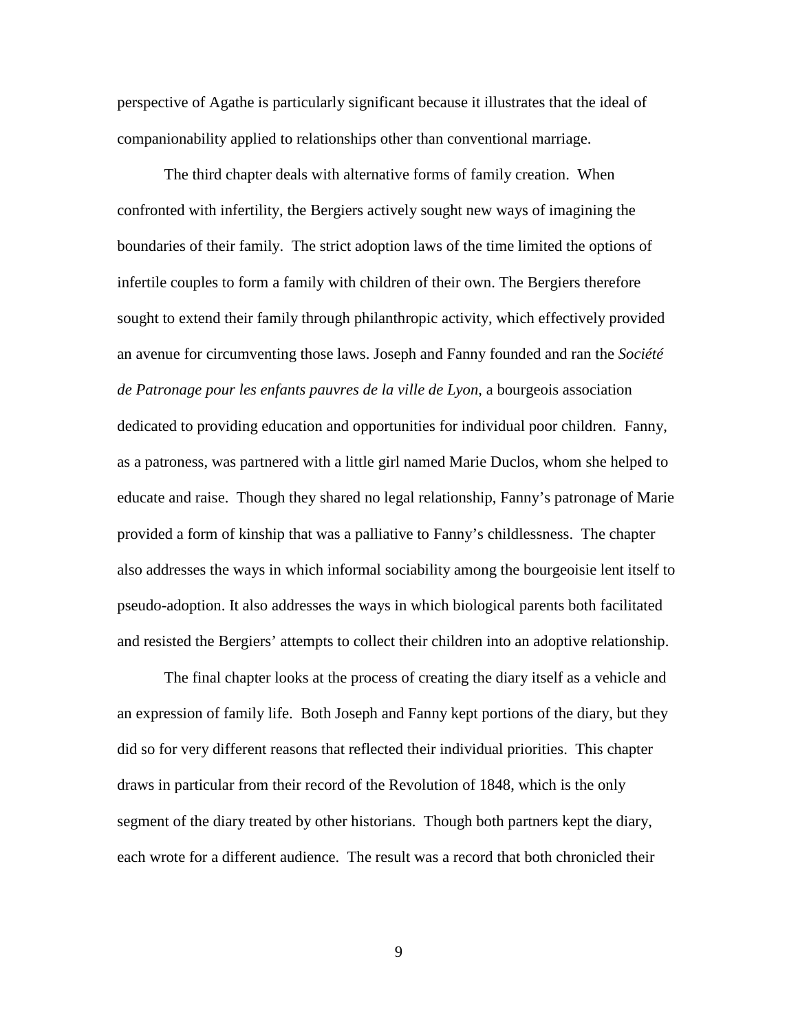perspective of Agathe is particularly significant because it illustrates that the ideal of companionability applied to relationships other than conventional marriage.

The third chapter deals with alternative forms of family creation. When confronted with infertility, the Bergiers actively sought new ways of imagining the boundaries of their family. The strict adoption laws of the time limited the options of infertile couples to form a family with children of their own. The Bergiers therefore sought to extend their family through philanthropic activity, which effectively provided an avenue for circumventing those laws. Joseph and Fanny founded and ran the *Société de Patronage pour les enfants pauvres de la ville de Lyon*, a bourgeois association dedicated to providing education and opportunities for individual poor children. Fanny, as a patroness, was partnered with a little girl named Marie Duclos, whom she helped to educate and raise. Though they shared no legal relationship, Fanny's patronage of Marie provided a form of kinship that was a palliative to Fanny's childlessness. The chapter also addresses the ways in which informal sociability among the bourgeoisie lent itself to pseudo-adoption. It also addresses the ways in which biological parents both facilitated and resisted the Bergiers' attempts to collect their children into an adoptive relationship.

The final chapter looks at the process of creating the diary itself as a vehicle and an expression of family life. Both Joseph and Fanny kept portions of the diary, but they did so for very different reasons that reflected their individual priorities. This chapter draws in particular from their record of the Revolution of 1848, which is the only segment of the diary treated by other historians. Though both partners kept the diary, each wrote for a different audience. The result was a record that both chronicled their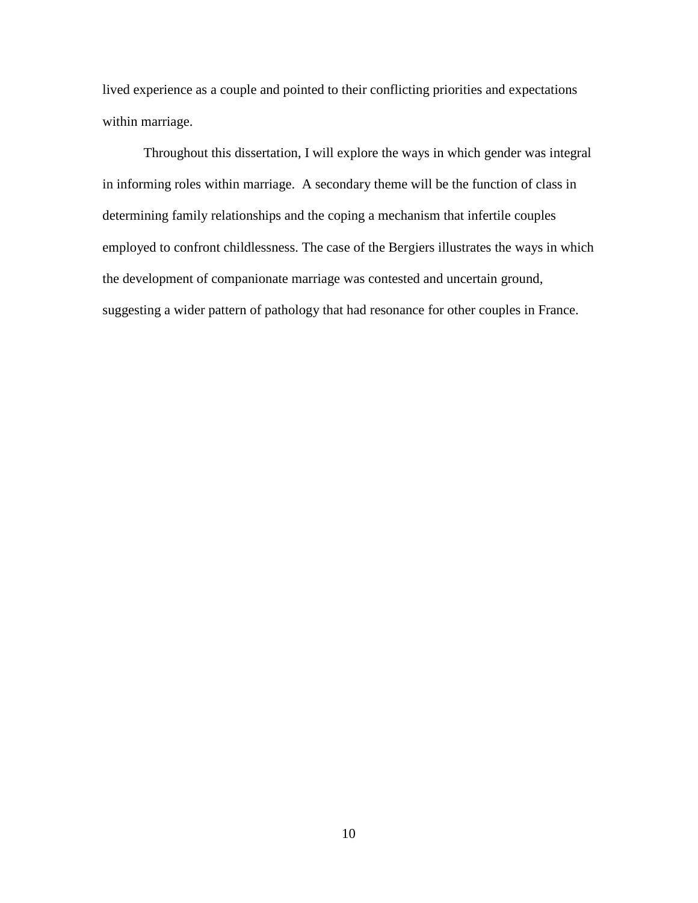lived experience as a couple and pointed to their conflicting priorities and expectations within marriage.

Throughout this dissertation, I will explore the ways in which gender was integral in informing roles within marriage. A secondary theme will be the function of class in determining family relationships and the coping a mechanism that infertile couples employed to confront childlessness. The case of the Bergiers illustrates the ways in which the development of companionate marriage was contested and uncertain ground, suggesting a wider pattern of pathology that had resonance for other couples in France.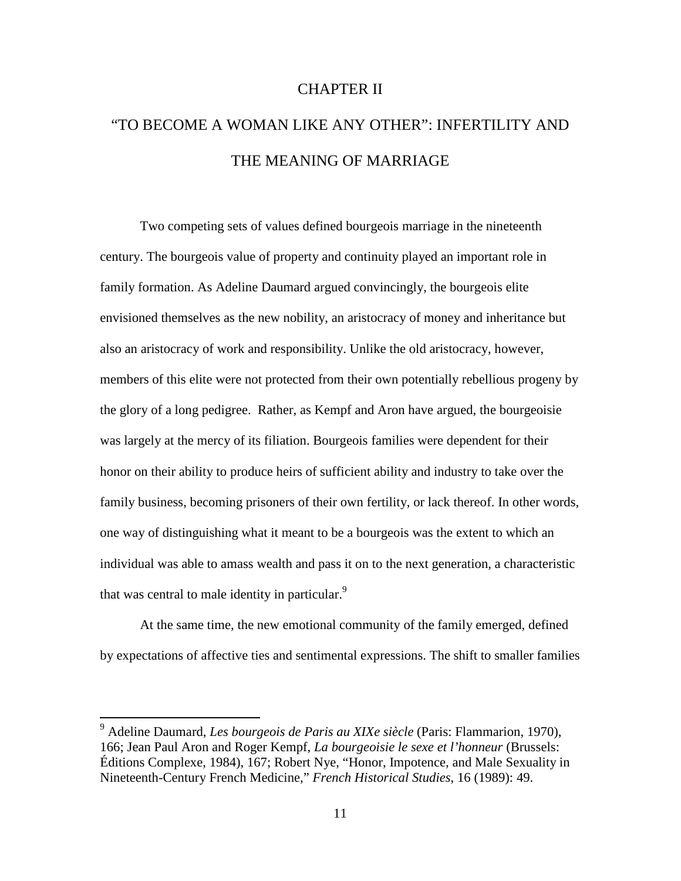# CHAPTER II

# "TO BECOME A WOMAN LIKE ANY OTHER": INFERTILITY AND THE MEANING OF MARRIAGE

Two competing sets of values defined bourgeois marriage in the nineteenth century. The bourgeois value of property and continuity played an important role in family formation. As Adeline Daumard argued convincingly, the bourgeois elite envisioned themselves as the new nobility, an aristocracy of money and inheritance but also an aristocracy of work and responsibility. Unlike the old aristocracy, however, members of this elite were not protected from their own potentially rebellious progeny by the glory of a long pedigree. Rather, as Kempf and Aron have argued, the bourgeoisie was largely at the mercy of its filiation. Bourgeois families were dependent for their honor on their ability to produce heirs of sufficient ability and industry to take over the family business, becoming prisoners of their own fertility, or lack thereof. In other words, one way of distinguishing what it meant to be a bourgeois was the extent to which an individual was able to amass wealth and pass it on to the next generation, a characteristic that was central to male identity in particular.[9]

At the same time, the new emotional community of the family emerged, defined by expectations of affective ties and sentimental expressions. The shift to smaller families

---

[9] Adeline Daumard, *Les bourgeois de Paris au XIXe siècle* (Paris: Flammarion, 1970), 166; Jean Paul Aron and Roger Kempf, *La bourgeoisie le sexe et l'honneur* (Brussels: Éditions Complexe, 1984), 167; Robert Nye, "Honor, Impotence, and Male Sexuality in Nineteenth-Century French Medicine," *French Historical Studies*, 16 (1989): 49.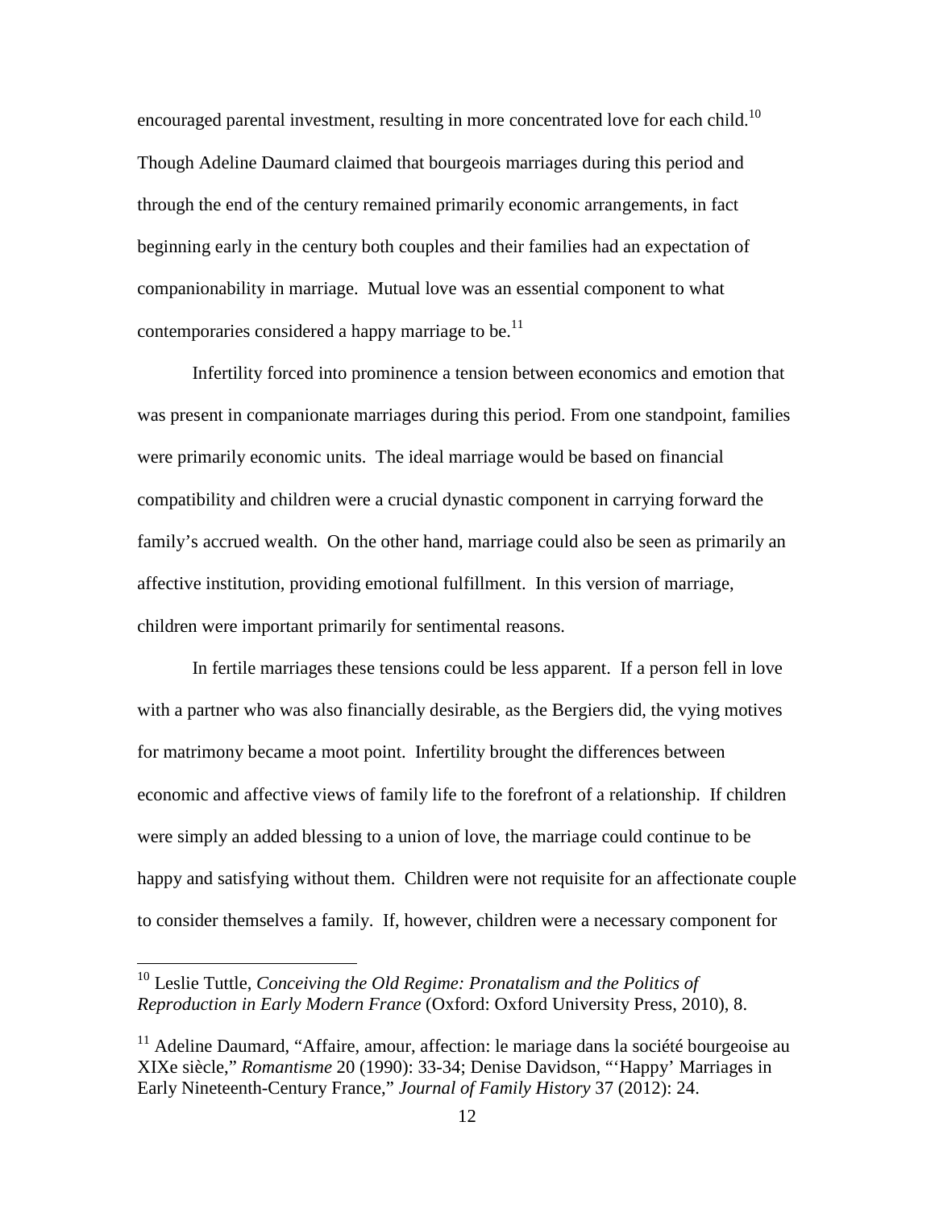encouraged parental investment, resulting in more concentrated love for each child.[10] Though Adeline Daumard claimed that bourgeois marriages during this period and through the end of the century remained primarily economic arrangements, in fact beginning early in the century both couples and their families had an expectation of companionability in marriage. Mutual love was an essential component to what contemporaries considered a happy marriage to be.[11]

Infertility forced into prominence a tension between economics and emotion that was present in companionate marriages during this period. From one standpoint, families were primarily economic units. The ideal marriage would be based on financial compatibility and children were a crucial dynastic component in carrying forward the family's accrued wealth. On the other hand, marriage could also be seen as primarily an affective institution, providing emotional fulfillment. In this version of marriage, children were important primarily for sentimental reasons.

In fertile marriages these tensions could be less apparent. If a person fell in love with a partner who was also financially desirable, as the Bergiers did, the vying motives for matrimony became a moot point. Infertility brought the differences between economic and affective views of family life to the forefront of a relationship. If children were simply an added blessing to a union of love, the marriage could continue to be happy and satisfying without them. Children were not requisite for an affectionate couple to consider themselves a family. If, however, children were a necessary component for

---

[10] Leslie Tuttle, *Conceiving the Old Regime: Pronatalism and the Politics of Reproduction in Early Modern France* (Oxford: Oxford University Press, 2010), 8.

[11] Adeline Daumard, "Affaire, amour, affection: le mariage dans la société bourgeoise au XIXe siècle," *Romantisme* 20 (1990): 33-34; Denise Davidson, "'Happy' Marriages in Early Nineteenth-Century France," *Journal of Family History* 37 (2012): 24.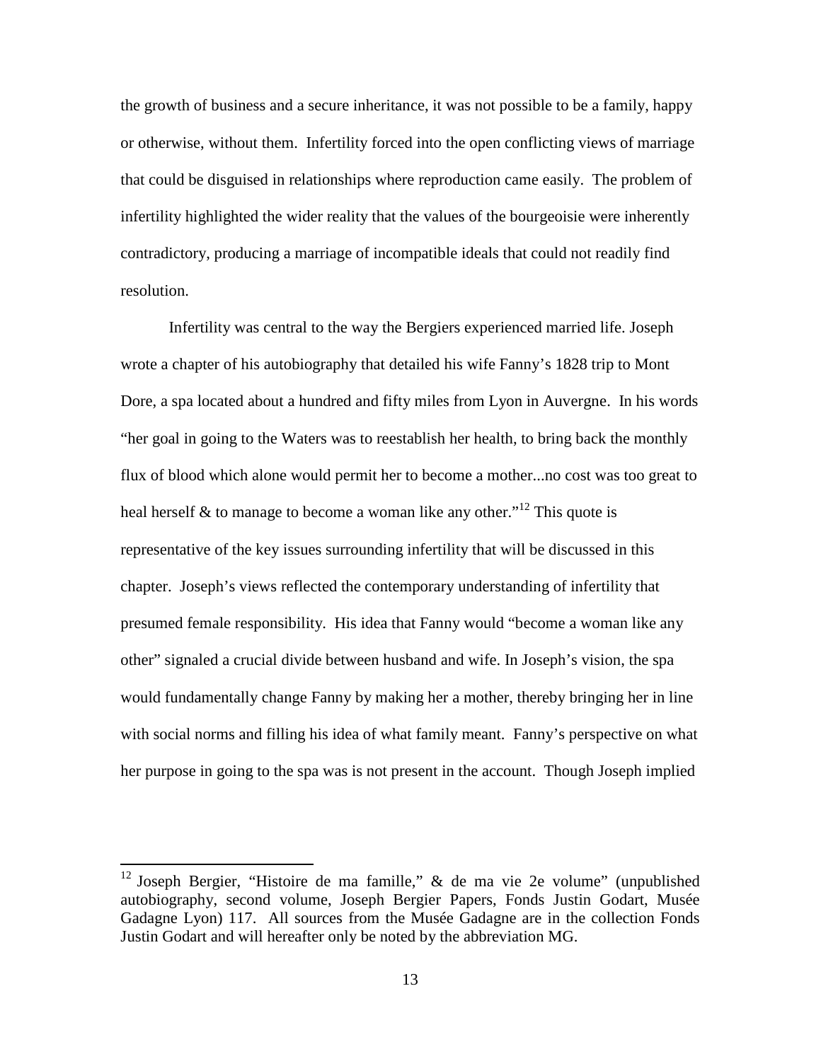the growth of business and a secure inheritance, it was not possible to be a family, happy or otherwise, without them. Infertility forced into the open conflicting views of marriage that could be disguised in relationships where reproduction came easily. The problem of infertility highlighted the wider reality that the values of the bourgeoisie were inherently contradictory, producing a marriage of incompatible ideals that could not readily find resolution.

Infertility was central to the way the Bergiers experienced married life. Joseph wrote a chapter of his autobiography that detailed his wife Fanny's 1828 trip to Mont Dore, a spa located about a hundred and fifty miles from Lyon in Auvergne. In his words "her goal in going to the Waters was to reestablish her health, to bring back the monthly flux of blood which alone would permit her to become a mother...no cost was too great to heal herself & to manage to become a woman like any other."[12] This quote is representative of the key issues surrounding infertility that will be discussed in this chapter. Joseph's views reflected the contemporary understanding of infertility that presumed female responsibility. His idea that Fanny would "become a woman like any other" signaled a crucial divide between husband and wife. In Joseph's vision, the spa would fundamentally change Fanny by making her a mother, thereby bringing her in line with social norms and filling his idea of what family meant. Fanny's perspective on what her purpose in going to the spa was is not present in the account. Though Joseph implied

---

[12] Joseph Bergier, "Histoire de ma famille," & de ma vie 2e volume" (unpublished autobiography, second volume, Joseph Bergier Papers, Fonds Justin Godart, Musée Gadagne Lyon) 117. All sources from the Musée Gadagne are in the collection Fonds Justin Godart and will hereafter only be noted by the abbreviation MG.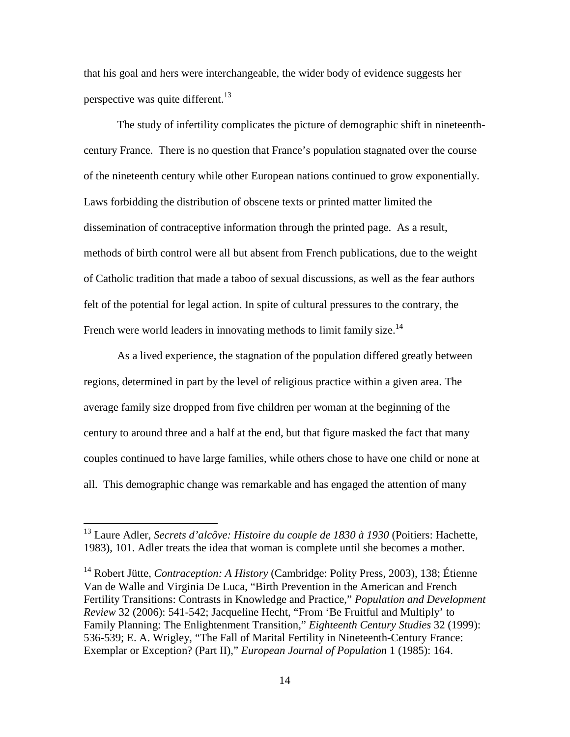that his goal and hers were interchangeable, the wider body of evidence suggests her perspective was quite different.[13]

The study of infertility complicates the picture of demographic shift in nineteenth-century France. There is no question that France's population stagnated over the course of the nineteenth century while other European nations continued to grow exponentially. Laws forbidding the distribution of obscene texts or printed matter limited the dissemination of contraceptive information through the printed page. As a result, methods of birth control were all but absent from French publications, due to the weight of Catholic tradition that made a taboo of sexual discussions, as well as the fear authors felt of the potential for legal action. In spite of cultural pressures to the contrary, the French were world leaders in innovating methods to limit family size.[14]

As a lived experience, the stagnation of the population differed greatly between regions, determined in part by the level of religious practice within a given area. The average family size dropped from five children per woman at the beginning of the century to around three and a half at the end, but that figure masked the fact that many couples continued to have large families, while others chose to have one child or none at all. This demographic change was remarkable and has engaged the attention of many

---

[13] Laure Adler, *Secrets d'alcôve: Histoire du couple de 1830 à 1930* (Poitiers: Hachette, 1983), 101. Adler treats the idea that woman is complete until she becomes a mother.

[14] Robert Jütte, *Contraception: A History* (Cambridge: Polity Press, 2003), 138; Étienne Van de Walle and Virginia De Luca, "Birth Prevention in the American and French Fertility Transitions: Contrasts in Knowledge and Practice," *Population and Development Review* 32 (2006): 541-542; Jacqueline Hecht, "From 'Be Fruitful and Multiply' to Family Planning: The Enlightenment Transition," *Eighteenth Century Studies* 32 (1999): 536-539; E. A. Wrigley, "The Fall of Marital Fertility in Nineteenth-Century France: Exemplar or Exception? (Part II)," *European Journal of Population* 1 (1985): 164.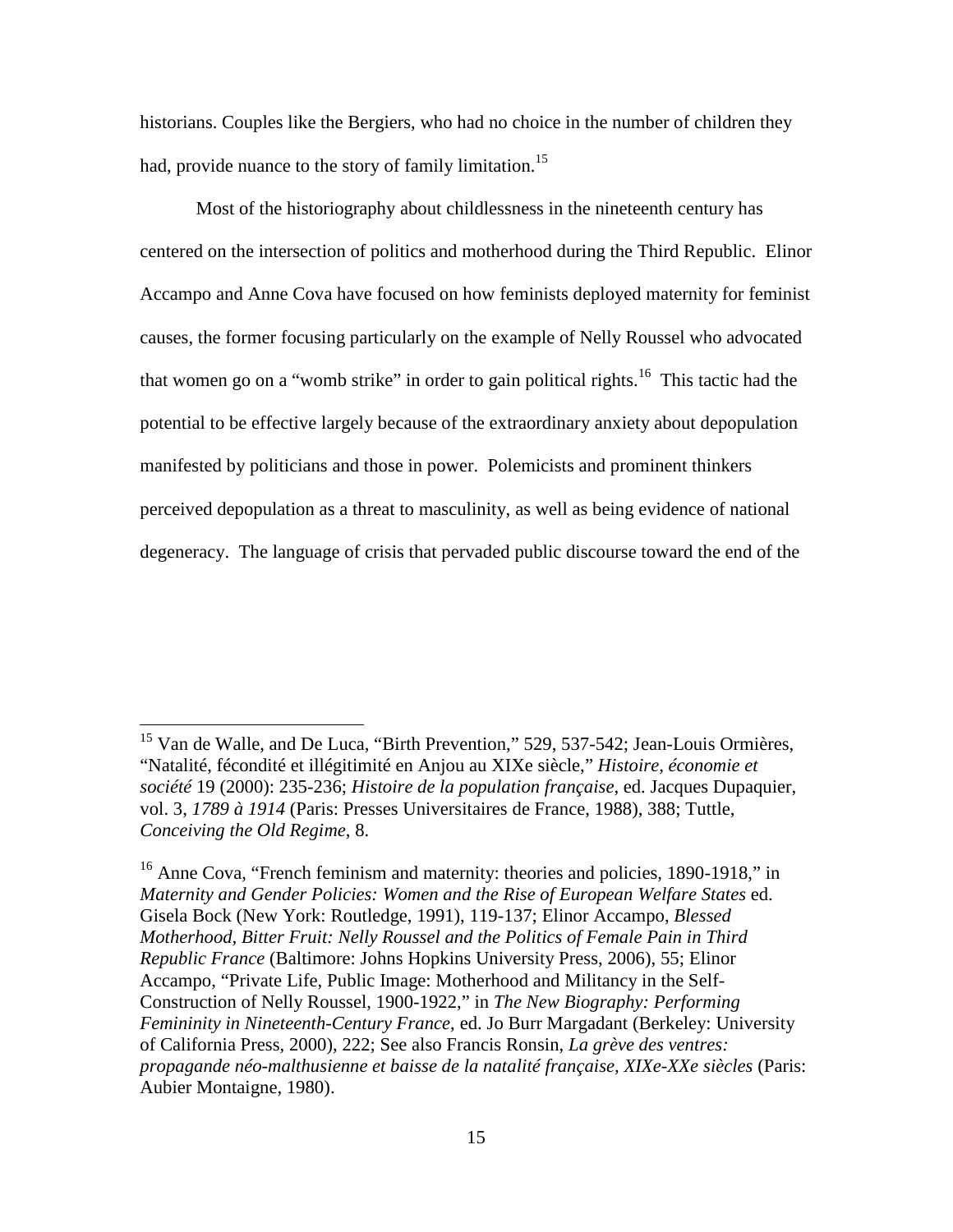historians. Couples like the Bergiers, who had no choice in the number of children they had, provide nuance to the story of family limitation.[15]

Most of the historiography about childlessness in the nineteenth century has centered on the intersection of politics and motherhood during the Third Republic. Elinor Accampo and Anne Cova have focused on how feminists deployed maternity for feminist causes, the former focusing particularly on the example of Nelly Roussel who advocated that women go on a "womb strike" in order to gain political rights.[16] This tactic had the potential to be effective largely because of the extraordinary anxiety about depopulation manifested by politicians and those in power. Polemicists and prominent thinkers perceived depopulation as a threat to masculinity, as well as being evidence of national degeneracy. The language of crisis that pervaded public discourse toward the end of the

---

[15] Van de Walle, and De Luca, "Birth Prevention," 529, 537-542; Jean-Louis Ormières, "Natalité, fécondité et illégitimité en Anjou au XIXe siècle," *Histoire, économie et société* 19 (2000): 235-236; *Histoire de la population française*, ed. Jacques Dupaquier, vol. 3, *1789 à 1914* (Paris: Presses Universitaires de France, 1988), 388; Tuttle, *Conceiving the Old Regime*, 8.

[16] Anne Cova, "French feminism and maternity: theories and policies, 1890-1918," in *Maternity and Gender Policies: Women and the Rise of European Welfare States* ed. Gisela Bock (New York: Routledge, 1991), 119-137; Elinor Accampo, *Blessed Motherhood, Bitter Fruit: Nelly Roussel and the Politics of Female Pain in Third Republic France* (Baltimore: Johns Hopkins University Press, 2006), 55; Elinor Accampo, "Private Life, Public Image: Motherhood and Militancy in the Self-Construction of Nelly Roussel, 1900-1922," in *The New Biography: Performing Femininity in Nineteenth-Century France*, ed. Jo Burr Margadant (Berkeley: University of California Press, 2000), 222; See also Francis Ronsin, *La grève des ventres: propagande néo-malthusienne et baisse de la natalité française, XIXe-XXe siècles* (Paris: Aubier Montaigne, 1980).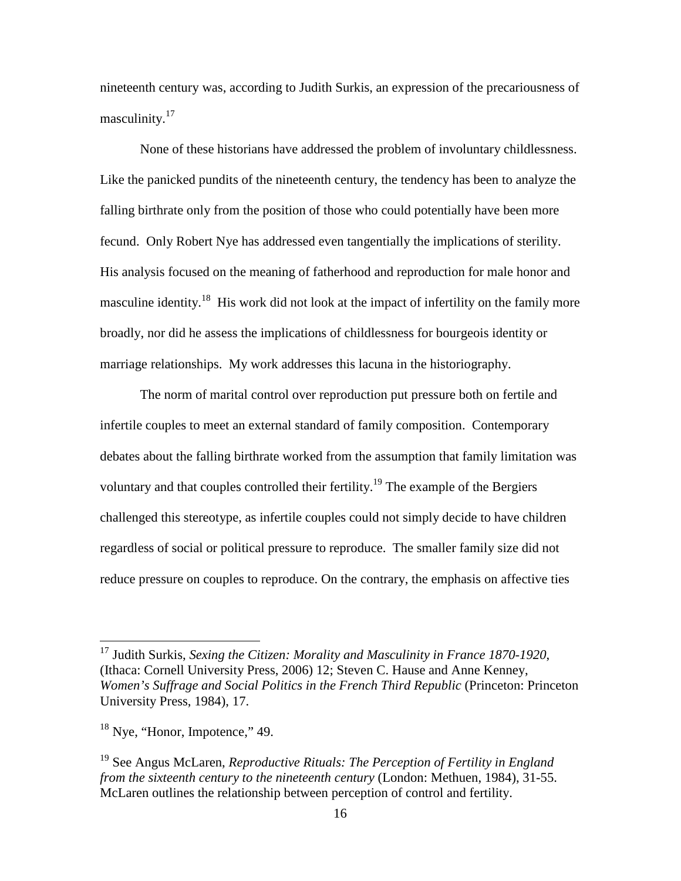nineteenth century was, according to Judith Surkis, an expression of the precariousness of masculinity.[17]

None of these historians have addressed the problem of involuntary childlessness. Like the panicked pundits of the nineteenth century, the tendency has been to analyze the falling birthrate only from the position of those who could potentially have been more fecund. Only Robert Nye has addressed even tangentially the implications of sterility. His analysis focused on the meaning of fatherhood and reproduction for male honor and masculine identity.[18] His work did not look at the impact of infertility on the family more broadly, nor did he assess the implications of childlessness for bourgeois identity or marriage relationships. My work addresses this lacuna in the historiography.

The norm of marital control over reproduction put pressure both on fertile and infertile couples to meet an external standard of family composition. Contemporary debates about the falling birthrate worked from the assumption that family limitation was voluntary and that couples controlled their fertility.[19] The example of the Bergiers challenged this stereotype, as infertile couples could not simply decide to have children regardless of social or political pressure to reproduce. The smaller family size did not reduce pressure on couples to reproduce. On the contrary, the emphasis on affective ties

---

[17] Judith Surkis, *Sexing the Citizen: Morality and Masculinity in France 1870-1920*, (Ithaca: Cornell University Press, 2006) 12; Steven C. Hause and Anne Kenney, *Women's Suffrage and Social Politics in the French Third Republic* (Princeton: Princeton University Press, 1984), 17.

[18] Nye, "Honor, Impotence," 49.

[19] See Angus McLaren, *Reproductive Rituals: The Perception of Fertility in England from the sixteenth century to the nineteenth century* (London: Methuen, 1984), 31-55. McLaren outlines the relationship between perception of control and fertility.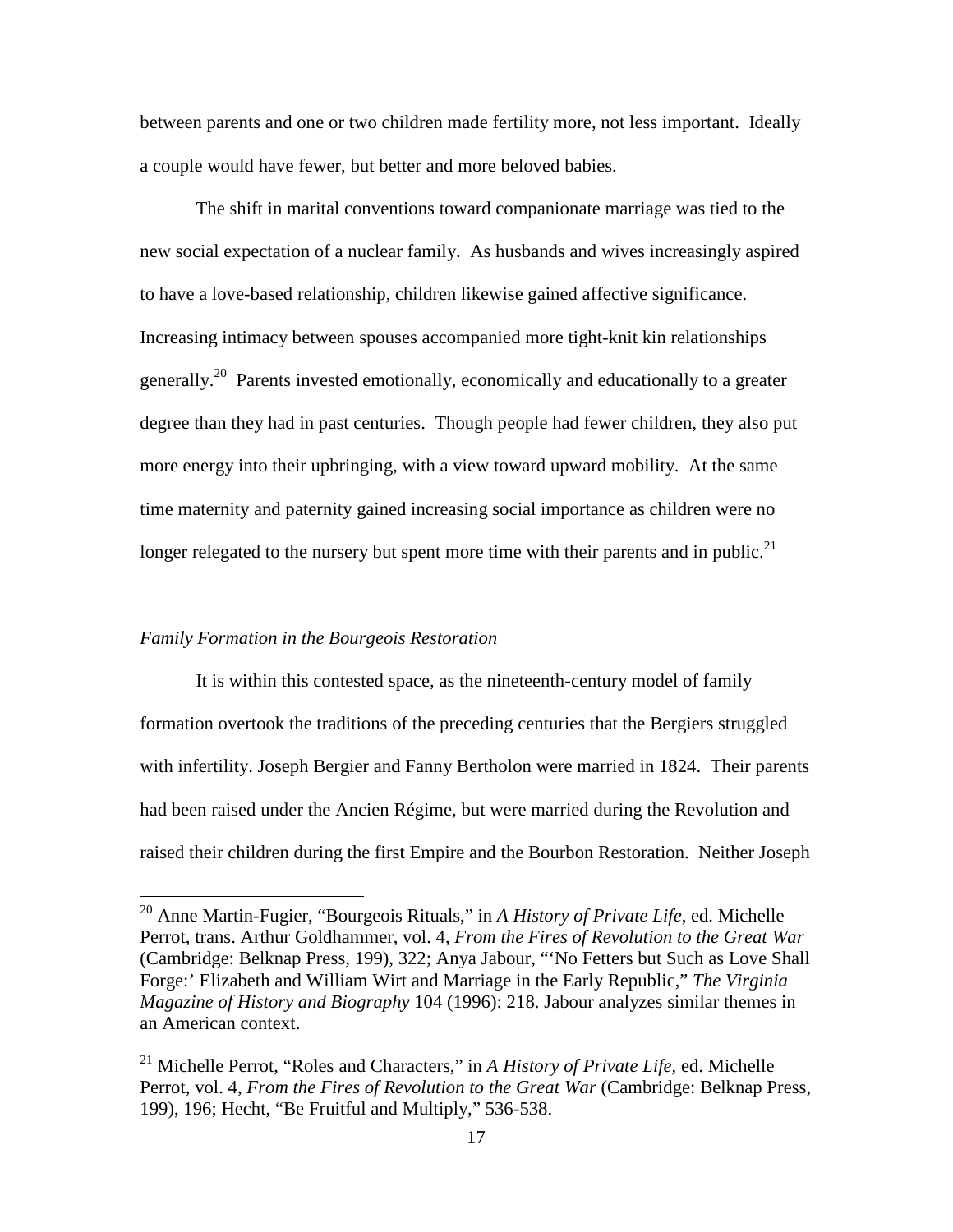between parents and one or two children made fertility more, not less important. Ideally a couple would have fewer, but better and more beloved babies.

The shift in marital conventions toward companionate marriage was tied to the new social expectation of a nuclear family. As husbands and wives increasingly aspired to have a love-based relationship, children likewise gained affective significance. Increasing intimacy between spouses accompanied more tight-knit kin relationships generally.[20] Parents invested emotionally, economically and educationally to a greater degree than they had in past centuries. Though people had fewer children, they also put more energy into their upbringing, with a view toward upward mobility. At the same time maternity and paternity gained increasing social importance as children were no longer relegated to the nursery but spent more time with their parents and in public.[21]

*Family Formation in the Bourgeois Restoration*

It is within this contested space, as the nineteenth-century model of family formation overtook the traditions of the preceding centuries that the Bergiers struggled with infertility. Joseph Bergier and Fanny Bertholon were married in 1824. Their parents had been raised under the Ancien Régime, but were married during the Revolution and raised their children during the first Empire and the Bourbon Restoration. Neither Joseph

---

[20] Anne Martin-Fugier, "Bourgeois Rituals," in *A History of Private Life*, ed. Michelle Perrot, trans. Arthur Goldhammer, vol. 4, *From the Fires of Revolution to the Great War* (Cambridge: Belknap Press, 199), 322; Anya Jabour, "'No Fetters but Such as Love Shall Forge:' Elizabeth and William Wirt and Marriage in the Early Republic," *The Virginia Magazine of History and Biography* 104 (1996): 218. Jabour analyzes similar themes in an American context.

[21] Michelle Perrot, "Roles and Characters," in *A History of Private Life*, ed. Michelle Perrot, vol. 4, *From the Fires of Revolution to the Great War* (Cambridge: Belknap Press, 199), 196; Hecht, "Be Fruitful and Multiply," 536-538.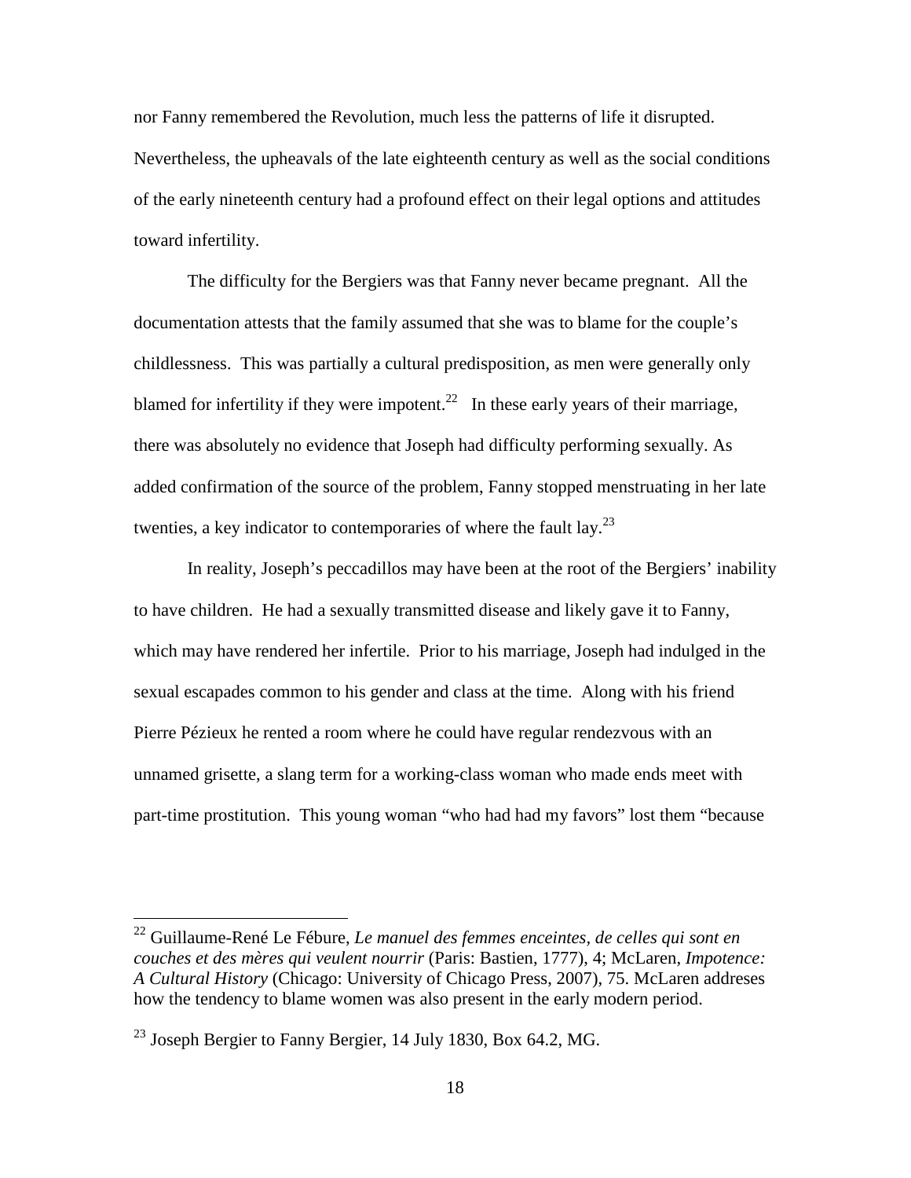nor Fanny remembered the Revolution, much less the patterns of life it disrupted. Nevertheless, the upheavals of the late eighteenth century as well as the social conditions of the early nineteenth century had a profound effect on their legal options and attitudes toward infertility.

The difficulty for the Bergiers was that Fanny never became pregnant. All the documentation attests that the family assumed that she was to blame for the couple's childlessness. This was partially a cultural predisposition, as men were generally only blamed for infertility if they were impotent.[22] In these early years of their marriage, there was absolutely no evidence that Joseph had difficulty performing sexually. As added confirmation of the source of the problem, Fanny stopped menstruating in her late twenties, a key indicator to contemporaries of where the fault lay.[23]

In reality, Joseph's peccadillos may have been at the root of the Bergiers' inability to have children. He had a sexually transmitted disease and likely gave it to Fanny, which may have rendered her infertile. Prior to his marriage, Joseph had indulged in the sexual escapades common to his gender and class at the time. Along with his friend Pierre Pézieux he rented a room where he could have regular rendezvous with an unnamed grisette, a slang term for a working-class woman who made ends meet with part-time prostitution. This young woman "who had had my favors" lost them "because

---

[22] Guillaume-René Le Fébure, *Le manuel des femmes enceintes, de celles qui sont en couches et des mères qui veulent nourrir* (Paris: Bastien, 1777), 4; McLaren, *Impotence: A Cultural History* (Chicago: University of Chicago Press, 2007), 75. McLaren addreses how the tendency to blame women was also present in the early modern period.

[23] Joseph Bergier to Fanny Bergier, 14 July 1830, Box 64.2, MG.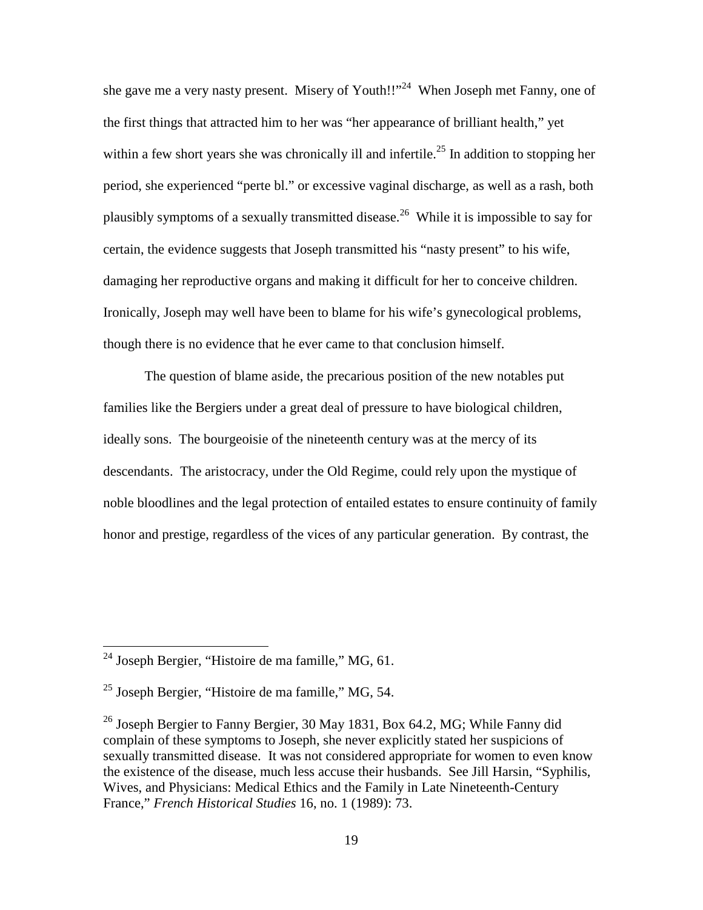she gave me a very nasty present. Misery of Youth!!"[24] When Joseph met Fanny, one of the first things that attracted him to her was "her appearance of brilliant health," yet within a few short years she was chronically ill and infertile.[25] In addition to stopping her period, she experienced "perte bl." or excessive vaginal discharge, as well as a rash, both plausibly symptoms of a sexually transmitted disease.[26] While it is impossible to say for certain, the evidence suggests that Joseph transmitted his "nasty present" to his wife, damaging her reproductive organs and making it difficult for her to conceive children. Ironically, Joseph may well have been to blame for his wife's gynecological problems, though there is no evidence that he ever came to that conclusion himself.

The question of blame aside, the precarious position of the new notables put families like the Bergiers under a great deal of pressure to have biological children, ideally sons. The bourgeoisie of the nineteenth century was at the mercy of its descendants. The aristocracy, under the Old Regime, could rely upon the mystique of noble bloodlines and the legal protection of entailed estates to ensure continuity of family honor and prestige, regardless of the vices of any particular generation. By contrast, the

---

[24] Joseph Bergier, "Histoire de ma famille," MG, 61.

[25] Joseph Bergier, "Histoire de ma famille," MG, 54.

[26] Joseph Bergier to Fanny Bergier, 30 May 1831, Box 64.2, MG; While Fanny did complain of these symptoms to Joseph, she never explicitly stated her suspicions of sexually transmitted disease. It was not considered appropriate for women to even know the existence of the disease, much less accuse their husbands. See Jill Harsin, "Syphilis, Wives, and Physicians: Medical Ethics and the Family in Late Nineteenth-Century France," *French Historical Studies* 16, no. 1 (1989): 73.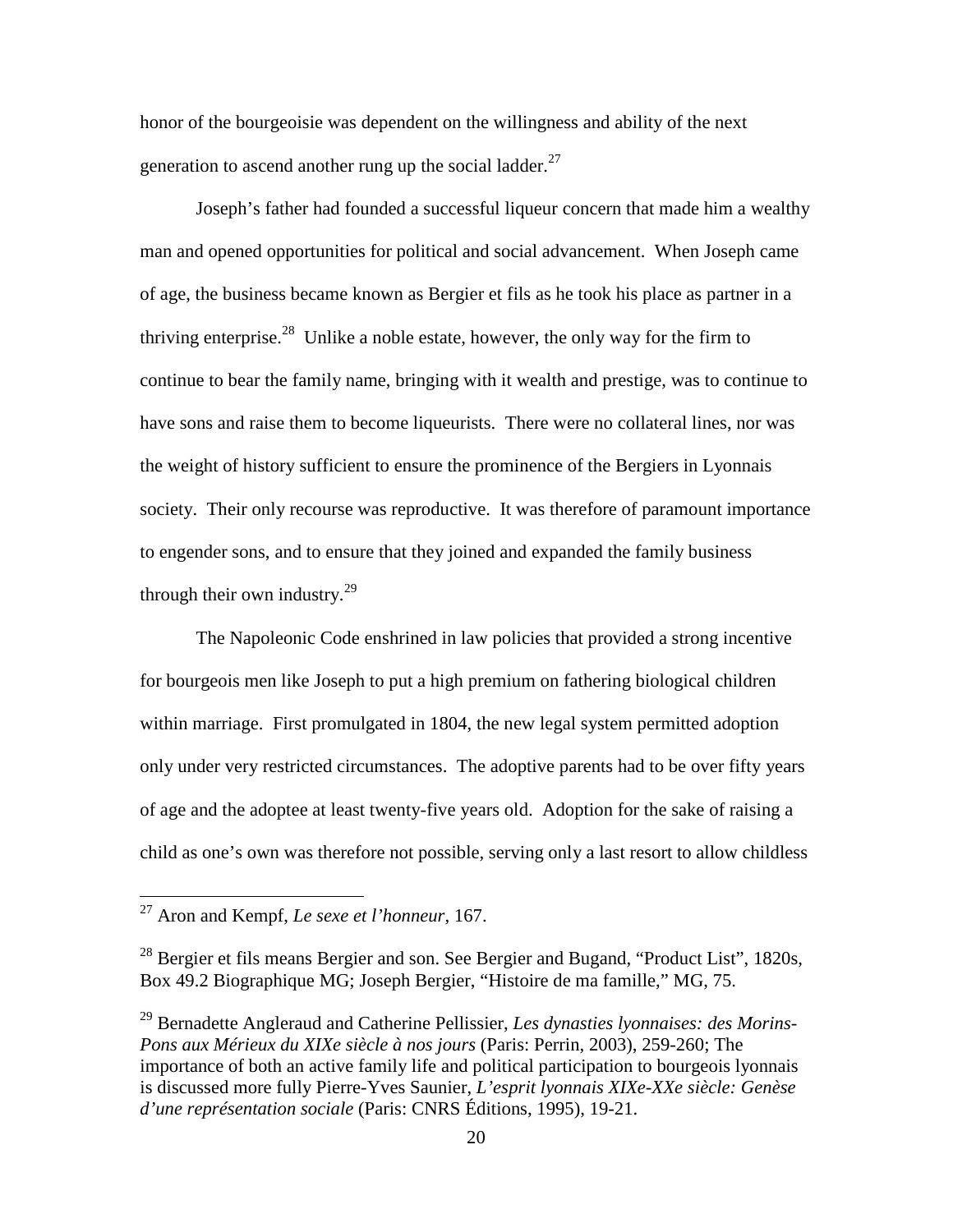honor of the bourgeoisie was dependent on the willingness and ability of the next generation to ascend another rung up the social ladder.[27]

Joseph's father had founded a successful liqueur concern that made him a wealthy man and opened opportunities for political and social advancement. When Joseph came of age, the business became known as Bergier et fils as he took his place as partner in a thriving enterprise.[28] Unlike a noble estate, however, the only way for the firm to continue to bear the family name, bringing with it wealth and prestige, was to continue to have sons and raise them to become liqueurists. There were no collateral lines, nor was the weight of history sufficient to ensure the prominence of the Bergiers in Lyonnais society. Their only recourse was reproductive. It was therefore of paramount importance to engender sons, and to ensure that they joined and expanded the family business through their own industry.[29]

The Napoleonic Code enshrined in law policies that provided a strong incentive for bourgeois men like Joseph to put a high premium on fathering biological children within marriage. First promulgated in 1804, the new legal system permitted adoption only under very restricted circumstances. The adoptive parents had to be over fifty years of age and the adoptee at least twenty-five years old. Adoption for the sake of raising a child as one's own was therefore not possible, serving only a last resort to allow childless

---

[27] Aron and Kempf, *Le sexe et l'honneur*, 167.

[28] Bergier et fils means Bergier and son. See Bergier and Bugand, "Product List", 1820s, Box 49.2 Biographique MG; Joseph Bergier, "Histoire de ma famille," MG, 75.

[29] Bernadette Angleraud and Catherine Pellissier, *Les dynasties lyonnaises: des Morins-Pons aux Mérieux du XIXe siècle à nos jours* (Paris: Perrin, 2003), 259-260; The importance of both an active family life and political participation to bourgeois lyonnais is discussed more fully Pierre-Yves Saunier, *L'esprit lyonnais XIXe-XXe siècle: Genèse d'une représentation sociale* (Paris: CNRS Éditions, 1995), 19-21.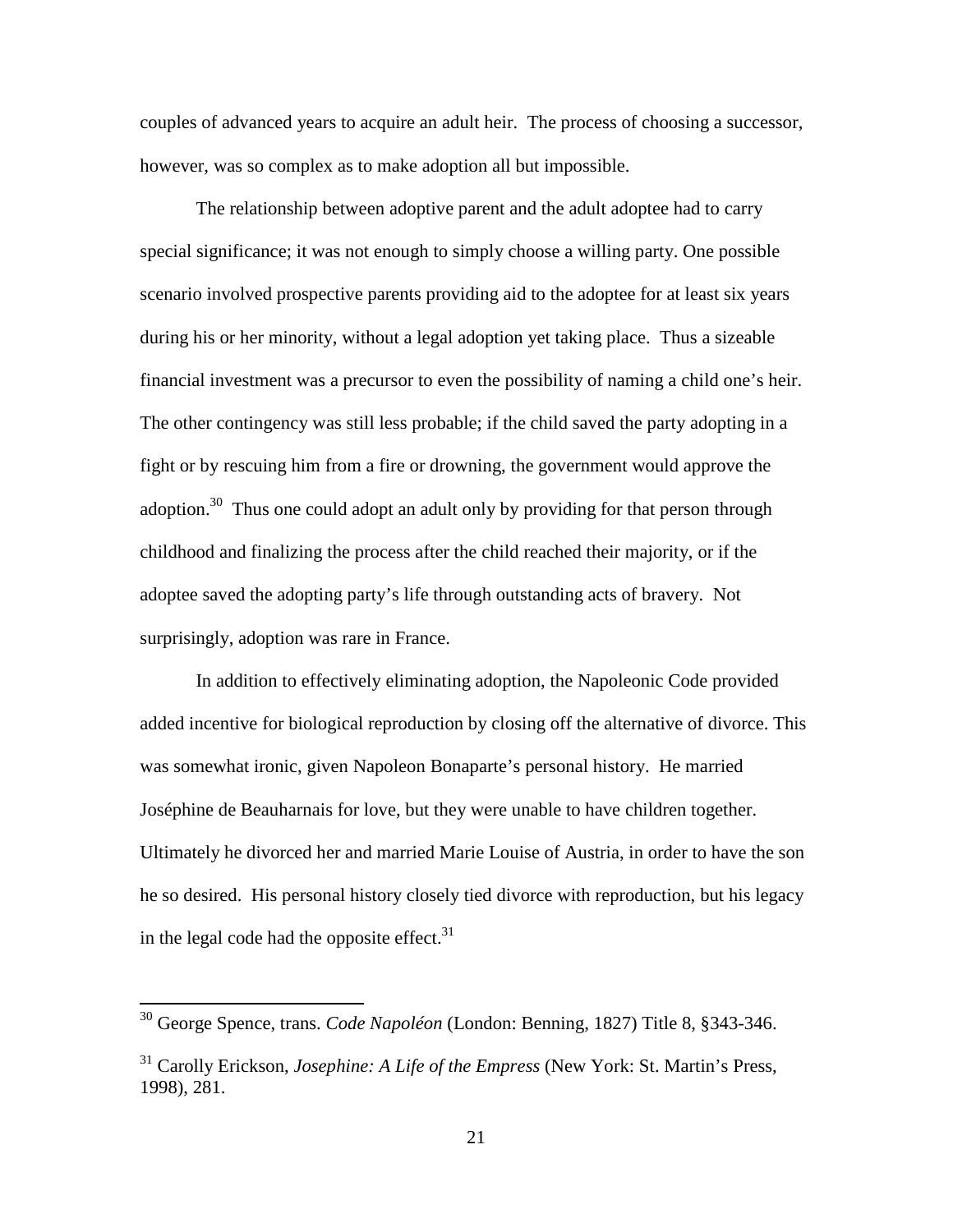couples of advanced years to acquire an adult heir. The process of choosing a successor, however, was so complex as to make adoption all but impossible.

The relationship between adoptive parent and the adult adoptee had to carry special significance; it was not enough to simply choose a willing party. One possible scenario involved prospective parents providing aid to the adoptee for at least six years during his or her minority, without a legal adoption yet taking place. Thus a sizeable financial investment was a precursor to even the possibility of naming a child one's heir. The other contingency was still less probable; if the child saved the party adopting in a fight or by rescuing him from a fire or drowning, the government would approve the adoption.[30] Thus one could adopt an adult only by providing for that person through childhood and finalizing the process after the child reached their majority, or if the adoptee saved the adopting party's life through outstanding acts of bravery. Not surprisingly, adoption was rare in France.

In addition to effectively eliminating adoption, the Napoleonic Code provided added incentive for biological reproduction by closing off the alternative of divorce. This was somewhat ironic, given Napoleon Bonaparte's personal history. He married Joséphine de Beauharnais for love, but they were unable to have children together. Ultimately he divorced her and married Marie Louise of Austria, in order to have the son he so desired. His personal history closely tied divorce with reproduction, but his legacy in the legal code had the opposite effect.[31]

---

[30] George Spence, trans. *Code Napoléon* (London: Benning, 1827) Title 8, §343-346.

[31] Carolly Erickson, *Josephine: A Life of the Empress* (New York: St. Martin's Press, 1998), 281.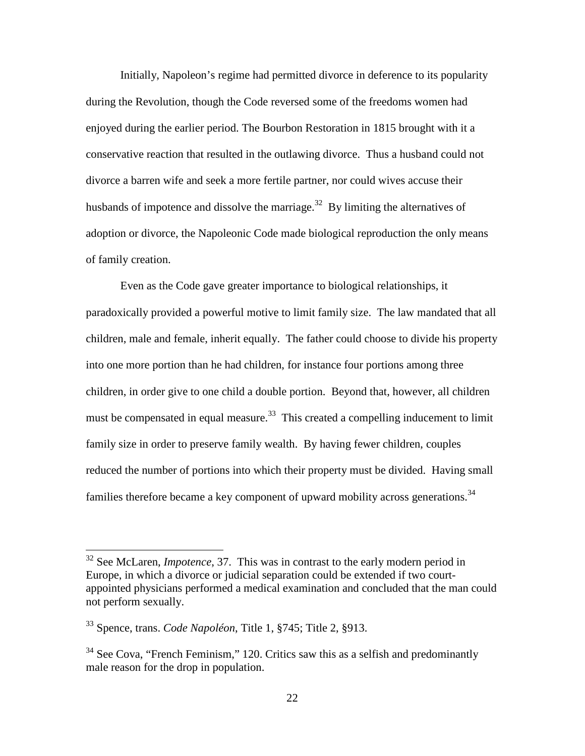Initially, Napoleon's regime had permitted divorce in deference to its popularity during the Revolution, though the Code reversed some of the freedoms women had enjoyed during the earlier period. The Bourbon Restoration in 1815 brought with it a conservative reaction that resulted in the outlawing divorce. Thus a husband could not divorce a barren wife and seek a more fertile partner, nor could wives accuse their husbands of impotence and dissolve the marriage.[32] By limiting the alternatives of adoption or divorce, the Napoleonic Code made biological reproduction the only means of family creation.

Even as the Code gave greater importance to biological relationships, it paradoxically provided a powerful motive to limit family size. The law mandated that all children, male and female, inherit equally. The father could choose to divide his property into one more portion than he had children, for instance four portions among three children, in order give to one child a double portion. Beyond that, however, all children must be compensated in equal measure.[33] This created a compelling inducement to limit family size in order to preserve family wealth. By having fewer children, couples reduced the number of portions into which their property must be divided. Having small families therefore became a key component of upward mobility across generations.[34]

---

[32] See McLaren, *Impotence*, 37. This was in contrast to the early modern period in Europe, in which a divorce or judicial separation could be extended if two court-appointed physicians performed a medical examination and concluded that the man could not perform sexually.

[33] Spence, trans. *Code Napoléon*, Title 1, §745; Title 2, §913.

[34] See Cova, "French Feminism," 120. Critics saw this as a selfish and predominantly male reason for the drop in population.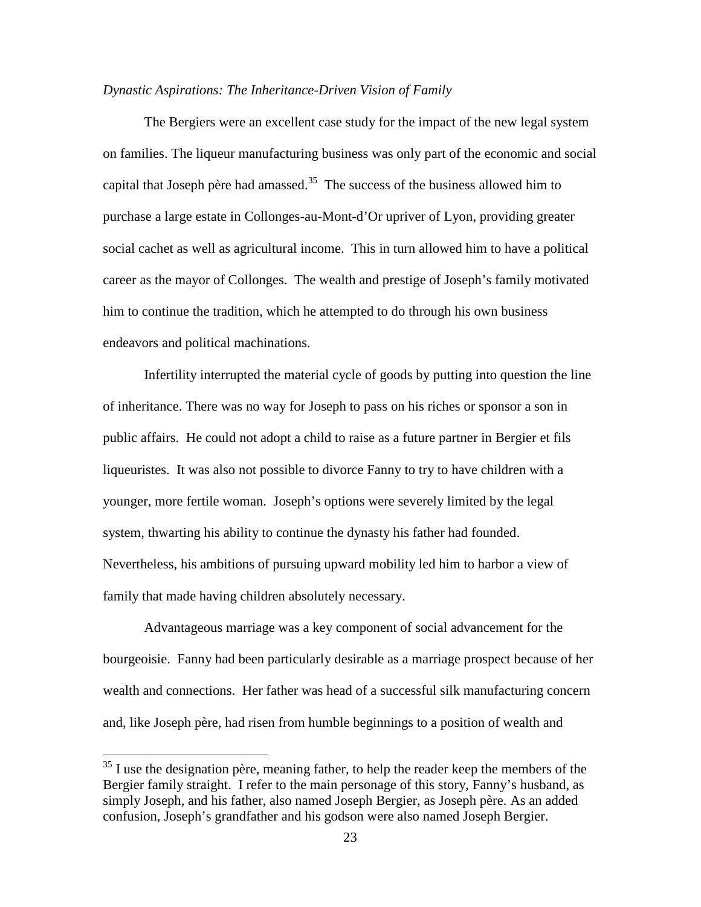*Dynastic Aspirations: The Inheritance-Driven Vision of Family*

The Bergiers were an excellent case study for the impact of the new legal system on families. The liqueur manufacturing business was only part of the economic and social capital that Joseph père had amassed.[35] The success of the business allowed him to purchase a large estate in Collonges-au-Mont-d'Or upriver of Lyon, providing greater social cachet as well as agricultural income. This in turn allowed him to have a political career as the mayor of Collonges. The wealth and prestige of Joseph's family motivated him to continue the tradition, which he attempted to do through his own business endeavors and political machinations.

Infertility interrupted the material cycle of goods by putting into question the line of inheritance. There was no way for Joseph to pass on his riches or sponsor a son in public affairs. He could not adopt a child to raise as a future partner in Bergier et fils liqueuristes. It was also not possible to divorce Fanny to try to have children with a younger, more fertile woman. Joseph's options were severely limited by the legal system, thwarting his ability to continue the dynasty his father had founded. Nevertheless, his ambitions of pursuing upward mobility led him to harbor a view of family that made having children absolutely necessary.

Advantageous marriage was a key component of social advancement for the bourgeoisie. Fanny had been particularly desirable as a marriage prospect because of her wealth and connections. Her father was head of a successful silk manufacturing concern and, like Joseph père, had risen from humble beginnings to a position of wealth and

[35] I use the designation père, meaning father, to help the reader keep the members of the Bergier family straight. I refer to the main personage of this story, Fanny's husband, as simply Joseph, and his father, also named Joseph Bergier, as Joseph père. As an added confusion, Joseph's grandfather and his godson were also named Joseph Bergier.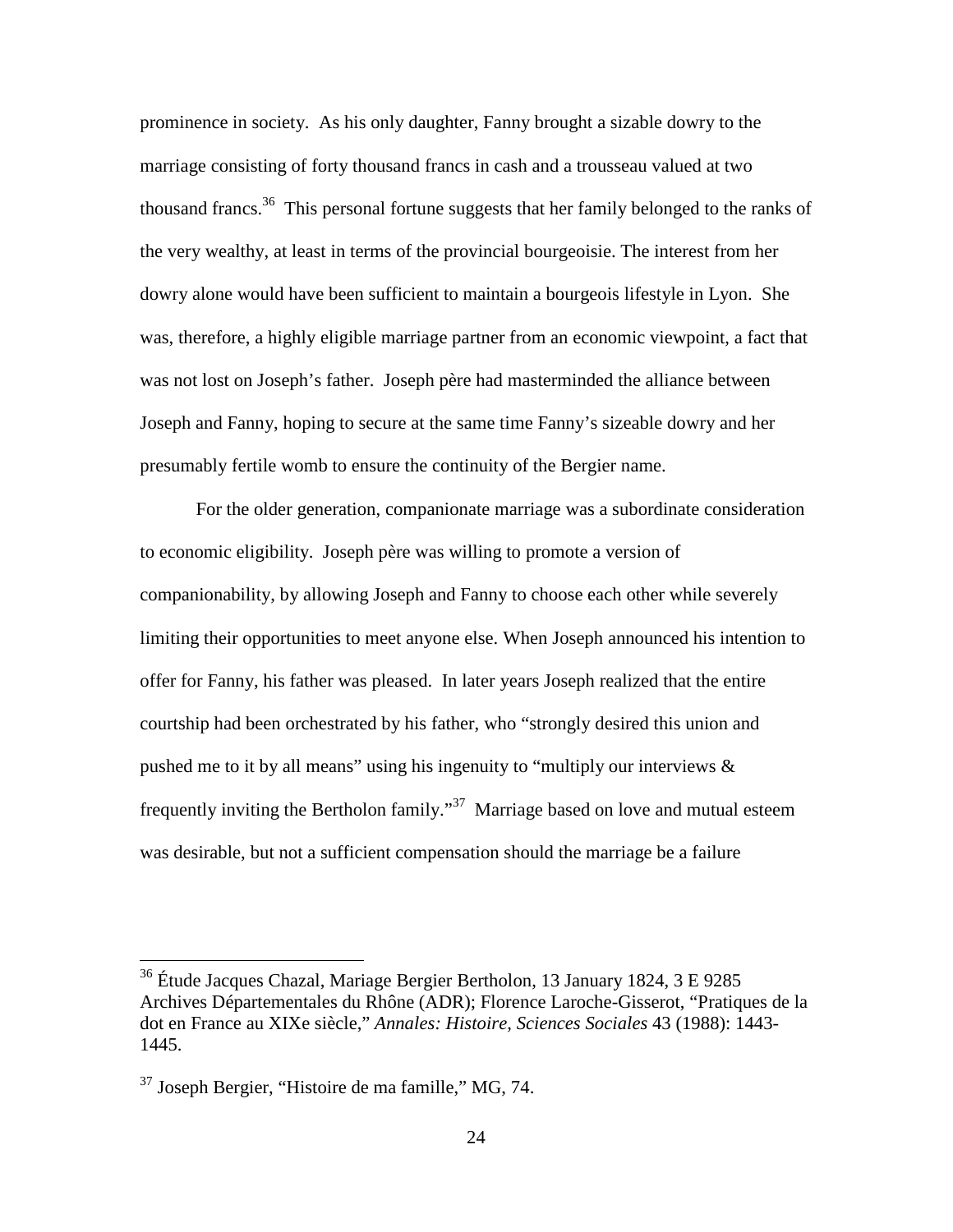prominence in society. As his only daughter, Fanny brought a sizable dowry to the marriage consisting of forty thousand francs in cash and a trousseau valued at two thousand francs.[36] This personal fortune suggests that her family belonged to the ranks of the very wealthy, at least in terms of the provincial bourgeoisie. The interest from her dowry alone would have been sufficient to maintain a bourgeois lifestyle in Lyon. She was, therefore, a highly eligible marriage partner from an economic viewpoint, a fact that was not lost on Joseph's father. Joseph père had masterminded the alliance between Joseph and Fanny, hoping to secure at the same time Fanny's sizeable dowry and her presumably fertile womb to ensure the continuity of the Bergier name.

For the older generation, companionate marriage was a subordinate consideration to economic eligibility. Joseph père was willing to promote a version of companionability, by allowing Joseph and Fanny to choose each other while severely limiting their opportunities to meet anyone else. When Joseph announced his intention to offer for Fanny, his father was pleased. In later years Joseph realized that the entire courtship had been orchestrated by his father, who "strongly desired this union and pushed me to it by all means" using his ingenuity to "multiply our interviews & frequently inviting the Bertholon family."[37] Marriage based on love and mutual esteem was desirable, but not a sufficient compensation should the marriage be a failure

---

[36] Étude Jacques Chazal, Mariage Bergier Bertholon, 13 January 1824, 3 E 9285 Archives Départementales du Rhône (ADR); Florence Laroche-Gisserot, "Pratiques de la dot en France au XIXe siècle," *Annales: Histoire, Sciences Sociales* 43 (1988): 1443-1445.

[37] Joseph Bergier, "Histoire de ma famille," MG, 74.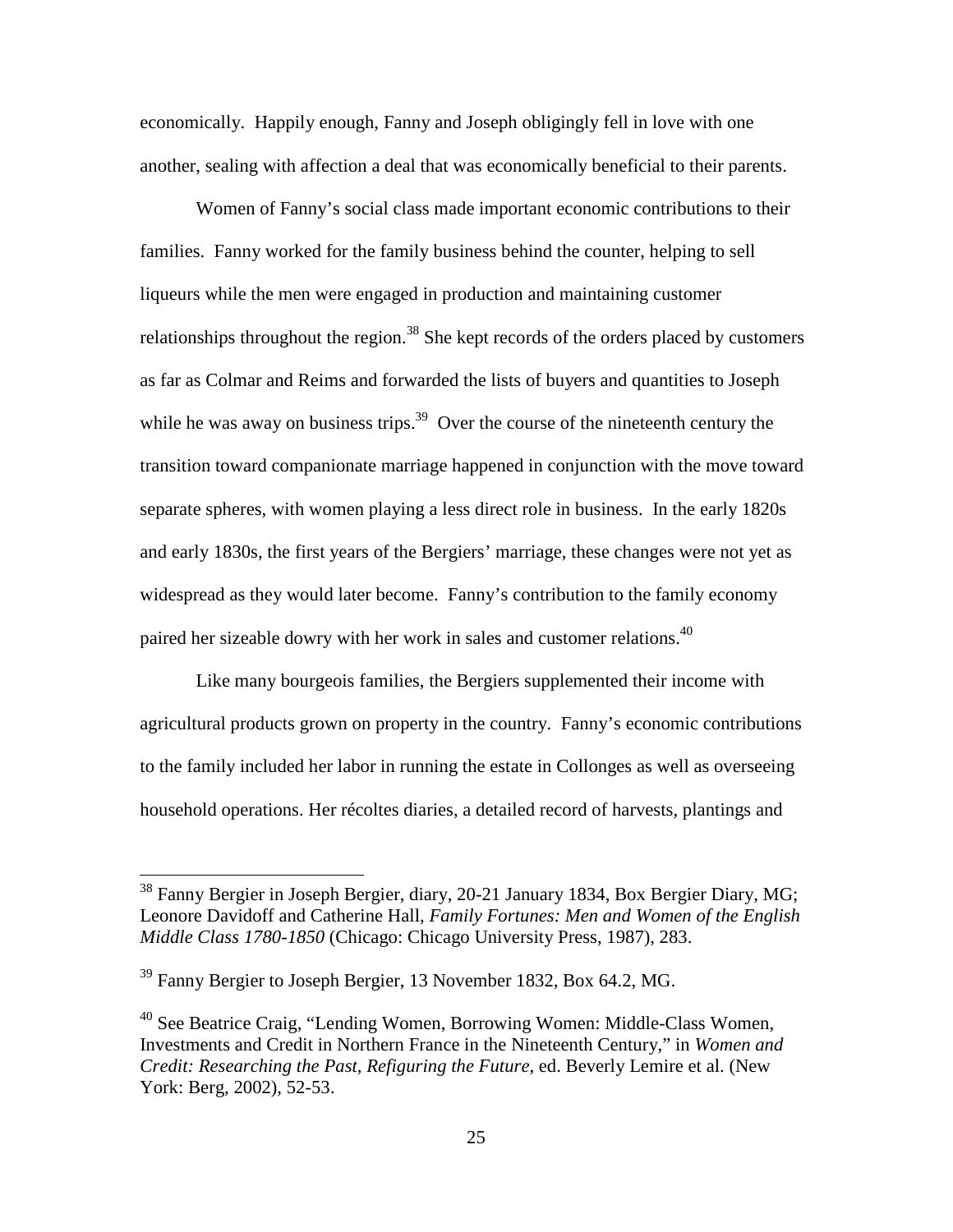economically. Happily enough, Fanny and Joseph obligingly fell in love with one another, sealing with affection a deal that was economically beneficial to their parents.

Women of Fanny's social class made important economic contributions to their families. Fanny worked for the family business behind the counter, helping to sell liqueurs while the men were engaged in production and maintaining customer relationships throughout the region.[38] She kept records of the orders placed by customers as far as Colmar and Reims and forwarded the lists of buyers and quantities to Joseph while he was away on business trips.[39] Over the course of the nineteenth century the transition toward companionate marriage happened in conjunction with the move toward separate spheres, with women playing a less direct role in business. In the early 1820s and early 1830s, the first years of the Bergiers' marriage, these changes were not yet as widespread as they would later become. Fanny's contribution to the family economy paired her sizeable dowry with her work in sales and customer relations.[40]

Like many bourgeois families, the Bergiers supplemented their income with agricultural products grown on property in the country. Fanny's economic contributions to the family included her labor in running the estate in Collonges as well as overseeing household operations. Her récoltes diaries, a detailed record of harvests, plantings and

---

[38] Fanny Bergier in Joseph Bergier, diary, 20-21 January 1834, Box Bergier Diary, MG; Leonore Davidoff and Catherine Hall, *Family Fortunes: Men and Women of the English Middle Class 1780-1850* (Chicago: Chicago University Press, 1987), 283.

[39] Fanny Bergier to Joseph Bergier, 13 November 1832, Box 64.2, MG.

[40] See Beatrice Craig, "Lending Women, Borrowing Women: Middle-Class Women, Investments and Credit in Northern France in the Nineteenth Century," in *Women and Credit: Researching the Past, Refiguring the Future*, ed. Beverly Lemire et al. (New York: Berg, 2002), 52-53.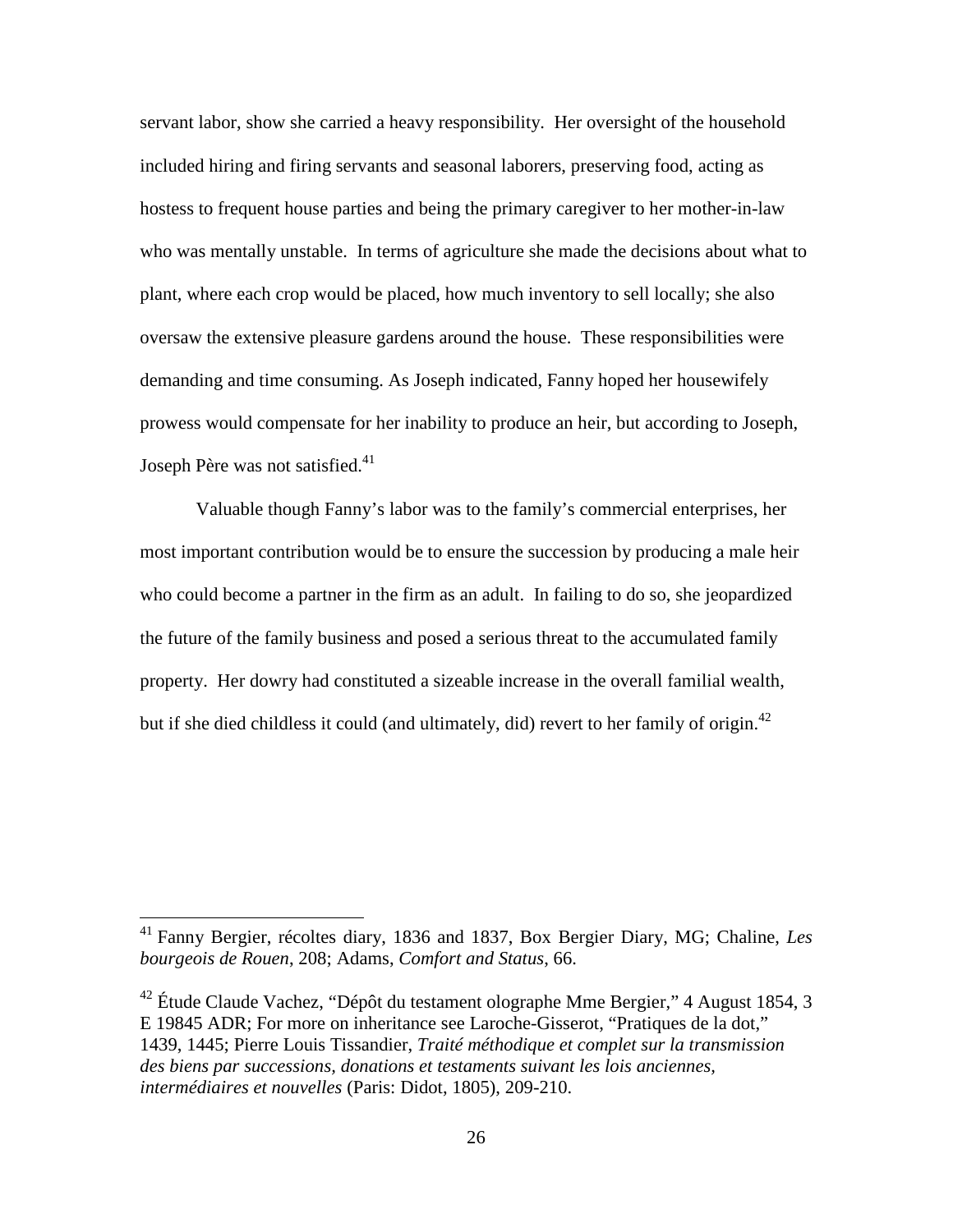servant labor, show she carried a heavy responsibility. Her oversight of the household included hiring and firing servants and seasonal laborers, preserving food, acting as hostess to frequent house parties and being the primary caregiver to her mother-in-law who was mentally unstable. In terms of agriculture she made the decisions about what to plant, where each crop would be placed, how much inventory to sell locally; she also oversaw the extensive pleasure gardens around the house. These responsibilities were demanding and time consuming. As Joseph indicated, Fanny hoped her housewifely prowess would compensate for her inability to produce an heir, but according to Joseph, Joseph Père was not satisfied.[41]

Valuable though Fanny's labor was to the family's commercial enterprises, her most important contribution would be to ensure the succession by producing a male heir who could become a partner in the firm as an adult. In failing to do so, she jeopardized the future of the family business and posed a serious threat to the accumulated family property. Her dowry had constituted a sizeable increase in the overall familial wealth, but if she died childless it could (and ultimately, did) revert to her family of origin.[42]

---

[41] Fanny Bergier, récoltes diary, 1836 and 1837, Box Bergier Diary, MG; Chaline, *Les bourgeois de Rouen*, 208; Adams, *Comfort and Status*, 66.

[42] Étude Claude Vachez, "Dépôt du testament olographe Mme Bergier," 4 August 1854, 3 E 19845 ADR; For more on inheritance see Laroche-Gisserot, "Pratiques de la dot," 1439, 1445; Pierre Louis Tissandier, *Traité méthodique et complet sur la transmission des biens par successions, donations et testaments suivant les lois anciennes, intermédiaires et nouvelles* (Paris: Didot, 1805), 209-210.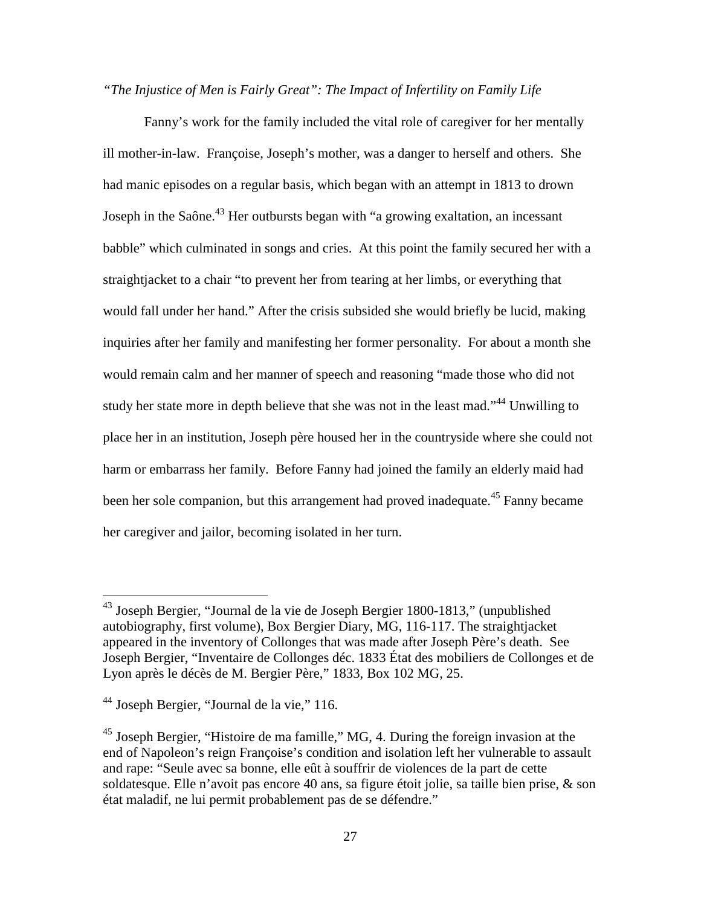*"The Injustice of Men is Fairly Great": The Impact of Infertility on Family Life*

Fanny's work for the family included the vital role of caregiver for her mentally ill mother-in-law. Françoise, Joseph's mother, was a danger to herself and others. She had manic episodes on a regular basis, which began with an attempt in 1813 to drown Joseph in the Saône.[43] Her outbursts began with "a growing exaltation, an incessant babble" which culminated in songs and cries. At this point the family secured her with a straightjacket to a chair "to prevent her from tearing at her limbs, or everything that would fall under her hand." After the crisis subsided she would briefly be lucid, making inquiries after her family and manifesting her former personality. For about a month she would remain calm and her manner of speech and reasoning "made those who did not study her state more in depth believe that she was not in the least mad."[44] Unwilling to place her in an institution, Joseph père housed her in the countryside where she could not harm or embarrass her family. Before Fanny had joined the family an elderly maid had been her sole companion, but this arrangement had proved inadequate.[45] Fanny became her caregiver and jailor, becoming isolated in her turn.

---

[43] Joseph Bergier, "Journal de la vie de Joseph Bergier 1800-1813," (unpublished autobiography, first volume), Box Bergier Diary, MG, 116-117. The straightjacket appeared in the inventory of Collonges that was made after Joseph Père's death. See Joseph Bergier, "Inventaire de Collonges déc. 1833 État des mobiliers de Collonges et de Lyon après le décès de M. Bergier Père," 1833, Box 102 MG, 25.

[44] Joseph Bergier, "Journal de la vie," 116.

[45] Joseph Bergier, "Histoire de ma famille," MG, 4. During the foreign invasion at the end of Napoleon's reign Françoise's condition and isolation left her vulnerable to assault and rape: "Seule avec sa bonne, elle eût à souffrir de violences de la part de cette soldatesque. Elle n'avoit pas encore 40 ans, sa figure étoit jolie, sa taille bien prise, & son état maladif, ne lui permit probablement pas de se défendre."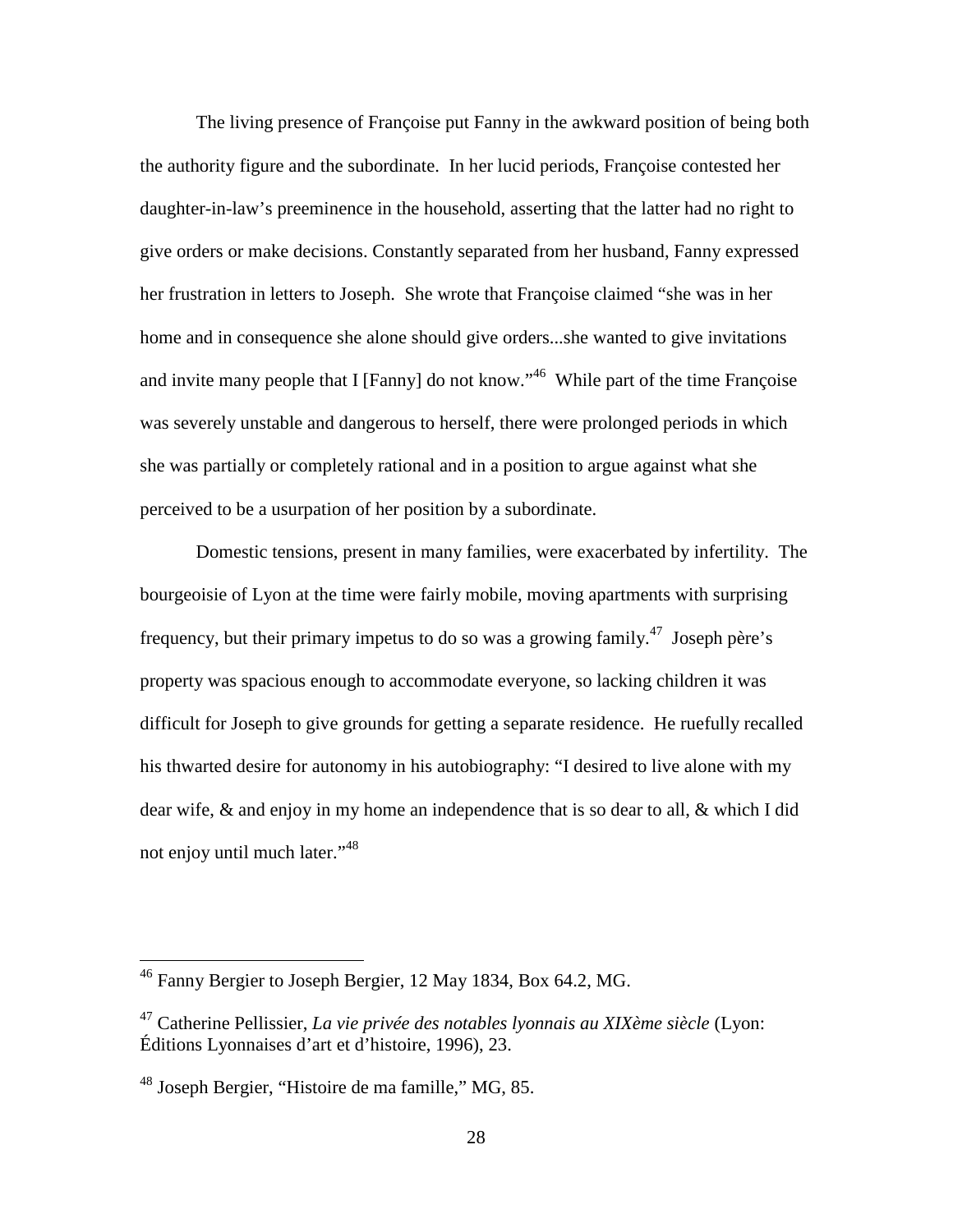The living presence of Françoise put Fanny in the awkward position of being both the authority figure and the subordinate. In her lucid periods, Françoise contested her daughter-in-law's preeminence in the household, asserting that the latter had no right to give orders or make decisions. Constantly separated from her husband, Fanny expressed her frustration in letters to Joseph. She wrote that Françoise claimed "she was in her home and in consequence she alone should give orders...she wanted to give invitations and invite many people that I [Fanny] do not know."[46] While part of the time Françoise was severely unstable and dangerous to herself, there were prolonged periods in which she was partially or completely rational and in a position to argue against what she perceived to be a usurpation of her position by a subordinate.

Domestic tensions, present in many families, were exacerbated by infertility. The bourgeoisie of Lyon at the time were fairly mobile, moving apartments with surprising frequency, but their primary impetus to do so was a growing family.[47] Joseph père's property was spacious enough to accommodate everyone, so lacking children it was difficult for Joseph to give grounds for getting a separate residence. He ruefully recalled his thwarted desire for autonomy in his autobiography: "I desired to live alone with my dear wife, & and enjoy in my home an independence that is so dear to all, & which I did not enjoy until much later."[48]

---

[46] Fanny Bergier to Joseph Bergier, 12 May 1834, Box 64.2, MG.

[47] Catherine Pellissier, *La vie privée des notables lyonnais au XIXème siècle* (Lyon: Éditions Lyonnaises d'art et d'histoire, 1996), 23.

[48] Joseph Bergier, "Histoire de ma famille," MG, 85.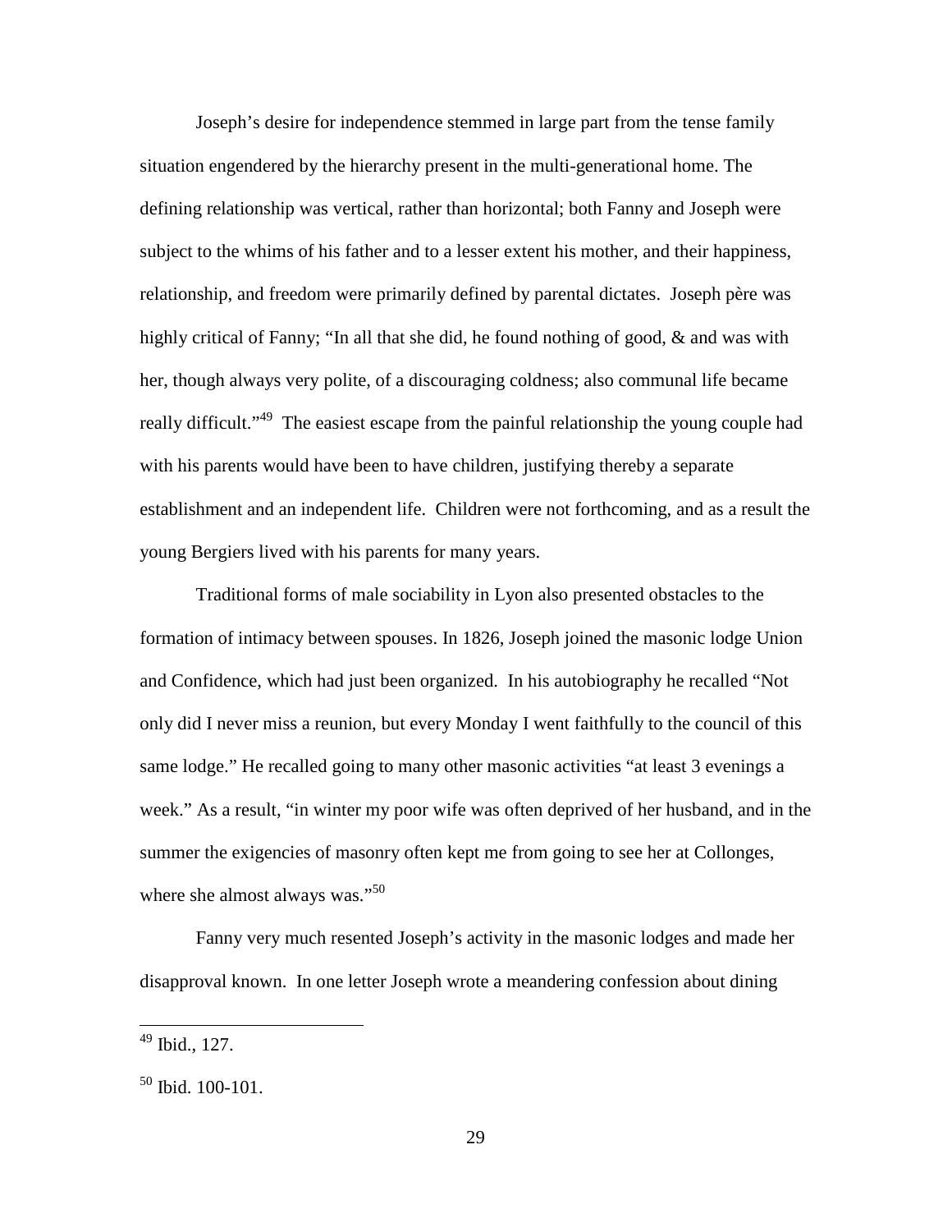Joseph's desire for independence stemmed in large part from the tense family situation engendered by the hierarchy present in the multi-generational home. The defining relationship was vertical, rather than horizontal; both Fanny and Joseph were subject to the whims of his father and to a lesser extent his mother, and their happiness, relationship, and freedom were primarily defined by parental dictates. Joseph père was highly critical of Fanny; "In all that she did, he found nothing of good, & and was with her, though always very polite, of a discouraging coldness; also communal life became really difficult."[49] The easiest escape from the painful relationship the young couple had with his parents would have been to have children, justifying thereby a separate establishment and an independent life. Children were not forthcoming, and as a result the young Bergiers lived with his parents for many years.

Traditional forms of male sociability in Lyon also presented obstacles to the formation of intimacy between spouses. In 1826, Joseph joined the masonic lodge Union and Confidence, which had just been organized. In his autobiography he recalled "Not only did I never miss a reunion, but every Monday I went faithfully to the council of this same lodge." He recalled going to many other masonic activities "at least 3 evenings a week." As a result, "in winter my poor wife was often deprived of her husband, and in the summer the exigencies of masonry often kept me from going to see her at Collonges, where she almost always was."[50]

Fanny very much resented Joseph's activity in the masonic lodges and made her disapproval known. In one letter Joseph wrote a meandering confession about dining

---

[49] Ibid., 127.

[50] Ibid. 100-101.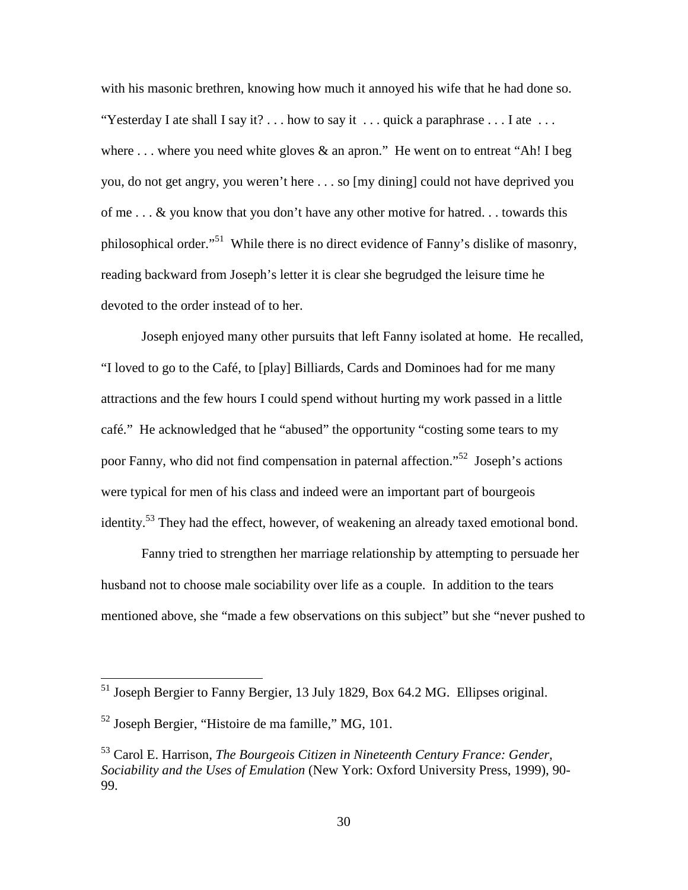with his masonic brethren, knowing how much it annoyed his wife that he had done so. "Yesterday I ate shall I say it? . . . how to say it . . . quick a paraphrase . . . I ate . . . where . . . where you need white gloves & an apron." He went on to entreat "Ah! I beg you, do not get angry, you weren't here . . . so [my dining] could not have deprived you of me . . . & you know that you don't have any other motive for hatred. . . towards this philosophical order."[51] While there is no direct evidence of Fanny's dislike of masonry, reading backward from Joseph's letter it is clear she begrudged the leisure time he devoted to the order instead of to her.

Joseph enjoyed many other pursuits that left Fanny isolated at home. He recalled, "I loved to go to the Café, to [play] Billiards, Cards and Dominoes had for me many attractions and the few hours I could spend without hurting my work passed in a little café." He acknowledged that he "abused" the opportunity "costing some tears to my poor Fanny, who did not find compensation in paternal affection."[52] Joseph's actions were typical for men of his class and indeed were an important part of bourgeois identity.[53] They had the effect, however, of weakening an already taxed emotional bond.

Fanny tried to strengthen her marriage relationship by attempting to persuade her husband not to choose male sociability over life as a couple. In addition to the tears mentioned above, she "made a few observations on this subject" but she "never pushed to

---

[51] Joseph Bergier to Fanny Bergier, 13 July 1829, Box 64.2 MG. Ellipses original.

[52] Joseph Bergier, "Histoire de ma famille," MG, 101.

[53] Carol E. Harrison, *The Bourgeois Citizen in Nineteenth Century France: Gender, Sociability and the Uses of Emulation* (New York: Oxford University Press, 1999), 90-99.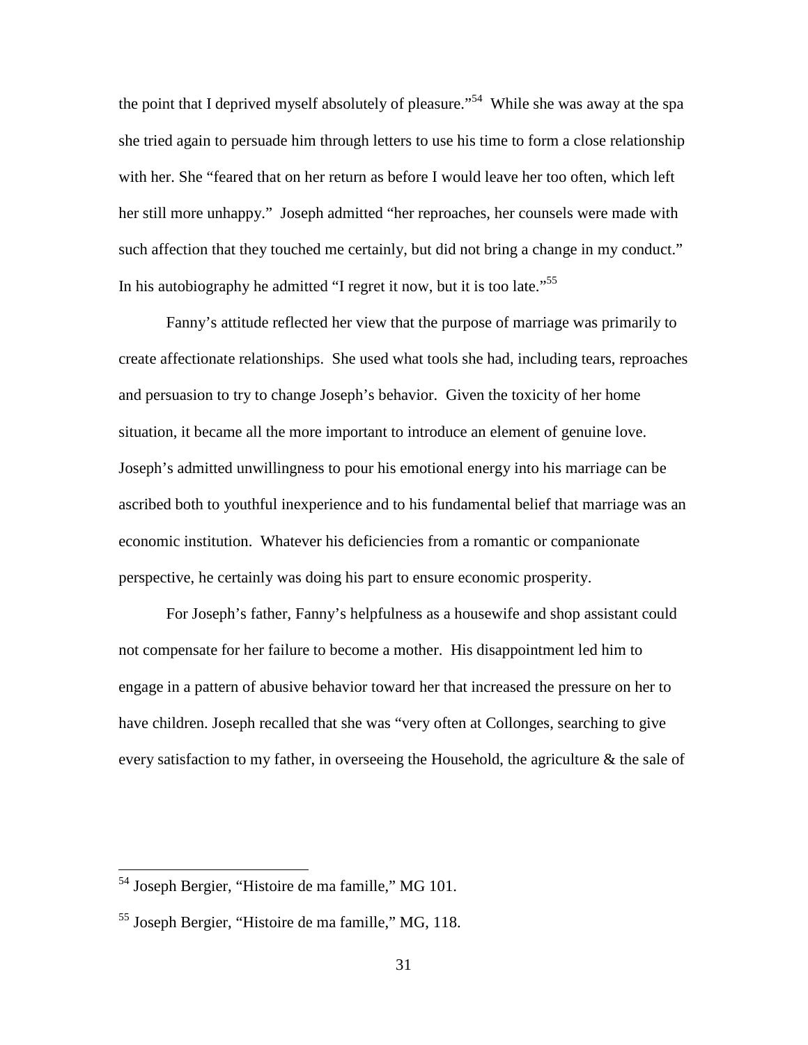the point that I deprived myself absolutely of pleasure."[54] While she was away at the spa she tried again to persuade him through letters to use his time to form a close relationship with her. She "feared that on her return as before I would leave her too often, which left her still more unhappy." Joseph admitted "her reproaches, her counsels were made with such affection that they touched me certainly, but did not bring a change in my conduct." In his autobiography he admitted "I regret it now, but it is too late."[55]

Fanny's attitude reflected her view that the purpose of marriage was primarily to create affectionate relationships. She used what tools she had, including tears, reproaches and persuasion to try to change Joseph's behavior. Given the toxicity of her home situation, it became all the more important to introduce an element of genuine love. Joseph's admitted unwillingness to pour his emotional energy into his marriage can be ascribed both to youthful inexperience and to his fundamental belief that marriage was an economic institution. Whatever his deficiencies from a romantic or companionate perspective, he certainly was doing his part to ensure economic prosperity.

For Joseph's father, Fanny's helpfulness as a housewife and shop assistant could not compensate for her failure to become a mother. His disappointment led him to engage in a pattern of abusive behavior toward her that increased the pressure on her to have children. Joseph recalled that she was "very often at Collonges, searching to give every satisfaction to my father, in overseeing the Household, the agriculture & the sale of

---

[54] Joseph Bergier, "Histoire de ma famille," MG 101.

[55] Joseph Bergier, "Histoire de ma famille," MG, 118.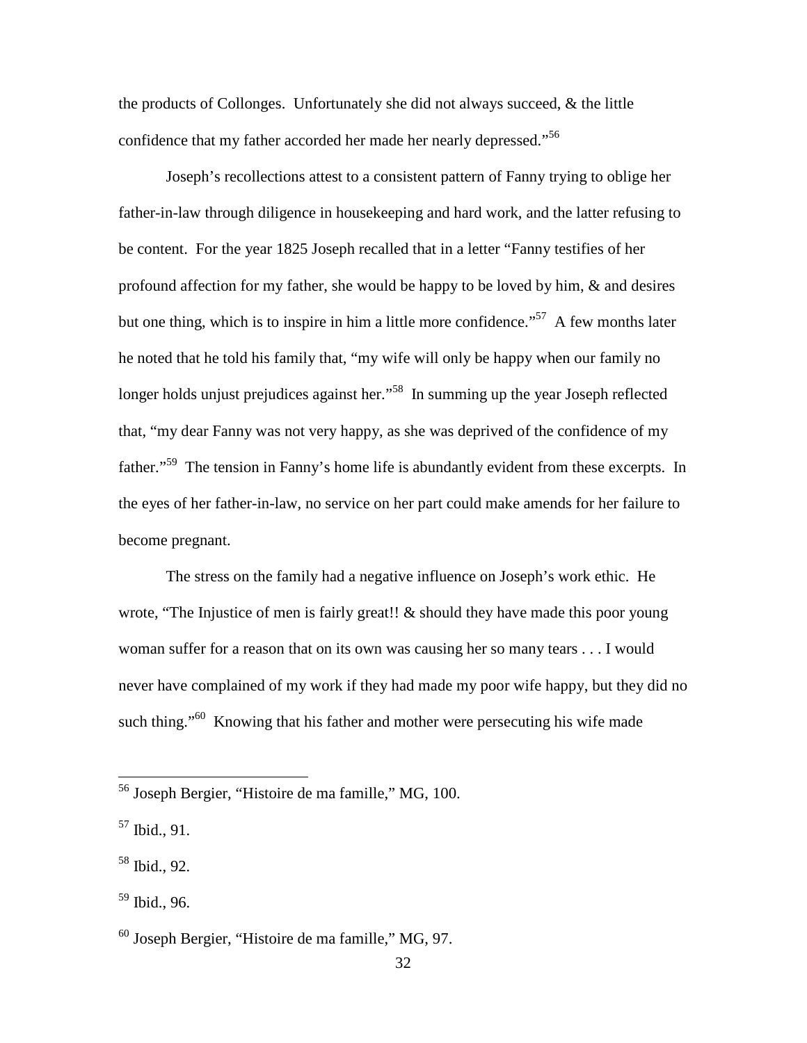the products of Collonges. Unfortunately she did not always succeed, & the little confidence that my father accorded her made her nearly depressed."[56]

Joseph's recollections attest to a consistent pattern of Fanny trying to oblige her father-in-law through diligence in housekeeping and hard work, and the latter refusing to be content. For the year 1825 Joseph recalled that in a letter "Fanny testifies of her profound affection for my father, she would be happy to be loved by him, & and desires but one thing, which is to inspire in him a little more confidence."[57] A few months later he noted that he told his family that, "my wife will only be happy when our family no longer holds unjust prejudices against her."[58] In summing up the year Joseph reflected that, "my dear Fanny was not very happy, as she was deprived of the confidence of my father."[59] The tension in Fanny's home life is abundantly evident from these excerpts. In the eyes of her father-in-law, no service on her part could make amends for her failure to become pregnant.

The stress on the family had a negative influence on Joseph's work ethic. He wrote, "The Injustice of men is fairly great!! & should they have made this poor young woman suffer for a reason that on its own was causing her so many tears . . . I would never have complained of my work if they had made my poor wife happy, but they did no such thing."[60] Knowing that his father and mother were persecuting his wife made

---

[56] Joseph Bergier, "Histoire de ma famille," MG, 100.

[57] Ibid., 91.

[58] Ibid., 92.

[59] Ibid., 96.

[60] Joseph Bergier, "Histoire de ma famille," MG, 97.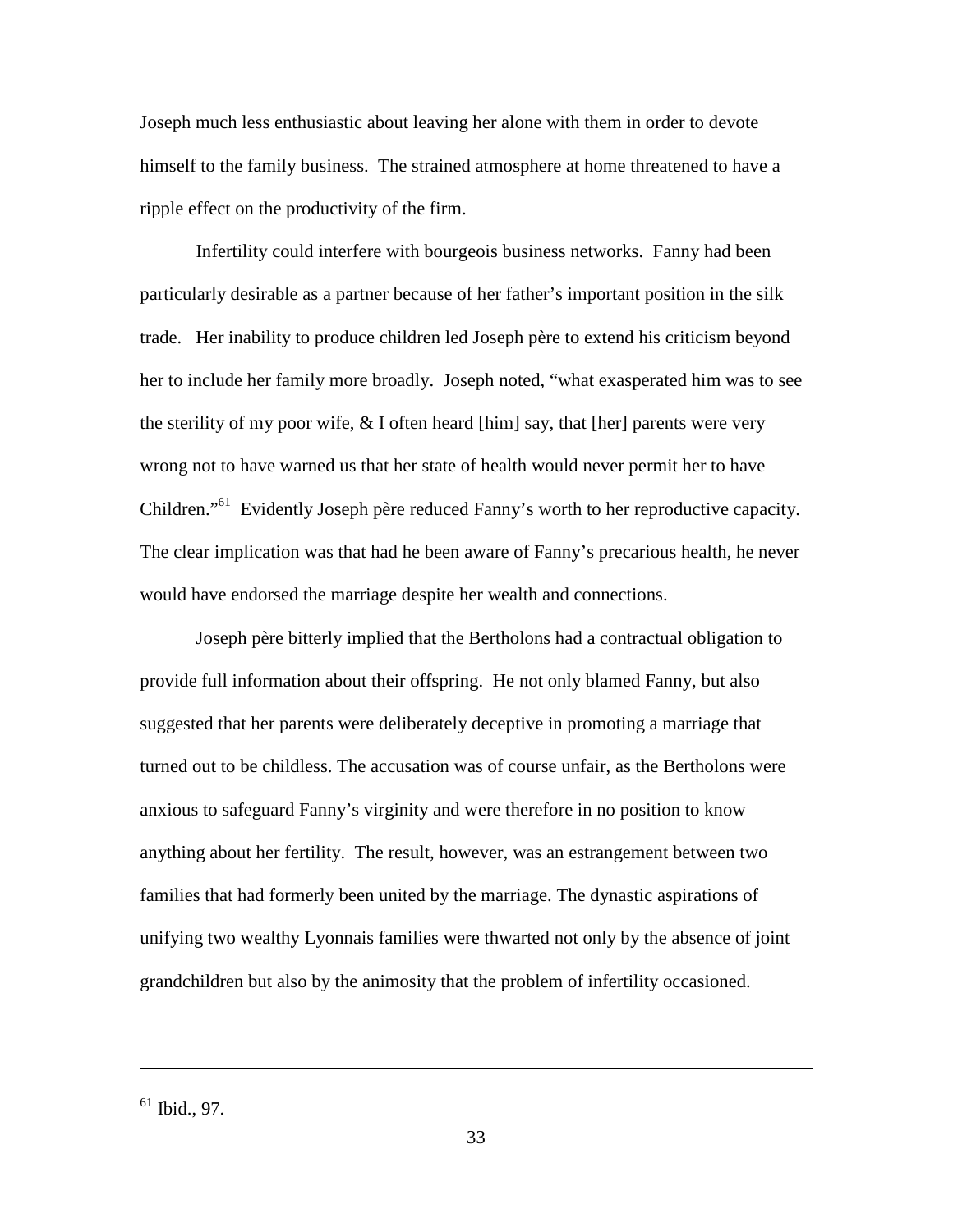Joseph much less enthusiastic about leaving her alone with them in order to devote himself to the family business. The strained atmosphere at home threatened to have a ripple effect on the productivity of the firm.

Infertility could interfere with bourgeois business networks. Fanny had been particularly desirable as a partner because of her father's important position in the silk trade. Her inability to produce children led Joseph père to extend his criticism beyond her to include her family more broadly. Joseph noted, "what exasperated him was to see the sterility of my poor wife, & I often heard [him] say, that [her] parents were very wrong not to have warned us that her state of health would never permit her to have Children."[61] Evidently Joseph père reduced Fanny's worth to her reproductive capacity. The clear implication was that had he been aware of Fanny's precarious health, he never would have endorsed the marriage despite her wealth and connections.

Joseph père bitterly implied that the Bertholons had a contractual obligation to provide full information about their offspring. He not only blamed Fanny, but also suggested that her parents were deliberately deceptive in promoting a marriage that turned out to be childless. The accusation was of course unfair, as the Bertholons were anxious to safeguard Fanny's virginity and were therefore in no position to know anything about her fertility. The result, however, was an estrangement between two families that had formerly been united by the marriage. The dynastic aspirations of unifying two wealthy Lyonnais families were thwarted not only by the absence of joint grandchildren but also by the animosity that the problem of infertility occasioned.

---

[61] Ibid., 97.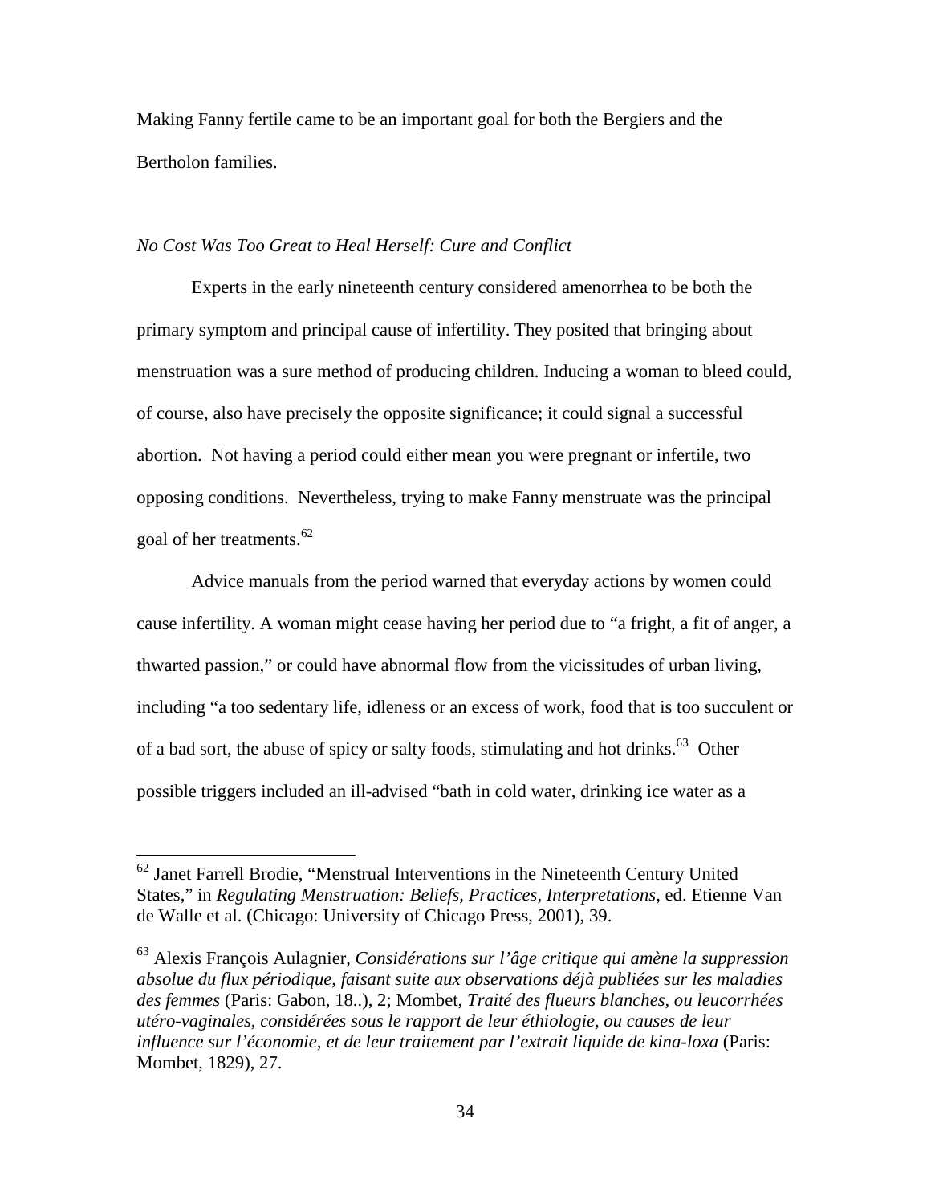Making Fanny fertile came to be an important goal for both the Bergiers and the Bertholon families.

*No Cost Was Too Great to Heal Herself: Cure and Conflict*

Experts in the early nineteenth century considered amenorrhea to be both the primary symptom and principal cause of infertility. They posited that bringing about menstruation was a sure method of producing children. Inducing a woman to bleed could, of course, also have precisely the opposite significance; it could signal a successful abortion. Not having a period could either mean you were pregnant or infertile, two opposing conditions. Nevertheless, trying to make Fanny menstruate was the principal goal of her treatments.[62]

Advice manuals from the period warned that everyday actions by women could cause infertility. A woman might cease having her period due to "a fright, a fit of anger, a thwarted passion," or could have abnormal flow from the vicissitudes of urban living, including "a too sedentary life, idleness or an excess of work, food that is too succulent or of a bad sort, the abuse of spicy or salty foods, stimulating and hot drinks.[63] Other possible triggers included an ill-advised "bath in cold water, drinking ice water as a

---

[62] Janet Farrell Brodie, "Menstrual Interventions in the Nineteenth Century United States," in *Regulating Menstruation: Beliefs, Practices, Interpretations*, ed. Etienne Van de Walle et al. (Chicago: University of Chicago Press, 2001), 39.

[63] Alexis François Aulagnier, *Considérations sur l'âge critique qui amène la suppression absolue du flux périodique, faisant suite aux observations déjà publiées sur les maladies des femmes* (Paris: Gabon, 18..), 2; Mombet, *Traité des flueurs blanches, ou leucorrhées utéro-vaginales, considérées sous le rapport de leur éthiologie, ou causes de leur influence sur l'économie, et de leur traitement par l'extrait liquide de kina-loxa* (Paris: Mombet, 1829), 27.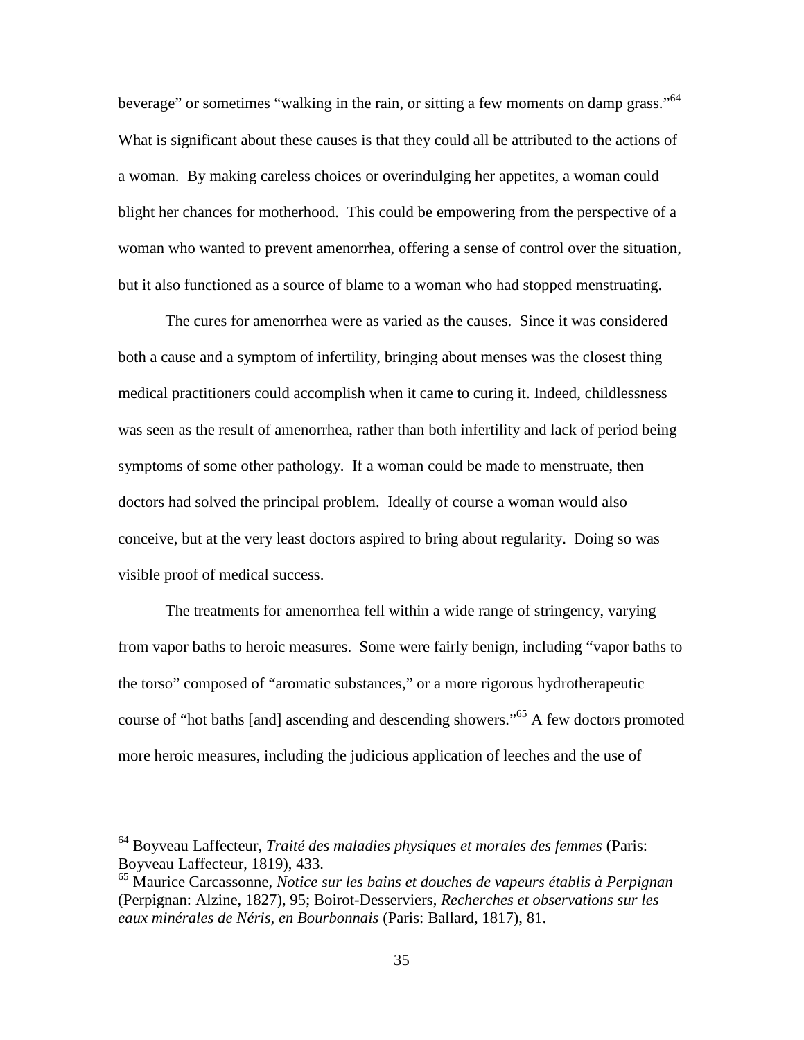beverage" or sometimes "walking in the rain, or sitting a few moments on damp grass."[64] What is significant about these causes is that they could all be attributed to the actions of a woman. By making careless choices or overindulging her appetites, a woman could blight her chances for motherhood. This could be empowering from the perspective of a woman who wanted to prevent amenorrhea, offering a sense of control over the situation, but it also functioned as a source of blame to a woman who had stopped menstruating.

The cures for amenorrhea were as varied as the causes. Since it was considered both a cause and a symptom of infertility, bringing about menses was the closest thing medical practitioners could accomplish when it came to curing it. Indeed, childlessness was seen as the result of amenorrhea, rather than both infertility and lack of period being symptoms of some other pathology. If a woman could be made to menstruate, then doctors had solved the principal problem. Ideally of course a woman would also conceive, but at the very least doctors aspired to bring about regularity. Doing so was visible proof of medical success.

The treatments for amenorrhea fell within a wide range of stringency, varying from vapor baths to heroic measures. Some were fairly benign, including "vapor baths to the torso" composed of "aromatic substances," or a more rigorous hydrotherapeutic course of "hot baths [and] ascending and descending showers."[65] A few doctors promoted more heroic measures, including the judicious application of leeches and the use of

---

[64] Boyveau Laffecteur, *Traité des maladies physiques et morales des femmes* (Paris: Boyveau Laffecteur, 1819), 433.

[65] Maurice Carcassonne, *Notice sur les bains et douches de vapeurs établis à Perpignan* (Perpignan: Alzine, 1827), 95; Boirot-Desserviers, *Recherches et observations sur les eaux minérales de Néris, en Bourbonnais* (Paris: Ballard, 1817), 81.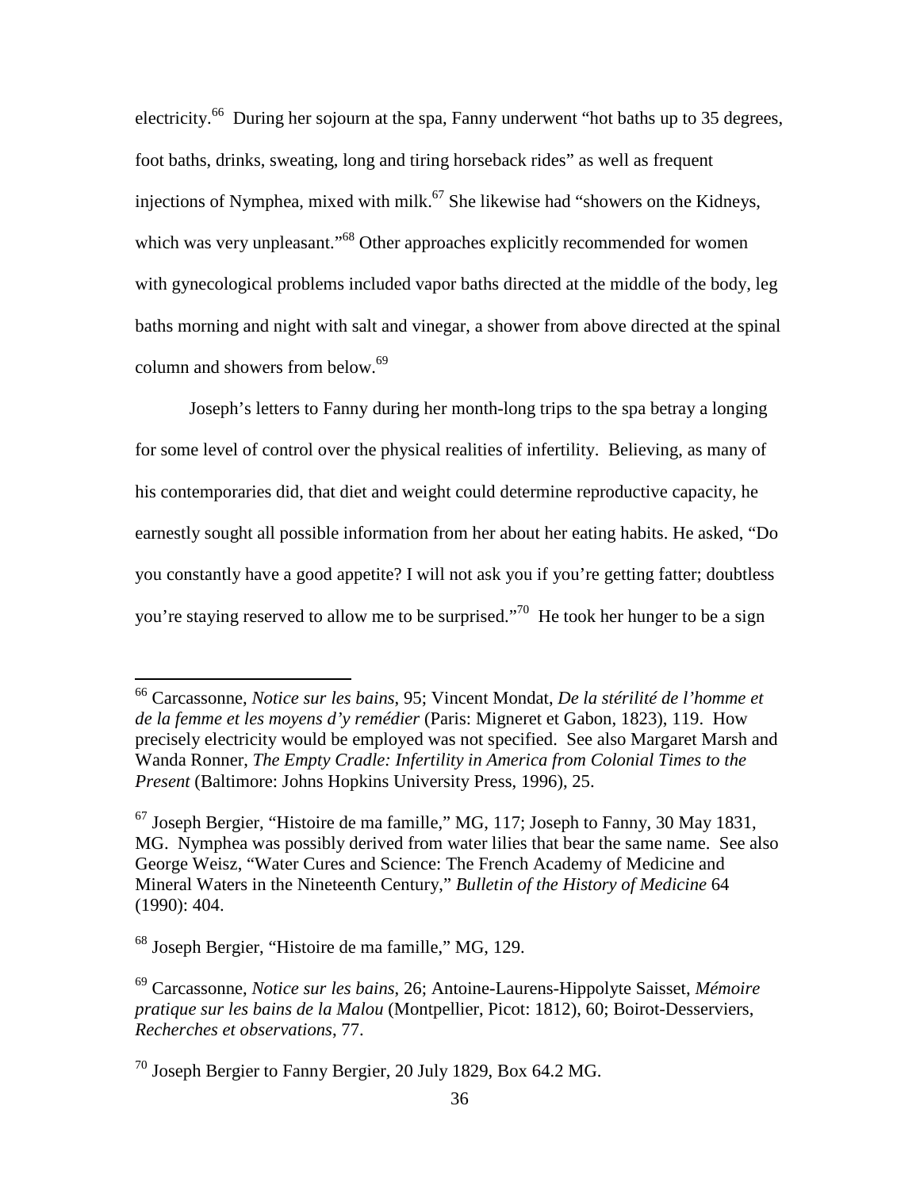electricity.[66] During her sojourn at the spa, Fanny underwent "hot baths up to 35 degrees, foot baths, drinks, sweating, long and tiring horseback rides" as well as frequent injections of Nymphea, mixed with milk.[67] She likewise had "showers on the Kidneys, which was very unpleasant."[68] Other approaches explicitly recommended for women with gynecological problems included vapor baths directed at the middle of the body, leg baths morning and night with salt and vinegar, a shower from above directed at the spinal column and showers from below.[69]

Joseph's letters to Fanny during her month-long trips to the spa betray a longing for some level of control over the physical realities of infertility. Believing, as many of his contemporaries did, that diet and weight could determine reproductive capacity, he earnestly sought all possible information from her about her eating habits. He asked, "Do you constantly have a good appetite? I will not ask you if you're getting fatter; doubtless you're staying reserved to allow me to be surprised."[70] He took her hunger to be a sign

---

[66] Carcassonne, *Notice sur les bains*, 95; Vincent Mondat, *De la stérilité de l'homme et de la femme et les moyens d'y remédier* (Paris: Migneret et Gabon, 1823), 119. How precisely electricity would be employed was not specified. See also Margaret Marsh and Wanda Ronner, *The Empty Cradle: Infertility in America from Colonial Times to the Present* (Baltimore: Johns Hopkins University Press, 1996), 25.

[67] Joseph Bergier, "Histoire de ma famille," MG, 117; Joseph to Fanny, 30 May 1831, MG. Nymphea was possibly derived from water lilies that bear the same name. See also George Weisz, "Water Cures and Science: The French Academy of Medicine and Mineral Waters in the Nineteenth Century," *Bulletin of the History of Medicine* 64 (1990): 404.

[68] Joseph Bergier, "Histoire de ma famille," MG, 129.

[69] Carcassonne, *Notice sur les bains*, 26; Antoine-Laurens-Hippolyte Saisset, *Mémoire pratique sur les bains de la Malou* (Montpellier, Picot: 1812), 60; Boirot-Desserviers, *Recherches et observations*, 77.

[70] Joseph Bergier to Fanny Bergier, 20 July 1829, Box 64.2 MG.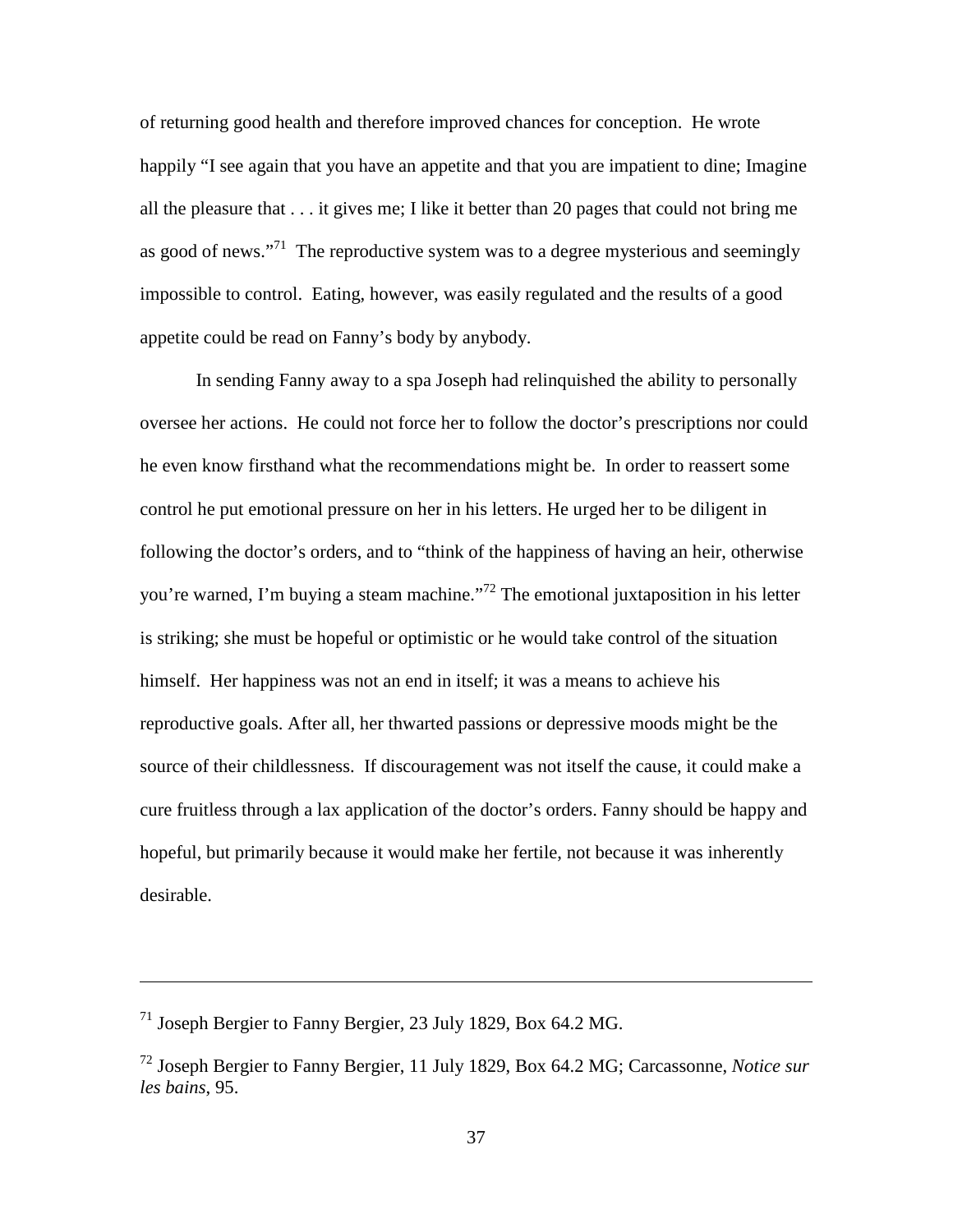of returning good health and therefore improved chances for conception. He wrote happily "I see again that you have an appetite and that you are impatient to dine; Imagine all the pleasure that . . . it gives me; I like it better than 20 pages that could not bring me as good of news."[71] The reproductive system was to a degree mysterious and seemingly impossible to control. Eating, however, was easily regulated and the results of a good appetite could be read on Fanny's body by anybody.

In sending Fanny away to a spa Joseph had relinquished the ability to personally oversee her actions. He could not force her to follow the doctor's prescriptions nor could he even know firsthand what the recommendations might be. In order to reassert some control he put emotional pressure on her in his letters. He urged her to be diligent in following the doctor's orders, and to "think of the happiness of having an heir, otherwise you're warned, I'm buying a steam machine."[72] The emotional juxtaposition in his letter is striking; she must be hopeful or optimistic or he would take control of the situation himself. Her happiness was not an end in itself; it was a means to achieve his reproductive goals. After all, her thwarted passions or depressive moods might be the source of their childlessness. If discouragement was not itself the cause, it could make a cure fruitless through a lax application of the doctor's orders. Fanny should be happy and hopeful, but primarily because it would make her fertile, not because it was inherently desirable.

---

[71] Joseph Bergier to Fanny Bergier, 23 July 1829, Box 64.2 MG.

[72] Joseph Bergier to Fanny Bergier, 11 July 1829, Box 64.2 MG; Carcassonne, *Notice sur les bains*, 95.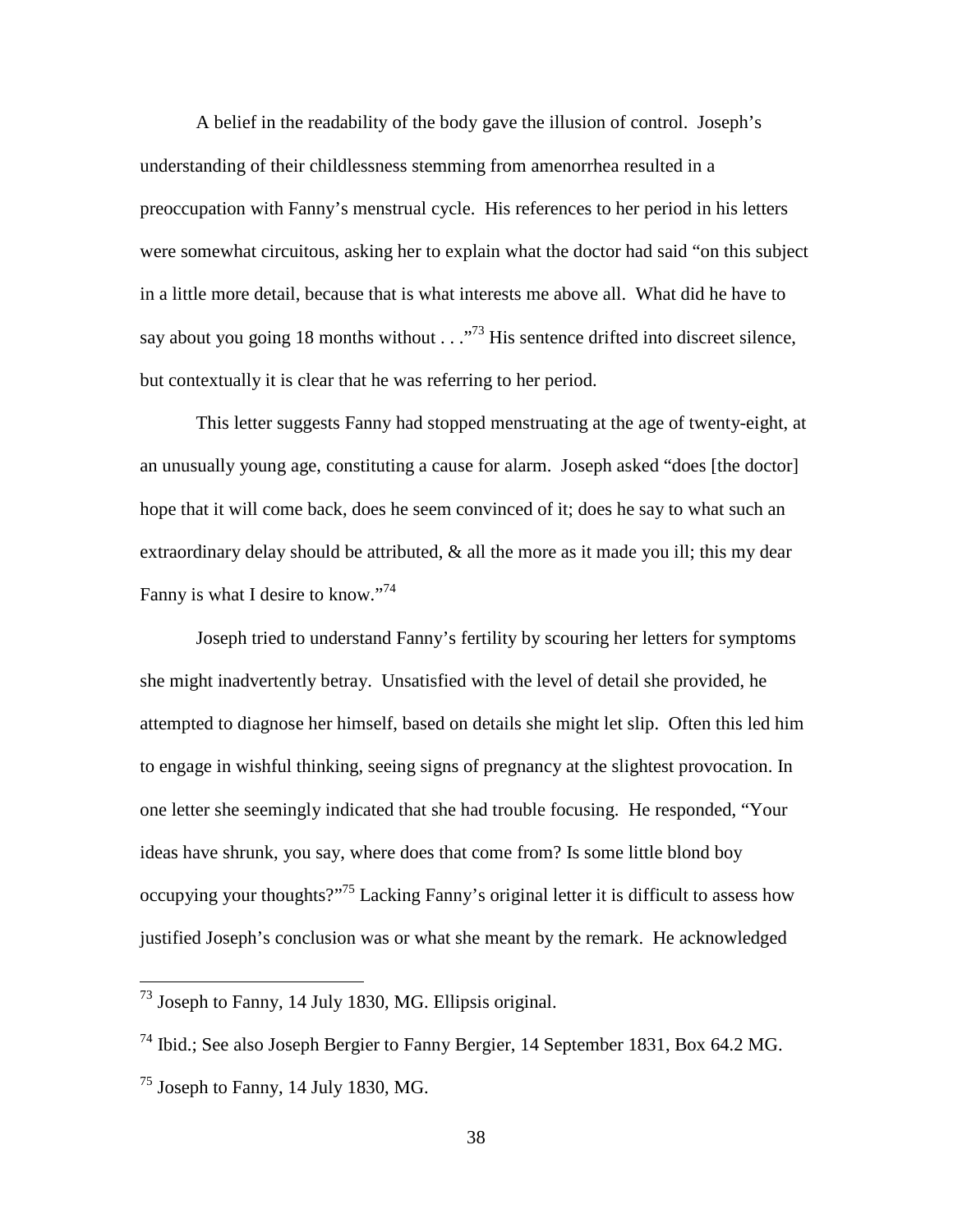A belief in the readability of the body gave the illusion of control. Joseph's understanding of their childlessness stemming from amenorrhea resulted in a preoccupation with Fanny's menstrual cycle. His references to her period in his letters were somewhat circuitous, asking her to explain what the doctor had said "on this subject in a little more detail, because that is what interests me above all. What did he have to say about you going 18 months without . . ."[73] His sentence drifted into discreet silence, but contextually it is clear that he was referring to her period.

This letter suggests Fanny had stopped menstruating at the age of twenty-eight, at an unusually young age, constituting a cause for alarm. Joseph asked "does [the doctor] hope that it will come back, does he seem convinced of it; does he say to what such an extraordinary delay should be attributed, & all the more as it made you ill; this my dear Fanny is what I desire to know."[74]

Joseph tried to understand Fanny's fertility by scouring her letters for symptoms she might inadvertently betray. Unsatisfied with the level of detail she provided, he attempted to diagnose her himself, based on details she might let slip. Often this led him to engage in wishful thinking, seeing signs of pregnancy at the slightest provocation. In one letter she seemingly indicated that she had trouble focusing. He responded, "Your ideas have shrunk, you say, where does that come from? Is some little blond boy occupying your thoughts?"[75] Lacking Fanny's original letter it is difficult to assess how justified Joseph's conclusion was or what she meant by the remark. He acknowledged

---

[73] Joseph to Fanny, 14 July 1830, MG. Ellipsis original.

[74] Ibid.; See also Joseph Bergier to Fanny Bergier, 14 September 1831, Box 64.2 MG.

[75] Joseph to Fanny, 14 July 1830, MG.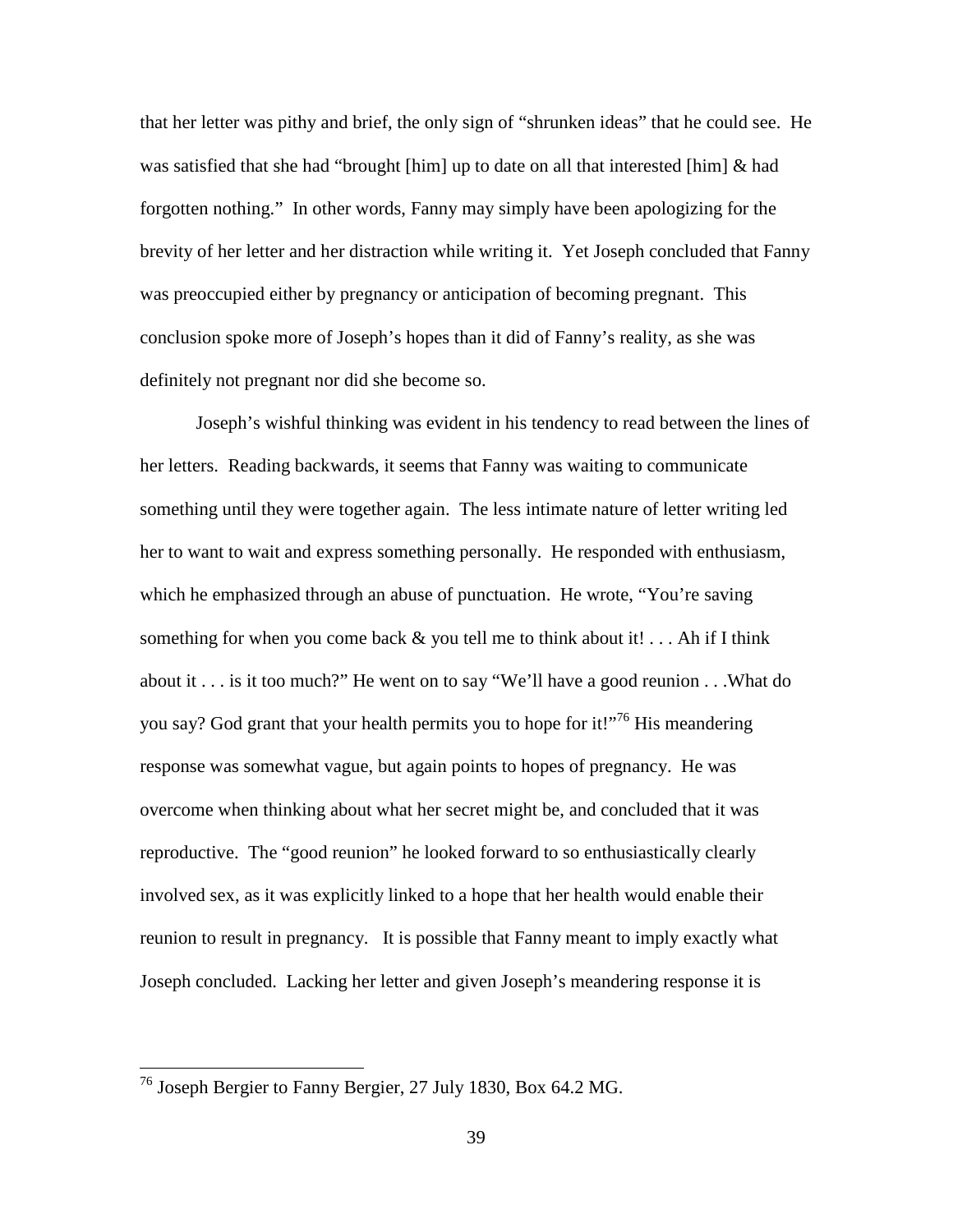that her letter was pithy and brief, the only sign of "shrunken ideas" that he could see. He was satisfied that she had "brought [him] up to date on all that interested [him] & had forgotten nothing." In other words, Fanny may simply have been apologizing for the brevity of her letter and her distraction while writing it. Yet Joseph concluded that Fanny was preoccupied either by pregnancy or anticipation of becoming pregnant. This conclusion spoke more of Joseph's hopes than it did of Fanny's reality, as she was definitely not pregnant nor did she become so.

Joseph's wishful thinking was evident in his tendency to read between the lines of her letters. Reading backwards, it seems that Fanny was waiting to communicate something until they were together again. The less intimate nature of letter writing led her to want to wait and express something personally. He responded with enthusiasm, which he emphasized through an abuse of punctuation. He wrote, "You're saving something for when you come back & you tell me to think about it! . . . Ah if I think about it . . . is it too much?" He went on to say "We'll have a good reunion . . .What do you say? God grant that your health permits you to hope for it!"[76] His meandering response was somewhat vague, but again points to hopes of pregnancy. He was overcome when thinking about what her secret might be, and concluded that it was reproductive. The "good reunion" he looked forward to so enthusiastically clearly involved sex, as it was explicitly linked to a hope that her health would enable their reunion to result in pregnancy. It is possible that Fanny meant to imply exactly what Joseph concluded. Lacking her letter and given Joseph's meandering response it is

[76] Joseph Bergier to Fanny Bergier, 27 July 1830, Box 64.2 MG.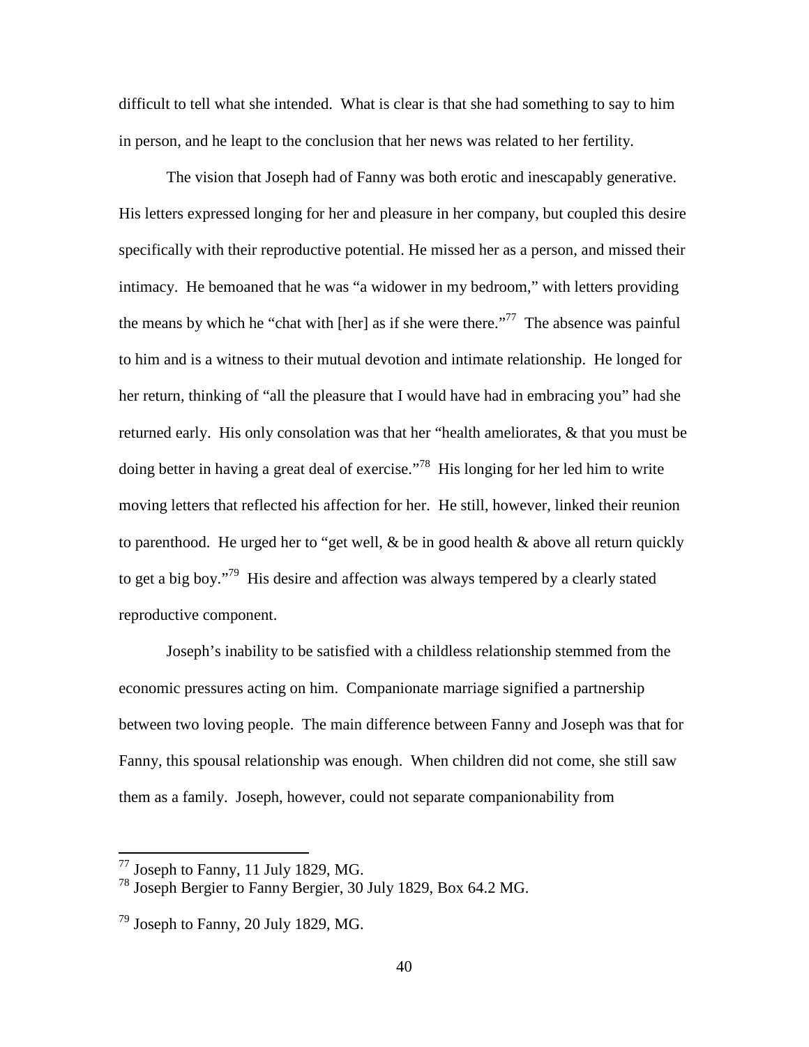difficult to tell what she intended. What is clear is that she had something to say to him in person, and he leapt to the conclusion that her news was related to her fertility.

The vision that Joseph had of Fanny was both erotic and inescapably generative. His letters expressed longing for her and pleasure in her company, but coupled this desire specifically with their reproductive potential. He missed her as a person, and missed their intimacy. He bemoaned that he was "a widower in my bedroom," with letters providing the means by which he "chat with [her] as if she were there."[77] The absence was painful to him and is a witness to their mutual devotion and intimate relationship. He longed for her return, thinking of "all the pleasure that I would have had in embracing you" had she returned early. His only consolation was that her "health ameliorates, & that you must be doing better in having a great deal of exercise."[78] His longing for her led him to write moving letters that reflected his affection for her. He still, however, linked their reunion to parenthood. He urged her to "get well, & be in good health & above all return quickly to get a big boy."[79] His desire and affection was always tempered by a clearly stated reproductive component.

Joseph's inability to be satisfied with a childless relationship stemmed from the economic pressures acting on him. Companionate marriage signified a partnership between two loving people. The main difference between Fanny and Joseph was that for Fanny, this spousal relationship was enough. When children did not come, she still saw them as a family. Joseph, however, could not separate companionability from

---

[77] Joseph to Fanny, 11 July 1829, MG.

[78] Joseph Bergier to Fanny Bergier, 30 July 1829, Box 64.2 MG.

[79] Joseph to Fanny, 20 July 1829, MG.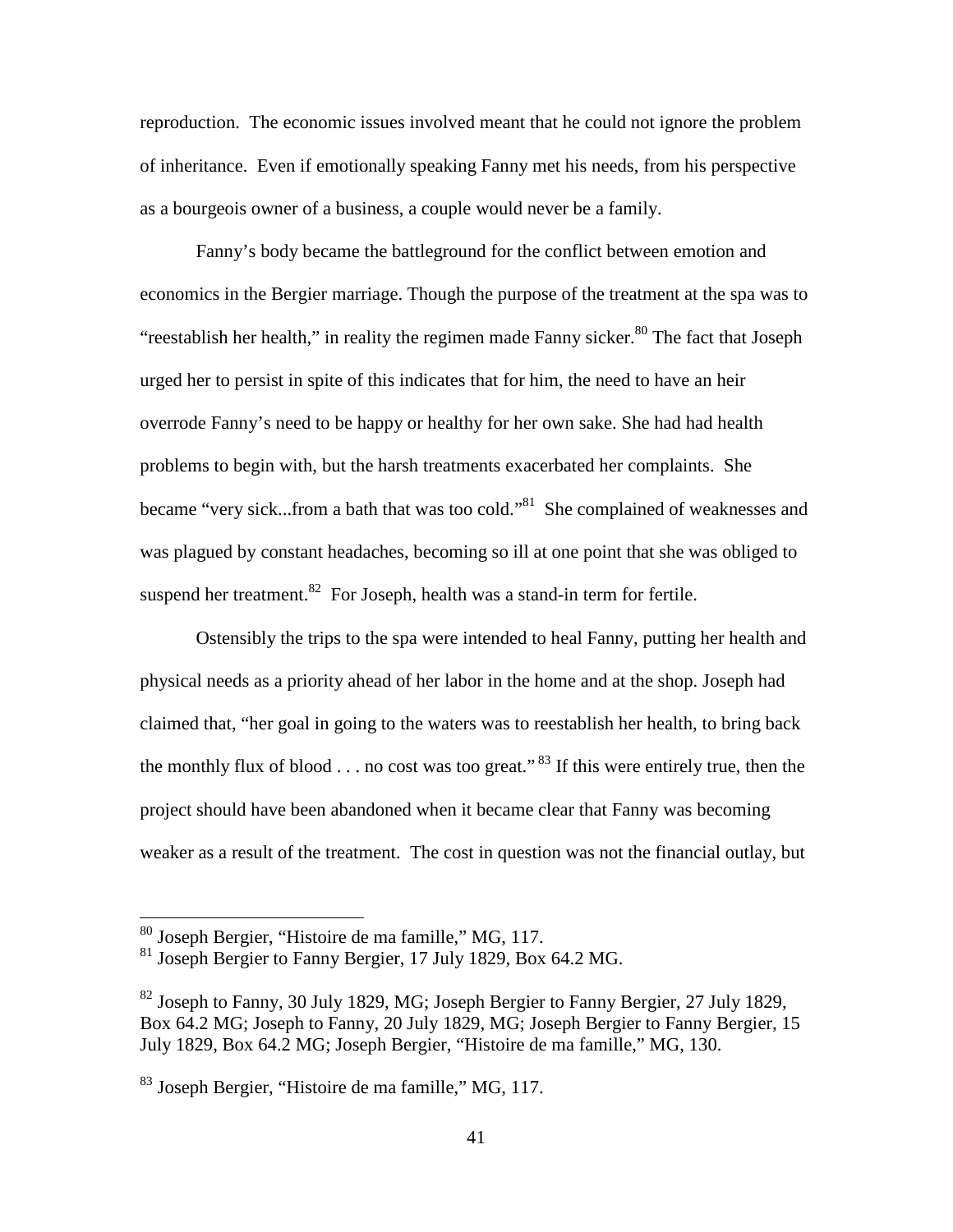reproduction. The economic issues involved meant that he could not ignore the problem of inheritance. Even if emotionally speaking Fanny met his needs, from his perspective as a bourgeois owner of a business, a couple would never be a family.

Fanny's body became the battleground for the conflict between emotion and economics in the Bergier marriage. Though the purpose of the treatment at the spa was to "reestablish her health," in reality the regimen made Fanny sicker.[80] The fact that Joseph urged her to persist in spite of this indicates that for him, the need to have an heir overrode Fanny's need to be happy or healthy for her own sake. She had had health problems to begin with, but the harsh treatments exacerbated her complaints. She became "very sick...from a bath that was too cold."[81] She complained of weaknesses and was plagued by constant headaches, becoming so ill at one point that she was obliged to suspend her treatment.[82] For Joseph, health was a stand-in term for fertile.

Ostensibly the trips to the spa were intended to heal Fanny, putting her health and physical needs as a priority ahead of her labor in the home and at the shop. Joseph had claimed that, "her goal in going to the waters was to reestablish her health, to bring back the monthly flux of blood . . . no cost was too great." [83] If this were entirely true, then the project should have been abandoned when it became clear that Fanny was becoming weaker as a result of the treatment. The cost in question was not the financial outlay, but

---

[80] Joseph Bergier, "Histoire de ma famille," MG, 117.

[81] Joseph Bergier to Fanny Bergier, 17 July 1829, Box 64.2 MG.

[82] Joseph to Fanny, 30 July 1829, MG; Joseph Bergier to Fanny Bergier, 27 July 1829, Box 64.2 MG; Joseph to Fanny, 20 July 1829, MG; Joseph Bergier to Fanny Bergier, 15 July 1829, Box 64.2 MG; Joseph Bergier, "Histoire de ma famille," MG, 130.

[83] Joseph Bergier, "Histoire de ma famille," MG, 117.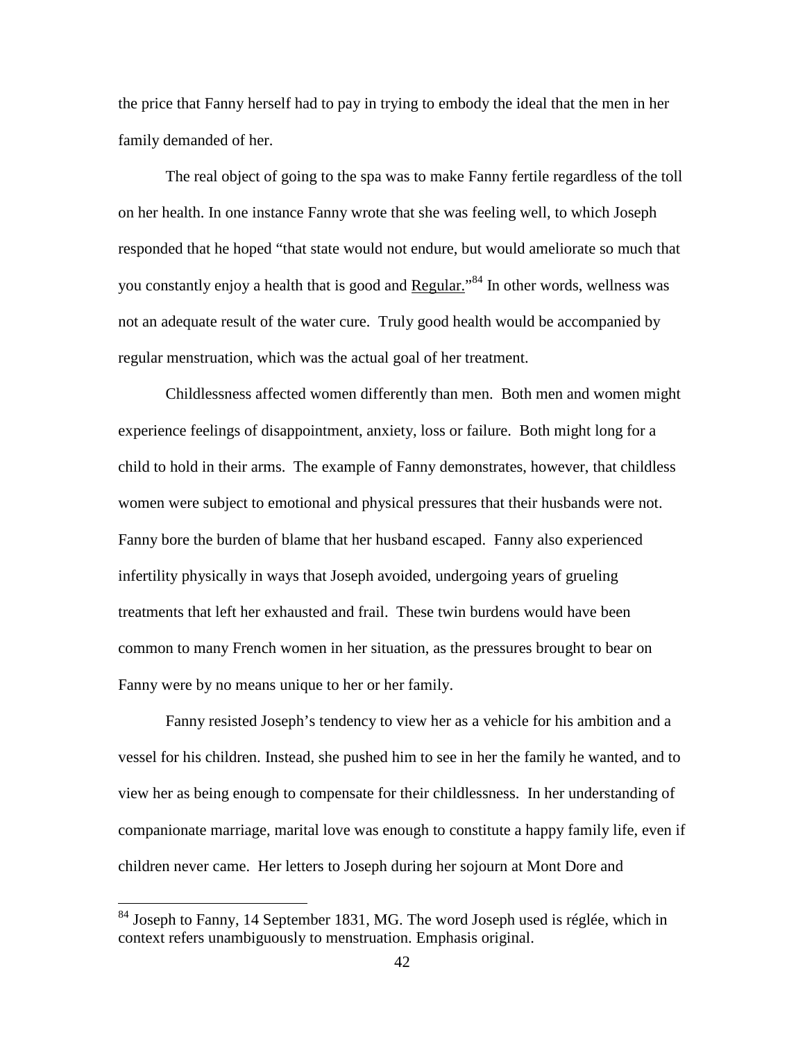the price that Fanny herself had to pay in trying to embody the ideal that the men in her family demanded of her.

The real object of going to the spa was to make Fanny fertile regardless of the toll on her health. In one instance Fanny wrote that she was feeling well, to which Joseph responded that he hoped "that state would not endure, but would ameliorate so much that you constantly enjoy a health that is good and Regular."[84] In other words, wellness was not an adequate result of the water cure. Truly good health would be accompanied by regular menstruation, which was the actual goal of her treatment.

Childlessness affected women differently than men. Both men and women might experience feelings of disappointment, anxiety, loss or failure. Both might long for a child to hold in their arms. The example of Fanny demonstrates, however, that childless women were subject to emotional and physical pressures that their husbands were not. Fanny bore the burden of blame that her husband escaped. Fanny also experienced infertility physically in ways that Joseph avoided, undergoing years of grueling treatments that left her exhausted and frail. These twin burdens would have been common to many French women in her situation, as the pressures brought to bear on Fanny were by no means unique to her or her family.

Fanny resisted Joseph's tendency to view her as a vehicle for his ambition and a vessel for his children. Instead, she pushed him to see in her the family he wanted, and to view her as being enough to compensate for their childlessness. In her understanding of companionate marriage, marital love was enough to constitute a happy family life, even if children never came. Her letters to Joseph during her sojourn at Mont Dore and

---

[84] Joseph to Fanny, 14 September 1831, MG. The word Joseph used is réglée, which in context refers unambiguously to menstruation. Emphasis original.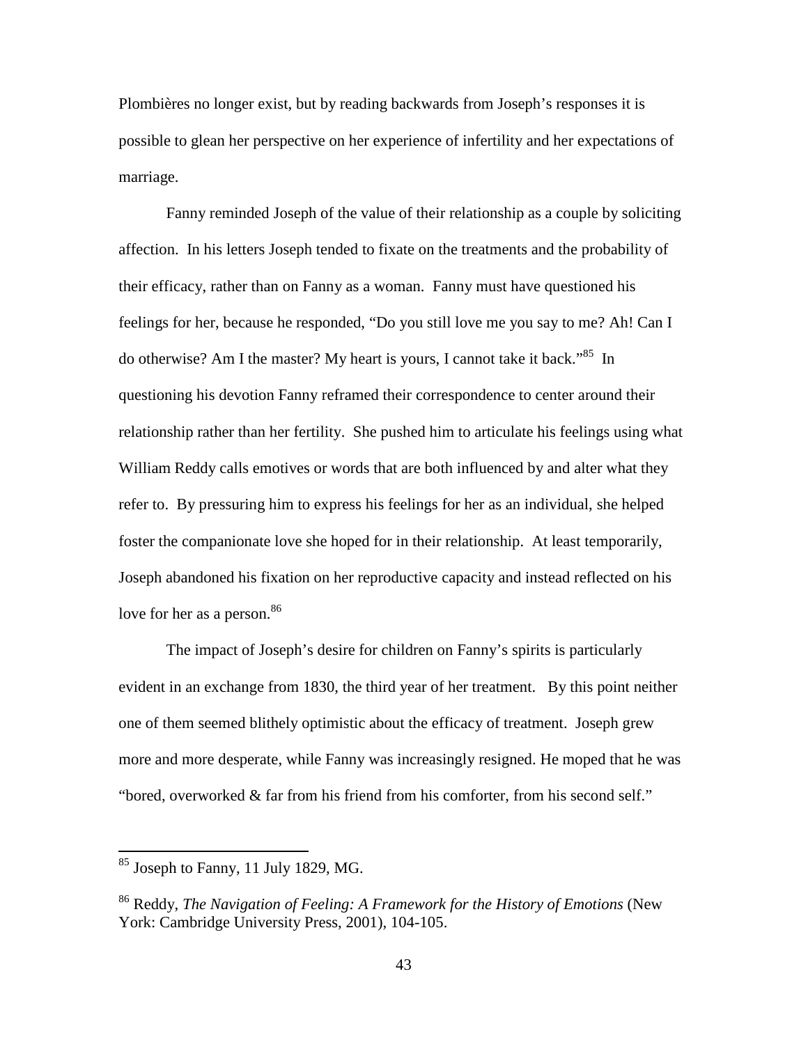Plombières no longer exist, but by reading backwards from Joseph's responses it is possible to glean her perspective on her experience of infertility and her expectations of marriage.

Fanny reminded Joseph of the value of their relationship as a couple by soliciting affection. In his letters Joseph tended to fixate on the treatments and the probability of their efficacy, rather than on Fanny as a woman. Fanny must have questioned his feelings for her, because he responded, "Do you still love me you say to me? Ah! Can I do otherwise? Am I the master? My heart is yours, I cannot take it back."[85] In questioning his devotion Fanny reframed their correspondence to center around their relationship rather than her fertility. She pushed him to articulate his feelings using what William Reddy calls emotives or words that are both influenced by and alter what they refer to. By pressuring him to express his feelings for her as an individual, she helped foster the companionate love she hoped for in their relationship. At least temporarily, Joseph abandoned his fixation on her reproductive capacity and instead reflected on his love for her as a person.[86]

The impact of Joseph's desire for children on Fanny's spirits is particularly evident in an exchange from 1830, the third year of her treatment. By this point neither one of them seemed blithely optimistic about the efficacy of treatment. Joseph grew more and more desperate, while Fanny was increasingly resigned. He moped that he was "bored, overworked & far from his friend from his comforter, from his second self."

---

[85] Joseph to Fanny, 11 July 1829, MG.

[86] Reddy, *The Navigation of Feeling: A Framework for the History of Emotions* (New York: Cambridge University Press, 2001), 104-105.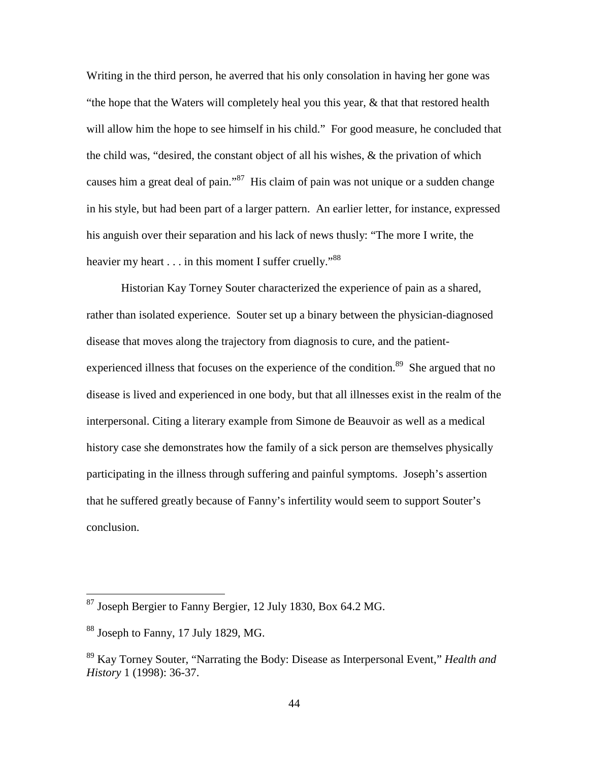Writing in the third person, he averred that his only consolation in having her gone was "the hope that the Waters will completely heal you this year, & that that restored health will allow him the hope to see himself in his child." For good measure, he concluded that the child was, "desired, the constant object of all his wishes, & the privation of which causes him a great deal of pain."[87] His claim of pain was not unique or a sudden change in his style, but had been part of a larger pattern. An earlier letter, for instance, expressed his anguish over their separation and his lack of news thusly: "The more I write, the heavier my heart . . . in this moment I suffer cruelly."[88]

Historian Kay Torney Souter characterized the experience of pain as a shared, rather than isolated experience. Souter set up a binary between the physician-diagnosed disease that moves along the trajectory from diagnosis to cure, and the patient-experienced illness that focuses on the experience of the condition.[89] She argued that no disease is lived and experienced in one body, but that all illnesses exist in the realm of the interpersonal. Citing a literary example from Simone de Beauvoir as well as a medical history case she demonstrates how the family of a sick person are themselves physically participating in the illness through suffering and painful symptoms. Joseph's assertion that he suffered greatly because of Fanny's infertility would seem to support Souter's conclusion.

---

[87] Joseph Bergier to Fanny Bergier, 12 July 1830, Box 64.2 MG.

[88] Joseph to Fanny, 17 July 1829, MG.

[89] Kay Torney Souter, "Narrating the Body: Disease as Interpersonal Event," *Health and History* 1 (1998): 36-37.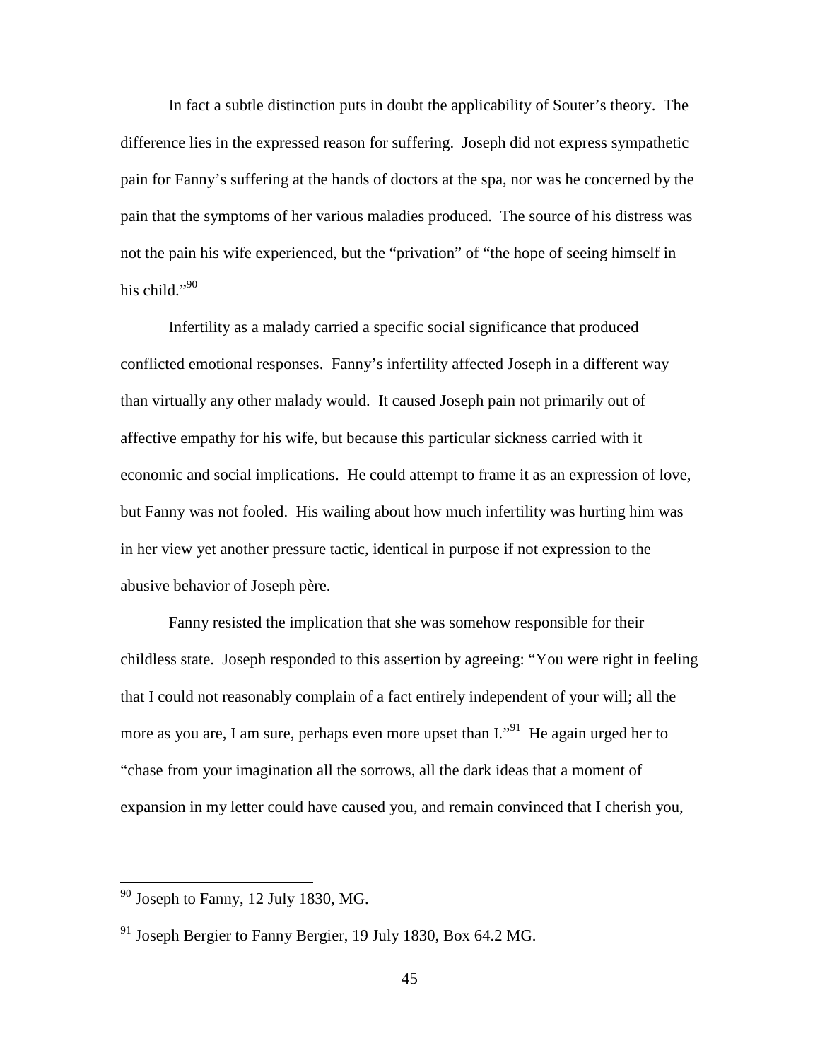In fact a subtle distinction puts in doubt the applicability of Souter's theory. The difference lies in the expressed reason for suffering. Joseph did not express sympathetic pain for Fanny's suffering at the hands of doctors at the spa, nor was he concerned by the pain that the symptoms of her various maladies produced. The source of his distress was not the pain his wife experienced, but the "privation" of "the hope of seeing himself in his child."[90]

Infertility as a malady carried a specific social significance that produced conflicted emotional responses. Fanny's infertility affected Joseph in a different way than virtually any other malady would. It caused Joseph pain not primarily out of affective empathy for his wife, but because this particular sickness carried with it economic and social implications. He could attempt to frame it as an expression of love, but Fanny was not fooled. His wailing about how much infertility was hurting him was in her view yet another pressure tactic, identical in purpose if not expression to the abusive behavior of Joseph père.

Fanny resisted the implication that she was somehow responsible for their childless state. Joseph responded to this assertion by agreeing: "You were right in feeling that I could not reasonably complain of a fact entirely independent of your will; all the more as you are, I am sure, perhaps even more upset than I."[91] He again urged her to "chase from your imagination all the sorrows, all the dark ideas that a moment of expansion in my letter could have caused you, and remain convinced that I cherish you,

---

[90] Joseph to Fanny, 12 July 1830, MG.

[91] Joseph Bergier to Fanny Bergier, 19 July 1830, Box 64.2 MG.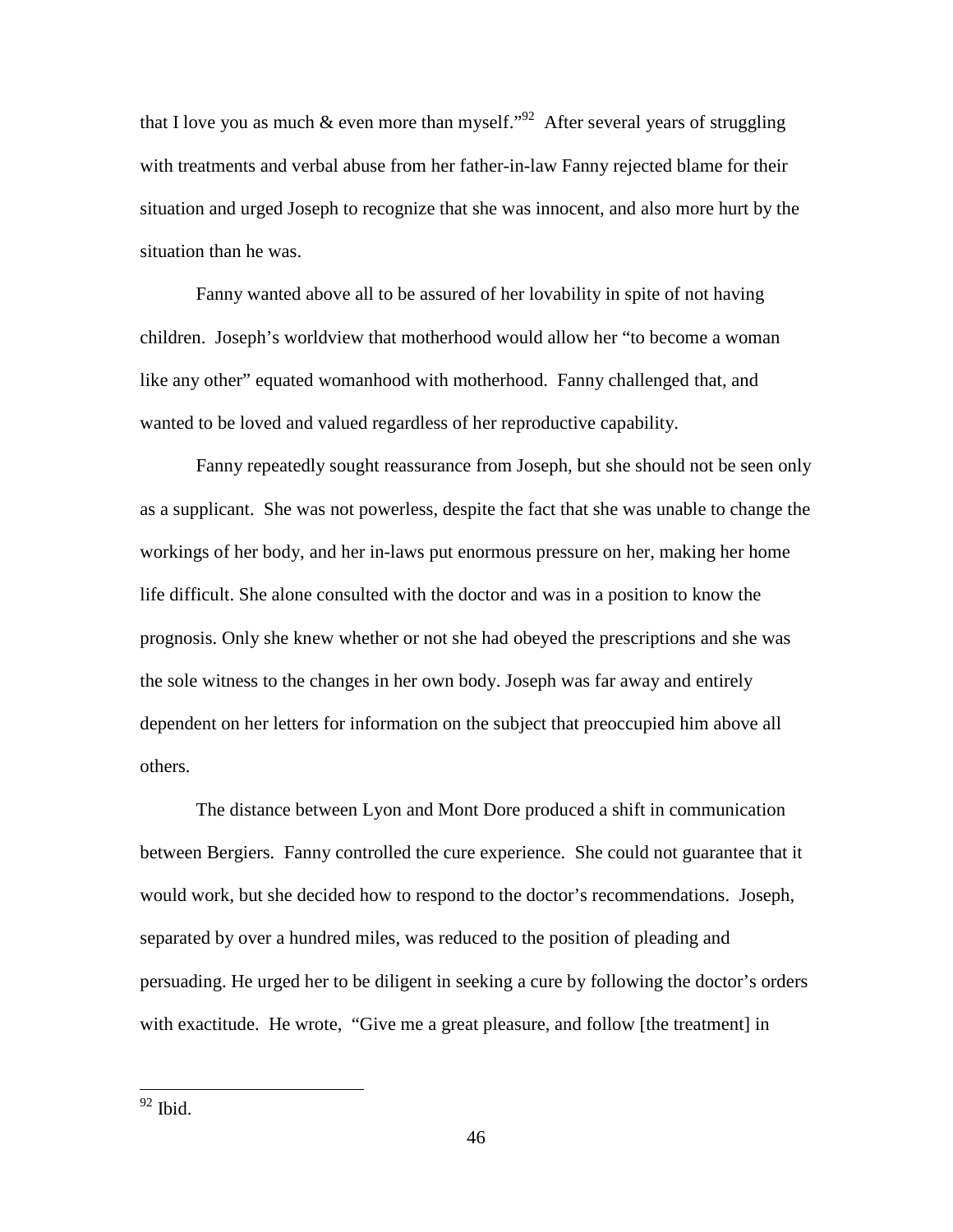that I love you as much & even more than myself."[92] After several years of struggling with treatments and verbal abuse from her father-in-law Fanny rejected blame for their situation and urged Joseph to recognize that she was innocent, and also more hurt by the situation than he was.

Fanny wanted above all to be assured of her lovability in spite of not having children. Joseph's worldview that motherhood would allow her "to become a woman like any other" equated womanhood with motherhood. Fanny challenged that, and wanted to be loved and valued regardless of her reproductive capability.

Fanny repeatedly sought reassurance from Joseph, but she should not be seen only as a supplicant. She was not powerless, despite the fact that she was unable to change the workings of her body, and her in-laws put enormous pressure on her, making her home life difficult. She alone consulted with the doctor and was in a position to know the prognosis. Only she knew whether or not she had obeyed the prescriptions and she was the sole witness to the changes in her own body. Joseph was far away and entirely dependent on her letters for information on the subject that preoccupied him above all others.

The distance between Lyon and Mont Dore produced a shift in communication between Bergiers. Fanny controlled the cure experience. She could not guarantee that it would work, but she decided how to respond to the doctor's recommendations. Joseph, separated by over a hundred miles, was reduced to the position of pleading and persuading. He urged her to be diligent in seeking a cure by following the doctor's orders with exactitude. He wrote, "Give me a great pleasure, and follow [the treatment] in

[92] Ibid.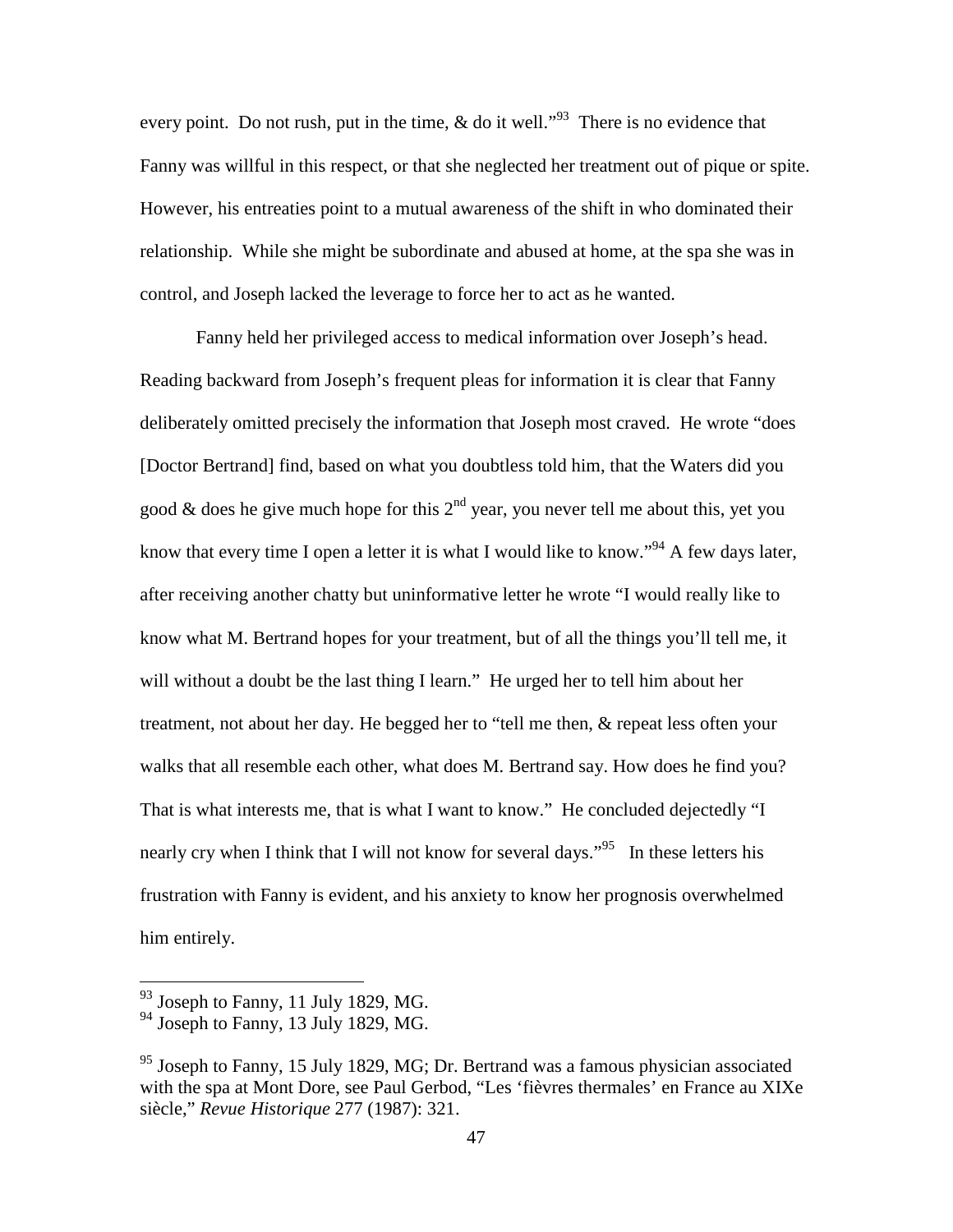every point. Do not rush, put in the time, & do it well."[93] There is no evidence that Fanny was willful in this respect, or that she neglected her treatment out of pique or spite. However, his entreaties point to a mutual awareness of the shift in who dominated their relationship. While she might be subordinate and abused at home, at the spa she was in control, and Joseph lacked the leverage to force her to act as he wanted.

Fanny held her privileged access to medical information over Joseph's head. Reading backward from Joseph's frequent pleas for information it is clear that Fanny deliberately omitted precisely the information that Joseph most craved. He wrote "does [Doctor Bertrand] find, based on what you doubtless told him, that the Waters did you good & does he give much hope for this 2nd year, you never tell me about this, yet you know that every time I open a letter it is what I would like to know."[94] A few days later, after receiving another chatty but uninformative letter he wrote "I would really like to know what M. Bertrand hopes for your treatment, but of all the things you'll tell me, it will without a doubt be the last thing I learn." He urged her to tell him about her treatment, not about her day. He begged her to "tell me then, & repeat less often your walks that all resemble each other, what does M. Bertrand say. How does he find you? That is what interests me, that is what I want to know." He concluded dejectedly "I nearly cry when I think that I will not know for several days."[95] In these letters his frustration with Fanny is evident, and his anxiety to know her prognosis overwhelmed him entirely.

---

[93] Joseph to Fanny, 11 July 1829, MG.

[94] Joseph to Fanny, 13 July 1829, MG.

[95] Joseph to Fanny, 15 July 1829, MG; Dr. Bertrand was a famous physician associated with the spa at Mont Dore, see Paul Gerbod, "Les 'fièvres thermales' en France au XIXe siècle," *Revue Historique* 277 (1987): 321.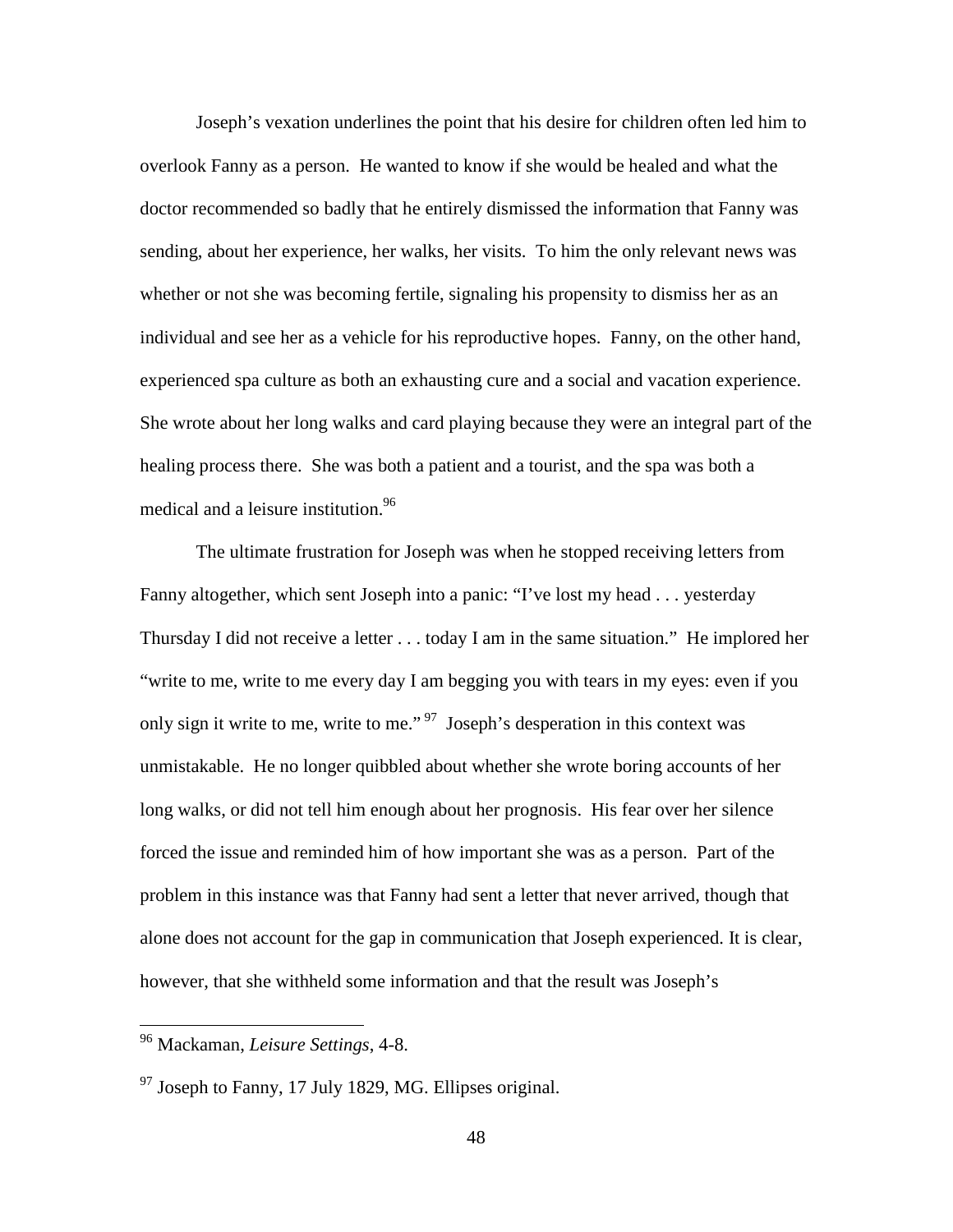Joseph's vexation underlines the point that his desire for children often led him to overlook Fanny as a person. He wanted to know if she would be healed and what the doctor recommended so badly that he entirely dismissed the information that Fanny was sending, about her experience, her walks, her visits. To him the only relevant news was whether or not she was becoming fertile, signaling his propensity to dismiss her as an individual and see her as a vehicle for his reproductive hopes. Fanny, on the other hand, experienced spa culture as both an exhausting cure and a social and vacation experience. She wrote about her long walks and card playing because they were an integral part of the healing process there. She was both a patient and a tourist, and the spa was both a medical and a leisure institution.[96]

The ultimate frustration for Joseph was when he stopped receiving letters from Fanny altogether, which sent Joseph into a panic: "I've lost my head . . . yesterday Thursday I did not receive a letter . . . today I am in the same situation." He implored her "write to me, write to me every day I am begging you with tears in my eyes: even if you only sign it write to me, write to me."[97] Joseph's desperation in this context was unmistakable. He no longer quibbled about whether she wrote boring accounts of her long walks, or did not tell him enough about her prognosis. His fear over her silence forced the issue and reminded him of how important she was as a person. Part of the problem in this instance was that Fanny had sent a letter that never arrived, though that alone does not account for the gap in communication that Joseph experienced. It is clear, however, that she withheld some information and that the result was Joseph's

---

[96] Mackaman, *Leisure Settings*, 4-8.

[97] Joseph to Fanny, 17 July 1829, MG. Ellipses original.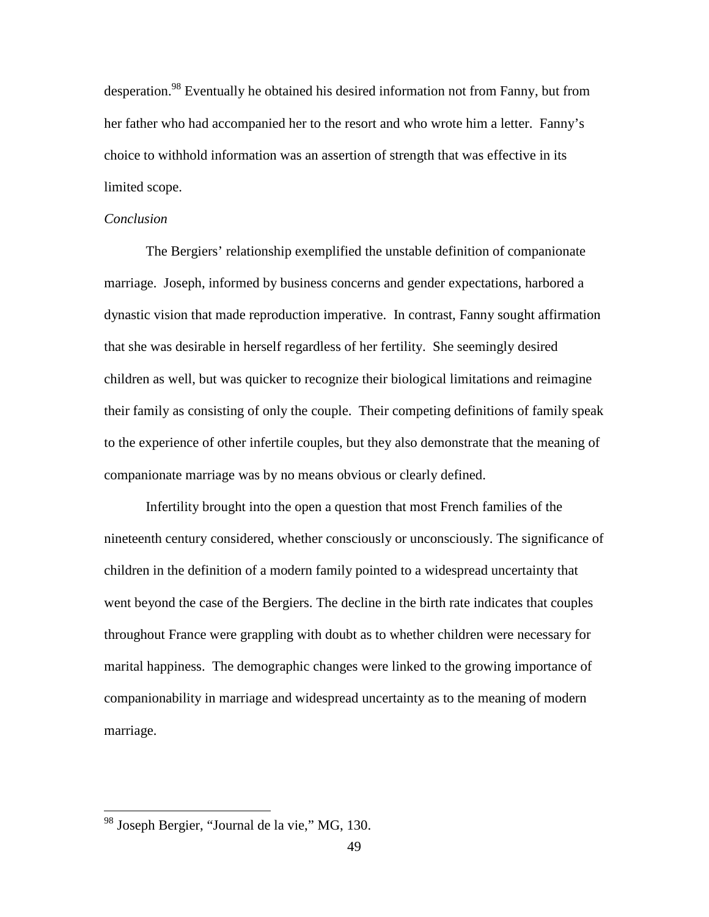desperation.[98] Eventually he obtained his desired information not from Fanny, but from her father who had accompanied her to the resort and who wrote him a letter. Fanny's choice to withhold information was an assertion of strength that was effective in its limited scope.

*Conclusion*

The Bergiers' relationship exemplified the unstable definition of companionate marriage. Joseph, informed by business concerns and gender expectations, harbored a dynastic vision that made reproduction imperative. In contrast, Fanny sought affirmation that she was desirable in herself regardless of her fertility. She seemingly desired children as well, but was quicker to recognize their biological limitations and reimagine their family as consisting of only the couple. Their competing definitions of family speak to the experience of other infertile couples, but they also demonstrate that the meaning of companionate marriage was by no means obvious or clearly defined.

Infertility brought into the open a question that most French families of the nineteenth century considered, whether consciously or unconsciously. The significance of children in the definition of a modern family pointed to a widespread uncertainty that went beyond the case of the Bergiers. The decline in the birth rate indicates that couples throughout France were grappling with doubt as to whether children were necessary for marital happiness. The demographic changes were linked to the growing importance of companionability in marriage and widespread uncertainty as to the meaning of modern marriage.

---

[98] Joseph Bergier, "Journal de la vie," MG, 130.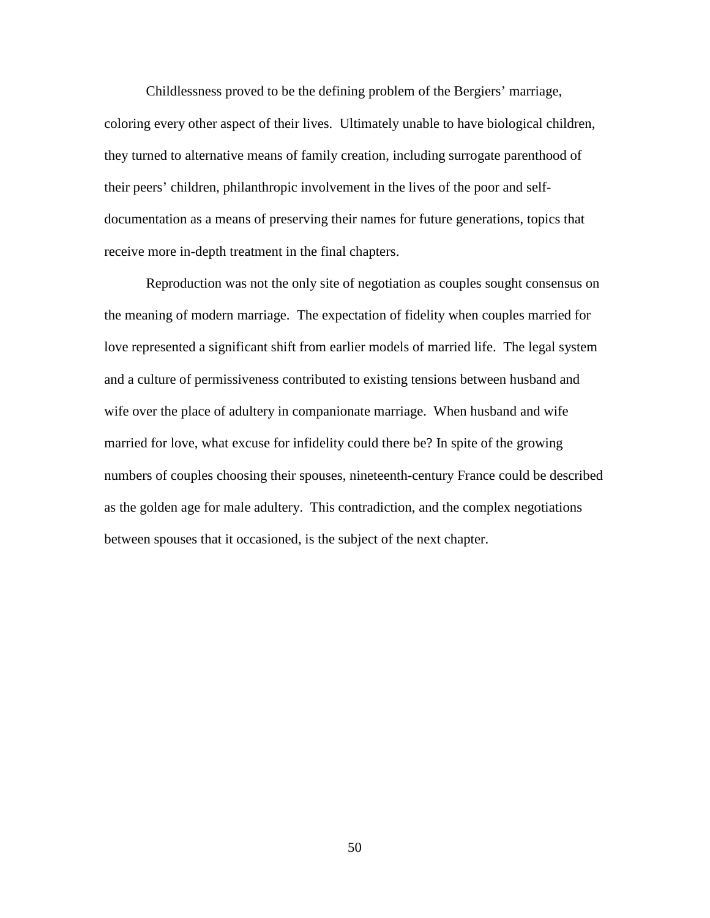Childlessness proved to be the defining problem of the Bergiers' marriage, coloring every other aspect of their lives. Ultimately unable to have biological children, they turned to alternative means of family creation, including surrogate parenthood of their peers' children, philanthropic involvement in the lives of the poor and self-documentation as a means of preserving their names for future generations, topics that receive more in-depth treatment in the final chapters.

Reproduction was not the only site of negotiation as couples sought consensus on the meaning of modern marriage. The expectation of fidelity when couples married for love represented a significant shift from earlier models of married life. The legal system and a culture of permissiveness contributed to existing tensions between husband and wife over the place of adultery in companionate marriage. When husband and wife married for love, what excuse for infidelity could there be? In spite of the growing numbers of couples choosing their spouses, nineteenth-century France could be described as the golden age for male adultery. This contradiction, and the complex negotiations between spouses that it occasioned, is the subject of the next chapter.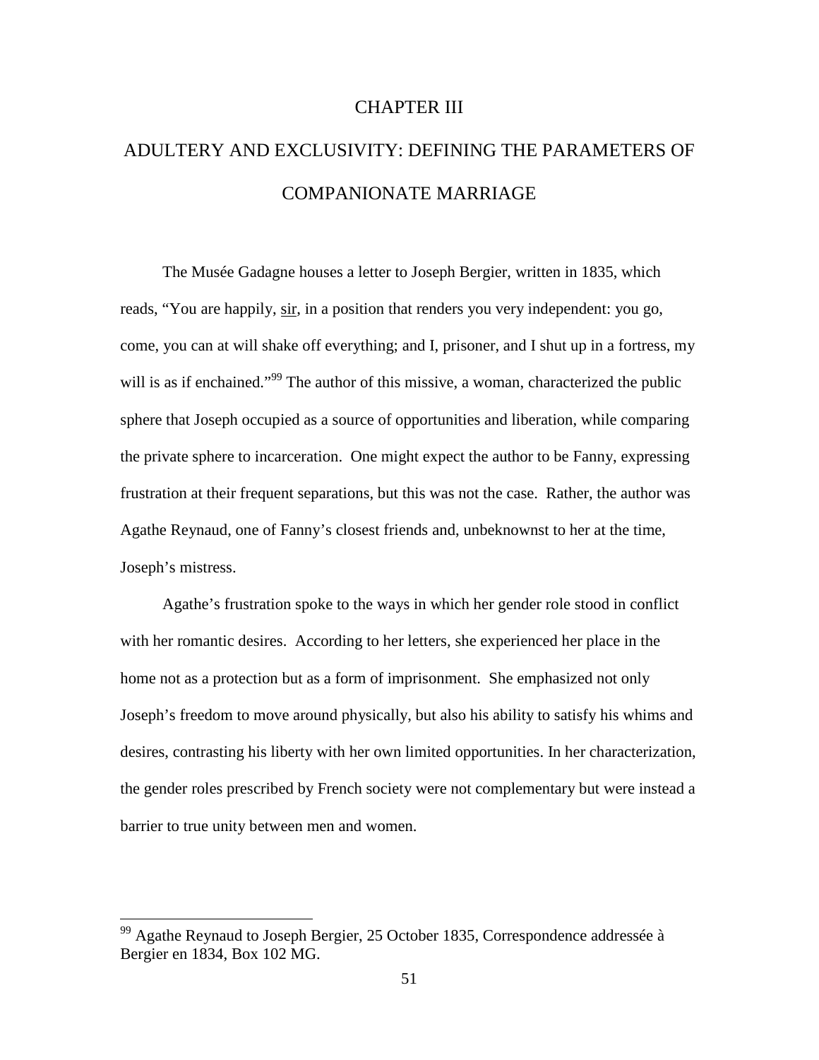# CHAPTER III

# ADULTERY AND EXCLUSIVITY: DEFINING THE PARAMETERS OF COMPANIONATE MARRIAGE

The Musée Gadagne houses a letter to Joseph Bergier, written in 1835, which reads, "You are happily, <u>sir</u>, in a position that renders you very independent: you go, come, you can at will shake off everything; and I, prisoner, and I shut up in a fortress, my will is as if enchained."[99] The author of this missive, a woman, characterized the public sphere that Joseph occupied as a source of opportunities and liberation, while comparing the private sphere to incarceration. One might expect the author to be Fanny, expressing frustration at their frequent separations, but this was not the case. Rather, the author was Agathe Reynaud, one of Fanny's closest friends and, unbeknownst to her at the time, Joseph's mistress.

Agathe's frustration spoke to the ways in which her gender role stood in conflict with her romantic desires. According to her letters, she experienced her place in the home not as a protection but as a form of imprisonment. She emphasized not only Joseph's freedom to move around physically, but also his ability to satisfy his whims and desires, contrasting his liberty with her own limited opportunities. In her characterization, the gender roles prescribed by French society were not complementary but were instead a barrier to true unity between men and women.

---

[99] Agathe Reynaud to Joseph Bergier, 25 October 1835, Correspondence addressée à Bergier en 1834, Box 102 MG.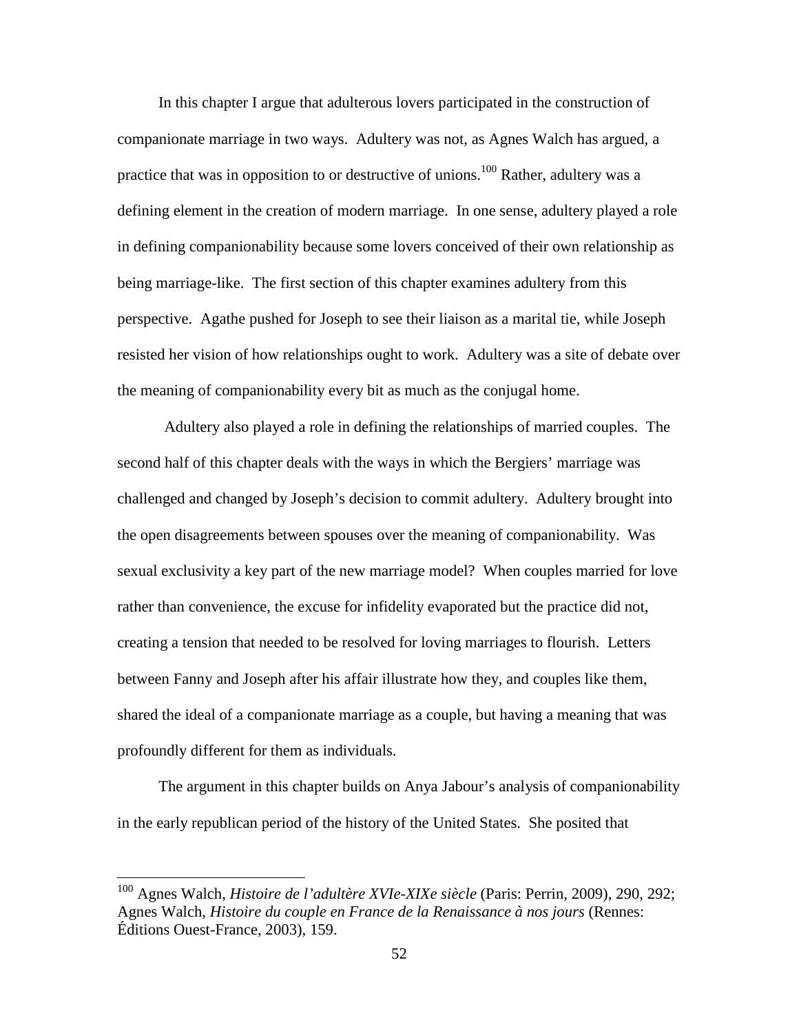In this chapter I argue that adulterous lovers participated in the construction of companionate marriage in two ways. Adultery was not, as Agnes Walch has argued, a practice that was in opposition to or destructive of unions.[100] Rather, adultery was a defining element in the creation of modern marriage. In one sense, adultery played a role in defining companionability because some lovers conceived of their own relationship as being marriage-like. The first section of this chapter examines adultery from this perspective. Agathe pushed for Joseph to see their liaison as a marital tie, while Joseph resisted her vision of how relationships ought to work. Adultery was a site of debate over the meaning of companionability every bit as much as the conjugal home.

Adultery also played a role in defining the relationships of married couples. The second half of this chapter deals with the ways in which the Bergiers' marriage was challenged and changed by Joseph's decision to commit adultery. Adultery brought into the open disagreements between spouses over the meaning of companionability. Was sexual exclusivity a key part of the new marriage model? When couples married for love rather than convenience, the excuse for infidelity evaporated but the practice did not, creating a tension that needed to be resolved for loving marriages to flourish. Letters between Fanny and Joseph after his affair illustrate how they, and couples like them, shared the ideal of a companionate marriage as a couple, but having a meaning that was profoundly different for them as individuals.

The argument in this chapter builds on Anya Jabour's analysis of companionability in the early republican period of the history of the United States. She posited that

---

[100] Agnes Walch, *Histoire de l'adultère XVIe-XIXe siècle* (Paris: Perrin, 2009), 290, 292; Agnes Walch, *Histoire du couple en France de la Renaissance à nos jours* (Rennes: Éditions Ouest-France, 2003), 159.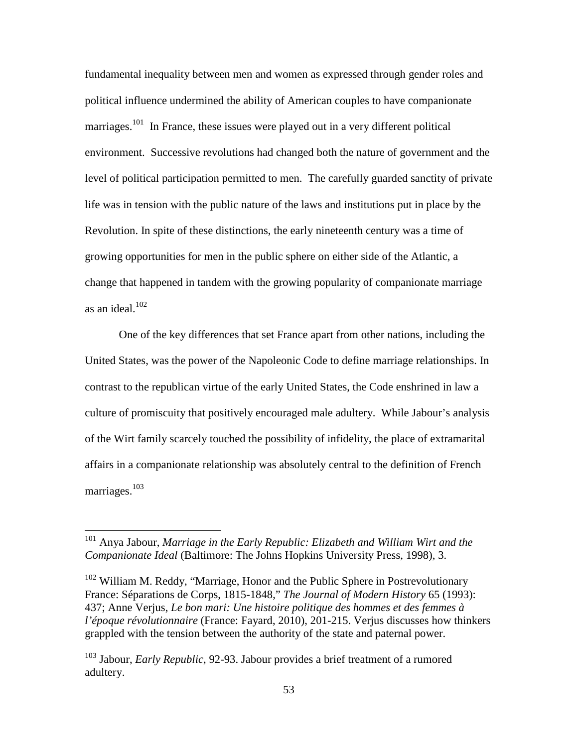fundamental inequality between men and women as expressed through gender roles and political influence undermined the ability of American couples to have companionate marriages.[101] In France, these issues were played out in a very different political environment. Successive revolutions had changed both the nature of government and the level of political participation permitted to men. The carefully guarded sanctity of private life was in tension with the public nature of the laws and institutions put in place by the Revolution. In spite of these distinctions, the early nineteenth century was a time of growing opportunities for men in the public sphere on either side of the Atlantic, a change that happened in tandem with the growing popularity of companionate marriage as an ideal.[102]

One of the key differences that set France apart from other nations, including the United States, was the power of the Napoleonic Code to define marriage relationships. In contrast to the republican virtue of the early United States, the Code enshrined in law a culture of promiscuity that positively encouraged male adultery. While Jabour's analysis of the Wirt family scarcely touched the possibility of infidelity, the place of extramarital affairs in a companionate relationship was absolutely central to the definition of French marriages.[103]

---

[101] Anya Jabour, *Marriage in the Early Republic: Elizabeth and William Wirt and the Companionate Ideal* (Baltimore: The Johns Hopkins University Press, 1998), 3.

[102] William M. Reddy, "Marriage, Honor and the Public Sphere in Postrevolutionary France: Séparations de Corps, 1815-1848," *The Journal of Modern History* 65 (1993): 437; Anne Verjus, *Le bon mari: Une histoire politique des hommes et des femmes à l'époque révolutionnaire* (France: Fayard, 2010), 201-215. Verjus discusses how thinkers grappled with the tension between the authority of the state and paternal power.

[103] Jabour, *Early Republic*, 92-93. Jabour provides a brief treatment of a rumored adultery.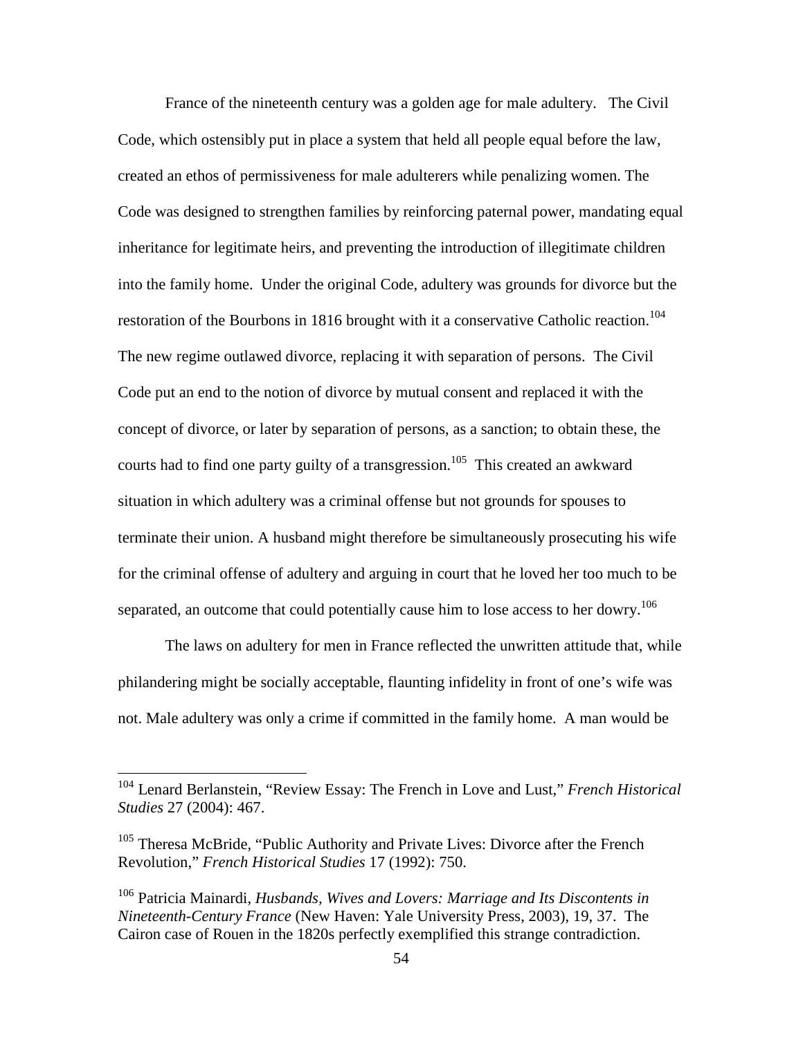France of the nineteenth century was a golden age for male adultery. The Civil Code, which ostensibly put in place a system that held all people equal before the law, created an ethos of permissiveness for male adulterers while penalizing women. The Code was designed to strengthen families by reinforcing paternal power, mandating equal inheritance for legitimate heirs, and preventing the introduction of illegitimate children into the family home. Under the original Code, adultery was grounds for divorce but the restoration of the Bourbons in 1816 brought with it a conservative Catholic reaction.[104] The new regime outlawed divorce, replacing it with separation of persons. The Civil Code put an end to the notion of divorce by mutual consent and replaced it with the concept of divorce, or later by separation of persons, as a sanction; to obtain these, the courts had to find one party guilty of a transgression.[105] This created an awkward situation in which adultery was a criminal offense but not grounds for spouses to terminate their union. A husband might therefore be simultaneously prosecuting his wife for the criminal offense of adultery and arguing in court that he loved her too much to be separated, an outcome that could potentially cause him to lose access to her dowry.[106]

The laws on adultery for men in France reflected the unwritten attitude that, while philandering might be socially acceptable, flaunting infidelity in front of one's wife was not. Male adultery was only a crime if committed in the family home. A man would be

---

[104] Lenard Berlanstein, "Review Essay: The French in Love and Lust," *French Historical Studies* 27 (2004): 467.

[105] Theresa McBride, "Public Authority and Private Lives: Divorce after the French Revolution," *French Historical Studies* 17 (1992): 750.

[106] Patricia Mainardi, *Husbands, Wives and Lovers: Marriage and Its Discontents in Nineteenth-Century France* (New Haven: Yale University Press, 2003), 19, 37. The Cairon case of Rouen in the 1820s perfectly exemplified this strange contradiction.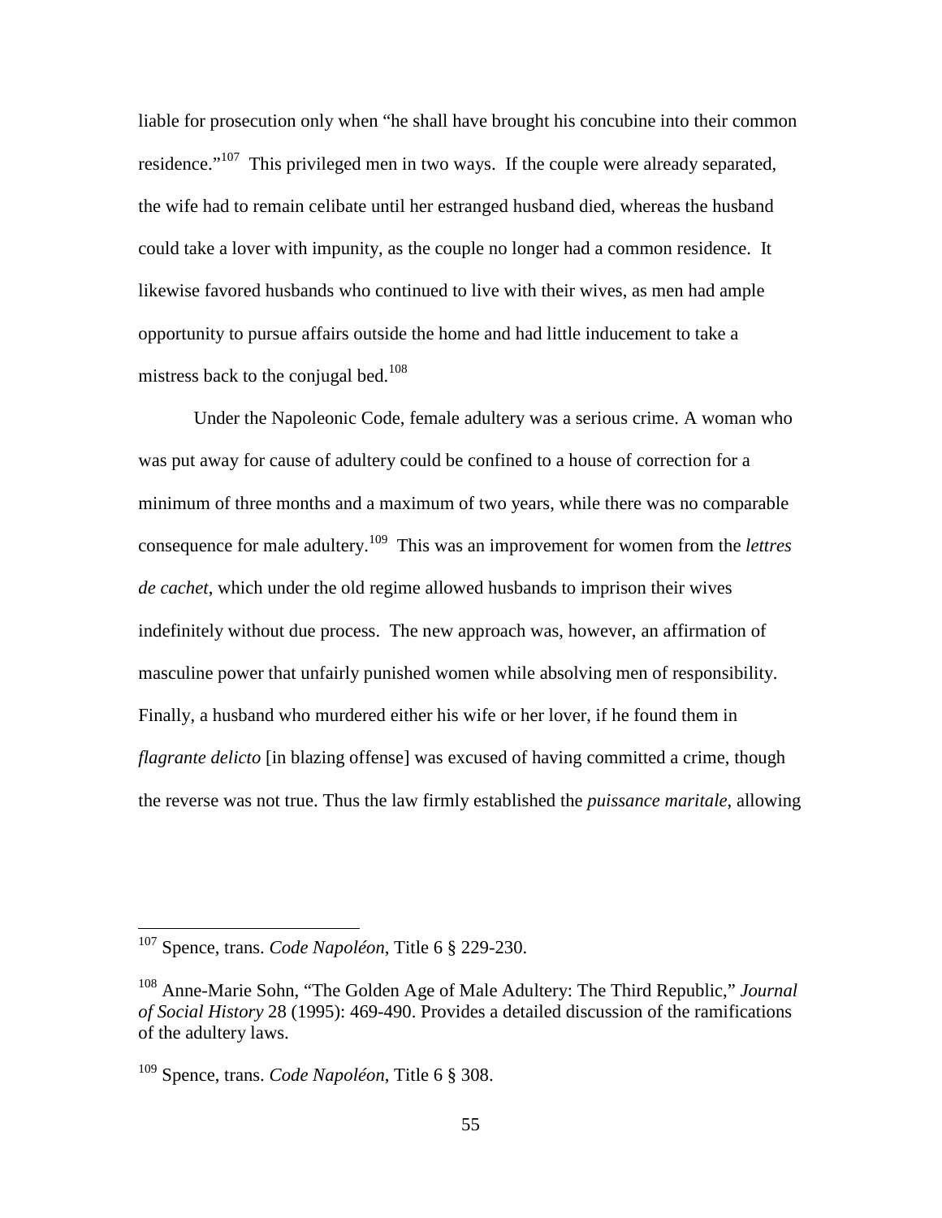liable for prosecution only when "he shall have brought his concubine into their common residence."[107] This privileged men in two ways. If the couple were already separated, the wife had to remain celibate until her estranged husband died, whereas the husband could take a lover with impunity, as the couple no longer had a common residence. It likewise favored husbands who continued to live with their wives, as men had ample opportunity to pursue affairs outside the home and had little inducement to take a mistress back to the conjugal bed.[108]

Under the Napoleonic Code, female adultery was a serious crime. A woman who was put away for cause of adultery could be confined to a house of correction for a minimum of three months and a maximum of two years, while there was no comparable consequence for male adultery.[109] This was an improvement for women from the *lettres de cachet*, which under the old regime allowed husbands to imprison their wives indefinitely without due process. The new approach was, however, an affirmation of masculine power that unfairly punished women while absolving men of responsibility. Finally, a husband who murdered either his wife or her lover, if he found them in *flagrante delicto* [in blazing offense] was excused of having committed a crime, though the reverse was not true. Thus the law firmly established the *puissance maritale*, allowing

---

[107] Spence, trans. *Code Napoléon*, Title 6 § 229-230.

[108] Anne-Marie Sohn, "The Golden Age of Male Adultery: The Third Republic," *Journal of Social History* 28 (1995): 469-490. Provides a detailed discussion of the ramifications of the adultery laws.

[109] Spence, trans. *Code Napoléon*, Title 6 § 308.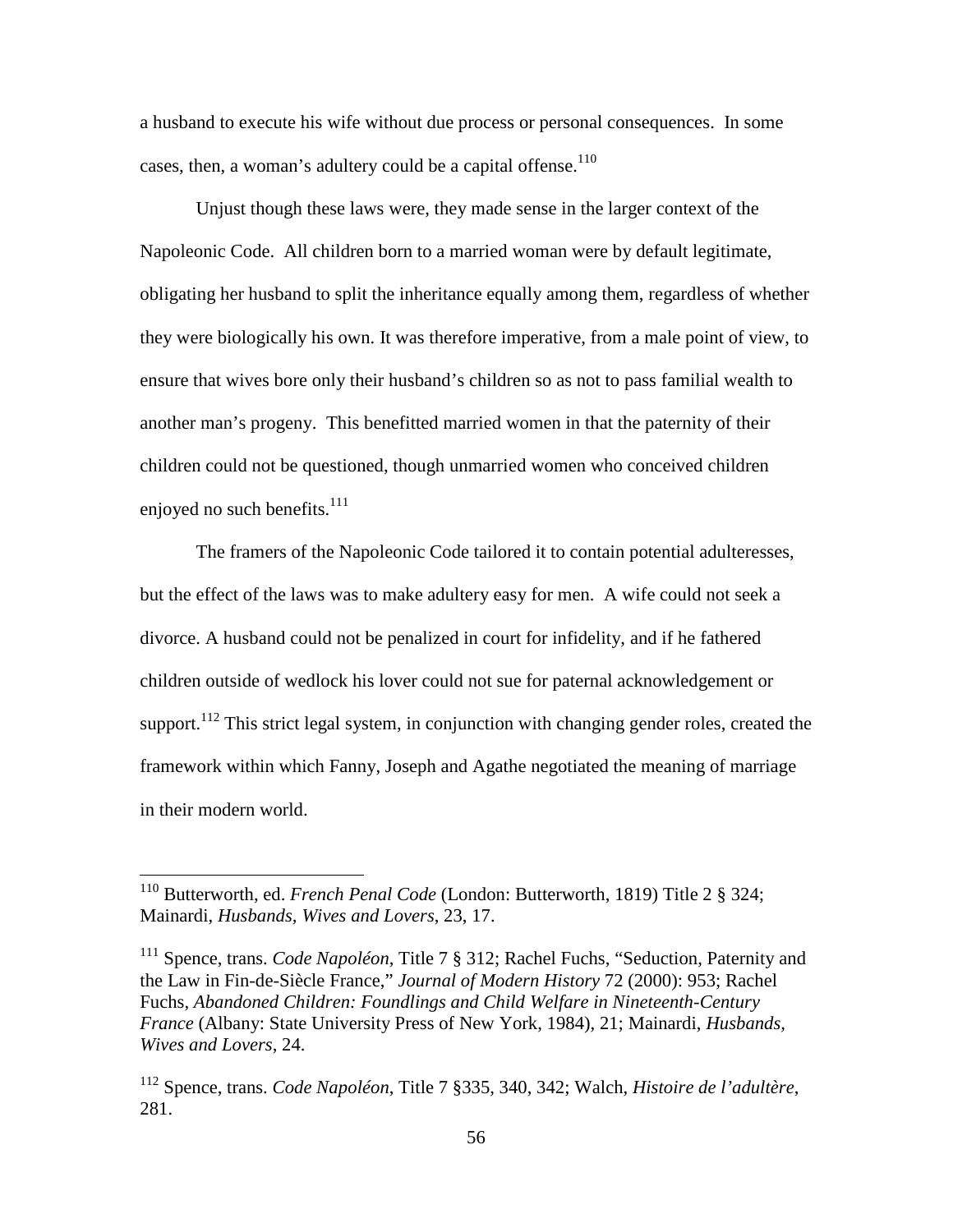a husband to execute his wife without due process or personal consequences. In some cases, then, a woman's adultery could be a capital offense.[110]

Unjust though these laws were, they made sense in the larger context of the Napoleonic Code. All children born to a married woman were by default legitimate, obligating her husband to split the inheritance equally among them, regardless of whether they were biologically his own. It was therefore imperative, from a male point of view, to ensure that wives bore only their husband's children so as not to pass familial wealth to another man's progeny. This benefitted married women in that the paternity of their children could not be questioned, though unmarried women who conceived children enjoyed no such benefits.[111]

The framers of the Napoleonic Code tailored it to contain potential adulteresses, but the effect of the laws was to make adultery easy for men. A wife could not seek a divorce. A husband could not be penalized in court for infidelity, and if he fathered children outside of wedlock his lover could not sue for paternal acknowledgement or support.[112] This strict legal system, in conjunction with changing gender roles, created the framework within which Fanny, Joseph and Agathe negotiated the meaning of marriage in their modern world.

---

[110] Butterworth, ed. *French Penal Code* (London: Butterworth, 1819) Title 2 § 324; Mainardi, *Husbands, Wives and Lovers*, 23, 17.

[111] Spence, trans. *Code Napoléon*, Title 7 § 312; Rachel Fuchs, "Seduction, Paternity and the Law in Fin-de-Siècle France," *Journal of Modern History* 72 (2000): 953; Rachel Fuchs, *Abandoned Children: Foundlings and Child Welfare in Nineteenth-Century France* (Albany: State University Press of New York, 1984), 21; Mainardi, *Husbands, Wives and Lovers*, 24.

[112] Spence, trans. *Code Napoléon*, Title 7 §335, 340, 342; Walch, *Histoire de l'adultère*, 281.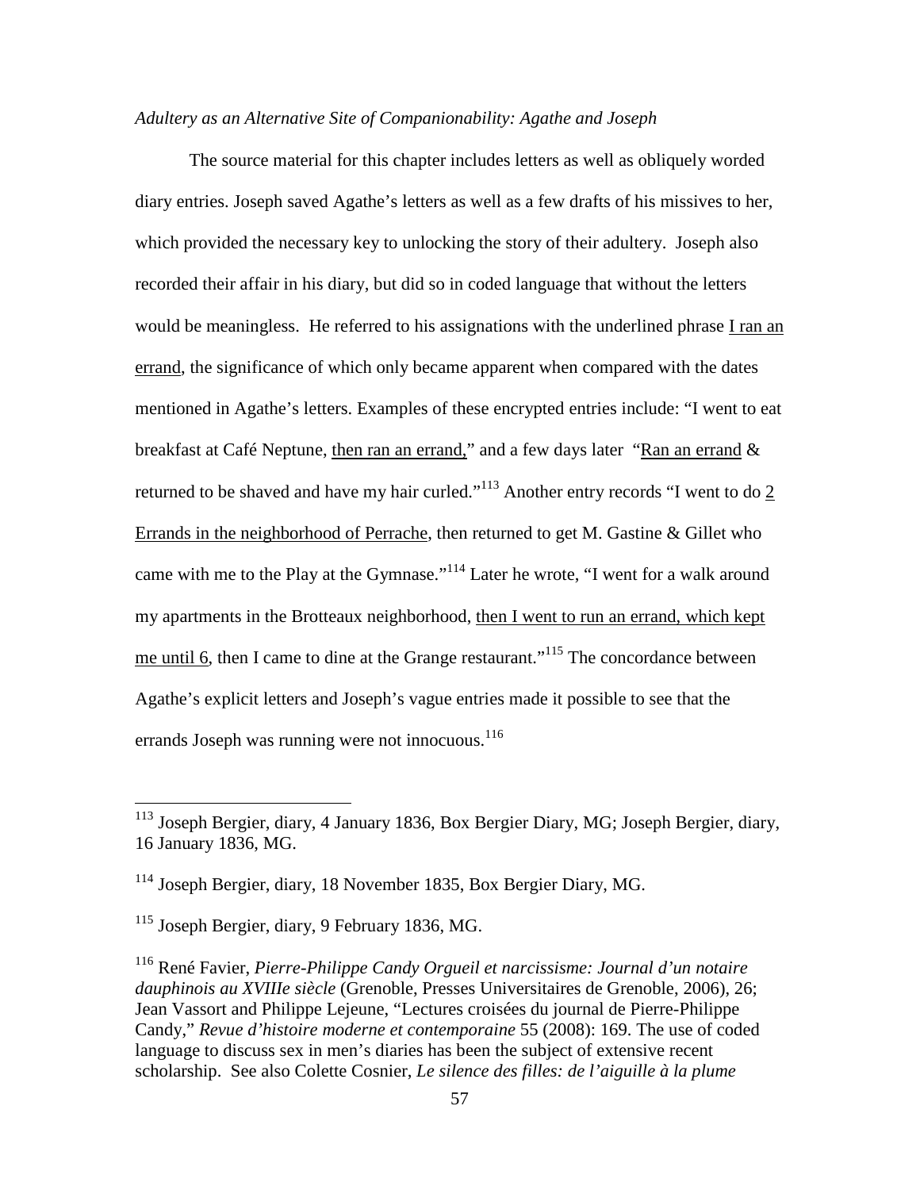*Adultery as an Alternative Site of Companionability: Agathe and Joseph*

The source material for this chapter includes letters as well as obliquely worded diary entries. Joseph saved Agathe's letters as well as a few drafts of his missives to her, which provided the necessary key to unlocking the story of their adultery. Joseph also recorded their affair in his diary, but did so in coded language that without the letters would be meaningless. He referred to his assignations with the underlined phrase <u>I ran an errand</u>, the significance of which only became apparent when compared with the dates mentioned in Agathe's letters. Examples of these encrypted entries include: "I went to eat breakfast at Café Neptune, <u>then ran an errand,</u>" and a few days later "<u>Ran an errand</u> & returned to be shaved and have my hair curled."[113] Another entry records "I went to do <u>2 Errands in the neighborhood of Perrache</u>, then returned to get M. Gastine & Gillet who came with me to the Play at the Gymnase."[114] Later he wrote, "I went for a walk around my apartments in the Brotteaux neighborhood, <u>then I went to run an errand, which kept me until 6</u>, then I came to dine at the Grange restaurant."[115] The concordance between Agathe's explicit letters and Joseph's vague entries made it possible to see that the errands Joseph was running were not innocuous.[116]

---

[113] Joseph Bergier, diary, 4 January 1836, Box Bergier Diary, MG; Joseph Bergier, diary, 16 January 1836, MG.

[114] Joseph Bergier, diary, 18 November 1835, Box Bergier Diary, MG.

[115] Joseph Bergier, diary, 9 February 1836, MG.

[116] René Favier, *Pierre-Philippe Candy Orgueil et narcissisme: Journal d'un notaire dauphinois au XVIIIe siècle* (Grenoble, Presses Universitaires de Grenoble, 2006), 26; Jean Vassort and Philippe Lejeune, "Lectures croisées du journal de Pierre-Philippe Candy," *Revue d'histoire moderne et contemporaine* 55 (2008): 169. The use of coded language to discuss sex in men's diaries has been the subject of extensive recent scholarship. See also Colette Cosnier, *Le silence des filles: de l'aiguille à la plume*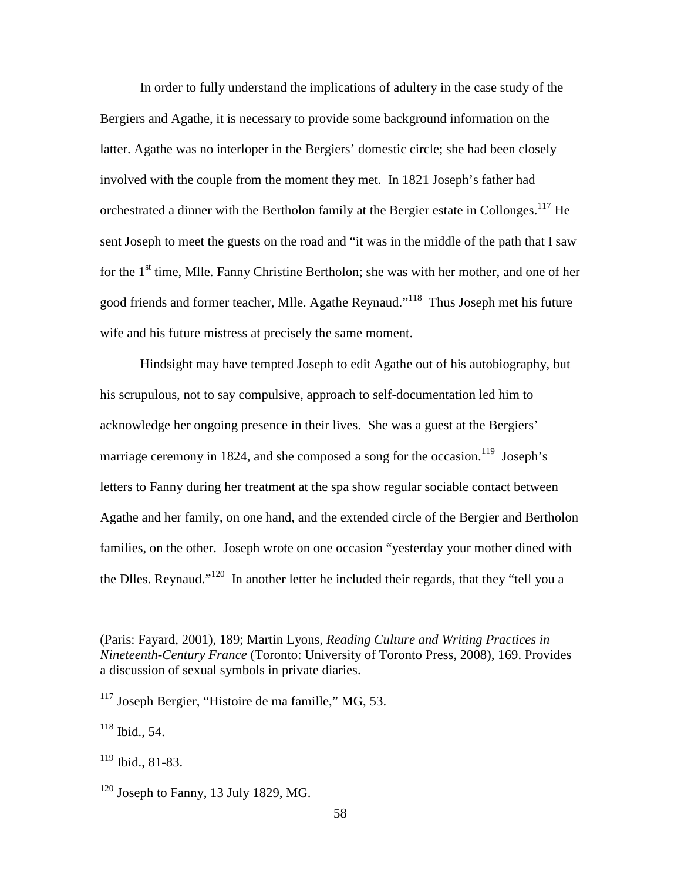In order to fully understand the implications of adultery in the case study of the Bergiers and Agathe, it is necessary to provide some background information on the latter. Agathe was no interloper in the Bergiers' domestic circle; she had been closely involved with the couple from the moment they met. In 1821 Joseph's father had orchestrated a dinner with the Bertholon family at the Bergier estate in Collonges.[117] He sent Joseph to meet the guests on the road and "it was in the middle of the path that I saw for the 1st time, Mlle. Fanny Christine Bertholon; she was with her mother, and one of her good friends and former teacher, Mlle. Agathe Reynaud."[118] Thus Joseph met his future wife and his future mistress at precisely the same moment.

Hindsight may have tempted Joseph to edit Agathe out of his autobiography, but his scrupulous, not to say compulsive, approach to self-documentation led him to acknowledge her ongoing presence in their lives. She was a guest at the Bergiers' marriage ceremony in 1824, and she composed a song for the occasion.[119] Joseph's letters to Fanny during her treatment at the spa show regular sociable contact between Agathe and her family, on one hand, and the extended circle of the Bergier and Bertholon families, on the other. Joseph wrote on one occasion "yesterday your mother dined with the Dlles. Reynaud."[120] In another letter he included their regards, that they "tell you a

---

(Paris: Fayard, 2001), 189; Martin Lyons, *Reading Culture and Writing Practices in Nineteenth-Century France* (Toronto: University of Toronto Press, 2008), 169. Provides a discussion of sexual symbols in private diaries.

[117] Joseph Bergier, "Histoire de ma famille," MG, 53.

[118] Ibid., 54.

[119] Ibid., 81-83.

[120] Joseph to Fanny, 13 July 1829, MG.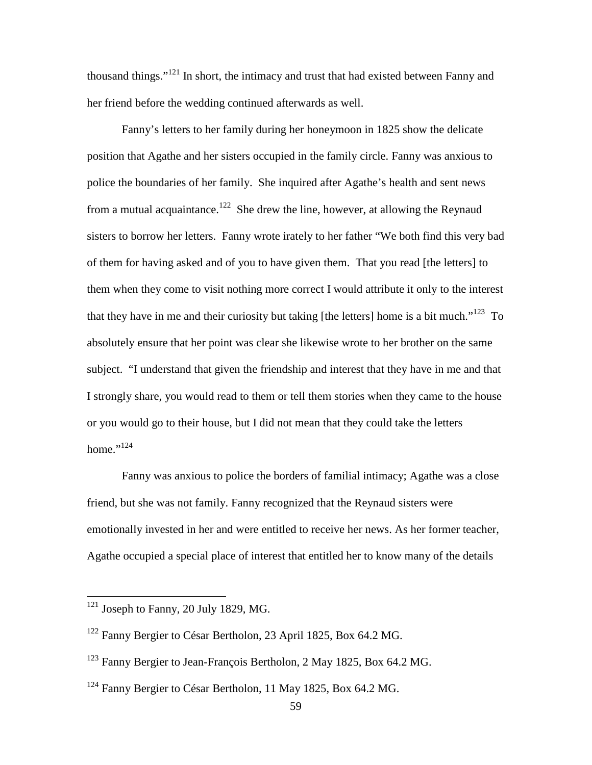thousand things."[121] In short, the intimacy and trust that had existed between Fanny and her friend before the wedding continued afterwards as well.

Fanny's letters to her family during her honeymoon in 1825 show the delicate position that Agathe and her sisters occupied in the family circle. Fanny was anxious to police the boundaries of her family. She inquired after Agathe's health and sent news from a mutual acquaintance.[122] She drew the line, however, at allowing the Reynaud sisters to borrow her letters. Fanny wrote irately to her father "We both find this very bad of them for having asked and of you to have given them. That you read [the letters] to them when they come to visit nothing more correct I would attribute it only to the interest that they have in me and their curiosity but taking [the letters] home is a bit much."[123] To absolutely ensure that her point was clear she likewise wrote to her brother on the same subject. "I understand that given the friendship and interest that they have in me and that I strongly share, you would read to them or tell them stories when they came to the house or you would go to their house, but I did not mean that they could take the letters home."[124]

Fanny was anxious to police the borders of familial intimacy; Agathe was a close friend, but she was not family. Fanny recognized that the Reynaud sisters were emotionally invested in her and were entitled to receive her news. As her former teacher, Agathe occupied a special place of interest that entitled her to know many of the details

---

[121] Joseph to Fanny, 20 July 1829, MG.

[122] Fanny Bergier to César Bertholon, 23 April 1825, Box 64.2 MG.

[123] Fanny Bergier to Jean-François Bertholon, 2 May 1825, Box 64.2 MG.

[124] Fanny Bergier to César Bertholon, 11 May 1825, Box 64.2 MG.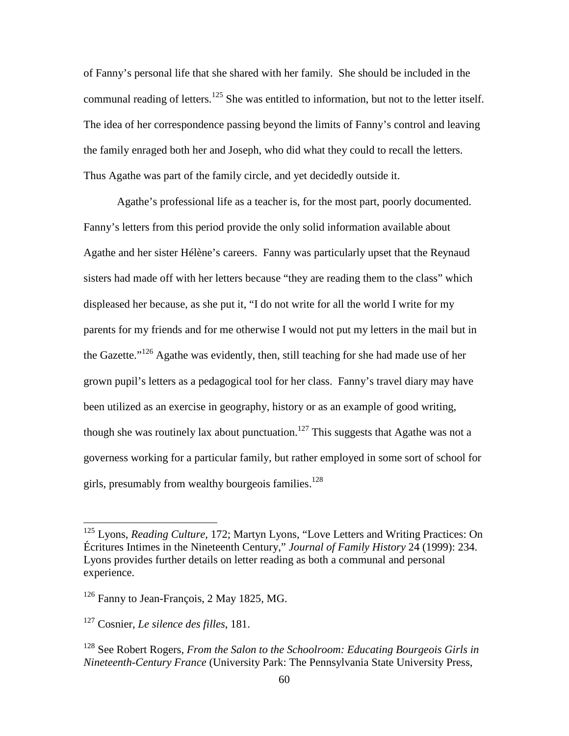of Fanny's personal life that she shared with her family. She should be included in the communal reading of letters.[125] She was entitled to information, but not to the letter itself. The idea of her correspondence passing beyond the limits of Fanny's control and leaving the family enraged both her and Joseph, who did what they could to recall the letters. Thus Agathe was part of the family circle, and yet decidedly outside it.

Agathe's professional life as a teacher is, for the most part, poorly documented. Fanny's letters from this period provide the only solid information available about Agathe and her sister Hélène's careers. Fanny was particularly upset that the Reynaud sisters had made off with her letters because "they are reading them to the class" which displeased her because, as she put it, "I do not write for all the world I write for my parents for my friends and for me otherwise I would not put my letters in the mail but in the Gazette."[126] Agathe was evidently, then, still teaching for she had made use of her grown pupil's letters as a pedagogical tool for her class. Fanny's travel diary may have been utilized as an exercise in geography, history or as an example of good writing, though she was routinely lax about punctuation.[127] This suggests that Agathe was not a governess working for a particular family, but rather employed in some sort of school for girls, presumably from wealthy bourgeois families.[128]

---

[125] Lyons, *Reading Culture*, 172; Martyn Lyons, "Love Letters and Writing Practices: On Écritures Intimes in the Nineteenth Century," *Journal of Family History* 24 (1999): 234. Lyons provides further details on letter reading as both a communal and personal experience.

[126] Fanny to Jean-François, 2 May 1825, MG.

[127] Cosnier, *Le silence des filles*, 181.

[128] See Robert Rogers, *From the Salon to the Schoolroom: Educating Bourgeois Girls in Nineteenth-Century France* (University Park: The Pennsylvania State University Press,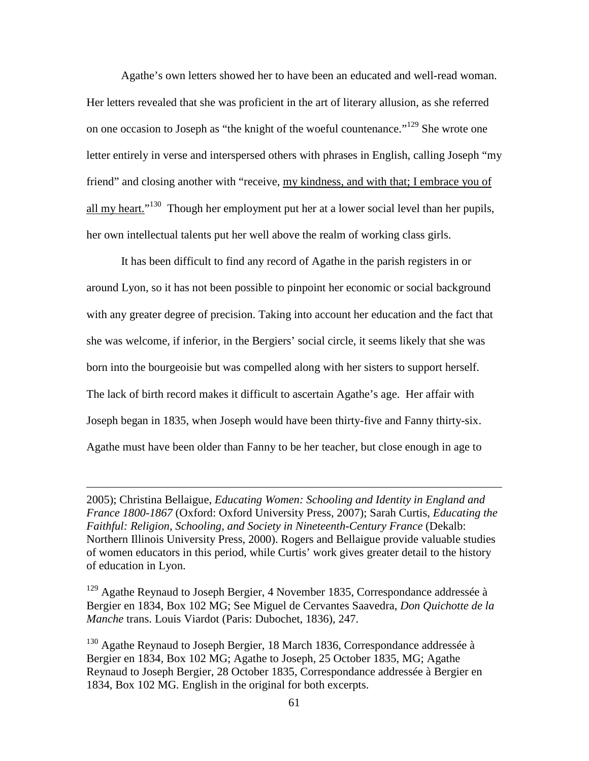Agathe's own letters showed her to have been an educated and well-read woman. Her letters revealed that she was proficient in the art of literary allusion, as she referred on one occasion to Joseph as "the knight of the woeful countenance."[129] She wrote one letter entirely in verse and interspersed others with phrases in English, calling Joseph "my friend" and closing another with "receive, <u>my kindness, and with that; I embrace you of all my heart.</u>"[130] Though her employment put her at a lower social level than her pupils, her own intellectual talents put her well above the realm of working class girls.

It has been difficult to find any record of Agathe in the parish registers in or around Lyon, so it has not been possible to pinpoint her economic or social background with any greater degree of precision. Taking into account her education and the fact that she was welcome, if inferior, in the Bergiers' social circle, it seems likely that she was born into the bourgeoisie but was compelled along with her sisters to support herself. The lack of birth record makes it difficult to ascertain Agathe's age. Her affair with Joseph began in 1835, when Joseph would have been thirty-five and Fanny thirty-six. Agathe must have been older than Fanny to be her teacher, but close enough in age to

---

2005); Christina Bellaigue, *Educating Women: Schooling and Identity in England and France 1800-1867* (Oxford: Oxford University Press, 2007); Sarah Curtis, *Educating the Faithful: Religion, Schooling, and Society in Nineteenth-Century France* (Dekalb: Northern Illinois University Press, 2000). Rogers and Bellaigue provide valuable studies of women educators in this period, while Curtis' work gives greater detail to the history of education in Lyon.

[129] Agathe Reynaud to Joseph Bergier, 4 November 1835, Correspondance addressée à Bergier en 1834, Box 102 MG; See Miguel de Cervantes Saavedra, *Don Quichotte de la Manche* trans. Louis Viardot (Paris: Dubochet, 1836), 247.

[130] Agathe Reynaud to Joseph Bergier, 18 March 1836, Correspondance addressée à Bergier en 1834, Box 102 MG; Agathe to Joseph, 25 October 1835, MG; Agathe Reynaud to Joseph Bergier, 28 October 1835, Correspondance addressée à Bergier en 1834, Box 102 MG. English in the original for both excerpts.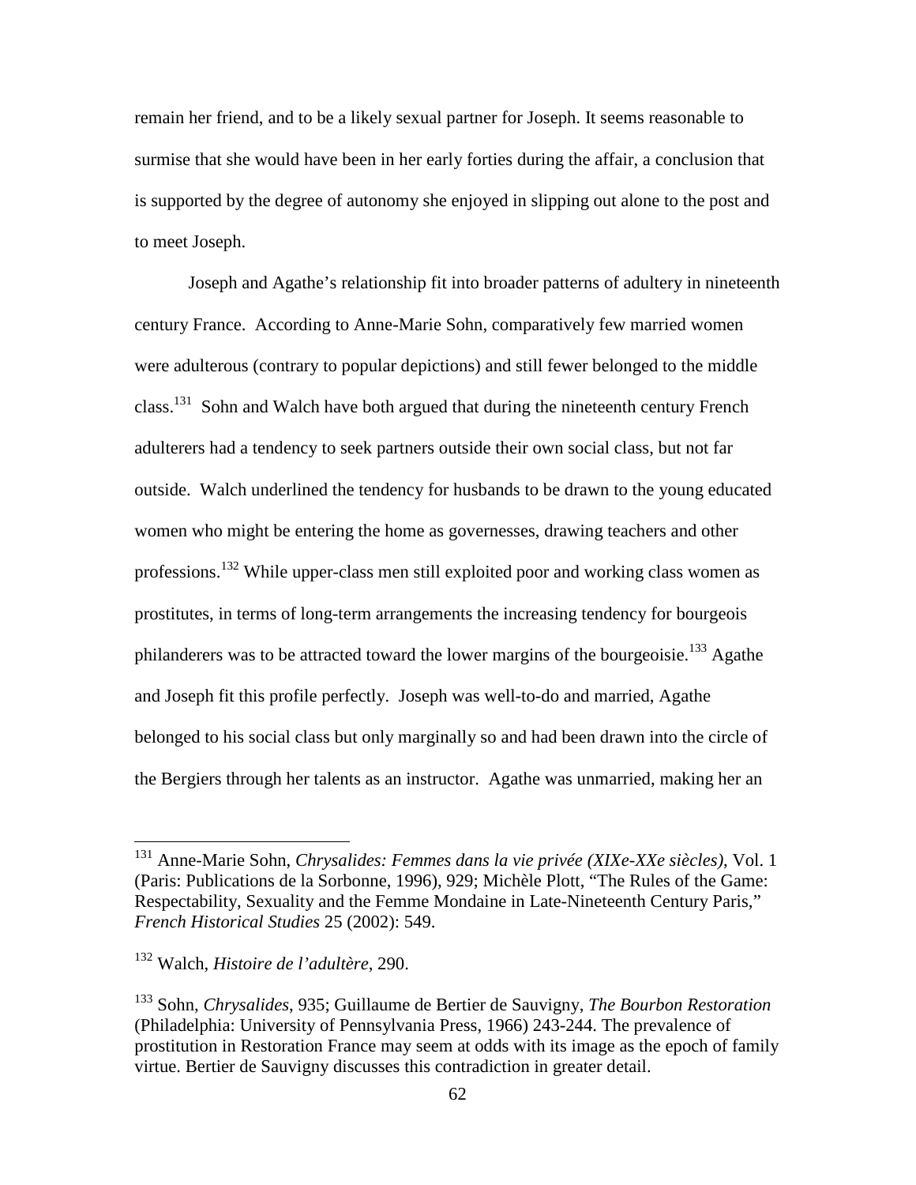remain her friend, and to be a likely sexual partner for Joseph. It seems reasonable to surmise that she would have been in her early forties during the affair, a conclusion that is supported by the degree of autonomy she enjoyed in slipping out alone to the post and to meet Joseph.

Joseph and Agathe's relationship fit into broader patterns of adultery in nineteenth century France. According to Anne-Marie Sohn, comparatively few married women were adulterous (contrary to popular depictions) and still fewer belonged to the middle class.[131] Sohn and Walch have both argued that during the nineteenth century French adulterers had a tendency to seek partners outside their own social class, but not far outside. Walch underlined the tendency for husbands to be drawn to the young educated women who might be entering the home as governesses, drawing teachers and other professions.[132] While upper-class men still exploited poor and working class women as prostitutes, in terms of long-term arrangements the increasing tendency for bourgeois philanderers was to be attracted toward the lower margins of the bourgeoisie.[133] Agathe and Joseph fit this profile perfectly. Joseph was well-to-do and married, Agathe belonged to his social class but only marginally so and had been drawn into the circle of the Bergiers through her talents as an instructor. Agathe was unmarried, making her an

---

[131] Anne-Marie Sohn, *Chrysalides: Femmes dans la vie privée (XIXe-XXe siècles)*, Vol. 1 (Paris: Publications de la Sorbonne, 1996), 929; Michèle Plott, "The Rules of the Game: Respectability, Sexuality and the Femme Mondaine in Late-Nineteenth Century Paris," *French Historical Studies* 25 (2002): 549.

[132] Walch, *Histoire de l'adultère*, 290.

[133] Sohn, *Chrysalides*, 935; Guillaume de Bertier de Sauvigny, *The Bourbon Restoration* (Philadelphia: University of Pennsylvania Press, 1966) 243-244. The prevalence of prostitution in Restoration France may seem at odds with its image as the epoch of family virtue. Bertier de Sauvigny discusses this contradiction in greater detail.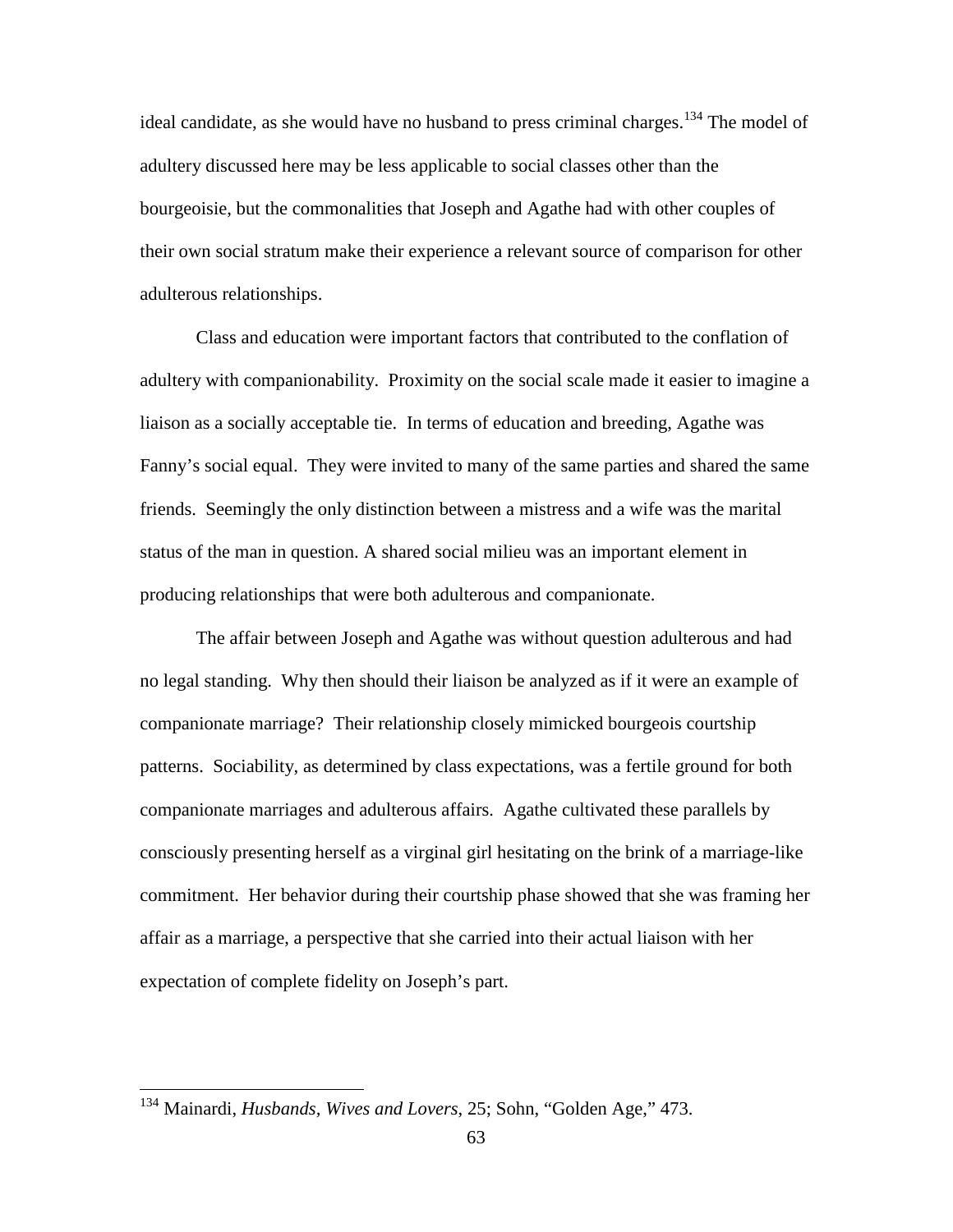ideal candidate, as she would have no husband to press criminal charges.[134] The model of adultery discussed here may be less applicable to social classes other than the bourgeoisie, but the commonalities that Joseph and Agathe had with other couples of their own social stratum make their experience a relevant source of comparison for other adulterous relationships.

Class and education were important factors that contributed to the conflation of adultery with companionability. Proximity on the social scale made it easier to imagine a liaison as a socially acceptable tie. In terms of education and breeding, Agathe was Fanny's social equal. They were invited to many of the same parties and shared the same friends. Seemingly the only distinction between a mistress and a wife was the marital status of the man in question. A shared social milieu was an important element in producing relationships that were both adulterous and companionate.

The affair between Joseph and Agathe was without question adulterous and had no legal standing. Why then should their liaison be analyzed as if it were an example of companionate marriage? Their relationship closely mimicked bourgeois courtship patterns. Sociability, as determined by class expectations, was a fertile ground for both companionate marriages and adulterous affairs. Agathe cultivated these parallels by consciously presenting herself as a virginal girl hesitating on the brink of a marriage-like commitment. Her behavior during their courtship phase showed that she was framing her affair as a marriage, a perspective that she carried into their actual liaison with her expectation of complete fidelity on Joseph's part.

---

[134] Mainardi, *Husbands, Wives and Lovers*, 25; Sohn, "Golden Age," 473.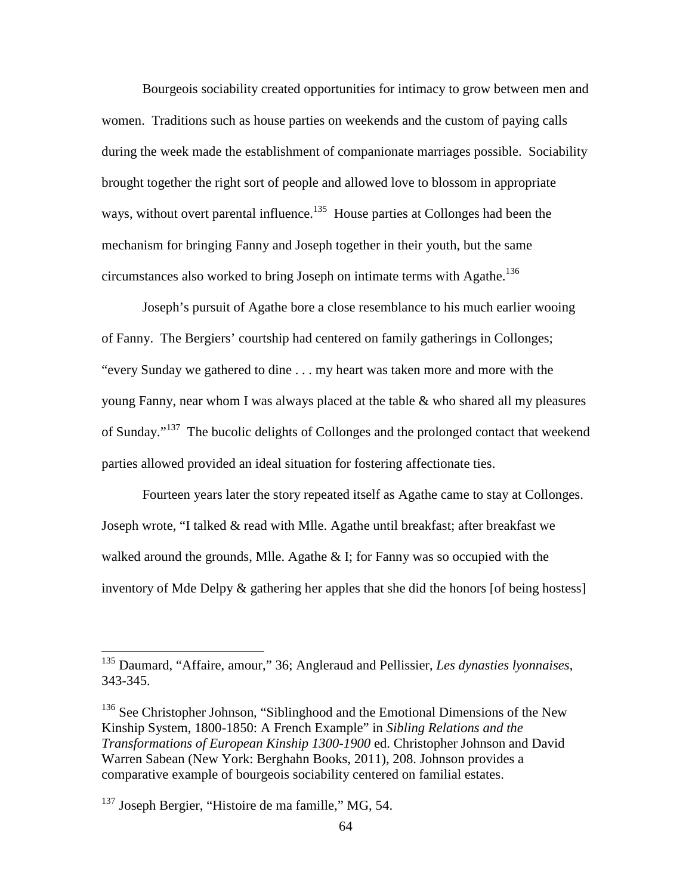Bourgeois sociability created opportunities for intimacy to grow between men and women. Traditions such as house parties on weekends and the custom of paying calls during the week made the establishment of companionate marriages possible. Sociability brought together the right sort of people and allowed love to blossom in appropriate ways, without overt parental influence.[135] House parties at Collonges had been the mechanism for bringing Fanny and Joseph together in their youth, but the same circumstances also worked to bring Joseph on intimate terms with Agathe.[136]

Joseph's pursuit of Agathe bore a close resemblance to his much earlier wooing of Fanny. The Bergiers' courtship had centered on family gatherings in Collonges; "every Sunday we gathered to dine . . . my heart was taken more and more with the young Fanny, near whom I was always placed at the table & who shared all my pleasures of Sunday."[137] The bucolic delights of Collonges and the prolonged contact that weekend parties allowed provided an ideal situation for fostering affectionate ties.

Fourteen years later the story repeated itself as Agathe came to stay at Collonges. Joseph wrote, "I talked & read with Mlle. Agathe until breakfast; after breakfast we walked around the grounds, Mlle. Agathe & I; for Fanny was so occupied with the inventory of Mde Delpy & gathering her apples that she did the honors [of being hostess]

---

[135] Daumard, "Affaire, amour," 36; Angleraud and Pellissier, *Les dynasties lyonnaises*, 343-345.

[136] See Christopher Johnson, "Siblinghood and the Emotional Dimensions of the New Kinship System, 1800-1850: A French Example" in *Sibling Relations and the Transformations of European Kinship 1300-1900* ed. Christopher Johnson and David Warren Sabean (New York: Berghahn Books, 2011), 208. Johnson provides a comparative example of bourgeois sociability centered on familial estates.

[137] Joseph Bergier, "Histoire de ma famille," MG, 54.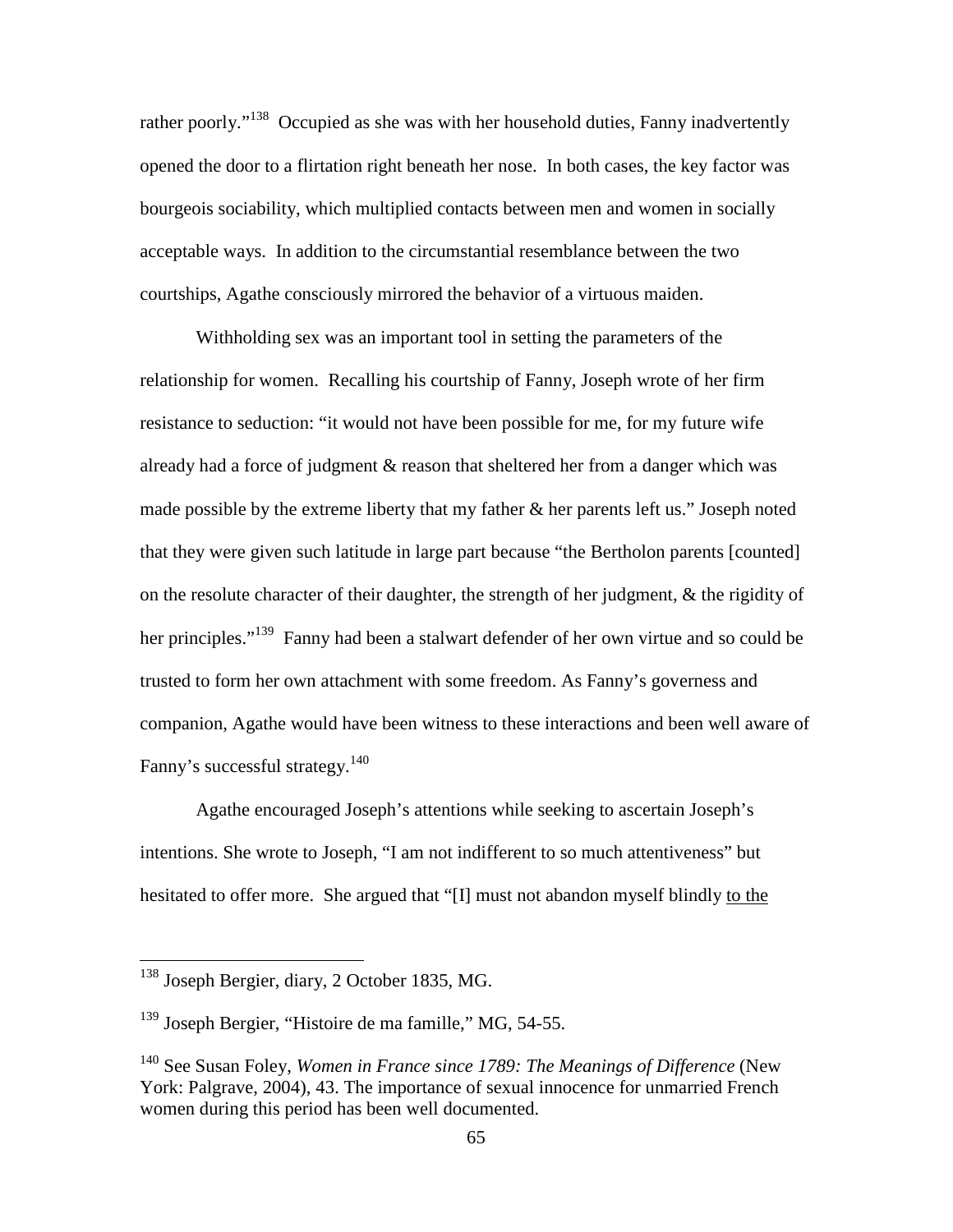rather poorly."[138] Occupied as she was with her household duties, Fanny inadvertently opened the door to a flirtation right beneath her nose. In both cases, the key factor was bourgeois sociability, which multiplied contacts between men and women in socially acceptable ways. In addition to the circumstantial resemblance between the two courtships, Agathe consciously mirrored the behavior of a virtuous maiden.

Withholding sex was an important tool in setting the parameters of the relationship for women. Recalling his courtship of Fanny, Joseph wrote of her firm resistance to seduction: "it would not have been possible for me, for my future wife already had a force of judgment & reason that sheltered her from a danger which was made possible by the extreme liberty that my father & her parents left us." Joseph noted that they were given such latitude in large part because "the Bertholon parents [counted] on the resolute character of their daughter, the strength of her judgment, & the rigidity of her principles."[139] Fanny had been a stalwart defender of her own virtue and so could be trusted to form her own attachment with some freedom. As Fanny's governess and companion, Agathe would have been witness to these interactions and been well aware of Fanny's successful strategy.[140]

Agathe encouraged Joseph's attentions while seeking to ascertain Joseph's intentions. She wrote to Joseph, "I am not indifferent to so much attentiveness" but hesitated to offer more. She argued that "[I] must not abandon myself blindly <u>to the</u>

---

[138] Joseph Bergier, diary, 2 October 1835, MG.

[139] Joseph Bergier, "Histoire de ma famille," MG, 54-55.

[140] See Susan Foley, *Women in France since 1789: The Meanings of Difference* (New York: Palgrave, 2004), 43. The importance of sexual innocence for unmarried French women during this period has been well documented.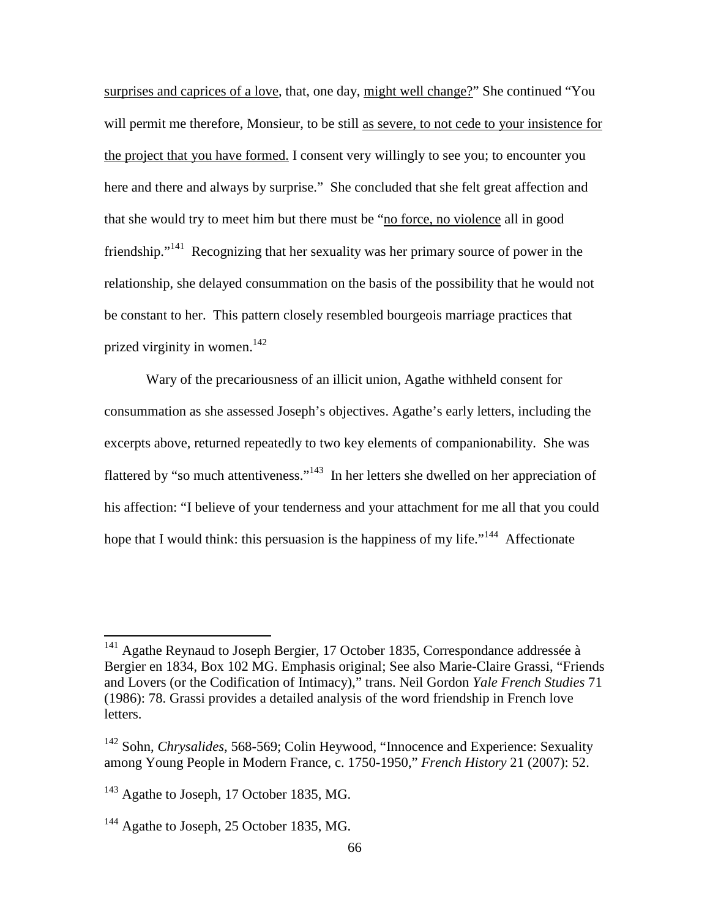<u>surprises and caprices of a love</u>, that, one day, <u>might well change?</u>" She continued "You will permit me therefore, Monsieur, to be still <u>as severe, to not cede to your insistence for the project that you have formed.</u> I consent very willingly to see you; to encounter you here and there and always by surprise." She concluded that she felt great affection and that she would try to meet him but there must be "<u>no force, no violence</u> all in good friendship."[141] Recognizing that her sexuality was her primary source of power in the relationship, she delayed consummation on the basis of the possibility that he would not be constant to her. This pattern closely resembled bourgeois marriage practices that prized virginity in women.[142]

Wary of the precariousness of an illicit union, Agathe withheld consent for consummation as she assessed Joseph's objectives. Agathe's early letters, including the excerpts above, returned repeatedly to two key elements of companionability. She was flattered by "so much attentiveness."[143] In her letters she dwelled on her appreciation of his affection: "I believe of your tenderness and your attachment for me all that you could hope that I would think: this persuasion is the happiness of my life."[144] Affectionate

---

[141] Agathe Reynaud to Joseph Bergier, 17 October 1835, Correspondance addressée à Bergier en 1834, Box 102 MG. Emphasis original; See also Marie-Claire Grassi, "Friends and Lovers (or the Codification of Intimacy)," trans. Neil Gordon *Yale French Studies* 71 (1986): 78. Grassi provides a detailed analysis of the word friendship in French love letters.

[142] Sohn, *Chrysalides*, 568-569; Colin Heywood, "Innocence and Experience: Sexuality among Young People in Modern France, c. 1750-1950," *French History* 21 (2007): 52.

[143] Agathe to Joseph, 17 October 1835, MG.

[144] Agathe to Joseph, 25 October 1835, MG.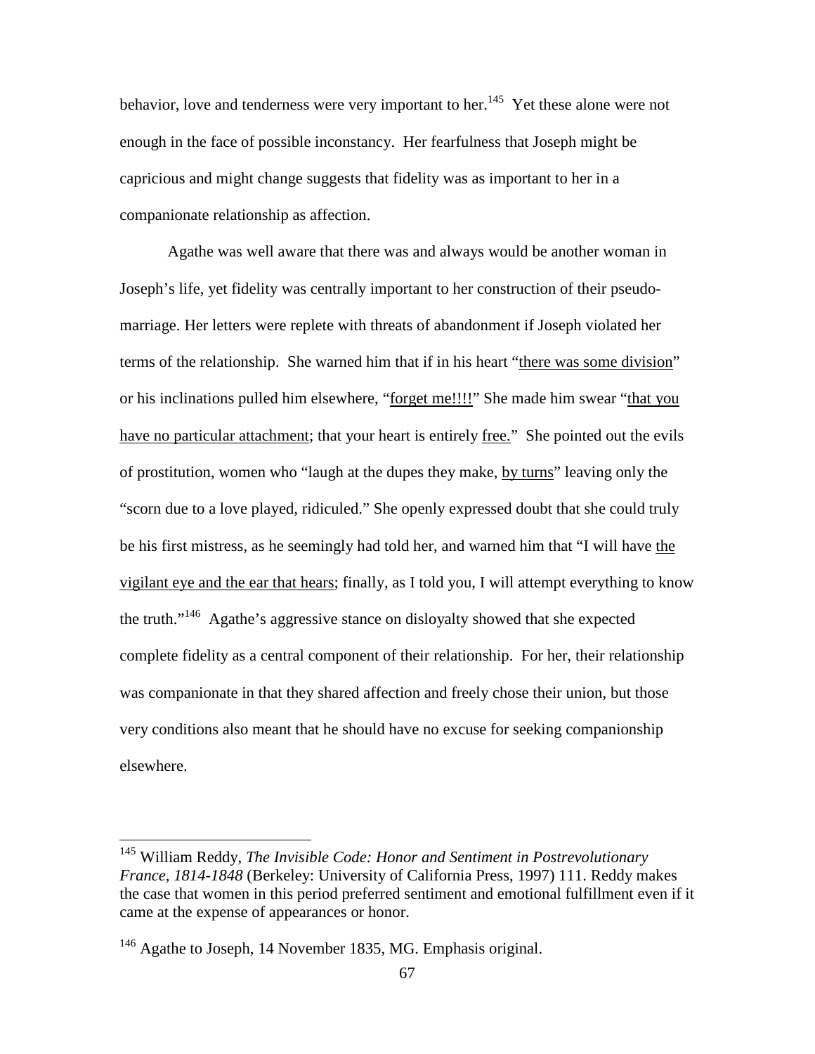behavior, love and tenderness were very important to her.[145] Yet these alone were not enough in the face of possible inconstancy. Her fearfulness that Joseph might be capricious and might change suggests that fidelity was as important to her in a companionate relationship as affection.

Agathe was well aware that there was and always would be another woman in Joseph's life, yet fidelity was centrally important to her construction of their pseudo-marriage. Her letters were replete with threats of abandonment if Joseph violated her terms of the relationship. She warned him that if in his heart "<u>there was some division</u>" or his inclinations pulled him elsewhere, "<u>forget me!!!!</u>" She made him swear "<u>that you have no particular attachment</u>; that your heart is entirely <u>free.</u>" She pointed out the evils of prostitution, women who "laugh at the dupes they make, <u>by turns</u>" leaving only the "scorn due to a love played, ridiculed." She openly expressed doubt that she could truly be his first mistress, as he seemingly had told her, and warned him that "I will have <u>the vigilant eye and the ear that hears</u>; finally, as I told you, I will attempt everything to know the truth."[146] Agathe's aggressive stance on disloyalty showed that she expected complete fidelity as a central component of their relationship. For her, their relationship was companionate in that they shared affection and freely chose their union, but those very conditions also meant that he should have no excuse for seeking companionship elsewhere.

---

[145] William Reddy, *The Invisible Code: Honor and Sentiment in Postrevolutionary France, 1814-1848* (Berkeley: University of California Press, 1997) 111. Reddy makes the case that women in this period preferred sentiment and emotional fulfillment even if it came at the expense of appearances or honor.

[146] Agathe to Joseph, 14 November 1835, MG. Emphasis original.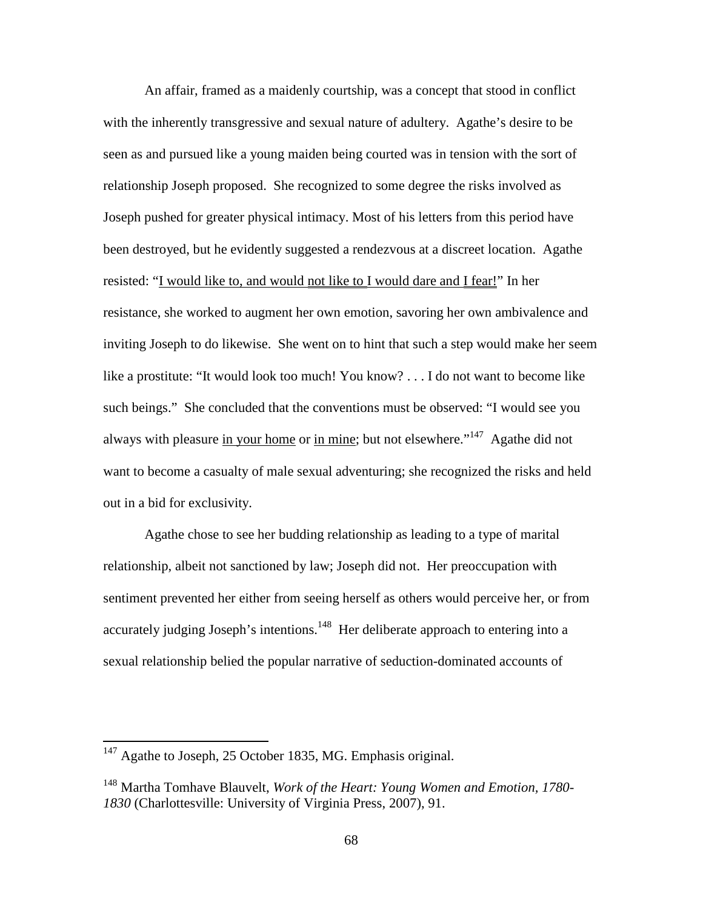An affair, framed as a maidenly courtship, was a concept that stood in conflict with the inherently transgressive and sexual nature of adultery. Agathe's desire to be seen as and pursued like a young maiden being courted was in tension with the sort of relationship Joseph proposed. She recognized to some degree the risks involved as Joseph pushed for greater physical intimacy. Most of his letters from this period have been destroyed, but he evidently suggested a rendezvous at a discreet location. Agathe resisted: "<u>I would like to, and would not like to I would dare and I fear!</u>" In her resistance, she worked to augment her own emotion, savoring her own ambivalence and inviting Joseph to do likewise. She went on to hint that such a step would make her seem like a prostitute: "It would look too much! You know? . . . I do not want to become like such beings." She concluded that the conventions must be observed: "I would see you always with pleasure <u>in your home</u> or <u>in mine</u>; but not elsewhere."[147] Agathe did not want to become a casualty of male sexual adventuring; she recognized the risks and held out in a bid for exclusivity.

Agathe chose to see her budding relationship as leading to a type of marital relationship, albeit not sanctioned by law; Joseph did not. Her preoccupation with sentiment prevented her either from seeing herself as others would perceive her, or from accurately judging Joseph's intentions.[148] Her deliberate approach to entering into a sexual relationship belied the popular narrative of seduction-dominated accounts of

---

[147] Agathe to Joseph, 25 October 1835, MG. Emphasis original.

[148] Martha Tomhave Blauvelt, *Work of the Heart: Young Women and Emotion, 1780-1830* (Charlottesville: University of Virginia Press, 2007), 91.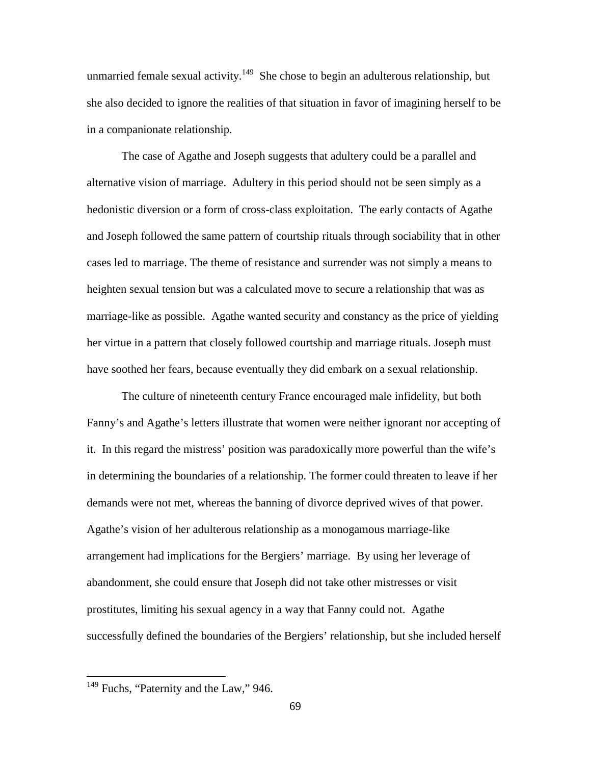unmarried female sexual activity.[149] She chose to begin an adulterous relationship, but she also decided to ignore the realities of that situation in favor of imagining herself to be in a companionate relationship.

The case of Agathe and Joseph suggests that adultery could be a parallel and alternative vision of marriage. Adultery in this period should not be seen simply as a hedonistic diversion or a form of cross-class exploitation. The early contacts of Agathe and Joseph followed the same pattern of courtship rituals through sociability that in other cases led to marriage. The theme of resistance and surrender was not simply a means to heighten sexual tension but was a calculated move to secure a relationship that was as marriage-like as possible. Agathe wanted security and constancy as the price of yielding her virtue in a pattern that closely followed courtship and marriage rituals. Joseph must have soothed her fears, because eventually they did embark on a sexual relationship.

The culture of nineteenth century France encouraged male infidelity, but both Fanny's and Agathe's letters illustrate that women were neither ignorant nor accepting of it. In this regard the mistress' position was paradoxically more powerful than the wife's in determining the boundaries of a relationship. The former could threaten to leave if her demands were not met, whereas the banning of divorce deprived wives of that power. Agathe's vision of her adulterous relationship as a monogamous marriage-like arrangement had implications for the Bergiers' marriage. By using her leverage of abandonment, she could ensure that Joseph did not take other mistresses or visit prostitutes, limiting his sexual agency in a way that Fanny could not. Agathe successfully defined the boundaries of the Bergiers' relationship, but she included herself

[149] Fuchs, "Paternity and the Law," 946.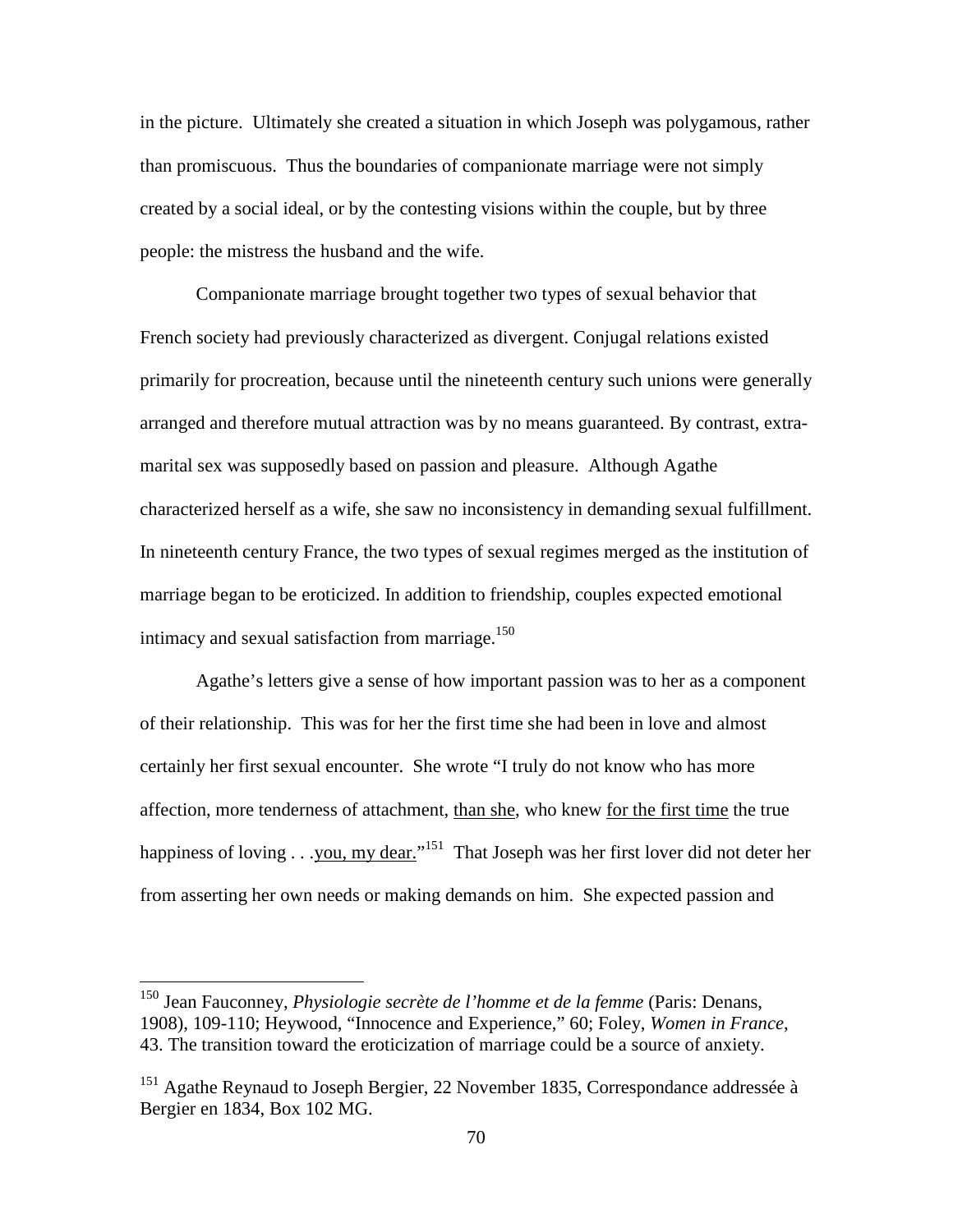in the picture. Ultimately she created a situation in which Joseph was polygamous, rather than promiscuous. Thus the boundaries of companionate marriage were not simply created by a social ideal, or by the contesting visions within the couple, but by three people: the mistress the husband and the wife.

Companionate marriage brought together two types of sexual behavior that French society had previously characterized as divergent. Conjugal relations existed primarily for procreation, because until the nineteenth century such unions were generally arranged and therefore mutual attraction was by no means guaranteed. By contrast, extra-marital sex was supposedly based on passion and pleasure. Although Agathe characterized herself as a wife, she saw no inconsistency in demanding sexual fulfillment. In nineteenth century France, the two types of sexual regimes merged as the institution of marriage began to be eroticized. In addition to friendship, couples expected emotional intimacy and sexual satisfaction from marriage.[150]

Agathe's letters give a sense of how important passion was to her as a component of their relationship. This was for her the first time she had been in love and almost certainly her first sexual encounter. She wrote "I truly do not know who has more affection, more tenderness of attachment, <u>than she</u>, who knew <u>for the first time</u> the true happiness of loving . . .<u>you, my dear.</u>"[151] That Joseph was her first lover did not deter her from asserting her own needs or making demands on him. She expected passion and

---

[150] Jean Fauconney, *Physiologie secrète de l'homme et de la femme* (Paris: Denans, 1908), 109-110; Heywood, "Innocence and Experience," 60; Foley, *Women in France*, 43. The transition toward the eroticization of marriage could be a source of anxiety.

[151] Agathe Reynaud to Joseph Bergier, 22 November 1835, Correspondance addressée à Bergier en 1834, Box 102 MG.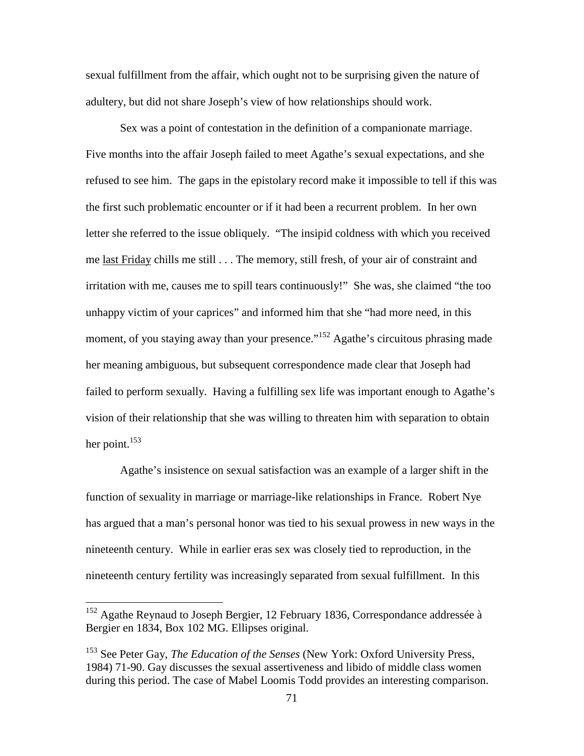sexual fulfillment from the affair, which ought not to be surprising given the nature of adultery, but did not share Joseph's view of how relationships should work.

Sex was a point of contestation in the definition of a companionate marriage. Five months into the affair Joseph failed to meet Agathe's sexual expectations, and she refused to see him. The gaps in the epistolary record make it impossible to tell if this was the first such problematic encounter or if it had been a recurrent problem. In her own letter she referred to the issue obliquely. "The insipid coldness with which you received me <u>last Friday</u> chills me still . . . The memory, still fresh, of your air of constraint and irritation with me, causes me to spill tears continuously!" She was, she claimed "the too unhappy victim of your caprices" and informed him that she "had more need, in this moment, of you staying away than your presence."[152] Agathe's circuitous phrasing made her meaning ambiguous, but subsequent correspondence made clear that Joseph had failed to perform sexually. Having a fulfilling sex life was important enough to Agathe's vision of their relationship that she was willing to threaten him with separation to obtain her point.[153]

Agathe's insistence on sexual satisfaction was an example of a larger shift in the function of sexuality in marriage or marriage-like relationships in France. Robert Nye has argued that a man's personal honor was tied to his sexual prowess in new ways in the nineteenth century. While in earlier eras sex was closely tied to reproduction, in the nineteenth century fertility was increasingly separated from sexual fulfillment. In this

---

[152] Agathe Reynaud to Joseph Bergier, 12 February 1836, Correspondance addressée à Bergier en 1834, Box 102 MG. Ellipses original.

[153] See Peter Gay, *The Education of the Senses* (New York: Oxford University Press, 1984) 71-90. Gay discusses the sexual assertiveness and libido of middle class women during this period. The case of Mabel Loomis Todd provides an interesting comparison.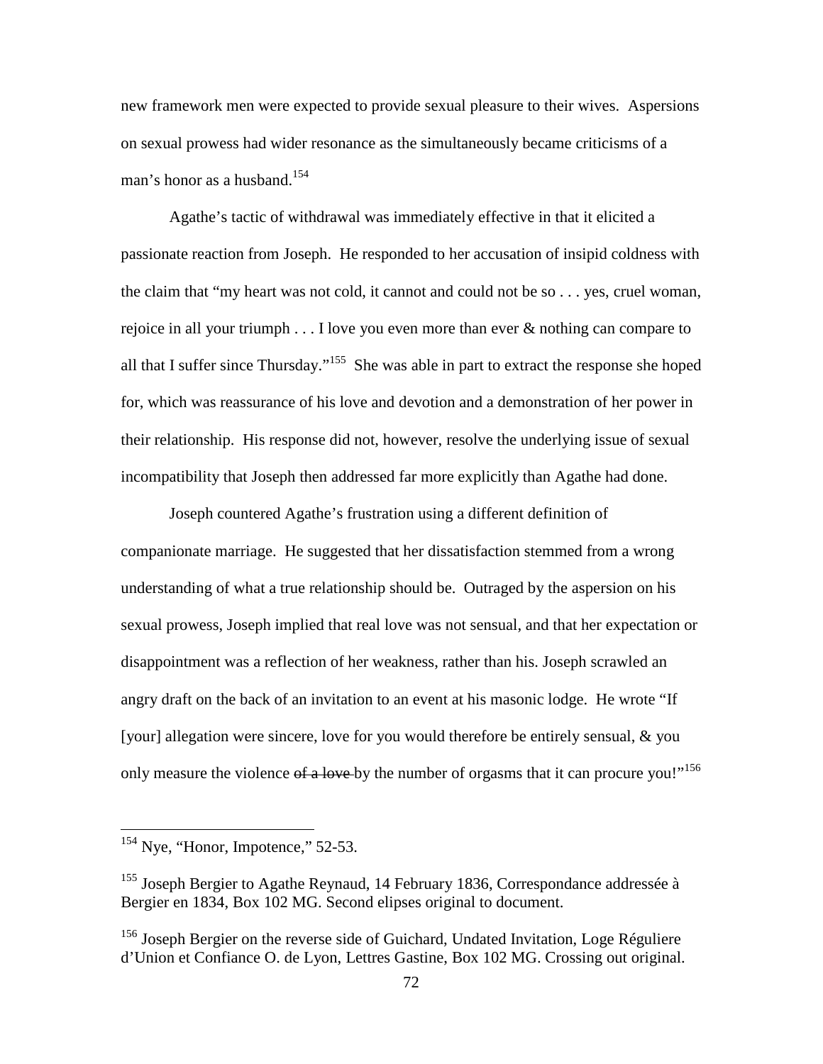new framework men were expected to provide sexual pleasure to their wives. Aspersions on sexual prowess had wider resonance as the simultaneously became criticisms of a man's honor as a husband.[154]

Agathe's tactic of withdrawal was immediately effective in that it elicited a passionate reaction from Joseph. He responded to her accusation of insipid coldness with the claim that "my heart was not cold, it cannot and could not be so . . . yes, cruel woman, rejoice in all your triumph . . . I love you even more than ever & nothing can compare to all that I suffer since Thursday."[155] She was able in part to extract the response she hoped for, which was reassurance of his love and devotion and a demonstration of her power in their relationship. His response did not, however, resolve the underlying issue of sexual incompatibility that Joseph then addressed far more explicitly than Agathe had done.

Joseph countered Agathe's frustration using a different definition of companionate marriage. He suggested that her dissatisfaction stemmed from a wrong understanding of what a true relationship should be. Outraged by the aspersion on his sexual prowess, Joseph implied that real love was not sensual, and that her expectation or disappointment was a reflection of her weakness, rather than his. Joseph scrawled an angry draft on the back of an invitation to an event at his masonic lodge. He wrote "If [your] allegation were sincere, love for you would therefore be entirely sensual, & you only measure the violence ~~of a love~~ by the number of orgasms that it can procure you!"[156]

---

[154] Nye, "Honor, Impotence," 52-53.

[155] Joseph Bergier to Agathe Reynaud, 14 February 1836, Correspondance addressée à Bergier en 1834, Box 102 MG. Second elipses original to document.

[156] Joseph Bergier on the reverse side of Guichard, Undated Invitation, Loge Réguliere d'Union et Confiance O. de Lyon, Lettres Gastine, Box 102 MG. Crossing out original.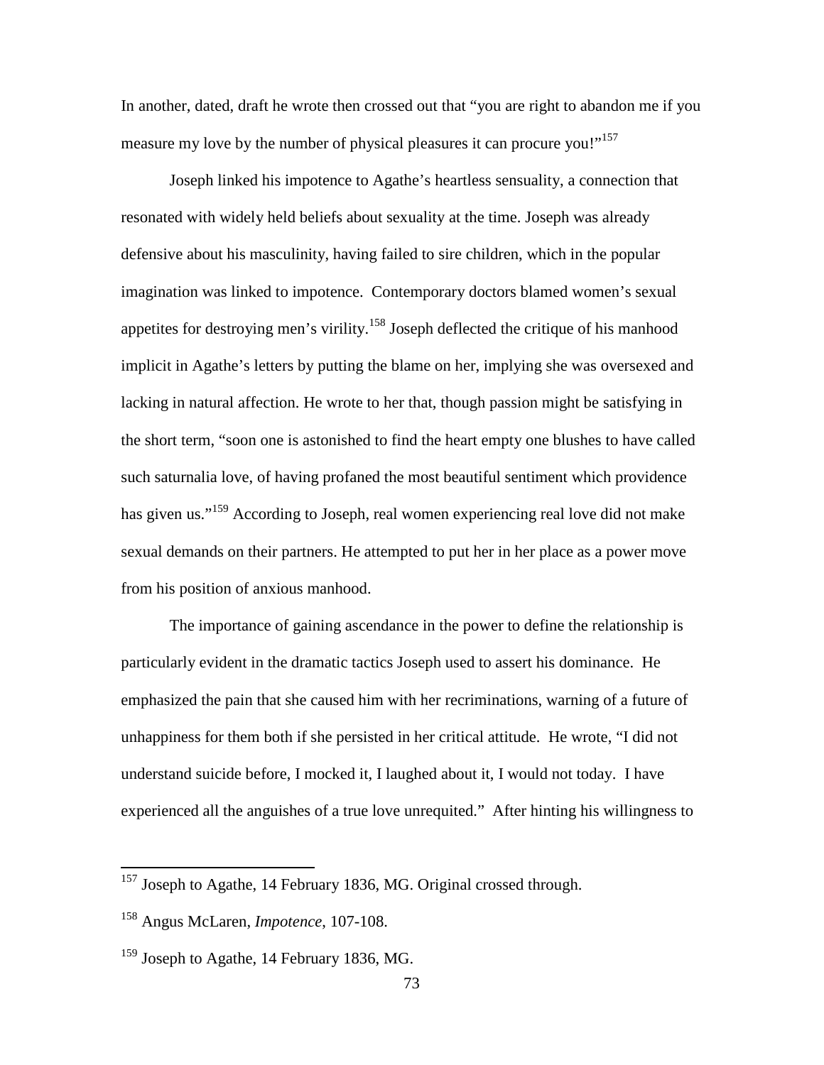In another, dated, draft he wrote then crossed out that "you are right to abandon me if you measure my love by the number of physical pleasures it can procure you!"[157]

Joseph linked his impotence to Agathe's heartless sensuality, a connection that resonated with widely held beliefs about sexuality at the time. Joseph was already defensive about his masculinity, having failed to sire children, which in the popular imagination was linked to impotence. Contemporary doctors blamed women's sexual appetites for destroying men's virility.[158] Joseph deflected the critique of his manhood implicit in Agathe's letters by putting the blame on her, implying she was oversexed and lacking in natural affection. He wrote to her that, though passion might be satisfying in the short term, "soon one is astonished to find the heart empty one blushes to have called such saturnalia love, of having profaned the most beautiful sentiment which providence has given us."[159] According to Joseph, real women experiencing real love did not make sexual demands on their partners. He attempted to put her in her place as a power move from his position of anxious manhood.

The importance of gaining ascendance in the power to define the relationship is particularly evident in the dramatic tactics Joseph used to assert his dominance. He emphasized the pain that she caused him with her recriminations, warning of a future of unhappiness for them both if she persisted in her critical attitude. He wrote, "I did not understand suicide before, I mocked it, I laughed about it, I would not today. I have experienced all the anguishes of a true love unrequited." After hinting his willingness to

---

[157] Joseph to Agathe, 14 February 1836, MG. Original crossed through.

[158] Angus McLaren, *Impotence*, 107-108.

[159] Joseph to Agathe, 14 February 1836, MG.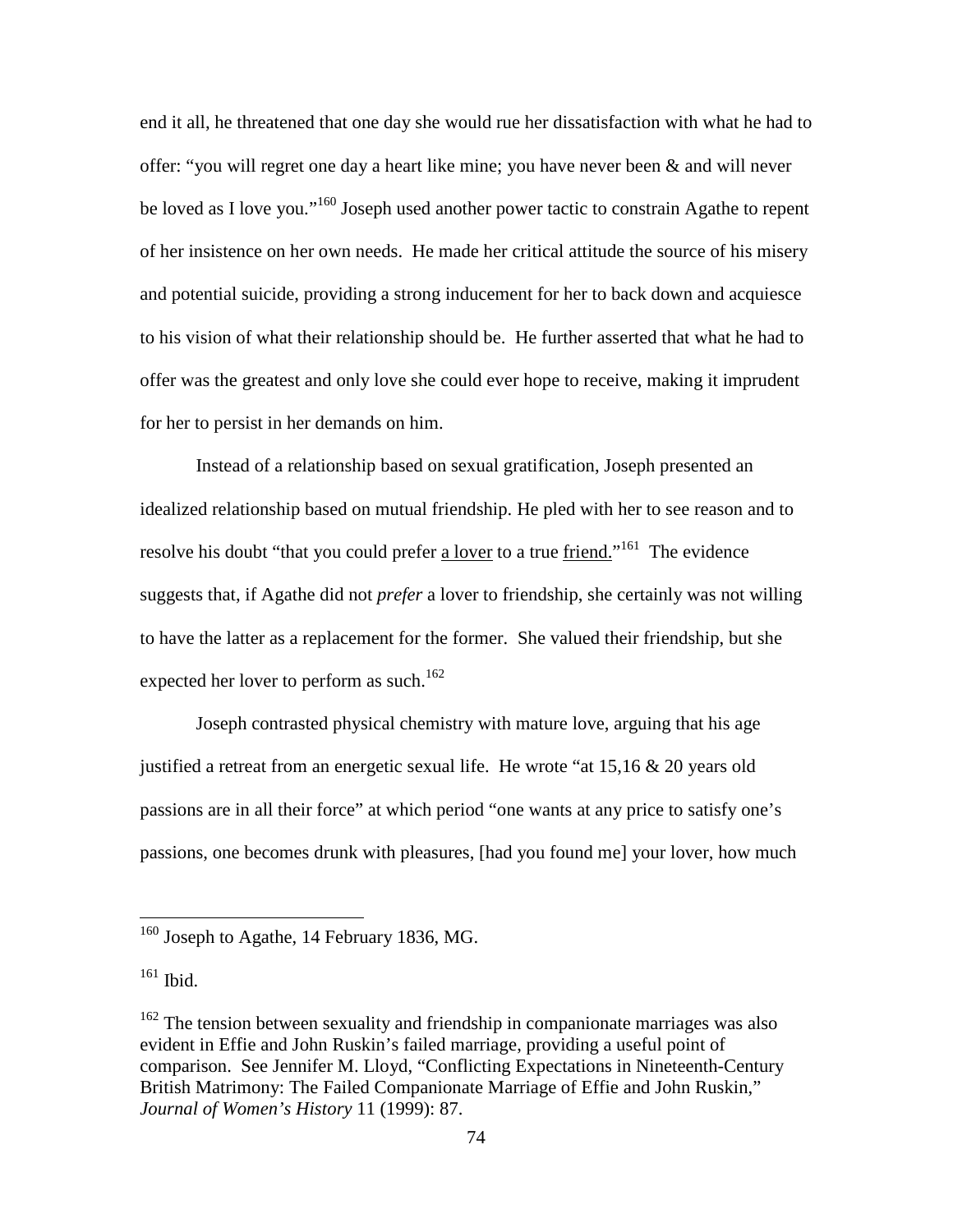end it all, he threatened that one day she would rue her dissatisfaction with what he had to offer: "you will regret one day a heart like mine; you have never been & and will never be loved as I love you."[160] Joseph used another power tactic to constrain Agathe to repent of her insistence on her own needs. He made her critical attitude the source of his misery and potential suicide, providing a strong inducement for her to back down and acquiesce to his vision of what their relationship should be. He further asserted that what he had to offer was the greatest and only love she could ever hope to receive, making it imprudent for her to persist in her demands on him.

Instead of a relationship based on sexual gratification, Joseph presented an idealized relationship based on mutual friendship. He pled with her to see reason and to resolve his doubt "that you could prefer <u>a lover</u> to a true <u>friend.</u>"[161] The evidence suggests that, if Agathe did not *prefer* a lover to friendship, she certainly was not willing to have the latter as a replacement for the former. She valued their friendship, but she expected her lover to perform as such.[162]

Joseph contrasted physical chemistry with mature love, arguing that his age justified a retreat from an energetic sexual life. He wrote "at 15,16 & 20 years old passions are in all their force" at which period "one wants at any price to satisfy one's passions, one becomes drunk with pleasures, [had you found me] your lover, how much

---

[160] Joseph to Agathe, 14 February 1836, MG.

[161] Ibid.

[162] The tension between sexuality and friendship in companionate marriages was also evident in Effie and John Ruskin's failed marriage, providing a useful point of comparison. See Jennifer M. Lloyd, "Conflicting Expectations in Nineteenth-Century British Matrimony: The Failed Companionate Marriage of Effie and John Ruskin," *Journal of Women's History* 11 (1999): 87.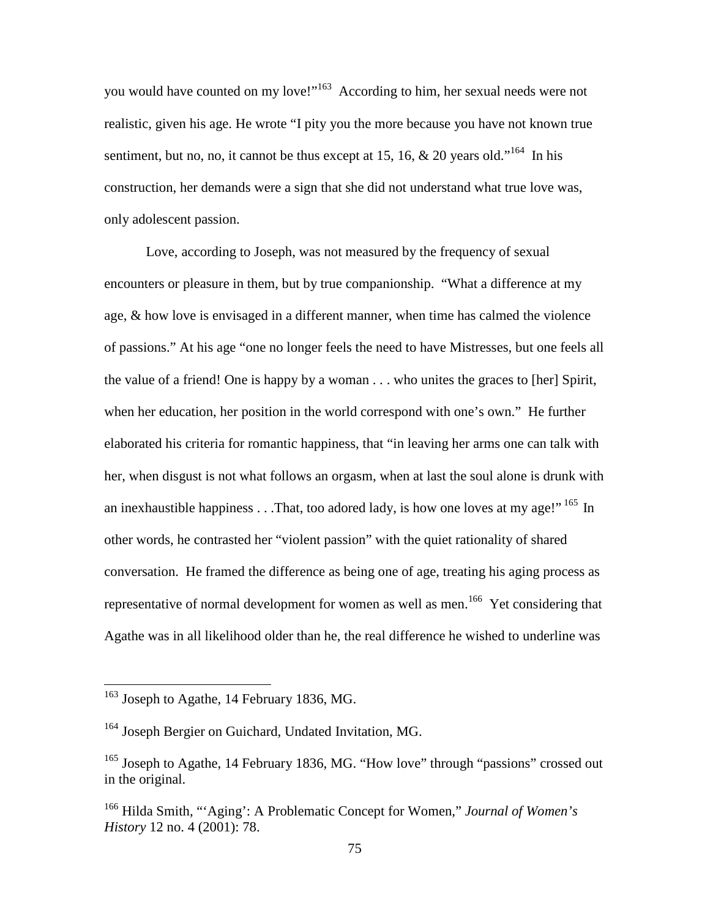you would have counted on my love!"[163] According to him, her sexual needs were not realistic, given his age. He wrote "I pity you the more because you have not known true sentiment, but no, no, it cannot be thus except at 15, 16, & 20 years old."[164] In his construction, her demands were a sign that she did not understand what true love was, only adolescent passion.

Love, according to Joseph, was not measured by the frequency of sexual encounters or pleasure in them, but by true companionship. "What a difference at my age, & how love is envisaged in a different manner, when time has calmed the violence of passions." At his age "one no longer feels the need to have Mistresses, but one feels all the value of a friend! One is happy by a woman . . . who unites the graces to [her] Spirit, when her education, her position in the world correspond with one's own." He further elaborated his criteria for romantic happiness, that "in leaving her arms one can talk with her, when disgust is not what follows an orgasm, when at last the soul alone is drunk with an inexhaustible happiness . . .That, too adored lady, is how one loves at my age!"[165] In other words, he contrasted her "violent passion" with the quiet rationality of shared conversation. He framed the difference as being one of age, treating his aging process as representative of normal development for women as well as men.[166] Yet considering that Agathe was in all likelihood older than he, the real difference he wished to underline was

---

[163] Joseph to Agathe, 14 February 1836, MG.

[164] Joseph Bergier on Guichard, Undated Invitation, MG.

[165] Joseph to Agathe, 14 February 1836, MG. "How love" through "passions" crossed out in the original.

[166] Hilda Smith, "'Aging': A Problematic Concept for Women," *Journal of Women's History* 12 no. 4 (2001): 78.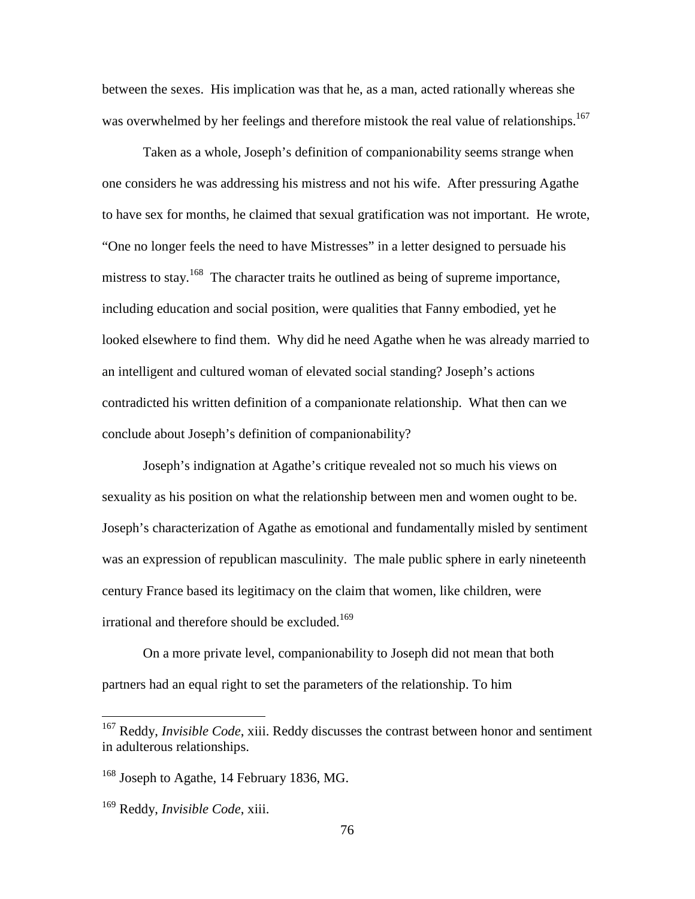between the sexes. His implication was that he, as a man, acted rationally whereas she was overwhelmed by her feelings and therefore mistook the real value of relationships.[167]

Taken as a whole, Joseph's definition of companionability seems strange when one considers he was addressing his mistress and not his wife. After pressuring Agathe to have sex for months, he claimed that sexual gratification was not important. He wrote, "One no longer feels the need to have Mistresses" in a letter designed to persuade his mistress to stay.[168] The character traits he outlined as being of supreme importance, including education and social position, were qualities that Fanny embodied, yet he looked elsewhere to find them. Why did he need Agathe when he was already married to an intelligent and cultured woman of elevated social standing? Joseph's actions contradicted his written definition of a companionate relationship. What then can we conclude about Joseph's definition of companionability?

Joseph's indignation at Agathe's critique revealed not so much his views on sexuality as his position on what the relationship between men and women ought to be. Joseph's characterization of Agathe as emotional and fundamentally misled by sentiment was an expression of republican masculinity. The male public sphere in early nineteenth century France based its legitimacy on the claim that women, like children, were irrational and therefore should be excluded.[169]

On a more private level, companionability to Joseph did not mean that both partners had an equal right to set the parameters of the relationship. To him

---

[167] Reddy, *Invisible Code*, xiii. Reddy discusses the contrast between honor and sentiment in adulterous relationships.

[168] Joseph to Agathe, 14 February 1836, MG.

[169] Reddy, *Invisible Code*, xiii.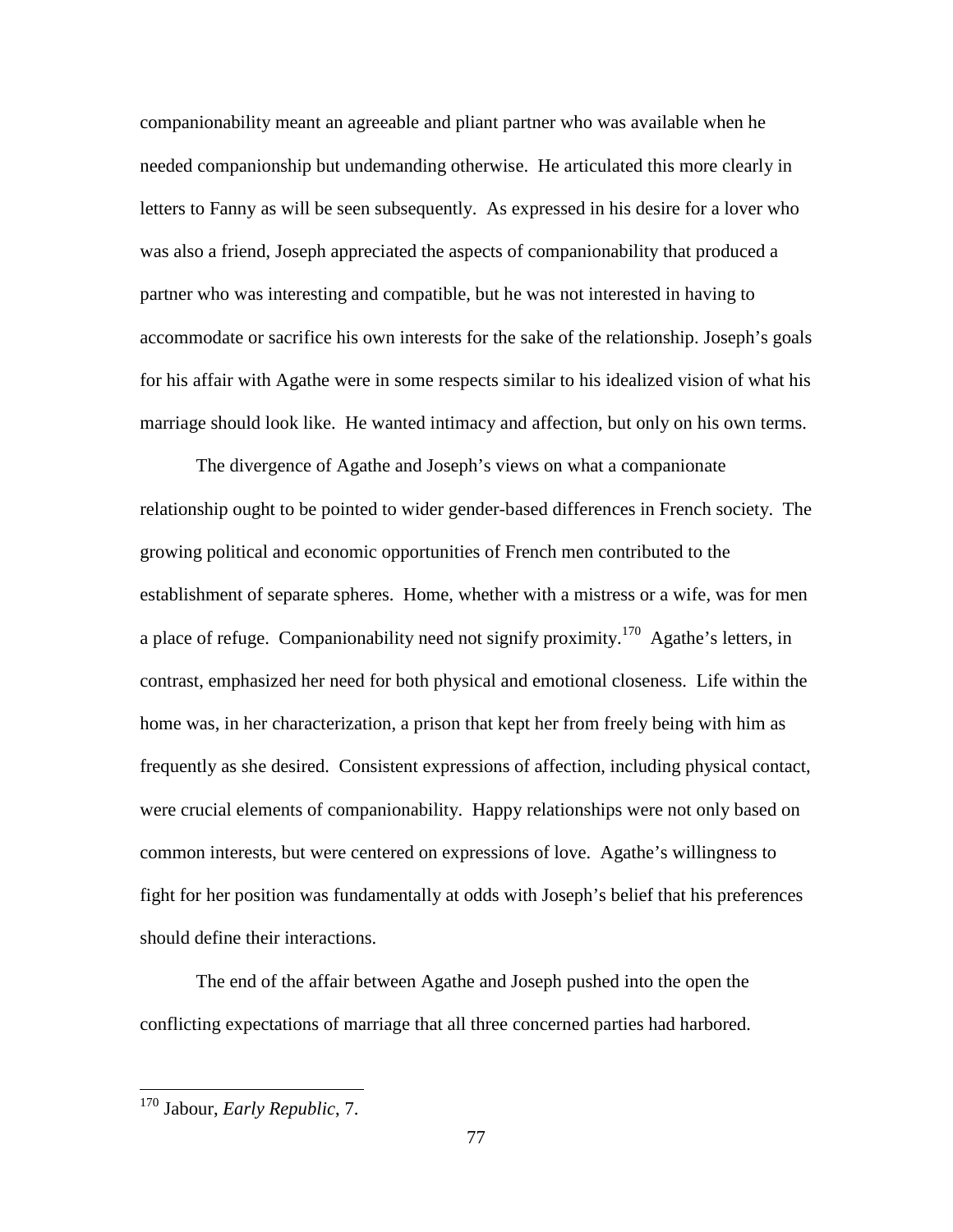companionability meant an agreeable and pliant partner who was available when he needed companionship but undemanding otherwise. He articulated this more clearly in letters to Fanny as will be seen subsequently. As expressed in his desire for a lover who was also a friend, Joseph appreciated the aspects of companionability that produced a partner who was interesting and compatible, but he was not interested in having to accommodate or sacrifice his own interests for the sake of the relationship. Joseph's goals for his affair with Agathe were in some respects similar to his idealized vision of what his marriage should look like. He wanted intimacy and affection, but only on his own terms.

The divergence of Agathe and Joseph's views on what a companionate relationship ought to be pointed to wider gender-based differences in French society. The growing political and economic opportunities of French men contributed to the establishment of separate spheres. Home, whether with a mistress or a wife, was for men a place of refuge. Companionability need not signify proximity.[170] Agathe's letters, in contrast, emphasized her need for both physical and emotional closeness. Life within the home was, in her characterization, a prison that kept her from freely being with him as frequently as she desired. Consistent expressions of affection, including physical contact, were crucial elements of companionability. Happy relationships were not only based on common interests, but were centered on expressions of love. Agathe's willingness to fight for her position was fundamentally at odds with Joseph's belief that his preferences should define their interactions.

The end of the affair between Agathe and Joseph pushed into the open the conflicting expectations of marriage that all three concerned parties had harbored.

---

[170] Jabour, *Early Republic*, 7.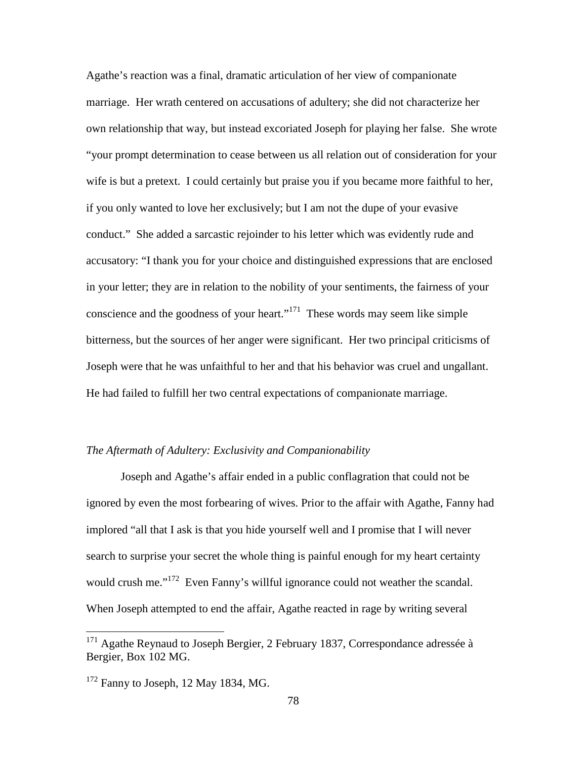Agathe's reaction was a final, dramatic articulation of her view of companionate marriage. Her wrath centered on accusations of adultery; she did not characterize her own relationship that way, but instead excoriated Joseph for playing her false. She wrote "your prompt determination to cease between us all relation out of consideration for your wife is but a pretext. I could certainly but praise you if you became more faithful to her, if you only wanted to love her exclusively; but I am not the dupe of your evasive conduct." She added a sarcastic rejoinder to his letter which was evidently rude and accusatory: "I thank you for your choice and distinguished expressions that are enclosed in your letter; they are in relation to the nobility of your sentiments, the fairness of your conscience and the goodness of your heart."[171] These words may seem like simple bitterness, but the sources of her anger were significant. Her two principal criticisms of Joseph were that he was unfaithful to her and that his behavior was cruel and ungallant. He had failed to fulfill her two central expectations of companionate marriage.

### *The Aftermath of Adultery: Exclusivity and Companionability*

Joseph and Agathe's affair ended in a public conflagration that could not be ignored by even the most forbearing of wives. Prior to the affair with Agathe, Fanny had implored "all that I ask is that you hide yourself well and I promise that I will never search to surprise your secret the whole thing is painful enough for my heart certainty would crush me."[172] Even Fanny's willful ignorance could not weather the scandal. When Joseph attempted to end the affair, Agathe reacted in rage by writing several

---

[171] Agathe Reynaud to Joseph Bergier, 2 February 1837, Correspondance adressée à Bergier, Box 102 MG.

[172] Fanny to Joseph, 12 May 1834, MG.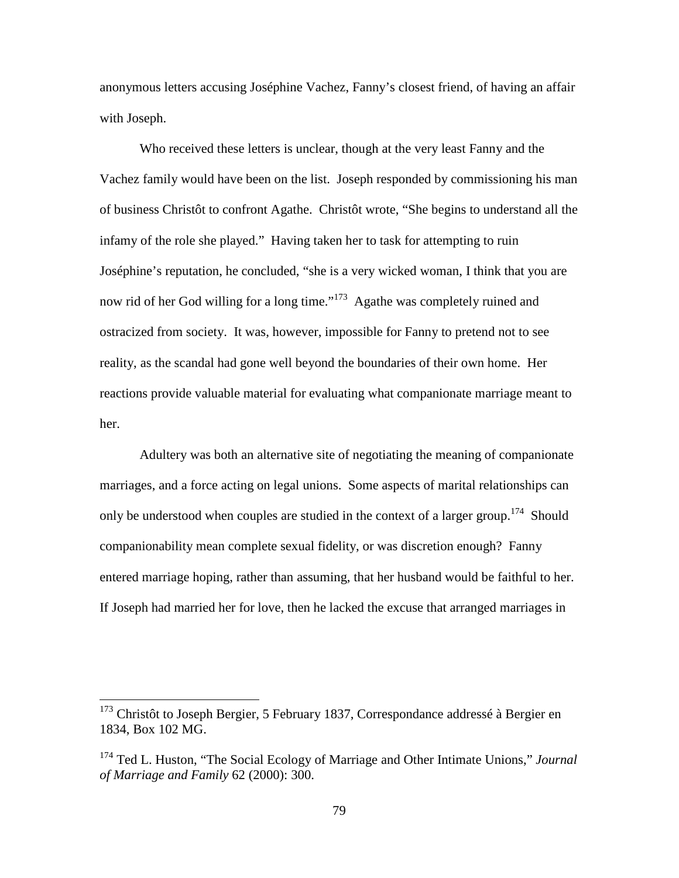anonymous letters accusing Joséphine Vachez, Fanny's closest friend, of having an affair with Joseph.

Who received these letters is unclear, though at the very least Fanny and the Vachez family would have been on the list. Joseph responded by commissioning his man of business Christôt to confront Agathe. Christôt wrote, "She begins to understand all the infamy of the role she played." Having taken her to task for attempting to ruin Joséphine's reputation, he concluded, "she is a very wicked woman, I think that you are now rid of her God willing for a long time."[173] Agathe was completely ruined and ostracized from society. It was, however, impossible for Fanny to pretend not to see reality, as the scandal had gone well beyond the boundaries of their own home. Her reactions provide valuable material for evaluating what companionate marriage meant to her.

Adultery was both an alternative site of negotiating the meaning of companionate marriages, and a force acting on legal unions. Some aspects of marital relationships can only be understood when couples are studied in the context of a larger group.[174] Should companionability mean complete sexual fidelity, or was discretion enough? Fanny entered marriage hoping, rather than assuming, that her husband would be faithful to her. If Joseph had married her for love, then he lacked the excuse that arranged marriages in

---

[173] Christôt to Joseph Bergier, 5 February 1837, Correspondance addressé à Bergier en 1834, Box 102 MG.

[174] Ted L. Huston, "The Social Ecology of Marriage and Other Intimate Unions," *Journal of Marriage and Family* 62 (2000): 300.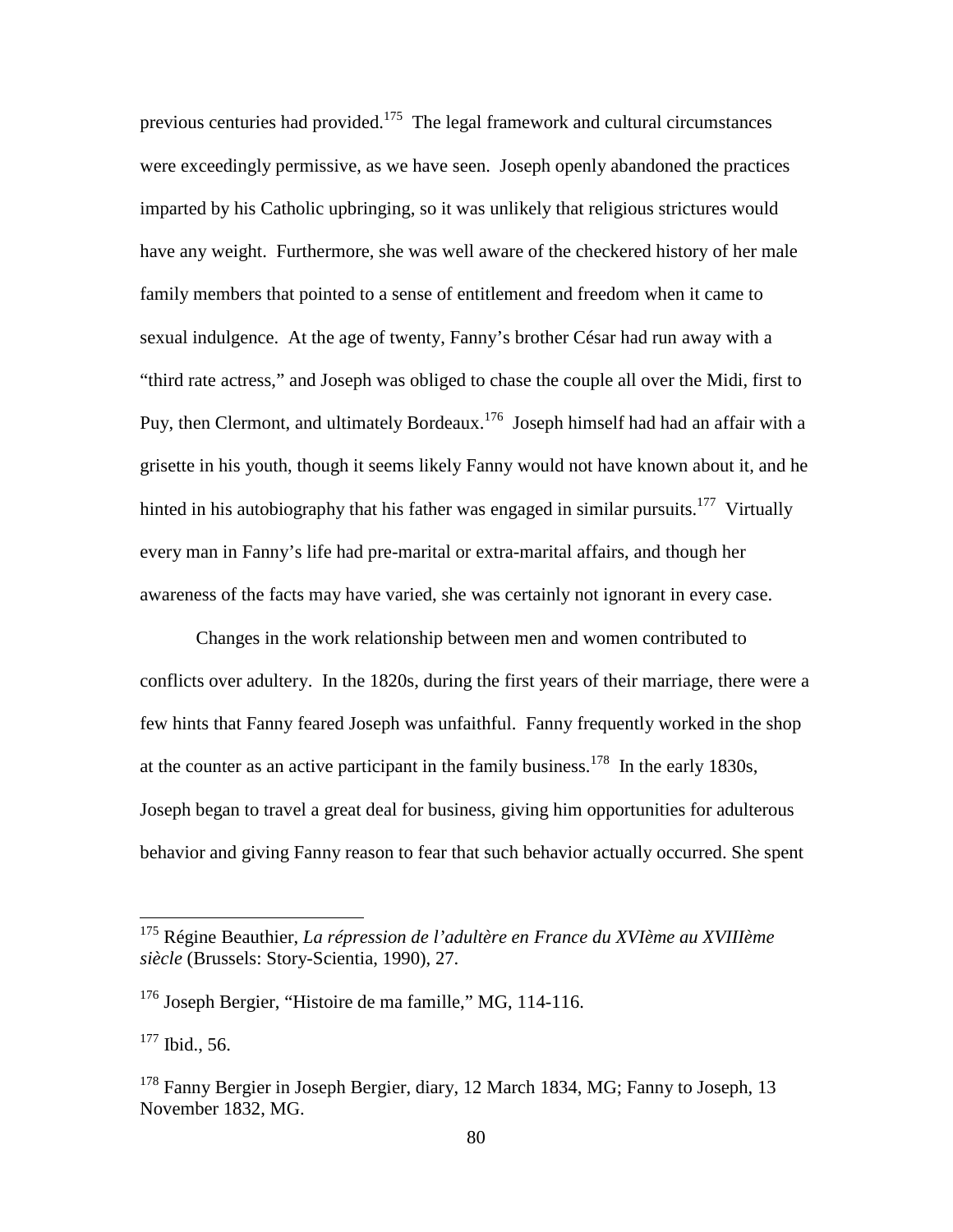previous centuries had provided.[175] The legal framework and cultural circumstances were exceedingly permissive, as we have seen. Joseph openly abandoned the practices imparted by his Catholic upbringing, so it was unlikely that religious strictures would have any weight. Furthermore, she was well aware of the checkered history of her male family members that pointed to a sense of entitlement and freedom when it came to sexual indulgence. At the age of twenty, Fanny's brother César had run away with a "third rate actress," and Joseph was obliged to chase the couple all over the Midi, first to Puy, then Clermont, and ultimately Bordeaux.[176] Joseph himself had had an affair with a grisette in his youth, though it seems likely Fanny would not have known about it, and he hinted in his autobiography that his father was engaged in similar pursuits.[177] Virtually every man in Fanny's life had pre-marital or extra-marital affairs, and though her awareness of the facts may have varied, she was certainly not ignorant in every case.

Changes in the work relationship between men and women contributed to conflicts over adultery. In the 1820s, during the first years of their marriage, there were a few hints that Fanny feared Joseph was unfaithful. Fanny frequently worked in the shop at the counter as an active participant in the family business.[178] In the early 1830s, Joseph began to travel a great deal for business, giving him opportunities for adulterous behavior and giving Fanny reason to fear that such behavior actually occurred. She spent

---

[175] Régine Beauthier, *La répression de l'adultère en France du XVIème au XVIIIème siècle* (Brussels: Story-Scientia, 1990), 27.

[176] Joseph Bergier, "Histoire de ma famille," MG, 114-116.

[177] Ibid., 56.

[178] Fanny Bergier in Joseph Bergier, diary, 12 March 1834, MG; Fanny to Joseph, 13 November 1832, MG.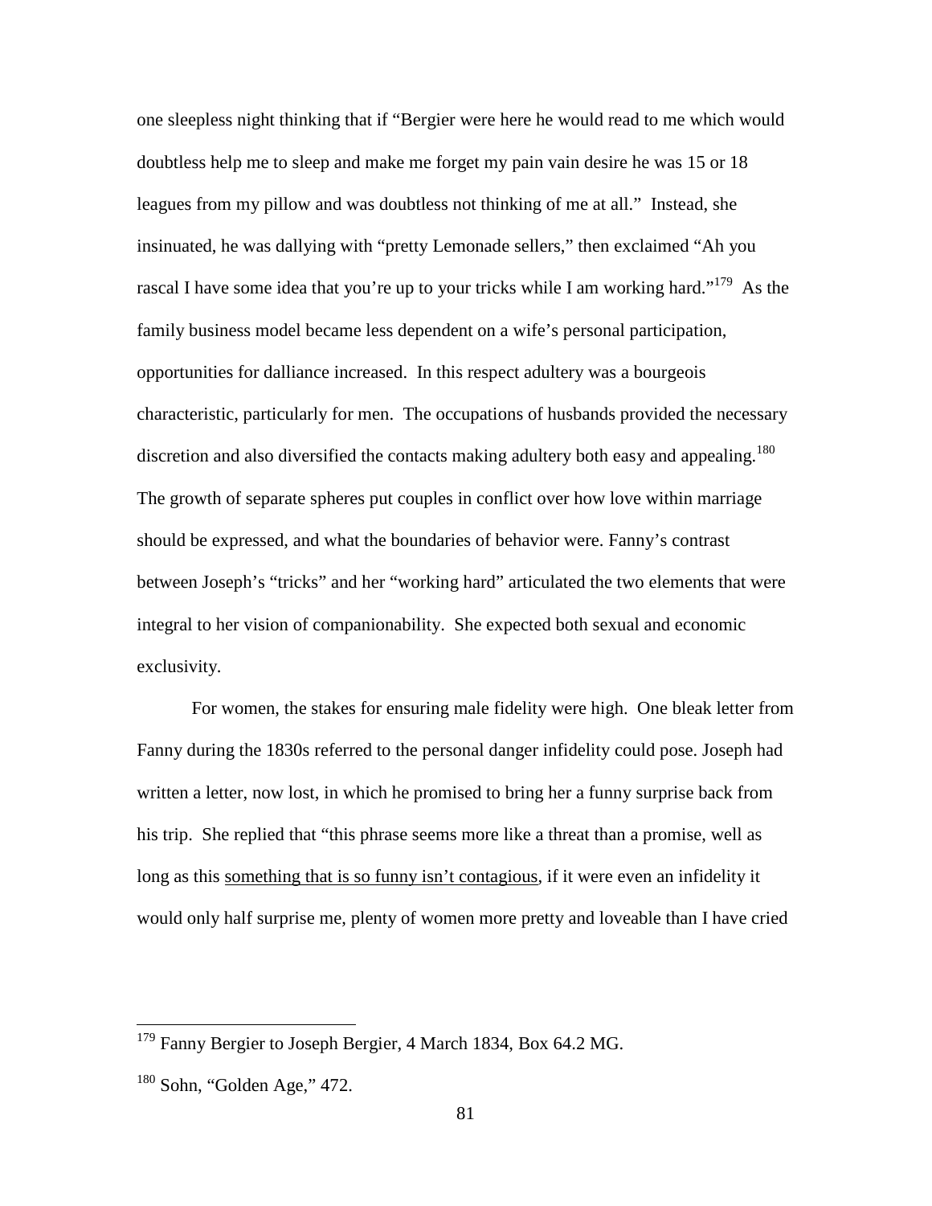one sleepless night thinking that if "Bergier were here he would read to me which would doubtless help me to sleep and make me forget my pain vain desire he was 15 or 18 leagues from my pillow and was doubtless not thinking of me at all." Instead, she insinuated, he was dallying with "pretty Lemonade sellers," then exclaimed "Ah you rascal I have some idea that you're up to your tricks while I am working hard."[179] As the family business model became less dependent on a wife's personal participation, opportunities for dalliance increased. In this respect adultery was a bourgeois characteristic, particularly for men. The occupations of husbands provided the necessary discretion and also diversified the contacts making adultery both easy and appealing.[180] The growth of separate spheres put couples in conflict over how love within marriage should be expressed, and what the boundaries of behavior were. Fanny's contrast between Joseph's "tricks" and her "working hard" articulated the two elements that were integral to her vision of companionability. She expected both sexual and economic exclusivity.

For women, the stakes for ensuring male fidelity were high. One bleak letter from Fanny during the 1830s referred to the personal danger infidelity could pose. Joseph had written a letter, now lost, in which he promised to bring her a funny surprise back from his trip. She replied that "this phrase seems more like a threat than a promise, well as long as this <u>something that is so funny isn't contagious</u>, if it were even an infidelity it would only half surprise me, plenty of women more pretty and loveable than I have cried

[179] Fanny Bergier to Joseph Bergier, 4 March 1834, Box 64.2 MG.

[180] Sohn, "Golden Age," 472.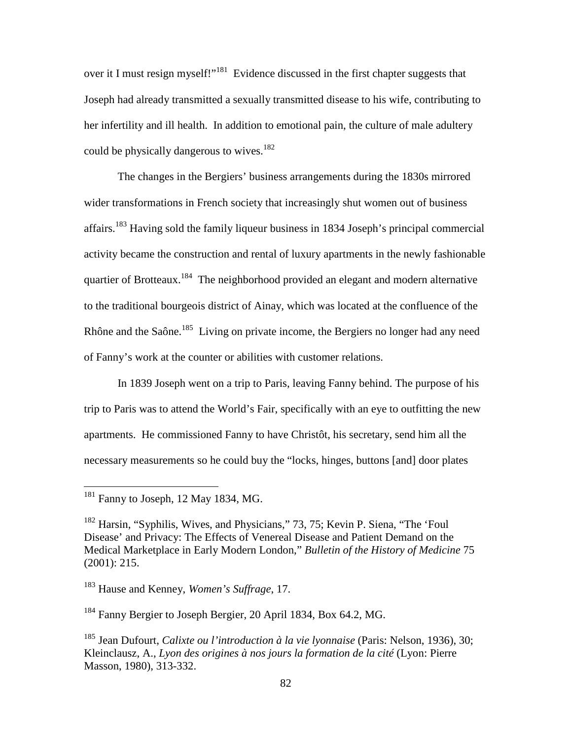over it I must resign myself!"[181] Evidence discussed in the first chapter suggests that Joseph had already transmitted a sexually transmitted disease to his wife, contributing to her infertility and ill health. In addition to emotional pain, the culture of male adultery could be physically dangerous to wives.[182]

The changes in the Bergiers' business arrangements during the 1830s mirrored wider transformations in French society that increasingly shut women out of business affairs.[183] Having sold the family liqueur business in 1834 Joseph's principal commercial activity became the construction and rental of luxury apartments in the newly fashionable quartier of Brotteaux.[184] The neighborhood provided an elegant and modern alternative to the traditional bourgeois district of Ainay, which was located at the confluence of the Rhône and the Saône.[185] Living on private income, the Bergiers no longer had any need of Fanny's work at the counter or abilities with customer relations.

In 1839 Joseph went on a trip to Paris, leaving Fanny behind. The purpose of his trip to Paris was to attend the World's Fair, specifically with an eye to outfitting the new apartments. He commissioned Fanny to have Christôt, his secretary, send him all the necessary measurements so he could buy the "locks, hinges, buttons [and] door plates

---

[181] Fanny to Joseph, 12 May 1834, MG.

[182] Harsin, "Syphilis, Wives, and Physicians," 73, 75; Kevin P. Siena, "The 'Foul Disease' and Privacy: The Effects of Venereal Disease and Patient Demand on the Medical Marketplace in Early Modern London," *Bulletin of the History of Medicine* 75 (2001): 215.

[183] Hause and Kenney, *Women's Suffrage*, 17.

[184] Fanny Bergier to Joseph Bergier, 20 April 1834, Box 64.2, MG.

[185] Jean Dufourt, *Calixte ou l'introduction à la vie lyonnaise* (Paris: Nelson, 1936), 30; Kleinclausz, A., *Lyon des origines à nos jours la formation de la cité* (Lyon: Pierre Masson, 1980), 313-332.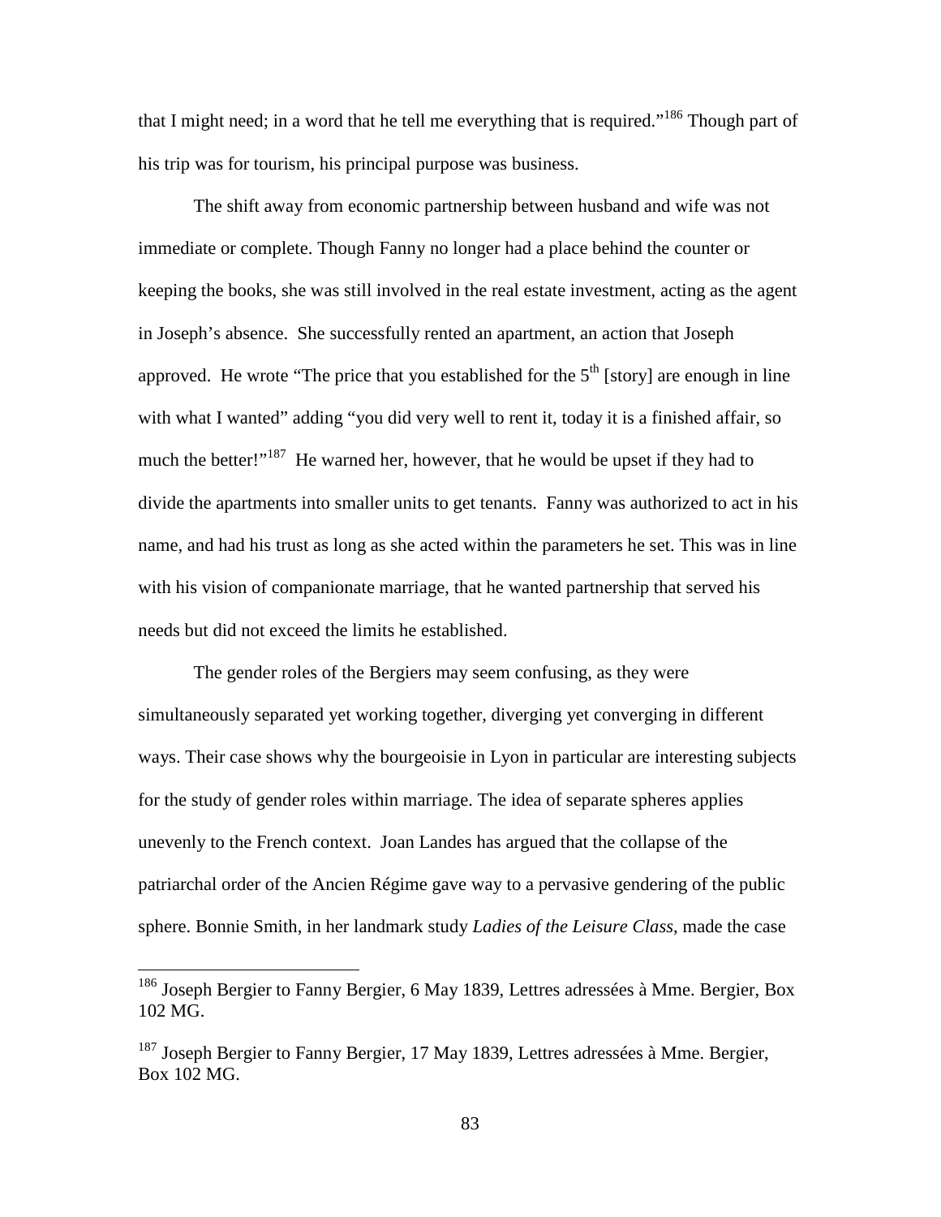that I might need; in a word that he tell me everything that is required."[186] Though part of his trip was for tourism, his principal purpose was business.

The shift away from economic partnership between husband and wife was not immediate or complete. Though Fanny no longer had a place behind the counter or keeping the books, she was still involved in the real estate investment, acting as the agent in Joseph's absence. She successfully rented an apartment, an action that Joseph approved. He wrote "The price that you established for the 5th [story] are enough in line with what I wanted" adding "you did very well to rent it, today it is a finished affair, so much the better!"[187] He warned her, however, that he would be upset if they had to divide the apartments into smaller units to get tenants. Fanny was authorized to act in his name, and had his trust as long as she acted within the parameters he set. This was in line with his vision of companionate marriage, that he wanted partnership that served his needs but did not exceed the limits he established.

The gender roles of the Bergiers may seem confusing, as they were simultaneously separated yet working together, diverging yet converging in different ways. Their case shows why the bourgeoisie in Lyon in particular are interesting subjects for the study of gender roles within marriage. The idea of separate spheres applies unevenly to the French context. Joan Landes has argued that the collapse of the patriarchal order of the Ancien Régime gave way to a pervasive gendering of the public sphere. Bonnie Smith, in her landmark study *Ladies of the Leisure Class*, made the case

---

[186] Joseph Bergier to Fanny Bergier, 6 May 1839, Lettres adressées à Mme. Bergier, Box 102 MG.

[187] Joseph Bergier to Fanny Bergier, 17 May 1839, Lettres adressées à Mme. Bergier, Box 102 MG.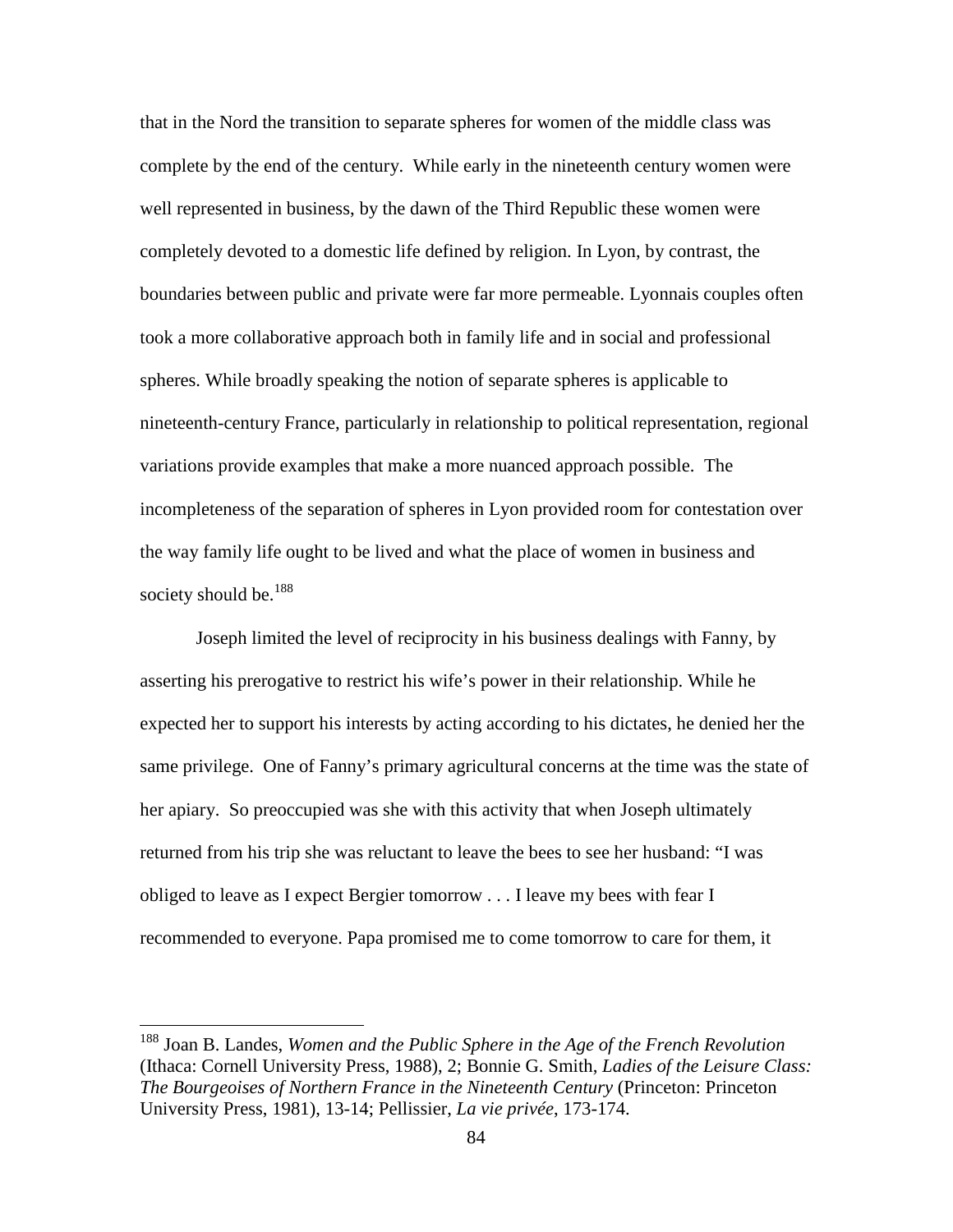that in the Nord the transition to separate spheres for women of the middle class was complete by the end of the century. While early in the nineteenth century women were well represented in business, by the dawn of the Third Republic these women were completely devoted to a domestic life defined by religion. In Lyon, by contrast, the boundaries between public and private were far more permeable. Lyonnais couples often took a more collaborative approach both in family life and in social and professional spheres. While broadly speaking the notion of separate spheres is applicable to nineteenth-century France, particularly in relationship to political representation, regional variations provide examples that make a more nuanced approach possible. The incompleteness of the separation of spheres in Lyon provided room for contestation over the way family life ought to be lived and what the place of women in business and society should be.[188]

Joseph limited the level of reciprocity in his business dealings with Fanny, by asserting his prerogative to restrict his wife's power in their relationship. While he expected her to support his interests by acting according to his dictates, he denied her the same privilege. One of Fanny's primary agricultural concerns at the time was the state of her apiary. So preoccupied was she with this activity that when Joseph ultimately returned from his trip she was reluctant to leave the bees to see her husband: "I was obliged to leave as I expect Bergier tomorrow . . . I leave my bees with fear I recommended to everyone. Papa promised me to come tomorrow to care for them, it

---

[188] Joan B. Landes, *Women and the Public Sphere in the Age of the French Revolution* (Ithaca: Cornell University Press, 1988), 2; Bonnie G. Smith, *Ladies of the Leisure Class: The Bourgeoises of Northern France in the Nineteenth Century* (Princeton: Princeton University Press, 1981), 13-14; Pellissier, *La vie privée*, 173-174.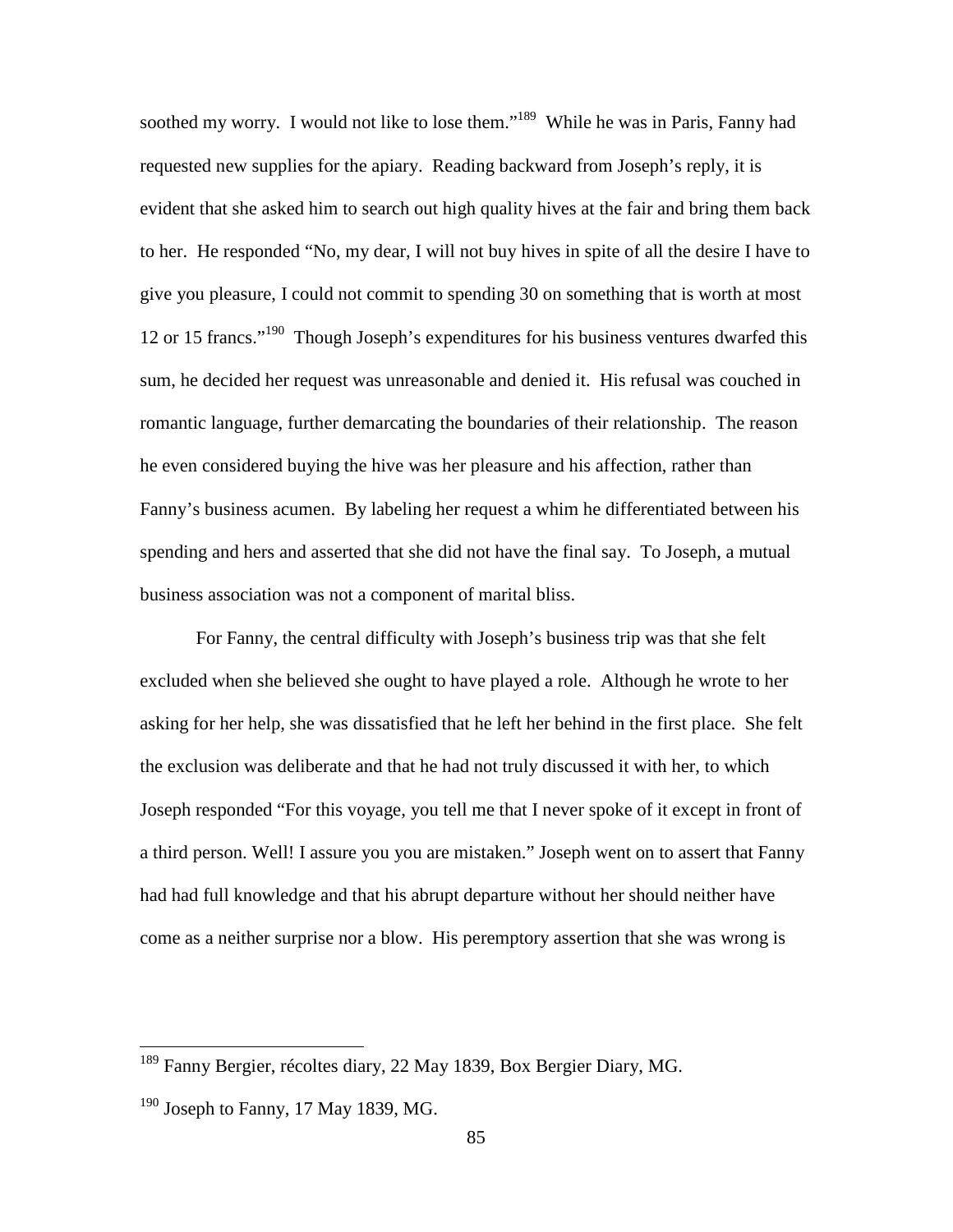soothed my worry. I would not like to lose them."[189] While he was in Paris, Fanny had requested new supplies for the apiary. Reading backward from Joseph's reply, it is evident that she asked him to search out high quality hives at the fair and bring them back to her. He responded "No, my dear, I will not buy hives in spite of all the desire I have to give you pleasure, I could not commit to spending 30 on something that is worth at most 12 or 15 francs."[190] Though Joseph's expenditures for his business ventures dwarfed this sum, he decided her request was unreasonable and denied it. His refusal was couched in romantic language, further demarcating the boundaries of their relationship. The reason he even considered buying the hive was her pleasure and his affection, rather than Fanny's business acumen. By labeling her request a whim he differentiated between his spending and hers and asserted that she did not have the final say. To Joseph, a mutual business association was not a component of marital bliss.

For Fanny, the central difficulty with Joseph's business trip was that she felt excluded when she believed she ought to have played a role. Although he wrote to her asking for her help, she was dissatisfied that he left her behind in the first place. She felt the exclusion was deliberate and that he had not truly discussed it with her, to which Joseph responded "For this voyage, you tell me that I never spoke of it except in front of a third person. Well! I assure you you are mistaken." Joseph went on to assert that Fanny had had full knowledge and that his abrupt departure without her should neither have come as a neither surprise nor a blow. His peremptory assertion that she was wrong is

---

[189] Fanny Bergier, récoltes diary, 22 May 1839, Box Bergier Diary, MG.

[190] Joseph to Fanny, 17 May 1839, MG.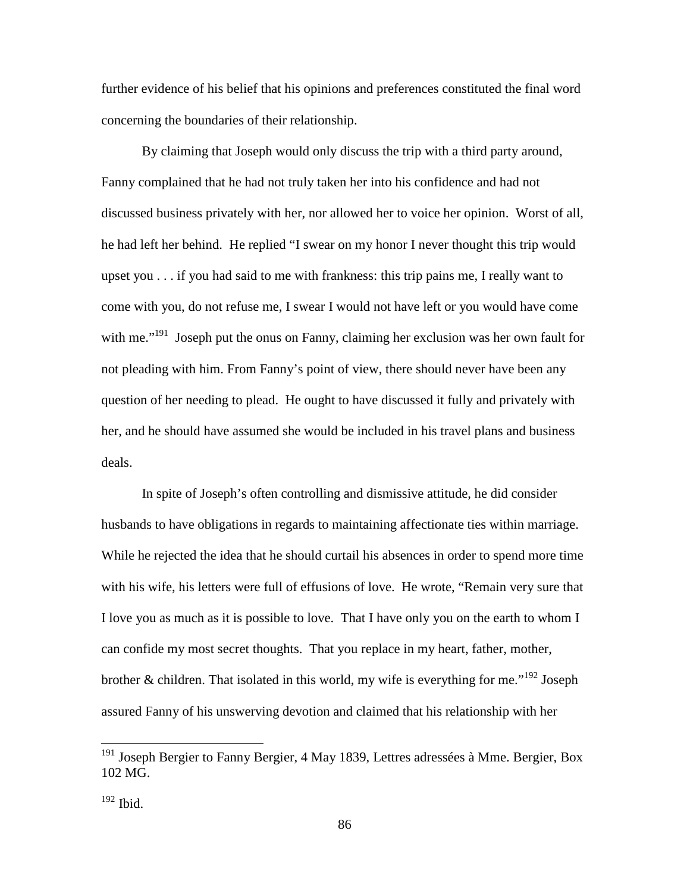further evidence of his belief that his opinions and preferences constituted the final word concerning the boundaries of their relationship.

By claiming that Joseph would only discuss the trip with a third party around, Fanny complained that he had not truly taken her into his confidence and had not discussed business privately with her, nor allowed her to voice her opinion. Worst of all, he had left her behind. He replied "I swear on my honor I never thought this trip would upset you . . . if you had said to me with frankness: this trip pains me, I really want to come with you, do not refuse me, I swear I would not have left or you would have come with me."[191] Joseph put the onus on Fanny, claiming her exclusion was her own fault for not pleading with him. From Fanny's point of view, there should never have been any question of her needing to plead. He ought to have discussed it fully and privately with her, and he should have assumed she would be included in his travel plans and business deals.

In spite of Joseph's often controlling and dismissive attitude, he did consider husbands to have obligations in regards to maintaining affectionate ties within marriage. While he rejected the idea that he should curtail his absences in order to spend more time with his wife, his letters were full of effusions of love. He wrote, "Remain very sure that I love you as much as it is possible to love. That I have only you on the earth to whom I can confide my most secret thoughts. That you replace in my heart, father, mother, brother & children. That isolated in this world, my wife is everything for me."[192] Joseph assured Fanny of his unswerving devotion and claimed that his relationship with her

---

[191] Joseph Bergier to Fanny Bergier, 4 May 1839, Lettres adressées à Mme. Bergier, Box 102 MG.

[192] Ibid.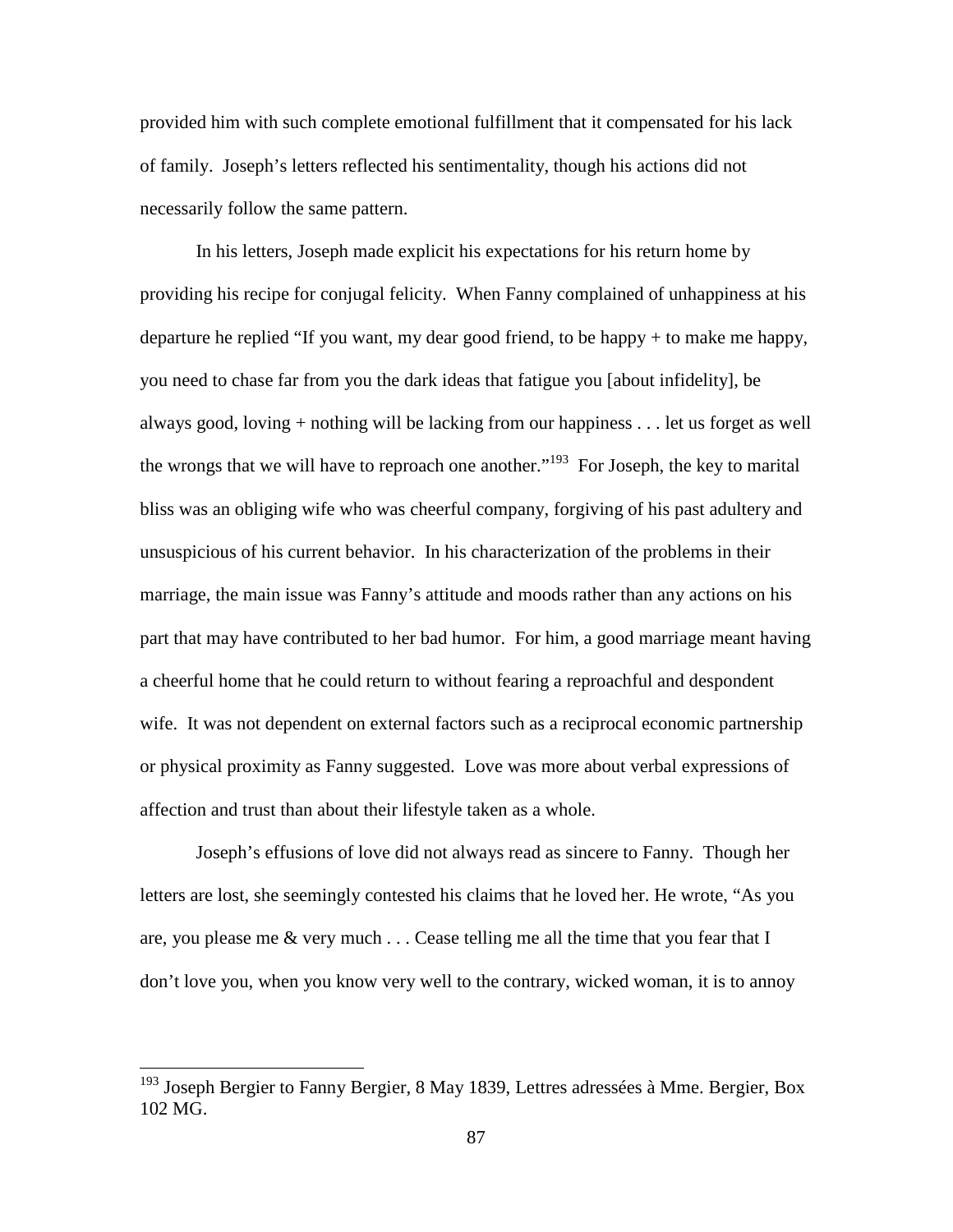provided him with such complete emotional fulfillment that it compensated for his lack of family. Joseph's letters reflected his sentimentality, though his actions did not necessarily follow the same pattern.

In his letters, Joseph made explicit his expectations for his return home by providing his recipe for conjugal felicity. When Fanny complained of unhappiness at his departure he replied "If you want, my dear good friend, to be happy + to make me happy, you need to chase far from you the dark ideas that fatigue you [about infidelity], be always good, loving + nothing will be lacking from our happiness . . . let us forget as well the wrongs that we will have to reproach one another."[193] For Joseph, the key to marital bliss was an obliging wife who was cheerful company, forgiving of his past adultery and unsuspicious of his current behavior. In his characterization of the problems in their marriage, the main issue was Fanny's attitude and moods rather than any actions on his part that may have contributed to her bad humor. For him, a good marriage meant having a cheerful home that he could return to without fearing a reproachful and despondent wife. It was not dependent on external factors such as a reciprocal economic partnership or physical proximity as Fanny suggested. Love was more about verbal expressions of affection and trust than about their lifestyle taken as a whole.

Joseph's effusions of love did not always read as sincere to Fanny. Though her letters are lost, she seemingly contested his claims that he loved her. He wrote, "As you are, you please me & very much . . . Cease telling me all the time that you fear that I don't love you, when you know very well to the contrary, wicked woman, it is to annoy

---

[193] Joseph Bergier to Fanny Bergier, 8 May 1839, Lettres adressées à Mme. Bergier, Box 102 MG.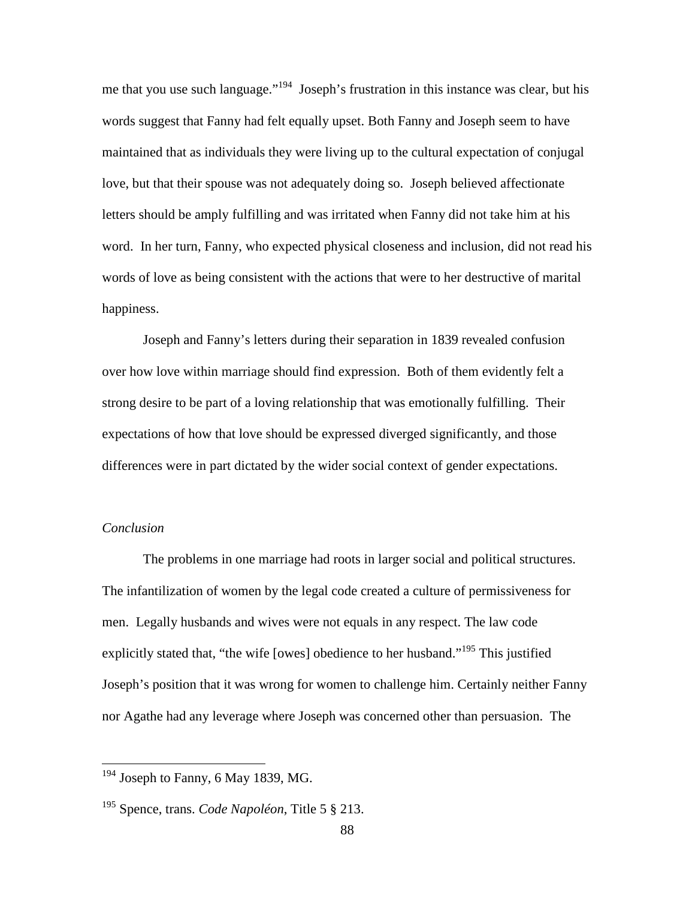me that you use such language."[194] Joseph's frustration in this instance was clear, but his words suggest that Fanny had felt equally upset. Both Fanny and Joseph seem to have maintained that as individuals they were living up to the cultural expectation of conjugal love, but that their spouse was not adequately doing so. Joseph believed affectionate letters should be amply fulfilling and was irritated when Fanny did not take him at his word. In her turn, Fanny, who expected physical closeness and inclusion, did not read his words of love as being consistent with the actions that were to her destructive of marital happiness.

Joseph and Fanny's letters during their separation in 1839 revealed confusion over how love within marriage should find expression. Both of them evidently felt a strong desire to be part of a loving relationship that was emotionally fulfilling. Their expectations of how that love should be expressed diverged significantly, and those differences were in part dictated by the wider social context of gender expectations.

### *Conclusion*

The problems in one marriage had roots in larger social and political structures. The infantilization of women by the legal code created a culture of permissiveness for men. Legally husbands and wives were not equals in any respect. The law code explicitly stated that, "the wife [owes] obedience to her husband."[195] This justified Joseph's position that it was wrong for women to challenge him. Certainly neither Fanny nor Agathe had any leverage where Joseph was concerned other than persuasion. The

---

[194] Joseph to Fanny, 6 May 1839, MG.

[195] Spence, trans. *Code Napoléon*, Title 5 § 213.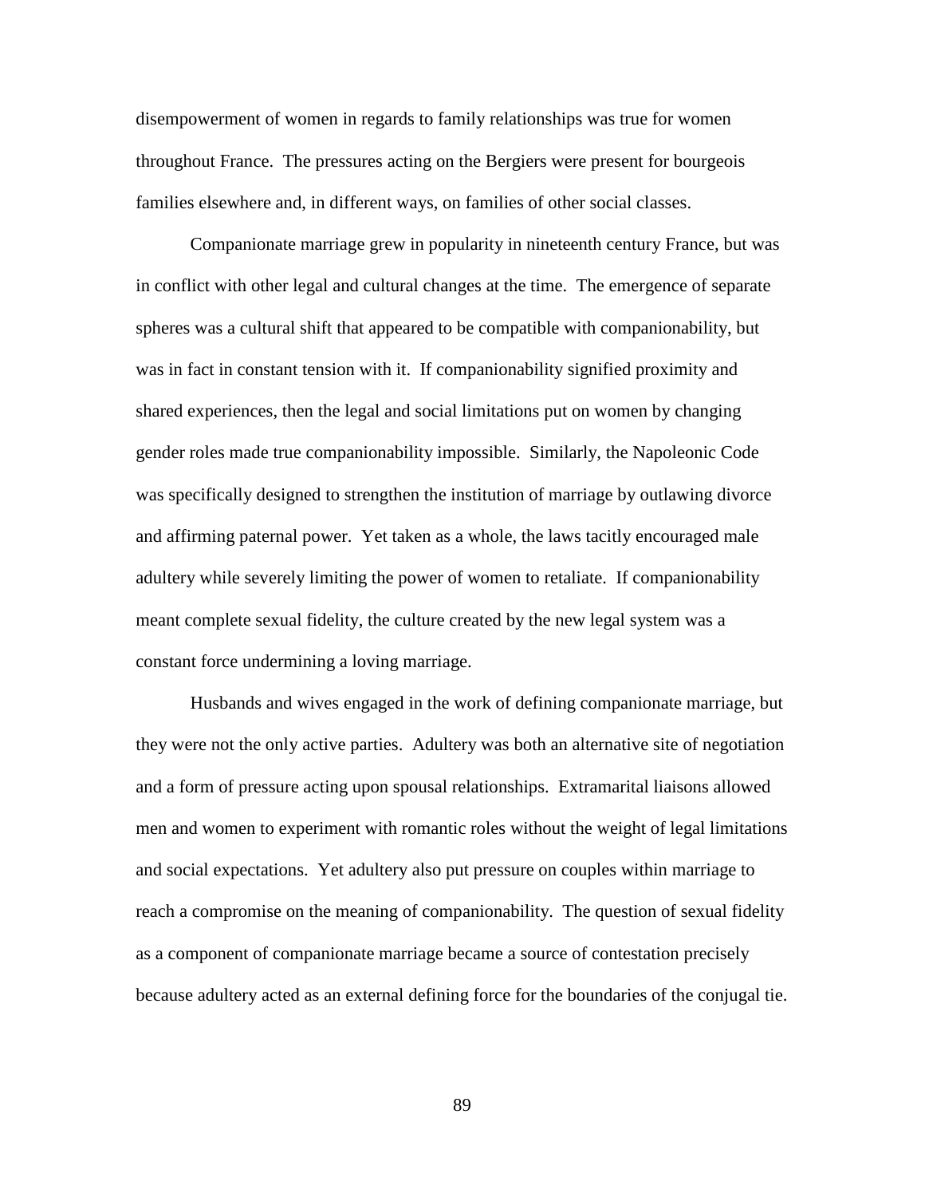disempowerment of women in regards to family relationships was true for women throughout France. The pressures acting on the Bergiers were present for bourgeois families elsewhere and, in different ways, on families of other social classes.

Companionate marriage grew in popularity in nineteenth century France, but was in conflict with other legal and cultural changes at the time. The emergence of separate spheres was a cultural shift that appeared to be compatible with companionability, but was in fact in constant tension with it. If companionability signified proximity and shared experiences, then the legal and social limitations put on women by changing gender roles made true companionability impossible. Similarly, the Napoleonic Code was specifically designed to strengthen the institution of marriage by outlawing divorce and affirming paternal power. Yet taken as a whole, the laws tacitly encouraged male adultery while severely limiting the power of women to retaliate. If companionability meant complete sexual fidelity, the culture created by the new legal system was a constant force undermining a loving marriage.

Husbands and wives engaged in the work of defining companionate marriage, but they were not the only active parties. Adultery was both an alternative site of negotiation and a form of pressure acting upon spousal relationships. Extramarital liaisons allowed men and women to experiment with romantic roles without the weight of legal limitations and social expectations. Yet adultery also put pressure on couples within marriage to reach a compromise on the meaning of companionability. The question of sexual fidelity as a component of companionate marriage became a source of contestation precisely because adultery acted as an external defining force for the boundaries of the conjugal tie.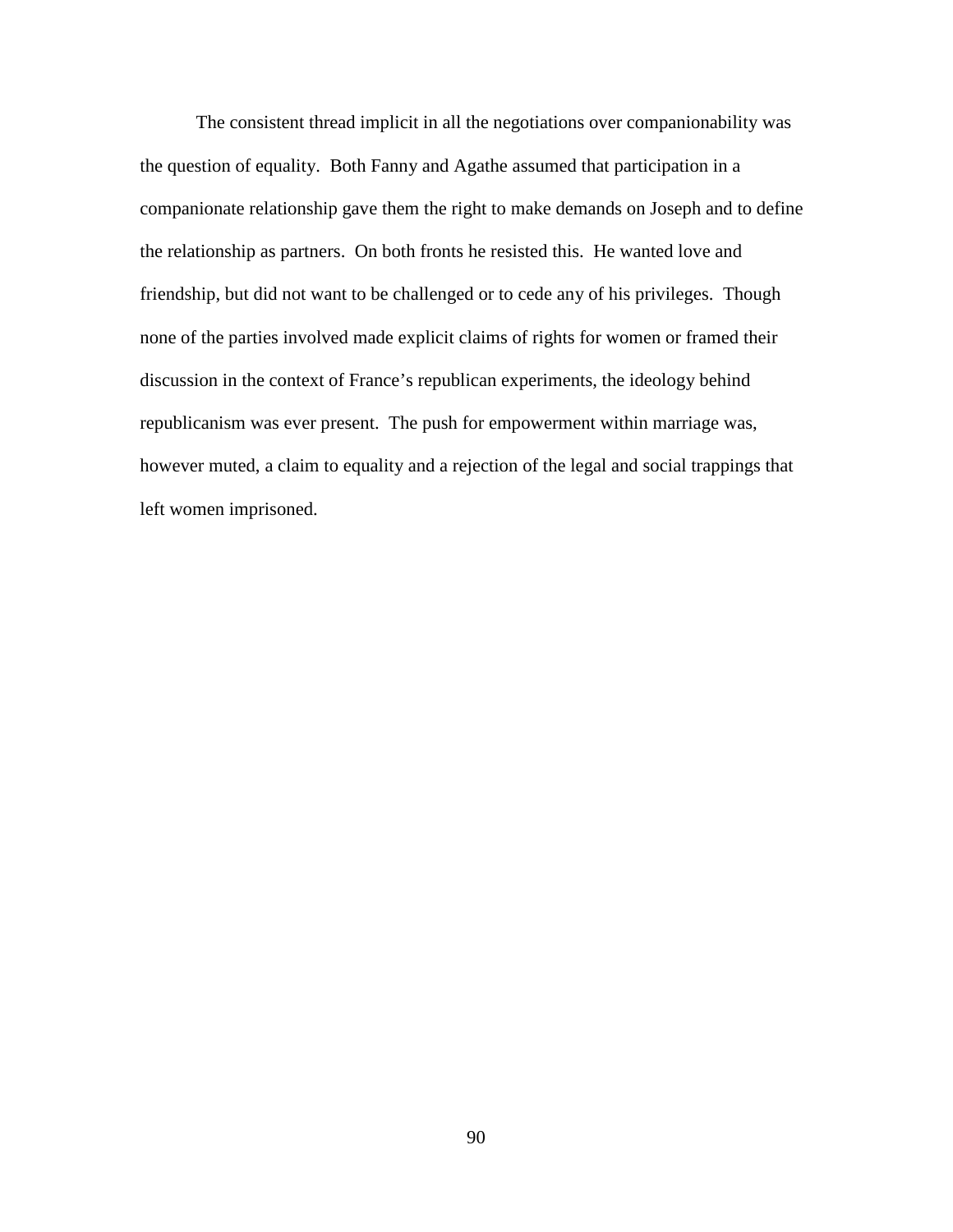The consistent thread implicit in all the negotiations over companionability was the question of equality. Both Fanny and Agathe assumed that participation in a companionate relationship gave them the right to make demands on Joseph and to define the relationship as partners. On both fronts he resisted this. He wanted love and friendship, but did not want to be challenged or to cede any of his privileges. Though none of the parties involved made explicit claims of rights for women or framed their discussion in the context of France's republican experiments, the ideology behind republicanism was ever present. The push for empowerment within marriage was, however muted, a claim to equality and a rejection of the legal and social trappings that left women imprisoned.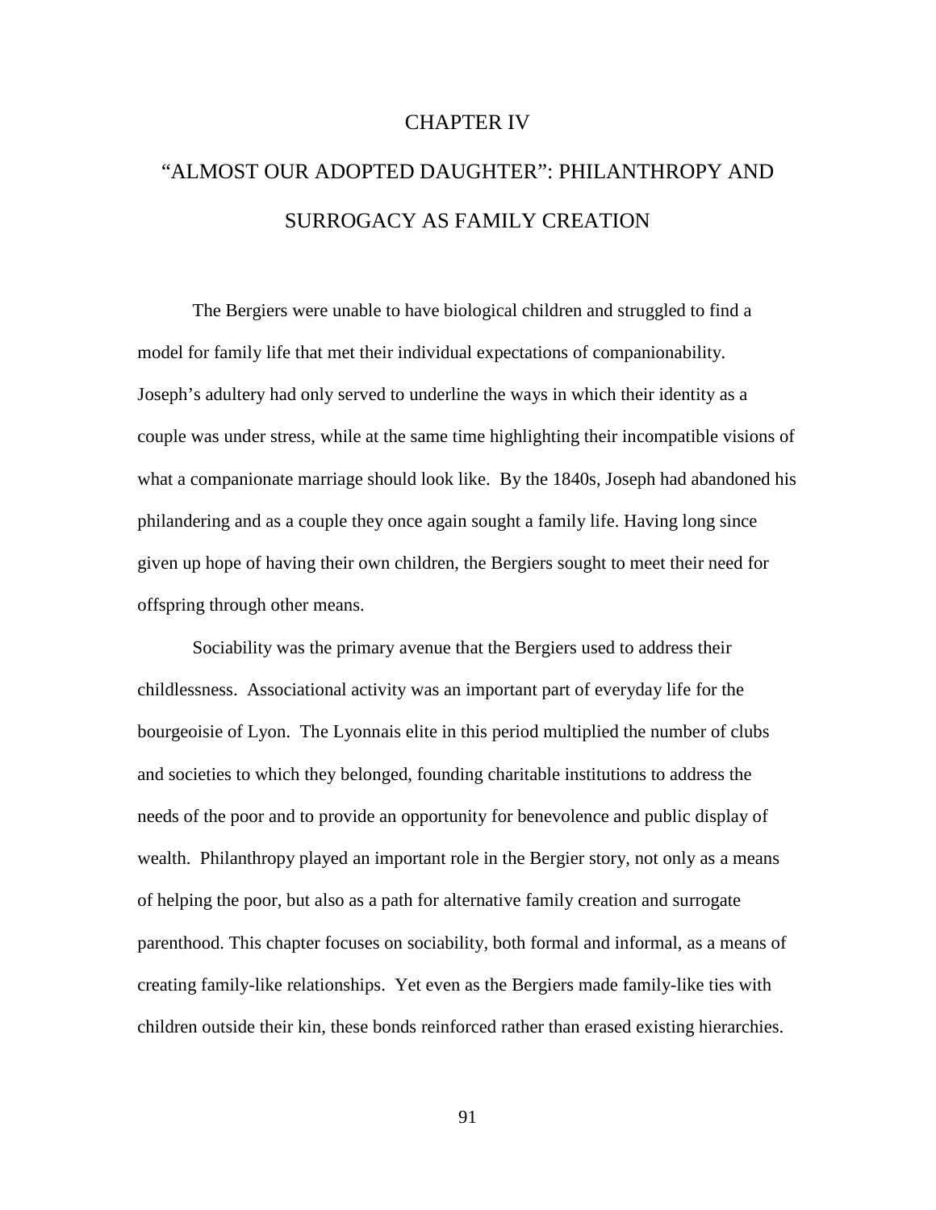# CHAPTER IV

# "ALMOST OUR ADOPTED DAUGHTER": PHILANTHROPY AND SURROGACY AS FAMILY CREATION

The Bergiers were unable to have biological children and struggled to find a model for family life that met their individual expectations of companionability. Joseph's adultery had only served to underline the ways in which their identity as a couple was under stress, while at the same time highlighting their incompatible visions of what a companionate marriage should look like. By the 1840s, Joseph had abandoned his philandering and as a couple they once again sought a family life. Having long since given up hope of having their own children, the Bergiers sought to meet their need for offspring through other means.

Sociability was the primary avenue that the Bergiers used to address their childlessness. Associational activity was an important part of everyday life for the bourgeoisie of Lyon. The Lyonnais elite in this period multiplied the number of clubs and societies to which they belonged, founding charitable institutions to address the needs of the poor and to provide an opportunity for benevolence and public display of wealth. Philanthropy played an important role in the Bergier story, not only as a means of helping the poor, but also as a path for alternative family creation and surrogate parenthood. This chapter focuses on sociability, both formal and informal, as a means of creating family-like relationships. Yet even as the Bergiers made family-like ties with children outside their kin, these bonds reinforced rather than erased existing hierarchies.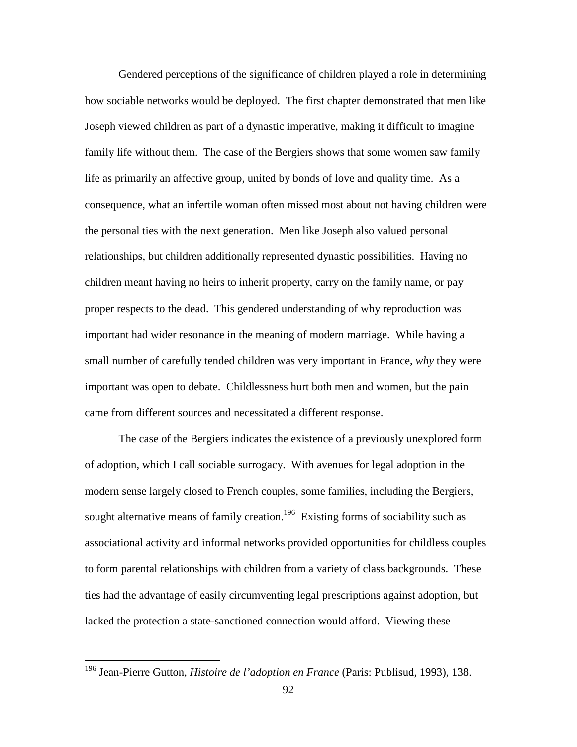Gendered perceptions of the significance of children played a role in determining how sociable networks would be deployed. The first chapter demonstrated that men like Joseph viewed children as part of a dynastic imperative, making it difficult to imagine family life without them. The case of the Bergiers shows that some women saw family life as primarily an affective group, united by bonds of love and quality time. As a consequence, what an infertile woman often missed most about not having children were the personal ties with the next generation. Men like Joseph also valued personal relationships, but children additionally represented dynastic possibilities. Having no children meant having no heirs to inherit property, carry on the family name, or pay proper respects to the dead. This gendered understanding of why reproduction was important had wider resonance in the meaning of modern marriage. While having a small number of carefully tended children was very important in France, *why* they were important was open to debate. Childlessness hurt both men and women, but the pain came from different sources and necessitated a different response.

The case of the Bergiers indicates the existence of a previously unexplored form of adoption, which I call sociable surrogacy. With avenues for legal adoption in the modern sense largely closed to French couples, some families, including the Bergiers, sought alternative means of family creation.[196] Existing forms of sociability such as associational activity and informal networks provided opportunities for childless couples to form parental relationships with children from a variety of class backgrounds. These ties had the advantage of easily circumventing legal prescriptions against adoption, but lacked the protection a state-sanctioned connection would afford. Viewing these

---

[196] Jean-Pierre Gutton, *Histoire de l'adoption en France* (Paris: Publisud, 1993), 138.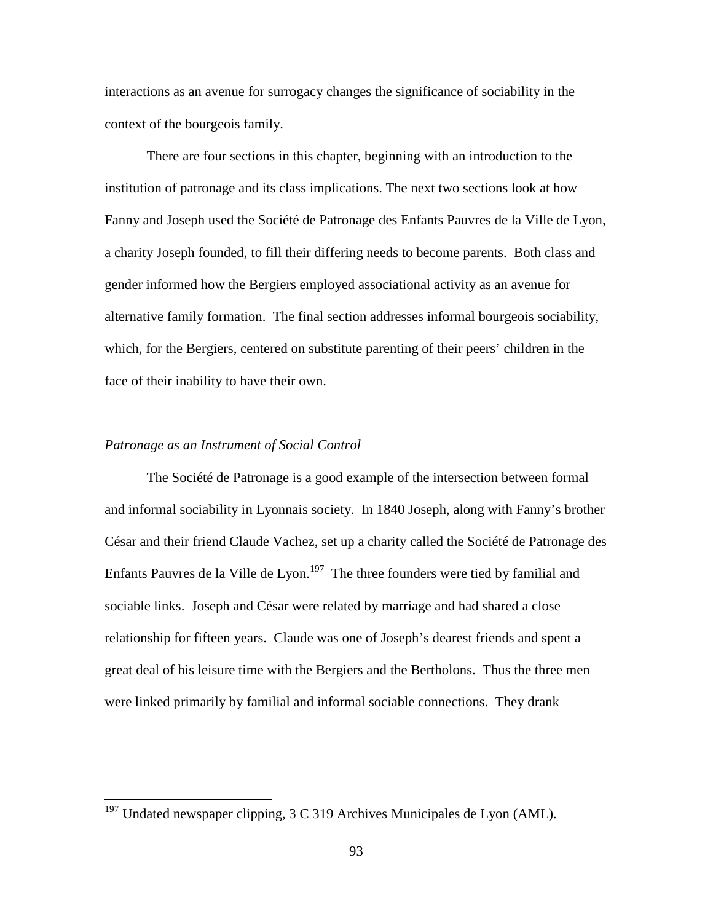interactions as an avenue for surrogacy changes the significance of sociability in the context of the bourgeois family.

There are four sections in this chapter, beginning with an introduction to the institution of patronage and its class implications. The next two sections look at how Fanny and Joseph used the Société de Patronage des Enfants Pauvres de la Ville de Lyon, a charity Joseph founded, to fill their differing needs to become parents. Both class and gender informed how the Bergiers employed associational activity as an avenue for alternative family formation. The final section addresses informal bourgeois sociability, which, for the Bergiers, centered on substitute parenting of their peers' children in the face of their inability to have their own.

*Patronage as an Instrument of Social Control*

The Société de Patronage is a good example of the intersection between formal and informal sociability in Lyonnais society. In 1840 Joseph, along with Fanny's brother César and their friend Claude Vachez, set up a charity called the Société de Patronage des Enfants Pauvres de la Ville de Lyon.[197] The three founders were tied by familial and sociable links. Joseph and César were related by marriage and had shared a close relationship for fifteen years. Claude was one of Joseph's dearest friends and spent a great deal of his leisure time with the Bergiers and the Bertholons. Thus the three men were linked primarily by familial and informal sociable connections. They drank

[197] Undated newspaper clipping, 3 C 319 Archives Municipales de Lyon (AML).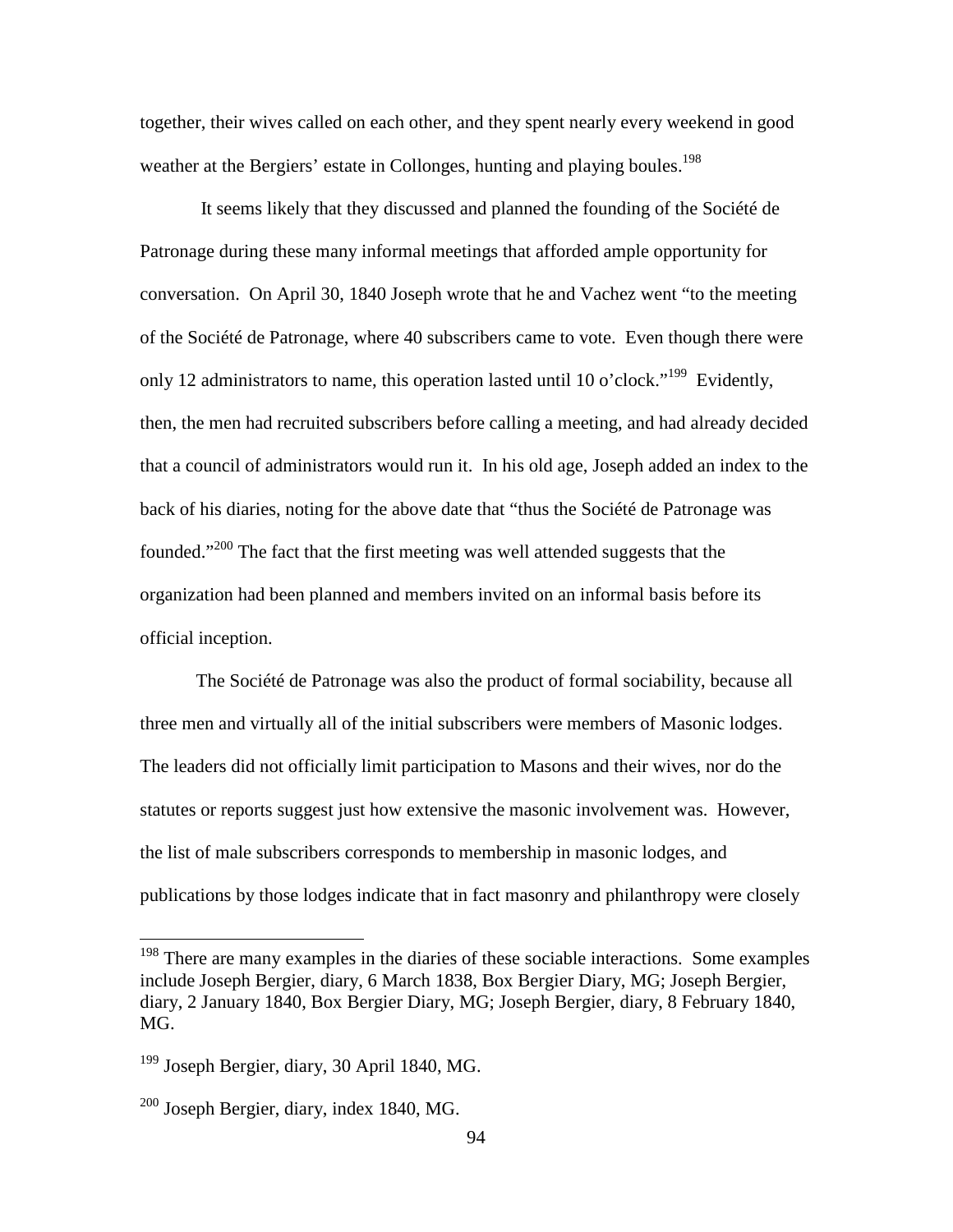together, their wives called on each other, and they spent nearly every weekend in good weather at the Bergiers' estate in Collonges, hunting and playing boules.[198]

It seems likely that they discussed and planned the founding of the Société de Patronage during these many informal meetings that afforded ample opportunity for conversation. On April 30, 1840 Joseph wrote that he and Vachez went "to the meeting of the Société de Patronage, where 40 subscribers came to vote. Even though there were only 12 administrators to name, this operation lasted until 10 o'clock."[199] Evidently, then, the men had recruited subscribers before calling a meeting, and had already decided that a council of administrators would run it. In his old age, Joseph added an index to the back of his diaries, noting for the above date that "thus the Société de Patronage was founded."[200] The fact that the first meeting was well attended suggests that the organization had been planned and members invited on an informal basis before its official inception.

The Société de Patronage was also the product of formal sociability, because all three men and virtually all of the initial subscribers were members of Masonic lodges. The leaders did not officially limit participation to Masons and their wives, nor do the statutes or reports suggest just how extensive the masonic involvement was. However, the list of male subscribers corresponds to membership in masonic lodges, and publications by those lodges indicate that in fact masonry and philanthropy were closely

---

[198] There are many examples in the diaries of these sociable interactions. Some examples include Joseph Bergier, diary, 6 March 1838, Box Bergier Diary, MG; Joseph Bergier, diary, 2 January 1840, Box Bergier Diary, MG; Joseph Bergier, diary, 8 February 1840, MG.

[199] Joseph Bergier, diary, 30 April 1840, MG.

[200] Joseph Bergier, diary, index 1840, MG.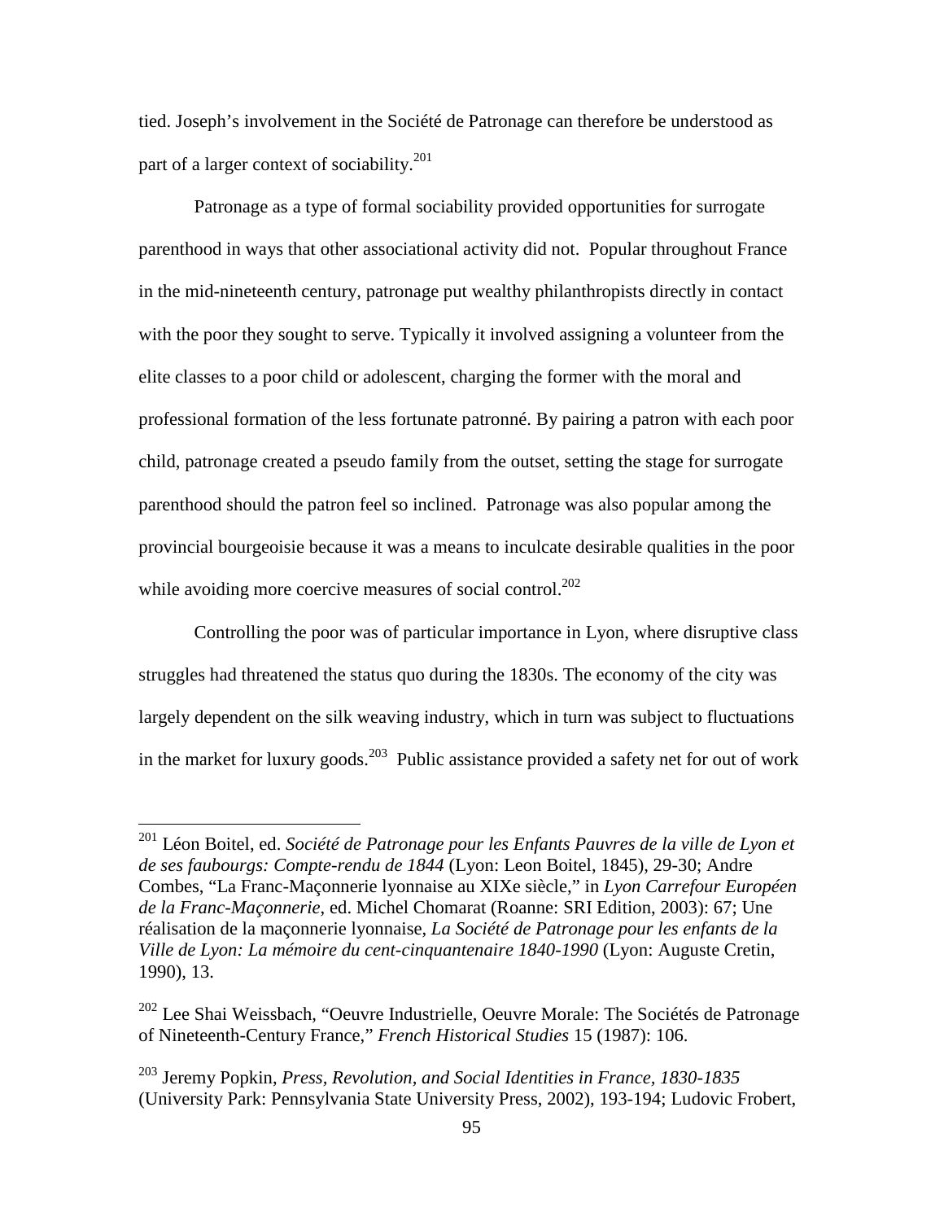tied. Joseph's involvement in the Société de Patronage can therefore be understood as part of a larger context of sociability.[201]

Patronage as a type of formal sociability provided opportunities for surrogate parenthood in ways that other associational activity did not. Popular throughout France in the mid-nineteenth century, patronage put wealthy philanthropists directly in contact with the poor they sought to serve. Typically it involved assigning a volunteer from the elite classes to a poor child or adolescent, charging the former with the moral and professional formation of the less fortunate patronné. By pairing a patron with each poor child, patronage created a pseudo family from the outset, setting the stage for surrogate parenthood should the patron feel so inclined. Patronage was also popular among the provincial bourgeoisie because it was a means to inculcate desirable qualities in the poor while avoiding more coercive measures of social control.[202]

Controlling the poor was of particular importance in Lyon, where disruptive class struggles had threatened the status quo during the 1830s. The economy of the city was largely dependent on the silk weaving industry, which in turn was subject to fluctuations in the market for luxury goods.[203] Public assistance provided a safety net for out of work

---

[201] Léon Boitel, ed. *Société de Patronage pour les Enfants Pauvres de la ville de Lyon et de ses faubourgs: Compte-rendu de 1844* (Lyon: Leon Boitel, 1845), 29-30; Andre Combes, "La Franc-Maçonnerie lyonnaise au XIXe siècle," in *Lyon Carrefour Européen de la Franc-Maçonnerie*, ed. Michel Chomarat (Roanne: SRI Edition, 2003): 67; Une réalisation de la maçonnerie lyonnaise, *La Société de Patronage pour les enfants de la Ville de Lyon: La mémoire du cent-cinquantenaire 1840-1990* (Lyon: Auguste Cretin, 1990), 13.

[202] Lee Shai Weissbach, "Oeuvre Industrielle, Oeuvre Morale: The Sociétés de Patronage of Nineteenth-Century France," *French Historical Studies* 15 (1987): 106.

[203] Jeremy Popkin, *Press, Revolution, and Social Identities in France, 1830-1835* (University Park: Pennsylvania State University Press, 2002), 193-194; Ludovic Frobert,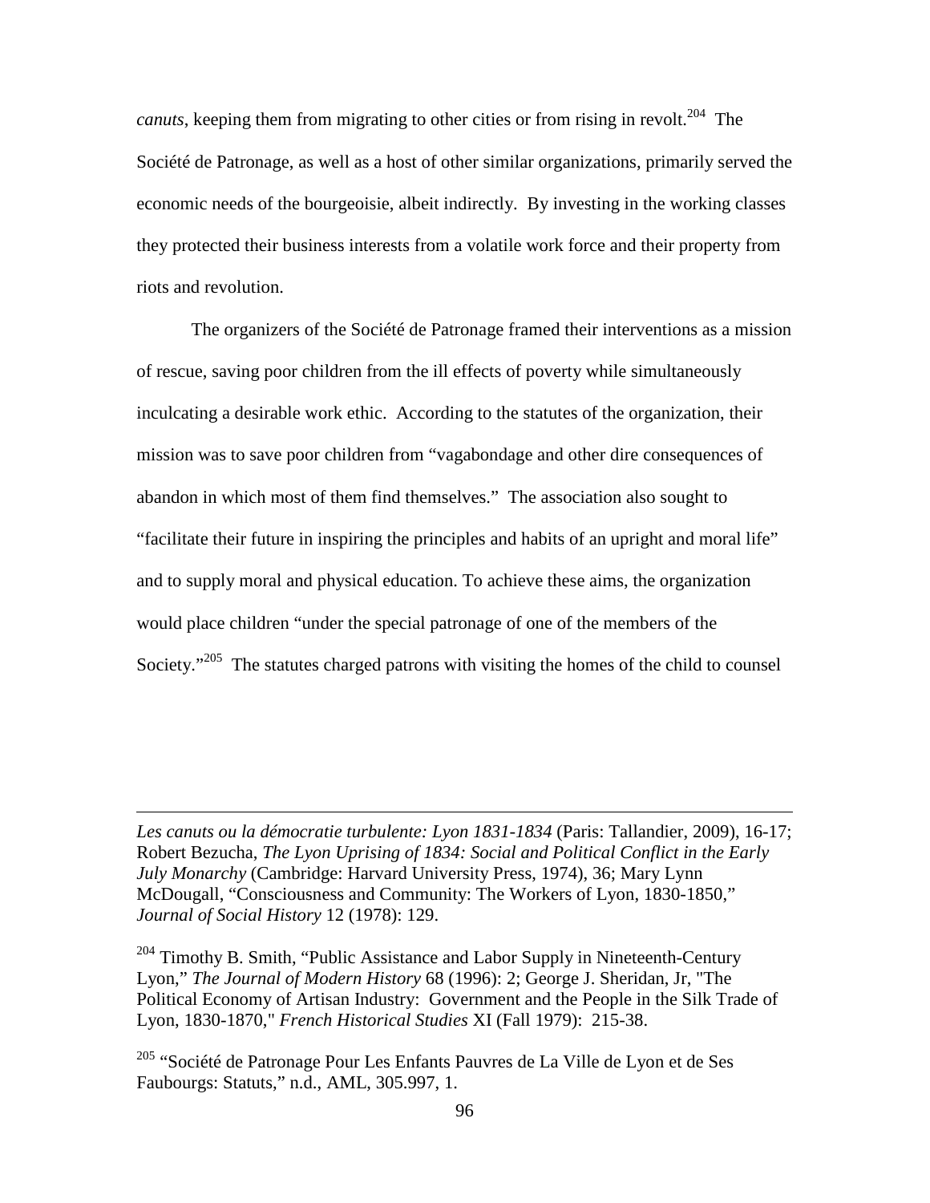*canuts*, keeping them from migrating to other cities or from rising in revolt.[204] The Société de Patronage, as well as a host of other similar organizations, primarily served the economic needs of the bourgeoisie, albeit indirectly. By investing in the working classes they protected their business interests from a volatile work force and their property from riots and revolution.

The organizers of the Société de Patronage framed their interventions as a mission of rescue, saving poor children from the ill effects of poverty while simultaneously inculcating a desirable work ethic. According to the statutes of the organization, their mission was to save poor children from "vagabondage and other dire consequences of abandon in which most of them find themselves." The association also sought to "facilitate their future in inspiring the principles and habits of an upright and moral life" and to supply moral and physical education. To achieve these aims, the organization would place children "under the special patronage of one of the members of the Society."[205] The statutes charged patrons with visiting the homes of the child to counsel

---

*Les canuts ou la démocratie turbulente: Lyon 1831-1834* (Paris: Tallandier, 2009), 16-17; Robert Bezucha, *The Lyon Uprising of 1834: Social and Political Conflict in the Early July Monarchy* (Cambridge: Harvard University Press, 1974), 36; Mary Lynn McDougall, "Consciousness and Community: The Workers of Lyon, 1830-1850," *Journal of Social History* 12 (1978): 129.

[204] Timothy B. Smith, "Public Assistance and Labor Supply in Nineteenth-Century Lyon," *The Journal of Modern History* 68 (1996): 2; George J. Sheridan, Jr, "The Political Economy of Artisan Industry: Government and the People in the Silk Trade of Lyon, 1830-1870," *French Historical Studies* XI (Fall 1979): 215-38.

[205] "Société de Patronage Pour Les Enfants Pauvres de La Ville de Lyon et de Ses Faubourgs: Statuts," n.d., AML, 305.997, 1.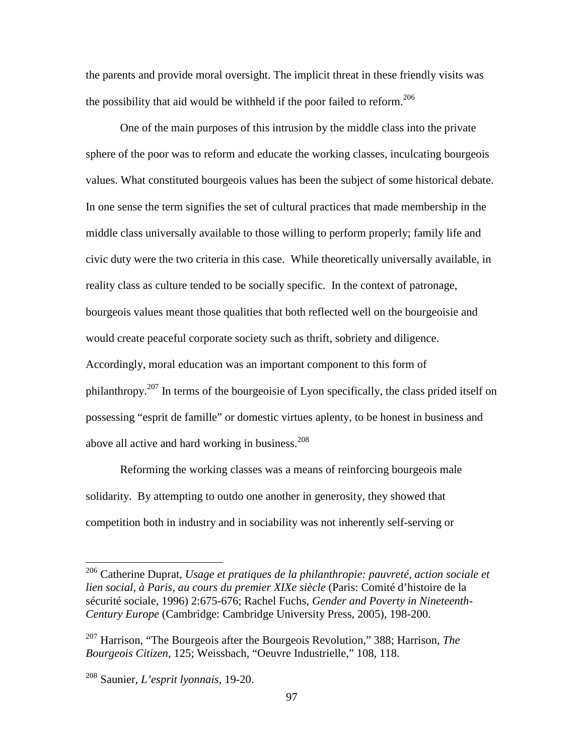the parents and provide moral oversight. The implicit threat in these friendly visits was the possibility that aid would be withheld if the poor failed to reform.[206]

One of the main purposes of this intrusion by the middle class into the private sphere of the poor was to reform and educate the working classes, inculcating bourgeois values. What constituted bourgeois values has been the subject of some historical debate. In one sense the term signifies the set of cultural practices that made membership in the middle class universally available to those willing to perform properly; family life and civic duty were the two criteria in this case. While theoretically universally available, in reality class as culture tended to be socially specific. In the context of patronage, bourgeois values meant those qualities that both reflected well on the bourgeoisie and would create peaceful corporate society such as thrift, sobriety and diligence. Accordingly, moral education was an important component to this form of philanthropy.[207] In terms of the bourgeoisie of Lyon specifically, the class prided itself on possessing "esprit de famille" or domestic virtues aplenty, to be honest in business and above all active and hard working in business.[208]

Reforming the working classes was a means of reinforcing bourgeois male solidarity. By attempting to outdo one another in generosity, they showed that competition both in industry and in sociability was not inherently self-serving or

---

[206] Catherine Duprat, *Usage et pratiques de la philanthropie: pauvreté, action sociale et lien social, à Paris, au cours du premier XIXe siècle* (Paris: Comité d'histoire de la sécurité sociale, 1996) 2:675-676; Rachel Fuchs, *Gender and Poverty in Nineteenth-Century Europe* (Cambridge: Cambridge University Press, 2005), 198-200.

[207] Harrison, "The Bourgeois after the Bourgeois Revolution," 388; Harrison, *The Bourgeois Citizen*, 125; Weissbach, "Oeuvre Industrielle," 108, 118.

[208] Saunier, *L'esprit lyonnais*, 19-20.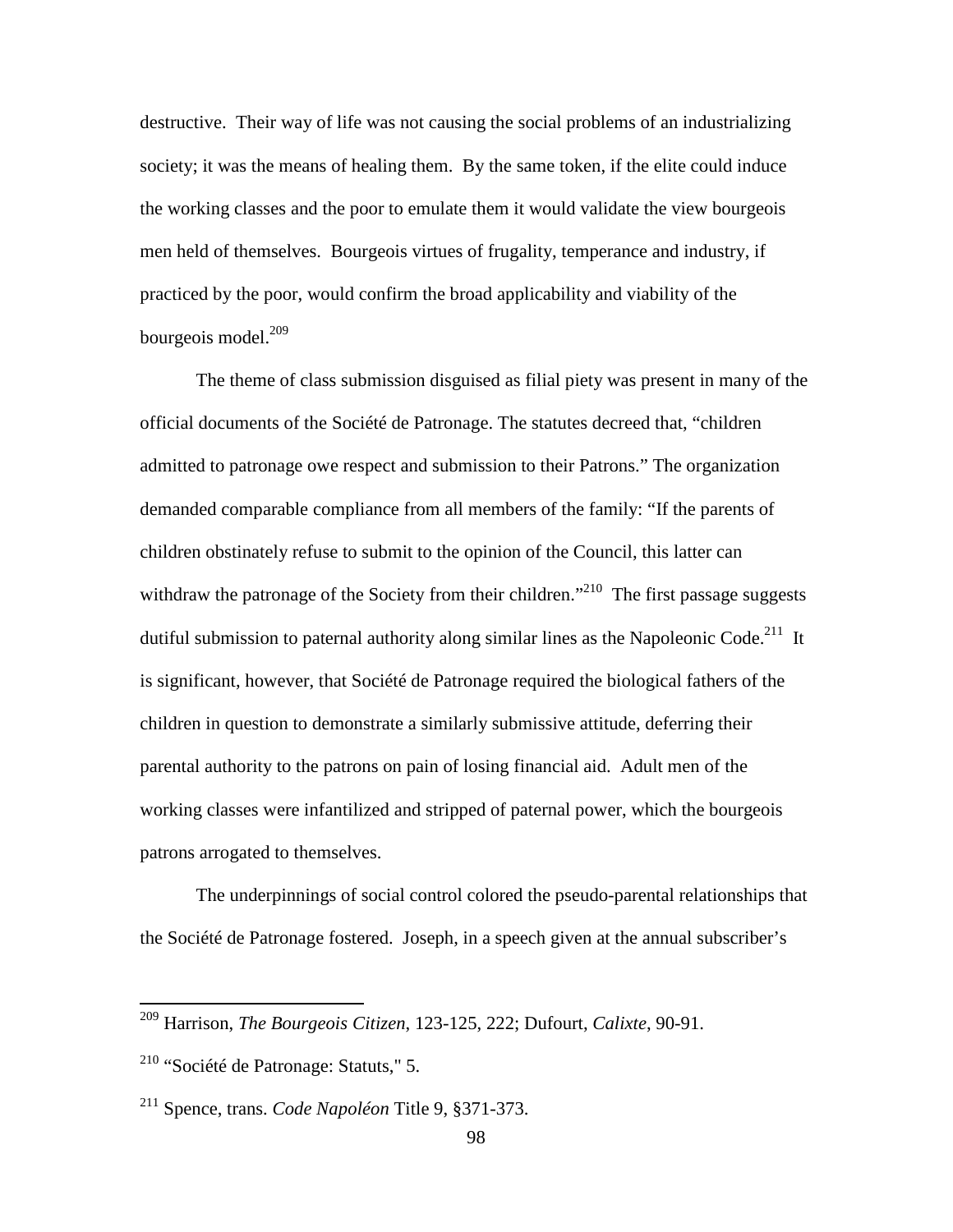destructive. Their way of life was not causing the social problems of an industrializing society; it was the means of healing them. By the same token, if the elite could induce the working classes and the poor to emulate them it would validate the view bourgeois men held of themselves. Bourgeois virtues of frugality, temperance and industry, if practiced by the poor, would confirm the broad applicability and viability of the bourgeois model.[209]

The theme of class submission disguised as filial piety was present in many of the official documents of the Société de Patronage. The statutes decreed that, "children admitted to patronage owe respect and submission to their Patrons." The organization demanded comparable compliance from all members of the family: "If the parents of children obstinately refuse to submit to the opinion of the Council, this latter can withdraw the patronage of the Society from their children."[210] The first passage suggests dutiful submission to paternal authority along similar lines as the Napoleonic Code.[211] It is significant, however, that Société de Patronage required the biological fathers of the children in question to demonstrate a similarly submissive attitude, deferring their parental authority to the patrons on pain of losing financial aid. Adult men of the working classes were infantilized and stripped of paternal power, which the bourgeois patrons arrogated to themselves.

The underpinnings of social control colored the pseudo-parental relationships that the Société de Patronage fostered. Joseph, in a speech given at the annual subscriber's

---

[209] Harrison, *The Bourgeois Citizen*, 123-125, 222; Dufourt, *Calixte*, 90-91.

[210] "Société de Patronage: Statuts," 5.

[211] Spence, trans. *Code Napoléon* Title 9, §371-373.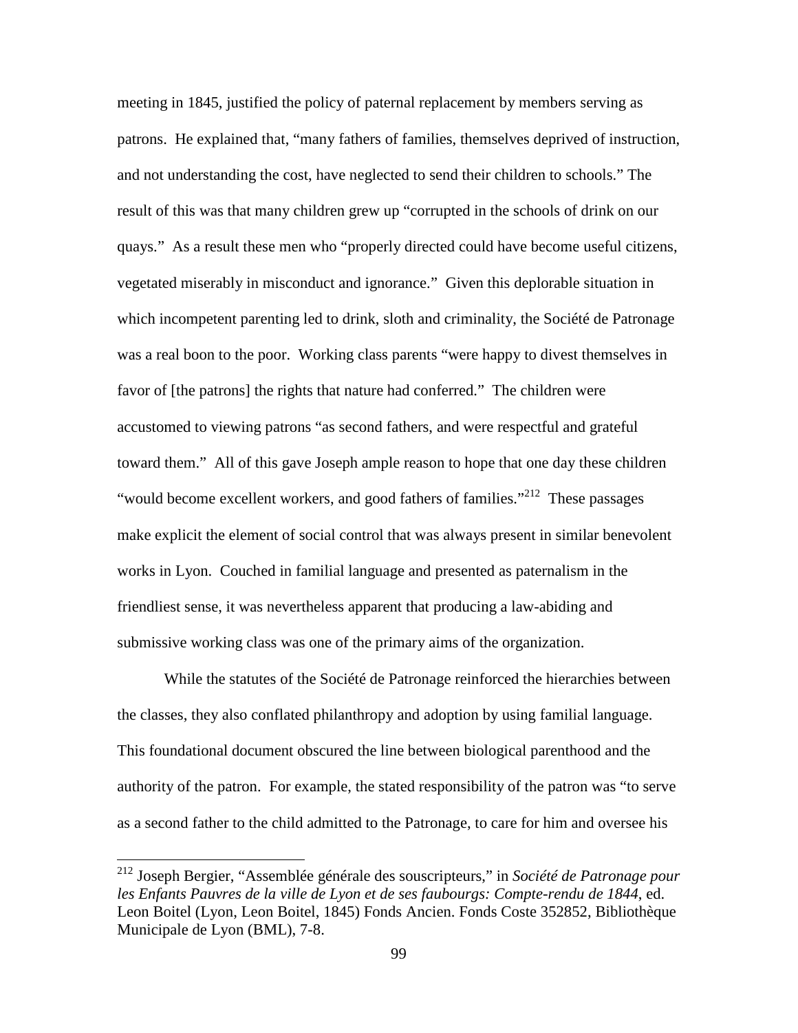meeting in 1845, justified the policy of paternal replacement by members serving as patrons. He explained that, "many fathers of families, themselves deprived of instruction, and not understanding the cost, have neglected to send their children to schools." The result of this was that many children grew up "corrupted in the schools of drink on our quays." As a result these men who "properly directed could have become useful citizens, vegetated miserably in misconduct and ignorance." Given this deplorable situation in which incompetent parenting led to drink, sloth and criminality, the Société de Patronage was a real boon to the poor. Working class parents "were happy to divest themselves in favor of [the patrons] the rights that nature had conferred." The children were accustomed to viewing patrons "as second fathers, and were respectful and grateful toward them." All of this gave Joseph ample reason to hope that one day these children "would become excellent workers, and good fathers of families."[212] These passages make explicit the element of social control that was always present in similar benevolent works in Lyon. Couched in familial language and presented as paternalism in the friendliest sense, it was nevertheless apparent that producing a law-abiding and submissive working class was one of the primary aims of the organization.

While the statutes of the Société de Patronage reinforced the hierarchies between the classes, they also conflated philanthropy and adoption by using familial language. This foundational document obscured the line between biological parenthood and the authority of the patron. For example, the stated responsibility of the patron was "to serve as a second father to the child admitted to the Patronage, to care for him and oversee his

---

[212] Joseph Bergier, "Assemblée générale des souscripteurs," in *Société de Patronage pour les Enfants Pauvres de la ville de Lyon et de ses faubourgs: Compte-rendu de 1844*, ed. Leon Boitel (Lyon, Leon Boitel, 1845) Fonds Ancien. Fonds Coste 352852, Bibliothèque Municipale de Lyon (BML), 7-8.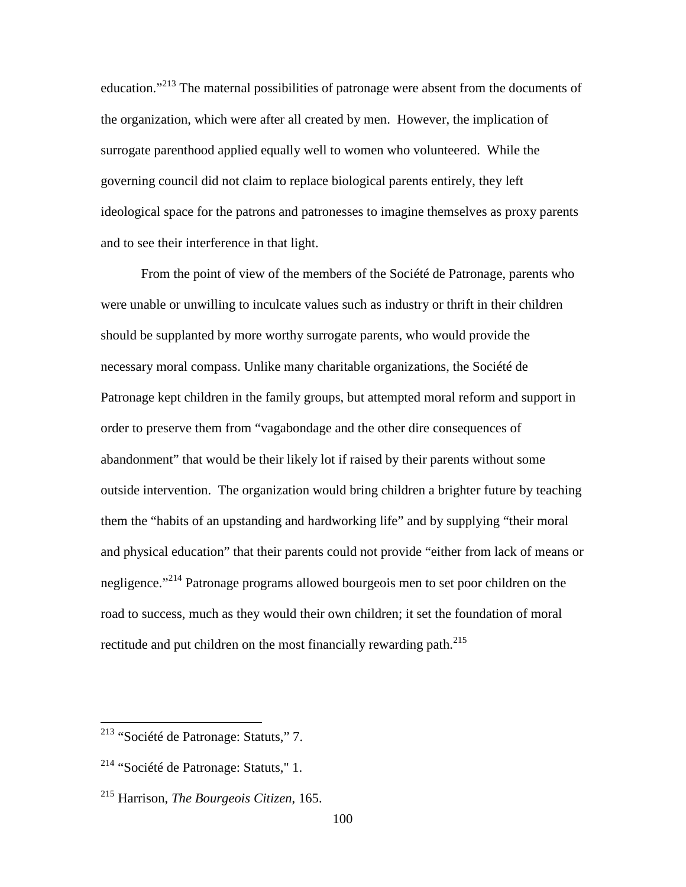education."[213] The maternal possibilities of patronage were absent from the documents of the organization, which were after all created by men. However, the implication of surrogate parenthood applied equally well to women who volunteered. While the governing council did not claim to replace biological parents entirely, they left ideological space for the patrons and patronesses to imagine themselves as proxy parents and to see their interference in that light.

From the point of view of the members of the Société de Patronage, parents who were unable or unwilling to inculcate values such as industry or thrift in their children should be supplanted by more worthy surrogate parents, who would provide the necessary moral compass. Unlike many charitable organizations, the Société de Patronage kept children in the family groups, but attempted moral reform and support in order to preserve them from "vagabondage and the other dire consequences of abandonment" that would be their likely lot if raised by their parents without some outside intervention. The organization would bring children a brighter future by teaching them the "habits of an upstanding and hardworking life" and by supplying "their moral and physical education" that their parents could not provide "either from lack of means or negligence."[214] Patronage programs allowed bourgeois men to set poor children on the road to success, much as they would their own children; it set the foundation of moral rectitude and put children on the most financially rewarding path.[215]

---

[213] "Société de Patronage: Statuts," 7.

[214] "Société de Patronage: Statuts," 1.

[215] Harrison, *The Bourgeois Citizen*, 165.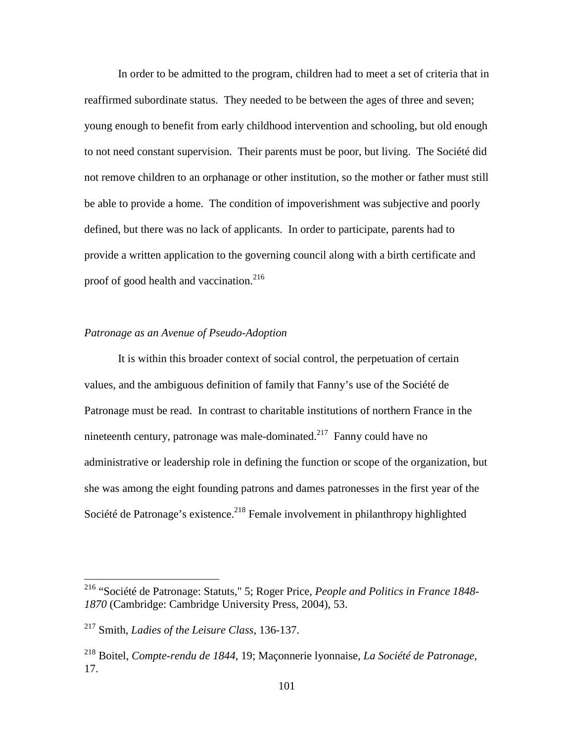In order to be admitted to the program, children had to meet a set of criteria that in reaffirmed subordinate status. They needed to be between the ages of three and seven; young enough to benefit from early childhood intervention and schooling, but old enough to not need constant supervision. Their parents must be poor, but living. The Société did not remove children to an orphanage or other institution, so the mother or father must still be able to provide a home. The condition of impoverishment was subjective and poorly defined, but there was no lack of applicants. In order to participate, parents had to provide a written application to the governing council along with a birth certificate and proof of good health and vaccination.[216]

### *Patronage as an Avenue of Pseudo-Adoption*

It is within this broader context of social control, the perpetuation of certain values, and the ambiguous definition of family that Fanny's use of the Société de Patronage must be read. In contrast to charitable institutions of northern France in the nineteenth century, patronage was male-dominated.[217] Fanny could have no administrative or leadership role in defining the function or scope of the organization, but she was among the eight founding patrons and dames patronesses in the first year of the Société de Patronage's existence.[218] Female involvement in philanthropy highlighted

---

[216] "Société de Patronage: Statuts," 5; Roger Price, *People and Politics in France 1848-1870* (Cambridge: Cambridge University Press, 2004), 53.

[217] Smith, *Ladies of the Leisure Class*, 136-137.

[218] Boitel, *Compte-rendu de 1844*, 19; Maçonnerie lyonnaise, *La Société de Patronage*, 17.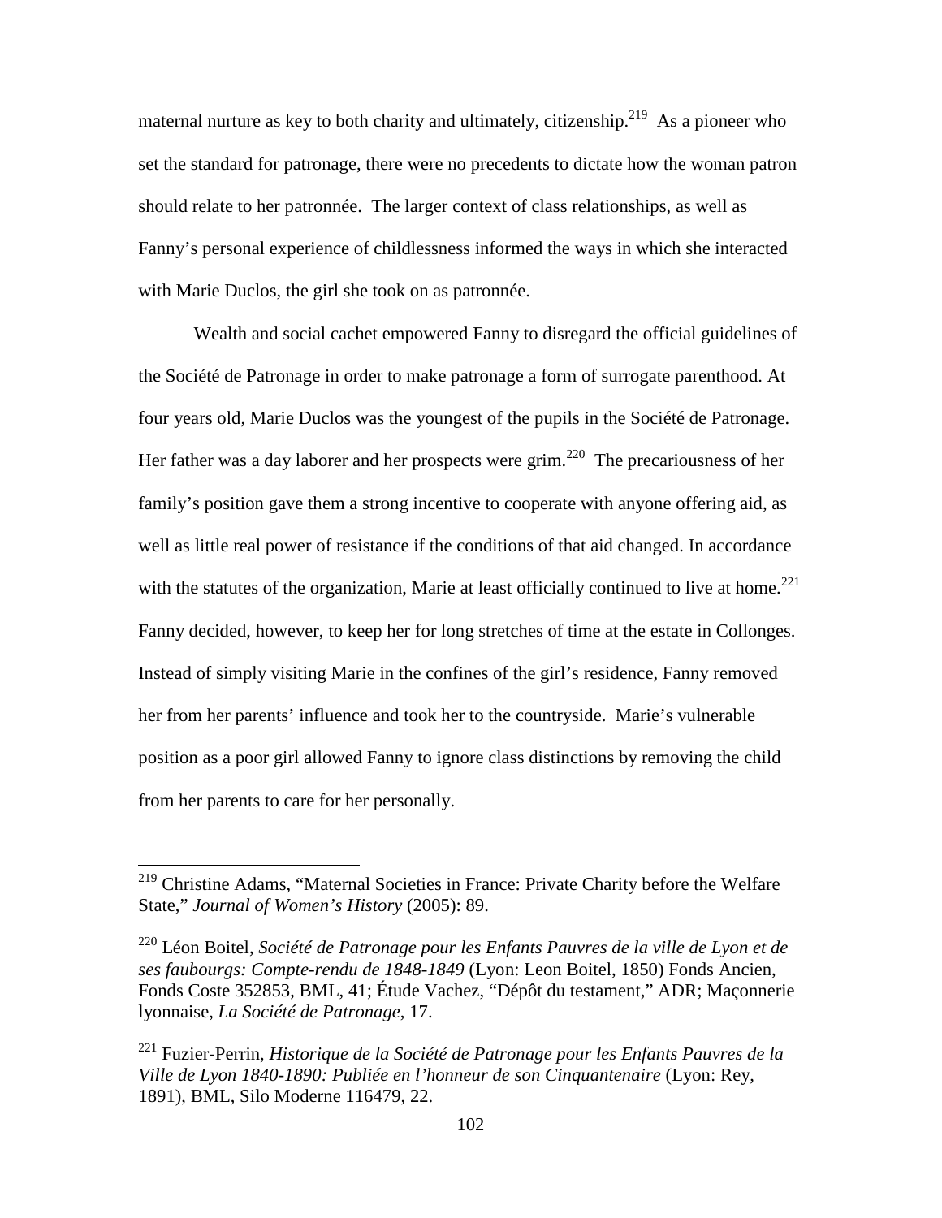maternal nurture as key to both charity and ultimately, citizenship.[219] As a pioneer who set the standard for patronage, there were no precedents to dictate how the woman patron should relate to her patronnée. The larger context of class relationships, as well as Fanny's personal experience of childlessness informed the ways in which she interacted with Marie Duclos, the girl she took on as patronnée.

Wealth and social cachet empowered Fanny to disregard the official guidelines of the Société de Patronage in order to make patronage a form of surrogate parenthood. At four years old, Marie Duclos was the youngest of the pupils in the Société de Patronage. Her father was a day laborer and her prospects were grim.[220] The precariousness of her family's position gave them a strong incentive to cooperate with anyone offering aid, as well as little real power of resistance if the conditions of that aid changed. In accordance with the statutes of the organization, Marie at least officially continued to live at home.[221] Fanny decided, however, to keep her for long stretches of time at the estate in Collonges. Instead of simply visiting Marie in the confines of the girl's residence, Fanny removed her from her parents' influence and took her to the countryside. Marie's vulnerable position as a poor girl allowed Fanny to ignore class distinctions by removing the child from her parents to care for her personally.

---

[219] Christine Adams, "Maternal Societies in France: Private Charity before the Welfare State," *Journal of Women's History* (2005): 89.

[220] Léon Boitel, *Société de Patronage pour les Enfants Pauvres de la ville de Lyon et de ses faubourgs: Compte-rendu de 1848-1849* (Lyon: Leon Boitel, 1850) Fonds Ancien, Fonds Coste 352853, BML, 41; Étude Vachez, "Dépôt du testament," ADR; Maçonnerie lyonnaise, *La Société de Patronage*, 17.

[221] Fuzier-Perrin, *Historique de la Société de Patronage pour les Enfants Pauvres de la Ville de Lyon 1840-1890: Publiée en l'honneur de son Cinquantenaire* (Lyon: Rey, 1891), BML, Silo Moderne 116479, 22.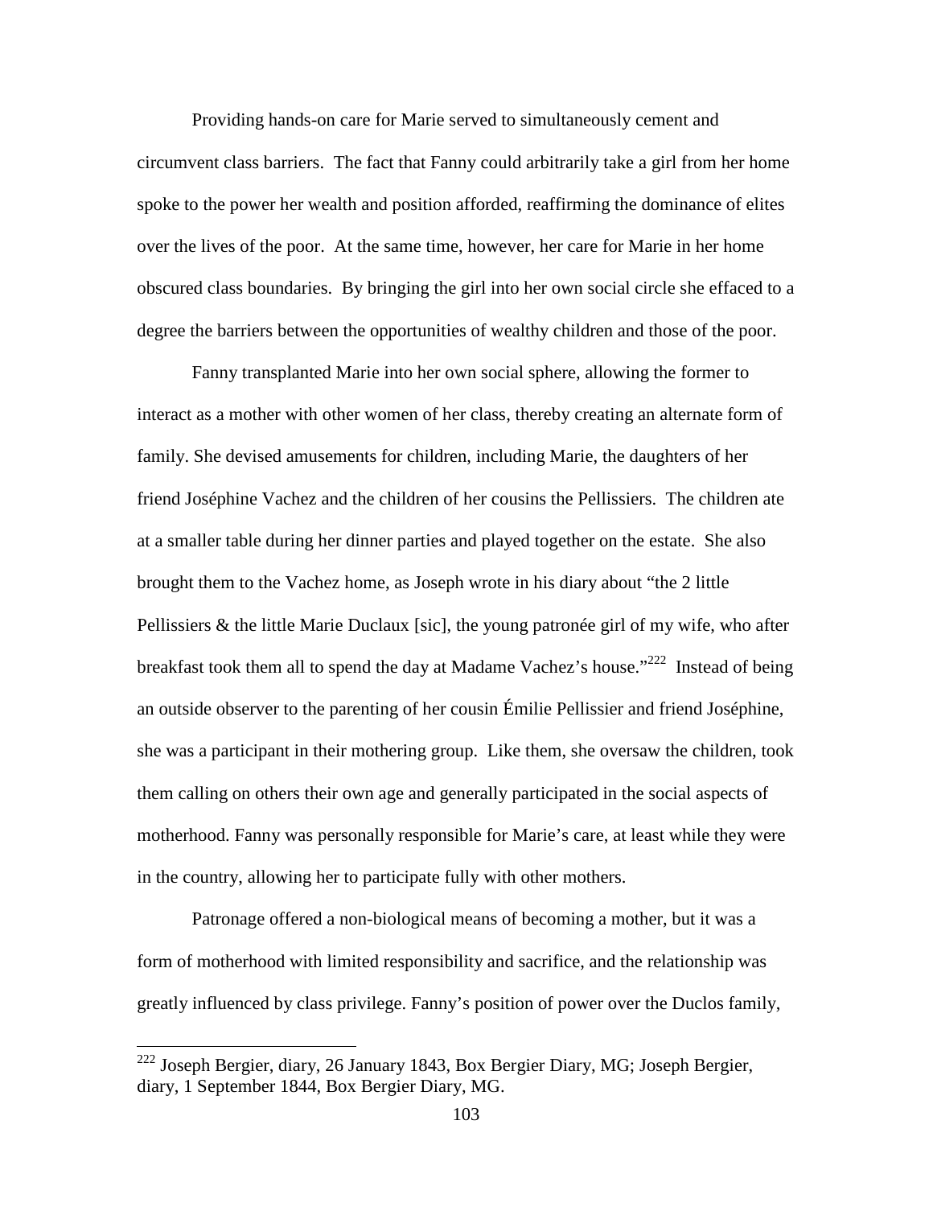Providing hands-on care for Marie served to simultaneously cement and circumvent class barriers. The fact that Fanny could arbitrarily take a girl from her home spoke to the power her wealth and position afforded, reaffirming the dominance of elites over the lives of the poor. At the same time, however, her care for Marie in her home obscured class boundaries. By bringing the girl into her own social circle she effaced to a degree the barriers between the opportunities of wealthy children and those of the poor.

Fanny transplanted Marie into her own social sphere, allowing the former to interact as a mother with other women of her class, thereby creating an alternate form of family. She devised amusements for children, including Marie, the daughters of her friend Joséphine Vachez and the children of her cousins the Pellissiers. The children ate at a smaller table during her dinner parties and played together on the estate. She also brought them to the Vachez home, as Joseph wrote in his diary about "the 2 little Pellissiers & the little Marie Duclaux [sic], the young patronée girl of my wife, who after breakfast took them all to spend the day at Madame Vachez's house."[222] Instead of being an outside observer to the parenting of her cousin Émilie Pellissier and friend Joséphine, she was a participant in their mothering group. Like them, she oversaw the children, took them calling on others their own age and generally participated in the social aspects of motherhood. Fanny was personally responsible for Marie's care, at least while they were in the country, allowing her to participate fully with other mothers.

Patronage offered a non-biological means of becoming a mother, but it was a form of motherhood with limited responsibility and sacrifice, and the relationship was greatly influenced by class privilege. Fanny's position of power over the Duclos family,

[222] Joseph Bergier, diary, 26 January 1843, Box Bergier Diary, MG; Joseph Bergier, diary, 1 September 1844, Box Bergier Diary, MG.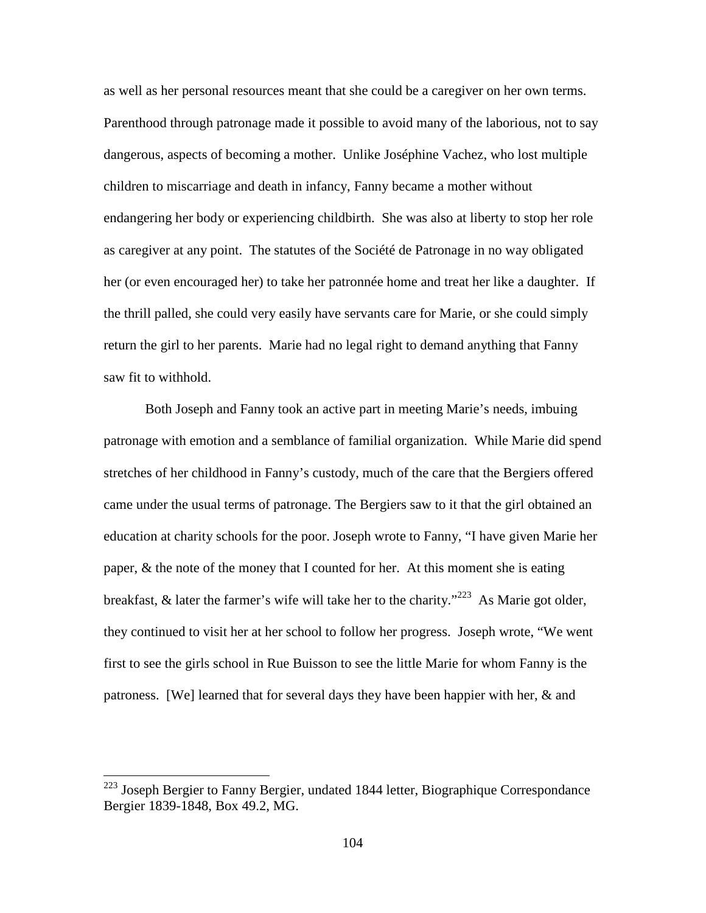as well as her personal resources meant that she could be a caregiver on her own terms. Parenthood through patronage made it possible to avoid many of the laborious, not to say dangerous, aspects of becoming a mother. Unlike Joséphine Vachez, who lost multiple children to miscarriage and death in infancy, Fanny became a mother without endangering her body or experiencing childbirth. She was also at liberty to stop her role as caregiver at any point. The statutes of the Société de Patronage in no way obligated her (or even encouraged her) to take her patronnée home and treat her like a daughter. If the thrill palled, she could very easily have servants care for Marie, or she could simply return the girl to her parents. Marie had no legal right to demand anything that Fanny saw fit to withhold.

Both Joseph and Fanny took an active part in meeting Marie's needs, imbuing patronage with emotion and a semblance of familial organization. While Marie did spend stretches of her childhood in Fanny's custody, much of the care that the Bergiers offered came under the usual terms of patronage. The Bergiers saw to it that the girl obtained an education at charity schools for the poor. Joseph wrote to Fanny, "I have given Marie her paper, & the note of the money that I counted for her. At this moment she is eating breakfast, & later the farmer's wife will take her to the charity."[223] As Marie got older, they continued to visit her at her school to follow her progress. Joseph wrote, "We went first to see the girls school in Rue Buisson to see the little Marie for whom Fanny is the patroness. [We] learned that for several days they have been happier with her, & and

---

[223] Joseph Bergier to Fanny Bergier, undated 1844 letter, Biographique Correspondance Bergier 1839-1848, Box 49.2, MG.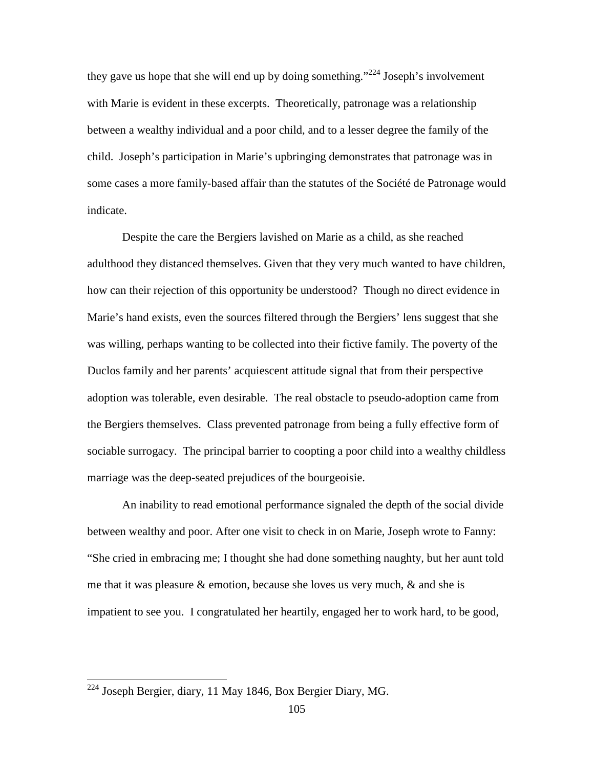they gave us hope that she will end up by doing something."[224] Joseph's involvement with Marie is evident in these excerpts. Theoretically, patronage was a relationship between a wealthy individual and a poor child, and to a lesser degree the family of the child. Joseph's participation in Marie's upbringing demonstrates that patronage was in some cases a more family-based affair than the statutes of the Société de Patronage would indicate.

Despite the care the Bergiers lavished on Marie as a child, as she reached adulthood they distanced themselves. Given that they very much wanted to have children, how can their rejection of this opportunity be understood? Though no direct evidence in Marie's hand exists, even the sources filtered through the Bergiers' lens suggest that she was willing, perhaps wanting to be collected into their fictive family. The poverty of the Duclos family and her parents' acquiescent attitude signal that from their perspective adoption was tolerable, even desirable. The real obstacle to pseudo-adoption came from the Bergiers themselves. Class prevented patronage from being a fully effective form of sociable surrogacy. The principal barrier to coopting a poor child into a wealthy childless marriage was the deep-seated prejudices of the bourgeoisie.

An inability to read emotional performance signaled the depth of the social divide between wealthy and poor. After one visit to check in on Marie, Joseph wrote to Fanny: "She cried in embracing me; I thought she had done something naughty, but her aunt told me that it was pleasure & emotion, because she loves us very much, & and she is impatient to see you. I congratulated her heartily, engaged her to work hard, to be good,

---

[224] Joseph Bergier, diary, 11 May 1846, Box Bergier Diary, MG.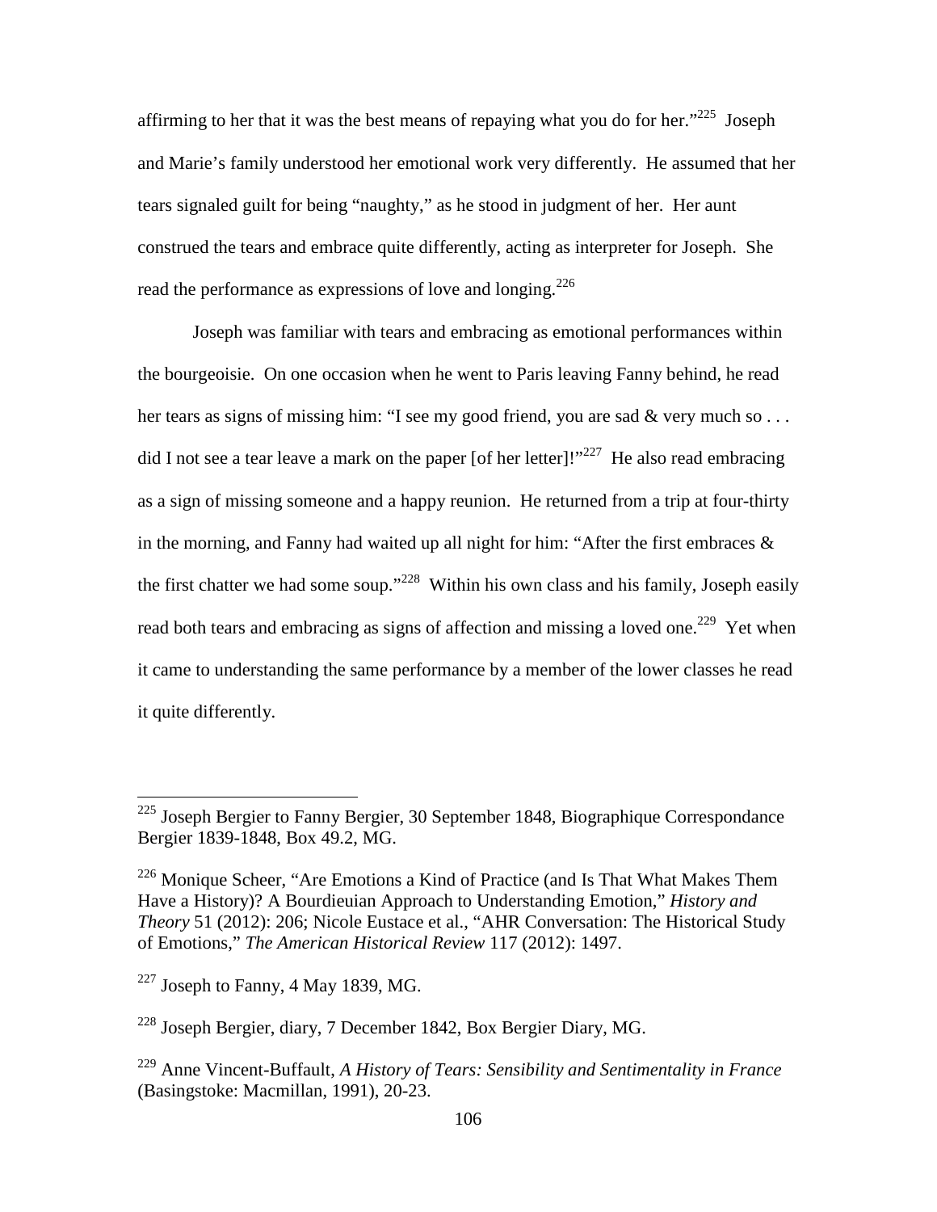affirming to her that it was the best means of repaying what you do for her."[225] Joseph and Marie's family understood her emotional work very differently. He assumed that her tears signaled guilt for being "naughty," as he stood in judgment of her. Her aunt construed the tears and embrace quite differently, acting as interpreter for Joseph. She read the performance as expressions of love and longing.[226]

Joseph was familiar with tears and embracing as emotional performances within the bourgeoisie. On one occasion when he went to Paris leaving Fanny behind, he read her tears as signs of missing him: "I see my good friend, you are sad & very much so . . . did I not see a tear leave a mark on the paper [of her letter]!"[227] He also read embracing as a sign of missing someone and a happy reunion. He returned from a trip at four-thirty in the morning, and Fanny had waited up all night for him: "After the first embraces & the first chatter we had some soup."[228] Within his own class and his family, Joseph easily read both tears and embracing as signs of affection and missing a loved one.[229] Yet when it came to understanding the same performance by a member of the lower classes he read it quite differently.

---

[225] Joseph Bergier to Fanny Bergier, 30 September 1848, Biographique Correspondance Bergier 1839-1848, Box 49.2, MG.

[226] Monique Scheer, "Are Emotions a Kind of Practice (and Is That What Makes Them Have a History)? A Bourdieuian Approach to Understanding Emotion," *History and Theory* 51 (2012): 206; Nicole Eustace et al., "AHR Conversation: The Historical Study of Emotions," *The American Historical Review* 117 (2012): 1497.

[227] Joseph to Fanny, 4 May 1839, MG.

[228] Joseph Bergier, diary, 7 December 1842, Box Bergier Diary, MG.

[229] Anne Vincent-Buffault, *A History of Tears: Sensibility and Sentimentality in France* (Basingstoke: Macmillan, 1991), 20-23.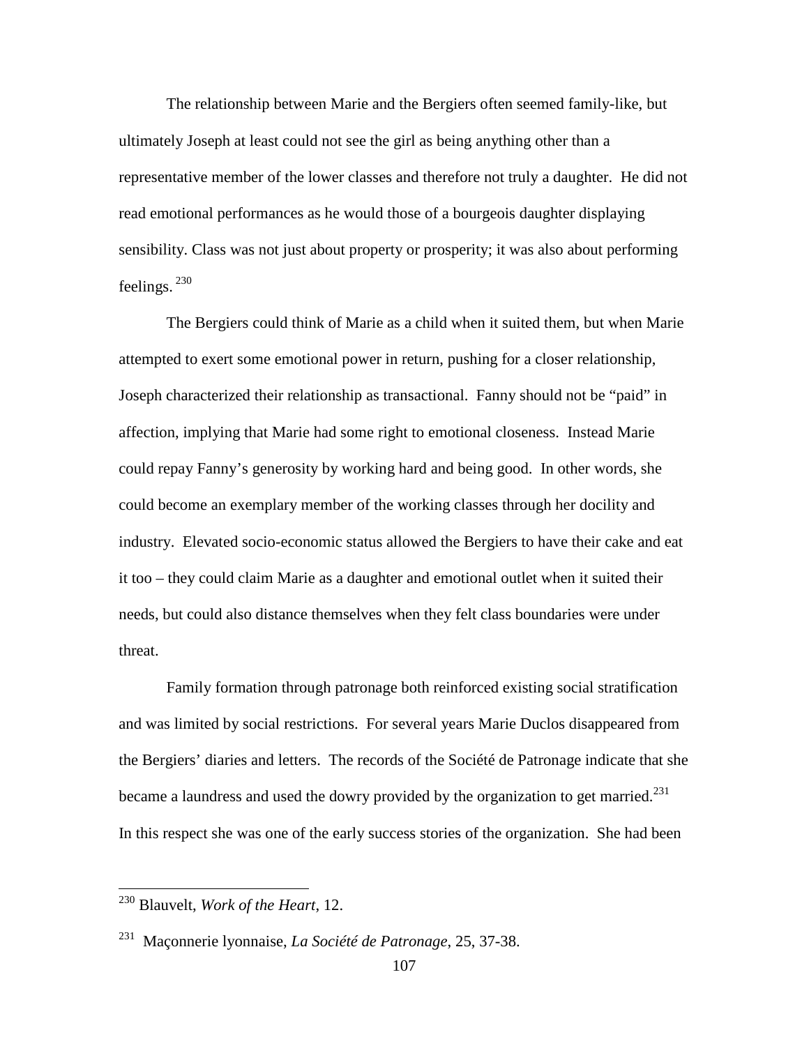The relationship between Marie and the Bergiers often seemed family-like, but ultimately Joseph at least could not see the girl as being anything other than a representative member of the lower classes and therefore not truly a daughter. He did not read emotional performances as he would those of a bourgeois daughter displaying sensibility. Class was not just about property or prosperity; it was also about performing feelings.[230]

The Bergiers could think of Marie as a child when it suited them, but when Marie attempted to exert some emotional power in return, pushing for a closer relationship, Joseph characterized their relationship as transactional. Fanny should not be "paid" in affection, implying that Marie had some right to emotional closeness. Instead Marie could repay Fanny's generosity by working hard and being good. In other words, she could become an exemplary member of the working classes through her docility and industry. Elevated socio-economic status allowed the Bergiers to have their cake and eat it too – they could claim Marie as a daughter and emotional outlet when it suited their needs, but could also distance themselves when they felt class boundaries were under threat.

Family formation through patronage both reinforced existing social stratification and was limited by social restrictions. For several years Marie Duclos disappeared from the Bergiers' diaries and letters. The records of the Société de Patronage indicate that she became a laundress and used the dowry provided by the organization to get married.[231] In this respect she was one of the early success stories of the organization. She had been

[230] Blauvelt, *Work of the Heart*, 12.

[231] Maçonnerie lyonnaise, *La Société de Patronage*, 25, 37-38.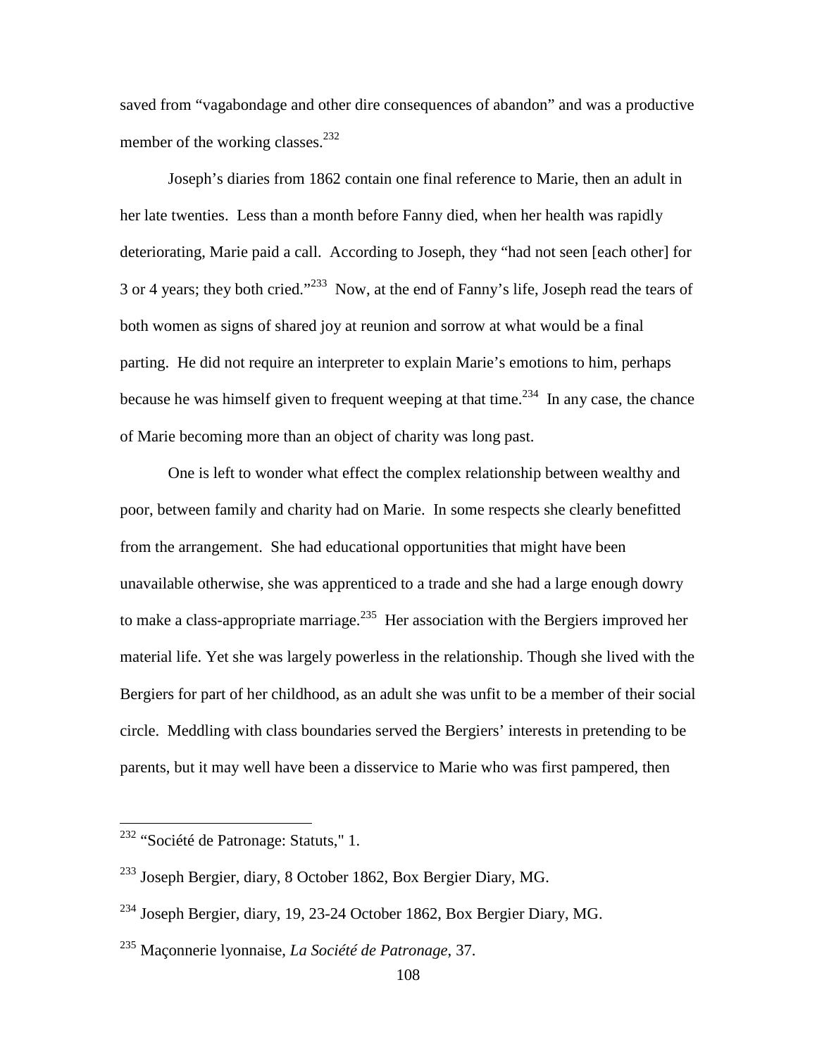saved from "vagabondage and other dire consequences of abandon" and was a productive member of the working classes.[232]

Joseph's diaries from 1862 contain one final reference to Marie, then an adult in her late twenties. Less than a month before Fanny died, when her health was rapidly deteriorating, Marie paid a call. According to Joseph, they "had not seen [each other] for 3 or 4 years; they both cried."[233] Now, at the end of Fanny's life, Joseph read the tears of both women as signs of shared joy at reunion and sorrow at what would be a final parting. He did not require an interpreter to explain Marie's emotions to him, perhaps because he was himself given to frequent weeping at that time.[234] In any case, the chance of Marie becoming more than an object of charity was long past.

One is left to wonder what effect the complex relationship between wealthy and poor, between family and charity had on Marie. In some respects she clearly benefitted from the arrangement. She had educational opportunities that might have been unavailable otherwise, she was apprenticed to a trade and she had a large enough dowry to make a class-appropriate marriage.[235] Her association with the Bergiers improved her material life. Yet she was largely powerless in the relationship. Though she lived with the Bergiers for part of her childhood, as an adult she was unfit to be a member of their social circle. Meddling with class boundaries served the Bergiers' interests in pretending to be parents, but it may well have been a disservice to Marie who was first pampered, then

---

[232] "Société de Patronage: Statuts," 1.

[233] Joseph Bergier, diary, 8 October 1862, Box Bergier Diary, MG.

[234] Joseph Bergier, diary, 19, 23-24 October 1862, Box Bergier Diary, MG.

[235] Maçonnerie lyonnaise, *La Société de Patronage*, 37.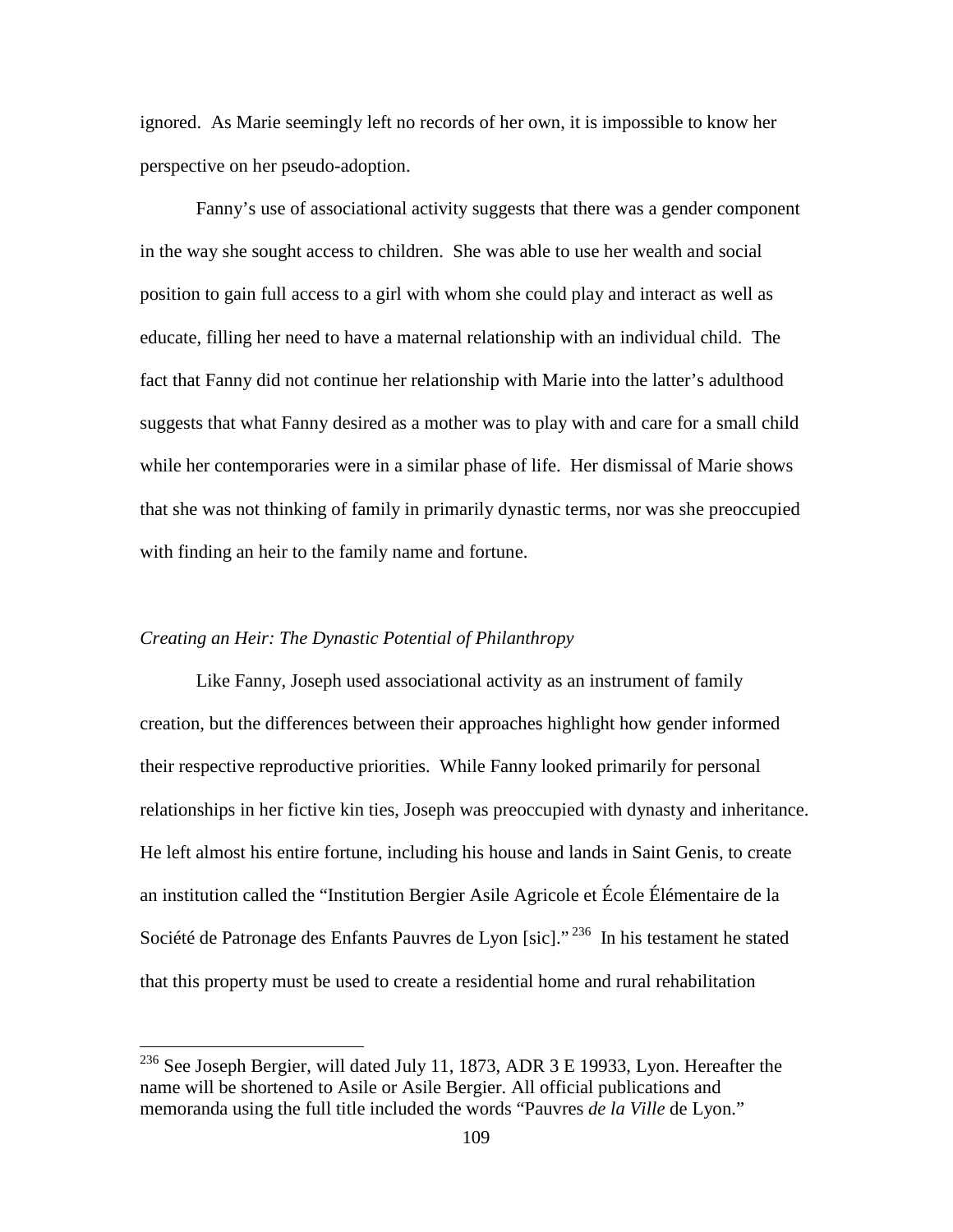ignored. As Marie seemingly left no records of her own, it is impossible to know her perspective on her pseudo-adoption.

Fanny's use of associational activity suggests that there was a gender component in the way she sought access to children. She was able to use her wealth and social position to gain full access to a girl with whom she could play and interact as well as educate, filling her need to have a maternal relationship with an individual child. The fact that Fanny did not continue her relationship with Marie into the latter's adulthood suggests that what Fanny desired as a mother was to play with and care for a small child while her contemporaries were in a similar phase of life. Her dismissal of Marie shows that she was not thinking of family in primarily dynastic terms, nor was she preoccupied with finding an heir to the family name and fortune.

### *Creating an Heir: The Dynastic Potential of Philanthropy*

Like Fanny, Joseph used associational activity as an instrument of family creation, but the differences between their approaches highlight how gender informed their respective reproductive priorities. While Fanny looked primarily for personal relationships in her fictive kin ties, Joseph was preoccupied with dynasty and inheritance. He left almost his entire fortune, including his house and lands in Saint Genis, to create an institution called the "Institution Bergier Asile Agricole et École Élémentaire de la Société de Patronage des Enfants Pauvres de Lyon [sic]."[236] In his testament he stated that this property must be used to create a residential home and rural rehabilitation

---

[236] See Joseph Bergier, will dated July 11, 1873, ADR 3 E 19933, Lyon. Hereafter the name will be shortened to Asile or Asile Bergier. All official publications and memoranda using the full title included the words "Pauvres *de la Ville* de Lyon."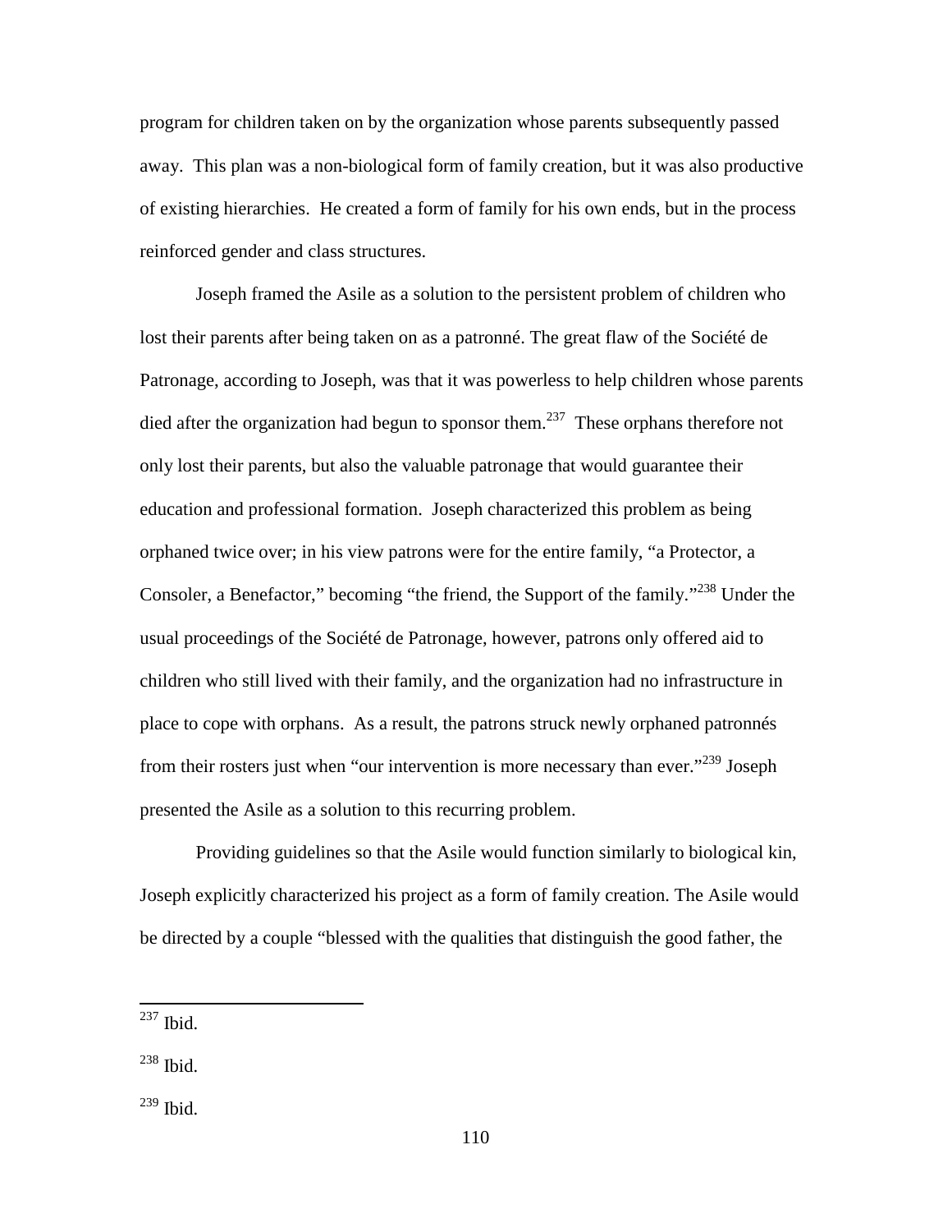program for children taken on by the organization whose parents subsequently passed away. This plan was a non-biological form of family creation, but it was also productive of existing hierarchies. He created a form of family for his own ends, but in the process reinforced gender and class structures.

Joseph framed the Asile as a solution to the persistent problem of children who lost their parents after being taken on as a patronné. The great flaw of the Société de Patronage, according to Joseph, was that it was powerless to help children whose parents died after the organization had begun to sponsor them.[237] These orphans therefore not only lost their parents, but also the valuable patronage that would guarantee their education and professional formation. Joseph characterized this problem as being orphaned twice over; in his view patrons were for the entire family, "a Protector, a Consoler, a Benefactor," becoming "the friend, the Support of the family."[238] Under the usual proceedings of the Société de Patronage, however, patrons only offered aid to children who still lived with their family, and the organization had no infrastructure in place to cope with orphans. As a result, the patrons struck newly orphaned patronnés from their rosters just when "our intervention is more necessary than ever."[239] Joseph presented the Asile as a solution to this recurring problem.

Providing guidelines so that the Asile would function similarly to biological kin, Joseph explicitly characterized his project as a form of family creation. The Asile would be directed by a couple "blessed with the qualities that distinguish the good father, the

---

[237] Ibid.

[238] Ibid.

[239] Ibid.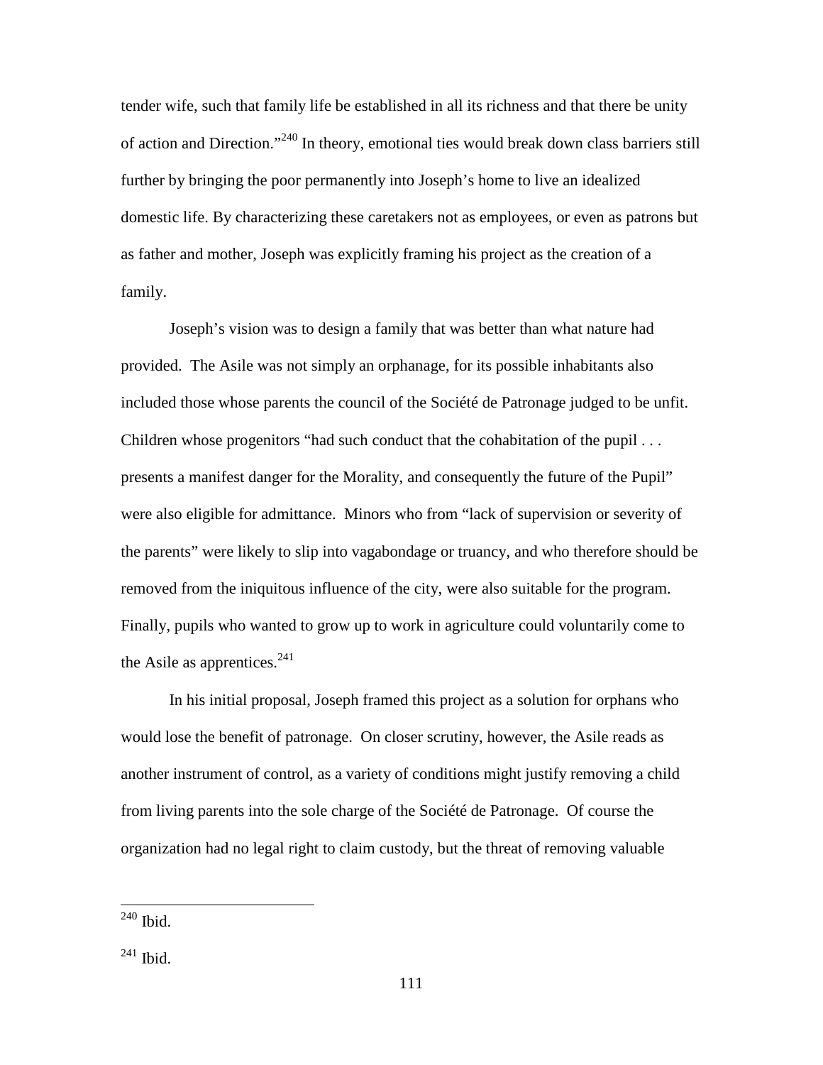tender wife, such that family life be established in all its richness and that there be unity of action and Direction."[240] In theory, emotional ties would break down class barriers still further by bringing the poor permanently into Joseph's home to live an idealized domestic life. By characterizing these caretakers not as employees, or even as patrons but as father and mother, Joseph was explicitly framing his project as the creation of a family.

Joseph's vision was to design a family that was better than what nature had provided. The Asile was not simply an orphanage, for its possible inhabitants also included those whose parents the council of the Société de Patronage judged to be unfit. Children whose progenitors "had such conduct that the cohabitation of the pupil . . . presents a manifest danger for the Morality, and consequently the future of the Pupil" were also eligible for admittance. Minors who from "lack of supervision or severity of the parents" were likely to slip into vagabondage or truancy, and who therefore should be removed from the iniquitous influence of the city, were also suitable for the program. Finally, pupils who wanted to grow up to work in agriculture could voluntarily come to the Asile as apprentices.[241]

In his initial proposal, Joseph framed this project as a solution for orphans who would lose the benefit of patronage. On closer scrutiny, however, the Asile reads as another instrument of control, as a variety of conditions might justify removing a child from living parents into the sole charge of the Société de Patronage. Of course the organization had no legal right to claim custody, but the threat of removing valuable

---

[240] Ibid.

[241] Ibid.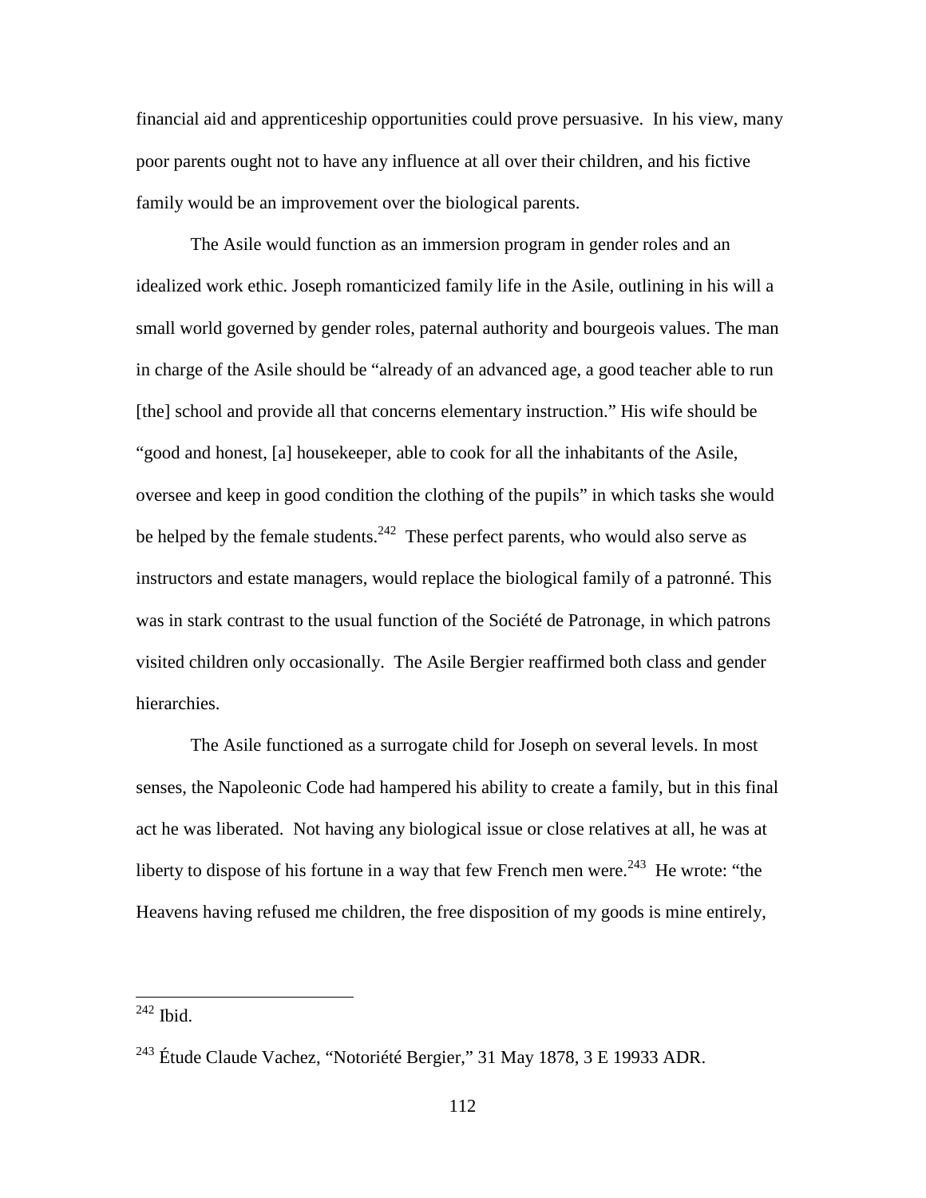financial aid and apprenticeship opportunities could prove persuasive. In his view, many poor parents ought not to have any influence at all over their children, and his fictive family would be an improvement over the biological parents.

The Asile would function as an immersion program in gender roles and an idealized work ethic. Joseph romanticized family life in the Asile, outlining in his will a small world governed by gender roles, paternal authority and bourgeois values. The man in charge of the Asile should be "already of an advanced age, a good teacher able to run [the] school and provide all that concerns elementary instruction." His wife should be "good and honest, [a] housekeeper, able to cook for all the inhabitants of the Asile, oversee and keep in good condition the clothing of the pupils" in which tasks she would be helped by the female students.[242] These perfect parents, who would also serve as instructors and estate managers, would replace the biological family of a patronné. This was in stark contrast to the usual function of the Société de Patronage, in which patrons visited children only occasionally. The Asile Bergier reaffirmed both class and gender hierarchies.

The Asile functioned as a surrogate child for Joseph on several levels. In most senses, the Napoleonic Code had hampered his ability to create a family, but in this final act he was liberated. Not having any biological issue or close relatives at all, he was at liberty to dispose of his fortune in a way that few French men were.[243] He wrote: "the Heavens having refused me children, the free disposition of my goods is mine entirely,

---

[242] Ibid.

[243] Étude Claude Vachez, "Notoriété Bergier," 31 May 1878, 3 E 19933 ADR.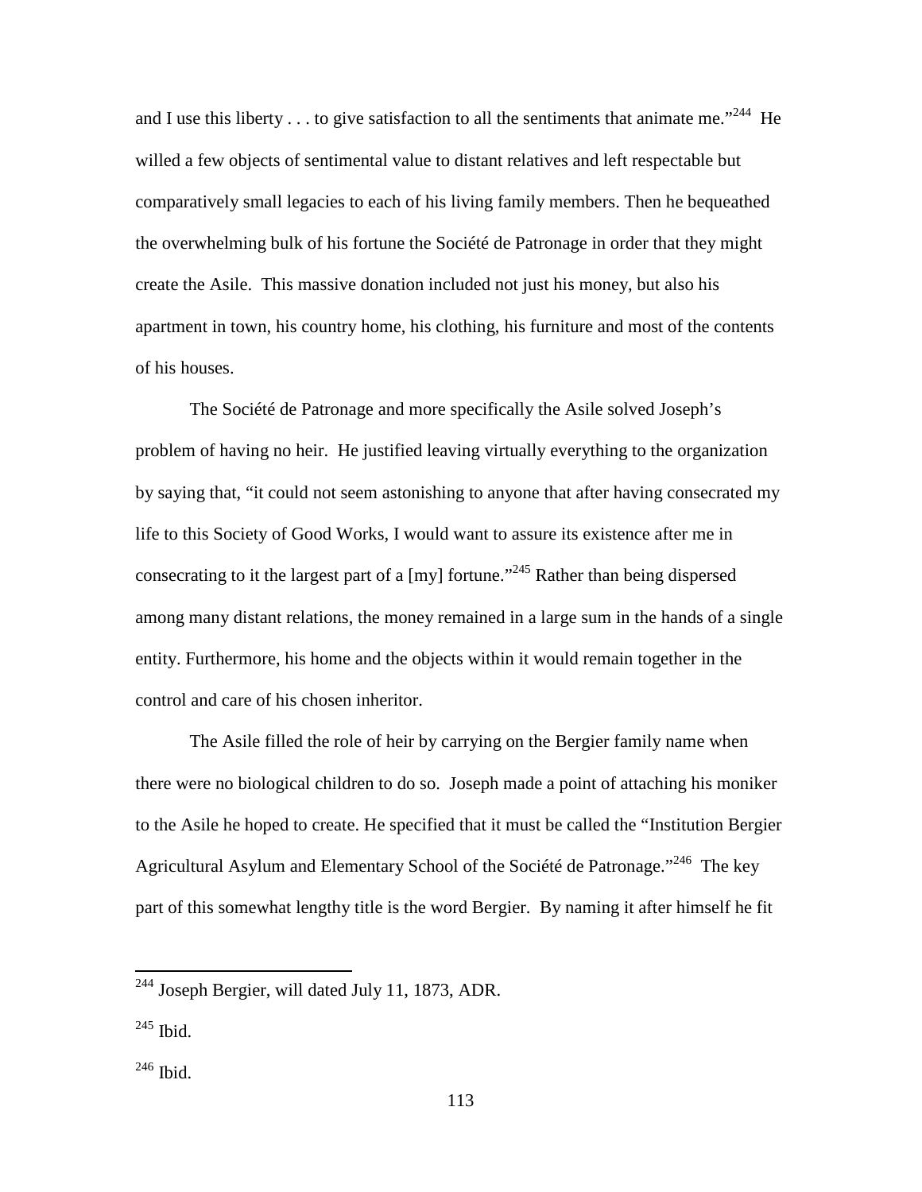and I use this liberty . . . to give satisfaction to all the sentiments that animate me."[244] He willed a few objects of sentimental value to distant relatives and left respectable but comparatively small legacies to each of his living family members. Then he bequeathed the overwhelming bulk of his fortune the Société de Patronage in order that they might create the Asile. This massive donation included not just his money, but also his apartment in town, his country home, his clothing, his furniture and most of the contents of his houses.

The Société de Patronage and more specifically the Asile solved Joseph's problem of having no heir. He justified leaving virtually everything to the organization by saying that, "it could not seem astonishing to anyone that after having consecrated my life to this Society of Good Works, I would want to assure its existence after me in consecrating to it the largest part of a [my] fortune."[245] Rather than being dispersed among many distant relations, the money remained in a large sum in the hands of a single entity. Furthermore, his home and the objects within it would remain together in the control and care of his chosen inheritor.

The Asile filled the role of heir by carrying on the Bergier family name when there were no biological children to do so. Joseph made a point of attaching his moniker to the Asile he hoped to create. He specified that it must be called the "Institution Bergier Agricultural Asylum and Elementary School of the Société de Patronage."[246] The key part of this somewhat lengthy title is the word Bergier. By naming it after himself he fit

---

[244] Joseph Bergier, will dated July 11, 1873, ADR.

[245] Ibid.

[246] Ibid.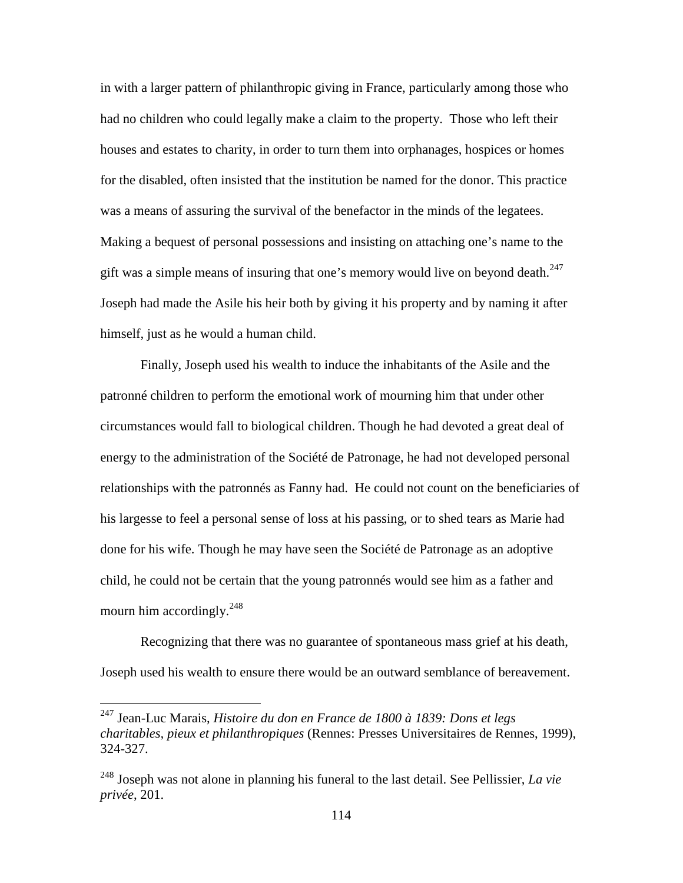in with a larger pattern of philanthropic giving in France, particularly among those who had no children who could legally make a claim to the property. Those who left their houses and estates to charity, in order to turn them into orphanages, hospices or homes for the disabled, often insisted that the institution be named for the donor. This practice was a means of assuring the survival of the benefactor in the minds of the legatees. Making a bequest of personal possessions and insisting on attaching one's name to the gift was a simple means of insuring that one's memory would live on beyond death.[247] Joseph had made the Asile his heir both by giving it his property and by naming it after himself, just as he would a human child.

Finally, Joseph used his wealth to induce the inhabitants of the Asile and the patronné children to perform the emotional work of mourning him that under other circumstances would fall to biological children. Though he had devoted a great deal of energy to the administration of the Société de Patronage, he had not developed personal relationships with the patronnés as Fanny had. He could not count on the beneficiaries of his largesse to feel a personal sense of loss at his passing, or to shed tears as Marie had done for his wife. Though he may have seen the Société de Patronage as an adoptive child, he could not be certain that the young patronnés would see him as a father and mourn him accordingly.[248]

Recognizing that there was no guarantee of spontaneous mass grief at his death, Joseph used his wealth to ensure there would be an outward semblance of bereavement.

---

[247] Jean-Luc Marais, *Histoire du don en France de 1800 à 1839: Dons et legs charitables, pieux et philanthropiques* (Rennes: Presses Universitaires de Rennes, 1999), 324-327.

[248] Joseph was not alone in planning his funeral to the last detail. See Pellissier, *La vie privée*, 201.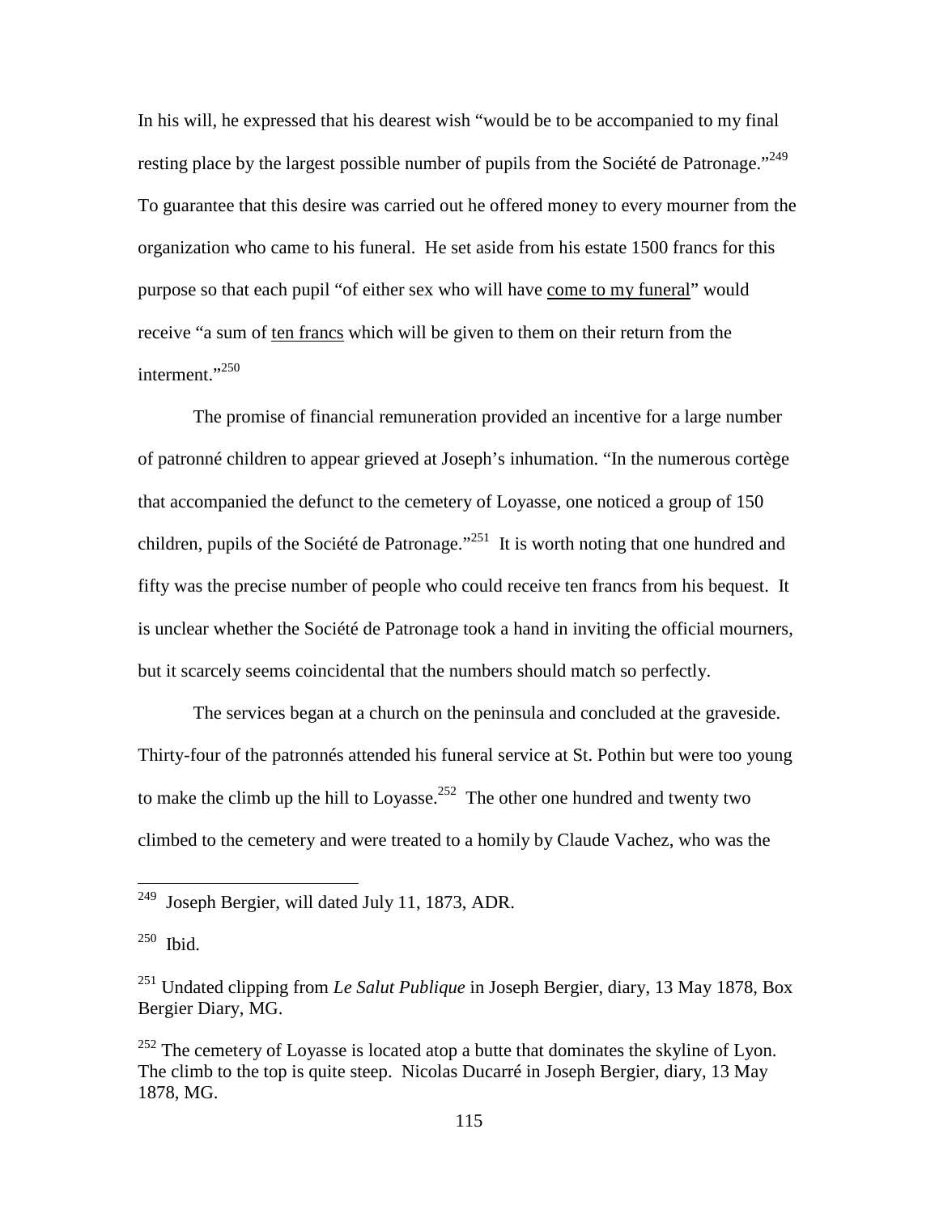In his will, he expressed that his dearest wish "would be to be accompanied to my final resting place by the largest possible number of pupils from the Société de Patronage."[249] To guarantee that this desire was carried out he offered money to every mourner from the organization who came to his funeral. He set aside from his estate 1500 francs for this purpose so that each pupil "of either sex who will have <u>come to my funeral</u>" would receive "a sum of <u>ten francs</u> which will be given to them on their return from the interment."[250]

The promise of financial remuneration provided an incentive for a large number of patronné children to appear grieved at Joseph's inhumation. "In the numerous cortège that accompanied the defunct to the cemetery of Loyasse, one noticed a group of 150 children, pupils of the Société de Patronage."[251] It is worth noting that one hundred and fifty was the precise number of people who could receive ten francs from his bequest. It is unclear whether the Société de Patronage took a hand in inviting the official mourners, but it scarcely seems coincidental that the numbers should match so perfectly.

The services began at a church on the peninsula and concluded at the graveside. Thirty-four of the patronnés attended his funeral service at St. Pothin but were too young to make the climb up the hill to Loyasse.[252] The other one hundred and twenty two climbed to the cemetery and were treated to a homily by Claude Vachez, who was the

---

[249] Joseph Bergier, will dated July 11, 1873, ADR.

[250] Ibid.

[251] Undated clipping from *Le Salut Publique* in Joseph Bergier, diary, 13 May 1878, Box Bergier Diary, MG.

[252] The cemetery of Loyasse is located atop a butte that dominates the skyline of Lyon. The climb to the top is quite steep. Nicolas Ducarré in Joseph Bergier, diary, 13 May 1878, MG.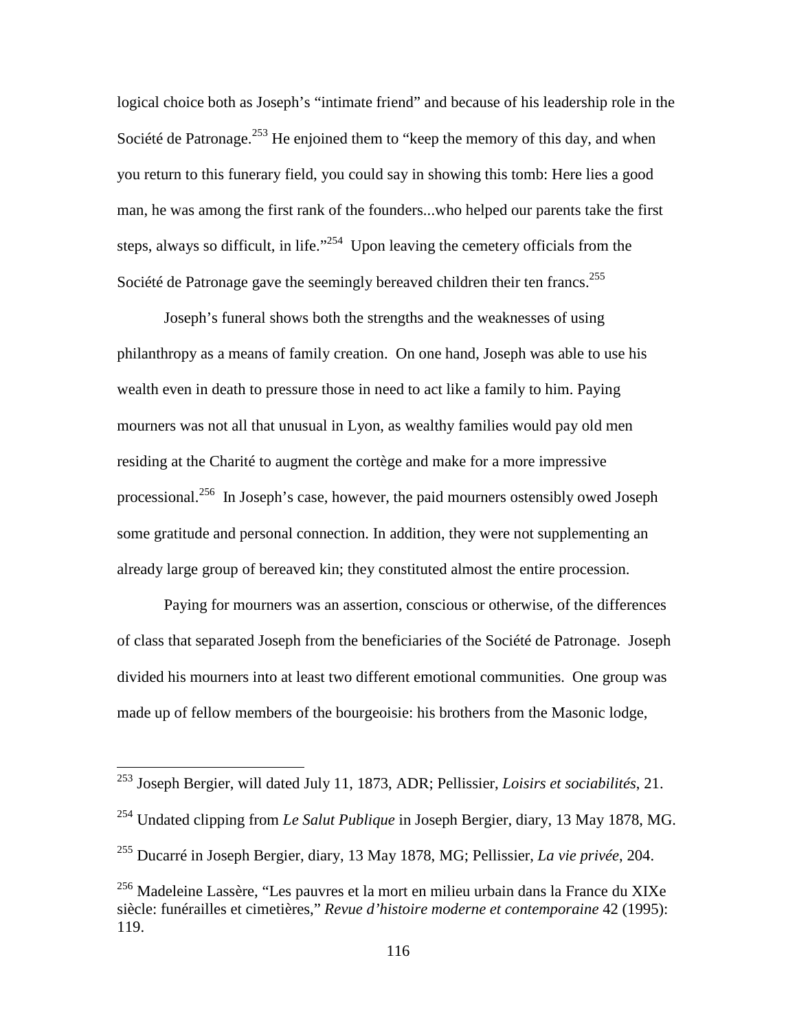logical choice both as Joseph's "intimate friend" and because of his leadership role in the Société de Patronage.[253] He enjoined them to "keep the memory of this day, and when you return to this funerary field, you could say in showing this tomb: Here lies a good man, he was among the first rank of the founders...who helped our parents take the first steps, always so difficult, in life."[254] Upon leaving the cemetery officials from the Société de Patronage gave the seemingly bereaved children their ten francs.[255]

Joseph's funeral shows both the strengths and the weaknesses of using philanthropy as a means of family creation. On one hand, Joseph was able to use his wealth even in death to pressure those in need to act like a family to him. Paying mourners was not all that unusual in Lyon, as wealthy families would pay old men residing at the Charité to augment the cortège and make for a more impressive processional.[256] In Joseph's case, however, the paid mourners ostensibly owed Joseph some gratitude and personal connection. In addition, they were not supplementing an already large group of bereaved kin; they constituted almost the entire procession.

Paying for mourners was an assertion, conscious or otherwise, of the differences of class that separated Joseph from the beneficiaries of the Société de Patronage. Joseph divided his mourners into at least two different emotional communities. One group was made up of fellow members of the bourgeoisie: his brothers from the Masonic lodge,

[253] Joseph Bergier, will dated July 11, 1873, ADR; Pellissier, *Loisirs et sociabilités*, 21.

[254] Undated clipping from *Le Salut Publique* in Joseph Bergier, diary, 13 May 1878, MG.

[255] Ducarré in Joseph Bergier, diary, 13 May 1878, MG; Pellissier, *La vie privée*, 204.

[256] Madeleine Lassère, "Les pauvres et la mort en milieu urbain dans la France du XIXe siècle: funérailles et cimetières," *Revue d'histoire moderne et contemporaine* 42 (1995): 119.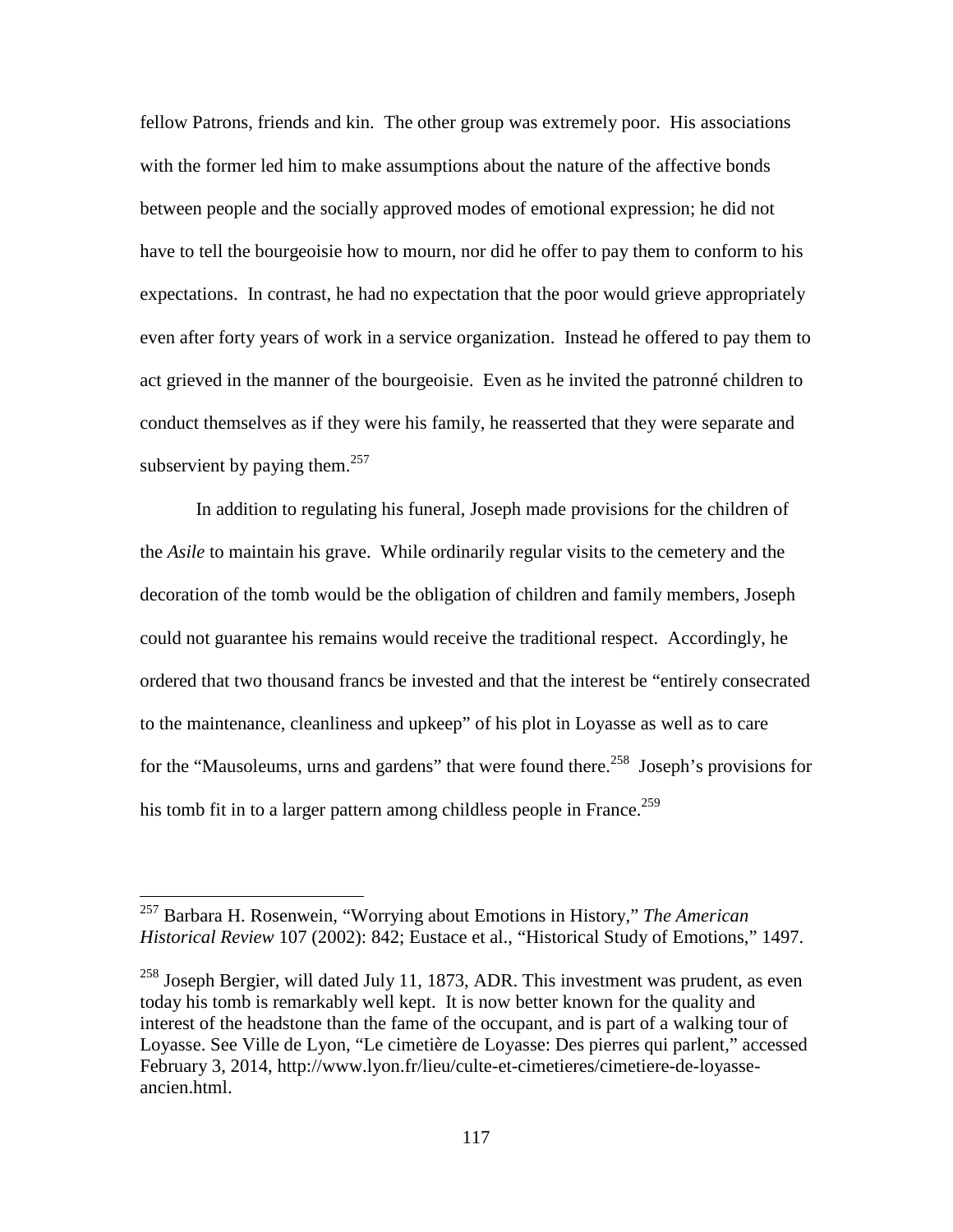fellow Patrons, friends and kin. The other group was extremely poor. His associations with the former led him to make assumptions about the nature of the affective bonds between people and the socially approved modes of emotional expression; he did not have to tell the bourgeoisie how to mourn, nor did he offer to pay them to conform to his expectations. In contrast, he had no expectation that the poor would grieve appropriately even after forty years of work in a service organization. Instead he offered to pay them to act grieved in the manner of the bourgeoisie. Even as he invited the patronné children to conduct themselves as if they were his family, he reasserted that they were separate and subservient by paying them.[257]

In addition to regulating his funeral, Joseph made provisions for the children of the *Asile* to maintain his grave. While ordinarily regular visits to the cemetery and the decoration of the tomb would be the obligation of children and family members, Joseph could not guarantee his remains would receive the traditional respect. Accordingly, he ordered that two thousand francs be invested and that the interest be "entirely consecrated to the maintenance, cleanliness and upkeep" of his plot in Loyasse as well as to care for the "Mausoleums, urns and gardens" that were found there.[258] Joseph's provisions for his tomb fit in to a larger pattern among childless people in France.[259]

---

[257] Barbara H. Rosenwein, "Worrying about Emotions in History," *The American Historical Review* 107 (2002): 842; Eustace et al., "Historical Study of Emotions," 1497.

[258] Joseph Bergier, will dated July 11, 1873, ADR. This investment was prudent, as even today his tomb is remarkably well kept. It is now better known for the quality and interest of the headstone than the fame of the occupant, and is part of a walking tour of Loyasse. See Ville de Lyon, "Le cimetière de Loyasse: Des pierres qui parlent," accessed February 3, 2014, http://www.lyon.fr/lieu/culte-et-cimetieres/cimetiere-de-loyasse-ancien.html.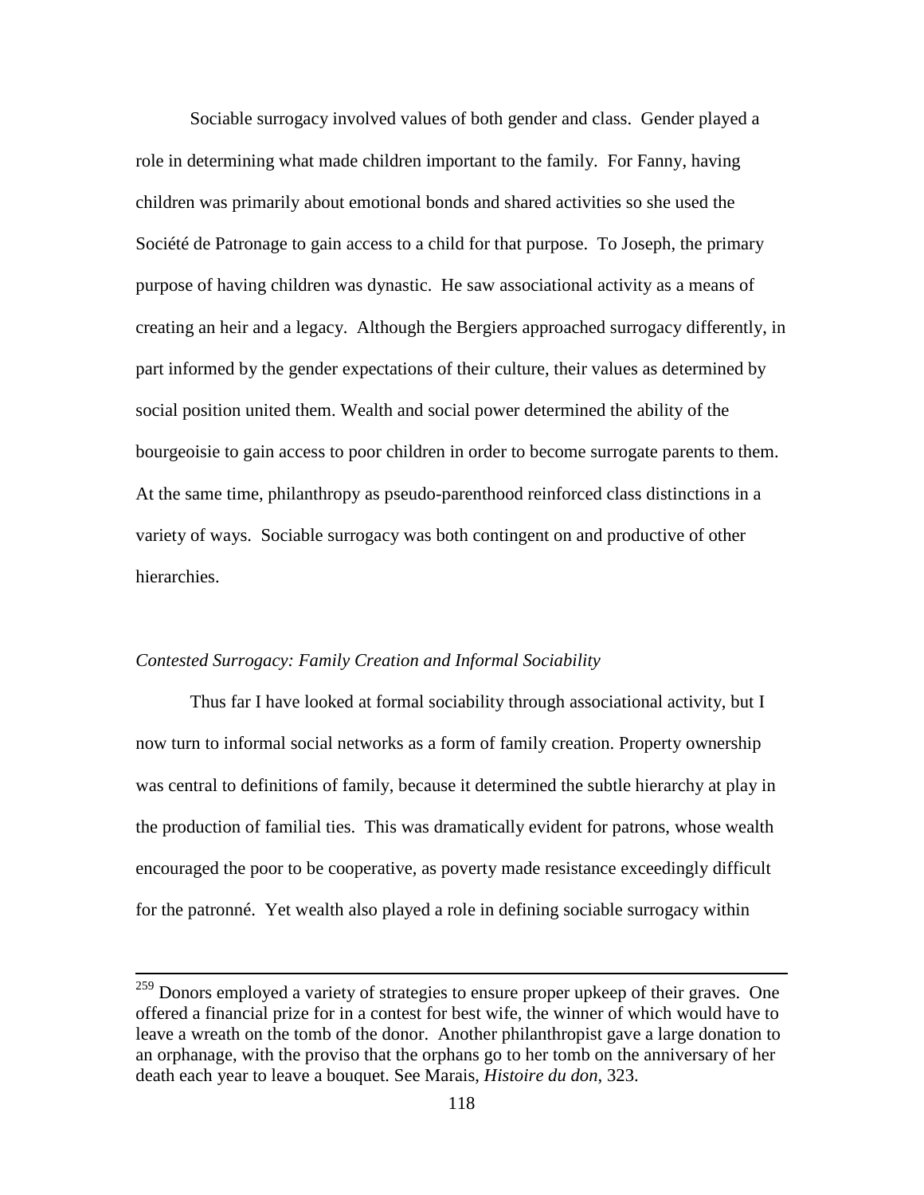Sociable surrogacy involved values of both gender and class. Gender played a role in determining what made children important to the family. For Fanny, having children was primarily about emotional bonds and shared activities so she used the Société de Patronage to gain access to a child for that purpose. To Joseph, the primary purpose of having children was dynastic. He saw associational activity as a means of creating an heir and a legacy. Although the Bergiers approached surrogacy differently, in part informed by the gender expectations of their culture, their values as determined by social position united them. Wealth and social power determined the ability of the bourgeoisie to gain access to poor children in order to become surrogate parents to them. At the same time, philanthropy as pseudo-parenthood reinforced class distinctions in a variety of ways. Sociable surrogacy was both contingent on and productive of other hierarchies.

### *Contested Surrogacy: Family Creation and Informal Sociability*

Thus far I have looked at formal sociability through associational activity, but I now turn to informal social networks as a form of family creation. Property ownership was central to definitions of family, because it determined the subtle hierarchy at play in the production of familial ties. This was dramatically evident for patrons, whose wealth encouraged the poor to be cooperative, as poverty made resistance exceedingly difficult for the patronné. Yet wealth also played a role in defining sociable surrogacy within

---

[259] Donors employed a variety of strategies to ensure proper upkeep of their graves. One offered a financial prize for in a contest for best wife, the winner of which would have to leave a wreath on the tomb of the donor. Another philanthropist gave a large donation to an orphanage, with the proviso that the orphans go to her tomb on the anniversary of her death each year to leave a bouquet. See Marais, *Histoire du don*, 323.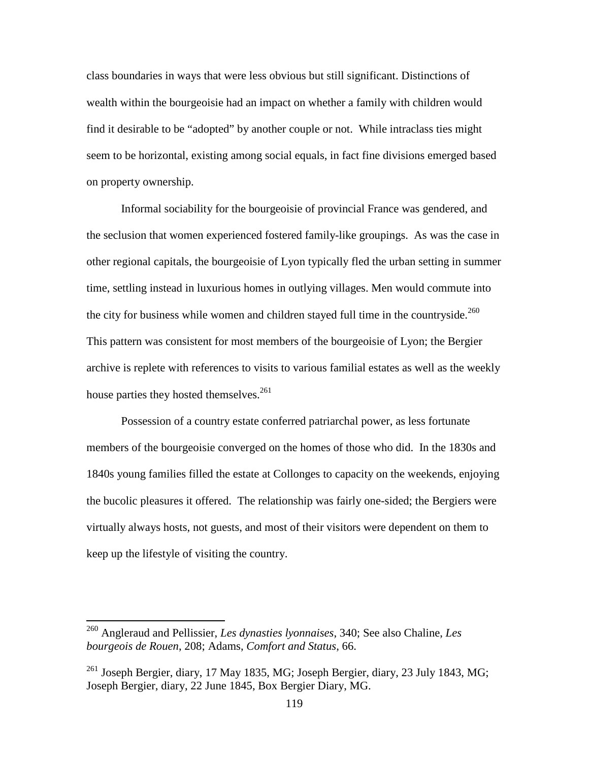class boundaries in ways that were less obvious but still significant. Distinctions of wealth within the bourgeoisie had an impact on whether a family with children would find it desirable to be "adopted" by another couple or not. While intraclass ties might seem to be horizontal, existing among social equals, in fact fine divisions emerged based on property ownership.

Informal sociability for the bourgeoisie of provincial France was gendered, and the seclusion that women experienced fostered family-like groupings. As was the case in other regional capitals, the bourgeoisie of Lyon typically fled the urban setting in summer time, settling instead in luxurious homes in outlying villages. Men would commute into the city for business while women and children stayed full time in the countryside.[260] This pattern was consistent for most members of the bourgeoisie of Lyon; the Bergier archive is replete with references to visits to various familial estates as well as the weekly house parties they hosted themselves.[261]

Possession of a country estate conferred patriarchal power, as less fortunate members of the bourgeoisie converged on the homes of those who did. In the 1830s and 1840s young families filled the estate at Collonges to capacity on the weekends, enjoying the bucolic pleasures it offered. The relationship was fairly one-sided; the Bergiers were virtually always hosts, not guests, and most of their visitors were dependent on them to keep up the lifestyle of visiting the country.

---

[260] Angleraud and Pellissier, *Les dynasties lyonnaises*, 340; See also Chaline, *Les bourgeois de Rouen*, 208; Adams, *Comfort and Status*, 66.

[261] Joseph Bergier, diary, 17 May 1835, MG; Joseph Bergier, diary, 23 July 1843, MG; Joseph Bergier, diary, 22 June 1845, Box Bergier Diary, MG.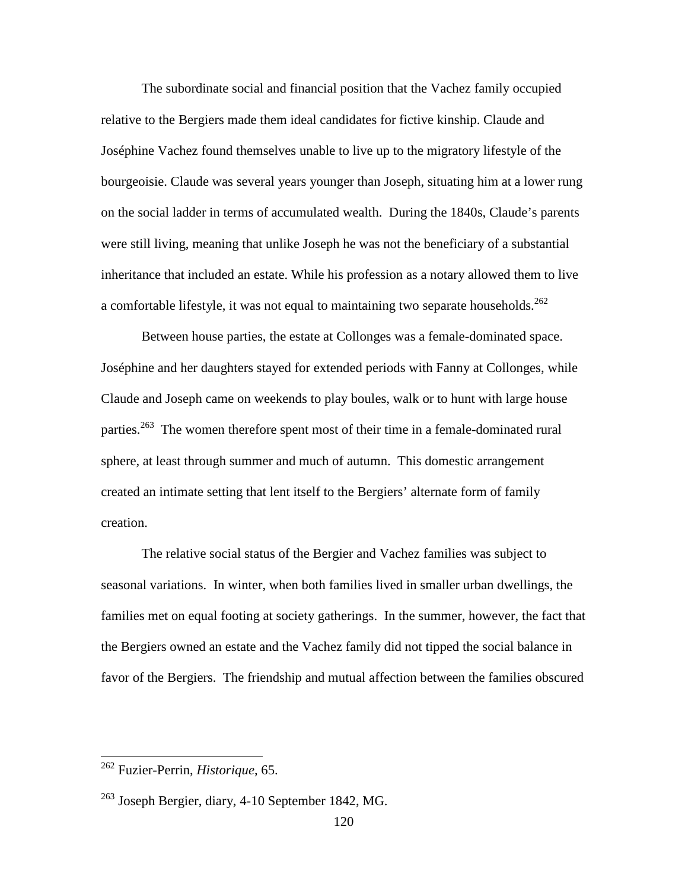The subordinate social and financial position that the Vachez family occupied relative to the Bergiers made them ideal candidates for fictive kinship. Claude and Joséphine Vachez found themselves unable to live up to the migratory lifestyle of the bourgeoisie. Claude was several years younger than Joseph, situating him at a lower rung on the social ladder in terms of accumulated wealth. During the 1840s, Claude's parents were still living, meaning that unlike Joseph he was not the beneficiary of a substantial inheritance that included an estate. While his profession as a notary allowed them to live a comfortable lifestyle, it was not equal to maintaining two separate households.[262]

Between house parties, the estate at Collonges was a female-dominated space. Joséphine and her daughters stayed for extended periods with Fanny at Collonges, while Claude and Joseph came on weekends to play boules, walk or to hunt with large house parties.[263] The women therefore spent most of their time in a female-dominated rural sphere, at least through summer and much of autumn. This domestic arrangement created an intimate setting that lent itself to the Bergiers' alternate form of family creation.

The relative social status of the Bergier and Vachez families was subject to seasonal variations. In winter, when both families lived in smaller urban dwellings, the families met on equal footing at society gatherings. In the summer, however, the fact that the Bergiers owned an estate and the Vachez family did not tipped the social balance in favor of the Bergiers. The friendship and mutual affection between the families obscured

---

[262] Fuzier-Perrin, *Historique*, 65.

[263] Joseph Bergier, diary, 4-10 September 1842, MG.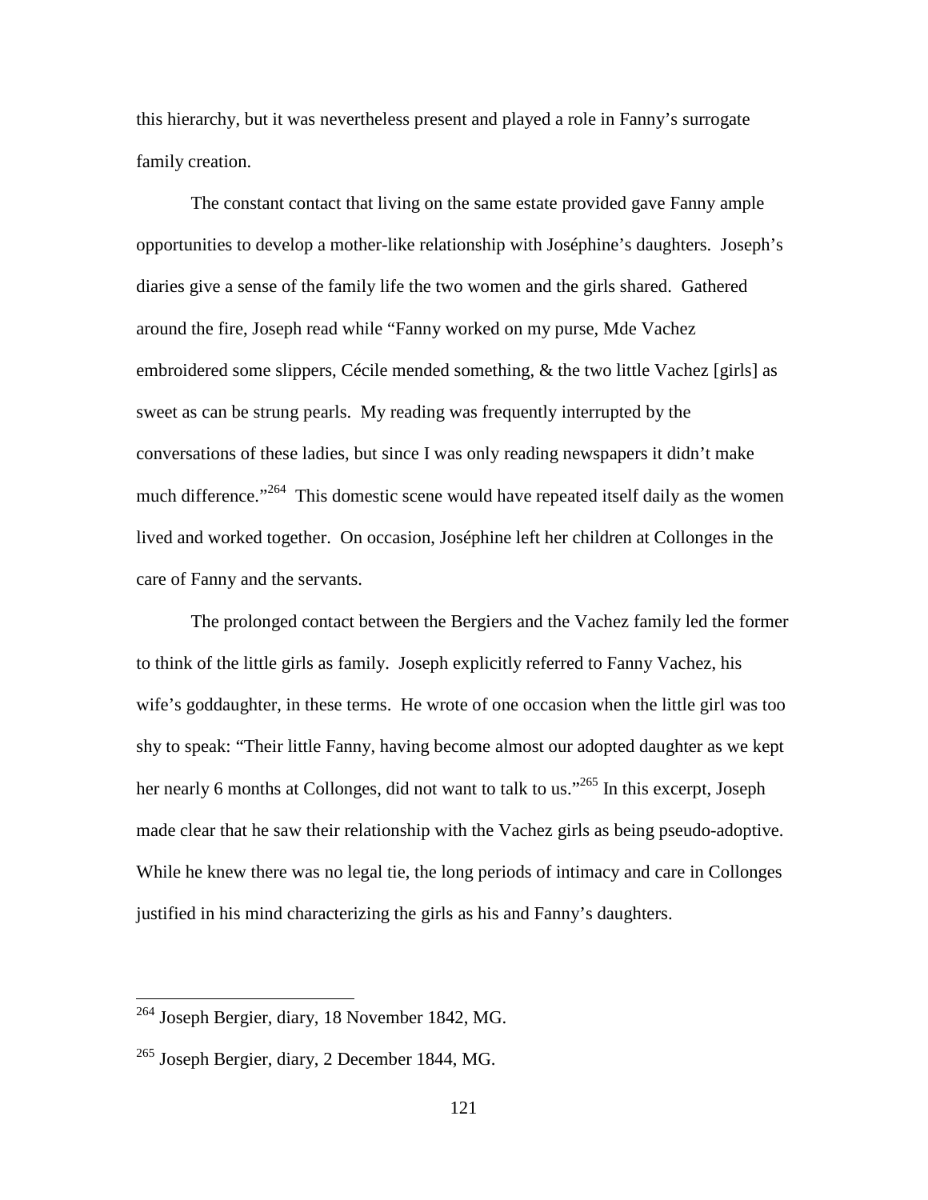this hierarchy, but it was nevertheless present and played a role in Fanny's surrogate family creation.

The constant contact that living on the same estate provided gave Fanny ample opportunities to develop a mother-like relationship with Joséphine's daughters. Joseph's diaries give a sense of the family life the two women and the girls shared. Gathered around the fire, Joseph read while "Fanny worked on my purse, Mde Vachez embroidered some slippers, Cécile mended something, & the two little Vachez [girls] as sweet as can be strung pearls. My reading was frequently interrupted by the conversations of these ladies, but since I was only reading newspapers it didn't make much difference."[264] This domestic scene would have repeated itself daily as the women lived and worked together. On occasion, Joséphine left her children at Collonges in the care of Fanny and the servants.

The prolonged contact between the Bergiers and the Vachez family led the former to think of the little girls as family. Joseph explicitly referred to Fanny Vachez, his wife's goddaughter, in these terms. He wrote of one occasion when the little girl was too shy to speak: "Their little Fanny, having become almost our adopted daughter as we kept her nearly 6 months at Collonges, did not want to talk to us."[265] In this excerpt, Joseph made clear that he saw their relationship with the Vachez girls as being pseudo-adoptive. While he knew there was no legal tie, the long periods of intimacy and care in Collonges justified in his mind characterizing the girls as his and Fanny's daughters.

---

[264] Joseph Bergier, diary, 18 November 1842, MG.

[265] Joseph Bergier, diary, 2 December 1844, MG.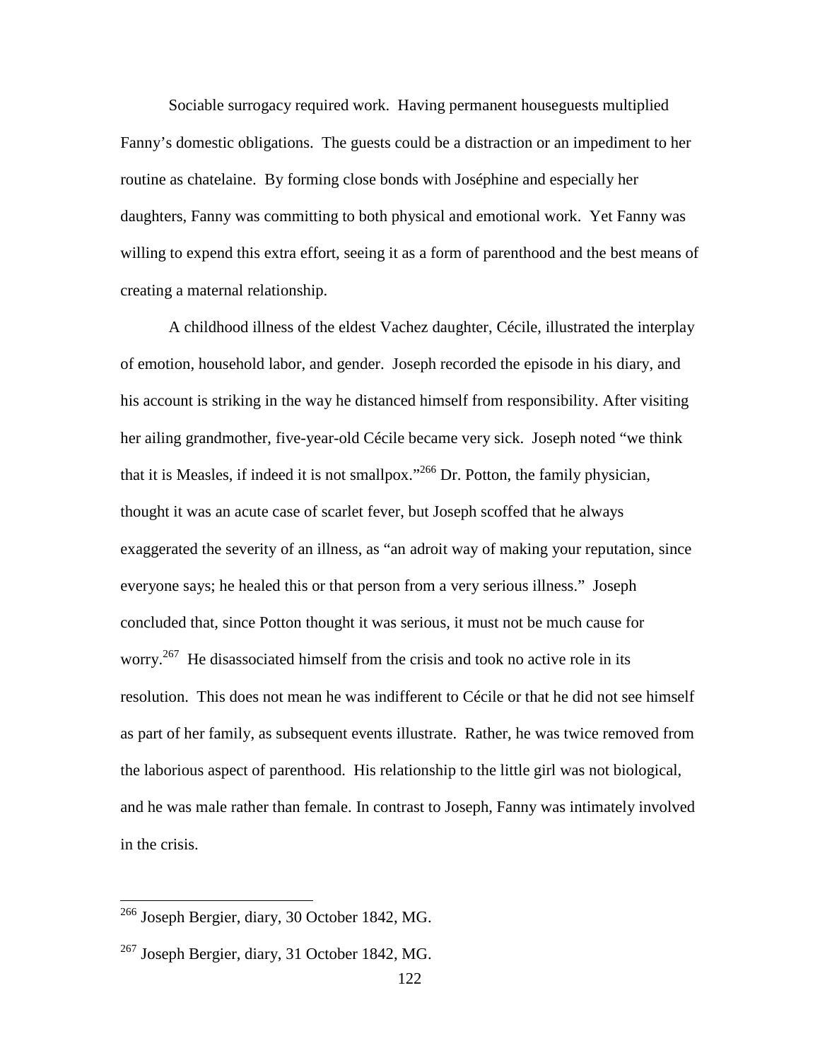Sociable surrogacy required work. Having permanent houseguests multiplied Fanny's domestic obligations. The guests could be a distraction or an impediment to her routine as chatelaine. By forming close bonds with Joséphine and especially her daughters, Fanny was committing to both physical and emotional work. Yet Fanny was willing to expend this extra effort, seeing it as a form of parenthood and the best means of creating a maternal relationship.

A childhood illness of the eldest Vachez daughter, Cécile, illustrated the interplay of emotion, household labor, and gender. Joseph recorded the episode in his diary, and his account is striking in the way he distanced himself from responsibility. After visiting her ailing grandmother, five-year-old Cécile became very sick. Joseph noted "we think that it is Measles, if indeed it is not smallpox."[266] Dr. Potton, the family physician, thought it was an acute case of scarlet fever, but Joseph scoffed that he always exaggerated the severity of an illness, as "an adroit way of making your reputation, since everyone says; he healed this or that person from a very serious illness." Joseph concluded that, since Potton thought it was serious, it must not be much cause for worry.[267] He disassociated himself from the crisis and took no active role in its resolution. This does not mean he was indifferent to Cécile or that he did not see himself as part of her family, as subsequent events illustrate. Rather, he was twice removed from the laborious aspect of parenthood. His relationship to the little girl was not biological, and he was male rather than female. In contrast to Joseph, Fanny was intimately involved in the crisis.

---

[266] Joseph Bergier, diary, 30 October 1842, MG.

[267] Joseph Bergier, diary, 31 October 1842, MG.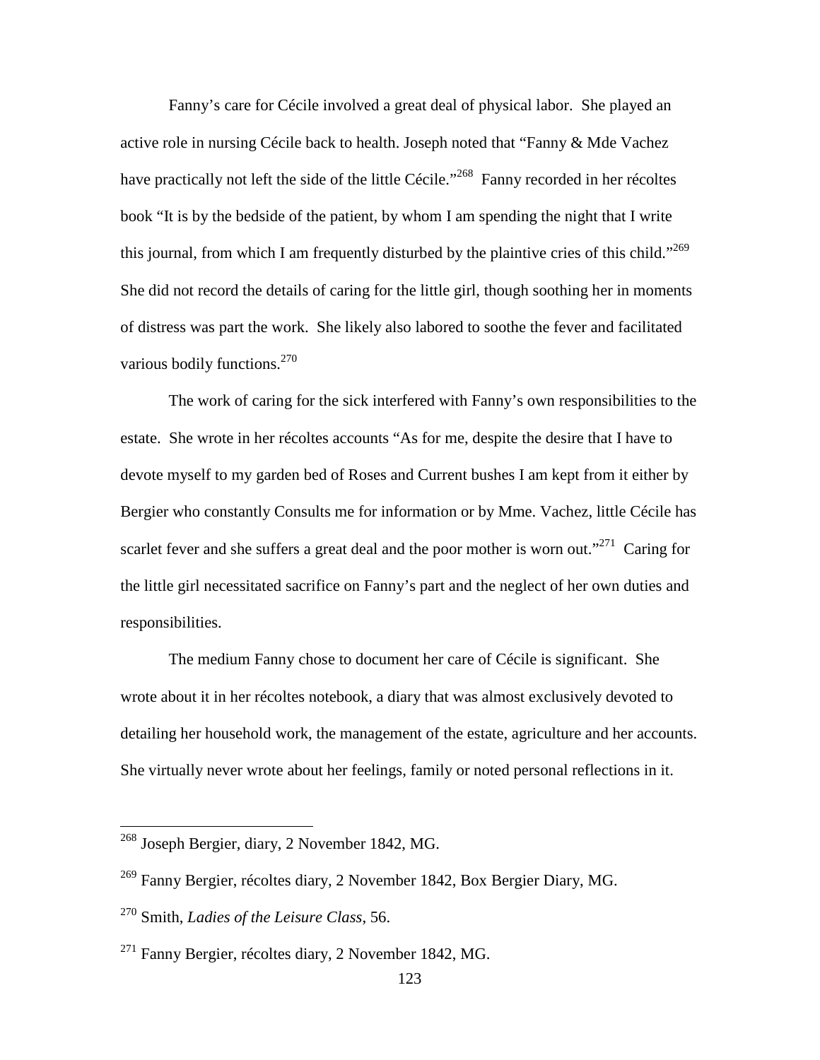Fanny's care for Cécile involved a great deal of physical labor. She played an active role in nursing Cécile back to health. Joseph noted that "Fanny & Mde Vachez have practically not left the side of the little Cécile."[268] Fanny recorded in her récoltes book "It is by the bedside of the patient, by whom I am spending the night that I write this journal, from which I am frequently disturbed by the plaintive cries of this child."[269] She did not record the details of caring for the little girl, though soothing her in moments of distress was part the work. She likely also labored to soothe the fever and facilitated various bodily functions.[270]

The work of caring for the sick interfered with Fanny's own responsibilities to the estate. She wrote in her récoltes accounts "As for me, despite the desire that I have to devote myself to my garden bed of Roses and Current bushes I am kept from it either by Bergier who constantly Consults me for information or by Mme. Vachez, little Cécile has scarlet fever and she suffers a great deal and the poor mother is worn out."[271] Caring for the little girl necessitated sacrifice on Fanny's part and the neglect of her own duties and responsibilities.

The medium Fanny chose to document her care of Cécile is significant. She wrote about it in her récoltes notebook, a diary that was almost exclusively devoted to detailing her household work, the management of the estate, agriculture and her accounts. She virtually never wrote about her feelings, family or noted personal reflections in it.

---

[268] Joseph Bergier, diary, 2 November 1842, MG.

[269] Fanny Bergier, récoltes diary, 2 November 1842, Box Bergier Diary, MG.

[270] Smith, *Ladies of the Leisure Class*, 56.

[271] Fanny Bergier, récoltes diary, 2 November 1842, MG.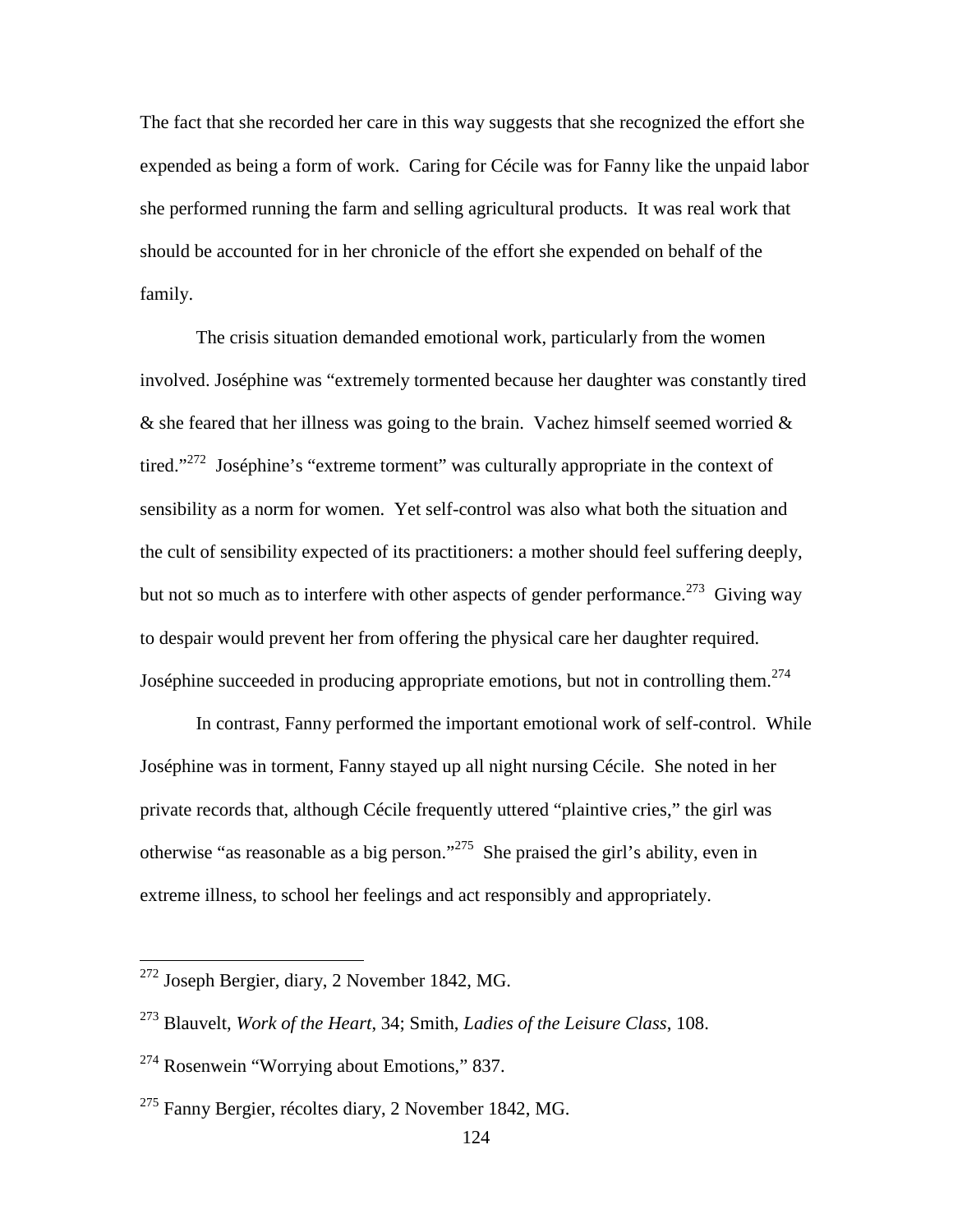The fact that she recorded her care in this way suggests that she recognized the effort she expended as being a form of work. Caring for Cécile was for Fanny like the unpaid labor she performed running the farm and selling agricultural products. It was real work that should be accounted for in her chronicle of the effort she expended on behalf of the family.

The crisis situation demanded emotional work, particularly from the women involved. Joséphine was "extremely tormented because her daughter was constantly tired & she feared that her illness was going to the brain. Vachez himself seemed worried & tired."[272] Joséphine's "extreme torment" was culturally appropriate in the context of sensibility as a norm for women. Yet self-control was also what both the situation and the cult of sensibility expected of its practitioners: a mother should feel suffering deeply, but not so much as to interfere with other aspects of gender performance.[273] Giving way to despair would prevent her from offering the physical care her daughter required. Joséphine succeeded in producing appropriate emotions, but not in controlling them.[274]

In contrast, Fanny performed the important emotional work of self-control. While Joséphine was in torment, Fanny stayed up all night nursing Cécile. She noted in her private records that, although Cécile frequently uttered "plaintive cries," the girl was otherwise "as reasonable as a big person."[275] She praised the girl's ability, even in extreme illness, to school her feelings and act responsibly and appropriately.

---

[272] Joseph Bergier, diary, 2 November 1842, MG.

[273] Blauvelt, *Work of the Heart*, 34; Smith, *Ladies of the Leisure Class*, 108.

[274] Rosenwein "Worrying about Emotions," 837.

[275] Fanny Bergier, récoltes diary, 2 November 1842, MG.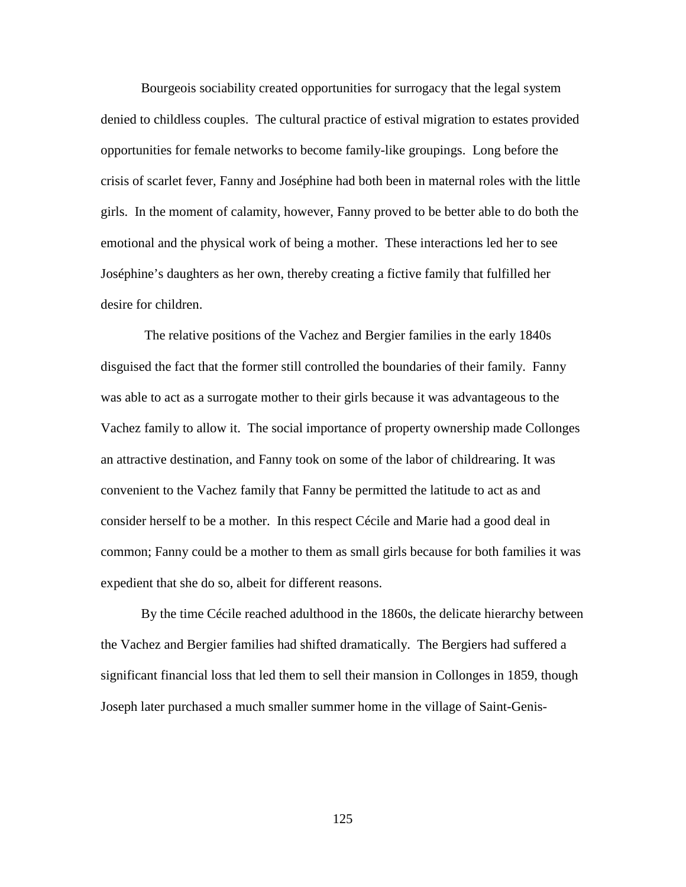Bourgeois sociability created opportunities for surrogacy that the legal system denied to childless couples. The cultural practice of estival migration to estates provided opportunities for female networks to become family-like groupings. Long before the crisis of scarlet fever, Fanny and Joséphine had both been in maternal roles with the little girls. In the moment of calamity, however, Fanny proved to be better able to do both the emotional and the physical work of being a mother. These interactions led her to see Joséphine's daughters as her own, thereby creating a fictive family that fulfilled her desire for children.

The relative positions of the Vachez and Bergier families in the early 1840s disguised the fact that the former still controlled the boundaries of their family. Fanny was able to act as a surrogate mother to their girls because it was advantageous to the Vachez family to allow it. The social importance of property ownership made Collonges an attractive destination, and Fanny took on some of the labor of childrearing. It was convenient to the Vachez family that Fanny be permitted the latitude to act as and consider herself to be a mother. In this respect Cécile and Marie had a good deal in common; Fanny could be a mother to them as small girls because for both families it was expedient that she do so, albeit for different reasons.

By the time Cécile reached adulthood in the 1860s, the delicate hierarchy between the Vachez and Bergier families had shifted dramatically. The Bergiers had suffered a significant financial loss that led them to sell their mansion in Collonges in 1859, though Joseph later purchased a much smaller summer home in the village of Saint-Genis-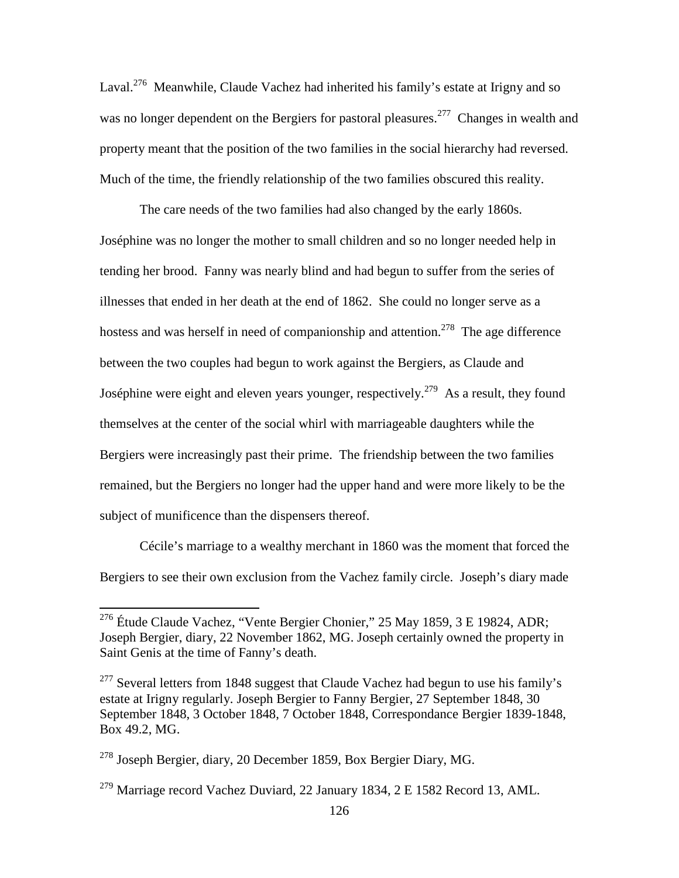Laval.[276] Meanwhile, Claude Vachez had inherited his family's estate at Irigny and so was no longer dependent on the Bergiers for pastoral pleasures.[277] Changes in wealth and property meant that the position of the two families in the social hierarchy had reversed. Much of the time, the friendly relationship of the two families obscured this reality.

The care needs of the two families had also changed by the early 1860s. Joséphine was no longer the mother to small children and so no longer needed help in tending her brood. Fanny was nearly blind and had begun to suffer from the series of illnesses that ended in her death at the end of 1862. She could no longer serve as a hostess and was herself in need of companionship and attention.[278] The age difference between the two couples had begun to work against the Bergiers, as Claude and Joséphine were eight and eleven years younger, respectively.[279] As a result, they found themselves at the center of the social whirl with marriageable daughters while the Bergiers were increasingly past their prime. The friendship between the two families remained, but the Bergiers no longer had the upper hand and were more likely to be the subject of munificence than the dispensers thereof.

Cécile's marriage to a wealthy merchant in 1860 was the moment that forced the Bergiers to see their own exclusion from the Vachez family circle. Joseph's diary made

---

[276] Étude Claude Vachez, "Vente Bergier Chonier," 25 May 1859, 3 E 19824, ADR; Joseph Bergier, diary, 22 November 1862, MG. Joseph certainly owned the property in Saint Genis at the time of Fanny's death.

[277] Several letters from 1848 suggest that Claude Vachez had begun to use his family's estate at Irigny regularly. Joseph Bergier to Fanny Bergier, 27 September 1848, 30 September 1848, 3 October 1848, 7 October 1848, Correspondance Bergier 1839-1848, Box 49.2, MG.

[278] Joseph Bergier, diary, 20 December 1859, Box Bergier Diary, MG.

[279] Marriage record Vachez Duviard, 22 January 1834, 2 E 1582 Record 13, AML.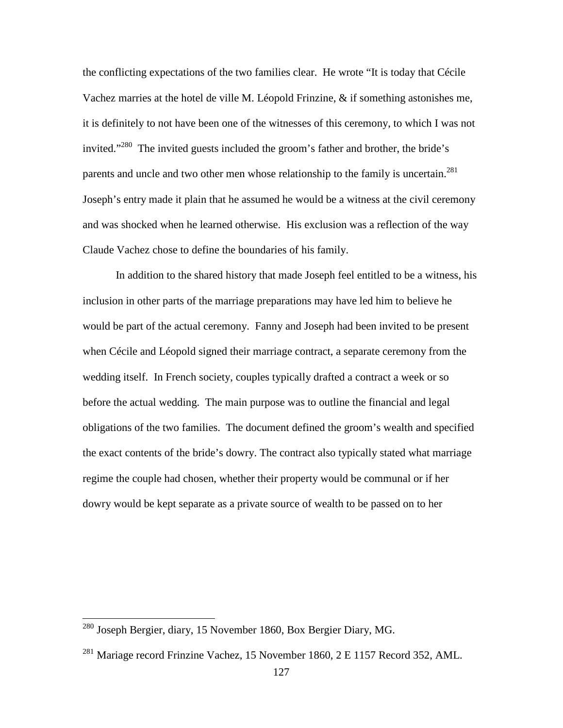the conflicting expectations of the two families clear. He wrote "It is today that Cécile Vachez marries at the hotel de ville M. Léopold Frinzine, & if something astonishes me, it is definitely to not have been one of the witnesses of this ceremony, to which I was not invited."[280] The invited guests included the groom's father and brother, the bride's parents and uncle and two other men whose relationship to the family is uncertain.[281] Joseph's entry made it plain that he assumed he would be a witness at the civil ceremony and was shocked when he learned otherwise. His exclusion was a reflection of the way Claude Vachez chose to define the boundaries of his family.

In addition to the shared history that made Joseph feel entitled to be a witness, his inclusion in other parts of the marriage preparations may have led him to believe he would be part of the actual ceremony. Fanny and Joseph had been invited to be present when Cécile and Léopold signed their marriage contract, a separate ceremony from the wedding itself. In French society, couples typically drafted a contract a week or so before the actual wedding. The main purpose was to outline the financial and legal obligations of the two families. The document defined the groom's wealth and specified the exact contents of the bride's dowry. The contract also typically stated what marriage regime the couple had chosen, whether their property would be communal or if her dowry would be kept separate as a private source of wealth to be passed on to her

---

[280] Joseph Bergier, diary, 15 November 1860, Box Bergier Diary, MG.

[281] Mariage record Frinzine Vachez, 15 November 1860, 2 E 1157 Record 352, AML.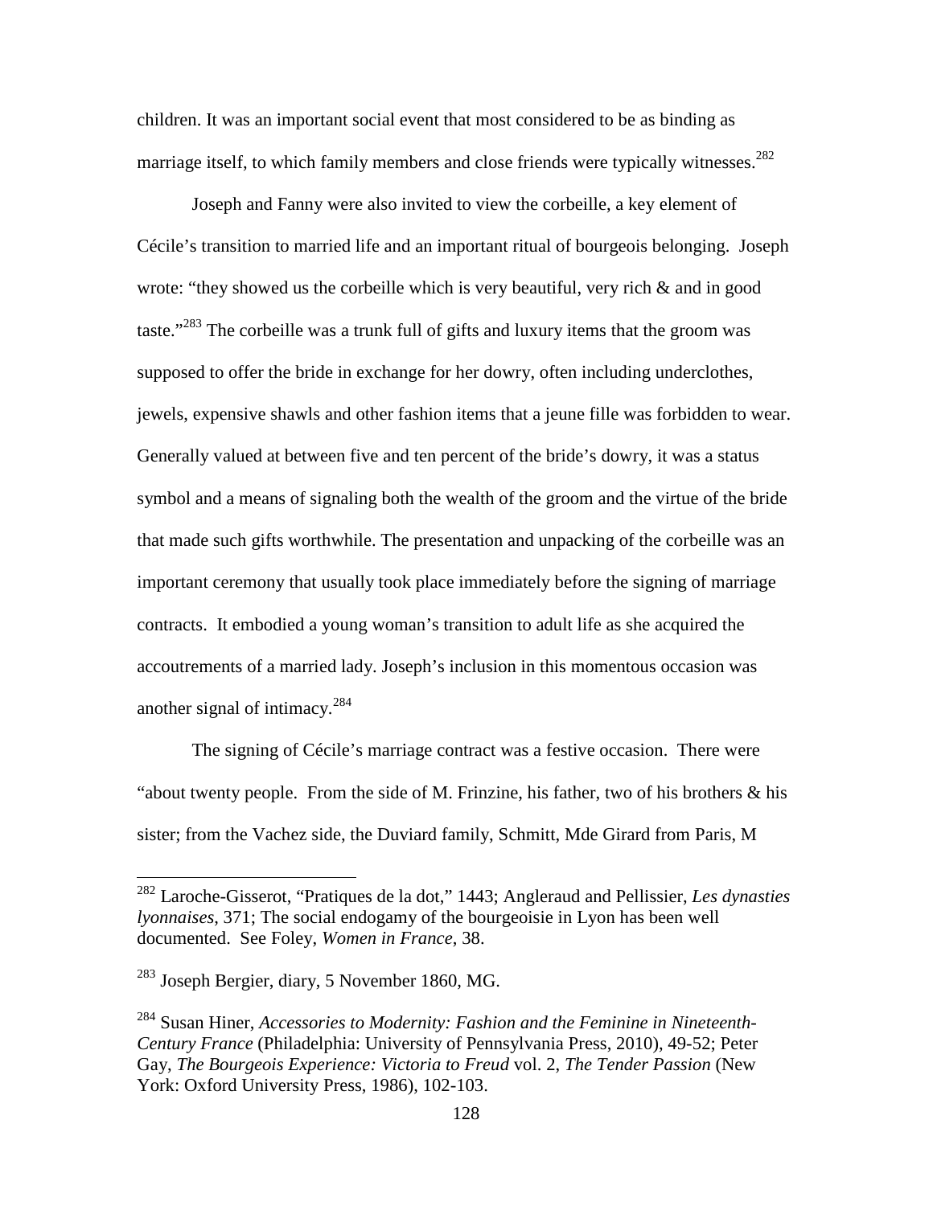children. It was an important social event that most considered to be as binding as marriage itself, to which family members and close friends were typically witnesses.[282]

Joseph and Fanny were also invited to view the corbeille, a key element of Cécile's transition to married life and an important ritual of bourgeois belonging. Joseph wrote: "they showed us the corbeille which is very beautiful, very rich & and in good taste."[283] The corbeille was a trunk full of gifts and luxury items that the groom was supposed to offer the bride in exchange for her dowry, often including underclothes, jewels, expensive shawls and other fashion items that a jeune fille was forbidden to wear. Generally valued at between five and ten percent of the bride's dowry, it was a status symbol and a means of signaling both the wealth of the groom and the virtue of the bride that made such gifts worthwhile. The presentation and unpacking of the corbeille was an important ceremony that usually took place immediately before the signing of marriage contracts. It embodied a young woman's transition to adult life as she acquired the accoutrements of a married lady. Joseph's inclusion in this momentous occasion was another signal of intimacy.[284]

The signing of Cécile's marriage contract was a festive occasion. There were "about twenty people. From the side of M. Frinzine, his father, two of his brothers & his sister; from the Vachez side, the Duviard family, Schmitt, Mde Girard from Paris, M

---

[282] Laroche-Gisserot, "Pratiques de la dot," 1443; Angleraud and Pellissier, *Les dynasties lyonnaises*, 371; The social endogamy of the bourgeoisie in Lyon has been well documented. See Foley, *Women in France*, 38.

[283] Joseph Bergier, diary, 5 November 1860, MG.

[284] Susan Hiner, *Accessories to Modernity: Fashion and the Feminine in Nineteenth-Century France* (Philadelphia: University of Pennsylvania Press, 2010), 49-52; Peter Gay, *The Bourgeois Experience: Victoria to Freud* vol. 2, *The Tender Passion* (New York: Oxford University Press, 1986), 102-103.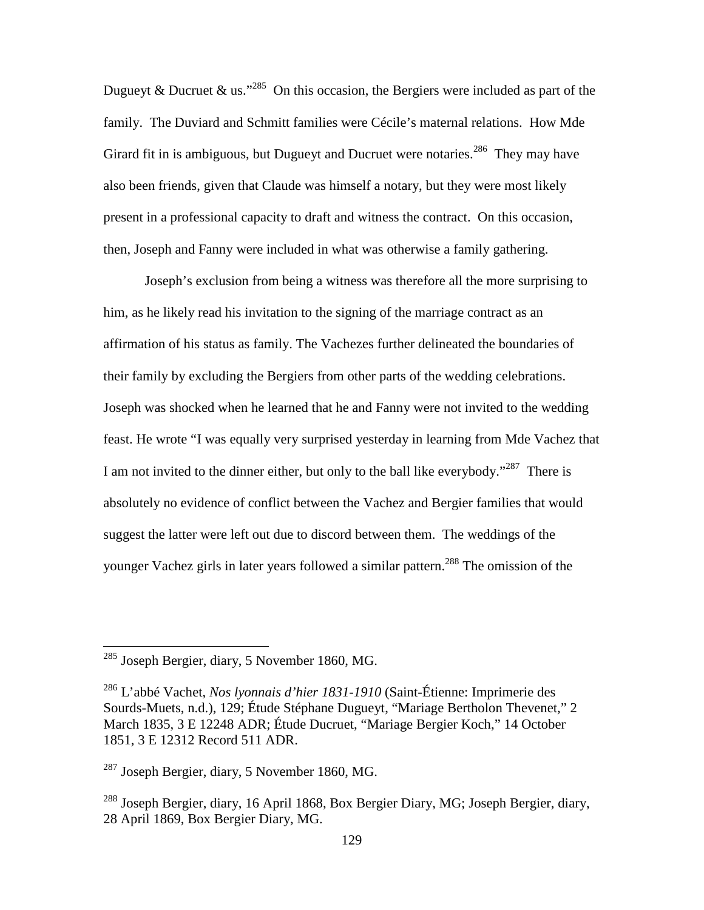Dugueyt & Ducruet & us."[285] On this occasion, the Bergiers were included as part of the family. The Duviard and Schmitt families were Cécile's maternal relations. How Mde Girard fit in is ambiguous, but Dugueyt and Ducruet were notaries.[286] They may have also been friends, given that Claude was himself a notary, but they were most likely present in a professional capacity to draft and witness the contract. On this occasion, then, Joseph and Fanny were included in what was otherwise a family gathering.

Joseph's exclusion from being a witness was therefore all the more surprising to him, as he likely read his invitation to the signing of the marriage contract as an affirmation of his status as family. The Vachezes further delineated the boundaries of their family by excluding the Bergiers from other parts of the wedding celebrations. Joseph was shocked when he learned that he and Fanny were not invited to the wedding feast. He wrote "I was equally very surprised yesterday in learning from Mde Vachez that I am not invited to the dinner either, but only to the ball like everybody."[287] There is absolutely no evidence of conflict between the Vachez and Bergier families that would suggest the latter were left out due to discord between them. The weddings of the younger Vachez girls in later years followed a similar pattern.[288] The omission of the

---

[285] Joseph Bergier, diary, 5 November 1860, MG.

[286] L'abbé Vachet, *Nos lyonnais d'hier 1831-1910* (Saint-Étienne: Imprimerie des Sourds-Muets, n.d.), 129; Étude Stéphane Dugueyt, "Mariage Bertholon Thevenet," 2 March 1835, 3 E 12248 ADR; Étude Ducruet, "Mariage Bergier Koch," 14 October 1851, 3 E 12312 Record 511 ADR.

[287] Joseph Bergier, diary, 5 November 1860, MG.

[288] Joseph Bergier, diary, 16 April 1868, Box Bergier Diary, MG; Joseph Bergier, diary, 28 April 1869, Box Bergier Diary, MG.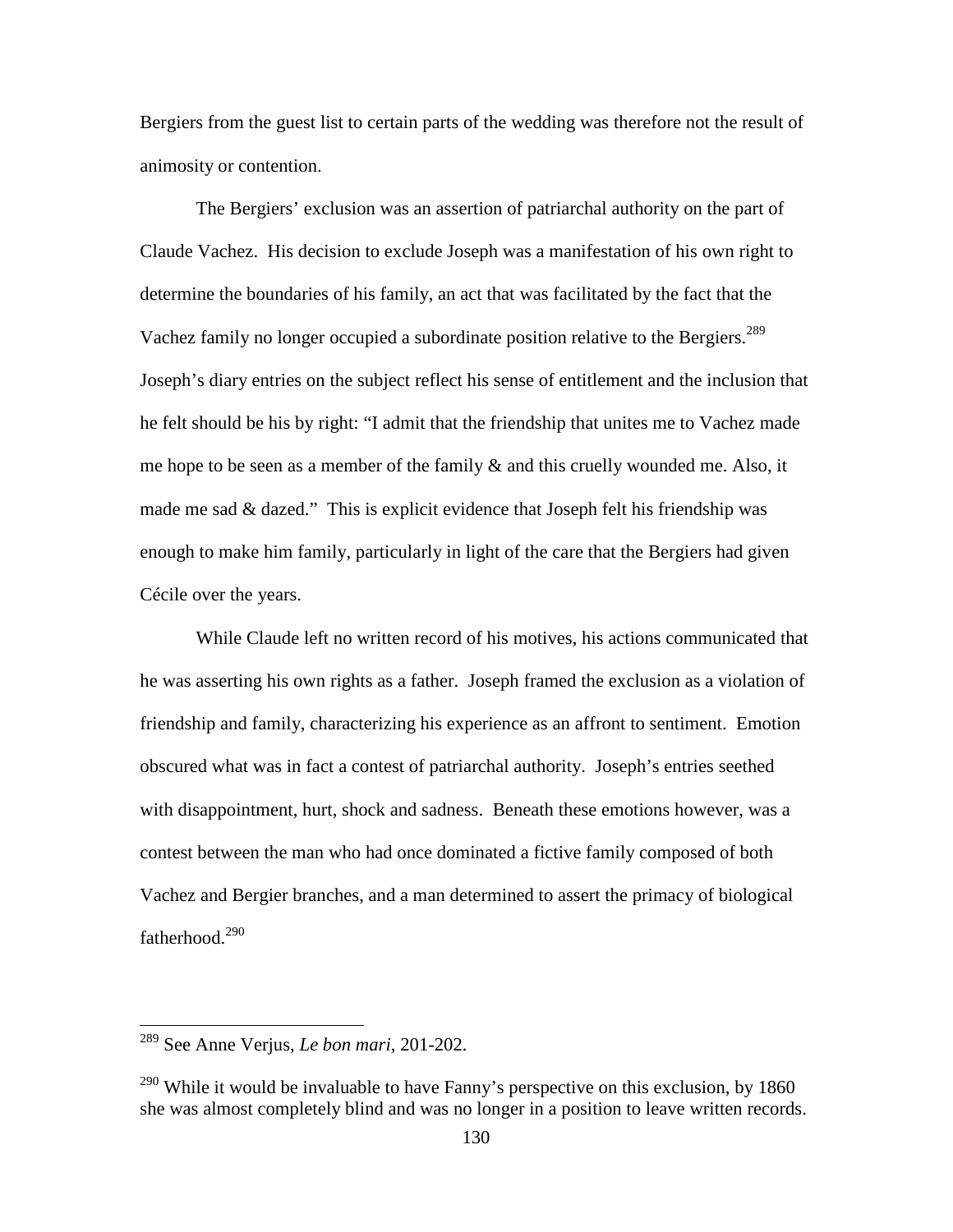Bergiers from the guest list to certain parts of the wedding was therefore not the result of animosity or contention.

The Bergiers' exclusion was an assertion of patriarchal authority on the part of Claude Vachez. His decision to exclude Joseph was a manifestation of his own right to determine the boundaries of his family, an act that was facilitated by the fact that the Vachez family no longer occupied a subordinate position relative to the Bergiers.[289] Joseph's diary entries on the subject reflect his sense of entitlement and the inclusion that he felt should be his by right: "I admit that the friendship that unites me to Vachez made me hope to be seen as a member of the family & and this cruelly wounded me. Also, it made me sad & dazed." This is explicit evidence that Joseph felt his friendship was enough to make him family, particularly in light of the care that the Bergiers had given Cécile over the years.

While Claude left no written record of his motives, his actions communicated that he was asserting his own rights as a father. Joseph framed the exclusion as a violation of friendship and family, characterizing his experience as an affront to sentiment. Emotion obscured what was in fact a contest of patriarchal authority. Joseph's entries seethed with disappointment, hurt, shock and sadness. Beneath these emotions however, was a contest between the man who had once dominated a fictive family composed of both Vachez and Bergier branches, and a man determined to assert the primacy of biological fatherhood.[290]

---

[289] See Anne Verjus, *Le bon mari*, 201-202.

[290] While it would be invaluable to have Fanny's perspective on this exclusion, by 1860 she was almost completely blind and was no longer in a position to leave written records.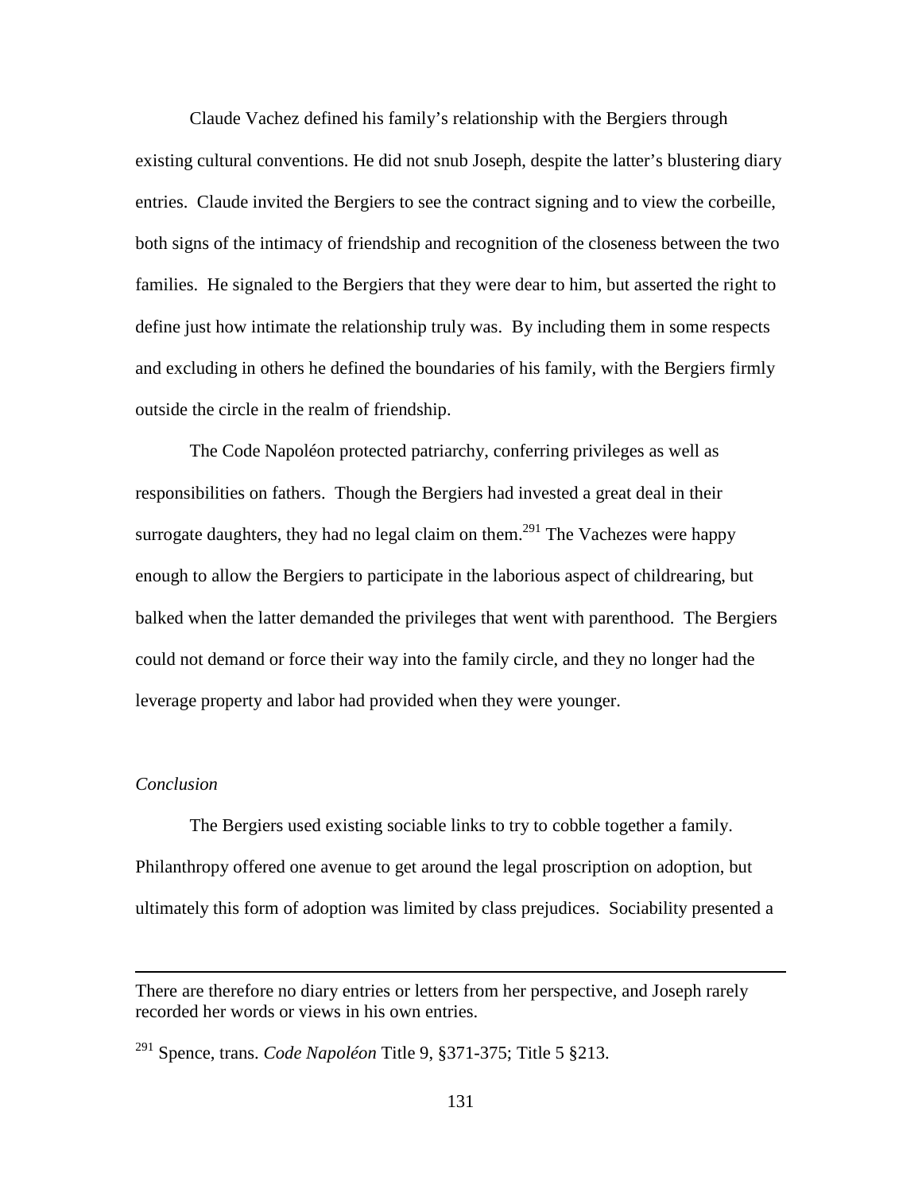Claude Vachez defined his family's relationship with the Bergiers through existing cultural conventions. He did not snub Joseph, despite the latter's blustering diary entries. Claude invited the Bergiers to see the contract signing and to view the corbeille, both signs of the intimacy of friendship and recognition of the closeness between the two families. He signaled to the Bergiers that they were dear to him, but asserted the right to define just how intimate the relationship truly was. By including them in some respects and excluding in others he defined the boundaries of his family, with the Bergiers firmly outside the circle in the realm of friendship.

The Code Napoléon protected patriarchy, conferring privileges as well as responsibilities on fathers. Though the Bergiers had invested a great deal in their surrogate daughters, they had no legal claim on them.[291] The Vachezes were happy enough to allow the Bergiers to participate in the laborious aspect of childrearing, but balked when the latter demanded the privileges that went with parenthood. The Bergiers could not demand or force their way into the family circle, and they no longer had the leverage property and labor had provided when they were younger.

*Conclusion*

The Bergiers used existing sociable links to try to cobble together a family. Philanthropy offered one avenue to get around the legal proscription on adoption, but ultimately this form of adoption was limited by class prejudices. Sociability presented a

---

There are therefore no diary entries or letters from her perspective, and Joseph rarely recorded her words or views in his own entries.

[291] Spence, trans. *Code Napoléon* Title 9, §371-375; Title 5 §213.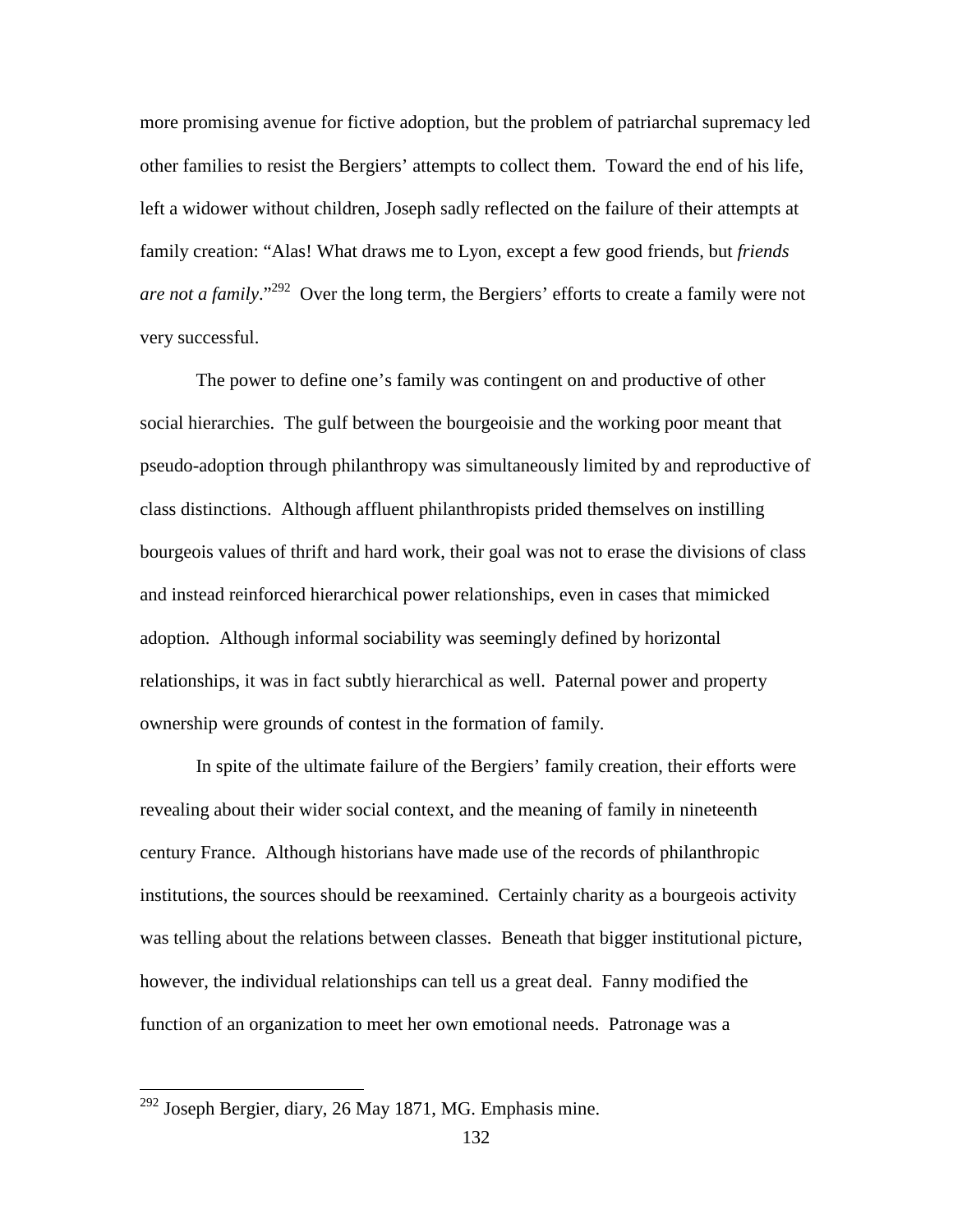more promising avenue for fictive adoption, but the problem of patriarchal supremacy led other families to resist the Bergiers' attempts to collect them. Toward the end of his life, left a widower without children, Joseph sadly reflected on the failure of their attempts at family creation: "Alas! What draws me to Lyon, except a few good friends, but *friends are not a family*."[292] Over the long term, the Bergiers' efforts to create a family were not very successful.

The power to define one's family was contingent on and productive of other social hierarchies. The gulf between the bourgeoisie and the working poor meant that pseudo-adoption through philanthropy was simultaneously limited by and reproductive of class distinctions. Although affluent philanthropists prided themselves on instilling bourgeois values of thrift and hard work, their goal was not to erase the divisions of class and instead reinforced hierarchical power relationships, even in cases that mimicked adoption. Although informal sociability was seemingly defined by horizontal relationships, it was in fact subtly hierarchical as well. Paternal power and property ownership were grounds of contest in the formation of family.

In spite of the ultimate failure of the Bergiers' family creation, their efforts were revealing about their wider social context, and the meaning of family in nineteenth century France. Although historians have made use of the records of philanthropic institutions, the sources should be reexamined. Certainly charity as a bourgeois activity was telling about the relations between classes. Beneath that bigger institutional picture, however, the individual relationships can tell us a great deal. Fanny modified the function of an organization to meet her own emotional needs. Patronage was a

---

[292] Joseph Bergier, diary, 26 May 1871, MG. Emphasis mine.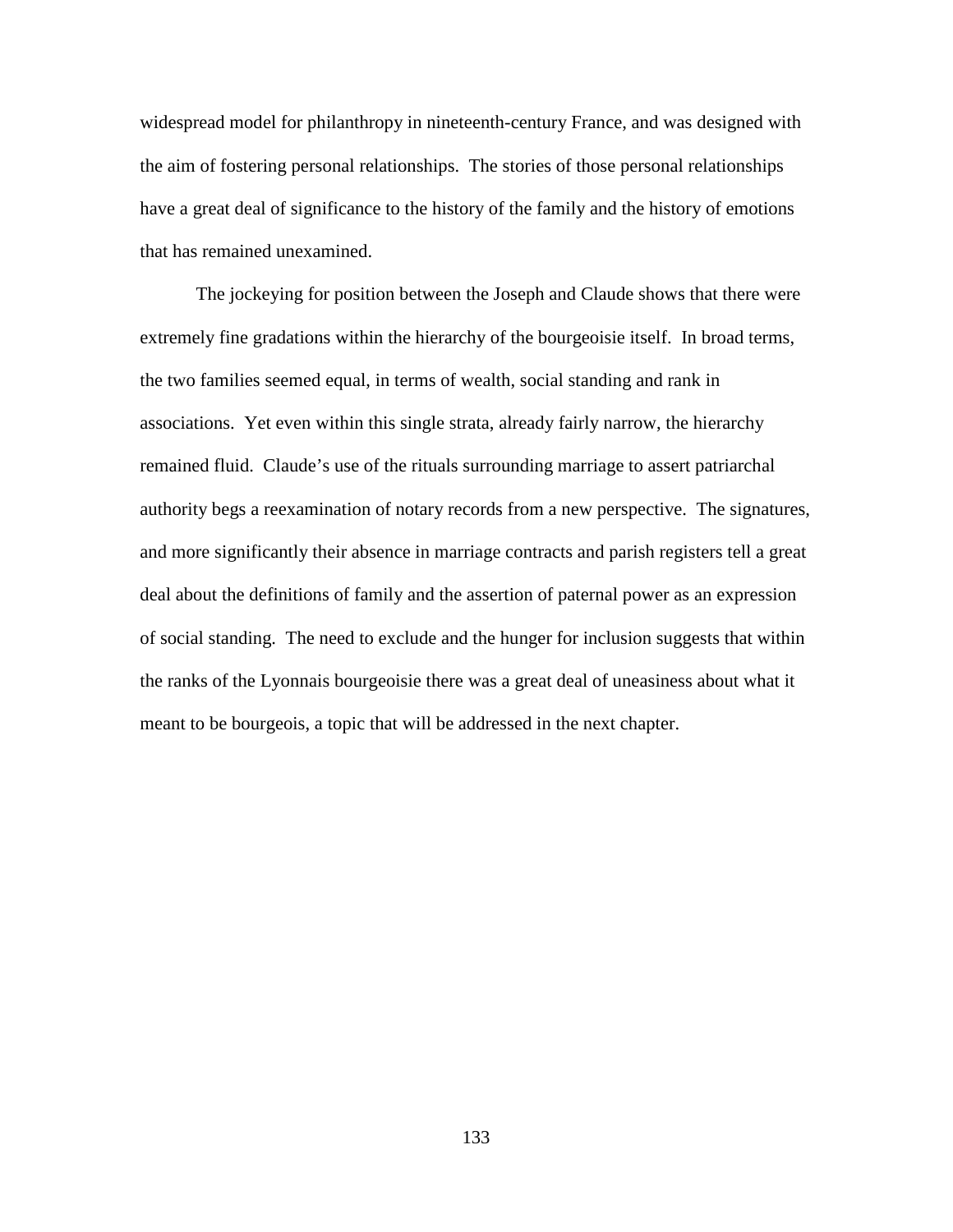widespread model for philanthropy in nineteenth-century France, and was designed with the aim of fostering personal relationships. The stories of those personal relationships have a great deal of significance to the history of the family and the history of emotions that has remained unexamined.

The jockeying for position between the Joseph and Claude shows that there were extremely fine gradations within the hierarchy of the bourgeoisie itself. In broad terms, the two families seemed equal, in terms of wealth, social standing and rank in associations. Yet even within this single strata, already fairly narrow, the hierarchy remained fluid. Claude's use of the rituals surrounding marriage to assert patriarchal authority begs a reexamination of notary records from a new perspective. The signatures, and more significantly their absence in marriage contracts and parish registers tell a great deal about the definitions of family and the assertion of paternal power as an expression of social standing. The need to exclude and the hunger for inclusion suggests that within the ranks of the Lyonnais bourgeoisie there was a great deal of uneasiness about what it meant to be bourgeois, a topic that will be addressed in the next chapter.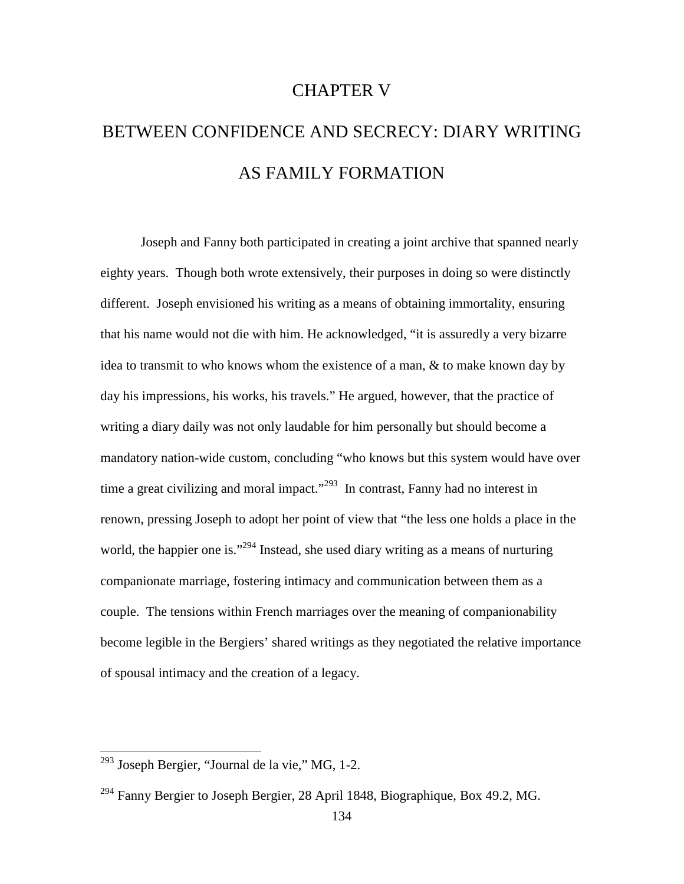# CHAPTER V

# BETWEEN CONFIDENCE AND SECRECY: DIARY WRITING AS FAMILY FORMATION

Joseph and Fanny both participated in creating a joint archive that spanned nearly eighty years. Though both wrote extensively, their purposes in doing so were distinctly different. Joseph envisioned his writing as a means of obtaining immortality, ensuring that his name would not die with him. He acknowledged, "it is assuredly a very bizarre idea to transmit to who knows whom the existence of a man, & to make known day by day his impressions, his works, his travels." He argued, however, that the practice of writing a diary daily was not only laudable for him personally but should become a mandatory nation-wide custom, concluding "who knows but this system would have over time a great civilizing and moral impact."[293] In contrast, Fanny had no interest in renown, pressing Joseph to adopt her point of view that "the less one holds a place in the world, the happier one is."[294] Instead, she used diary writing as a means of nurturing companionate marriage, fostering intimacy and communication between them as a couple. The tensions within French marriages over the meaning of companionability become legible in the Bergiers' shared writings as they negotiated the relative importance of spousal intimacy and the creation of a legacy.

---

[293] Joseph Bergier, "Journal de la vie," MG, 1-2.

[294] Fanny Bergier to Joseph Bergier, 28 April 1848, Biographique, Box 49.2, MG.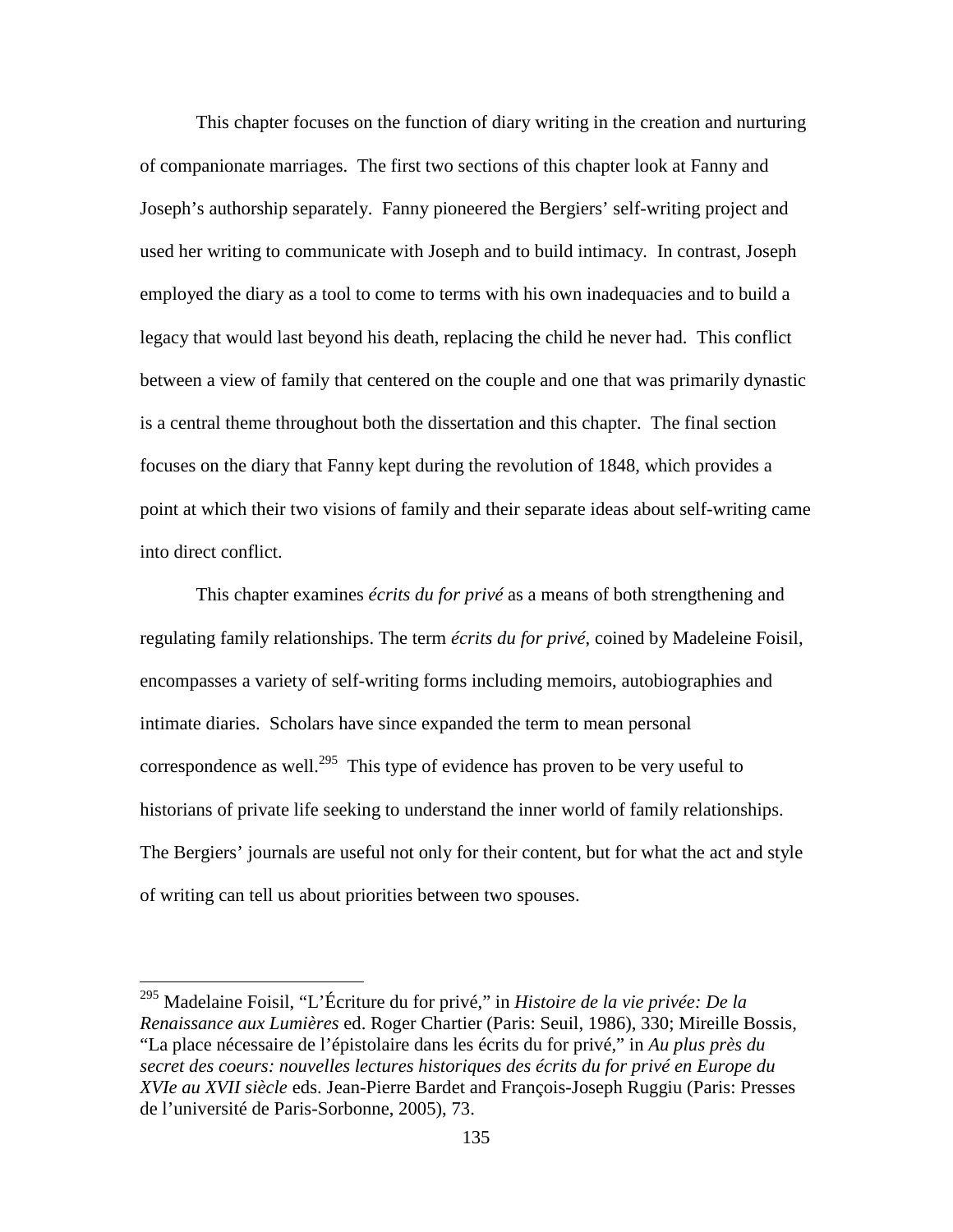This chapter focuses on the function of diary writing in the creation and nurturing of companionate marriages. The first two sections of this chapter look at Fanny and Joseph's authorship separately. Fanny pioneered the Bergiers' self-writing project and used her writing to communicate with Joseph and to build intimacy. In contrast, Joseph employed the diary as a tool to come to terms with his own inadequacies and to build a legacy that would last beyond his death, replacing the child he never had. This conflict between a view of family that centered on the couple and one that was primarily dynastic is a central theme throughout both the dissertation and this chapter. The final section focuses on the diary that Fanny kept during the revolution of 1848, which provides a point at which their two visions of family and their separate ideas about self-writing came into direct conflict.

This chapter examines *écrits du for privé* as a means of both strengthening and regulating family relationships. The term *écrits du for privé*, coined by Madeleine Foisil, encompasses a variety of self-writing forms including memoirs, autobiographies and intimate diaries. Scholars have since expanded the term to mean personal correspondence as well.[295] This type of evidence has proven to be very useful to historians of private life seeking to understand the inner world of family relationships. The Bergiers' journals are useful not only for their content, but for what the act and style of writing can tell us about priorities between two spouses.

---

[295] Madelaine Foisil, "L'Écriture du for privé," in *Histoire de la vie privée: De la Renaissance aux Lumières* ed. Roger Chartier (Paris: Seuil, 1986), 330; Mireille Bossis, "La place nécessaire de l'épistolaire dans les écrits du for privé," in *Au plus près du secret des coeurs: nouvelles lectures historiques des écrits du for privé en Europe du XVIe au XVII siècle* eds. Jean-Pierre Bardet and François-Joseph Ruggiu (Paris: Presses de l'université de Paris-Sorbonne, 2005), 73.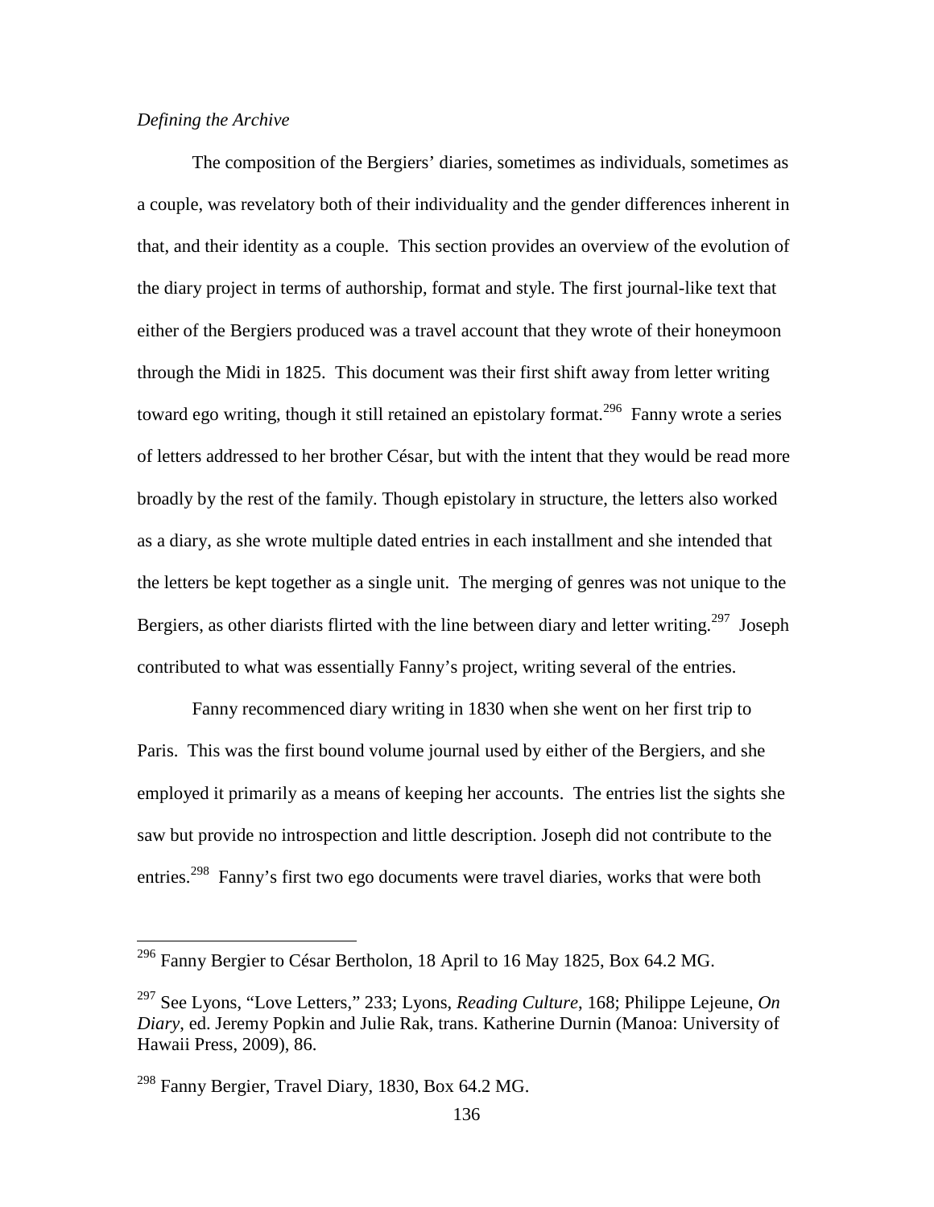*Defining the Archive*

The composition of the Bergiers' diaries, sometimes as individuals, sometimes as a couple, was revelatory both of their individuality and the gender differences inherent in that, and their identity as a couple. This section provides an overview of the evolution of the diary project in terms of authorship, format and style. The first journal-like text that either of the Bergiers produced was a travel account that they wrote of their honeymoon through the Midi in 1825. This document was their first shift away from letter writing toward ego writing, though it still retained an epistolary format.[296] Fanny wrote a series of letters addressed to her brother César, but with the intent that they would be read more broadly by the rest of the family. Though epistolary in structure, the letters also worked as a diary, as she wrote multiple dated entries in each installment and she intended that the letters be kept together as a single unit. The merging of genres was not unique to the Bergiers, as other diarists flirted with the line between diary and letter writing.[297] Joseph contributed to what was essentially Fanny's project, writing several of the entries.

Fanny recommenced diary writing in 1830 when she went on her first trip to Paris. This was the first bound volume journal used by either of the Bergiers, and she employed it primarily as a means of keeping her accounts. The entries list the sights she saw but provide no introspection and little description. Joseph did not contribute to the entries.[298] Fanny's first two ego documents were travel diaries, works that were both

---

[296] Fanny Bergier to César Bertholon, 18 April to 16 May 1825, Box 64.2 MG.

[297] See Lyons, "Love Letters," 233; Lyons, *Reading Culture*, 168; Philippe Lejeune, *On Diary*, ed. Jeremy Popkin and Julie Rak, trans. Katherine Durnin (Manoa: University of Hawaii Press, 2009), 86.

[298] Fanny Bergier, Travel Diary, 1830, Box 64.2 MG.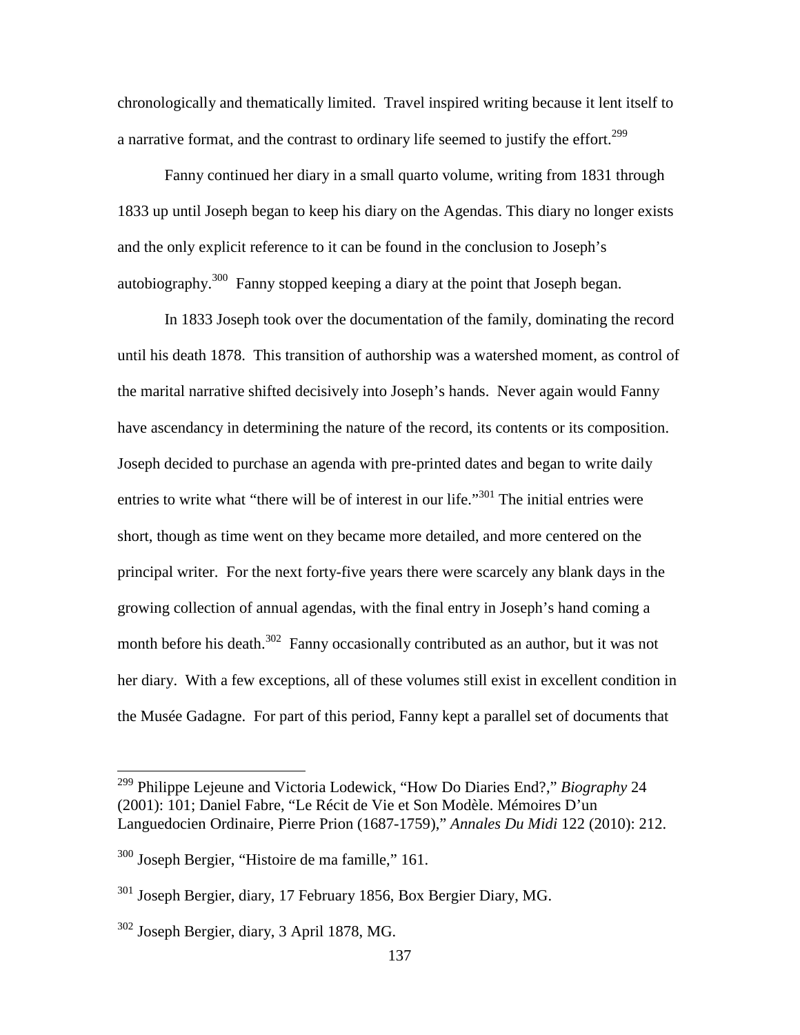chronologically and thematically limited. Travel inspired writing because it lent itself to a narrative format, and the contrast to ordinary life seemed to justify the effort.[299]

Fanny continued her diary in a small quarto volume, writing from 1831 through 1833 up until Joseph began to keep his diary on the Agendas. This diary no longer exists and the only explicit reference to it can be found in the conclusion to Joseph's autobiography.[300] Fanny stopped keeping a diary at the point that Joseph began.

In 1833 Joseph took over the documentation of the family, dominating the record until his death 1878. This transition of authorship was a watershed moment, as control of the marital narrative shifted decisively into Joseph's hands. Never again would Fanny have ascendancy in determining the nature of the record, its contents or its composition. Joseph decided to purchase an agenda with pre-printed dates and began to write daily entries to write what "there will be of interest in our life."[301] The initial entries were short, though as time went on they became more detailed, and more centered on the principal writer. For the next forty-five years there were scarcely any blank days in the growing collection of annual agendas, with the final entry in Joseph's hand coming a month before his death.[302] Fanny occasionally contributed as an author, but it was not her diary. With a few exceptions, all of these volumes still exist in excellent condition in the Musée Gadagne. For part of this period, Fanny kept a parallel set of documents that

---

[299] Philippe Lejeune and Victoria Lodewick, "How Do Diaries End?," *Biography* 24 (2001): 101; Daniel Fabre, "Le Récit de Vie et Son Modèle. Mémoires D'un Languedocien Ordinaire, Pierre Prion (1687-1759)," *Annales Du Midi* 122 (2010): 212.

[300] Joseph Bergier, "Histoire de ma famille," 161.

[301] Joseph Bergier, diary, 17 February 1856, Box Bergier Diary, MG.

[302] Joseph Bergier, diary, 3 April 1878, MG.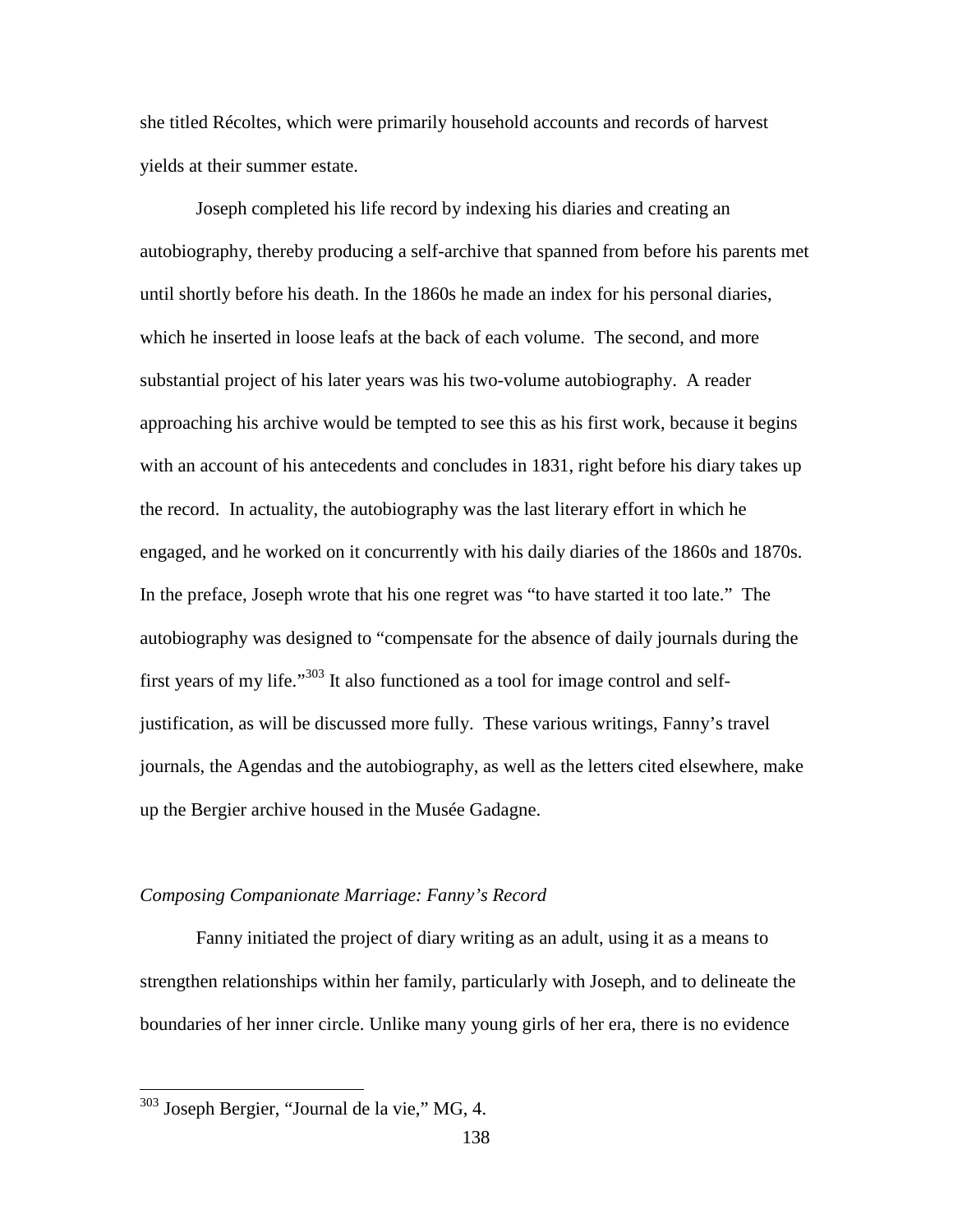she titled Récoltes, which were primarily household accounts and records of harvest yields at their summer estate.

Joseph completed his life record by indexing his diaries and creating an autobiography, thereby producing a self-archive that spanned from before his parents met until shortly before his death. In the 1860s he made an index for his personal diaries, which he inserted in loose leafs at the back of each volume. The second, and more substantial project of his later years was his two-volume autobiography. A reader approaching his archive would be tempted to see this as his first work, because it begins with an account of his antecedents and concludes in 1831, right before his diary takes up the record. In actuality, the autobiography was the last literary effort in which he engaged, and he worked on it concurrently with his daily diaries of the 1860s and 1870s. In the preface, Joseph wrote that his one regret was "to have started it too late." The autobiography was designed to "compensate for the absence of daily journals during the first years of my life."[303] It also functioned as a tool for image control and self-justification, as will be discussed more fully. These various writings, Fanny's travel journals, the Agendas and the autobiography, as well as the letters cited elsewhere, make up the Bergier archive housed in the Musée Gadagne.

*Composing Companionate Marriage: Fanny's Record*

Fanny initiated the project of diary writing as an adult, using it as a means to strengthen relationships within her family, particularly with Joseph, and to delineate the boundaries of her inner circle. Unlike many young girls of her era, there is no evidence

[303] Joseph Bergier, "Journal de la vie," MG, 4.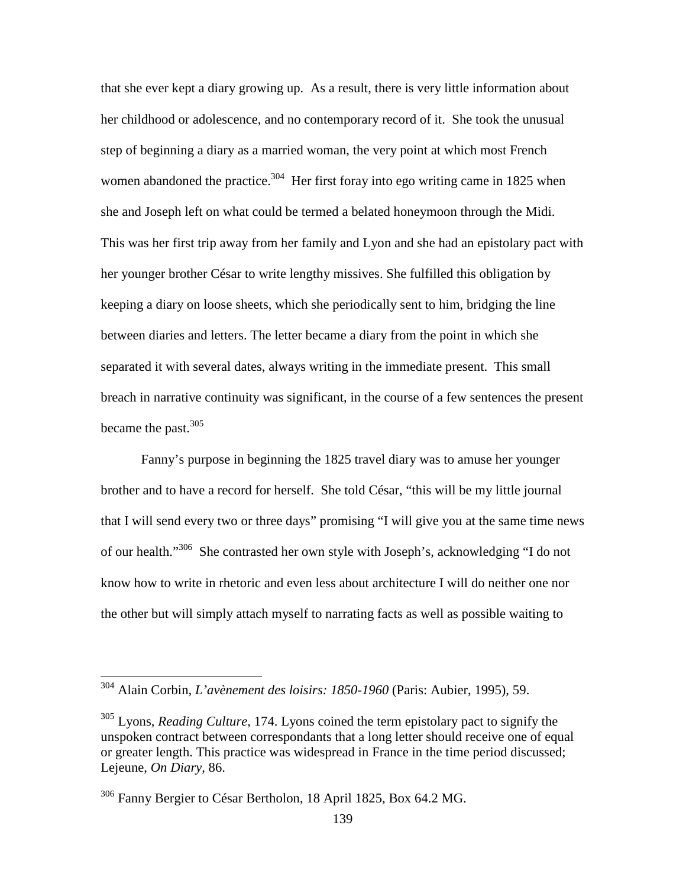that she ever kept a diary growing up. As a result, there is very little information about her childhood or adolescence, and no contemporary record of it. She took the unusual step of beginning a diary as a married woman, the very point at which most French women abandoned the practice.[304] Her first foray into ego writing came in 1825 when she and Joseph left on what could be termed a belated honeymoon through the Midi. This was her first trip away from her family and Lyon and she had an epistolary pact with her younger brother César to write lengthy missives. She fulfilled this obligation by keeping a diary on loose sheets, which she periodically sent to him, bridging the line between diaries and letters. The letter became a diary from the point in which she separated it with several dates, always writing in the immediate present. This small breach in narrative continuity was significant, in the course of a few sentences the present became the past.[305]

Fanny's purpose in beginning the 1825 travel diary was to amuse her younger brother and to have a record for herself. She told César, "this will be my little journal that I will send every two or three days" promising "I will give you at the same time news of our health."[306] She contrasted her own style with Joseph's, acknowledging "I do not know how to write in rhetoric and even less about architecture I will do neither one nor the other but will simply attach myself to narrating facts as well as possible waiting to

---

[304] Alain Corbin, *L'avènement des loisirs: 1850-1960* (Paris: Aubier, 1995), 59.

[305] Lyons, *Reading Culture*, 174. Lyons coined the term epistolary pact to signify the unspoken contract between correspondants that a long letter should receive one of equal or greater length. This practice was widespread in France in the time period discussed; Lejeune, *On Diary*, 86.

[306] Fanny Bergier to César Bertholon, 18 April 1825, Box 64.2 MG.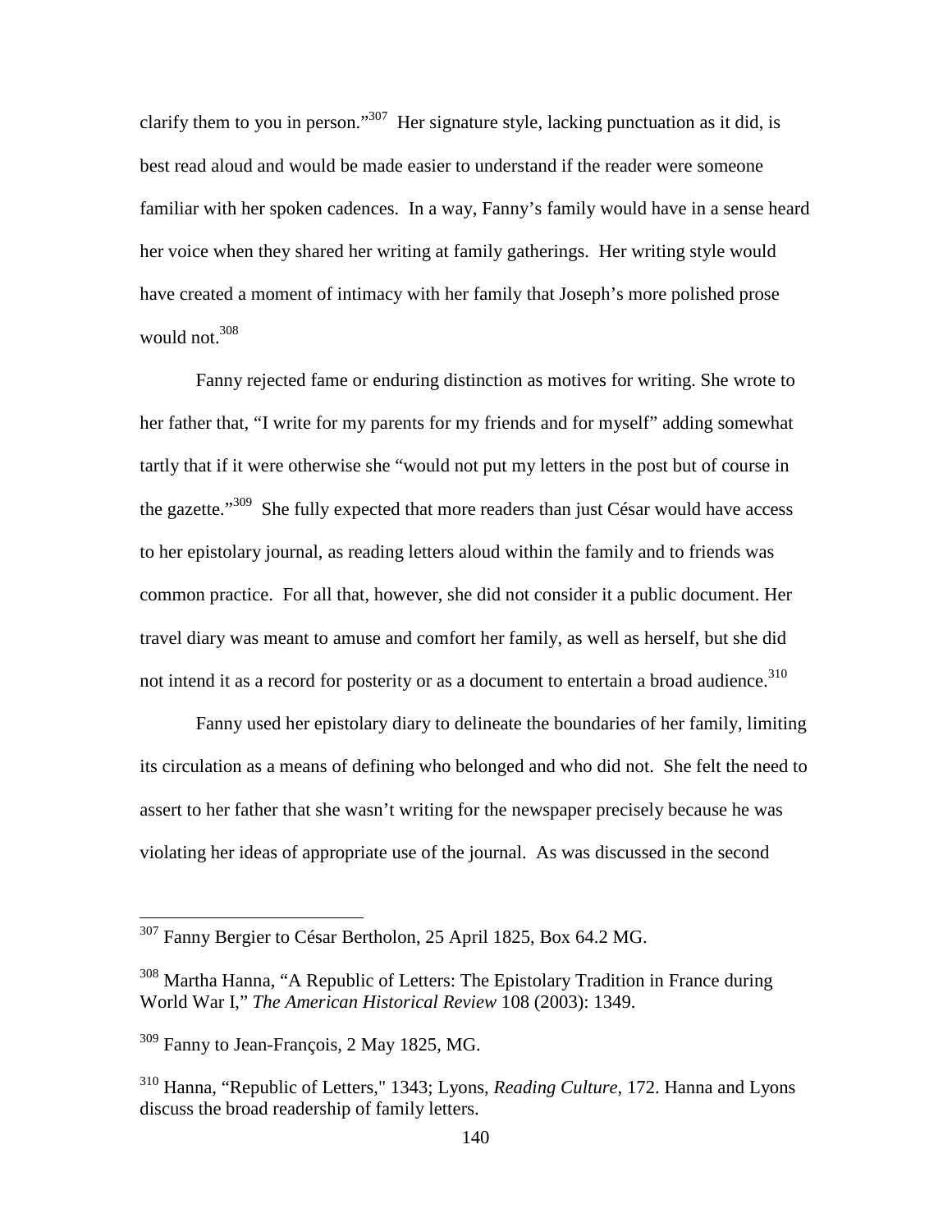clarify them to you in person."[307] Her signature style, lacking punctuation as it did, is best read aloud and would be made easier to understand if the reader were someone familiar with her spoken cadences. In a way, Fanny's family would have in a sense heard her voice when they shared her writing at family gatherings. Her writing style would have created a moment of intimacy with her family that Joseph's more polished prose would not.[308]

Fanny rejected fame or enduring distinction as motives for writing. She wrote to her father that, "I write for my parents for my friends and for myself" adding somewhat tartly that if it were otherwise she "would not put my letters in the post but of course in the gazette."[309] She fully expected that more readers than just César would have access to her epistolary journal, as reading letters aloud within the family and to friends was common practice. For all that, however, she did not consider it a public document. Her travel diary was meant to amuse and comfort her family, as well as herself, but she did not intend it as a record for posterity or as a document to entertain a broad audience.[310]

Fanny used her epistolary diary to delineate the boundaries of her family, limiting its circulation as a means of defining who belonged and who did not. She felt the need to assert to her father that she wasn't writing for the newspaper precisely because he was violating her ideas of appropriate use of the journal. As was discussed in the second

---

[307] Fanny Bergier to César Bertholon, 25 April 1825, Box 64.2 MG.

[308] Martha Hanna, "A Republic of Letters: The Epistolary Tradition in France during World War I," *The American Historical Review* 108 (2003): 1349.

[309] Fanny to Jean-François, 2 May 1825, MG.

[310] Hanna, "Republic of Letters," 1343; Lyons, *Reading Culture*, 172. Hanna and Lyons discuss the broad readership of family letters.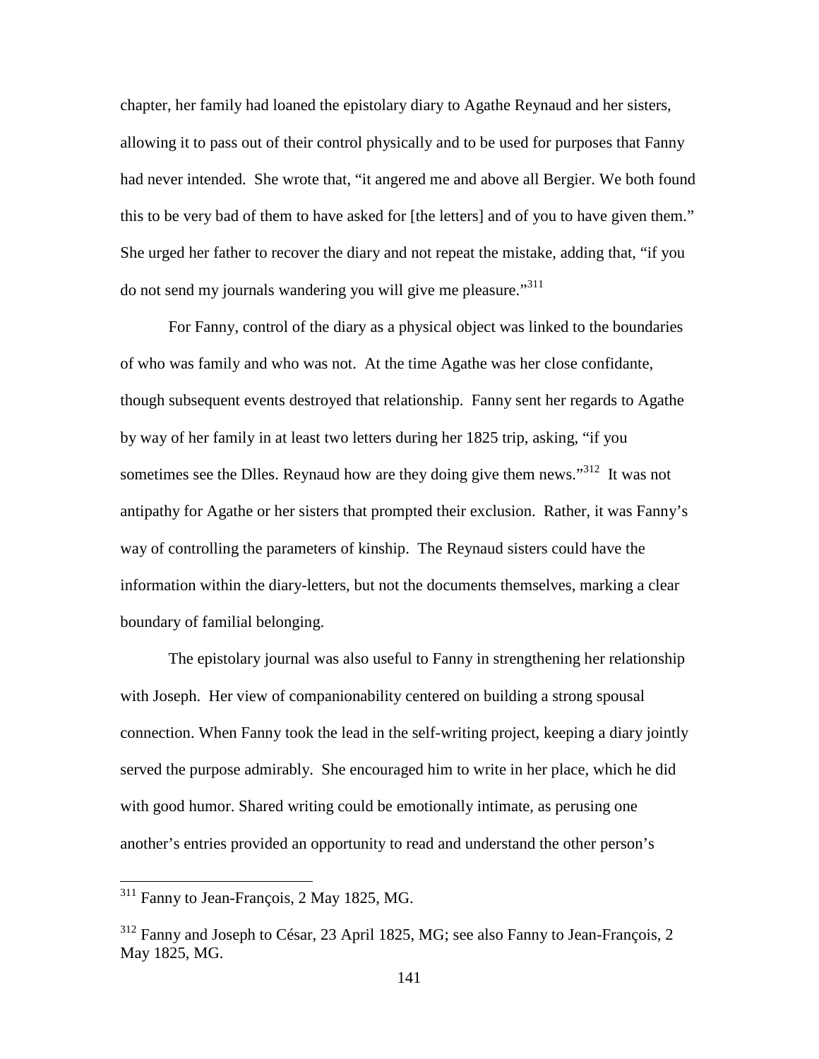chapter, her family had loaned the epistolary diary to Agathe Reynaud and her sisters, allowing it to pass out of their control physically and to be used for purposes that Fanny had never intended. She wrote that, "it angered me and above all Bergier. We both found this to be very bad of them to have asked for [the letters] and of you to have given them." She urged her father to recover the diary and not repeat the mistake, adding that, "if you do not send my journals wandering you will give me pleasure."[311]

For Fanny, control of the diary as a physical object was linked to the boundaries of who was family and who was not. At the time Agathe was her close confidante, though subsequent events destroyed that relationship. Fanny sent her regards to Agathe by way of her family in at least two letters during her 1825 trip, asking, "if you sometimes see the Dlles. Reynaud how are they doing give them news."[312] It was not antipathy for Agathe or her sisters that prompted their exclusion. Rather, it was Fanny's way of controlling the parameters of kinship. The Reynaud sisters could have the information within the diary-letters, but not the documents themselves, marking a clear boundary of familial belonging.

The epistolary journal was also useful to Fanny in strengthening her relationship with Joseph. Her view of companionability centered on building a strong spousal connection. When Fanny took the lead in the self-writing project, keeping a diary jointly served the purpose admirably. She encouraged him to write in her place, which he did with good humor. Shared writing could be emotionally intimate, as perusing one another's entries provided an opportunity to read and understand the other person's

---

[311] Fanny to Jean-François, 2 May 1825, MG.

[312] Fanny and Joseph to César, 23 April 1825, MG; see also Fanny to Jean-François, 2 May 1825, MG.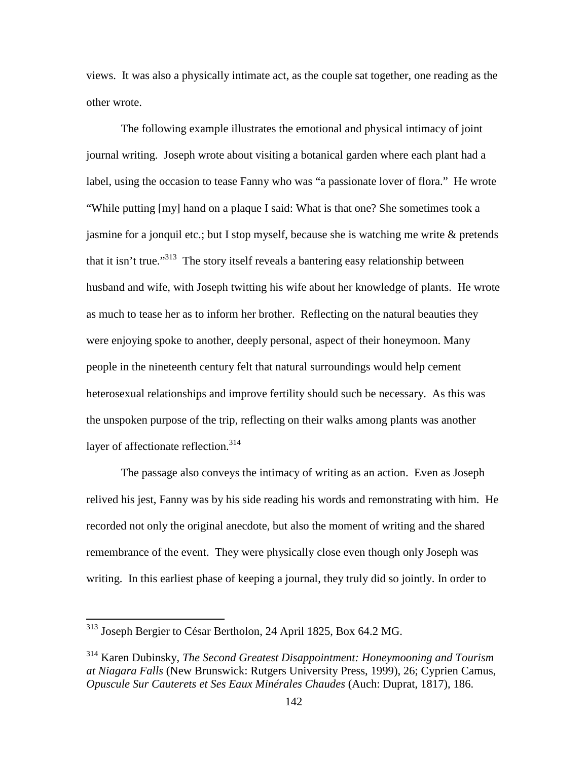views. It was also a physically intimate act, as the couple sat together, one reading as the other wrote.

The following example illustrates the emotional and physical intimacy of joint journal writing. Joseph wrote about visiting a botanical garden where each plant had a label, using the occasion to tease Fanny who was "a passionate lover of flora." He wrote "While putting [my] hand on a plaque I said: What is that one? She sometimes took a jasmine for a jonquil etc.; but I stop myself, because she is watching me write & pretends that it isn't true."[313] The story itself reveals a bantering easy relationship between husband and wife, with Joseph twitting his wife about her knowledge of plants. He wrote as much to tease her as to inform her brother. Reflecting on the natural beauties they were enjoying spoke to another, deeply personal, aspect of their honeymoon. Many people in the nineteenth century felt that natural surroundings would help cement heterosexual relationships and improve fertility should such be necessary. As this was the unspoken purpose of the trip, reflecting on their walks among plants was another layer of affectionate reflection.[314]

The passage also conveys the intimacy of writing as an action. Even as Joseph relived his jest, Fanny was by his side reading his words and remonstrating with him. He recorded not only the original anecdote, but also the moment of writing and the shared remembrance of the event. They were physically close even though only Joseph was writing. In this earliest phase of keeping a journal, they truly did so jointly. In order to

---

[313] Joseph Bergier to César Bertholon, 24 April 1825, Box 64.2 MG.

[314] Karen Dubinsky, *The Second Greatest Disappointment: Honeymooning and Tourism at Niagara Falls* (New Brunswick: Rutgers University Press, 1999), 26; Cyprien Camus, *Opuscule Sur Cauterets et Ses Eaux Minérales Chaudes* (Auch: Duprat, 1817), 186.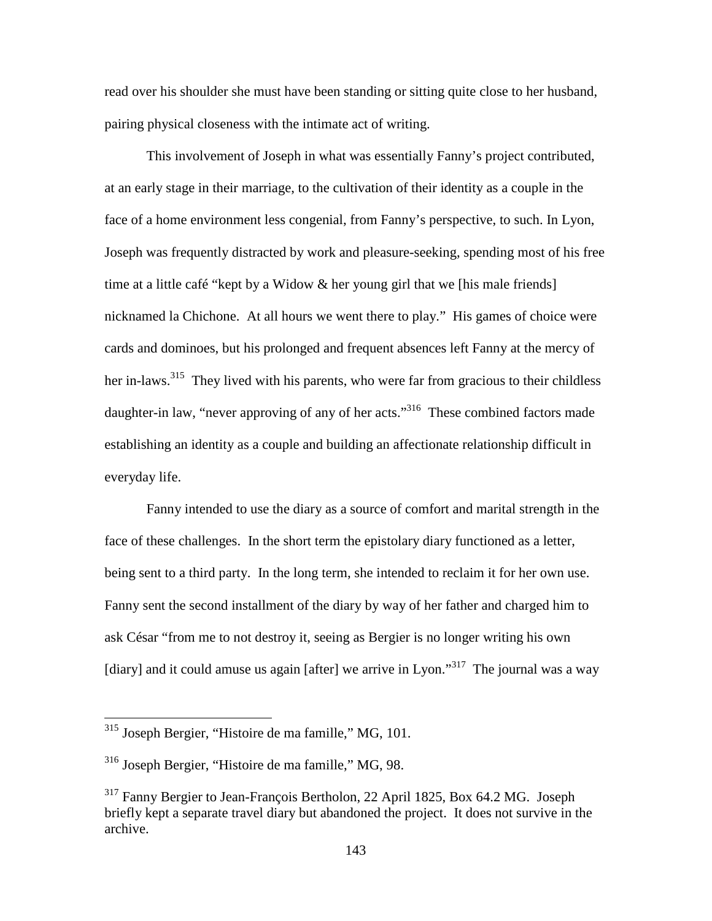read over his shoulder she must have been standing or sitting quite close to her husband, pairing physical closeness with the intimate act of writing.

This involvement of Joseph in what was essentially Fanny's project contributed, at an early stage in their marriage, to the cultivation of their identity as a couple in the face of a home environment less congenial, from Fanny's perspective, to such. In Lyon, Joseph was frequently distracted by work and pleasure-seeking, spending most of his free time at a little café "kept by a Widow & her young girl that we [his male friends] nicknamed la Chichone. At all hours we went there to play." His games of choice were cards and dominoes, but his prolonged and frequent absences left Fanny at the mercy of her in-laws.[315] They lived with his parents, who were far from gracious to their childless daughter-in law, "never approving of any of her acts."[316] These combined factors made establishing an identity as a couple and building an affectionate relationship difficult in everyday life.

Fanny intended to use the diary as a source of comfort and marital strength in the face of these challenges. In the short term the epistolary diary functioned as a letter, being sent to a third party. In the long term, she intended to reclaim it for her own use. Fanny sent the second installment of the diary by way of her father and charged him to ask César "from me to not destroy it, seeing as Bergier is no longer writing his own [diary] and it could amuse us again [after] we arrive in Lyon."[317] The journal was a way

---

[315] Joseph Bergier, "Histoire de ma famille," MG, 101.

[316] Joseph Bergier, "Histoire de ma famille," MG, 98.

[317] Fanny Bergier to Jean-François Bertholon, 22 April 1825, Box 64.2 MG. Joseph briefly kept a separate travel diary but abandoned the project. It does not survive in the archive.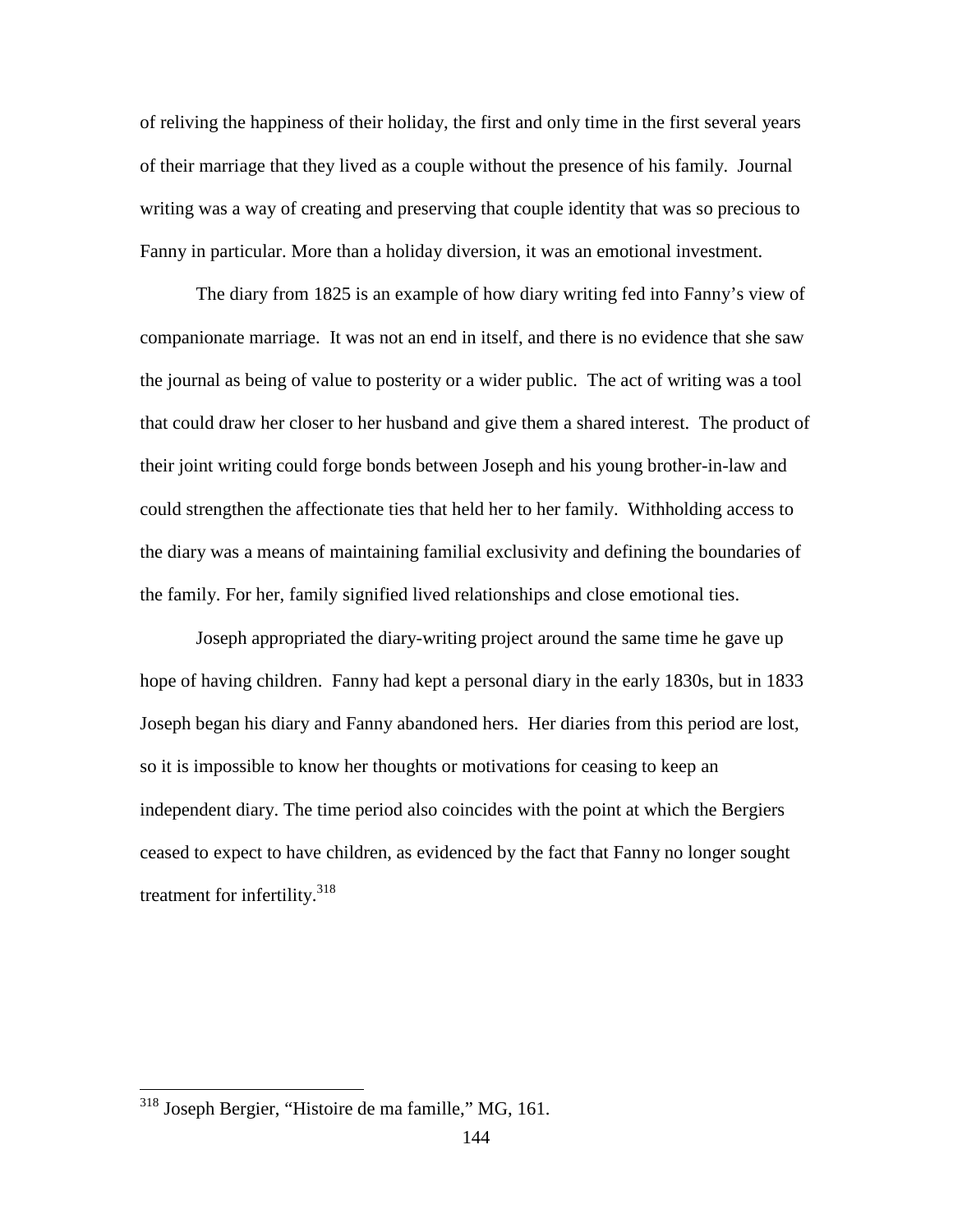of reliving the happiness of their holiday, the first and only time in the first several years of their marriage that they lived as a couple without the presence of his family. Journal writing was a way of creating and preserving that couple identity that was so precious to Fanny in particular. More than a holiday diversion, it was an emotional investment.

The diary from 1825 is an example of how diary writing fed into Fanny's view of companionate marriage. It was not an end in itself, and there is no evidence that she saw the journal as being of value to posterity or a wider public. The act of writing was a tool that could draw her closer to her husband and give them a shared interest. The product of their joint writing could forge bonds between Joseph and his young brother-in-law and could strengthen the affectionate ties that held her to her family. Withholding access to the diary was a means of maintaining familial exclusivity and defining the boundaries of the family. For her, family signified lived relationships and close emotional ties.

Joseph appropriated the diary-writing project around the same time he gave up hope of having children. Fanny had kept a personal diary in the early 1830s, but in 1833 Joseph began his diary and Fanny abandoned hers. Her diaries from this period are lost, so it is impossible to know her thoughts or motivations for ceasing to keep an independent diary. The time period also coincides with the point at which the Bergiers ceased to expect to have children, as evidenced by the fact that Fanny no longer sought treatment for infertility.[318]

[318] Joseph Bergier, "Histoire de ma famille," MG, 161.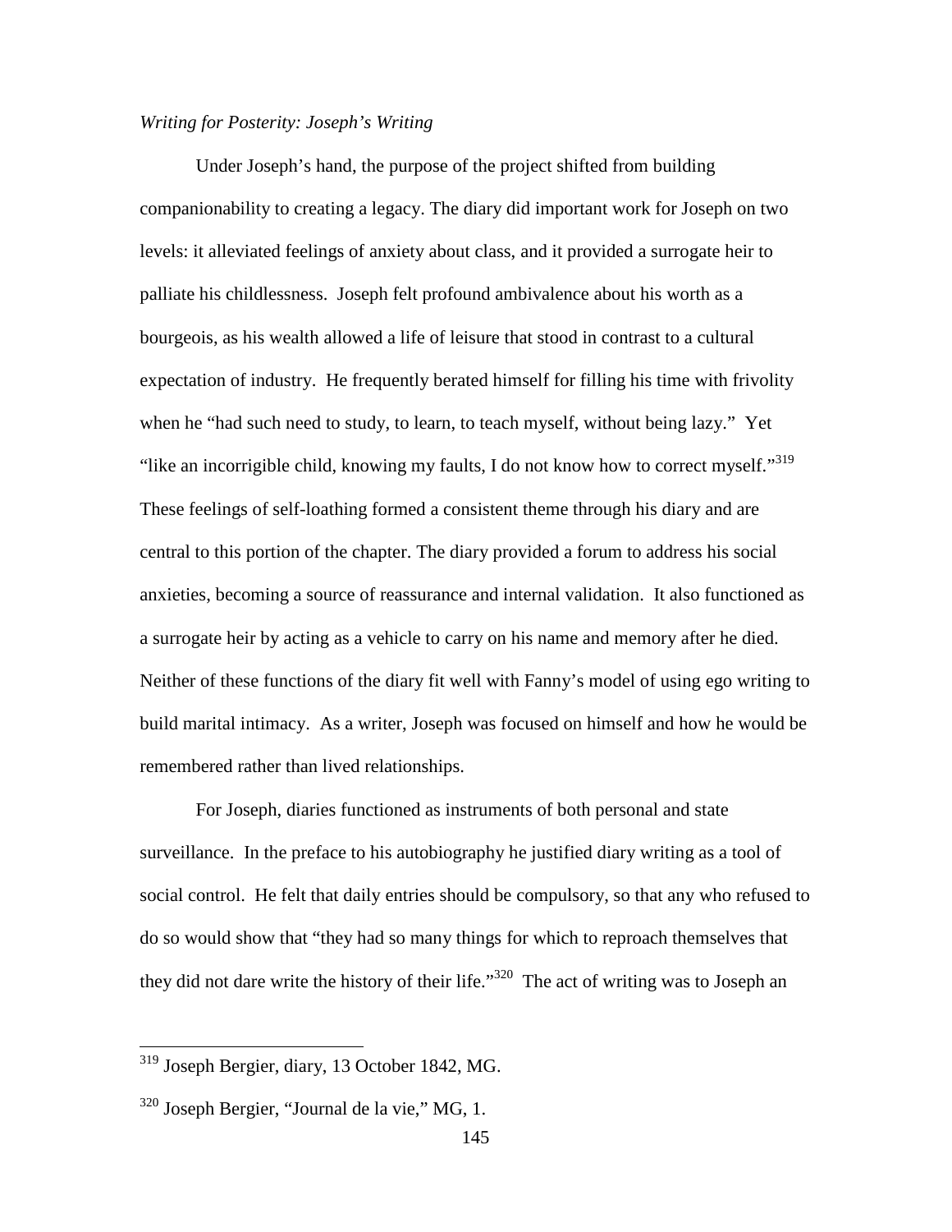*Writing for Posterity: Joseph's Writing*

Under Joseph's hand, the purpose of the project shifted from building companionability to creating a legacy. The diary did important work for Joseph on two levels: it alleviated feelings of anxiety about class, and it provided a surrogate heir to palliate his childlessness. Joseph felt profound ambivalence about his worth as a bourgeois, as his wealth allowed a life of leisure that stood in contrast to a cultural expectation of industry. He frequently berated himself for filling his time with frivolity when he "had such need to study, to learn, to teach myself, without being lazy." Yet "like an incorrigible child, knowing my faults, I do not know how to correct myself."[319] These feelings of self-loathing formed a consistent theme through his diary and are central to this portion of the chapter. The diary provided a forum to address his social anxieties, becoming a source of reassurance and internal validation. It also functioned as a surrogate heir by acting as a vehicle to carry on his name and memory after he died. Neither of these functions of the diary fit well with Fanny's model of using ego writing to build marital intimacy. As a writer, Joseph was focused on himself and how he would be remembered rather than lived relationships.

For Joseph, diaries functioned as instruments of both personal and state surveillance. In the preface to his autobiography he justified diary writing as a tool of social control. He felt that daily entries should be compulsory, so that any who refused to do so would show that "they had so many things for which to reproach themselves that they did not dare write the history of their life."[320] The act of writing was to Joseph an

---

[319] Joseph Bergier, diary, 13 October 1842, MG.

[320] Joseph Bergier, "Journal de la vie," MG, 1.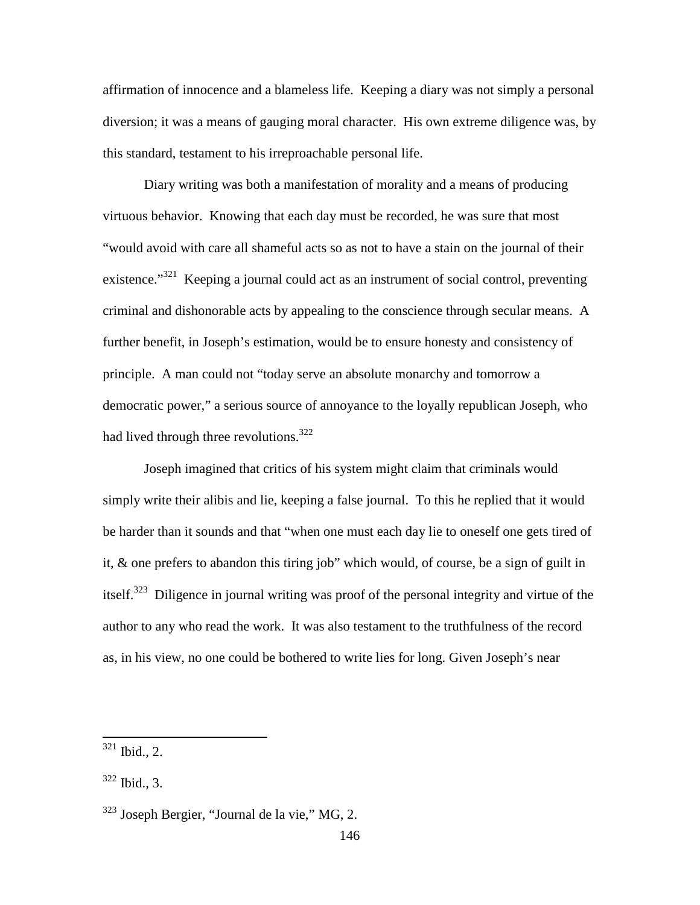affirmation of innocence and a blameless life. Keeping a diary was not simply a personal diversion; it was a means of gauging moral character. His own extreme diligence was, by this standard, testament to his irreproachable personal life.

Diary writing was both a manifestation of morality and a means of producing virtuous behavior. Knowing that each day must be recorded, he was sure that most "would avoid with care all shameful acts so as not to have a stain on the journal of their existence."[321] Keeping a journal could act as an instrument of social control, preventing criminal and dishonorable acts by appealing to the conscience through secular means. A further benefit, in Joseph's estimation, would be to ensure honesty and consistency of principle. A man could not "today serve an absolute monarchy and tomorrow a democratic power," a serious source of annoyance to the loyally republican Joseph, who had lived through three revolutions.[322]

Joseph imagined that critics of his system might claim that criminals would simply write their alibis and lie, keeping a false journal. To this he replied that it would be harder than it sounds and that "when one must each day lie to oneself one gets tired of it, & one prefers to abandon this tiring job" which would, of course, be a sign of guilt in itself.[323] Diligence in journal writing was proof of the personal integrity and virtue of the author to any who read the work. It was also testament to the truthfulness of the record as, in his view, no one could be bothered to write lies for long. Given Joseph's near

---

[321] Ibid., 2.

[322] Ibid., 3.

[323] Joseph Bergier, "Journal de la vie," MG, 2.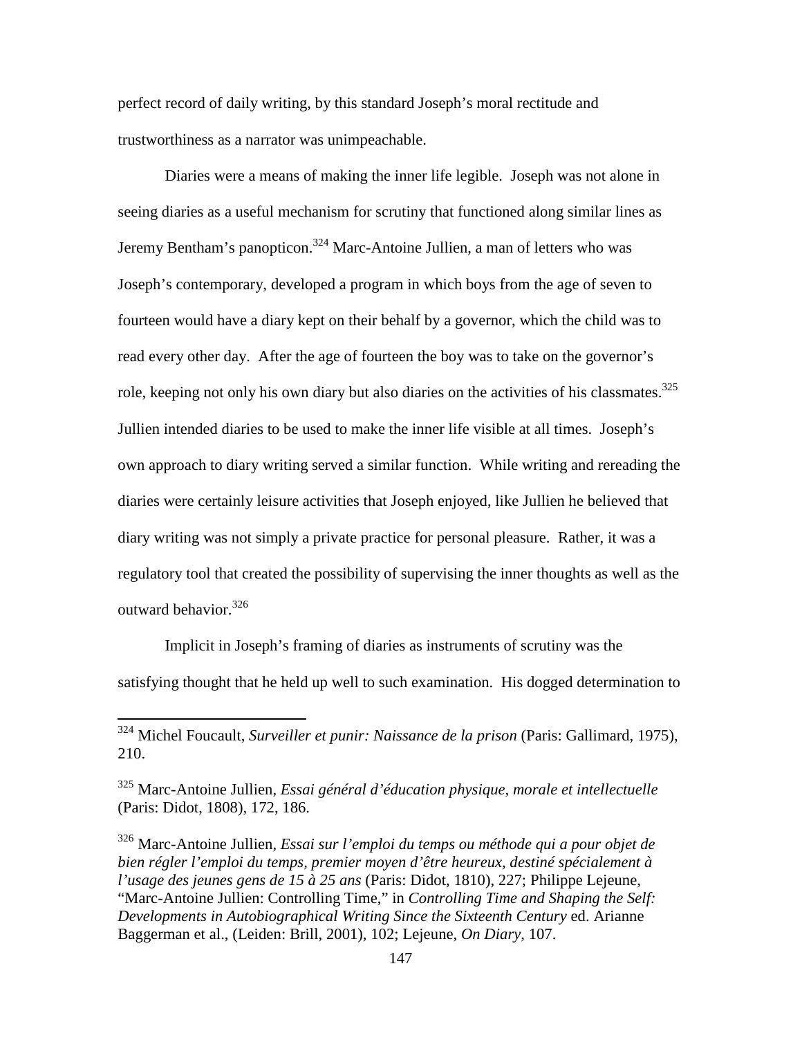perfect record of daily writing, by this standard Joseph's moral rectitude and trustworthiness as a narrator was unimpeachable.

Diaries were a means of making the inner life legible. Joseph was not alone in seeing diaries as a useful mechanism for scrutiny that functioned along similar lines as Jeremy Bentham's panopticon.[324] Marc-Antoine Jullien, a man of letters who was Joseph's contemporary, developed a program in which boys from the age of seven to fourteen would have a diary kept on their behalf by a governor, which the child was to read every other day. After the age of fourteen the boy was to take on the governor's role, keeping not only his own diary but also diaries on the activities of his classmates.[325] Jullien intended diaries to be used to make the inner life visible at all times. Joseph's own approach to diary writing served a similar function. While writing and rereading the diaries were certainly leisure activities that Joseph enjoyed, like Jullien he believed that diary writing was not simply a private practice for personal pleasure. Rather, it was a regulatory tool that created the possibility of supervising the inner thoughts as well as the outward behavior.[326]

Implicit in Joseph's framing of diaries as instruments of scrutiny was the satisfying thought that he held up well to such examination. His dogged determination to

---

[324] Michel Foucault, *Surveiller et punir: Naissance de la prison* (Paris: Gallimard, 1975), 210.

[325] Marc-Antoine Jullien, *Essai général d'éducation physique, morale et intellectuelle* (Paris: Didot, 1808), 172, 186.

[326] Marc-Antoine Jullien, *Essai sur l'emploi du temps ou méthode qui a pour objet de bien régler l'emploi du temps, premier moyen d'être heureux, destiné spécialement à l'usage des jeunes gens de 15 à 25 ans* (Paris: Didot, 1810), 227; Philippe Lejeune, "Marc-Antoine Jullien: Controlling Time," in *Controlling Time and Shaping the Self: Developments in Autobiographical Writing Since the Sixteenth Century* ed. Arianne Baggerman et al., (Leiden: Brill, 2001), 102; Lejeune, *On Diary*, 107.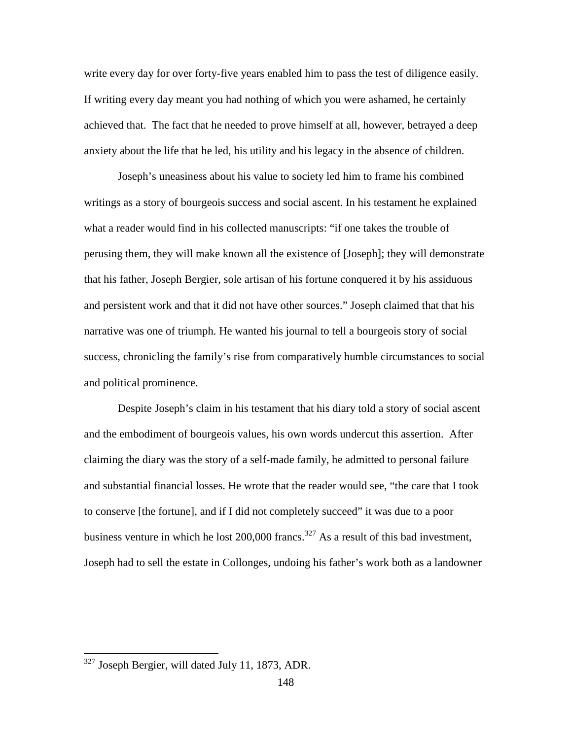write every day for over forty-five years enabled him to pass the test of diligence easily. If writing every day meant you had nothing of which you were ashamed, he certainly achieved that. The fact that he needed to prove himself at all, however, betrayed a deep anxiety about the life that he led, his utility and his legacy in the absence of children.

Joseph's uneasiness about his value to society led him to frame his combined writings as a story of bourgeois success and social ascent. In his testament he explained what a reader would find in his collected manuscripts: "if one takes the trouble of perusing them, they will make known all the existence of [Joseph]; they will demonstrate that his father, Joseph Bergier, sole artisan of his fortune conquered it by his assiduous and persistent work and that it did not have other sources." Joseph claimed that that his narrative was one of triumph. He wanted his journal to tell a bourgeois story of social success, chronicling the family's rise from comparatively humble circumstances to social and political prominence.

Despite Joseph's claim in his testament that his diary told a story of social ascent and the embodiment of bourgeois values, his own words undercut this assertion. After claiming the diary was the story of a self-made family, he admitted to personal failure and substantial financial losses. He wrote that the reader would see, "the care that I took to conserve [the fortune], and if I did not completely succeed" it was due to a poor business venture in which he lost 200,000 francs.[327] As a result of this bad investment, Joseph had to sell the estate in Collonges, undoing his father's work both as a landowner

[327] Joseph Bergier, will dated July 11, 1873, ADR.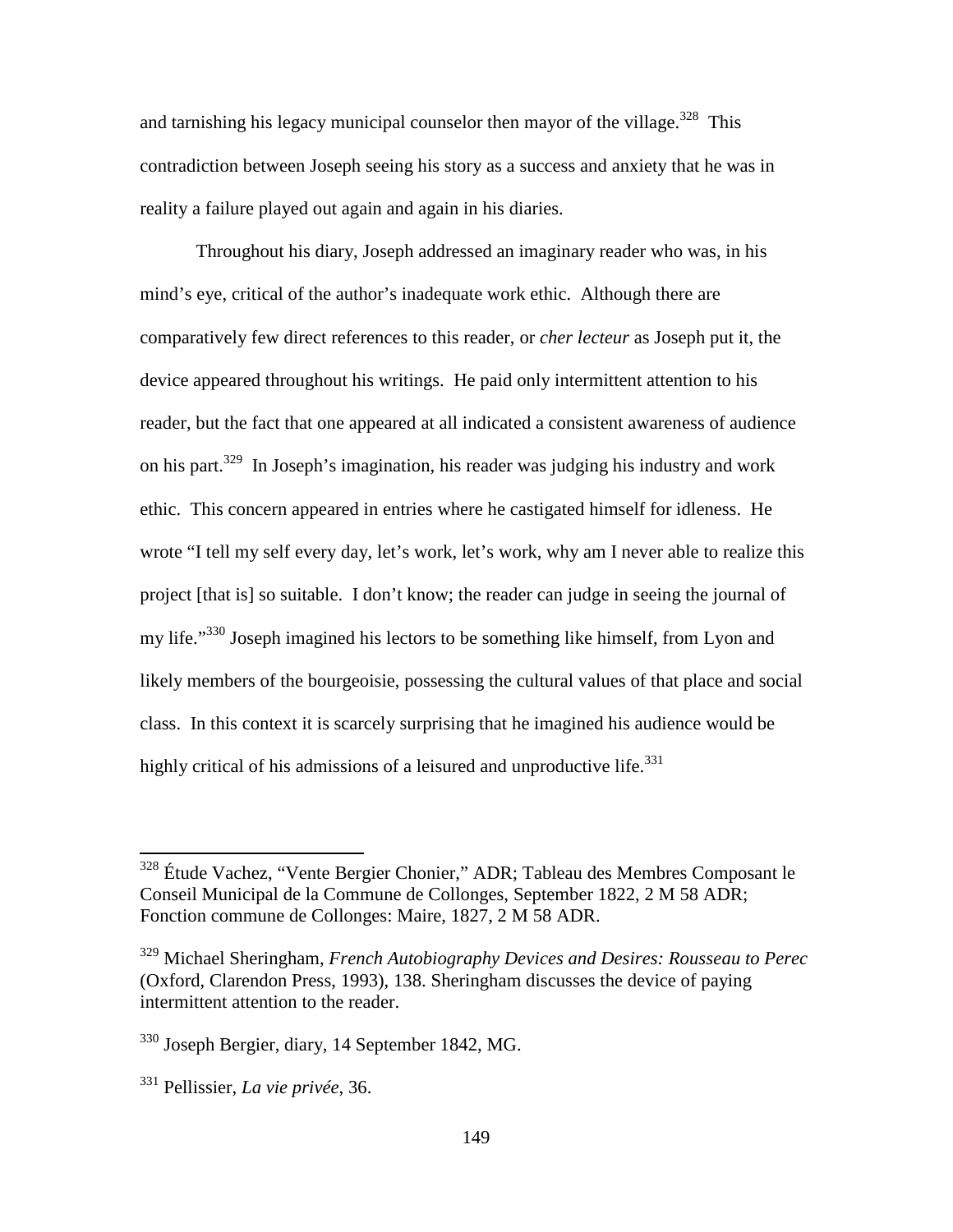and tarnishing his legacy municipal counselor then mayor of the village.[328] This contradiction between Joseph seeing his story as a success and anxiety that he was in reality a failure played out again and again in his diaries.

Throughout his diary, Joseph addressed an imaginary reader who was, in his mind's eye, critical of the author's inadequate work ethic. Although there are comparatively few direct references to this reader, or *cher lecteur* as Joseph put it, the device appeared throughout his writings. He paid only intermittent attention to his reader, but the fact that one appeared at all indicated a consistent awareness of audience on his part.[329] In Joseph's imagination, his reader was judging his industry and work ethic. This concern appeared in entries where he castigated himself for idleness. He wrote "I tell my self every day, let's work, let's work, why am I never able to realize this project [that is] so suitable. I don't know; the reader can judge in seeing the journal of my life."[330] Joseph imagined his lectors to be something like himself, from Lyon and likely members of the bourgeoisie, possessing the cultural values of that place and social class. In this context it is scarcely surprising that he imagined his audience would be highly critical of his admissions of a leisured and unproductive life.[331]

---

[328] Étude Vachez, "Vente Bergier Chonier," ADR; Tableau des Membres Composant le Conseil Municipal de la Commune de Collonges, September 1822, 2 M 58 ADR; Fonction commune de Collonges: Maire, 1827, 2 M 58 ADR.

[329] Michael Sheringham, *French Autobiography Devices and Desires: Rousseau to Perec* (Oxford, Clarendon Press, 1993), 138. Sheringham discusses the device of paying intermittent attention to the reader.

[330] Joseph Bergier, diary, 14 September 1842, MG.

[331] Pellissier, *La vie privée*, 36.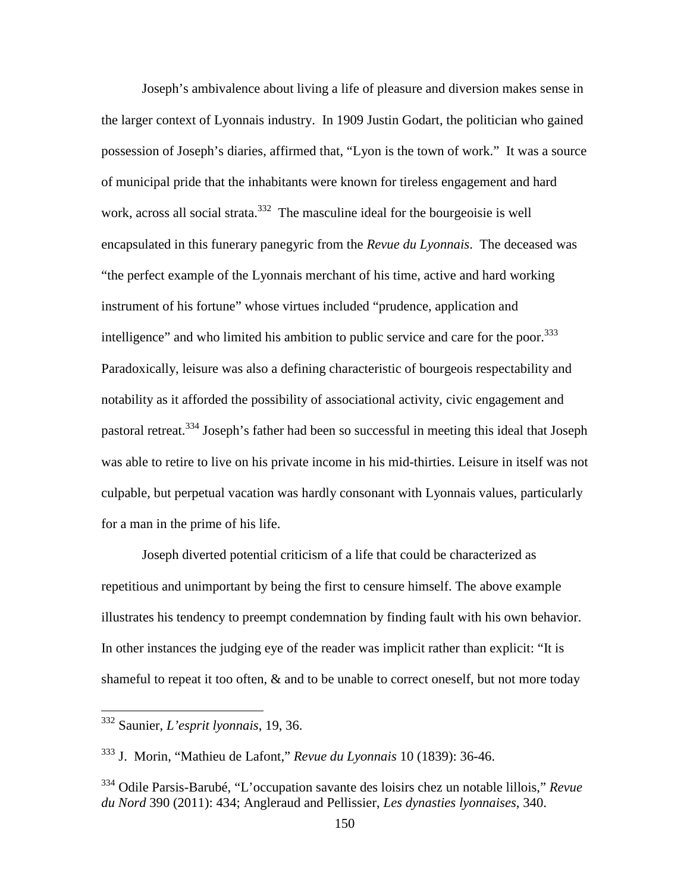Joseph's ambivalence about living a life of pleasure and diversion makes sense in the larger context of Lyonnais industry. In 1909 Justin Godart, the politician who gained possession of Joseph's diaries, affirmed that, "Lyon is the town of work." It was a source of municipal pride that the inhabitants were known for tireless engagement and hard work, across all social strata.[332] The masculine ideal for the bourgeoisie is well encapsulated in this funerary panegyric from the *Revue du Lyonnais*. The deceased was "the perfect example of the Lyonnais merchant of his time, active and hard working instrument of his fortune" whose virtues included "prudence, application and intelligence" and who limited his ambition to public service and care for the poor.[333] Paradoxically, leisure was also a defining characteristic of bourgeois respectability and notability as it afforded the possibility of associational activity, civic engagement and pastoral retreat.[334] Joseph's father had been so successful in meeting this ideal that Joseph was able to retire to live on his private income in his mid-thirties. Leisure in itself was not culpable, but perpetual vacation was hardly consonant with Lyonnais values, particularly for a man in the prime of his life.

Joseph diverted potential criticism of a life that could be characterized as repetitious and unimportant by being the first to censure himself. The above example illustrates his tendency to preempt condemnation by finding fault with his own behavior. In other instances the judging eye of the reader was implicit rather than explicit: "It is shameful to repeat it too often, & and to be unable to correct oneself, but not more today

---

[332] Saunier, *L'esprit lyonnais*, 19, 36.

[333] J. Morin, "Mathieu de Lafont," *Revue du Lyonnais* 10 (1839): 36-46.

[334] Odile Parsis-Barubé, "L'occupation savante des loisirs chez un notable lillois," *Revue du Nord* 390 (2011): 434; Angleraud and Pellissier, *Les dynasties lyonnaises*, 340.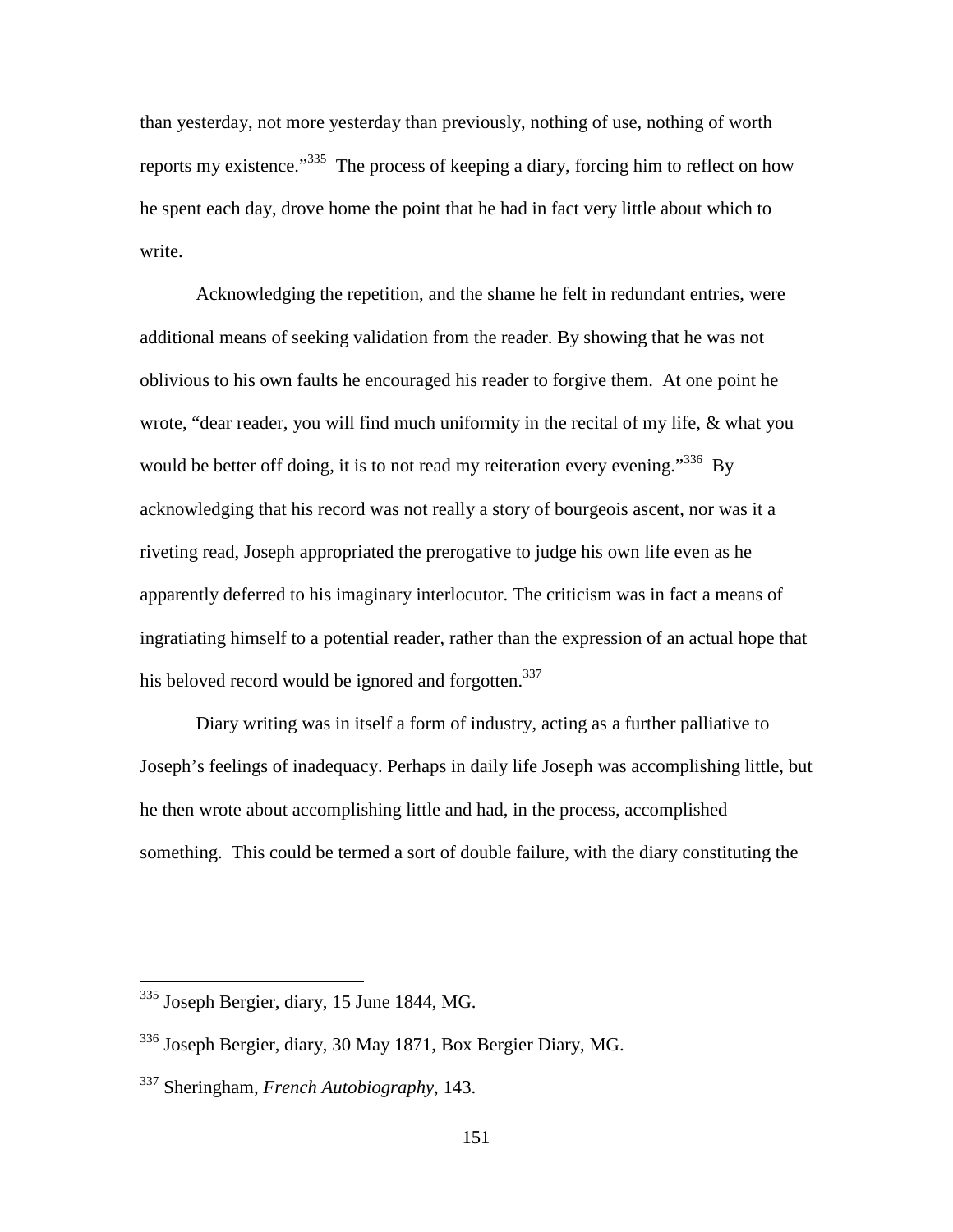than yesterday, not more yesterday than previously, nothing of use, nothing of worth reports my existence."[335] The process of keeping a diary, forcing him to reflect on how he spent each day, drove home the point that he had in fact very little about which to write.

Acknowledging the repetition, and the shame he felt in redundant entries, were additional means of seeking validation from the reader. By showing that he was not oblivious to his own faults he encouraged his reader to forgive them. At one point he wrote, "dear reader, you will find much uniformity in the recital of my life, & what you would be better off doing, it is to not read my reiteration every evening."[336] By acknowledging that his record was not really a story of bourgeois ascent, nor was it a riveting read, Joseph appropriated the prerogative to judge his own life even as he apparently deferred to his imaginary interlocutor. The criticism was in fact a means of ingratiating himself to a potential reader, rather than the expression of an actual hope that his beloved record would be ignored and forgotten.[337]

Diary writing was in itself a form of industry, acting as a further palliative to Joseph's feelings of inadequacy. Perhaps in daily life Joseph was accomplishing little, but he then wrote about accomplishing little and had, in the process, accomplished something. This could be termed a sort of double failure, with the diary constituting the

---

[335] Joseph Bergier, diary, 15 June 1844, MG.

[336] Joseph Bergier, diary, 30 May 1871, Box Bergier Diary, MG.

[337] Sheringham, *French Autobiography*, 143.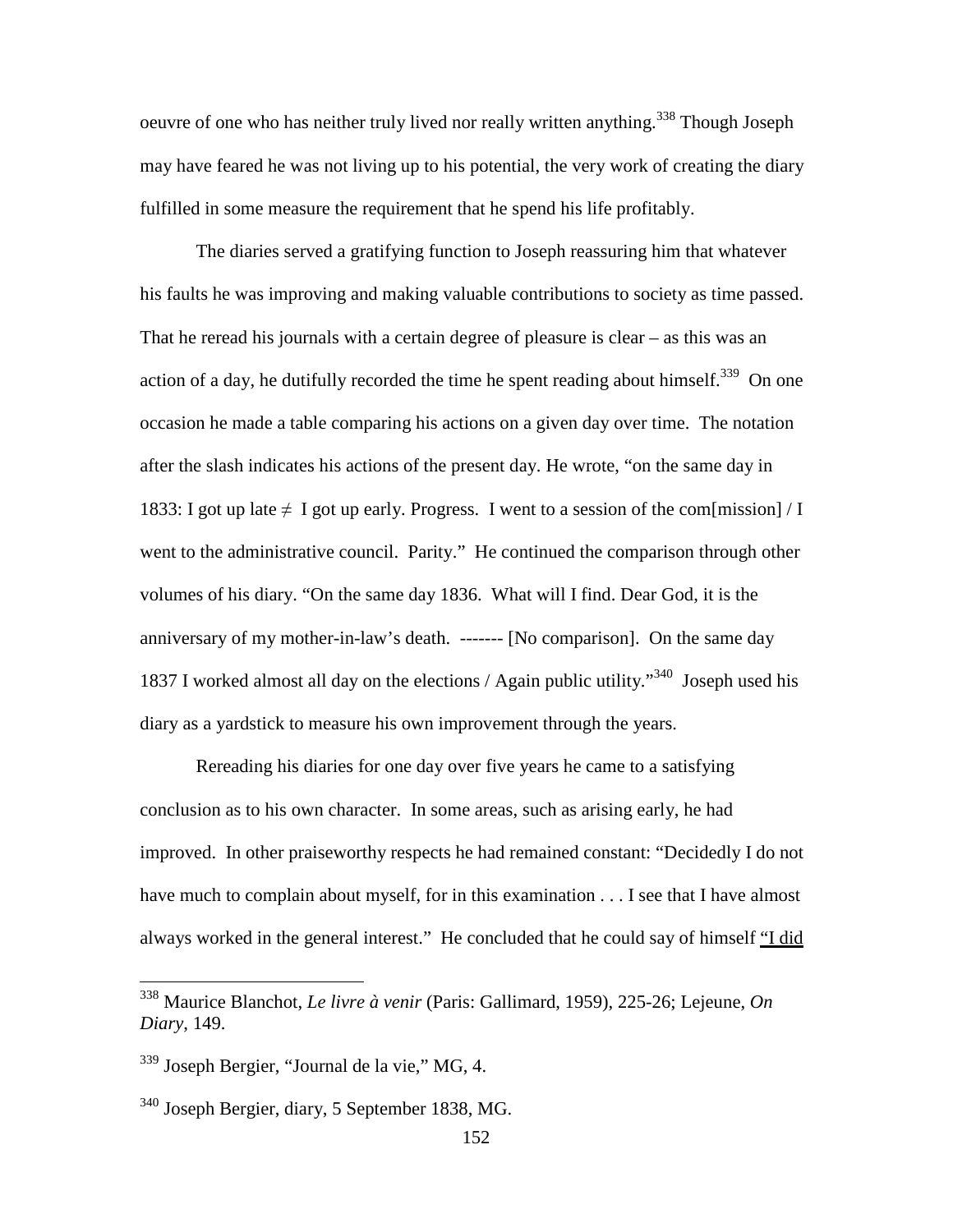oeuvre of one who has neither truly lived nor really written anything.[338] Though Joseph may have feared he was not living up to his potential, the very work of creating the diary fulfilled in some measure the requirement that he spend his life profitably.

The diaries served a gratifying function to Joseph reassuring him that whatever his faults he was improving and making valuable contributions to society as time passed. That he reread his journals with a certain degree of pleasure is clear – as this was an action of a day, he dutifully recorded the time he spent reading about himself.[339] On one occasion he made a table comparing his actions on a given day over time. The notation after the slash indicates his actions of the present day. He wrote, "on the same day in 1833: I got up late ≠ I got up early. Progress. I went to a session of the com[mission] / I went to the administrative council. Parity." He continued the comparison through other volumes of his diary. "On the same day 1836. What will I find. Dear God, it is the anniversary of my mother-in-law's death. ------- [No comparison]. On the same day 1837 I worked almost all day on the elections / Again public utility."[340] Joseph used his diary as a yardstick to measure his own improvement through the years.

Rereading his diaries for one day over five years he came to a satisfying conclusion as to his own character. In some areas, such as arising early, he had improved. In other praiseworthy respects he had remained constant: "Decidedly I do not have much to complain about myself, for in this examination . . . I see that I have almost always worked in the general interest." He concluded that he could say of himself "I did

---

[338] Maurice Blanchot, *Le livre à venir* (Paris: Gallimard, 1959), 225-26; Lejeune, *On Diary*, 149.

[339] Joseph Bergier, "Journal de la vie," MG, 4.

[340] Joseph Bergier, diary, 5 September 1838, MG.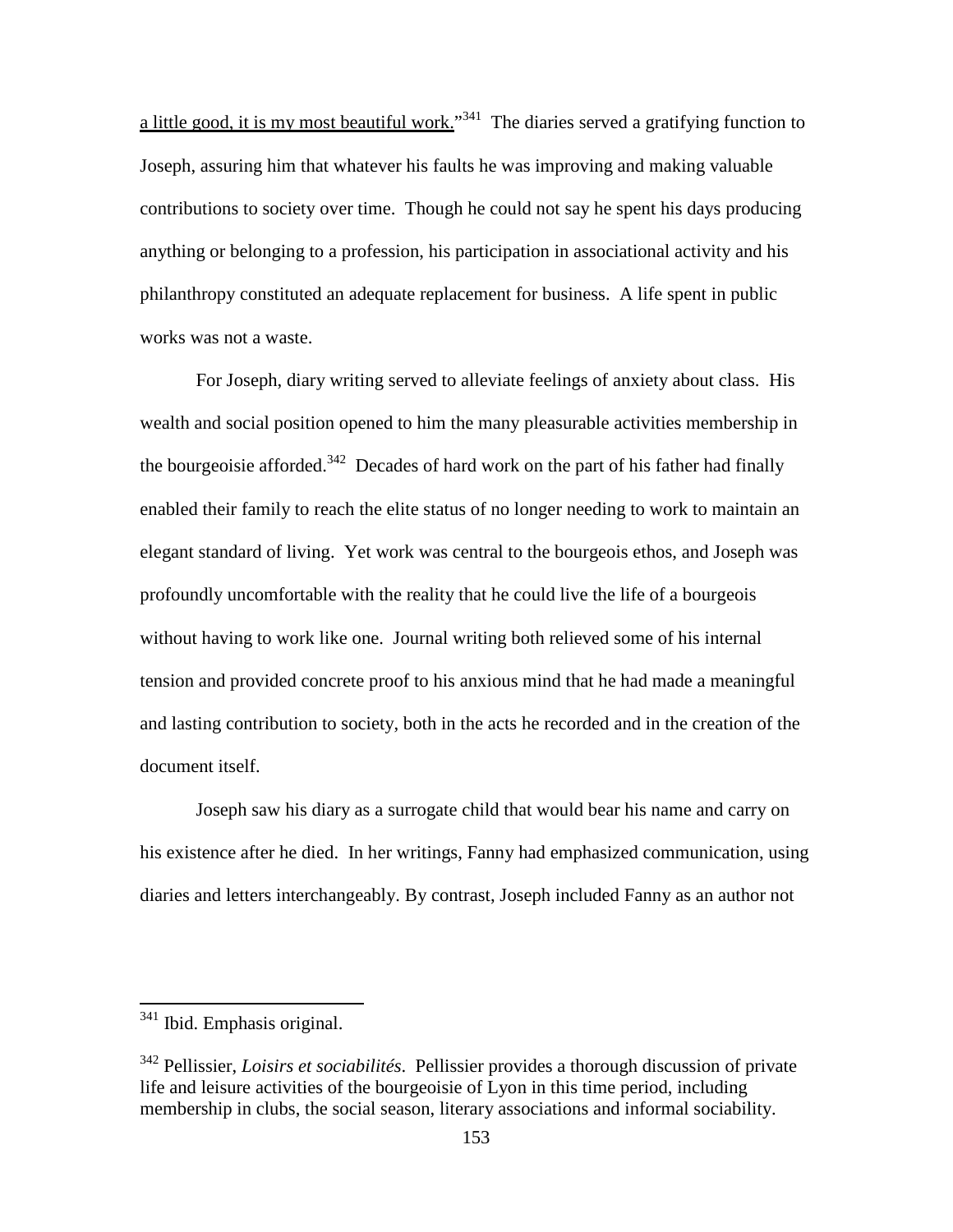a little good, it is my most beautiful work."[341] The diaries served a gratifying function to Joseph, assuring him that whatever his faults he was improving and making valuable contributions to society over time. Though he could not say he spent his days producing anything or belonging to a profession, his participation in associational activity and his philanthropy constituted an adequate replacement for business. A life spent in public works was not a waste.

For Joseph, diary writing served to alleviate feelings of anxiety about class. His wealth and social position opened to him the many pleasurable activities membership in the bourgeoisie afforded.[342] Decades of hard work on the part of his father had finally enabled their family to reach the elite status of no longer needing to work to maintain an elegant standard of living. Yet work was central to the bourgeois ethos, and Joseph was profoundly uncomfortable with the reality that he could live the life of a bourgeois without having to work like one. Journal writing both relieved some of his internal tension and provided concrete proof to his anxious mind that he had made a meaningful and lasting contribution to society, both in the acts he recorded and in the creation of the document itself.

Joseph saw his diary as a surrogate child that would bear his name and carry on his existence after he died. In her writings, Fanny had emphasized communication, using diaries and letters interchangeably. By contrast, Joseph included Fanny as an author not

---

[341] Ibid. Emphasis original.

[342] Pellissier, *Loisirs et sociabilités*. Pellissier provides a thorough discussion of private life and leisure activities of the bourgeoisie of Lyon in this time period, including membership in clubs, the social season, literary associations and informal sociability.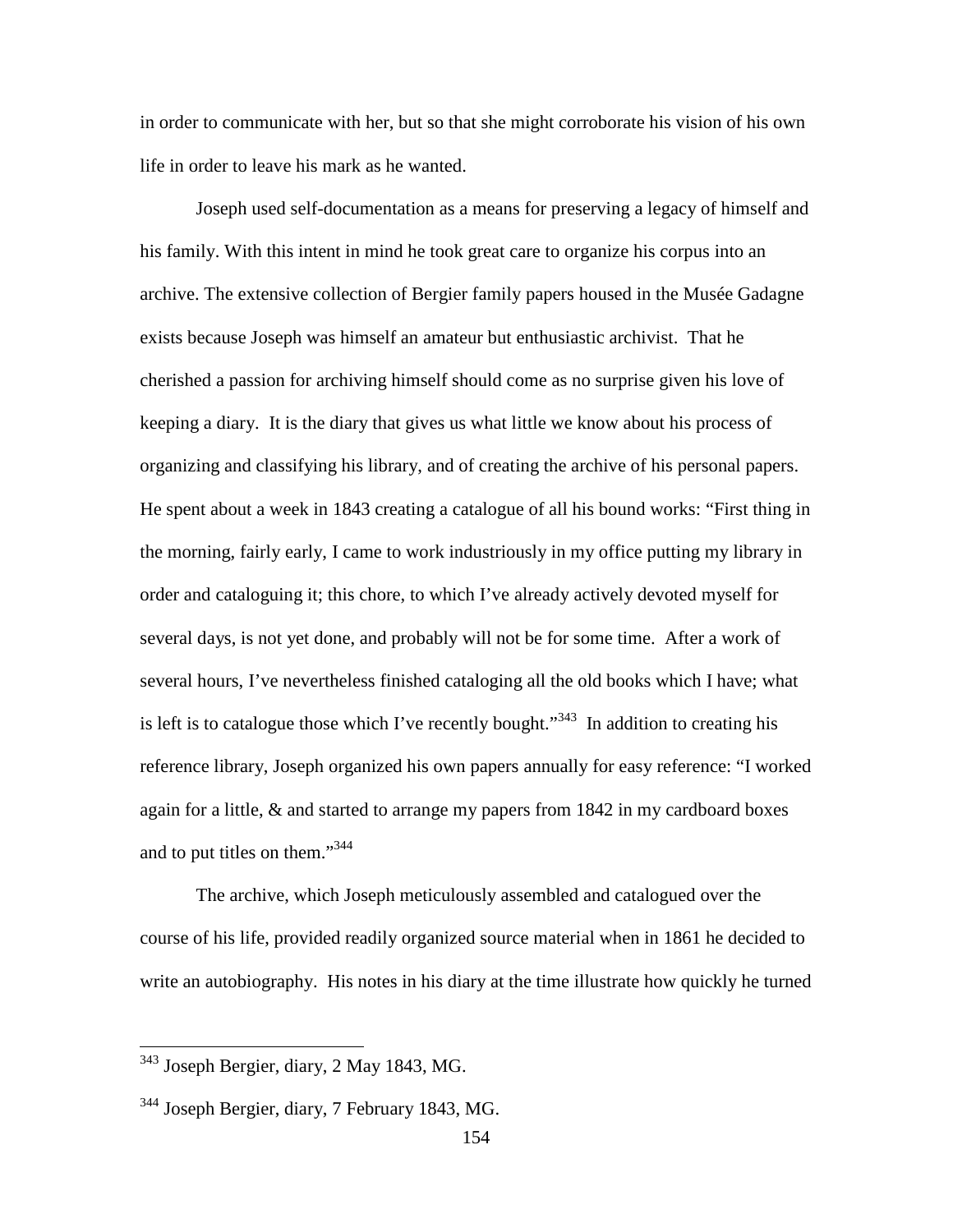in order to communicate with her, but so that she might corroborate his vision of his own life in order to leave his mark as he wanted.

Joseph used self-documentation as a means for preserving a legacy of himself and his family. With this intent in mind he took great care to organize his corpus into an archive. The extensive collection of Bergier family papers housed in the Musée Gadagne exists because Joseph was himself an amateur but enthusiastic archivist. That he cherished a passion for archiving himself should come as no surprise given his love of keeping a diary. It is the diary that gives us what little we know about his process of organizing and classifying his library, and of creating the archive of his personal papers. He spent about a week in 1843 creating a catalogue of all his bound works: "First thing in the morning, fairly early, I came to work industriously in my office putting my library in order and cataloguing it; this chore, to which I've already actively devoted myself for several days, is not yet done, and probably will not be for some time. After a work of several hours, I've nevertheless finished cataloging all the old books which I have; what is left is to catalogue those which I've recently bought."[343] In addition to creating his reference library, Joseph organized his own papers annually for easy reference: "I worked again for a little, & and started to arrange my papers from 1842 in my cardboard boxes and to put titles on them."[344]

The archive, which Joseph meticulously assembled and catalogued over the course of his life, provided readily organized source material when in 1861 he decided to write an autobiography. His notes in his diary at the time illustrate how quickly he turned

---

[343] Joseph Bergier, diary, 2 May 1843, MG.

[344] Joseph Bergier, diary, 7 February 1843, MG.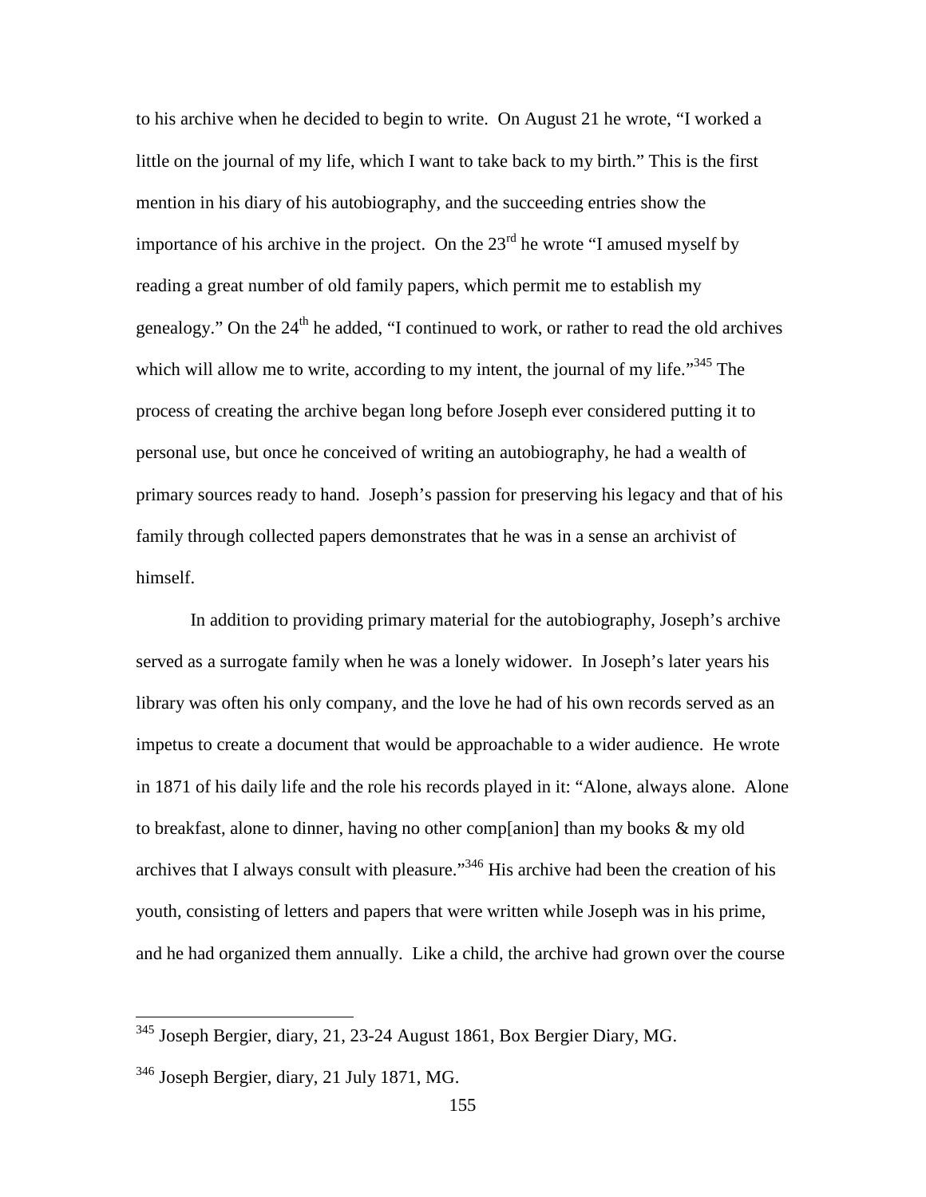to his archive when he decided to begin to write. On August 21 he wrote, "I worked a little on the journal of my life, which I want to take back to my birth." This is the first mention in his diary of his autobiography, and the succeeding entries show the importance of his archive in the project. On the 23rd he wrote "I amused myself by reading a great number of old family papers, which permit me to establish my genealogy." On the 24th he added, "I continued to work, or rather to read the old archives which will allow me to write, according to my intent, the journal of my life."[345] The process of creating the archive began long before Joseph ever considered putting it to personal use, but once he conceived of writing an autobiography, he had a wealth of primary sources ready to hand. Joseph's passion for preserving his legacy and that of his family through collected papers demonstrates that he was in a sense an archivist of himself.

In addition to providing primary material for the autobiography, Joseph's archive served as a surrogate family when he was a lonely widower. In Joseph's later years his library was often his only company, and the love he had of his own records served as an impetus to create a document that would be approachable to a wider audience. He wrote in 1871 of his daily life and the role his records played in it: "Alone, always alone. Alone to breakfast, alone to dinner, having no other comp[anion] than my books & my old archives that I always consult with pleasure."[346] His archive had been the creation of his youth, consisting of letters and papers that were written while Joseph was in his prime, and he had organized them annually. Like a child, the archive had grown over the course

---

[345] Joseph Bergier, diary, 21, 23-24 August 1861, Box Bergier Diary, MG.

[346] Joseph Bergier, diary, 21 July 1871, MG.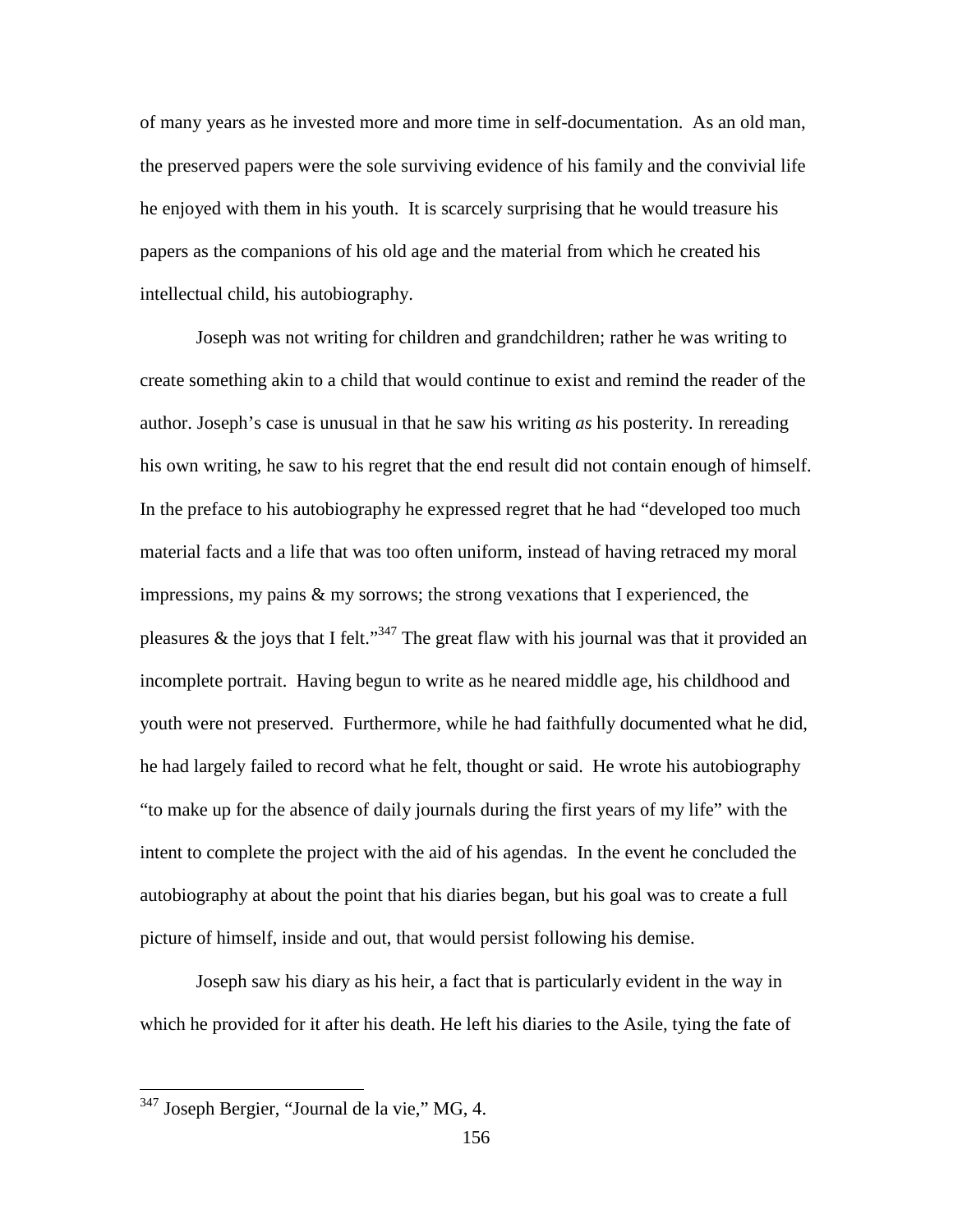of many years as he invested more and more time in self-documentation. As an old man, the preserved papers were the sole surviving evidence of his family and the convivial life he enjoyed with them in his youth. It is scarcely surprising that he would treasure his papers as the companions of his old age and the material from which he created his intellectual child, his autobiography.

Joseph was not writing for children and grandchildren; rather he was writing to create something akin to a child that would continue to exist and remind the reader of the author. Joseph's case is unusual in that he saw his writing *as* his posterity. In rereading his own writing, he saw to his regret that the end result did not contain enough of himself. In the preface to his autobiography he expressed regret that he had "developed too much material facts and a life that was too often uniform, instead of having retraced my moral impressions, my pains & my sorrows; the strong vexations that I experienced, the pleasures & the joys that I felt."[347] The great flaw with his journal was that it provided an incomplete portrait. Having begun to write as he neared middle age, his childhood and youth were not preserved. Furthermore, while he had faithfully documented what he did, he had largely failed to record what he felt, thought or said. He wrote his autobiography "to make up for the absence of daily journals during the first years of my life" with the intent to complete the project with the aid of his agendas. In the event he concluded the autobiography at about the point that his diaries began, but his goal was to create a full picture of himself, inside and out, that would persist following his demise.

Joseph saw his diary as his heir, a fact that is particularly evident in the way in which he provided for it after his death. He left his diaries to the Asile, tying the fate of

[347] Joseph Bergier, "Journal de la vie," MG, 4.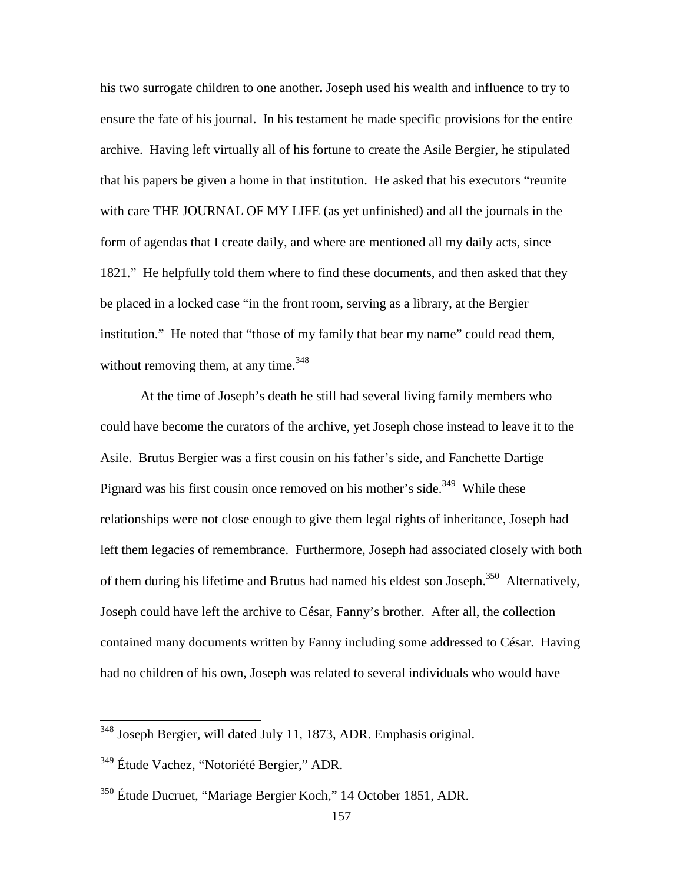his two surrogate children to one another**.** Joseph used his wealth and influence to try to ensure the fate of his journal. In his testament he made specific provisions for the entire archive. Having left virtually all of his fortune to create the Asile Bergier, he stipulated that his papers be given a home in that institution. He asked that his executors "reunite with care THE JOURNAL OF MY LIFE (as yet unfinished) and all the journals in the form of agendas that I create daily, and where are mentioned all my daily acts, since 1821." He helpfully told them where to find these documents, and then asked that they be placed in a locked case "in the front room, serving as a library, at the Bergier institution." He noted that "those of my family that bear my name" could read them, without removing them, at any time.[348]

At the time of Joseph's death he still had several living family members who could have become the curators of the archive, yet Joseph chose instead to leave it to the Asile. Brutus Bergier was a first cousin on his father's side, and Fanchette Dartige Pignard was his first cousin once removed on his mother's side.[349] While these relationships were not close enough to give them legal rights of inheritance, Joseph had left them legacies of remembrance. Furthermore, Joseph had associated closely with both of them during his lifetime and Brutus had named his eldest son Joseph.[350] Alternatively, Joseph could have left the archive to César, Fanny's brother. After all, the collection contained many documents written by Fanny including some addressed to César. Having had no children of his own, Joseph was related to several individuals who would have

---

[348] Joseph Bergier, will dated July 11, 1873, ADR. Emphasis original.

[349] Étude Vachez, "Notoriété Bergier," ADR.

[350] Étude Ducruet, "Mariage Bergier Koch," 14 October 1851, ADR.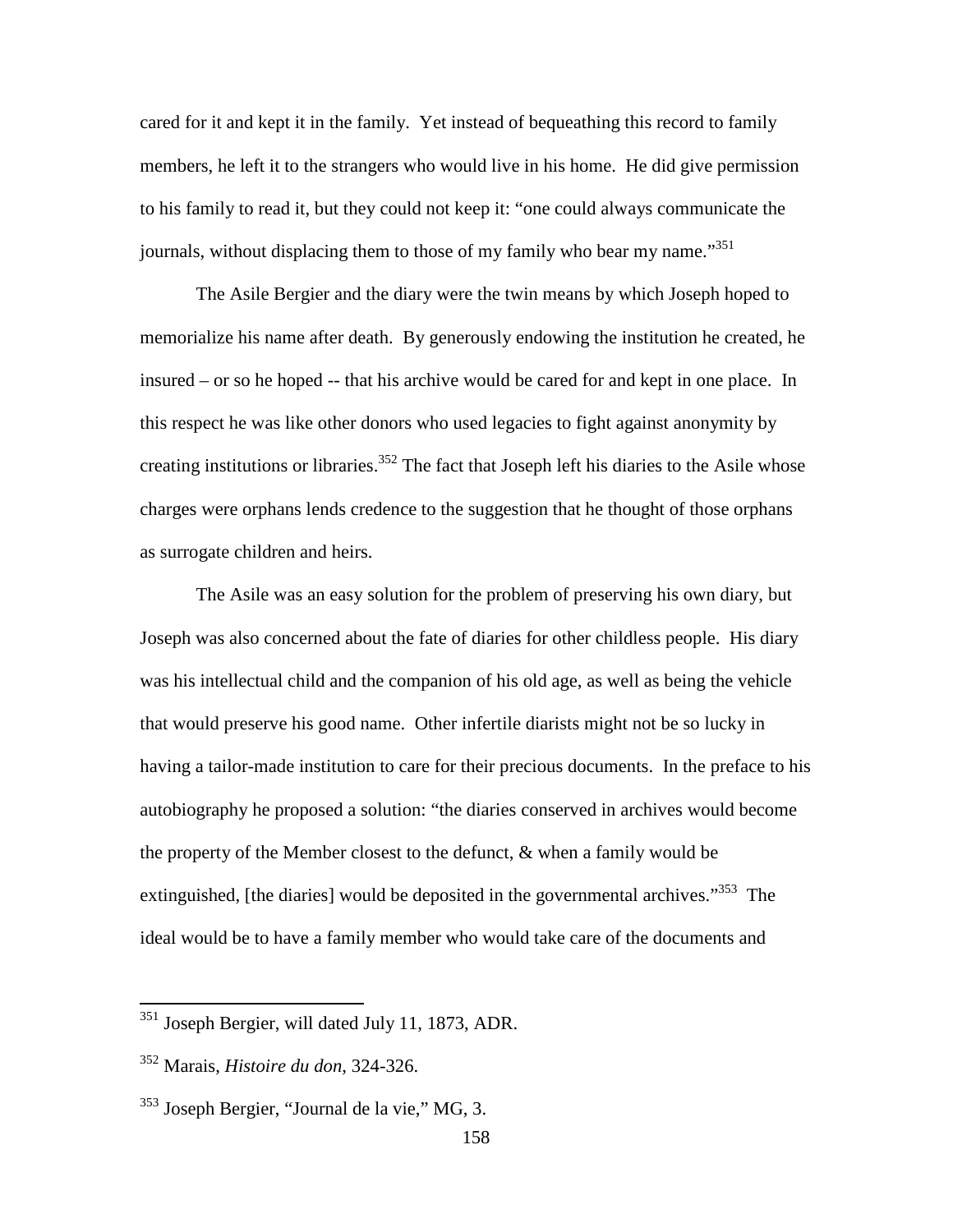cared for it and kept it in the family. Yet instead of bequeathing this record to family members, he left it to the strangers who would live in his home. He did give permission to his family to read it, but they could not keep it: "one could always communicate the journals, without displacing them to those of my family who bear my name."[351]

The Asile Bergier and the diary were the twin means by which Joseph hoped to memorialize his name after death. By generously endowing the institution he created, he insured – or so he hoped -- that his archive would be cared for and kept in one place. In this respect he was like other donors who used legacies to fight against anonymity by creating institutions or libraries.[352] The fact that Joseph left his diaries to the Asile whose charges were orphans lends credence to the suggestion that he thought of those orphans as surrogate children and heirs.

The Asile was an easy solution for the problem of preserving his own diary, but Joseph was also concerned about the fate of diaries for other childless people. His diary was his intellectual child and the companion of his old age, as well as being the vehicle that would preserve his good name. Other infertile diarists might not be so lucky in having a tailor-made institution to care for their precious documents. In the preface to his autobiography he proposed a solution: "the diaries conserved in archives would become the property of the Member closest to the defunct, & when a family would be extinguished, [the diaries] would be deposited in the governmental archives."[353] The ideal would be to have a family member who would take care of the documents and

---

[351] Joseph Bergier, will dated July 11, 1873, ADR.

[352] Marais, *Histoire du don*, 324-326.

[353] Joseph Bergier, "Journal de la vie," MG, 3.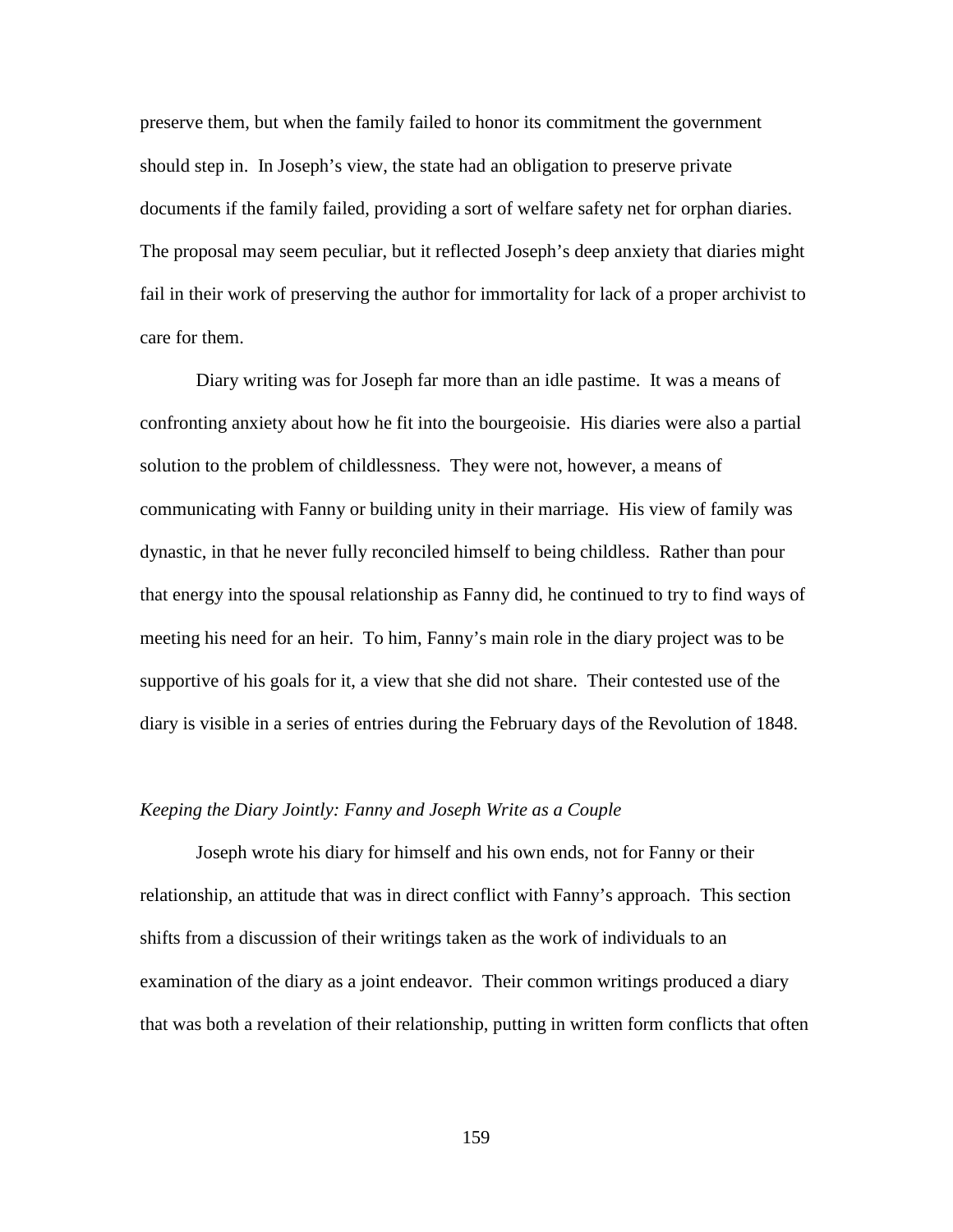preserve them, but when the family failed to honor its commitment the government should step in. In Joseph's view, the state had an obligation to preserve private documents if the family failed, providing a sort of welfare safety net for orphan diaries. The proposal may seem peculiar, but it reflected Joseph's deep anxiety that diaries might fail in their work of preserving the author for immortality for lack of a proper archivist to care for them.

Diary writing was for Joseph far more than an idle pastime. It was a means of confronting anxiety about how he fit into the bourgeoisie. His diaries were also a partial solution to the problem of childlessness. They were not, however, a means of communicating with Fanny or building unity in their marriage. His view of family was dynastic, in that he never fully reconciled himself to being childless. Rather than pour that energy into the spousal relationship as Fanny did, he continued to try to find ways of meeting his need for an heir. To him, Fanny's main role in the diary project was to be supportive of his goals for it, a view that she did not share. Their contested use of the diary is visible in a series of entries during the February days of the Revolution of 1848.

### *Keeping the Diary Jointly: Fanny and Joseph Write as a Couple*

Joseph wrote his diary for himself and his own ends, not for Fanny or their relationship, an attitude that was in direct conflict with Fanny's approach. This section shifts from a discussion of their writings taken as the work of individuals to an examination of the diary as a joint endeavor. Their common writings produced a diary that was both a revelation of their relationship, putting in written form conflicts that often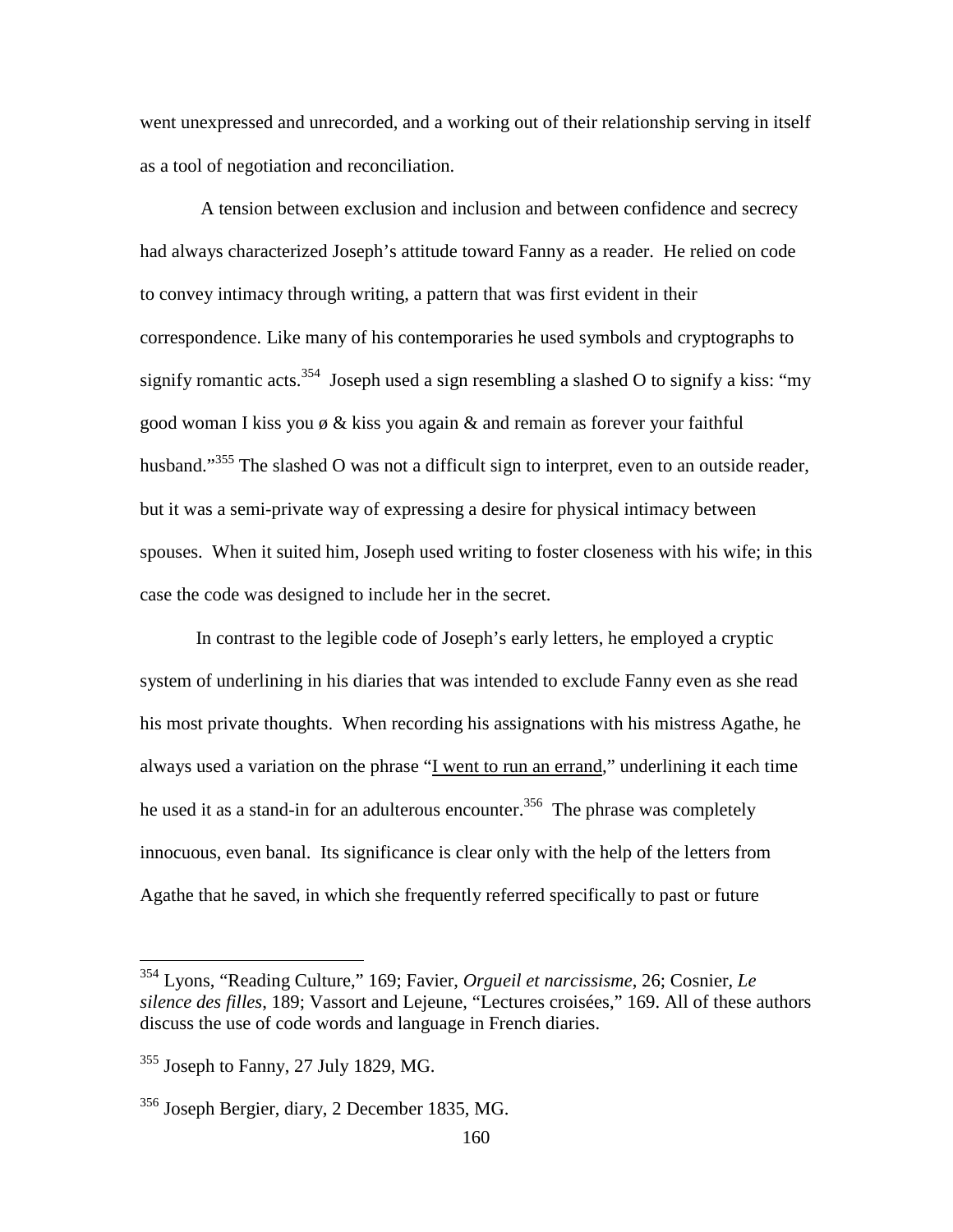went unexpressed and unrecorded, and a working out of their relationship serving in itself as a tool of negotiation and reconciliation.

A tension between exclusion and inclusion and between confidence and secrecy had always characterized Joseph's attitude toward Fanny as a reader. He relied on code to convey intimacy through writing, a pattern that was first evident in their correspondence. Like many of his contemporaries he used symbols and cryptographs to signify romantic acts.[354] Joseph used a sign resembling a slashed O to signify a kiss: "my good woman I kiss you ø & kiss you again & and remain as forever your faithful husband."[355] The slashed O was not a difficult sign to interpret, even to an outside reader, but it was a semi-private way of expressing a desire for physical intimacy between spouses. When it suited him, Joseph used writing to foster closeness with his wife; in this case the code was designed to include her in the secret.

In contrast to the legible code of Joseph's early letters, he employed a cryptic system of underlining in his diaries that was intended to exclude Fanny even as she read his most private thoughts. When recording his assignations with his mistress Agathe, he always used a variation on the phrase "<u>I went to run an errand</u>," underlining it each time he used it as a stand-in for an adulterous encounter.[356] The phrase was completely innocuous, even banal. Its significance is clear only with the help of the letters from Agathe that he saved, in which she frequently referred specifically to past or future

---

[354] Lyons, "Reading Culture," 169; Favier, *Orgueil et narcissisme*, 26; Cosnier, *Le silence des filles*, 189; Vassort and Lejeune, "Lectures croisées," 169. All of these authors discuss the use of code words and language in French diaries.

[355] Joseph to Fanny, 27 July 1829, MG.

[356] Joseph Bergier, diary, 2 December 1835, MG.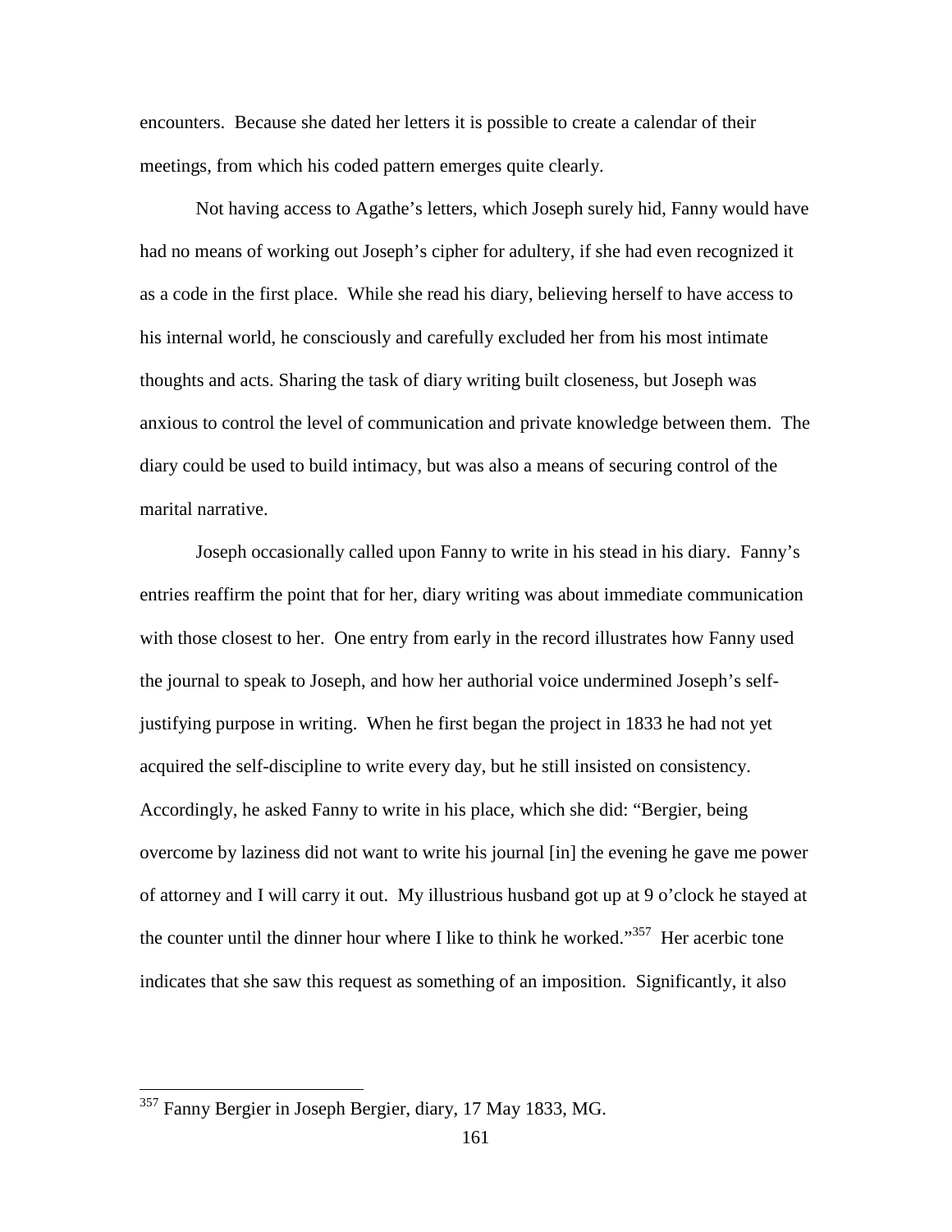encounters. Because she dated her letters it is possible to create a calendar of their meetings, from which his coded pattern emerges quite clearly.

Not having access to Agathe's letters, which Joseph surely hid, Fanny would have had no means of working out Joseph's cipher for adultery, if she had even recognized it as a code in the first place. While she read his diary, believing herself to have access to his internal world, he consciously and carefully excluded her from his most intimate thoughts and acts. Sharing the task of diary writing built closeness, but Joseph was anxious to control the level of communication and private knowledge between them. The diary could be used to build intimacy, but was also a means of securing control of the marital narrative.

Joseph occasionally called upon Fanny to write in his stead in his diary. Fanny's entries reaffirm the point that for her, diary writing was about immediate communication with those closest to her. One entry from early in the record illustrates how Fanny used the journal to speak to Joseph, and how her authorial voice undermined Joseph's self-justifying purpose in writing. When he first began the project in 1833 he had not yet acquired the self-discipline to write every day, but he still insisted on consistency. Accordingly, he asked Fanny to write in his place, which she did: "Bergier, being overcome by laziness did not want to write his journal [in] the evening he gave me power of attorney and I will carry it out. My illustrious husband got up at 9 o'clock he stayed at the counter until the dinner hour where I like to think he worked."[357] Her acerbic tone indicates that she saw this request as something of an imposition. Significantly, it also

---

[357] Fanny Bergier in Joseph Bergier, diary, 17 May 1833, MG.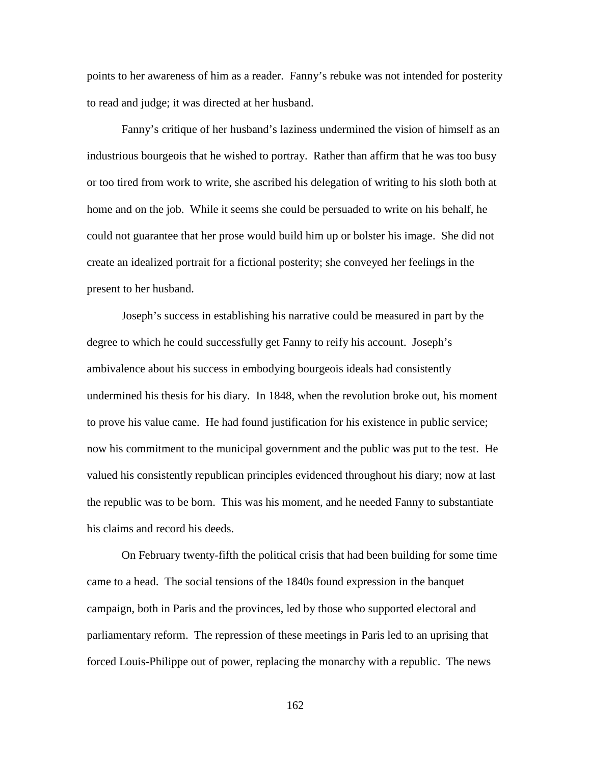points to her awareness of him as a reader. Fanny's rebuke was not intended for posterity to read and judge; it was directed at her husband.

Fanny's critique of her husband's laziness undermined the vision of himself as an industrious bourgeois that he wished to portray. Rather than affirm that he was too busy or too tired from work to write, she ascribed his delegation of writing to his sloth both at home and on the job. While it seems she could be persuaded to write on his behalf, he could not guarantee that her prose would build him up or bolster his image. She did not create an idealized portrait for a fictional posterity; she conveyed her feelings in the present to her husband.

Joseph's success in establishing his narrative could be measured in part by the degree to which he could successfully get Fanny to reify his account. Joseph's ambivalence about his success in embodying bourgeois ideals had consistently undermined his thesis for his diary. In 1848, when the revolution broke out, his moment to prove his value came. He had found justification for his existence in public service; now his commitment to the municipal government and the public was put to the test. He valued his consistently republican principles evidenced throughout his diary; now at last the republic was to be born. This was his moment, and he needed Fanny to substantiate his claims and record his deeds.

On February twenty-fifth the political crisis that had been building for some time came to a head. The social tensions of the 1840s found expression in the banquet campaign, both in Paris and the provinces, led by those who supported electoral and parliamentary reform. The repression of these meetings in Paris led to an uprising that forced Louis-Philippe out of power, replacing the monarchy with a republic. The news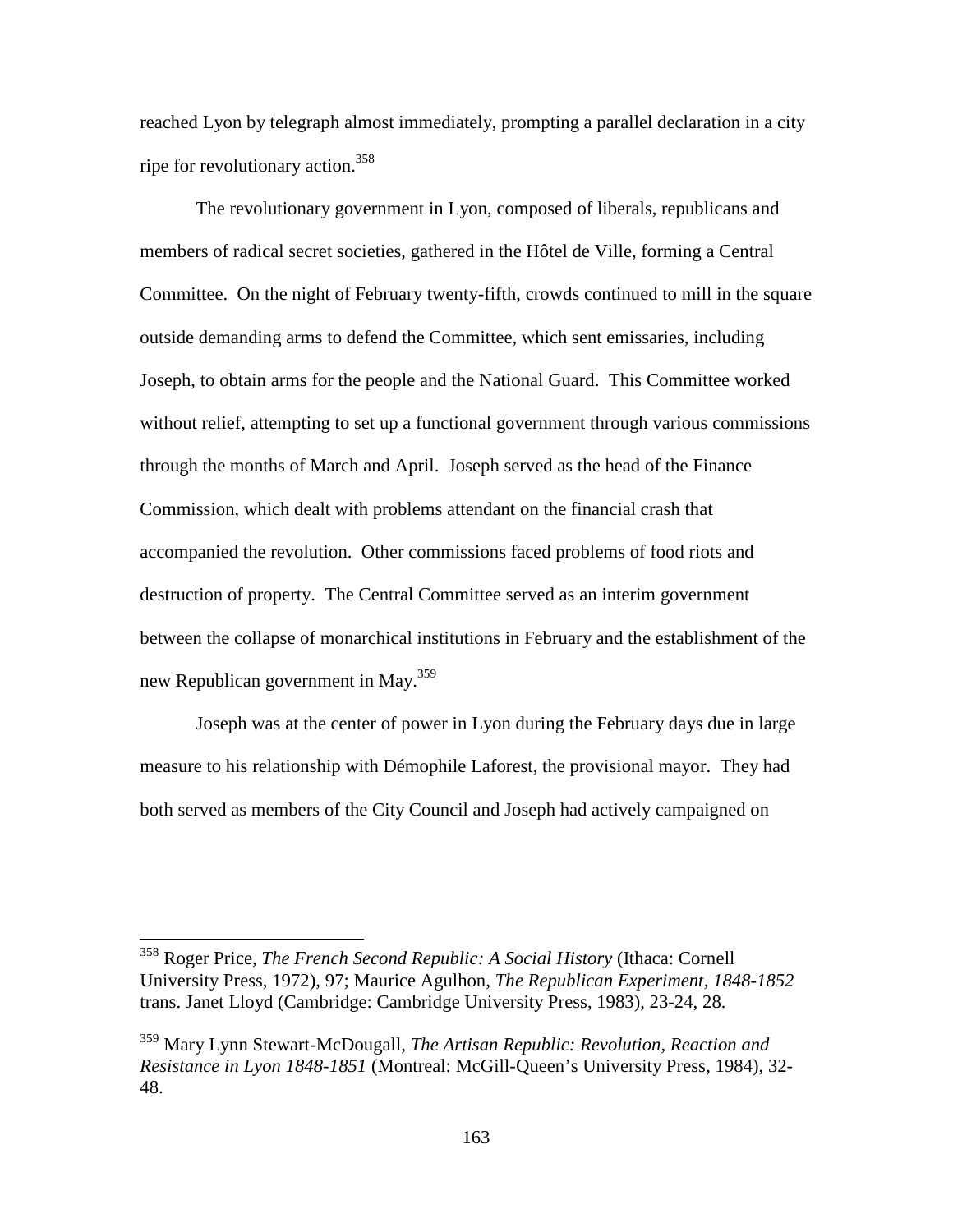reached Lyon by telegraph almost immediately, prompting a parallel declaration in a city ripe for revolutionary action.[358]

The revolutionary government in Lyon, composed of liberals, republicans and members of radical secret societies, gathered in the Hôtel de Ville, forming a Central Committee. On the night of February twenty-fifth, crowds continued to mill in the square outside demanding arms to defend the Committee, which sent emissaries, including Joseph, to obtain arms for the people and the National Guard. This Committee worked without relief, attempting to set up a functional government through various commissions through the months of March and April. Joseph served as the head of the Finance Commission, which dealt with problems attendant on the financial crash that accompanied the revolution. Other commissions faced problems of food riots and destruction of property. The Central Committee served as an interim government between the collapse of monarchical institutions in February and the establishment of the new Republican government in May.[359]

Joseph was at the center of power in Lyon during the February days due in large measure to his relationship with Démophile Laforest, the provisional mayor. They had both served as members of the City Council and Joseph had actively campaigned on

---

[358] Roger Price, *The French Second Republic: A Social History* (Ithaca: Cornell University Press, 1972), 97; Maurice Agulhon, *The Republican Experiment, 1848-1852* trans. Janet Lloyd (Cambridge: Cambridge University Press, 1983), 23-24, 28.

[359] Mary Lynn Stewart-McDougall, *The Artisan Republic: Revolution, Reaction and Resistance in Lyon 1848-1851* (Montreal: McGill-Queen's University Press, 1984), 32-48.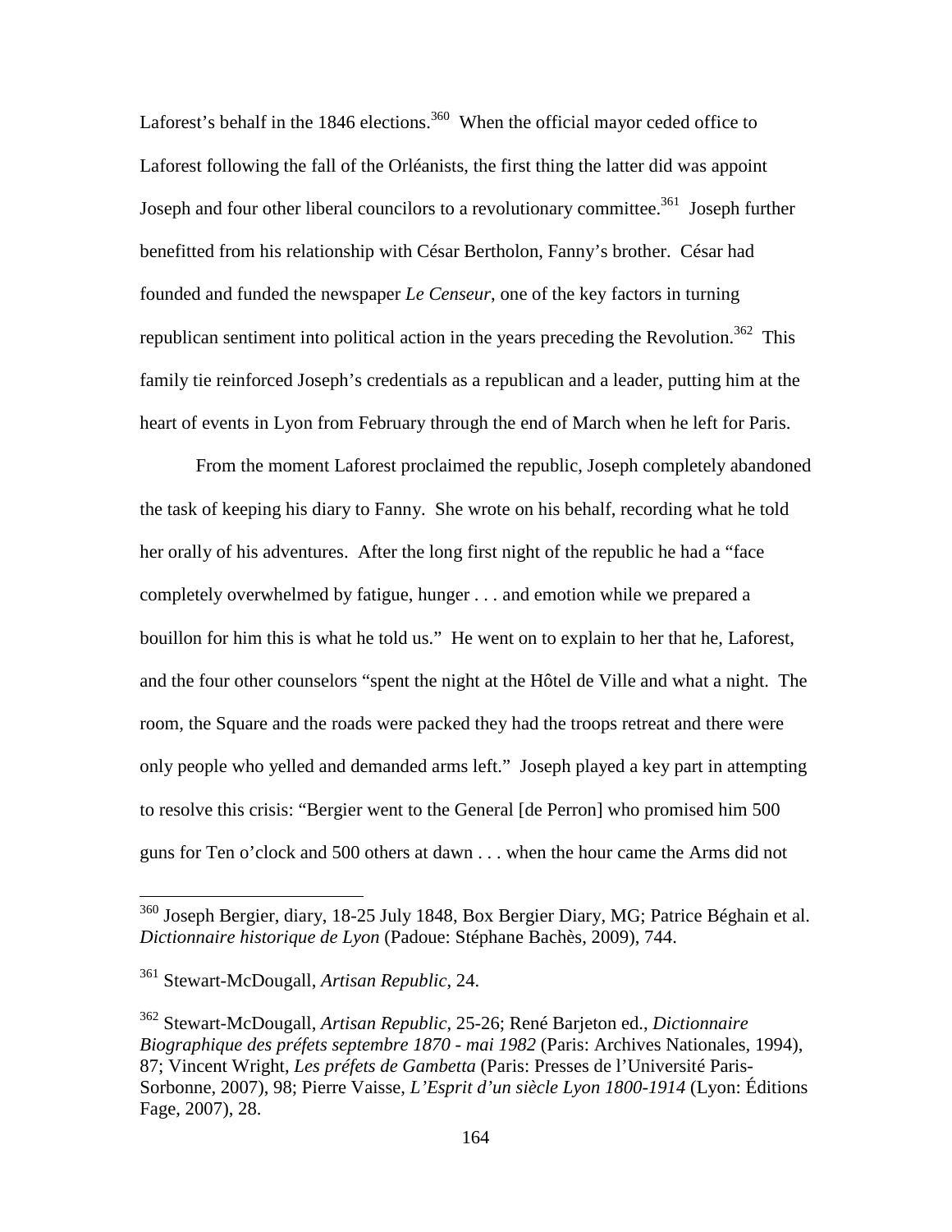Laforest's behalf in the 1846 elections.[360] When the official mayor ceded office to Laforest following the fall of the Orléanists, the first thing the latter did was appoint Joseph and four other liberal councilors to a revolutionary committee.[361] Joseph further benefitted from his relationship with César Bertholon, Fanny's brother. César had founded and funded the newspaper *Le Censeur*, one of the key factors in turning republican sentiment into political action in the years preceding the Revolution.[362] This family tie reinforced Joseph's credentials as a republican and a leader, putting him at the heart of events in Lyon from February through the end of March when he left for Paris.

From the moment Laforest proclaimed the republic, Joseph completely abandoned the task of keeping his diary to Fanny. She wrote on his behalf, recording what he told her orally of his adventures. After the long first night of the republic he had a "face completely overwhelmed by fatigue, hunger . . . and emotion while we prepared a bouillon for him this is what he told us." He went on to explain to her that he, Laforest, and the four other counselors "spent the night at the Hôtel de Ville and what a night. The room, the Square and the roads were packed they had the troops retreat and there were only people who yelled and demanded arms left." Joseph played a key part in attempting to resolve this crisis: "Bergier went to the General [de Perron] who promised him 500 guns for Ten o'clock and 500 others at dawn . . . when the hour came the Arms did not

---

[360] Joseph Bergier, diary, 18-25 July 1848, Box Bergier Diary, MG; Patrice Béghain et al. *Dictionnaire historique de Lyon* (Padoue: Stéphane Bachès, 2009), 744.

[361] Stewart-McDougall, *Artisan Republic*, 24.

[362] Stewart-McDougall, *Artisan Republic*, 25-26; René Barjeton ed., *Dictionnaire Biographique des préfets septembre 1870 - mai 1982* (Paris: Archives Nationales, 1994), 87; Vincent Wright, *Les préfets de Gambetta* (Paris: Presses de l'Université Paris-Sorbonne, 2007), 98; Pierre Vaisse, *L'Esprit d'un siècle Lyon 1800-1914* (Lyon: Éditions Fage, 2007), 28.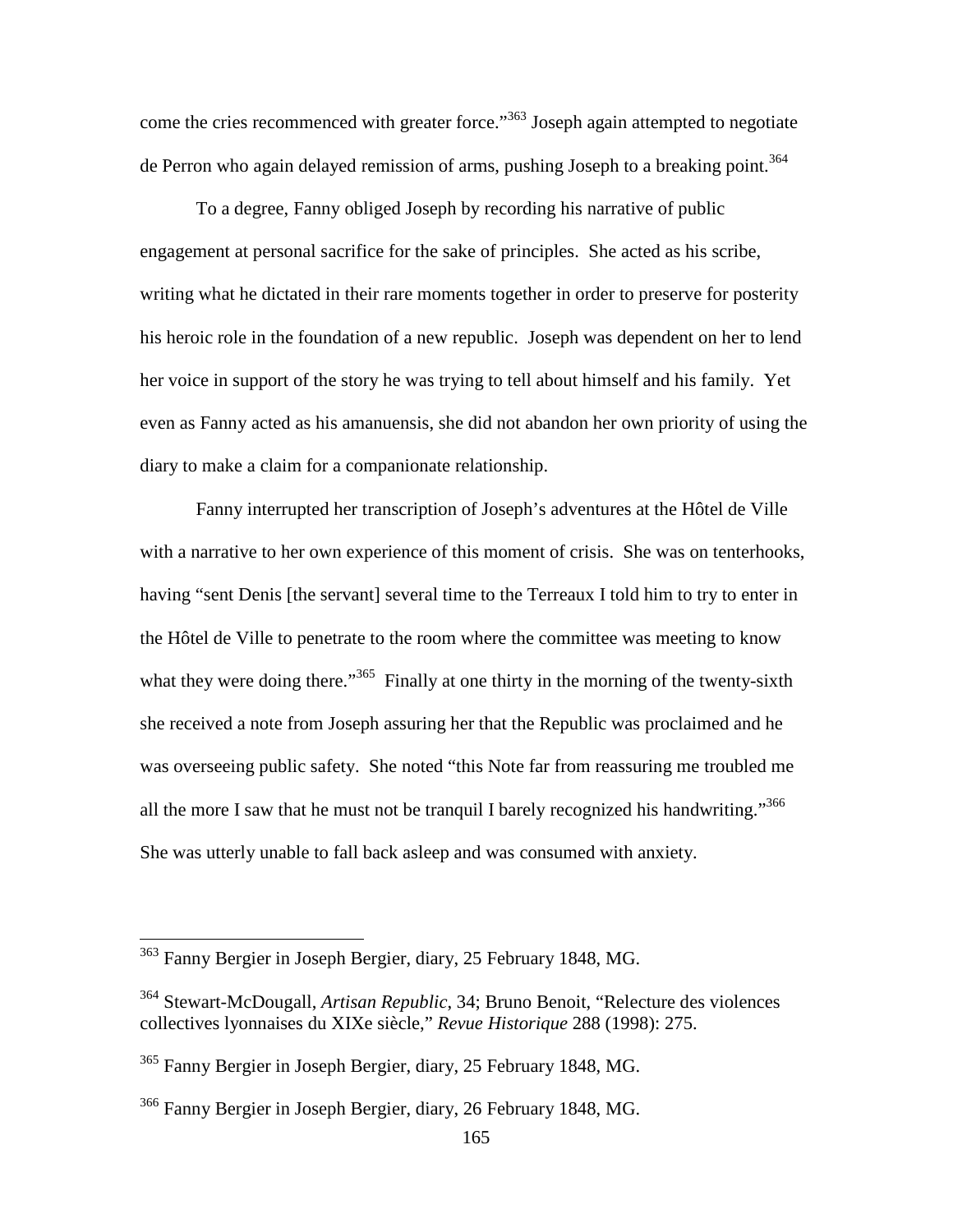come the cries recommenced with greater force."[363] Joseph again attempted to negotiate de Perron who again delayed remission of arms, pushing Joseph to a breaking point.[364]

To a degree, Fanny obliged Joseph by recording his narrative of public engagement at personal sacrifice for the sake of principles. She acted as his scribe, writing what he dictated in their rare moments together in order to preserve for posterity his heroic role in the foundation of a new republic. Joseph was dependent on her to lend her voice in support of the story he was trying to tell about himself and his family. Yet even as Fanny acted as his amanuensis, she did not abandon her own priority of using the diary to make a claim for a companionate relationship.

Fanny interrupted her transcription of Joseph's adventures at the Hôtel de Ville with a narrative to her own experience of this moment of crisis. She was on tenterhooks, having "sent Denis [the servant] several time to the Terreaux I told him to try to enter in the Hôtel de Ville to penetrate to the room where the committee was meeting to know what they were doing there."[365] Finally at one thirty in the morning of the twenty-sixth she received a note from Joseph assuring her that the Republic was proclaimed and he was overseeing public safety. She noted "this Note far from reassuring me troubled me all the more I saw that he must not be tranquil I barely recognized his handwriting."[366] She was utterly unable to fall back asleep and was consumed with anxiety.

---

[363] Fanny Bergier in Joseph Bergier, diary, 25 February 1848, MG.

[364] Stewart-McDougall, *Artisan Republic*, 34; Bruno Benoit, "Relecture des violences collectives lyonnaises du XIXe siècle," *Revue Historique* 288 (1998): 275.

[365] Fanny Bergier in Joseph Bergier, diary, 25 February 1848, MG.

[366] Fanny Bergier in Joseph Bergier, diary, 26 February 1848, MG.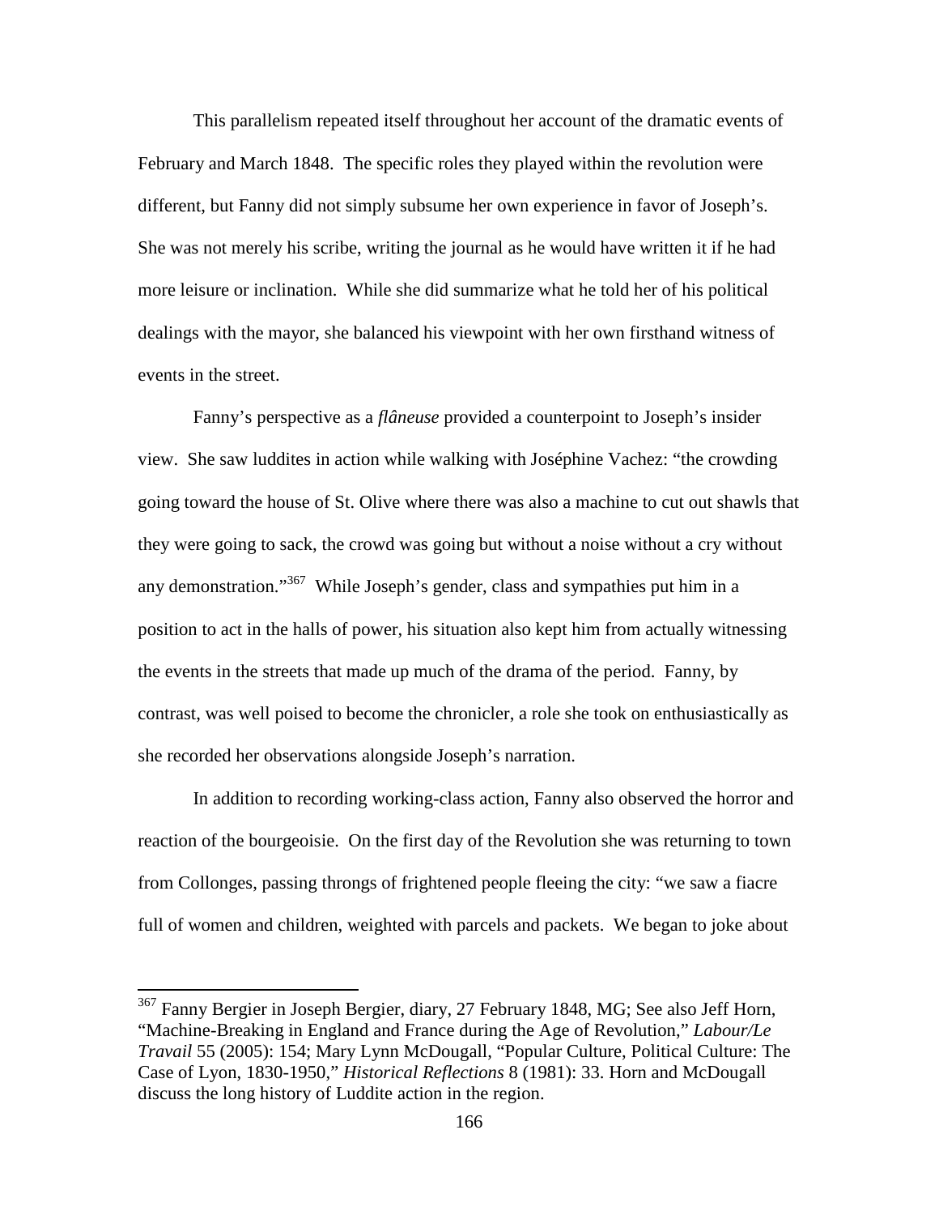This parallelism repeated itself throughout her account of the dramatic events of February and March 1848. The specific roles they played within the revolution were different, but Fanny did not simply subsume her own experience in favor of Joseph's. She was not merely his scribe, writing the journal as he would have written it if he had more leisure or inclination. While she did summarize what he told her of his political dealings with the mayor, she balanced his viewpoint with her own firsthand witness of events in the street.

Fanny's perspective as a *flâneuse* provided a counterpoint to Joseph's insider view. She saw luddites in action while walking with Joséphine Vachez: "the crowding going toward the house of St. Olive where there was also a machine to cut out shawls that they were going to sack, the crowd was going but without a noise without a cry without any demonstration."[367] While Joseph's gender, class and sympathies put him in a position to act in the halls of power, his situation also kept him from actually witnessing the events in the streets that made up much of the drama of the period. Fanny, by contrast, was well poised to become the chronicler, a role she took on enthusiastically as she recorded her observations alongside Joseph's narration.

In addition to recording working-class action, Fanny also observed the horror and reaction of the bourgeoisie. On the first day of the Revolution she was returning to town from Collonges, passing throngs of frightened people fleeing the city: "we saw a fiacre full of women and children, weighted with parcels and packets. We began to joke about

---

[367] Fanny Bergier in Joseph Bergier, diary, 27 February 1848, MG; See also Jeff Horn, "Machine-Breaking in England and France during the Age of Revolution," *Labour/Le Travail* 55 (2005): 154; Mary Lynn McDougall, "Popular Culture, Political Culture: The Case of Lyon, 1830-1950," *Historical Reflections* 8 (1981): 33. Horn and McDougall discuss the long history of Luddite action in the region.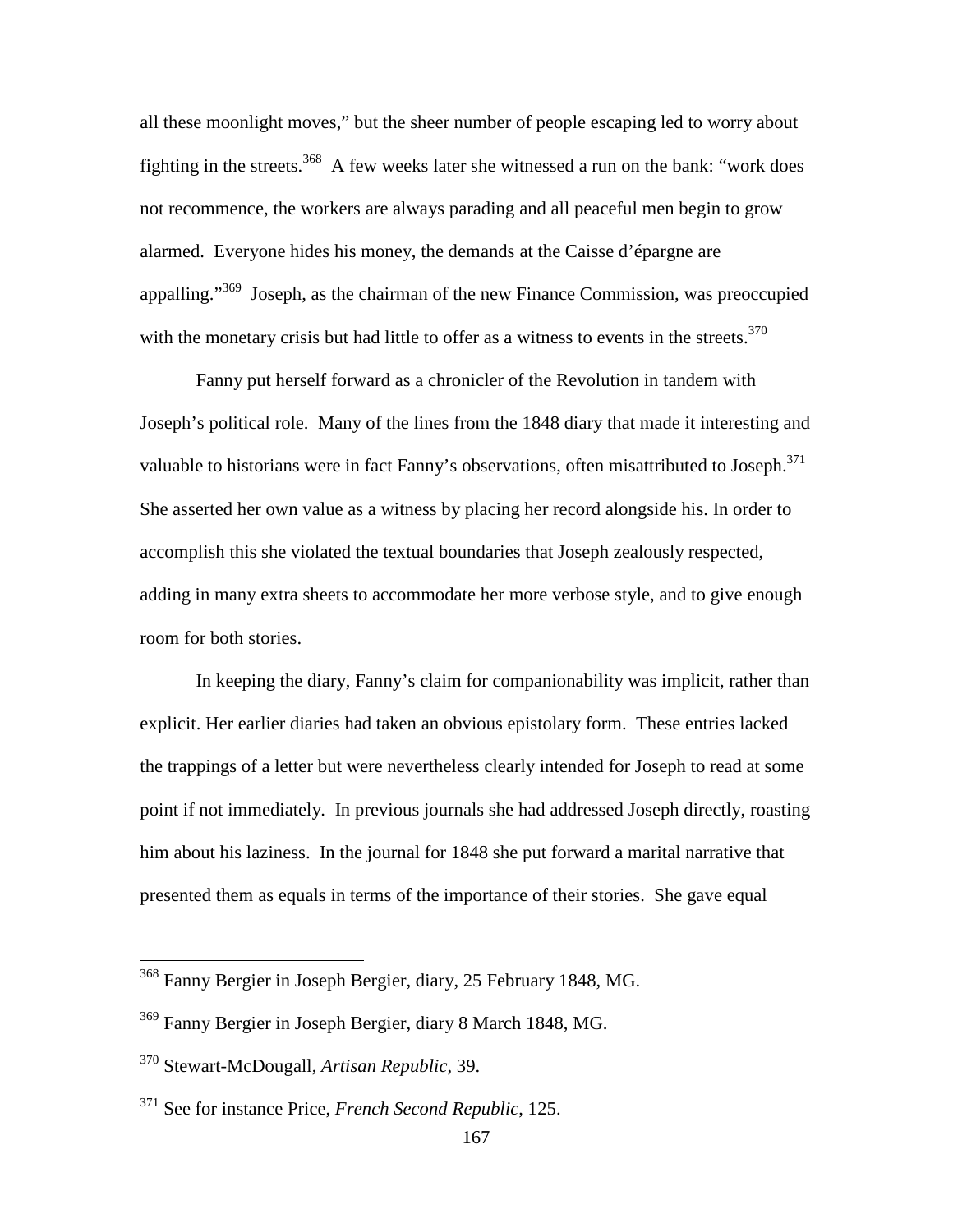all these moonlight moves," but the sheer number of people escaping led to worry about fighting in the streets.[368] A few weeks later she witnessed a run on the bank: "work does not recommence, the workers are always parading and all peaceful men begin to grow alarmed. Everyone hides his money, the demands at the Caisse d'épargne are appalling."[369] Joseph, as the chairman of the new Finance Commission, was preoccupied with the monetary crisis but had little to offer as a witness to events in the streets.[370]

Fanny put herself forward as a chronicler of the Revolution in tandem with Joseph's political role. Many of the lines from the 1848 diary that made it interesting and valuable to historians were in fact Fanny's observations, often misattributed to Joseph.[371] She asserted her own value as a witness by placing her record alongside his. In order to accomplish this she violated the textual boundaries that Joseph zealously respected, adding in many extra sheets to accommodate her more verbose style, and to give enough room for both stories.

In keeping the diary, Fanny's claim for companionability was implicit, rather than explicit. Her earlier diaries had taken an obvious epistolary form. These entries lacked the trappings of a letter but were nevertheless clearly intended for Joseph to read at some point if not immediately. In previous journals she had addressed Joseph directly, roasting him about his laziness. In the journal for 1848 she put forward a marital narrative that presented them as equals in terms of the importance of their stories. She gave equal

---

[368] Fanny Bergier in Joseph Bergier, diary, 25 February 1848, MG.

[369] Fanny Bergier in Joseph Bergier, diary 8 March 1848, MG.

[370] Stewart-McDougall, *Artisan Republic*, 39.

[371] See for instance Price, *French Second Republic*, 125.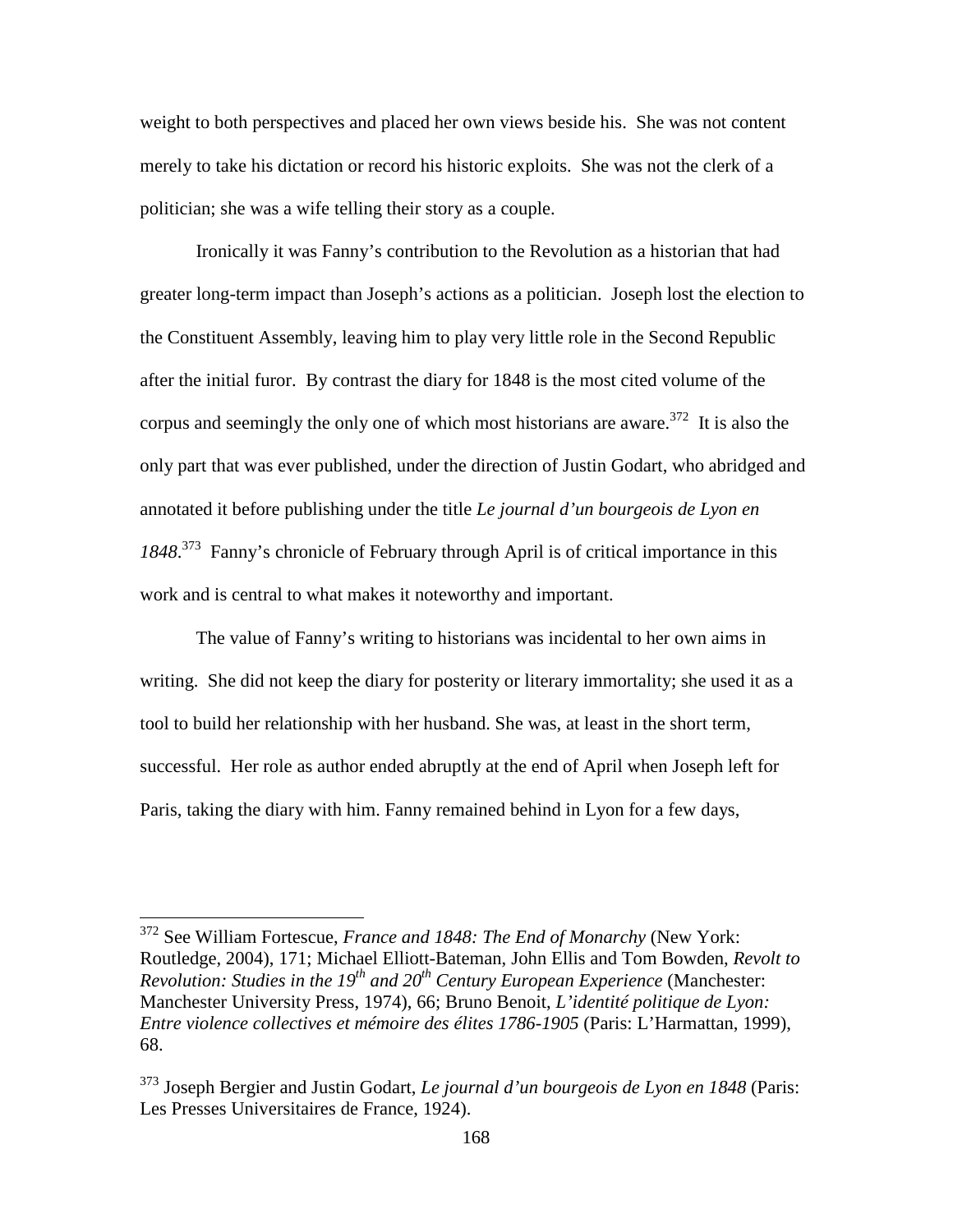weight to both perspectives and placed her own views beside his. She was not content merely to take his dictation or record his historic exploits. She was not the clerk of a politician; she was a wife telling their story as a couple.

Ironically it was Fanny's contribution to the Revolution as a historian that had greater long-term impact than Joseph's actions as a politician. Joseph lost the election to the Constituent Assembly, leaving him to play very little role in the Second Republic after the initial furor. By contrast the diary for 1848 is the most cited volume of the corpus and seemingly the only one of which most historians are aware.[372] It is also the only part that was ever published, under the direction of Justin Godart, who abridged and annotated it before publishing under the title *Le journal d'un bourgeois de Lyon en 1848*.[373] Fanny's chronicle of February through April is of critical importance in this work and is central to what makes it noteworthy and important.

The value of Fanny's writing to historians was incidental to her own aims in writing. She did not keep the diary for posterity or literary immortality; she used it as a tool to build her relationship with her husband. She was, at least in the short term, successful. Her role as author ended abruptly at the end of April when Joseph left for Paris, taking the diary with him. Fanny remained behind in Lyon for a few days,

---

[372] See William Fortescue, *France and 1848: The End of Monarchy* (New York: Routledge, 2004), 171; Michael Elliott-Bateman, John Ellis and Tom Bowden, *Revolt to Revolution: Studies in the 19th and 20th Century European Experience* (Manchester: Manchester University Press, 1974), 66; Bruno Benoit, *L'identité politique de Lyon: Entre violence collectives et mémoire des élites 1786-1905* (Paris: L'Harmattan, 1999), 68.

[373] Joseph Bergier and Justin Godart, *Le journal d'un bourgeois de Lyon en 1848* (Paris: Les Presses Universitaires de France, 1924).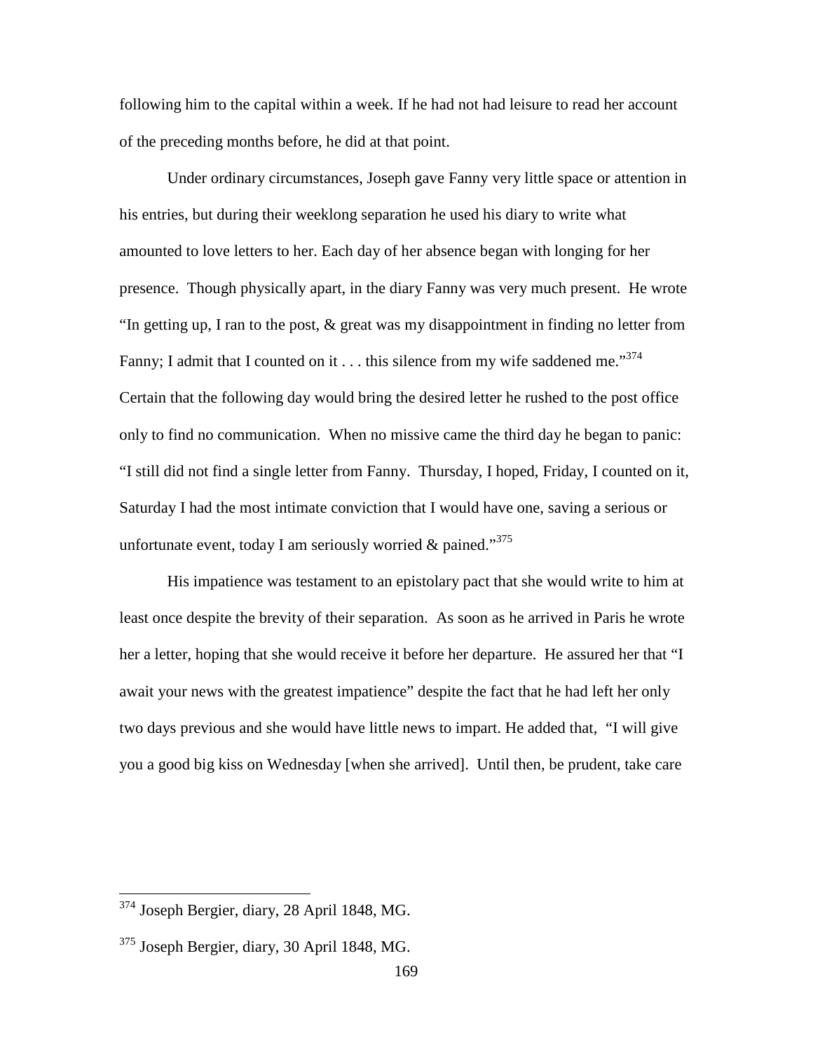following him to the capital within a week. If he had not had leisure to read her account of the preceding months before, he did at that point.

Under ordinary circumstances, Joseph gave Fanny very little space or attention in his entries, but during their weeklong separation he used his diary to write what amounted to love letters to her. Each day of her absence began with longing for her presence. Though physically apart, in the diary Fanny was very much present. He wrote "In getting up, I ran to the post, & great was my disappointment in finding no letter from Fanny; I admit that I counted on it . . . this silence from my wife saddened me."[374] Certain that the following day would bring the desired letter he rushed to the post office only to find no communication. When no missive came the third day he began to panic: "I still did not find a single letter from Fanny. Thursday, I hoped, Friday, I counted on it, Saturday I had the most intimate conviction that I would have one, saving a serious or unfortunate event, today I am seriously worried & pained."[375]

His impatience was testament to an epistolary pact that she would write to him at least once despite the brevity of their separation. As soon as he arrived in Paris he wrote her a letter, hoping that she would receive it before her departure. He assured her that "I await your news with the greatest impatience" despite the fact that he had left her only two days previous and she would have little news to impart. He added that, "I will give you a good big kiss on Wednesday [when she arrived]. Until then, be prudent, take care

---

[374] Joseph Bergier, diary, 28 April 1848, MG.

[375] Joseph Bergier, diary, 30 April 1848, MG.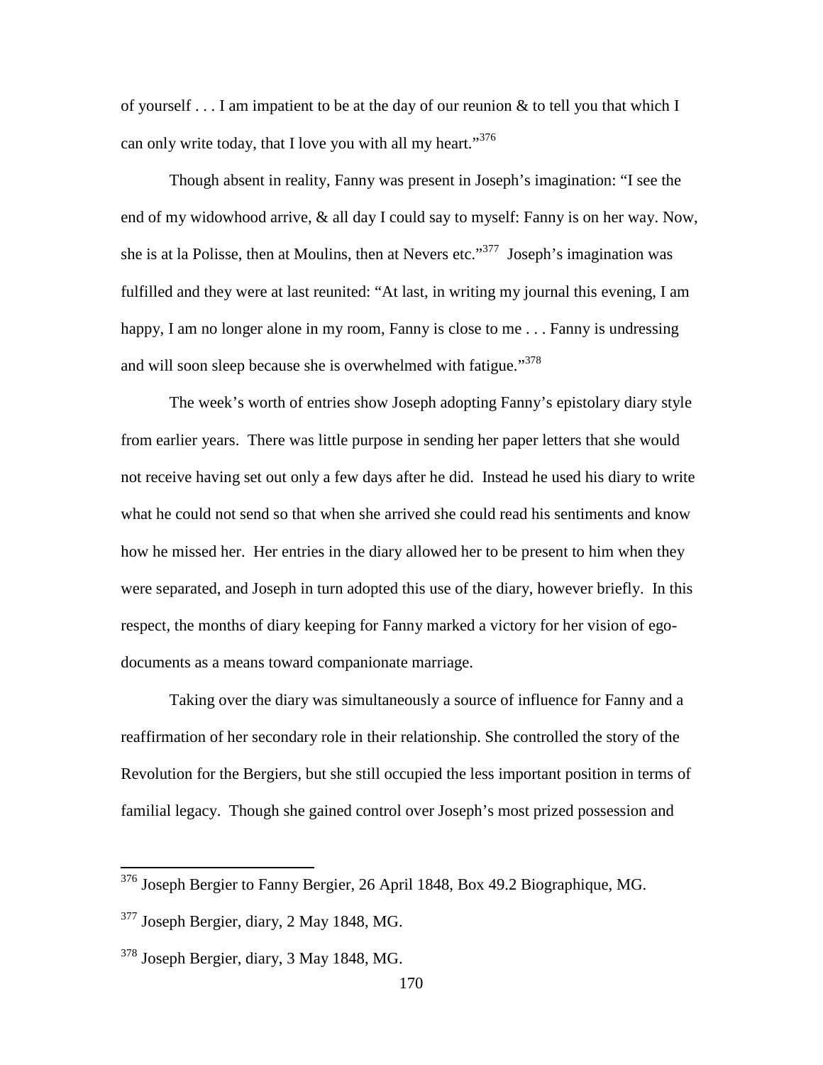of yourself . . . I am impatient to be at the day of our reunion & to tell you that which I can only write today, that I love you with all my heart."[376]

Though absent in reality, Fanny was present in Joseph's imagination: "I see the end of my widowhood arrive, & all day I could say to myself: Fanny is on her way. Now, she is at la Polisse, then at Moulins, then at Nevers etc."[377] Joseph's imagination was fulfilled and they were at last reunited: "At last, in writing my journal this evening, I am happy, I am no longer alone in my room, Fanny is close to me . . . Fanny is undressing and will soon sleep because she is overwhelmed with fatigue."[378]

The week's worth of entries show Joseph adopting Fanny's epistolary diary style from earlier years. There was little purpose in sending her paper letters that she would not receive having set out only a few days after he did. Instead he used his diary to write what he could not send so that when she arrived she could read his sentiments and know how he missed her. Her entries in the diary allowed her to be present to him when they were separated, and Joseph in turn adopted this use of the diary, however briefly. In this respect, the months of diary keeping for Fanny marked a victory for her vision of ego-documents as a means toward companionate marriage.

Taking over the diary was simultaneously a source of influence for Fanny and a reaffirmation of her secondary role in their relationship. She controlled the story of the Revolution for the Bergiers, but she still occupied the less important position in terms of familial legacy. Though she gained control over Joseph's most prized possession and

---

[376] Joseph Bergier to Fanny Bergier, 26 April 1848, Box 49.2 Biographique, MG.

[377] Joseph Bergier, diary, 2 May 1848, MG.

[378] Joseph Bergier, diary, 3 May 1848, MG.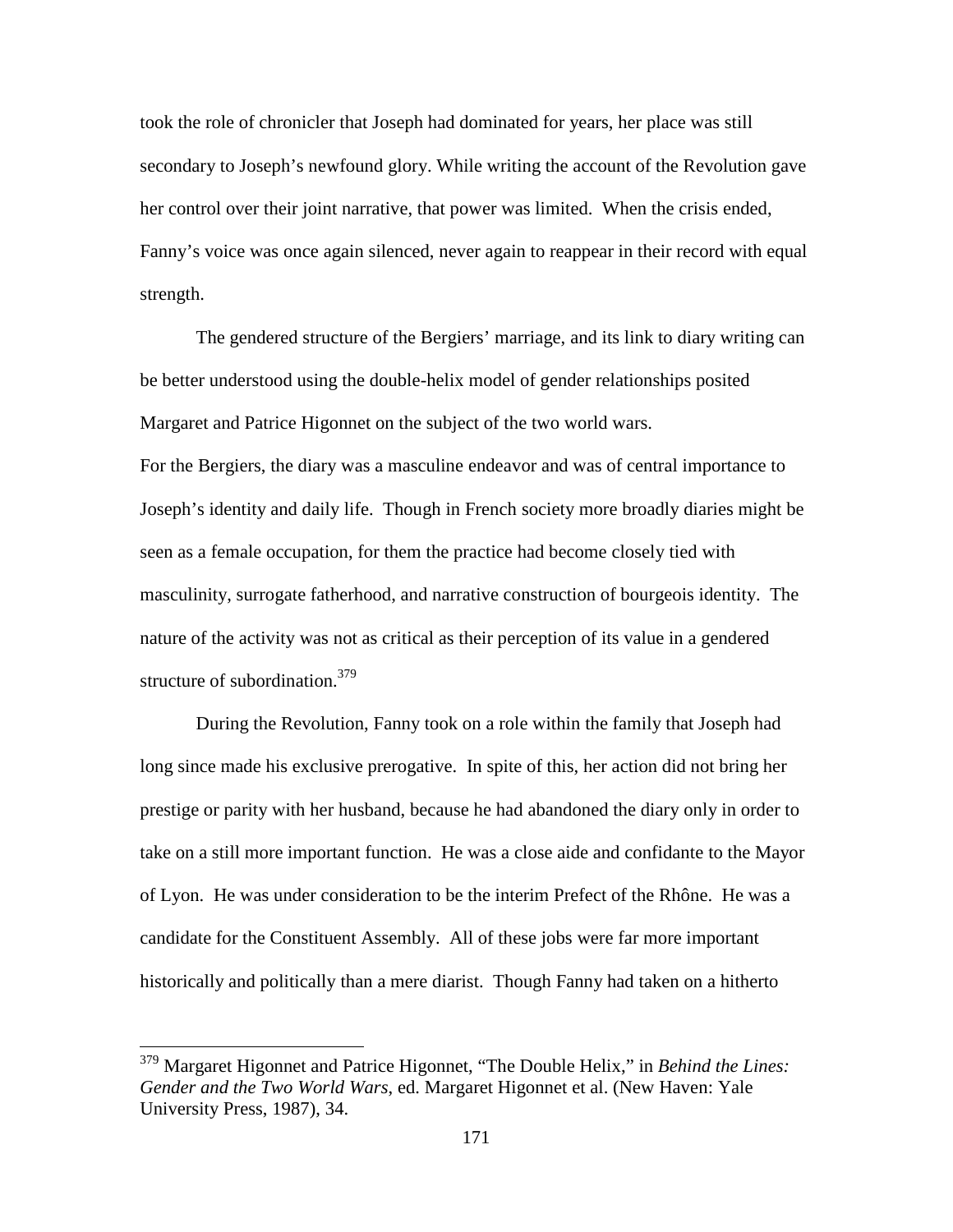took the role of chronicler that Joseph had dominated for years, her place was still secondary to Joseph's newfound glory. While writing the account of the Revolution gave her control over their joint narrative, that power was limited. When the crisis ended, Fanny's voice was once again silenced, never again to reappear in their record with equal strength.

The gendered structure of the Bergiers' marriage, and its link to diary writing can be better understood using the double-helix model of gender relationships posited Margaret and Patrice Higonnet on the subject of the two world wars.
For the Bergiers, the diary was a masculine endeavor and was of central importance to Joseph's identity and daily life. Though in French society more broadly diaries might be seen as a female occupation, for them the practice had become closely tied with masculinity, surrogate fatherhood, and narrative construction of bourgeois identity. The nature of the activity was not as critical as their perception of its value in a gendered structure of subordination.[379]

During the Revolution, Fanny took on a role within the family that Joseph had long since made his exclusive prerogative. In spite of this, her action did not bring her prestige or parity with her husband, because he had abandoned the diary only in order to take on a still more important function. He was a close aide and confidante to the Mayor of Lyon. He was under consideration to be the interim Prefect of the Rhône. He was a candidate for the Constituent Assembly. All of these jobs were far more important historically and politically than a mere diarist. Though Fanny had taken on a hitherto

---

[379] Margaret Higonnet and Patrice Higonnet, "The Double Helix," in *Behind the Lines: Gender and the Two World Wars*, ed. Margaret Higonnet et al. (New Haven: Yale University Press, 1987), 34.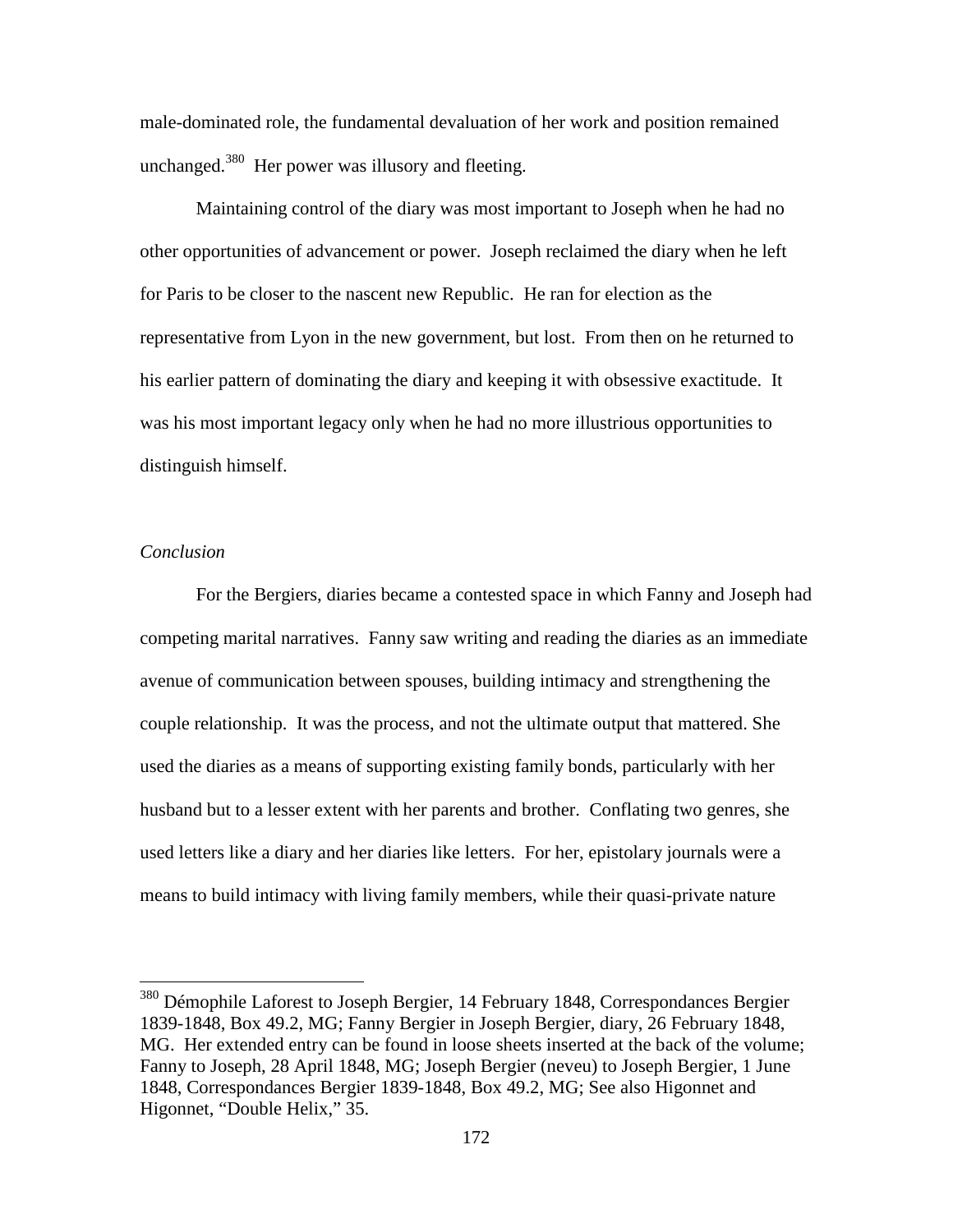male-dominated role, the fundamental devaluation of her work and position remained unchanged.[380] Her power was illusory and fleeting.

Maintaining control of the diary was most important to Joseph when he had no other opportunities of advancement or power. Joseph reclaimed the diary when he left for Paris to be closer to the nascent new Republic. He ran for election as the representative from Lyon in the new government, but lost. From then on he returned to his earlier pattern of dominating the diary and keeping it with obsessive exactitude. It was his most important legacy only when he had no more illustrious opportunities to distinguish himself.

### *Conclusion*

For the Bergiers, diaries became a contested space in which Fanny and Joseph had competing marital narratives. Fanny saw writing and reading the diaries as an immediate avenue of communication between spouses, building intimacy and strengthening the couple relationship. It was the process, and not the ultimate output that mattered. She used the diaries as a means of supporting existing family bonds, particularly with her husband but to a lesser extent with her parents and brother. Conflating two genres, she used letters like a diary and her diaries like letters. For her, epistolary journals were a means to build intimacy with living family members, while their quasi-private nature

---

[380] Démophile Laforest to Joseph Bergier, 14 February 1848, Correspondances Bergier 1839-1848, Box 49.2, MG; Fanny Bergier in Joseph Bergier, diary, 26 February 1848, MG. Her extended entry can be found in loose sheets inserted at the back of the volume; Fanny to Joseph, 28 April 1848, MG; Joseph Bergier (neveu) to Joseph Bergier, 1 June 1848, Correspondances Bergier 1839-1848, Box 49.2, MG; See also Higonnet and Higonnet, "Double Helix," 35.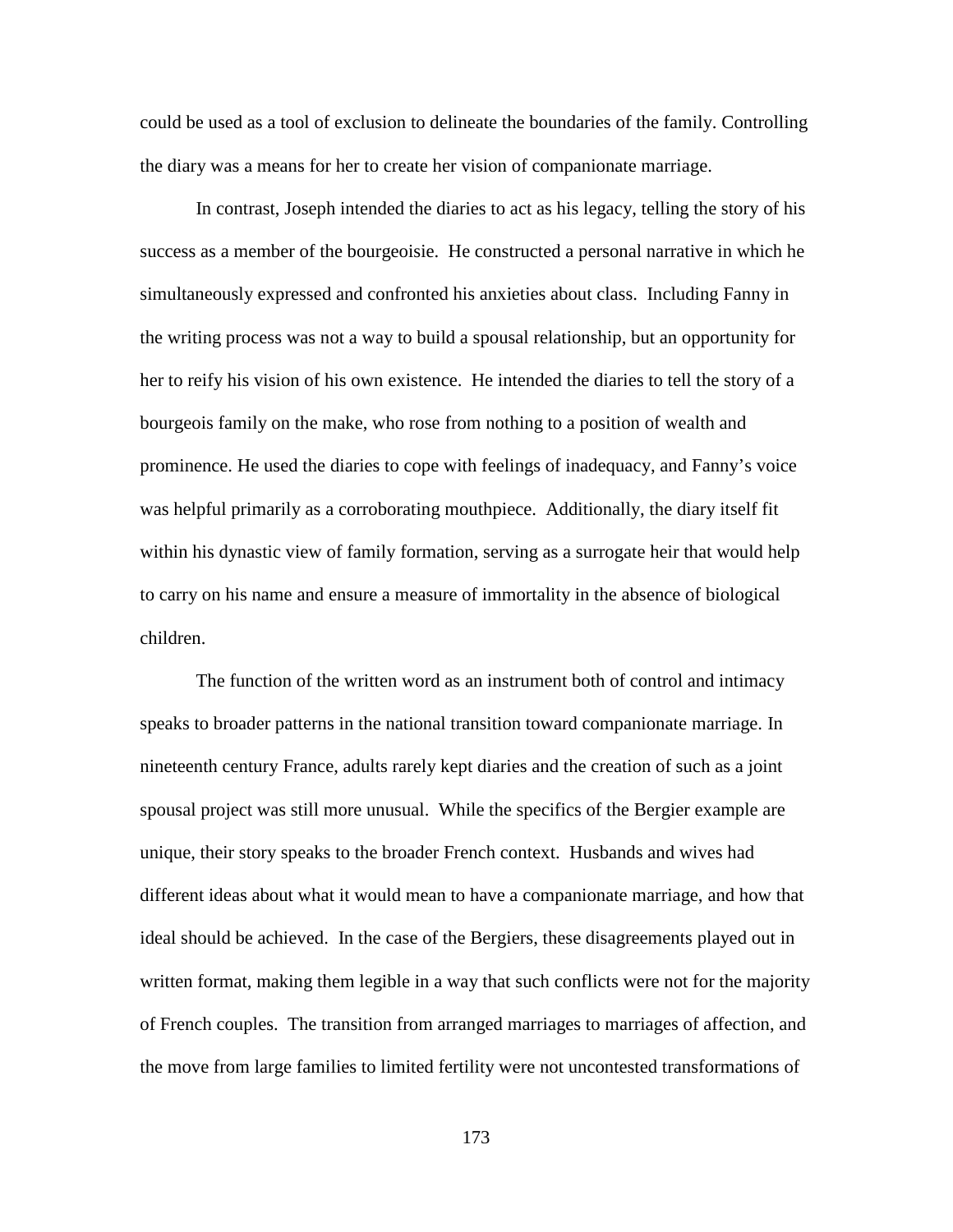could be used as a tool of exclusion to delineate the boundaries of the family. Controlling the diary was a means for her to create her vision of companionate marriage.

In contrast, Joseph intended the diaries to act as his legacy, telling the story of his success as a member of the bourgeoisie. He constructed a personal narrative in which he simultaneously expressed and confronted his anxieties about class. Including Fanny in the writing process was not a way to build a spousal relationship, but an opportunity for her to reify his vision of his own existence. He intended the diaries to tell the story of a bourgeois family on the make, who rose from nothing to a position of wealth and prominence. He used the diaries to cope with feelings of inadequacy, and Fanny's voice was helpful primarily as a corroborating mouthpiece. Additionally, the diary itself fit within his dynastic view of family formation, serving as a surrogate heir that would help to carry on his name and ensure a measure of immortality in the absence of biological children.

The function of the written word as an instrument both of control and intimacy speaks to broader patterns in the national transition toward companionate marriage. In nineteenth century France, adults rarely kept diaries and the creation of such as a joint spousal project was still more unusual. While the specifics of the Bergier example are unique, their story speaks to the broader French context. Husbands and wives had different ideas about what it would mean to have a companionate marriage, and how that ideal should be achieved. In the case of the Bergiers, these disagreements played out in written format, making them legible in a way that such conflicts were not for the majority of French couples. The transition from arranged marriages to marriages of affection, and the move from large families to limited fertility were not uncontested transformations of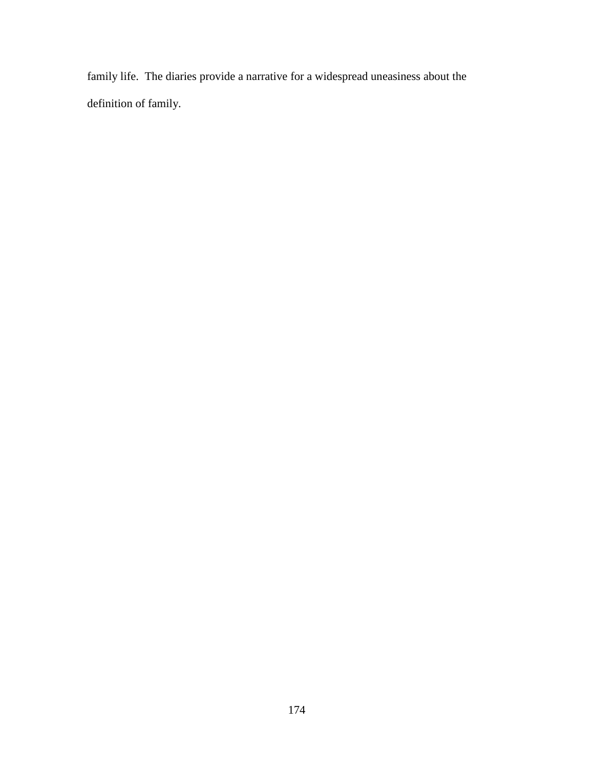family life.  The diaries provide a narrative for a widespread uneasiness about the definition of family.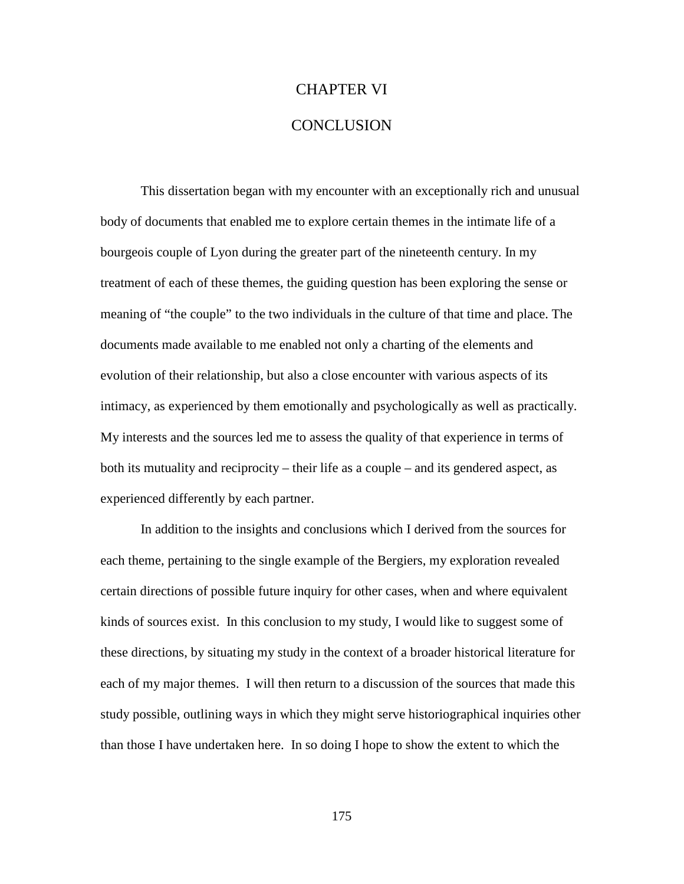# CHAPTER VI

# CONCLUSION

This dissertation began with my encounter with an exceptionally rich and unusual body of documents that enabled me to explore certain themes in the intimate life of a bourgeois couple of Lyon during the greater part of the nineteenth century. In my treatment of each of these themes, the guiding question has been exploring the sense or meaning of "the couple" to the two individuals in the culture of that time and place. The documents made available to me enabled not only a charting of the elements and evolution of their relationship, but also a close encounter with various aspects of its intimacy, as experienced by them emotionally and psychologically as well as practically. My interests and the sources led me to assess the quality of that experience in terms of both its mutuality and reciprocity – their life as a couple – and its gendered aspect, as experienced differently by each partner.

In addition to the insights and conclusions which I derived from the sources for each theme, pertaining to the single example of the Bergiers, my exploration revealed certain directions of possible future inquiry for other cases, when and where equivalent kinds of sources exist. In this conclusion to my study, I would like to suggest some of these directions, by situating my study in the context of a broader historical literature for each of my major themes. I will then return to a discussion of the sources that made this study possible, outlining ways in which they might serve historiographical inquiries other than those I have undertaken here. In so doing I hope to show the extent to which the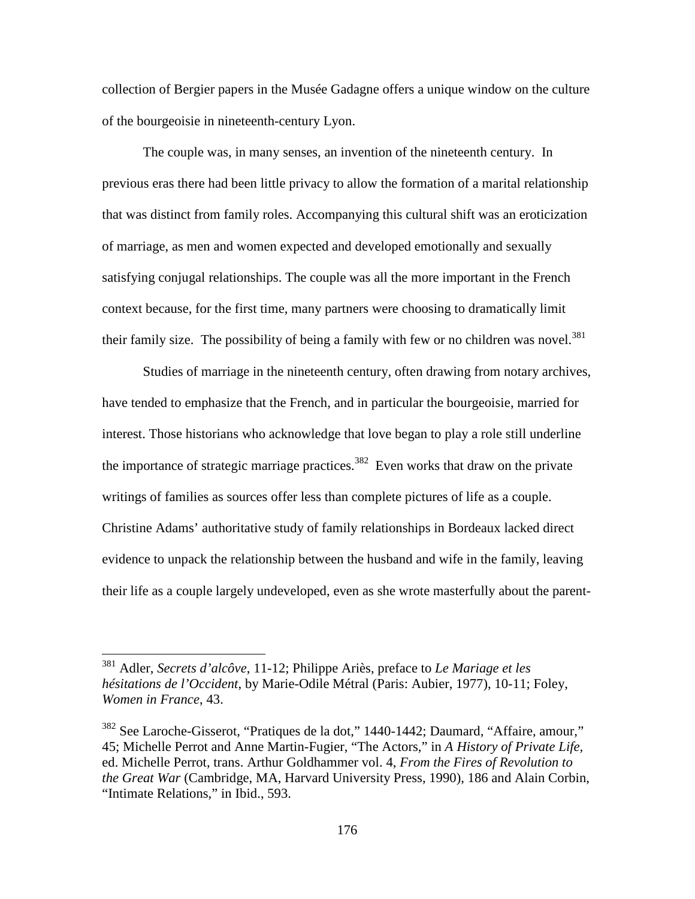collection of Bergier papers in the Musée Gadagne offers a unique window on the culture of the bourgeoisie in nineteenth-century Lyon.

The couple was, in many senses, an invention of the nineteenth century. In previous eras there had been little privacy to allow the formation of a marital relationship that was distinct from family roles. Accompanying this cultural shift was an eroticization of marriage, as men and women expected and developed emotionally and sexually satisfying conjugal relationships. The couple was all the more important in the French context because, for the first time, many partners were choosing to dramatically limit their family size. The possibility of being a family with few or no children was novel.[381]

Studies of marriage in the nineteenth century, often drawing from notary archives, have tended to emphasize that the French, and in particular the bourgeoisie, married for interest. Those historians who acknowledge that love began to play a role still underline the importance of strategic marriage practices.[382] Even works that draw on the private writings of families as sources offer less than complete pictures of life as a couple. Christine Adams' authoritative study of family relationships in Bordeaux lacked direct evidence to unpack the relationship between the husband and wife in the family, leaving their life as a couple largely undeveloped, even as she wrote masterfully about the parent-

---

[381] Adler, *Secrets d'alcôve*, 11-12; Philippe Ariès, preface to *Le Mariage et les hésitations de l'Occident*, by Marie-Odile Métral (Paris: Aubier, 1977), 10-11; Foley, *Women in France*, 43.

[382] See Laroche-Gisserot, "Pratiques de la dot," 1440-1442; Daumard, "Affaire, amour," 45; Michelle Perrot and Anne Martin-Fugier, "The Actors," in *A History of Private Life*, ed. Michelle Perrot, trans. Arthur Goldhammer vol. 4, *From the Fires of Revolution to the Great War* (Cambridge, MA, Harvard University Press, 1990), 186 and Alain Corbin, "Intimate Relations," in Ibid., 593.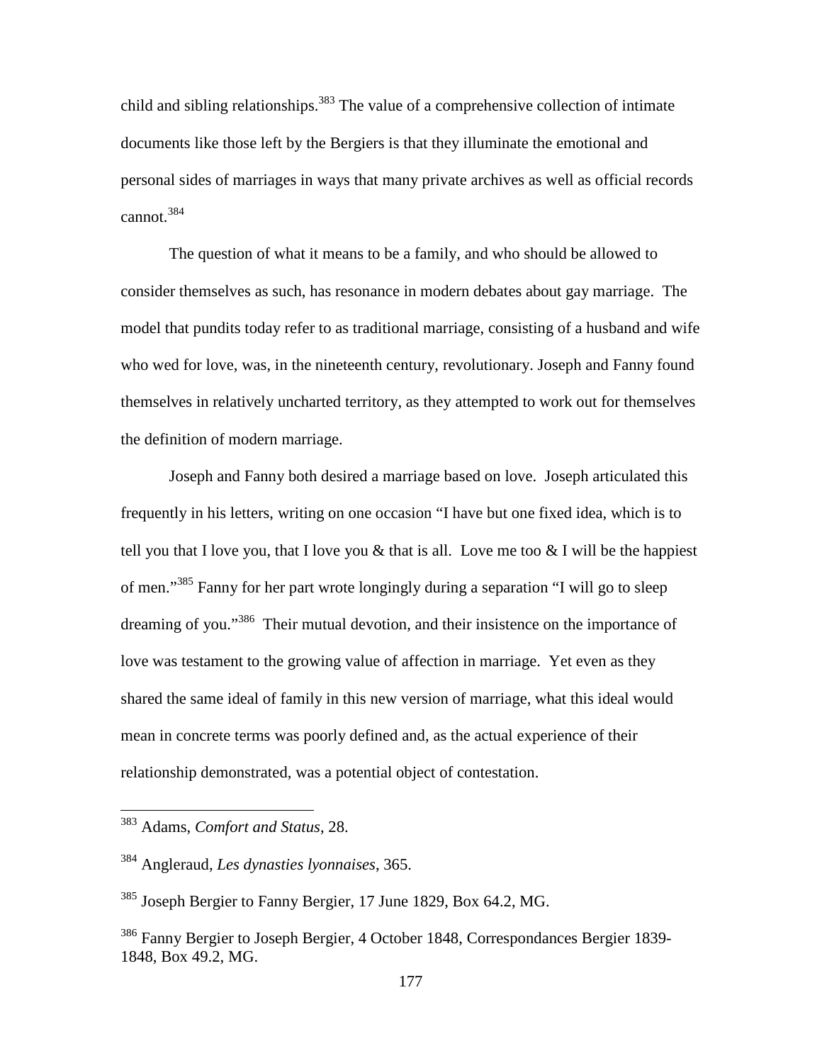child and sibling relationships.[383] The value of a comprehensive collection of intimate documents like those left by the Bergiers is that they illuminate the emotional and personal sides of marriages in ways that many private archives as well as official records cannot.[384]

The question of what it means to be a family, and who should be allowed to consider themselves as such, has resonance in modern debates about gay marriage. The model that pundits today refer to as traditional marriage, consisting of a husband and wife who wed for love, was, in the nineteenth century, revolutionary. Joseph and Fanny found themselves in relatively uncharted territory, as they attempted to work out for themselves the definition of modern marriage.

Joseph and Fanny both desired a marriage based on love. Joseph articulated this frequently in his letters, writing on one occasion "I have but one fixed idea, which is to tell you that I love you, that I love you & that is all. Love me too & I will be the happiest of men."[385] Fanny for her part wrote longingly during a separation "I will go to sleep dreaming of you."[386] Their mutual devotion, and their insistence on the importance of love was testament to the growing value of affection in marriage. Yet even as they shared the same ideal of family in this new version of marriage, what this ideal would mean in concrete terms was poorly defined and, as the actual experience of their relationship demonstrated, was a potential object of contestation.

---

[383] Adams, *Comfort and Status*, 28.

[384] Angleraud, *Les dynasties lyonnaises*, 365.

[385] Joseph Bergier to Fanny Bergier, 17 June 1829, Box 64.2, MG.

[386] Fanny Bergier to Joseph Bergier, 4 October 1848, Correspondances Bergier 1839-1848, Box 49.2, MG.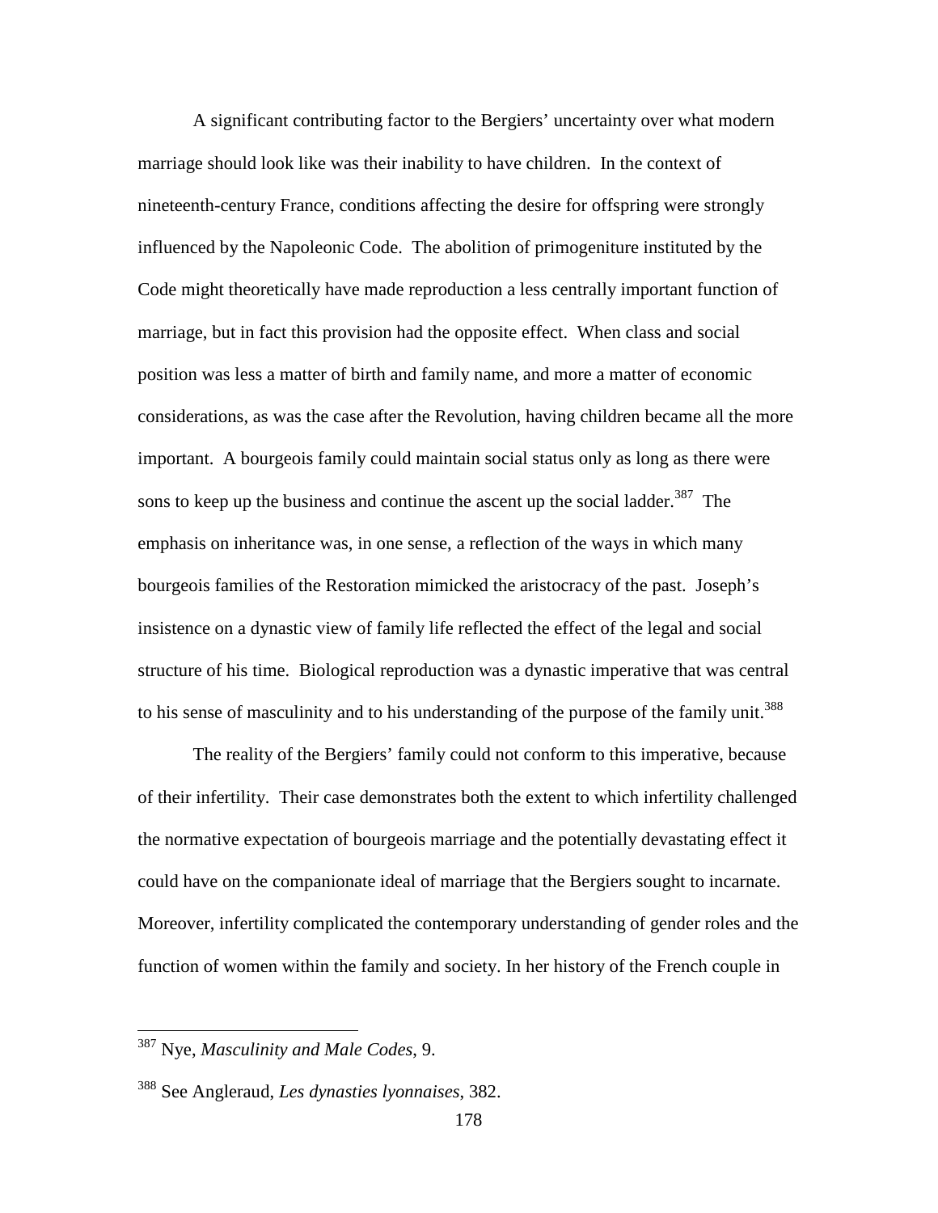A significant contributing factor to the Bergiers' uncertainty over what modern marriage should look like was their inability to have children. In the context of nineteenth-century France, conditions affecting the desire for offspring were strongly influenced by the Napoleonic Code. The abolition of primogeniture instituted by the Code might theoretically have made reproduction a less centrally important function of marriage, but in fact this provision had the opposite effect. When class and social position was less a matter of birth and family name, and more a matter of economic considerations, as was the case after the Revolution, having children became all the more important. A bourgeois family could maintain social status only as long as there were sons to keep up the business and continue the ascent up the social ladder.[387] The emphasis on inheritance was, in one sense, a reflection of the ways in which many bourgeois families of the Restoration mimicked the aristocracy of the past. Joseph's insistence on a dynastic view of family life reflected the effect of the legal and social structure of his time. Biological reproduction was a dynastic imperative that was central to his sense of masculinity and to his understanding of the purpose of the family unit.[388]

The reality of the Bergiers' family could not conform to this imperative, because of their infertility. Their case demonstrates both the extent to which infertility challenged the normative expectation of bourgeois marriage and the potentially devastating effect it could have on the companionate ideal of marriage that the Bergiers sought to incarnate. Moreover, infertility complicated the contemporary understanding of gender roles and the function of women within the family and society. In her history of the French couple in

---

[387] Nye, *Masculinity and Male Codes*, 9.

[388] See Angleraud, *Les dynasties lyonnaises*, 382.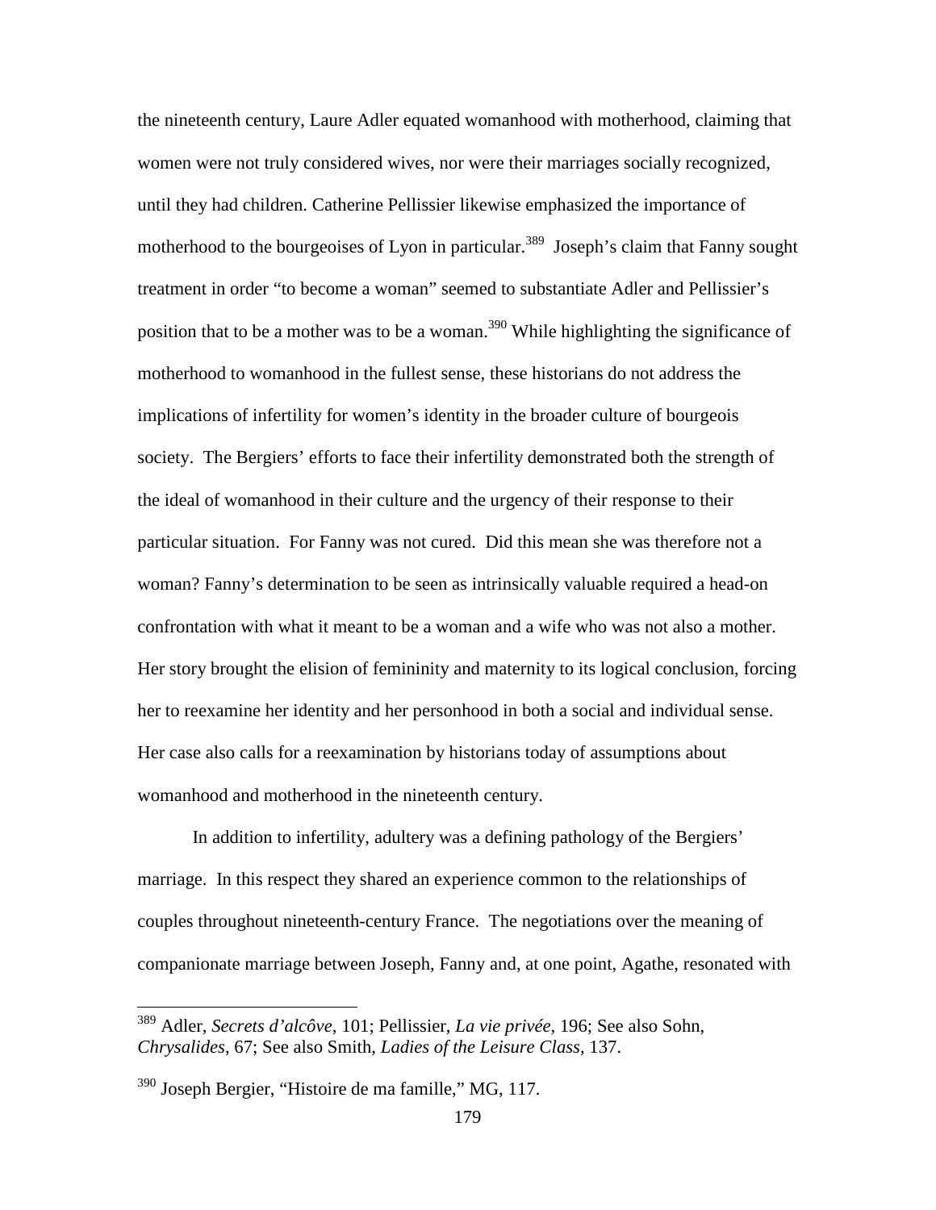the nineteenth century, Laure Adler equated womanhood with motherhood, claiming that women were not truly considered wives, nor were their marriages socially recognized, until they had children. Catherine Pellissier likewise emphasized the importance of motherhood to the bourgeoises of Lyon in particular.[389] Joseph's claim that Fanny sought treatment in order "to become a woman" seemed to substantiate Adler and Pellissier's position that to be a mother was to be a woman.[390] While highlighting the significance of motherhood to womanhood in the fullest sense, these historians do not address the implications of infertility for women's identity in the broader culture of bourgeois society. The Bergiers' efforts to face their infertility demonstrated both the strength of the ideal of womanhood in their culture and the urgency of their response to their particular situation. For Fanny was not cured. Did this mean she was therefore not a woman? Fanny's determination to be seen as intrinsically valuable required a head-on confrontation with what it meant to be a woman and a wife who was not also a mother. Her story brought the elision of femininity and maternity to its logical conclusion, forcing her to reexamine her identity and her personhood in both a social and individual sense. Her case also calls for a reexamination by historians today of assumptions about womanhood and motherhood in the nineteenth century.

In addition to infertility, adultery was a defining pathology of the Bergiers' marriage. In this respect they shared an experience common to the relationships of couples throughout nineteenth-century France. The negotiations over the meaning of companionate marriage between Joseph, Fanny and, at one point, Agathe, resonated with

---

[389] Adler, *Secrets d'alcôve*, 101; Pellissier, *La vie privée*, 196; See also Sohn, *Chrysalides*, 67; See also Smith, *Ladies of the Leisure Class,* 137.

[390] Joseph Bergier, "Histoire de ma famille," MG, 117.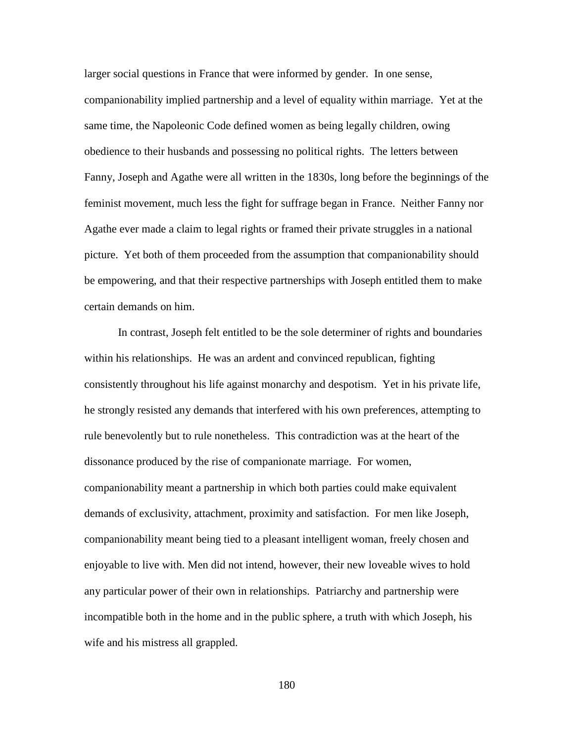larger social questions in France that were informed by gender. In one sense, companionability implied partnership and a level of equality within marriage. Yet at the same time, the Napoleonic Code defined women as being legally children, owing obedience to their husbands and possessing no political rights. The letters between Fanny, Joseph and Agathe were all written in the 1830s, long before the beginnings of the feminist movement, much less the fight for suffrage began in France. Neither Fanny nor Agathe ever made a claim to legal rights or framed their private struggles in a national picture. Yet both of them proceeded from the assumption that companionability should be empowering, and that their respective partnerships with Joseph entitled them to make certain demands on him.

In contrast, Joseph felt entitled to be the sole determiner of rights and boundaries within his relationships. He was an ardent and convinced republican, fighting consistently throughout his life against monarchy and despotism. Yet in his private life, he strongly resisted any demands that interfered with his own preferences, attempting to rule benevolently but to rule nonetheless. This contradiction was at the heart of the dissonance produced by the rise of companionate marriage. For women, companionability meant a partnership in which both parties could make equivalent demands of exclusivity, attachment, proximity and satisfaction. For men like Joseph, companionability meant being tied to a pleasant intelligent woman, freely chosen and enjoyable to live with. Men did not intend, however, their new loveable wives to hold any particular power of their own in relationships. Patriarchy and partnership were incompatible both in the home and in the public sphere, a truth with which Joseph, his wife and his mistress all grappled.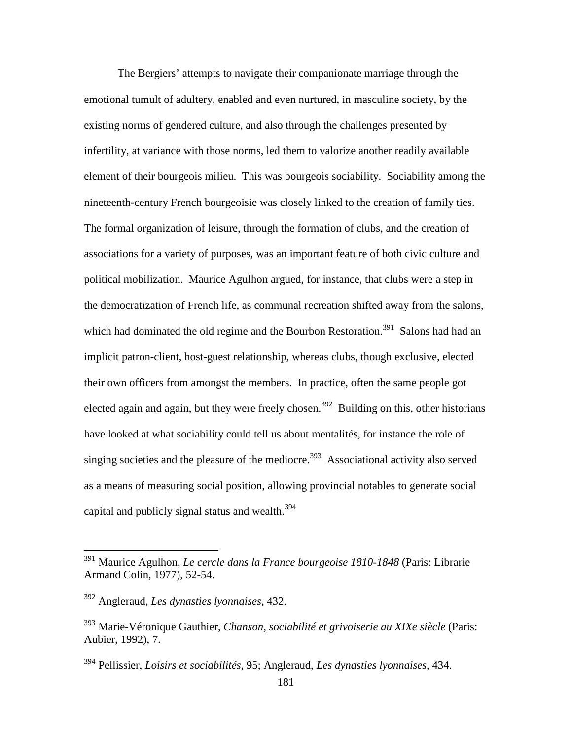The Bergiers' attempts to navigate their companionate marriage through the emotional tumult of adultery, enabled and even nurtured, in masculine society, by the existing norms of gendered culture, and also through the challenges presented by infertility, at variance with those norms, led them to valorize another readily available element of their bourgeois milieu. This was bourgeois sociability. Sociability among the nineteenth-century French bourgeoisie was closely linked to the creation of family ties. The formal organization of leisure, through the formation of clubs, and the creation of associations for a variety of purposes, was an important feature of both civic culture and political mobilization. Maurice Agulhon argued, for instance, that clubs were a step in the democratization of French life, as communal recreation shifted away from the salons, which had dominated the old regime and the Bourbon Restoration.[391] Salons had had an implicit patron-client, host-guest relationship, whereas clubs, though exclusive, elected their own officers from amongst the members. In practice, often the same people got elected again and again, but they were freely chosen.[392] Building on this, other historians have looked at what sociability could tell us about mentalités, for instance the role of singing societies and the pleasure of the mediocre.[393] Associational activity also served as a means of measuring social position, allowing provincial notables to generate social capital and publicly signal status and wealth.[394]

---

[391] Maurice Agulhon, *Le cercle dans la France bourgeoise 1810-1848* (Paris: Librarie Armand Colin, 1977), 52-54.

[392] Angleraud, *Les dynasties lyonnaises*, 432.

[393] Marie-Véronique Gauthier, *Chanson, sociabilité et grivoiserie au XIXe siècle* (Paris: Aubier, 1992), 7.

[394] Pellissier, *Loisirs et sociabilités*, 95; Angleraud, *Les dynasties lyonnaises*, 434.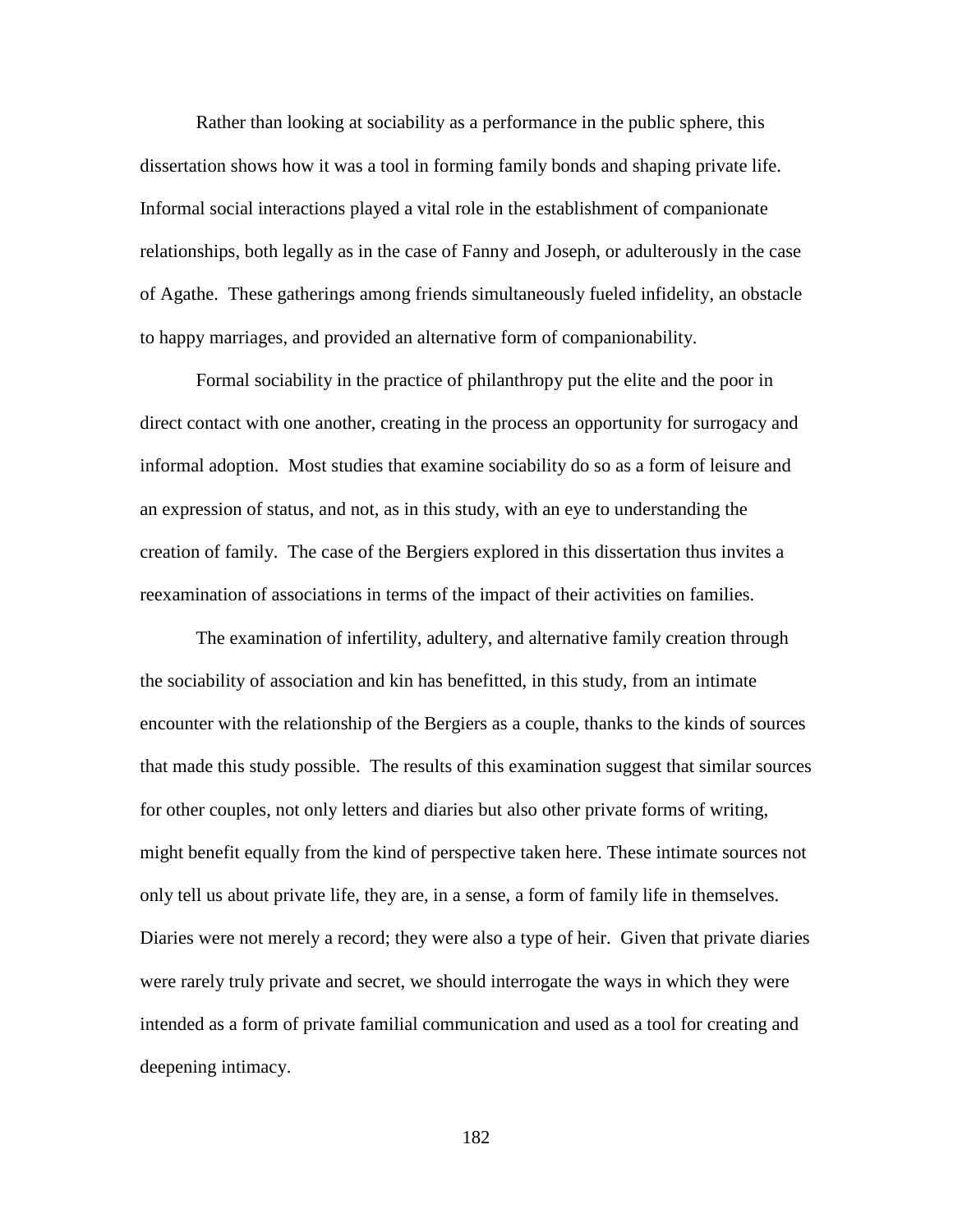Rather than looking at sociability as a performance in the public sphere, this dissertation shows how it was a tool in forming family bonds and shaping private life. Informal social interactions played a vital role in the establishment of companionate relationships, both legally as in the case of Fanny and Joseph, or adulterously in the case of Agathe. These gatherings among friends simultaneously fueled infidelity, an obstacle to happy marriages, and provided an alternative form of companionability.

Formal sociability in the practice of philanthropy put the elite and the poor in direct contact with one another, creating in the process an opportunity for surrogacy and informal adoption. Most studies that examine sociability do so as a form of leisure and an expression of status, and not, as in this study, with an eye to understanding the creation of family. The case of the Bergiers explored in this dissertation thus invites a reexamination of associations in terms of the impact of their activities on families.

The examination of infertility, adultery, and alternative family creation through the sociability of association and kin has benefitted, in this study, from an intimate encounter with the relationship of the Bergiers as a couple, thanks to the kinds of sources that made this study possible. The results of this examination suggest that similar sources for other couples, not only letters and diaries but also other private forms of writing, might benefit equally from the kind of perspective taken here. These intimate sources not only tell us about private life, they are, in a sense, a form of family life in themselves. Diaries were not merely a record; they were also a type of heir. Given that private diaries were rarely truly private and secret, we should interrogate the ways in which they were intended as a form of private familial communication and used as a tool for creating and deepening intimacy.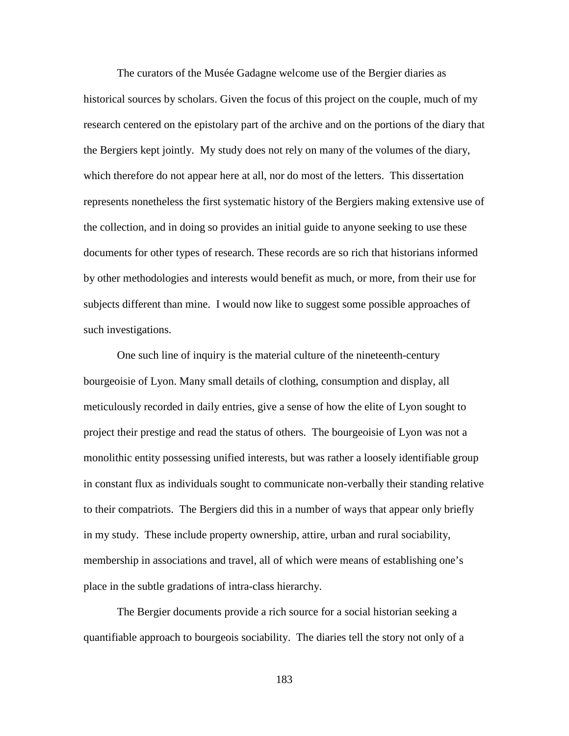The curators of the Musée Gadagne welcome use of the Bergier diaries as historical sources by scholars. Given the focus of this project on the couple, much of my research centered on the epistolary part of the archive and on the portions of the diary that the Bergiers kept jointly. My study does not rely on many of the volumes of the diary, which therefore do not appear here at all, nor do most of the letters. This dissertation represents nonetheless the first systematic history of the Bergiers making extensive use of the collection, and in doing so provides an initial guide to anyone seeking to use these documents for other types of research. These records are so rich that historians informed by other methodologies and interests would benefit as much, or more, from their use for subjects different than mine. I would now like to suggest some possible approaches of such investigations.

One such line of inquiry is the material culture of the nineteenth-century bourgeoisie of Lyon. Many small details of clothing, consumption and display, all meticulously recorded in daily entries, give a sense of how the elite of Lyon sought to project their prestige and read the status of others. The bourgeoisie of Lyon was not a monolithic entity possessing unified interests, but was rather a loosely identifiable group in constant flux as individuals sought to communicate non-verbally their standing relative to their compatriots. The Bergiers did this in a number of ways that appear only briefly in my study. These include property ownership, attire, urban and rural sociability, membership in associations and travel, all of which were means of establishing one's place in the subtle gradations of intra-class hierarchy.

The Bergier documents provide a rich source for a social historian seeking a quantifiable approach to bourgeois sociability. The diaries tell the story not only of a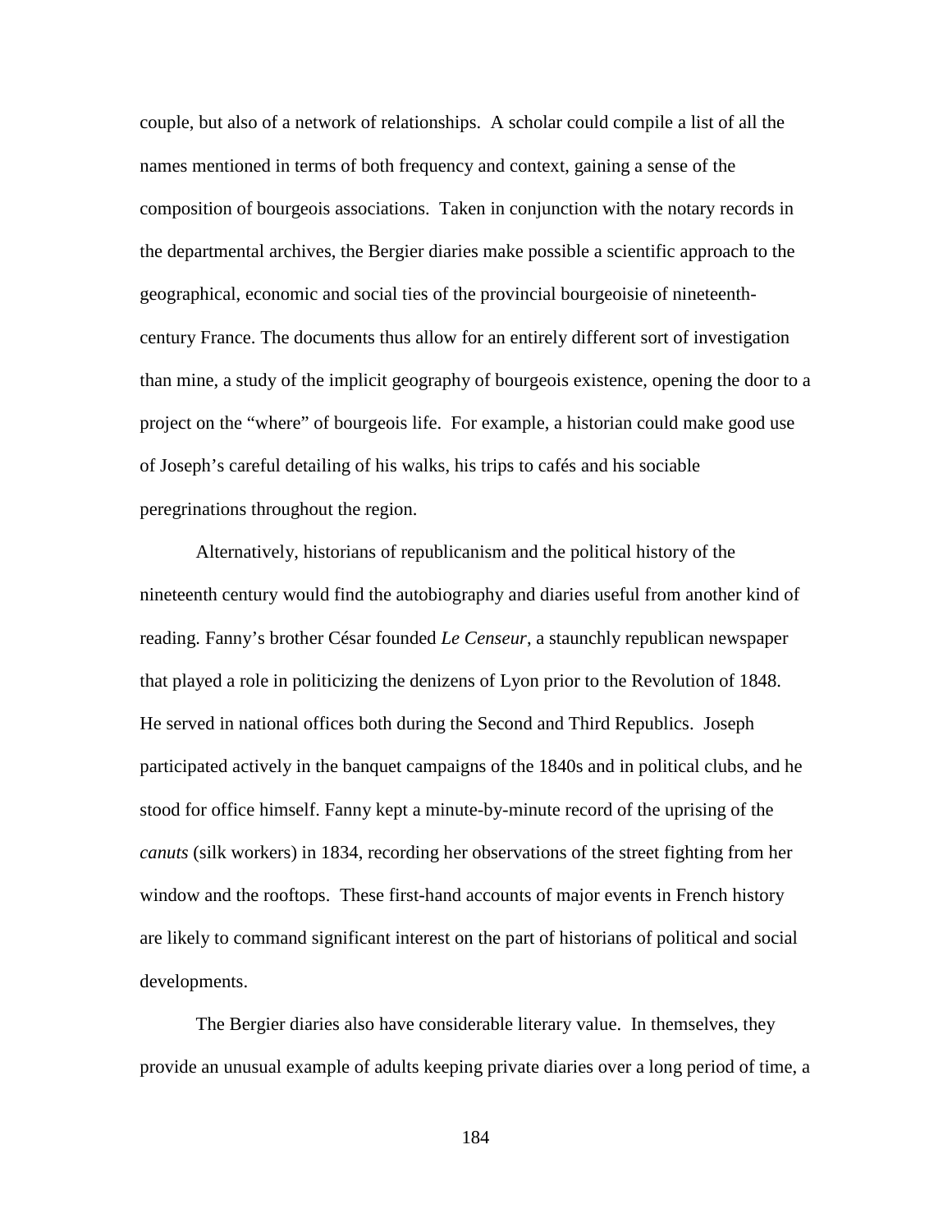couple, but also of a network of relationships. A scholar could compile a list of all the names mentioned in terms of both frequency and context, gaining a sense of the composition of bourgeois associations. Taken in conjunction with the notary records in the departmental archives, the Bergier diaries make possible a scientific approach to the geographical, economic and social ties of the provincial bourgeoisie of nineteenth-century France. The documents thus allow for an entirely different sort of investigation than mine, a study of the implicit geography of bourgeois existence, opening the door to a project on the "where" of bourgeois life. For example, a historian could make good use of Joseph's careful detailing of his walks, his trips to cafés and his sociable peregrinations throughout the region.

Alternatively, historians of republicanism and the political history of the nineteenth century would find the autobiography and diaries useful from another kind of reading. Fanny's brother César founded *Le Censeur*, a staunchly republican newspaper that played a role in politicizing the denizens of Lyon prior to the Revolution of 1848. He served in national offices both during the Second and Third Republics. Joseph participated actively in the banquet campaigns of the 1840s and in political clubs, and he stood for office himself. Fanny kept a minute-by-minute record of the uprising of the *canuts* (silk workers) in 1834, recording her observations of the street fighting from her window and the rooftops. These first-hand accounts of major events in French history are likely to command significant interest on the part of historians of political and social developments.

The Bergier diaries also have considerable literary value. In themselves, they provide an unusual example of adults keeping private diaries over a long period of time, a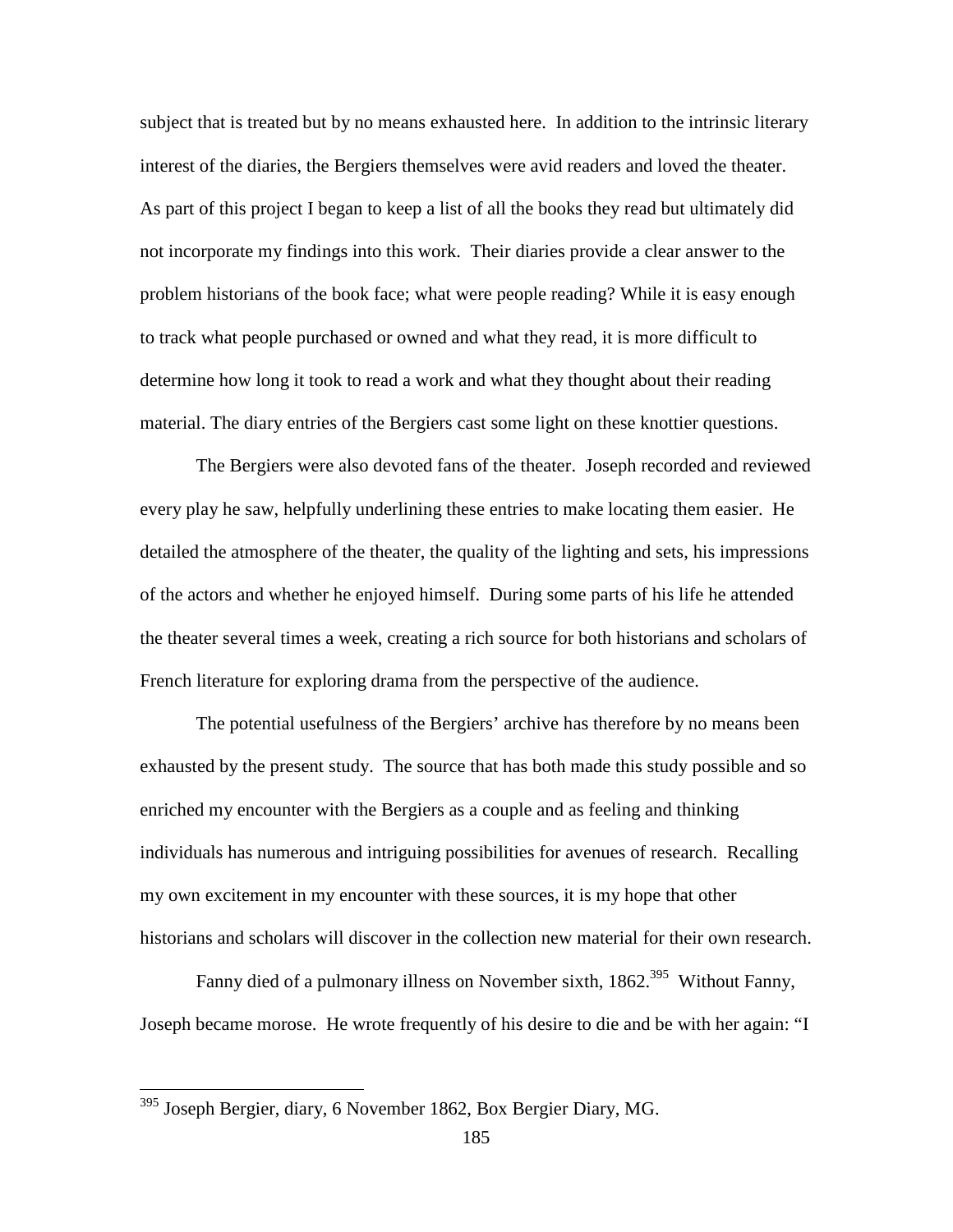subject that is treated but by no means exhausted here. In addition to the intrinsic literary interest of the diaries, the Bergiers themselves were avid readers and loved the theater. As part of this project I began to keep a list of all the books they read but ultimately did not incorporate my findings into this work. Their diaries provide a clear answer to the problem historians of the book face; what were people reading? While it is easy enough to track what people purchased or owned and what they read, it is more difficult to determine how long it took to read a work and what they thought about their reading material. The diary entries of the Bergiers cast some light on these knottier questions.

The Bergiers were also devoted fans of the theater. Joseph recorded and reviewed every play he saw, helpfully underlining these entries to make locating them easier. He detailed the atmosphere of the theater, the quality of the lighting and sets, his impressions of the actors and whether he enjoyed himself. During some parts of his life he attended the theater several times a week, creating a rich source for both historians and scholars of French literature for exploring drama from the perspective of the audience.

The potential usefulness of the Bergiers' archive has therefore by no means been exhausted by the present study. The source that has both made this study possible and so enriched my encounter with the Bergiers as a couple and as feeling and thinking individuals has numerous and intriguing possibilities for avenues of research. Recalling my own excitement in my encounter with these sources, it is my hope that other historians and scholars will discover in the collection new material for their own research.

Fanny died of a pulmonary illness on November sixth, 1862.[395] Without Fanny, Joseph became morose. He wrote frequently of his desire to die and be with her again: "I

---

[395] Joseph Bergier, diary, 6 November 1862, Box Bergier Diary, MG.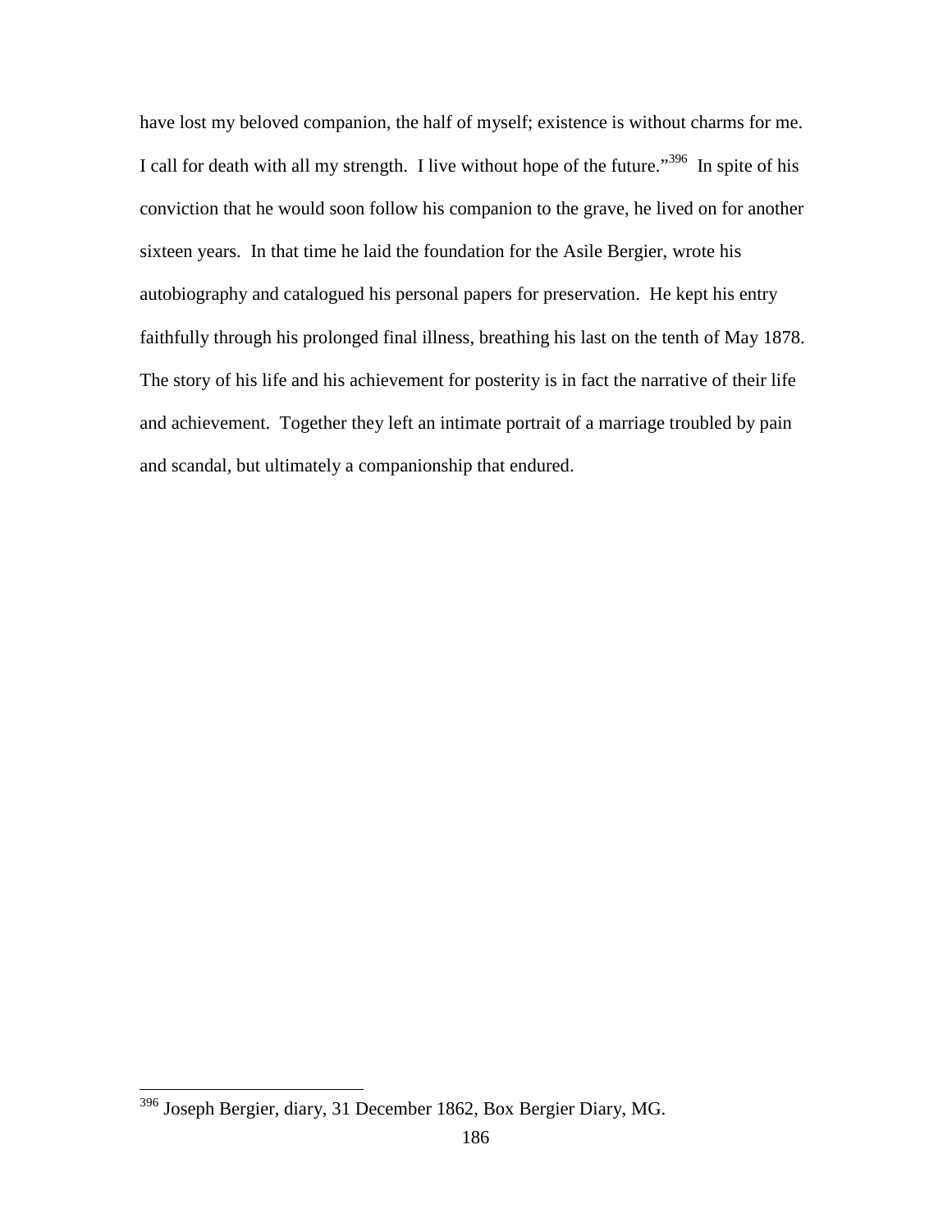have lost my beloved companion, the half of myself; existence is without charms for me. I call for death with all my strength. I live without hope of the future."[396] In spite of his conviction that he would soon follow his companion to the grave, he lived on for another sixteen years. In that time he laid the foundation for the Asile Bergier, wrote his autobiography and catalogued his personal papers for preservation. He kept his entry faithfully through his prolonged final illness, breathing his last on the tenth of May 1878. The story of his life and his achievement for posterity is in fact the narrative of their life and achievement. Together they left an intimate portrait of a marriage troubled by pain and scandal, but ultimately a companionship that endured.

---

[396] Joseph Bergier, diary, 31 December 1862, Box Bergier Diary, MG.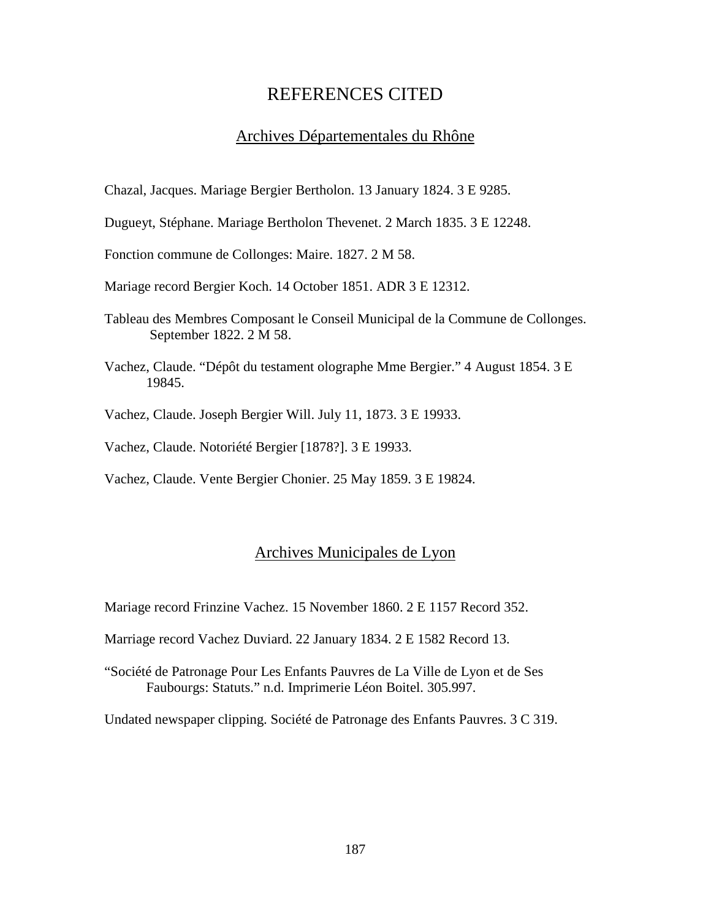# REFERENCES CITED

## Archives Départementales du Rhône

Chazal, Jacques. Mariage Bergier Bertholon. 13 January 1824. 3 E 9285.

Dugueyt, Stéphane. Mariage Bertholon Thevenet. 2 March 1835. 3 E 12248.

Fonction commune de Collonges: Maire. 1827. 2 M 58.

Mariage record Bergier Koch. 14 October 1851. ADR 3 E 12312.

Tableau des Membres Composant le Conseil Municipal de la Commune de Collonges. September 1822. 2 M 58.

Vachez, Claude. "Dépôt du testament olographe Mme Bergier." 4 August 1854. 3 E 19845.

Vachez, Claude. Joseph Bergier Will. July 11, 1873. 3 E 19933.

Vachez, Claude. Notoriété Bergier [1878?]. 3 E 19933.

Vachez, Claude. Vente Bergier Chonier. 25 May 1859. 3 E 19824.

## Archives Municipales de Lyon

Mariage record Frinzine Vachez. 15 November 1860. 2 E 1157 Record 352.

Marriage record Vachez Duviard. 22 January 1834. 2 E 1582 Record 13.

"Société de Patronage Pour Les Enfants Pauvres de La Ville de Lyon et de Ses Faubourgs: Statuts." n.d. Imprimerie Léon Boitel. 305.997.

Undated newspaper clipping. Société de Patronage des Enfants Pauvres. 3 C 319.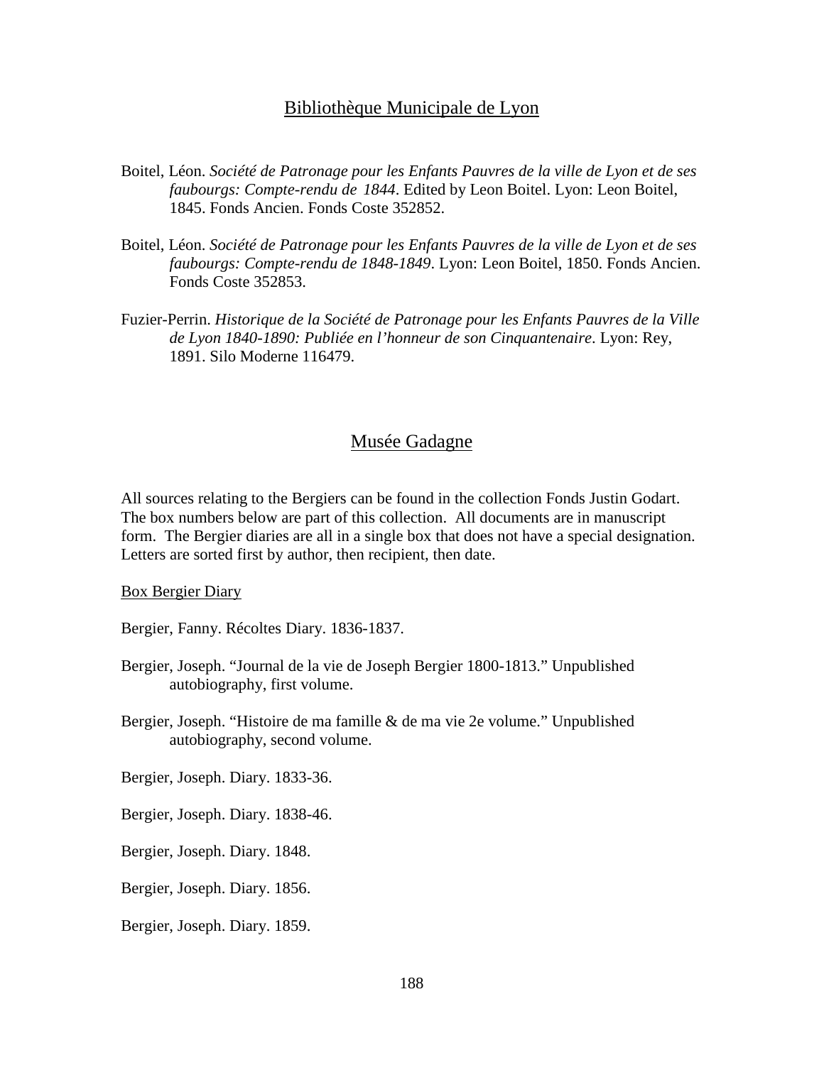## Bibliothèque Municipale de Lyon

Boitel, Léon. *Société de Patronage pour les Enfants Pauvres de la ville de Lyon et de ses faubourgs: Compte-rendu de 1844*. Edited by Leon Boitel. Lyon: Leon Boitel, 1845. Fonds Ancien. Fonds Coste 352852.

Boitel, Léon. *Société de Patronage pour les Enfants Pauvres de la ville de Lyon et de ses faubourgs: Compte-rendu de 1848-1849*. Lyon: Leon Boitel, 1850. Fonds Ancien. Fonds Coste 352853.

Fuzier-Perrin. *Historique de la Société de Patronage pour les Enfants Pauvres de la Ville de Lyon 1840-1890: Publiée en l'honneur de son Cinquantenaire*. Lyon: Rey, 1891. Silo Moderne 116479.

## Musée Gadagne

All sources relating to the Bergiers can be found in the collection Fonds Justin Godart. The box numbers below are part of this collection. All documents are in manuscript form. The Bergier diaries are all in a single box that does not have a special designation. Letters are sorted first by author, then recipient, then date.

### Box Bergier Diary

Bergier, Fanny. Récoltes Diary. 1836-1837.

Bergier, Joseph. "Journal de la vie de Joseph Bergier 1800-1813." Unpublished autobiography, first volume.

Bergier, Joseph. "Histoire de ma famille & de ma vie 2e volume." Unpublished autobiography, second volume.

Bergier, Joseph. Diary. 1833-36.

Bergier, Joseph. Diary. 1838-46.

Bergier, Joseph. Diary. 1848.

Bergier, Joseph. Diary. 1856.

Bergier, Joseph. Diary. 1859.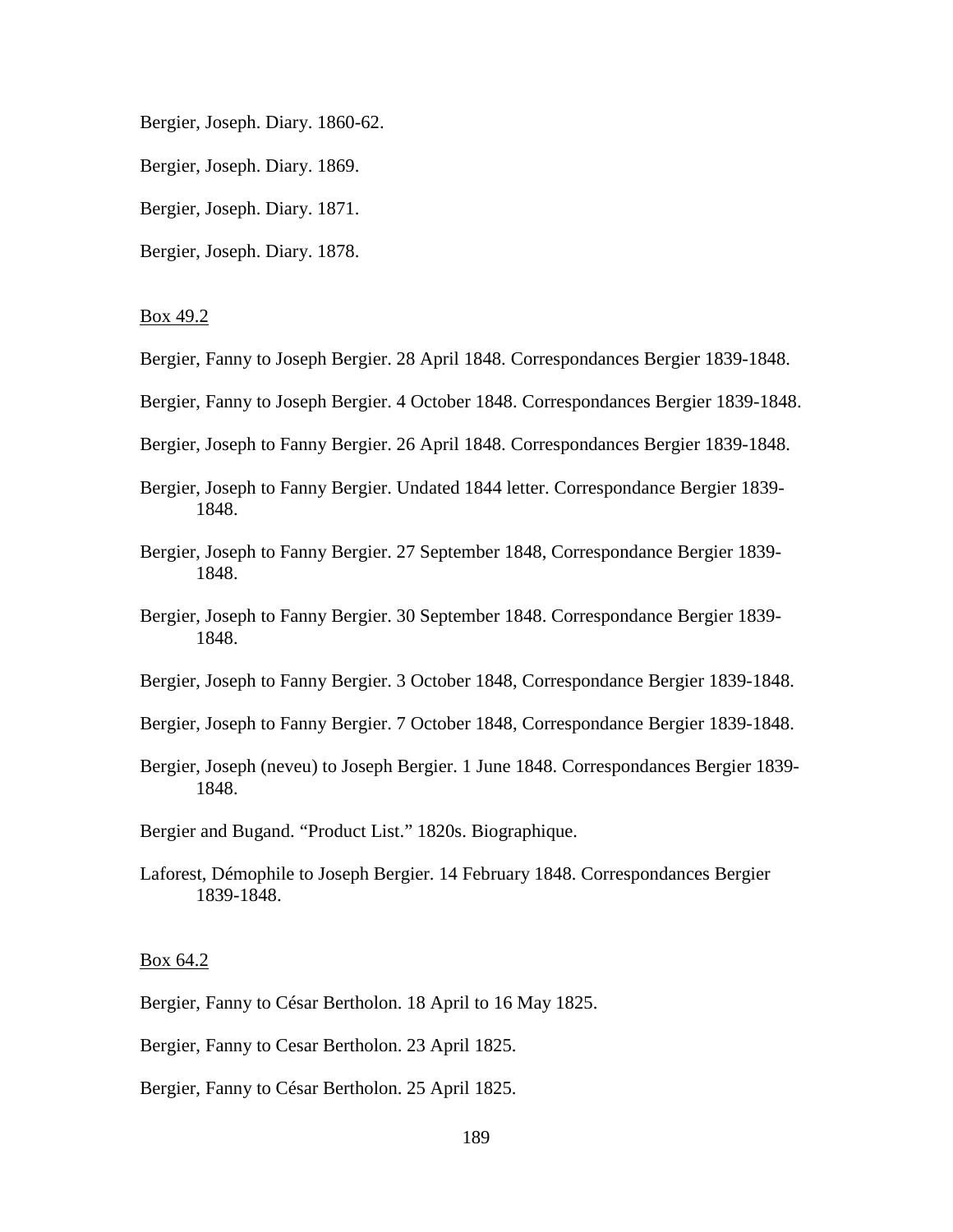Bergier, Joseph. Diary. 1860-62.

Bergier, Joseph. Diary. 1869.

Bergier, Joseph. Diary. 1871.

Bergier, Joseph. Diary. 1878.

<u>Box 49.2</u>

Bergier, Fanny to Joseph Bergier. 28 April 1848. Correspondances Bergier 1839-1848.

Bergier, Fanny to Joseph Bergier. 4 October 1848. Correspondances Bergier 1839-1848.

Bergier, Joseph to Fanny Bergier. 26 April 1848. Correspondances Bergier 1839-1848.

Bergier, Joseph to Fanny Bergier. Undated 1844 letter. Correspondance Bergier 1839-1848.

Bergier, Joseph to Fanny Bergier. 27 September 1848, Correspondance Bergier 1839-1848.

Bergier, Joseph to Fanny Bergier. 30 September 1848. Correspondance Bergier 1839-1848.

Bergier, Joseph to Fanny Bergier. 3 October 1848, Correspondance Bergier 1839-1848.

Bergier, Joseph to Fanny Bergier. 7 October 1848, Correspondance Bergier 1839-1848.

Bergier, Joseph (neveu) to Joseph Bergier. 1 June 1848. Correspondances Bergier 1839-1848.

Bergier and Bugand. "Product List." 1820s. Biographique.

Laforest, Démophile to Joseph Bergier. 14 February 1848. Correspondances Bergier 1839-1848.

<u>Box 64.2</u>

Bergier, Fanny to César Bertholon. 18 April to 16 May 1825.

Bergier, Fanny to Cesar Bertholon. 23 April 1825.

Bergier, Fanny to César Bertholon. 25 April 1825.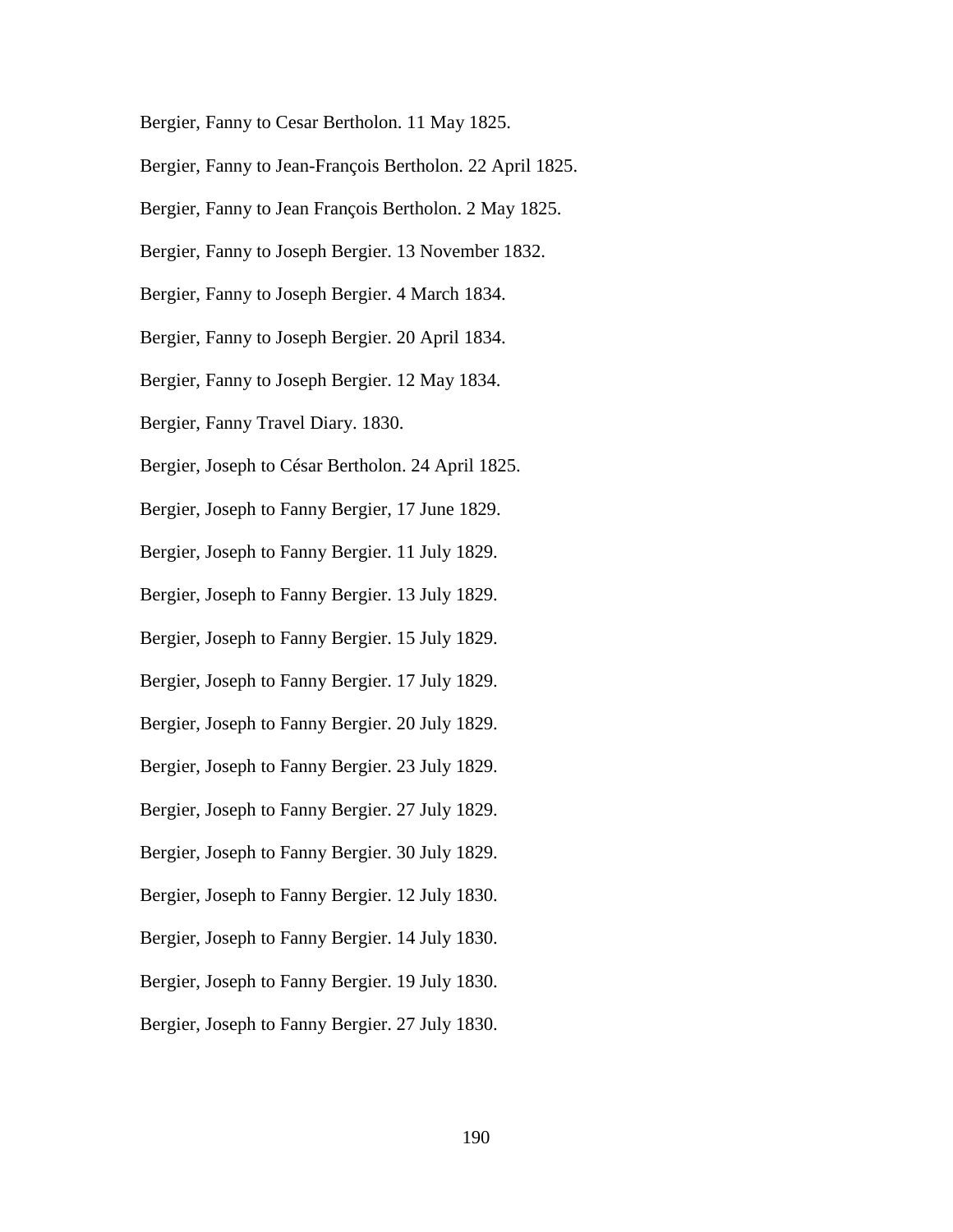Bergier, Fanny to Cesar Bertholon. 11 May 1825.

Bergier, Fanny to Jean-François Bertholon. 22 April 1825.

Bergier, Fanny to Jean François Bertholon. 2 May 1825.

Bergier, Fanny to Joseph Bergier. 13 November 1832.

Bergier, Fanny to Joseph Bergier. 4 March 1834.

Bergier, Fanny to Joseph Bergier. 20 April 1834.

Bergier, Fanny to Joseph Bergier. 12 May 1834.

Bergier, Fanny Travel Diary. 1830.

Bergier, Joseph to César Bertholon. 24 April 1825.

Bergier, Joseph to Fanny Bergier, 17 June 1829.

Bergier, Joseph to Fanny Bergier. 11 July 1829.

Bergier, Joseph to Fanny Bergier. 13 July 1829.

Bergier, Joseph to Fanny Bergier. 15 July 1829.

Bergier, Joseph to Fanny Bergier. 17 July 1829.

Bergier, Joseph to Fanny Bergier. 20 July 1829.

Bergier, Joseph to Fanny Bergier. 23 July 1829.

Bergier, Joseph to Fanny Bergier. 27 July 1829.

Bergier, Joseph to Fanny Bergier. 30 July 1829.

Bergier, Joseph to Fanny Bergier. 12 July 1830.

Bergier, Joseph to Fanny Bergier. 14 July 1830.

Bergier, Joseph to Fanny Bergier. 19 July 1830.

Bergier, Joseph to Fanny Bergier. 27 July 1830.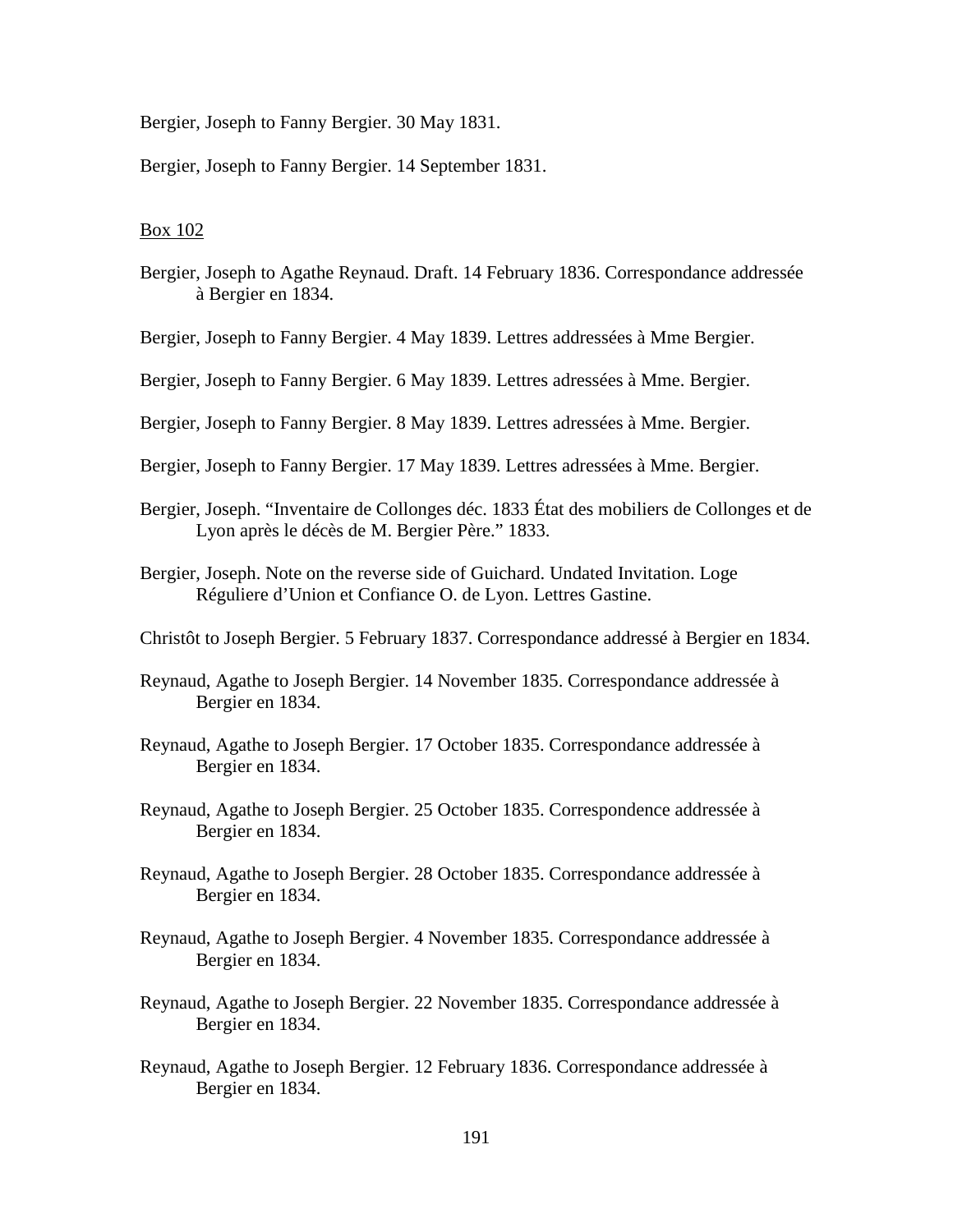Bergier, Joseph to Fanny Bergier. 30 May 1831.

Bergier, Joseph to Fanny Bergier. 14 September 1831.

<u>Box 102</u>

Bergier, Joseph to Agathe Reynaud. Draft. 14 February 1836. Correspondance addressée à Bergier en 1834.

Bergier, Joseph to Fanny Bergier. 4 May 1839. Lettres addressées à Mme Bergier.

Bergier, Joseph to Fanny Bergier. 6 May 1839. Lettres adressées à Mme. Bergier.

Bergier, Joseph to Fanny Bergier. 8 May 1839. Lettres adressées à Mme. Bergier.

Bergier, Joseph to Fanny Bergier. 17 May 1839. Lettres adressées à Mme. Bergier.

Bergier, Joseph. "Inventaire de Collonges déc. 1833 État des mobiliers de Collonges et de Lyon après le décès de M. Bergier Père." 1833.

Bergier, Joseph. Note on the reverse side of Guichard. Undated Invitation. Loge Réguliere d'Union et Confiance O. de Lyon. Lettres Gastine.

Christôt to Joseph Bergier. 5 February 1837. Correspondance addressé à Bergier en 1834.

Reynaud, Agathe to Joseph Bergier. 14 November 1835. Correspondance addressée à Bergier en 1834.

Reynaud, Agathe to Joseph Bergier. 17 October 1835. Correspondance addressée à Bergier en 1834.

Reynaud, Agathe to Joseph Bergier. 25 October 1835. Correspondence addressée à Bergier en 1834.

Reynaud, Agathe to Joseph Bergier. 28 October 1835. Correspondance addressée à Bergier en 1834.

Reynaud, Agathe to Joseph Bergier. 4 November 1835. Correspondance addressée à Bergier en 1834.

Reynaud, Agathe to Joseph Bergier. 22 November 1835. Correspondance addressée à Bergier en 1834.

Reynaud, Agathe to Joseph Bergier. 12 February 1836. Correspondance addressée à Bergier en 1834.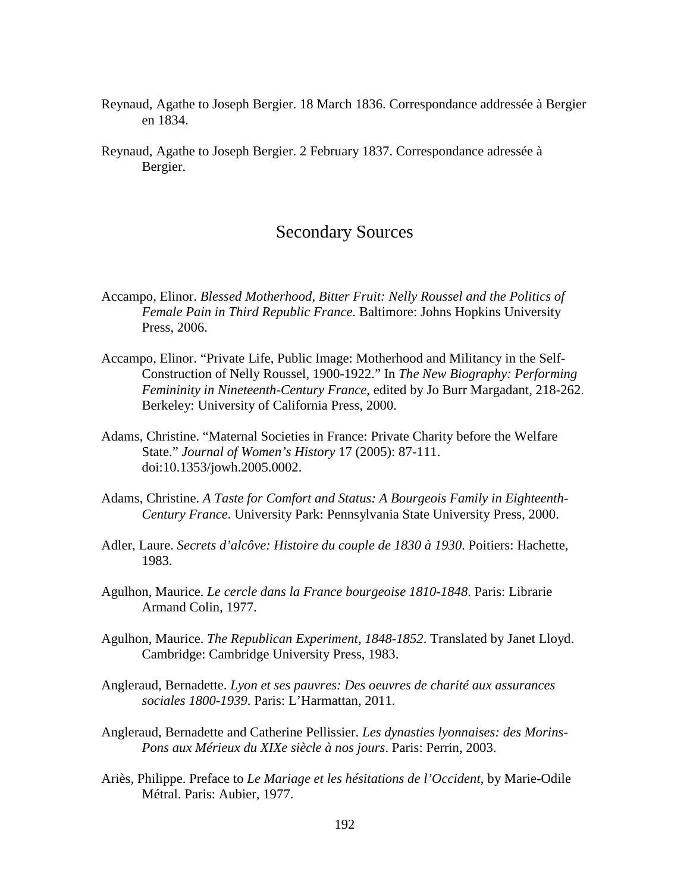Reynaud, Agathe to Joseph Bergier. 18 March 1836. Correspondance addressée à Bergier en 1834.

Reynaud, Agathe to Joseph Bergier. 2 February 1837. Correspondance adressée à Bergier.

## Secondary Sources

Accampo, Elinor. *Blessed Motherhood, Bitter Fruit: Nelly Roussel and the Politics of Female Pain in Third Republic France.* Baltimore: Johns Hopkins University Press, 2006.

Accampo, Elinor. "Private Life, Public Image: Motherhood and Militancy in the Self-Construction of Nelly Roussel, 1900-1922." In *The New Biography: Performing Femininity in Nineteenth-Century France*, edited by Jo Burr Margadant, 218-262. Berkeley: University of California Press, 2000.

Adams, Christine. "Maternal Societies in France: Private Charity before the Welfare State." *Journal of Women's History* 17 (2005): 87-111. doi:10.1353/jowh.2005.0002.

Adams, Christine. *A Taste for Comfort and Status: A Bourgeois Family in Eighteenth-Century France*. University Park: Pennsylvania State University Press, 2000.

Adler, Laure. *Secrets d'alcôve: Histoire du couple de 1830 à 1930*. Poitiers: Hachette, 1983.

Agulhon, Maurice. *Le cercle dans la France bourgeoise 1810-1848*. Paris: Librarie Armand Colin, 1977.

Agulhon, Maurice. *The Republican Experiment, 1848-1852*. Translated by Janet Lloyd. Cambridge: Cambridge University Press, 1983.

Angleraud, Bernadette. *Lyon et ses pauvres: Des oeuvres de charité aux assurances sociales 1800-1939*. Paris: L'Harmattan, 2011.

Angleraud, Bernadette and Catherine Pellissier. *Les dynasties lyonnaises: des Morins-Pons aux Mérieux du XIXe siècle à nos jours*. Paris: Perrin, 2003.

Ariès, Philippe. Preface to *Le Mariage et les hésitations de l'Occident*, by Marie-Odile Métral. Paris: Aubier, 1977.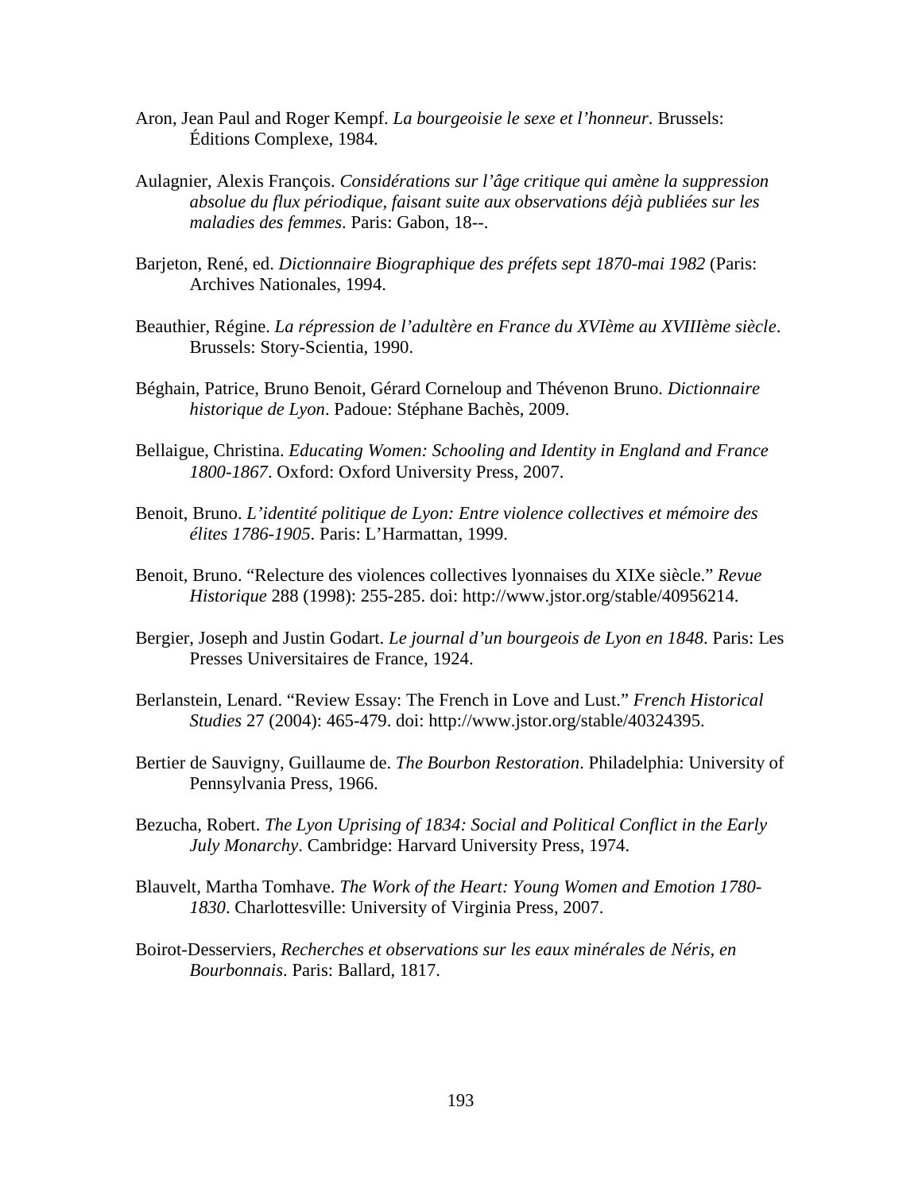Aron, Jean Paul and Roger Kempf. *La bourgeoisie le sexe et l'honneur*. Brussels: Éditions Complexe, 1984.

Aulagnier, Alexis François. *Considérations sur l'âge critique qui amène la suppression absolue du flux périodique, faisant suite aux observations déjà publiées sur les maladies des femmes*. Paris: Gabon, 18--.

Barjeton, René, ed. *Dictionnaire Biographique des préfets sept 1870-mai 1982* (Paris: Archives Nationales, 1994.

Beauthier, Régine. *La répression de l'adultère en France du XVIème au XVIIIème siècle*. Brussels: Story-Scientia, 1990.

Béghain, Patrice, Bruno Benoit, Gérard Corneloup and Thévenon Bruno. *Dictionnaire historique de Lyon*. Padoue: Stéphane Bachès, 2009.

Bellaigue, Christina. *Educating Women: Schooling and Identity in England and France 1800-1867*. Oxford: Oxford University Press, 2007.

Benoit, Bruno. *L'identité politique de Lyon: Entre violence collectives et mémoire des élites 1786-1905*. Paris: L'Harmattan, 1999.

Benoit, Bruno. "Relecture des violences collectives lyonnaises du XIXe siècle." *Revue Historique* 288 (1998): 255-285. doi: http://www.jstor.org/stable/40956214.

Bergier, Joseph and Justin Godart. *Le journal d'un bourgeois de Lyon en 1848*. Paris: Les Presses Universitaires de France, 1924.

Berlanstein, Lenard. "Review Essay: The French in Love and Lust." *French Historical Studies* 27 (2004): 465-479. doi: http://www.jstor.org/stable/40324395.

Bertier de Sauvigny, Guillaume de. *The Bourbon Restoration*. Philadelphia: University of Pennsylvania Press, 1966.

Bezucha, Robert. *The Lyon Uprising of 1834: Social and Political Conflict in the Early July Monarchy*. Cambridge: Harvard University Press, 1974.

Blauvelt, Martha Tomhave. *The Work of the Heart: Young Women and Emotion 1780-1830*. Charlottesville: University of Virginia Press, 2007.

Boirot-Desserviers, *Recherches et observations sur les eaux minérales de Néris, en Bourbonnais*. Paris: Ballard, 1817.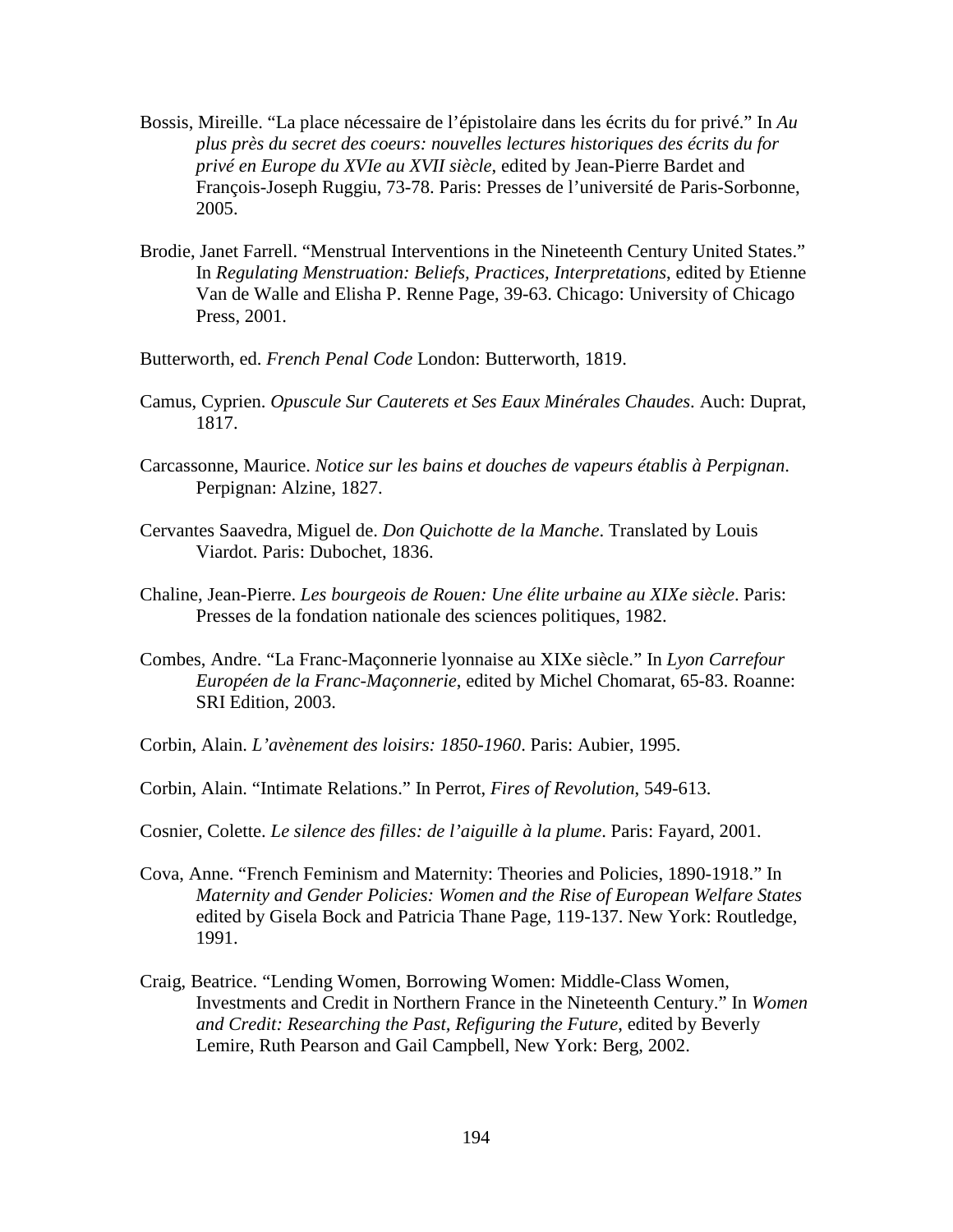Bossis, Mireille. “La place nécessaire de l’épistolaire dans les écrits du for privé.” In *Au plus près du secret des coeurs: nouvelles lectures historiques des écrits du for privé en Europe du XVIe au XVII siècle*, edited by Jean-Pierre Bardet and François-Joseph Ruggiu, 73-78. Paris: Presses de l’université de Paris-Sorbonne, 2005.

Brodie, Janet Farrell. “Menstrual Interventions in the Nineteenth Century United States.” In *Regulating Menstruation: Beliefs, Practices, Interpretations*, edited by Etienne Van de Walle and Elisha P. Renne Page, 39-63. Chicago: University of Chicago Press, 2001.

Butterworth, ed. *French Penal Code* London: Butterworth, 1819.

Camus, Cyprien. *Opuscule Sur Cauterets et Ses Eaux Minérales Chaudes*. Auch: Duprat, 1817.

Carcassonne, Maurice. *Notice sur les bains et douches de vapeurs établis à Perpignan*. Perpignan: Alzine, 1827.

Cervantes Saavedra, Miguel de. *Don Quichotte de la Manche*. Translated by Louis Viardot. Paris: Dubochet, 1836.

Chaline, Jean-Pierre. *Les bourgeois de Rouen: Une élite urbaine au XIXe siècle*. Paris: Presses de la fondation nationale des sciences politiques, 1982.

Combes, Andre. “La Franc-Maçonnerie lyonnaise au XIXe siècle.” In *Lyon Carrefour Européen de la Franc-Maçonnerie*, edited by Michel Chomarat, 65-83. Roanne: SRI Edition, 2003.

Corbin, Alain. *L’avènement des loisirs: 1850-1960*. Paris: Aubier, 1995.

Corbin, Alain. “Intimate Relations.” In Perrot, *Fires of Revolution*, 549-613.

Cosnier, Colette. *Le silence des filles: de l’aiguille à la plume*. Paris: Fayard, 2001.

Cova, Anne. “French Feminism and Maternity: Theories and Policies, 1890-1918.” In *Maternity and Gender Policies: Women and the Rise of European Welfare States* edited by Gisela Bock and Patricia Thane Page, 119-137. New York: Routledge, 1991.

Craig, Beatrice. “Lending Women, Borrowing Women: Middle-Class Women, Investments and Credit in Northern France in the Nineteenth Century.” In *Women and Credit: Researching the Past, Refiguring the Future*, edited by Beverly Lemire, Ruth Pearson and Gail Campbell, New York: Berg, 2002.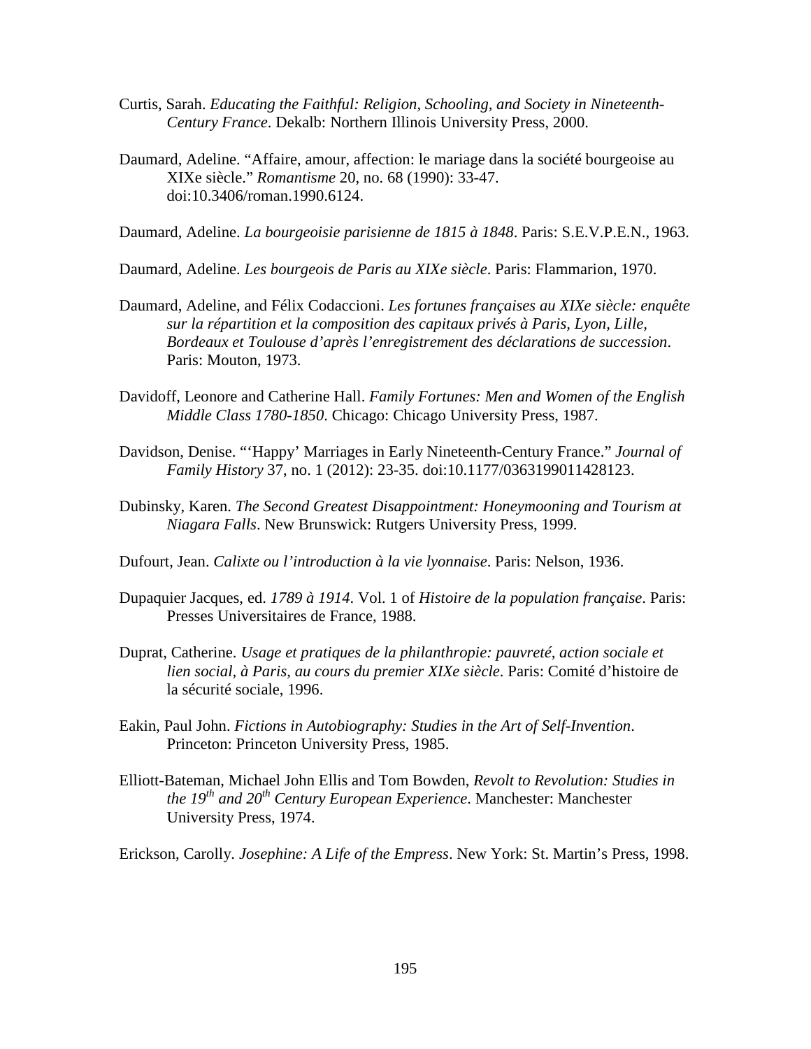Curtis, Sarah. *Educating the Faithful: Religion, Schooling, and Society in Nineteenth-Century France*. Dekalb: Northern Illinois University Press, 2000.

Daumard, Adeline. "Affaire, amour, affection: le mariage dans la société bourgeoise au XIXe siècle." *Romantisme* 20, no. 68 (1990): 33-47. doi:10.3406/roman.1990.6124.

Daumard, Adeline. *La bourgeoisie parisienne de 1815 à 1848*. Paris: S.E.V.P.E.N., 1963.

Daumard, Adeline. *Les bourgeois de Paris au XIXe siècle*. Paris: Flammarion, 1970.

Daumard, Adeline, and Félix Codaccioni. *Les fortunes françaises au XIXe siècle: enquête sur la répartition et la composition des capitaux privés à Paris, Lyon, Lille, Bordeaux et Toulouse d'après l'enregistrement des déclarations de succession*. Paris: Mouton, 1973.

Davidoff, Leonore and Catherine Hall. *Family Fortunes: Men and Women of the English Middle Class 1780-1850*. Chicago: Chicago University Press, 1987.

Davidson, Denise. "'Happy' Marriages in Early Nineteenth-Century France." *Journal of Family History* 37, no. 1 (2012): 23-35. doi:10.1177/0363199011428123.

Dubinsky, Karen. *The Second Greatest Disappointment: Honeymooning and Tourism at Niagara Falls*. New Brunswick: Rutgers University Press, 1999.

Dufourt, Jean. *Calixte ou l'introduction à la vie lyonnaise*. Paris: Nelson, 1936.

Dupaquier Jacques, ed. *1789 à 1914*. Vol. 1 of *Histoire de la population française*. Paris: Presses Universitaires de France, 1988.

Duprat, Catherine. *Usage et pratiques de la philanthropie: pauvreté, action sociale et lien social, à Paris, au cours du premier XIXe siècle*. Paris: Comité d'histoire de la sécurité sociale, 1996.

Eakin, Paul John. *Fictions in Autobiography: Studies in the Art of Self-Invention*. Princeton: Princeton University Press, 1985.

Elliott-Bateman, Michael John Ellis and Tom Bowden, *Revolt to Revolution: Studies in the 19th and 20th Century European Experience*. Manchester: Manchester University Press, 1974.

Erickson, Carolly. *Josephine: A Life of the Empress*. New York: St. Martin's Press, 1998.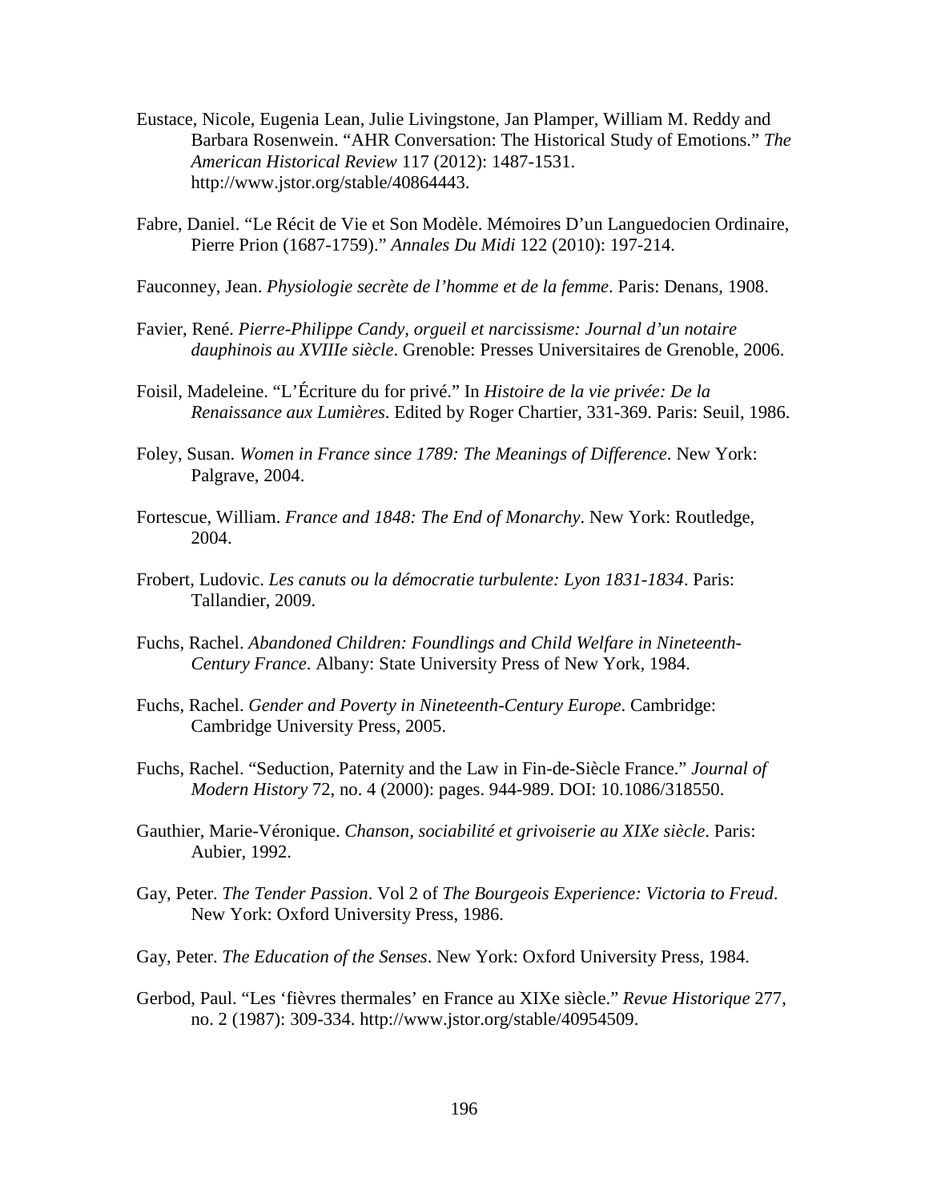Eustace, Nicole, Eugenia Lean, Julie Livingstone, Jan Plamper, William M. Reddy and Barbara Rosenwein. "AHR Conversation: The Historical Study of Emotions." *The American Historical Review* 117 (2012): 1487-1531. http://www.jstor.org/stable/40864443.

Fabre, Daniel. "Le Récit de Vie et Son Modèle. Mémoires D'un Languedocien Ordinaire, Pierre Prion (1687-1759)." *Annales Du Midi* 122 (2010): 197-214.

Fauconney, Jean. *Physiologie secrète de l'homme et de la femme*. Paris: Denans, 1908.

Favier, René. *Pierre-Philippe Candy, orgueil et narcissisme: Journal d'un notaire dauphinois au XVIIIe siècle*. Grenoble: Presses Universitaires de Grenoble, 2006.

Foisil, Madeleine. "L'Écriture du for privé." In *Histoire de la vie privée: De la Renaissance aux Lumières*. Edited by Roger Chartier, 331-369. Paris: Seuil, 1986.

Foley, Susan. *Women in France since 1789: The Meanings of Difference*. New York: Palgrave, 2004.

Fortescue, William. *France and 1848: The End of Monarchy*. New York: Routledge, 2004.

Frobert, Ludovic. *Les canuts ou la démocratie turbulente: Lyon 1831-1834*. Paris: Tallandier, 2009.

Fuchs, Rachel. *Abandoned Children: Foundlings and Child Welfare in Nineteenth-Century France*. Albany: State University Press of New York, 1984.

Fuchs, Rachel. *Gender and Poverty in Nineteenth-Century Europe*. Cambridge: Cambridge University Press, 2005.

Fuchs, Rachel. "Seduction, Paternity and the Law in Fin-de-Siècle France." *Journal of Modern History* 72, no. 4 (2000): pages. 944-989. DOI: 10.1086/318550.

Gauthier, Marie-Véronique. *Chanson, sociabilité et grivoiserie au XIXe siècle*. Paris: Aubier, 1992.

Gay, Peter. *The Tender Passion*. Vol 2 of *The Bourgeois Experience: Victoria to Freud*. New York: Oxford University Press, 1986.

Gay, Peter. *The Education of the Senses*. New York: Oxford University Press, 1984.

Gerbod, Paul. "Les 'fièvres thermales' en France au XIXe siècle." *Revue Historique* 277, no. 2 (1987): 309-334. http://www.jstor.org/stable/40954509.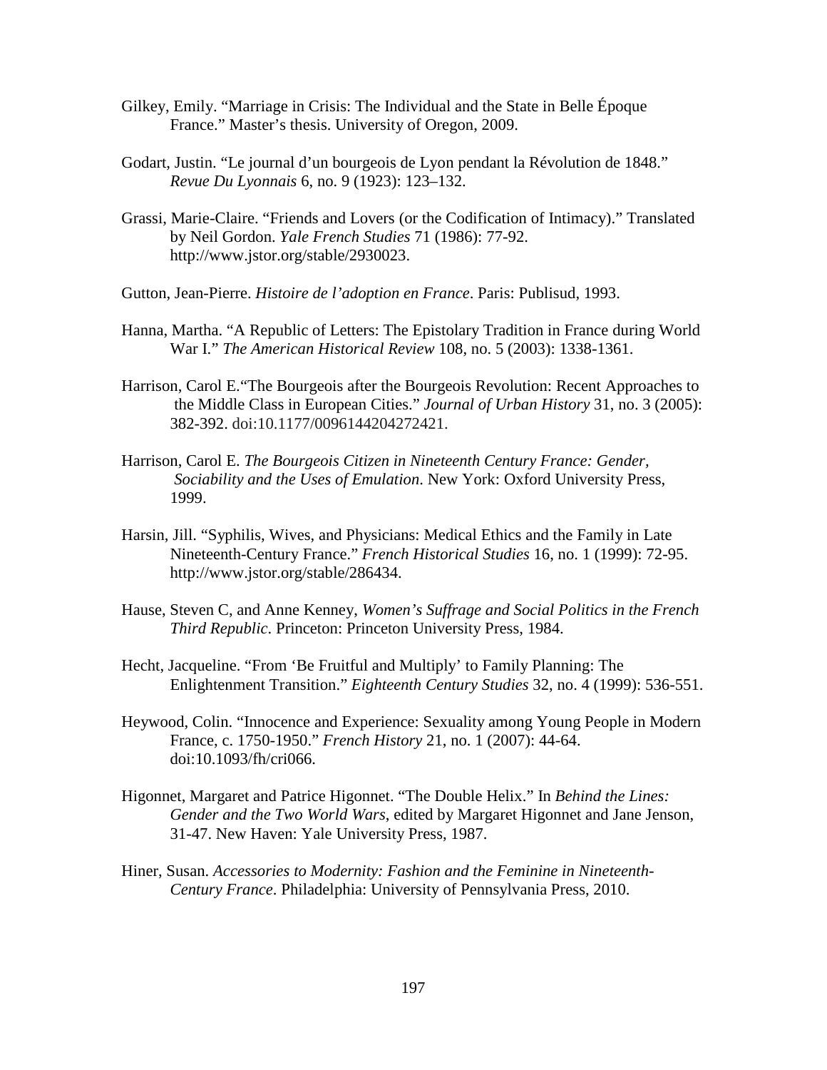Gilkey, Emily. “Marriage in Crisis: The Individual and the State in Belle Époque France.” Master’s thesis. University of Oregon, 2009.

Godart, Justin. “Le journal d’un bourgeois de Lyon pendant la Révolution de 1848.” *Revue Du Lyonnais* 6, no. 9 (1923): 123–132.

Grassi, Marie-Claire. “Friends and Lovers (or the Codification of Intimacy).” Translated by Neil Gordon. *Yale French Studies* 71 (1986): 77-92. http://www.jstor.org/stable/2930023.

Gutton, Jean-Pierre. *Histoire de l’adoption en France*. Paris: Publisud, 1993.

Hanna, Martha. “A Republic of Letters: The Epistolary Tradition in France during World War I.” *The American Historical Review* 108, no. 5 (2003): 1338-1361.

Harrison, Carol E.“The Bourgeois after the Bourgeois Revolution: Recent Approaches to the Middle Class in European Cities.” *Journal of Urban History* 31, no. 3 (2005): 382-392. doi:10.1177/0096144204272421.

Harrison, Carol E. *The Bourgeois Citizen in Nineteenth Century France: Gender, Sociability and the Uses of Emulation*. New York: Oxford University Press, 1999.

Harsin, Jill. “Syphilis, Wives, and Physicians: Medical Ethics and the Family in Late Nineteenth-Century France.” *French Historical Studies* 16, no. 1 (1999): 72-95. http://www.jstor.org/stable/286434.

Hause, Steven C, and Anne Kenney, *Women’s Suffrage and Social Politics in the French Third Republic*. Princeton: Princeton University Press, 1984.

Hecht, Jacqueline. “From ‘Be Fruitful and Multiply’ to Family Planning: The Enlightenment Transition.” *Eighteenth Century Studies* 32, no. 4 (1999): 536-551.

Heywood, Colin. “Innocence and Experience: Sexuality among Young People in Modern France, c. 1750-1950.” *French History* 21, no. 1 (2007): 44-64. doi:10.1093/fh/cri066.

Higonnet, Margaret and Patrice Higonnet. “The Double Helix.” In *Behind the Lines: Gender and the Two World Wars*, edited by Margaret Higonnet and Jane Jenson, 31-47. New Haven: Yale University Press, 1987.

Hiner, Susan. *Accessories to Modernity: Fashion and the Feminine in Nineteenth-Century France*. Philadelphia: University of Pennsylvania Press, 2010.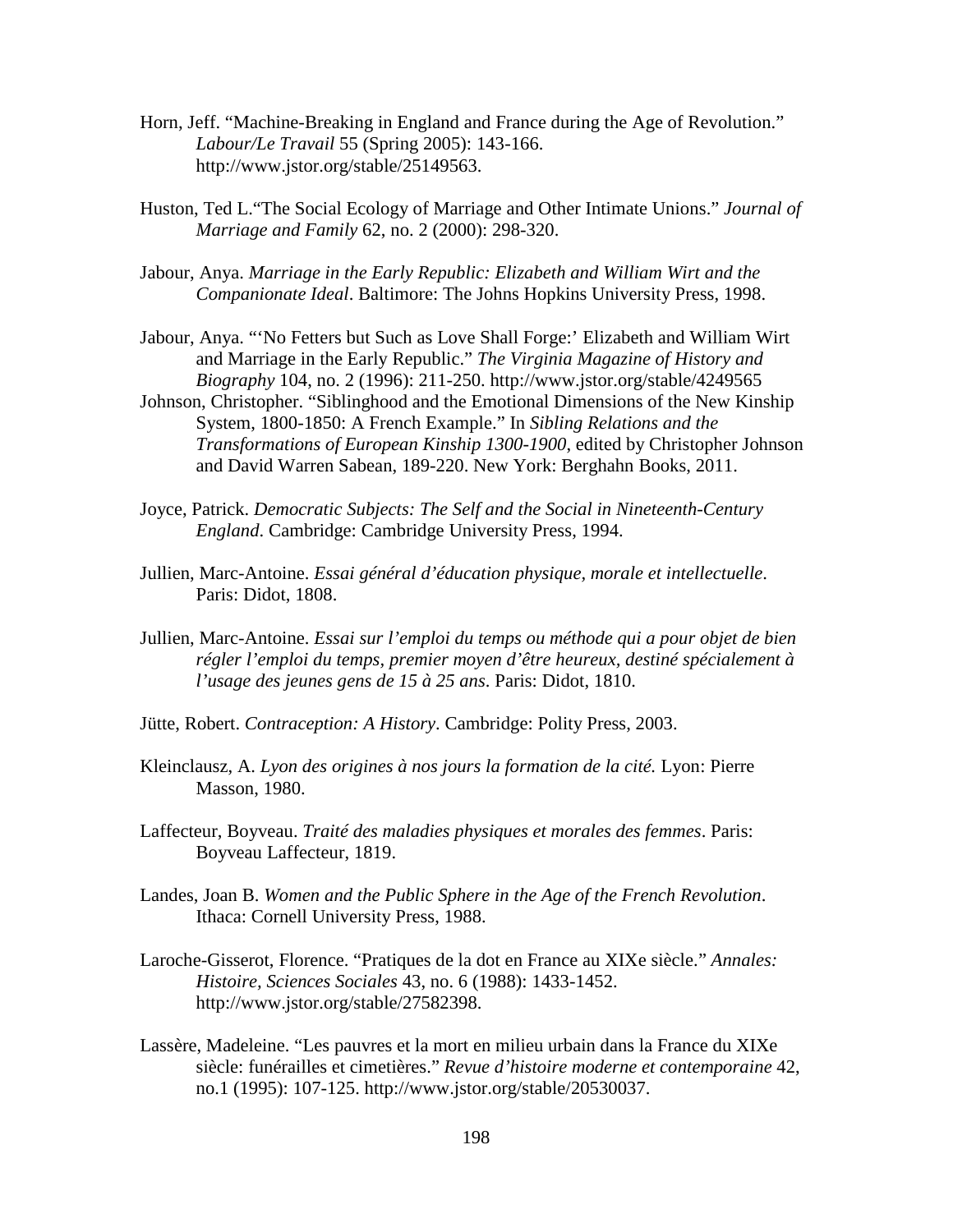Horn, Jeff. “Machine-Breaking in England and France during the Age of Revolution.” *Labour/Le Travail* 55 (Spring 2005): 143-166. http://www.jstor.org/stable/25149563.

Huston, Ted L.“The Social Ecology of Marriage and Other Intimate Unions.” *Journal of Marriage and Family* 62, no. 2 (2000): 298-320.

Jabour, Anya. *Marriage in the Early Republic: Elizabeth and William Wirt and the Companionate Ideal*. Baltimore: The Johns Hopkins University Press, 1998.

Jabour, Anya. “‘No Fetters but Such as Love Shall Forge:’ Elizabeth and William Wirt and Marriage in the Early Republic.” *The Virginia Magazine of History and Biography* 104, no. 2 (1996): 211-250. http://www.jstor.org/stable/4249565

Johnson, Christopher. “Siblinghood and the Emotional Dimensions of the New Kinship System, 1800-1850: A French Example.” In *Sibling Relations and the Transformations of European Kinship 1300-1900*, edited by Christopher Johnson and David Warren Sabean, 189-220. New York: Berghahn Books, 2011.

Joyce, Patrick. *Democratic Subjects: The Self and the Social in Nineteenth-Century England*. Cambridge: Cambridge University Press, 1994.

Jullien, Marc-Antoine. *Essai général d’éducation physique, morale et intellectuelle*. Paris: Didot, 1808.

Jullien, Marc-Antoine. *Essai sur l’emploi du temps ou méthode qui a pour objet de bien régler l’emploi du temps, premier moyen d’être heureux, destiné spécialement à l’usage des jeunes gens de 15 à 25 ans*. Paris: Didot, 1810.

Jütte, Robert. *Contraception: A History*. Cambridge: Polity Press, 2003.

Kleinclausz, A. *Lyon des origines à nos jours la formation de la cité.* Lyon: Pierre Masson, 1980.

Laffecteur, Boyveau. *Traité des maladies physiques et morales des femmes*. Paris: Boyveau Laffecteur, 1819.

Landes, Joan B. *Women and the Public Sphere in the Age of the French Revolution*. Ithaca: Cornell University Press, 1988.

Laroche-Gisserot, Florence. “Pratiques de la dot en France au XIXe siècle.” *Annales: Histoire, Sciences Sociales* 43, no. 6 (1988): 1433-1452. http://www.jstor.org/stable/27582398.

Lassère, Madeleine. “Les pauvres et la mort en milieu urbain dans la France du XIXe siècle: funérailles et cimetières.” *Revue d’histoire moderne et contemporaine* 42, no.1 (1995): 107-125. http://www.jstor.org/stable/20530037.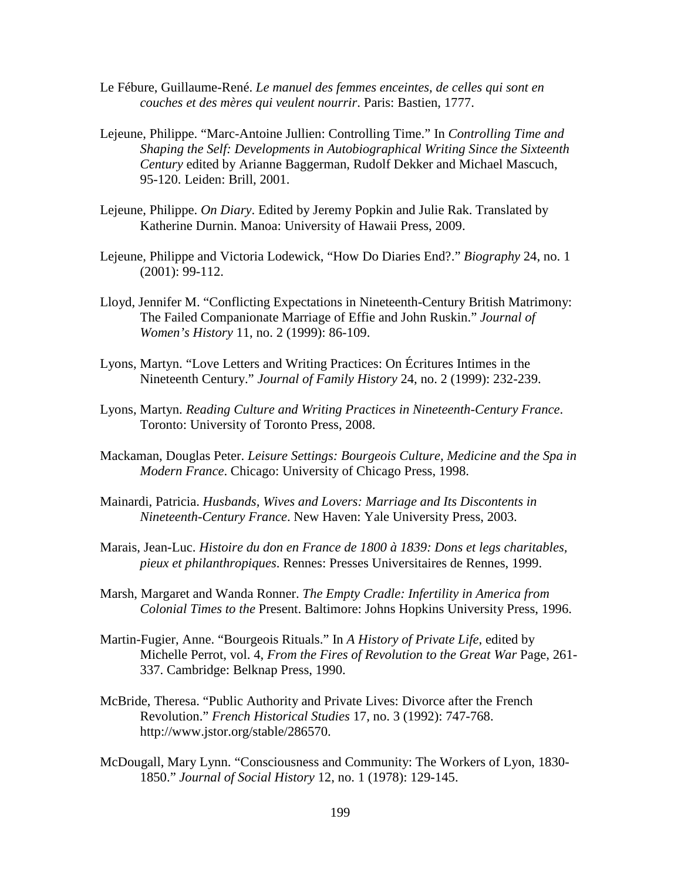Le Fébure, Guillaume-René. *Le manuel des femmes enceintes, de celles qui sont en couches et des mères qui veulent nourrir*. Paris: Bastien, 1777.

Lejeune, Philippe. "Marc-Antoine Jullien: Controlling Time." In *Controlling Time and Shaping the Self: Developments in Autobiographical Writing Since the Sixteenth Century* edited by Arianne Baggerman, Rudolf Dekker and Michael Mascuch, 95-120. Leiden: Brill, 2001.

Lejeune, Philippe. *On Diary*. Edited by Jeremy Popkin and Julie Rak. Translated by Katherine Durnin. Manoa: University of Hawaii Press, 2009.

Lejeune, Philippe and Victoria Lodewick, "How Do Diaries End?." *Biography* 24, no. 1 (2001): 99-112.

Lloyd, Jennifer M. "Conflicting Expectations in Nineteenth-Century British Matrimony: The Failed Companionate Marriage of Effie and John Ruskin." *Journal of Women's History* 11, no. 2 (1999): 86-109.

Lyons, Martyn. "Love Letters and Writing Practices: On Écritures Intimes in the Nineteenth Century." *Journal of Family History* 24, no. 2 (1999): 232-239.

Lyons, Martyn. *Reading Culture and Writing Practices in Nineteenth-Century France*. Toronto: University of Toronto Press, 2008.

Mackaman, Douglas Peter. *Leisure Settings: Bourgeois Culture, Medicine and the Spa in Modern France*. Chicago: University of Chicago Press, 1998.

Mainardi, Patricia. *Husbands, Wives and Lovers: Marriage and Its Discontents in Nineteenth-Century France*. New Haven: Yale University Press, 2003.

Marais, Jean-Luc. *Histoire du don en France de 1800 à 1839: Dons et legs charitables, pieux et philanthropiques*. Rennes: Presses Universitaires de Rennes, 1999.

Marsh, Margaret and Wanda Ronner. *The Empty Cradle: Infertility in America from Colonial Times to the* Present. Baltimore: Johns Hopkins University Press, 1996.

Martin-Fugier, Anne. "Bourgeois Rituals." In *A History of Private Life*, edited by Michelle Perrot, vol. 4, *From the Fires of Revolution to the Great War* Page, 261-337. Cambridge: Belknap Press, 1990.

McBride, Theresa. "Public Authority and Private Lives: Divorce after the French Revolution." *French Historical Studies* 17, no. 3 (1992): 747-768. http://www.jstor.org/stable/286570.

McDougall, Mary Lynn. "Consciousness and Community: The Workers of Lyon, 1830-1850." *Journal of Social History* 12, no. 1 (1978): 129-145.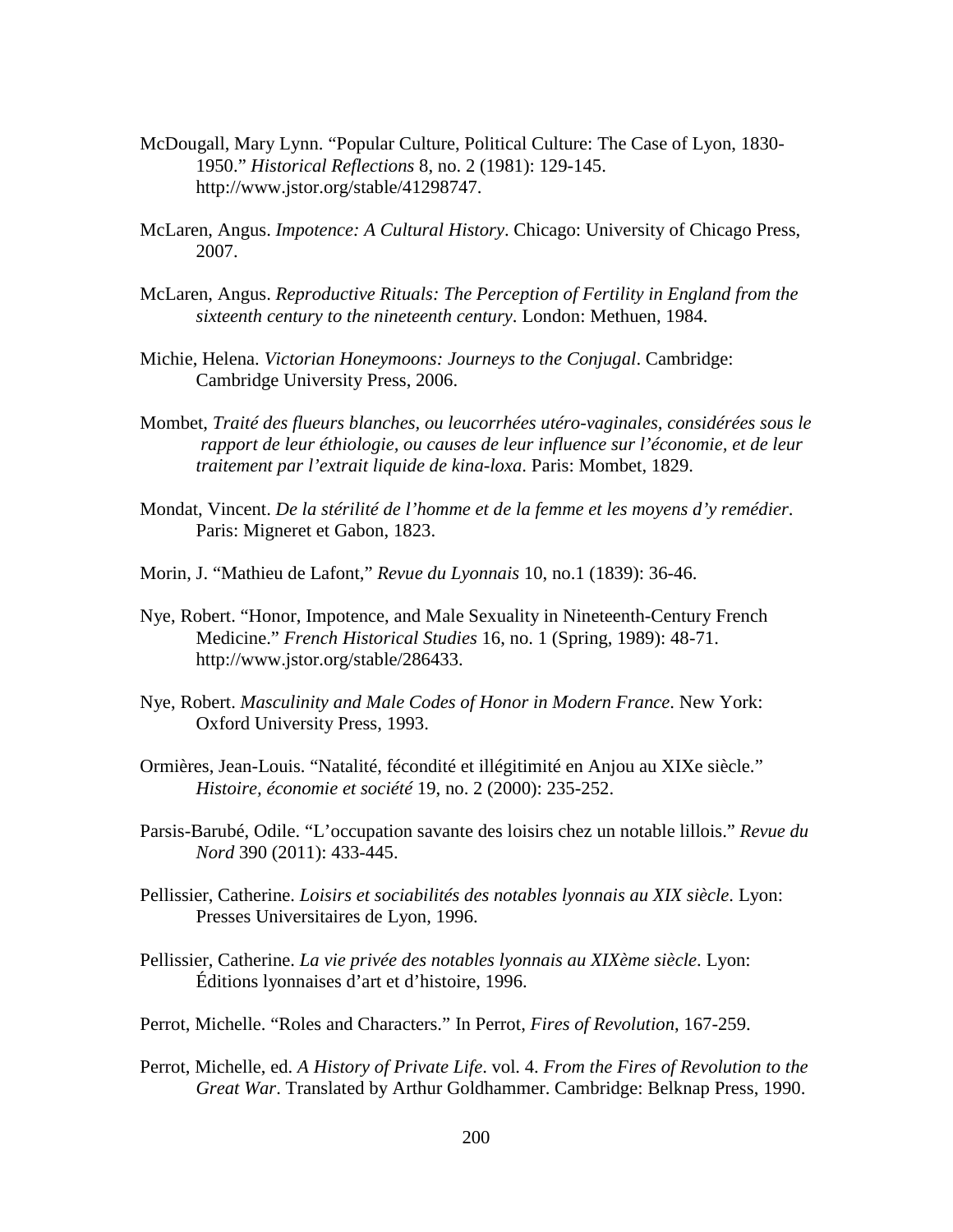McDougall, Mary Lynn. "Popular Culture, Political Culture: The Case of Lyon, 1830-1950." *Historical Reflections* 8, no. 2 (1981): 129-145. http://www.jstor.org/stable/41298747.

McLaren, Angus. *Impotence: A Cultural History*. Chicago: University of Chicago Press, 2007.

McLaren, Angus. *Reproductive Rituals: The Perception of Fertility in England from the sixteenth century to the nineteenth century*. London: Methuen, 1984.

Michie, Helena. *Victorian Honeymoons: Journeys to the Conjugal*. Cambridge: Cambridge University Press, 2006.

Mombet, *Traité des flueurs blanches, ou leucorrhées utéro-vaginales, considérées sous le rapport de leur éthiologie, ou causes de leur influence sur l'économie, et de leur traitement par l'extrait liquide de kina-loxa*. Paris: Mombet, 1829.

Mondat, Vincent. *De la stérilité de l'homme et de la femme et les moyens d'y remédier*. Paris: Migneret et Gabon, 1823.

Morin, J. "Mathieu de Lafont," *Revue du Lyonnais* 10, no.1 (1839): 36-46.

Nye, Robert. "Honor, Impotence, and Male Sexuality in Nineteenth-Century French Medicine." *French Historical Studies* 16, no. 1 (Spring, 1989): 48-71. http://www.jstor.org/stable/286433.

Nye, Robert. *Masculinity and Male Codes of Honor in Modern France*. New York: Oxford University Press, 1993.

Ormières, Jean-Louis. "Natalité, fécondité et illégitimité en Anjou au XIXe siècle." *Histoire, économie et société* 19, no. 2 (2000): 235-252.

Parsis-Barubé, Odile. "L'occupation savante des loisirs chez un notable lillois." *Revue du Nord* 390 (2011): 433-445.

Pellissier, Catherine. *Loisirs et sociabilités des notables lyonnais au XIX siècle*. Lyon: Presses Universitaires de Lyon, 1996.

Pellissier, Catherine. *La vie privée des notables lyonnais au XIXème siècle*. Lyon: Éditions lyonnaises d'art et d'histoire, 1996.

Perrot, Michelle. "Roles and Characters." In Perrot, *Fires of Revolution*, 167-259.

Perrot, Michelle, ed. *A History of Private Life*. vol. 4. *From the Fires of Revolution to the Great War*. Translated by Arthur Goldhammer. Cambridge: Belknap Press, 1990.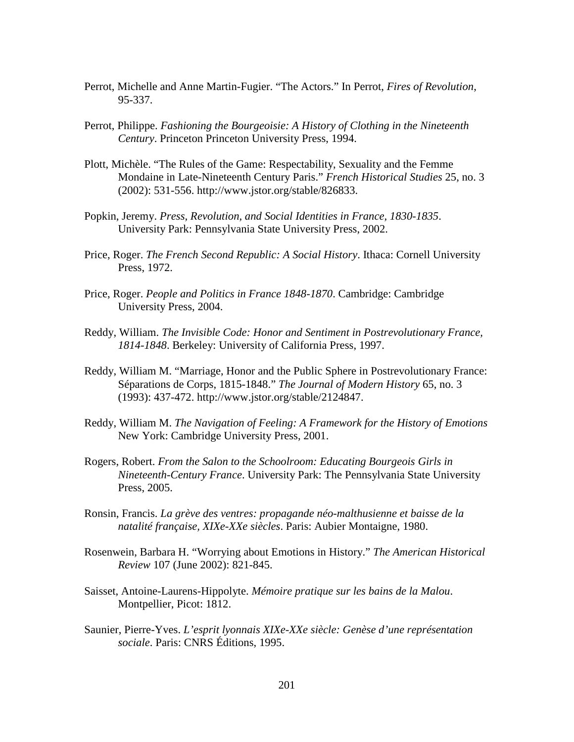Perrot, Michelle and Anne Martin-Fugier. "The Actors." In Perrot, *Fires of Revolution*, 95-337.

Perrot, Philippe. *Fashioning the Bourgeoisie: A History of Clothing in the Nineteenth Century*. Princeton Princeton University Press, 1994.

Plott, Michèle. "The Rules of the Game: Respectability, Sexuality and the Femme Mondaine in Late-Nineteenth Century Paris." *French Historical Studies* 25, no. 3 (2002): 531-556. http://www.jstor.org/stable/826833.

Popkin, Jeremy. *Press, Revolution, and Social Identities in France, 1830-1835*. University Park: Pennsylvania State University Press, 2002.

Price, Roger. *The French Second Republic: A Social History*. Ithaca: Cornell University Press, 1972.

Price, Roger. *People and Politics in France 1848-1870*. Cambridge: Cambridge University Press, 2004.

Reddy, William. *The Invisible Code: Honor and Sentiment in Postrevolutionary France, 1814-1848*. Berkeley: University of California Press, 1997.

Reddy, William M. "Marriage, Honor and the Public Sphere in Postrevolutionary France: Séparations de Corps, 1815-1848." *The Journal of Modern History* 65, no. 3 (1993): 437-472. http://www.jstor.org/stable/2124847.

Reddy, William M. *The Navigation of Feeling: A Framework for the History of Emotions* New York: Cambridge University Press, 2001.

Rogers, Robert. *From the Salon to the Schoolroom: Educating Bourgeois Girls in Nineteenth-Century France*. University Park: The Pennsylvania State University Press, 2005.

Ronsin, Francis. *La grève des ventres: propagande néo-malthusienne et baisse de la natalité française, XIXe-XXe siècles*. Paris: Aubier Montaigne, 1980.

Rosenwein, Barbara H. "Worrying about Emotions in History." *The American Historical Review* 107 (June 2002): 821-845.

Saisset, Antoine-Laurens-Hippolyte. *Mémoire pratique sur les bains de la Malou*. Montpellier, Picot: 1812.

Saunier, Pierre-Yves. *L'esprit lyonnais XIXe-XXe siècle: Genèse d'une représentation sociale*. Paris: CNRS Éditions, 1995.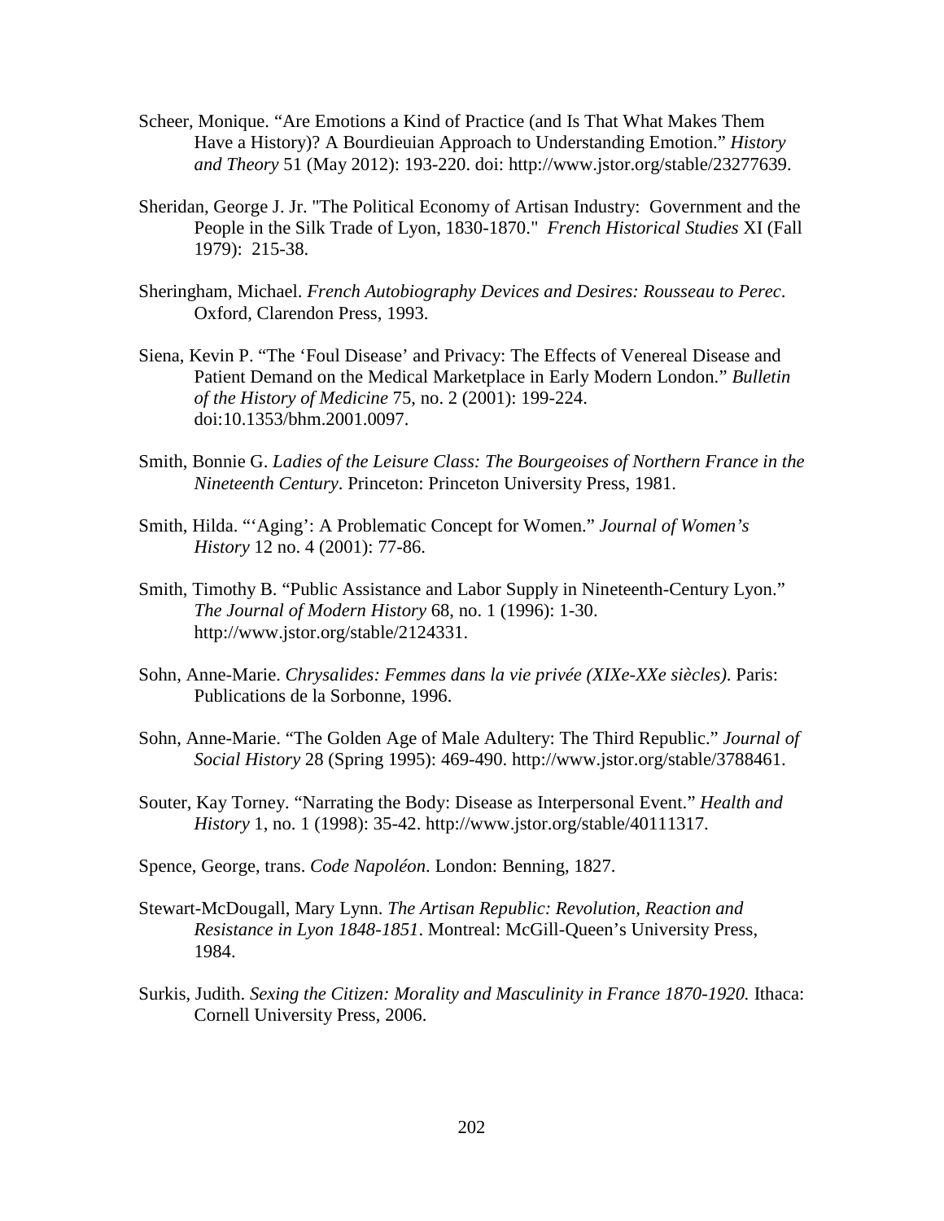Scheer, Monique. “Are Emotions a Kind of Practice (and Is That What Makes Them Have a History)? A Bourdieuian Approach to Understanding Emotion.” *History and Theory* 51 (May 2012): 193-220. doi: http://www.jstor.org/stable/23277639.

Sheridan, George J. Jr. "The Political Economy of Artisan Industry: Government and the People in the Silk Trade of Lyon, 1830-1870." *French Historical Studies* XI (Fall 1979): 215-38.

Sheringham, Michael. *French Autobiography Devices and Desires: Rousseau to Perec*. Oxford, Clarendon Press, 1993.

Siena, Kevin P. “The ‘Foul Disease’ and Privacy: The Effects of Venereal Disease and Patient Demand on the Medical Marketplace in Early Modern London.” *Bulletin of the History of Medicine* 75, no. 2 (2001): 199-224. doi:10.1353/bhm.2001.0097.

Smith, Bonnie G. *Ladies of the Leisure Class: The Bourgeoises of Northern France in the Nineteenth Century*. Princeton: Princeton University Press, 1981.

Smith, Hilda. “‘Aging’: A Problematic Concept for Women.” *Journal of Women’s History* 12 no. 4 (2001): 77-86.

Smith, Timothy B. “Public Assistance and Labor Supply in Nineteenth-Century Lyon.” *The Journal of Modern History* 68, no. 1 (1996): 1-30. http://www.jstor.org/stable/2124331.

Sohn, Anne-Marie. *Chrysalides: Femmes dans la vie privée (XIXe-XXe siècles)*. Paris: Publications de la Sorbonne, 1996.

Sohn, Anne-Marie. “The Golden Age of Male Adultery: The Third Republic.” *Journal of Social History* 28 (Spring 1995): 469-490. http://www.jstor.org/stable/3788461.

Souter, Kay Torney. “Narrating the Body: Disease as Interpersonal Event.” *Health and History* 1, no. 1 (1998): 35-42. http://www.jstor.org/stable/40111317.

Spence, George, trans. *Code Napoléon*. London: Benning, 1827.

Stewart-McDougall, Mary Lynn. *The Artisan Republic: Revolution, Reaction and Resistance in Lyon 1848-1851*. Montreal: McGill-Queen’s University Press, 1984.

Surkis, Judith. *Sexing the Citizen: Morality and Masculinity in France 1870-1920.* Ithaca: Cornell University Press, 2006.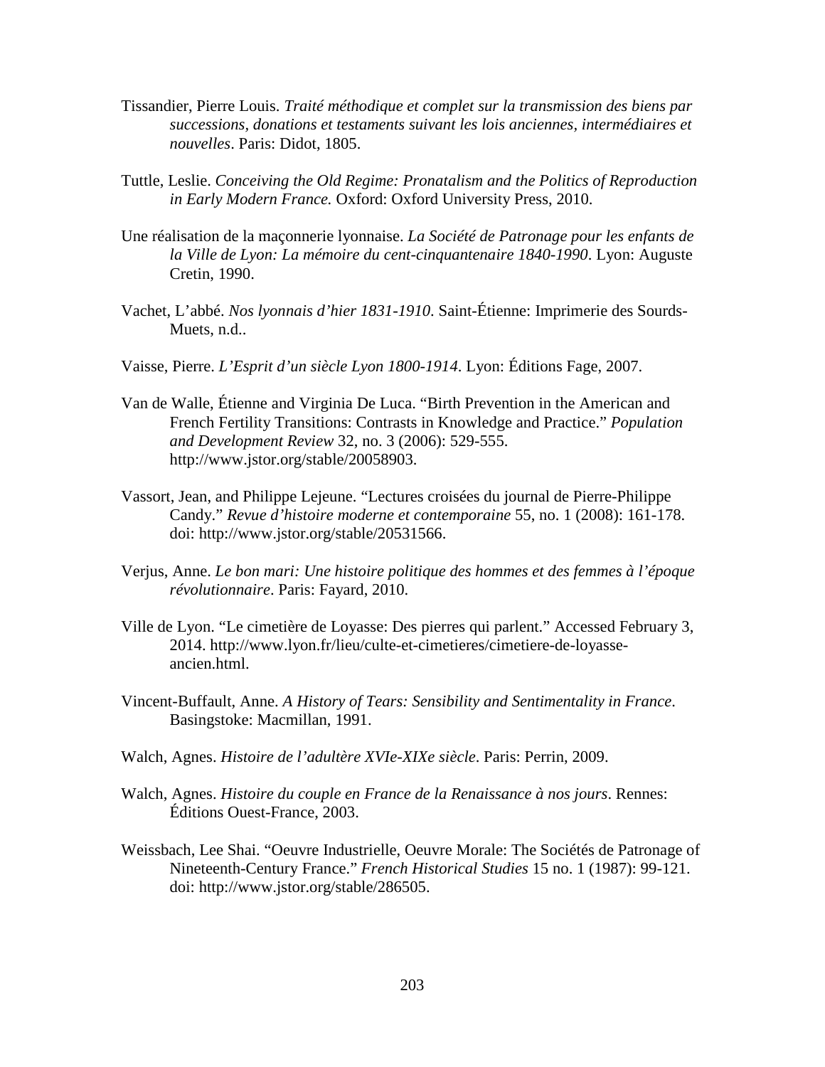Tissandier, Pierre Louis. *Traité méthodique et complet sur la transmission des biens par successions, donations et testaments suivant les lois anciennes, intermédiaires et nouvelles*. Paris: Didot, 1805.

Tuttle, Leslie. *Conceiving the Old Regime: Pronatalism and the Politics of Reproduction in Early Modern France.* Oxford: Oxford University Press, 2010.

Une réalisation de la maçonnerie lyonnaise. *La Société de Patronage pour les enfants de la Ville de Lyon: La mémoire du cent-cinquantenaire 1840-1990*. Lyon: Auguste Cretin, 1990.

Vachet, L'abbé. *Nos lyonnais d'hier 1831-1910*. Saint-Étienne: Imprimerie des Sourds-Muets, n.d..

Vaisse, Pierre. *L'Esprit d'un siècle Lyon 1800-1914*. Lyon: Éditions Fage, 2007.

Van de Walle, Étienne and Virginia De Luca. "Birth Prevention in the American and French Fertility Transitions: Contrasts in Knowledge and Practice." *Population and Development Review* 32, no. 3 (2006): 529-555. http://www.jstor.org/stable/20058903.

Vassort, Jean, and Philippe Lejeune. "Lectures croisées du journal de Pierre-Philippe Candy." *Revue d'histoire moderne et contemporaine* 55, no. 1 (2008): 161-178. doi: http://www.jstor.org/stable/20531566.

Verjus, Anne. *Le bon mari: Une histoire politique des hommes et des femmes à l'époque révolutionnaire*. Paris: Fayard, 2010.

Ville de Lyon. "Le cimetière de Loyasse: Des pierres qui parlent." Accessed February 3, 2014. http://www.lyon.fr/lieu/culte-et-cimetieres/cimetiere-de-loyasse-ancien.html.

Vincent-Buffault, Anne. *A History of Tears: Sensibility and Sentimentality in France*. Basingstoke: Macmillan, 1991.

Walch, Agnes. *Histoire de l'adultère XVIe-XIXe siècle*. Paris: Perrin, 2009.

Walch, Agnes. *Histoire du couple en France de la Renaissance à nos jours*. Rennes: Éditions Ouest-France, 2003.

Weissbach, Lee Shai. "Oeuvre Industrielle, Oeuvre Morale: The Sociétés de Patronage of Nineteenth-Century France." *French Historical Studies* 15 no. 1 (1987): 99-121. doi: http://www.jstor.org/stable/286505.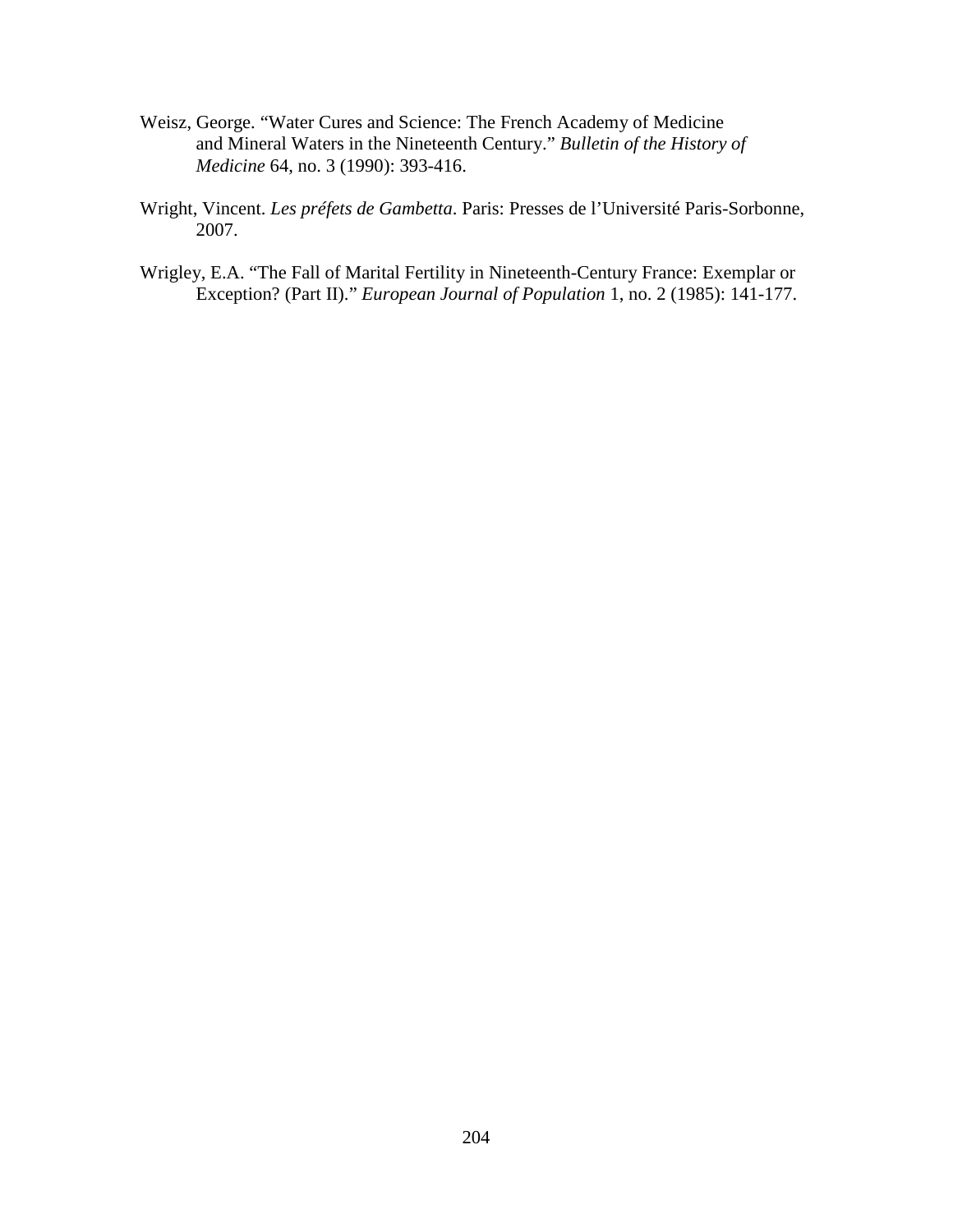Weisz, George. “Water Cures and Science: The French Academy of Medicine and Mineral Waters in the Nineteenth Century.” *Bulletin of the History of Medicine* 64, no. 3 (1990): 393-416.

Wright, Vincent. *Les préfets de Gambetta*. Paris: Presses de l’Université Paris-Sorbonne, 2007.

Wrigley, E.A. “The Fall of Marital Fertility in Nineteenth-Century France: Exemplar or Exception? (Part II).” *European Journal of Population* 1, no. 2 (1985): 141-177.